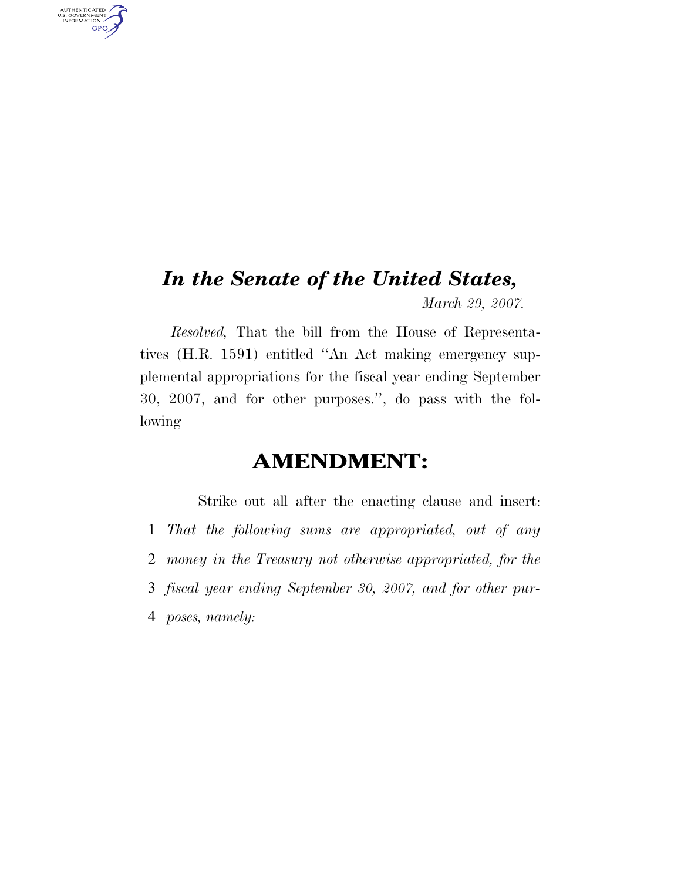# *In the Senate of the United States,*

*March 29, 2007.*

*Resolved,* That the bill from the House of Representatives (H.R. 1591) entitled "An Act making emergency supplemental appropriations for the fiscal year ending September 30, 2007, and for other purposes.", do pass with the following

## AMENDMENT:

Strike out all after the enacting clause and insert:

1 *That the following sums are appropriated, out of any*
2 *money in the Treasury not otherwise appropriated, for the*
3 *fiscal year ending September 30, 2007, and for other pur-*
4 *poses, namely:*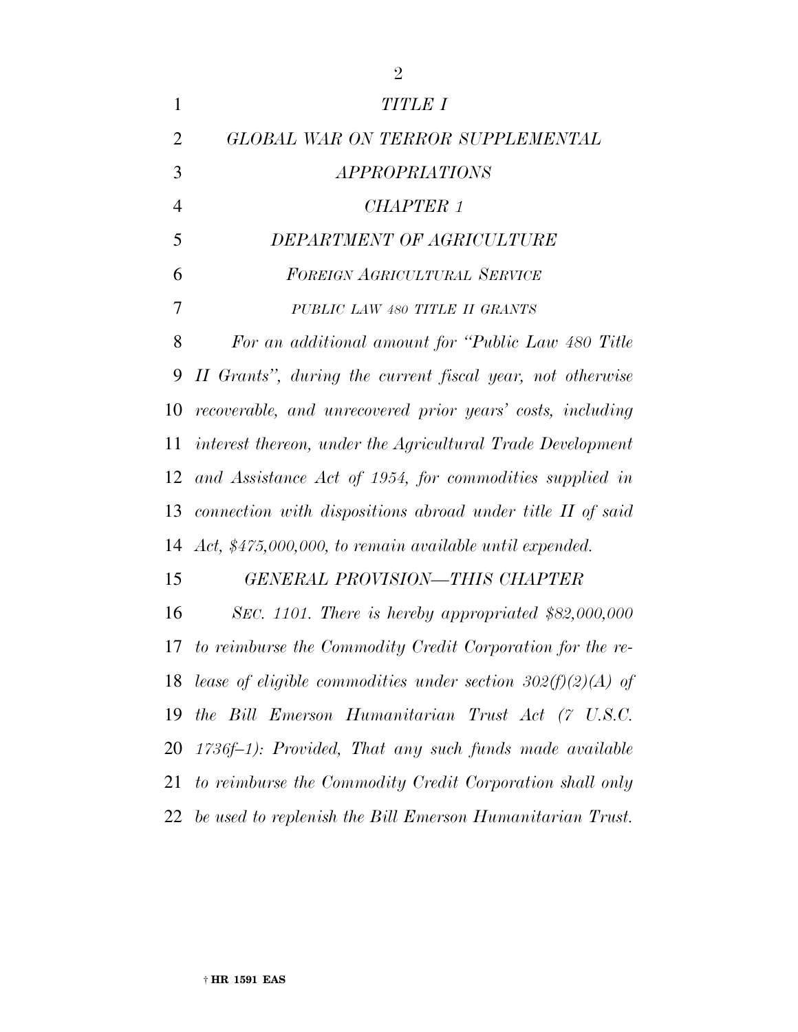# *TITLE I*

# *GLOBAL WAR ON TERROR SUPPLEMENTAL APPROPRIATIONS*

## *CHAPTER 1*

## *DEPARTMENT OF AGRICULTURE*

### *FOREIGN AGRICULTURAL SERVICE*

#### *PUBLIC LAW 480 TITLE II GRANTS*

*For an additional amount for "Public Law 480 Title II Grants", during the current fiscal year, not otherwise recoverable, and unrecovered prior years' costs, including interest thereon, under the Agricultural Trade Development and Assistance Act of 1954, for commodities supplied in connection with dispositions abroad under title II of said Act, $475,000,000, to remain available until expended.*

### *GENERAL PROVISION—THIS CHAPTER*

*SEC. 1101. There is hereby appropriated $82,000,000 to reimburse the Commodity Credit Corporation for the release of eligible commodities under section 302(f)(2)(A) of the Bill Emerson Humanitarian Trust Act (7 U.S.C. 1736f–1): Provided, That any such funds made available to reimburse the Commodity Credit Corporation shall only be used to replenish the Bill Emerson Humanitarian Trust.*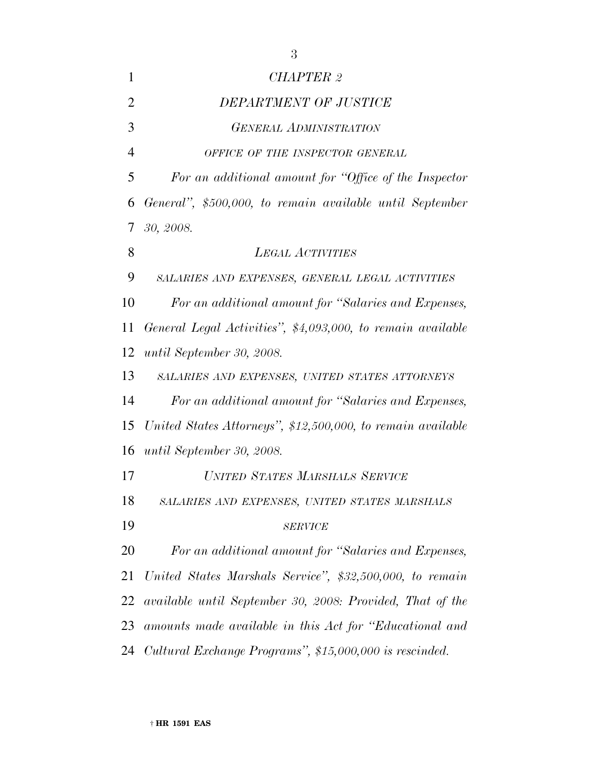*CHAPTER 2*

*DEPARTMENT OF JUSTICE*

*GENERAL ADMINISTRATION*

*OFFICE OF THE INSPECTOR GENERAL*

*For an additional amount for "Office of the Inspector General", $500,000, to remain available until September 30, 2008.*

*LEGAL ACTIVITIES*

*SALARIES AND EXPENSES, GENERAL LEGAL ACTIVITIES*

*For an additional amount for "Salaries and Expenses, General Legal Activities", $4,093,000, to remain available until September 30, 2008.*

*SALARIES AND EXPENSES, UNITED STATES ATTORNEYS*

*For an additional amount for "Salaries and Expenses, United States Attorneys", $12,500,000, to remain available until September 30, 2008.*

*UNITED STATES MARSHALS SERVICE*

*SALARIES AND EXPENSES, UNITED STATES MARSHALS SERVICE*

*For an additional amount for "Salaries and Expenses, United States Marshals Service", $32,500,000, to remain available until September 30, 2008: Provided, That of the amounts made available in this Act for "Educational and Cultural Exchange Programs", $15,000,000 is rescinded.*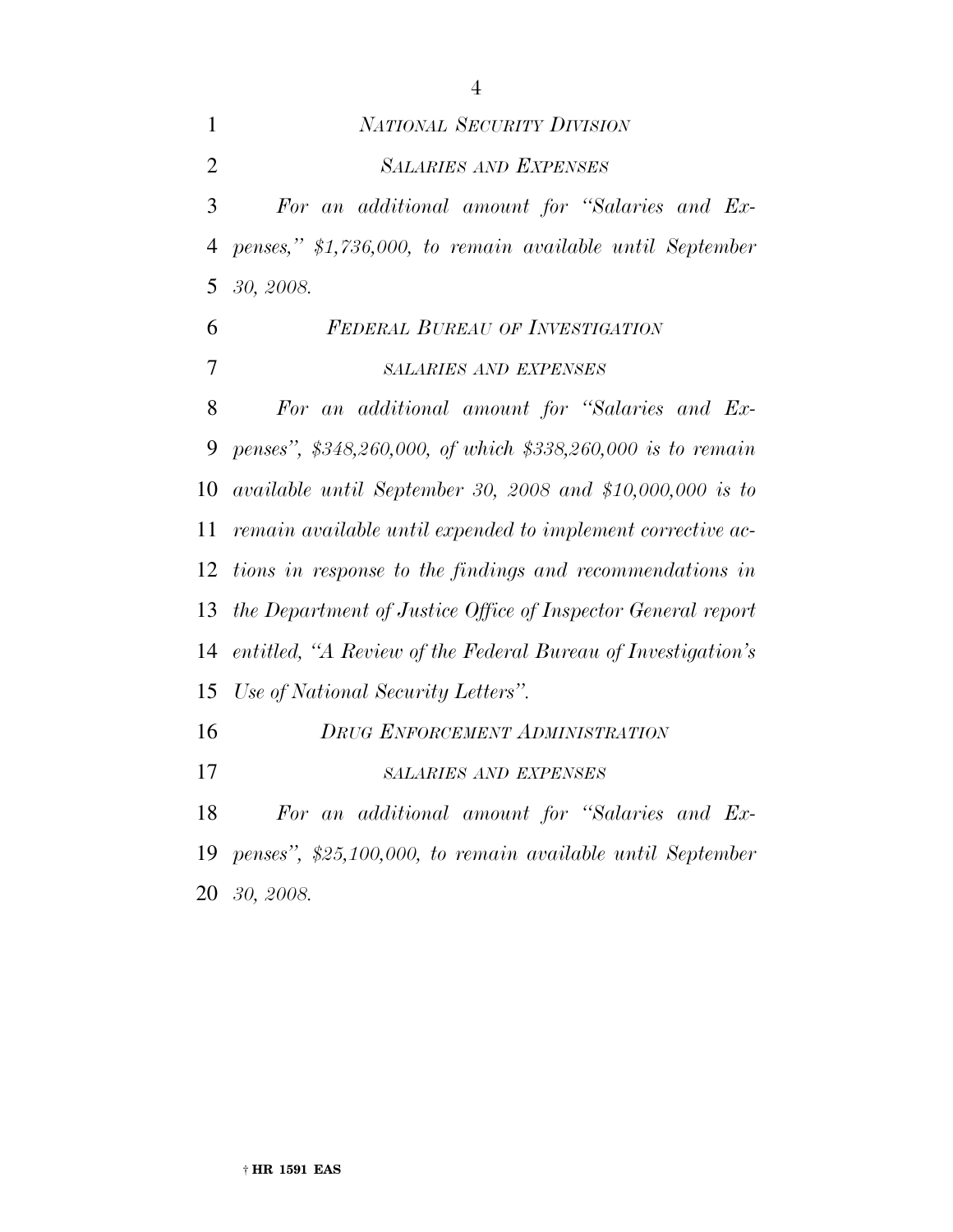*NATIONAL SECURITY DIVISION*

*SALARIES AND EXPENSES*

*For an additional amount for "Salaries and Expenses," $1,736,000, to remain available until September 30, 2008.*

*FEDERAL BUREAU OF INVESTIGATION*

*SALARIES AND EXPENSES*

*For an additional amount for "Salaries and Expenses", $348,260,000, of which $338,260,000 is to remain available until September 30, 2008 and $10,000,000 is to remain available until expended to implement corrective actions in response to the findings and recommendations in the Department of Justice Office of Inspector General report entitled, "A Review of the Federal Bureau of Investigation's Use of National Security Letters".*

*DRUG ENFORCEMENT ADMINISTRATION*

*SALARIES AND EXPENSES*

*For an additional amount for "Salaries and Expenses", $25,100,000, to remain available until September 30, 2008.*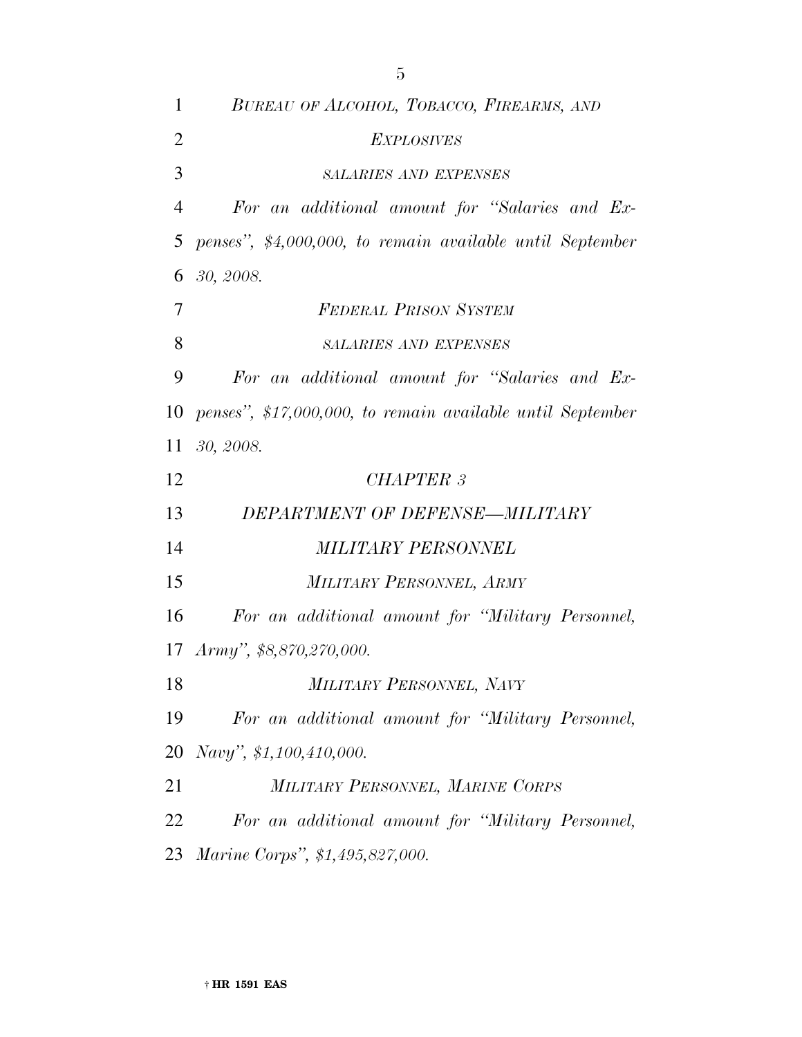*BUREAU OF ALCOHOL, TOBACCO, FIREARMS, AND EXPLOSIVES*

*SALARIES AND EXPENSES*

*For an additional amount for "Salaries and Expenses", $4,000,000, to remain available until September 30, 2008.*

*FEDERAL PRISON SYSTEM*

*SALARIES AND EXPENSES*

*For an additional amount for "Salaries and Expenses", $17,000,000, to remain available until September 30, 2008.*

*CHAPTER 3*

*DEPARTMENT OF DEFENSE—MILITARY*

*MILITARY PERSONNEL*

*MILITARY PERSONNEL, ARMY*

*For an additional amount for "Military Personnel, Army", $8,870,270,000.*

*MILITARY PERSONNEL, NAVY*

*For an additional amount for "Military Personnel, Navy", $1,100,410,000.*

*MILITARY PERSONNEL, MARINE CORPS*

*For an additional amount for "Military Personnel, Marine Corps", $1,495,827,000.*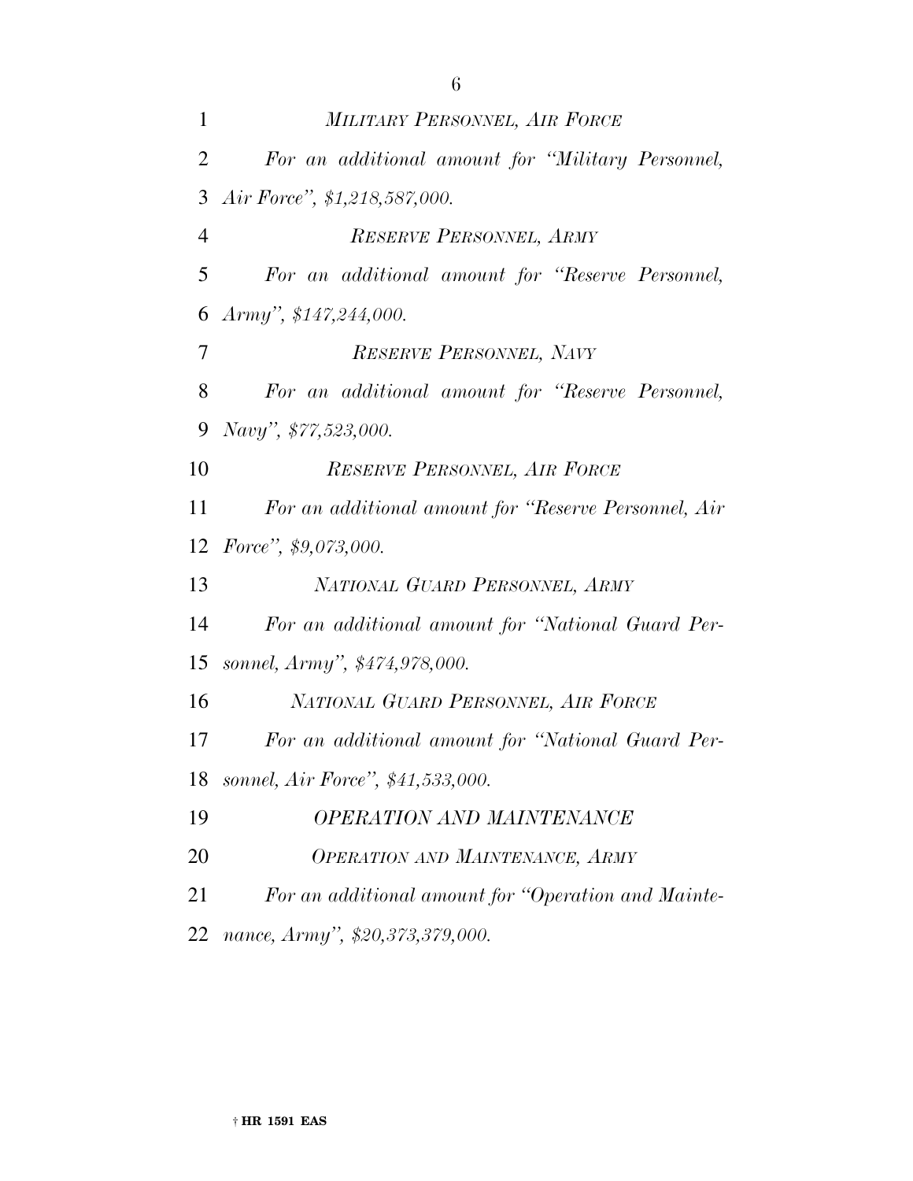*MILITARY PERSONNEL, AIR FORCE*

*For an additional amount for "Military Personnel, Air Force", $1,218,587,000.*

*RESERVE PERSONNEL, ARMY*

*For an additional amount for "Reserve Personnel, Army", $147,244,000.*

*RESERVE PERSONNEL, NAVY*

*For an additional amount for "Reserve Personnel, Navy", $77,523,000.*

*RESERVE PERSONNEL, AIR FORCE*

*For an additional amount for "Reserve Personnel, Air Force", $9,073,000.*

*NATIONAL GUARD PERSONNEL, ARMY*

*For an additional amount for "National Guard Personnel, Army", $474,978,000.*

*NATIONAL GUARD PERSONNEL, AIR FORCE*

*For an additional amount for "National Guard Personnel, Air Force", $41,533,000.*

*OPERATION AND MAINTENANCE*

*OPERATION AND MAINTENANCE, ARMY*

*For an additional amount for "Operation and Maintenance, Army", $20,373,379,000.*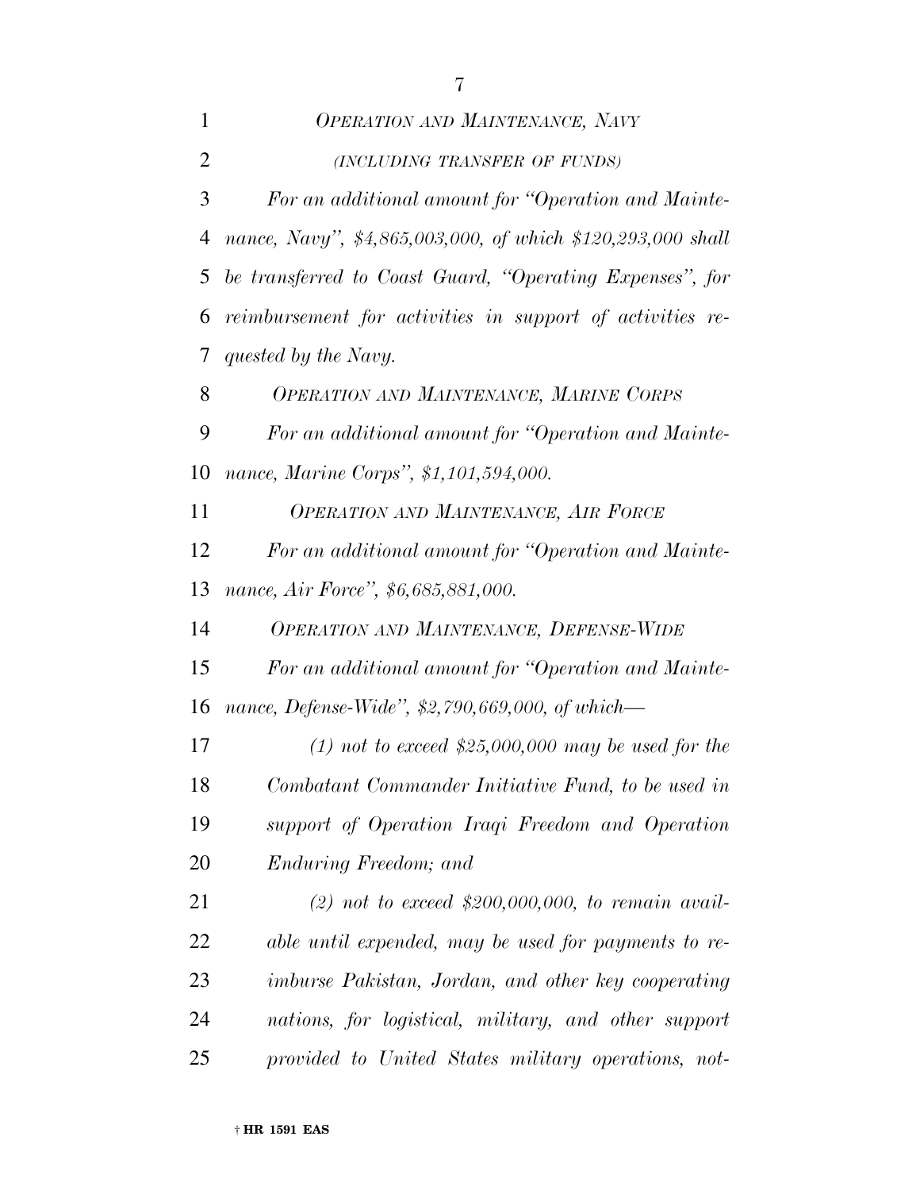*OPERATION AND MAINTENANCE, NAVY*

*(INCLUDING TRANSFER OF FUNDS)*

*For an additional amount for "Operation and Maintenance, Navy", $4,865,003,000, of which $120,293,000 shall be transferred to Coast Guard, "Operating Expenses", for reimbursement for activities in support of activities requested by the Navy.*

*OPERATION AND MAINTENANCE, MARINE CORPS*

*For an additional amount for "Operation and Maintenance, Marine Corps", $1,101,594,000.*

*OPERATION AND MAINTENANCE, AIR FORCE*

*For an additional amount for "Operation and Maintenance, Air Force", $6,685,881,000.*

*OPERATION AND MAINTENANCE, DEFENSE-WIDE*

*For an additional amount for "Operation and Maintenance, Defense-Wide", $2,790,669,000, of which—*

*(1) not to exceed $25,000,000 may be used for the Combatant Commander Initiative Fund, to be used in support of Operation Iraqi Freedom and Operation Enduring Freedom; and*

*(2) not to exceed $200,000,000, to remain available until expended, may be used for payments to reimburse Pakistan, Jordan, and other key cooperating nations, for logistical, military, and other support provided to United States military operations, not-*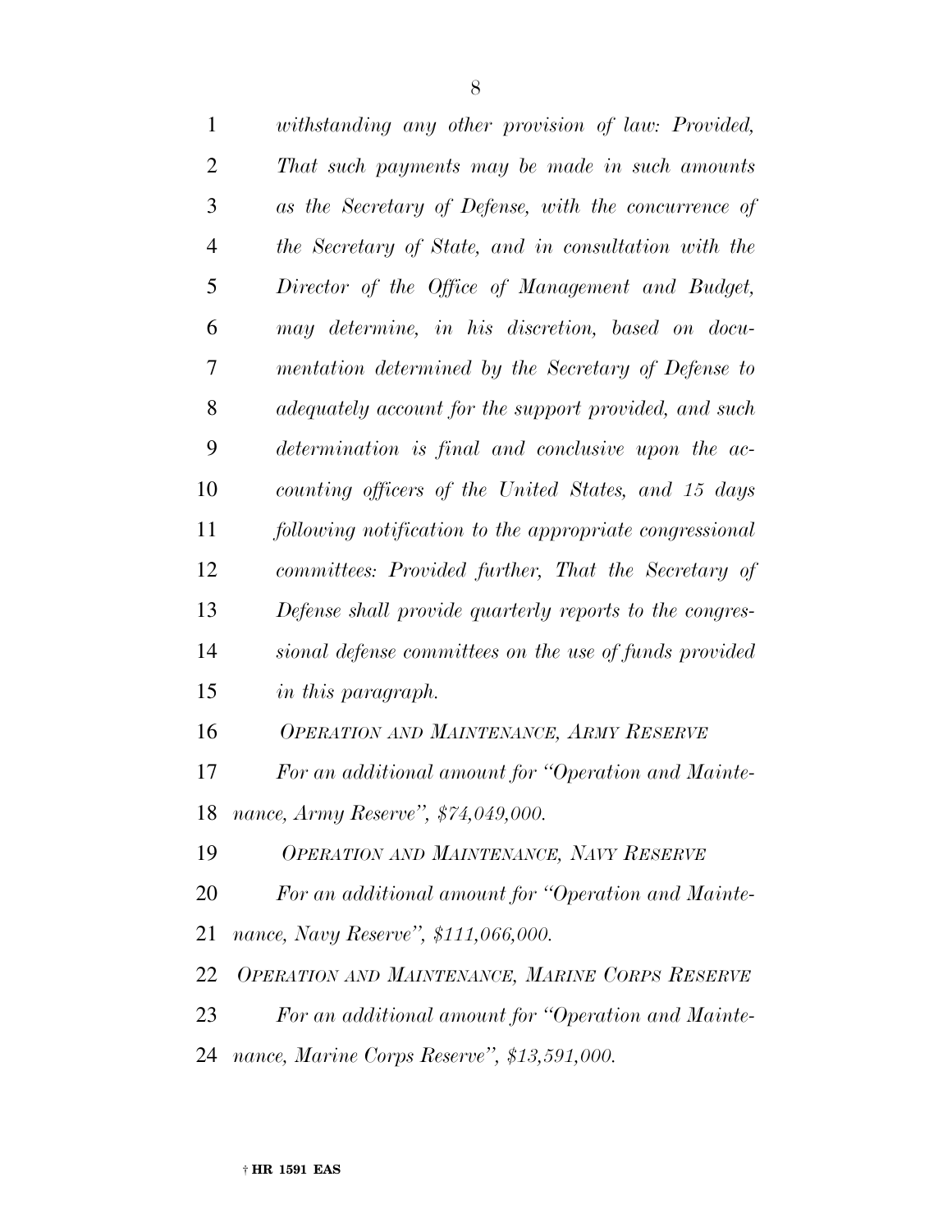*withstanding any other provision of law: Provided, That such payments may be made in such amounts as the Secretary of Defense, with the concurrence of the Secretary of State, and in consultation with the Director of the Office of Management and Budget, may determine, in his discretion, based on documentation determined by the Secretary of Defense to adequately account for the support provided, and such determination is final and conclusive upon the accounting officers of the United States, and 15 days following notification to the appropriate congressional committees: Provided further, That the Secretary of Defense shall provide quarterly reports to the congressional defense committees on the use of funds provided in this paragraph.*

*OPERATION AND MAINTENANCE, ARMY RESERVE*

*For an additional amount for "Operation and Maintenance, Army Reserve", $74,049,000.*

*OPERATION AND MAINTENANCE, NAVY RESERVE*

*For an additional amount for "Operation and Maintenance, Navy Reserve", $111,066,000.*

*OPERATION AND MAINTENANCE, MARINE CORPS RESERVE*

*For an additional amount for "Operation and Maintenance, Marine Corps Reserve", $13,591,000.*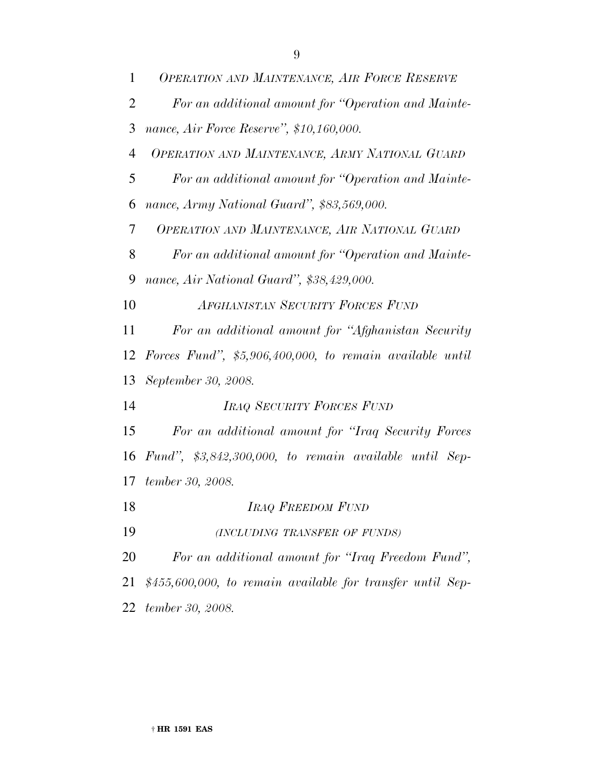*OPERATION AND MAINTENANCE, AIR FORCE RESERVE*

*For an additional amount for "Operation and Maintenance, Air Force Reserve", $10,160,000.*

*OPERATION AND MAINTENANCE, ARMY NATIONAL GUARD*

*For an additional amount for "Operation and Maintenance, Army National Guard", $83,569,000.*

*OPERATION AND MAINTENANCE, AIR NATIONAL GUARD*

*For an additional amount for "Operation and Maintenance, Air National Guard", $38,429,000.*

*AFGHANISTAN SECURITY FORCES FUND*

*For an additional amount for "Afghanistan Security Forces Fund", $5,906,400,000, to remain available until September 30, 2008.*

*IRAQ SECURITY FORCES FUND*

*For an additional amount for "Iraq Security Forces Fund", $3,842,300,000, to remain available until September 30, 2008.*

*IRAQ FREEDOM FUND*

*(INCLUDING TRANSFER OF FUNDS)*

*For an additional amount for "Iraq Freedom Fund", $455,600,000, to remain available for transfer until September 30, 2008.*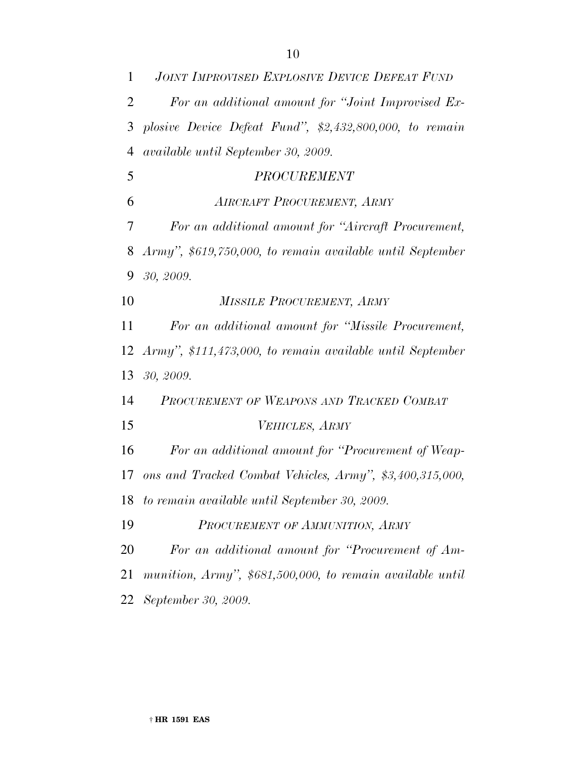*JOINT IMPROVISED EXPLOSIVE DEVICE DEFEAT FUND*

*For an additional amount for "Joint Improvised Explosive Device Defeat Fund", $2,432,800,000, to remain available until September 30, 2009.*

*PROCUREMENT*

*AIRCRAFT PROCUREMENT, ARMY*

*For an additional amount for "Aircraft Procurement, Army", $619,750,000, to remain available until September 30, 2009.*

*MISSILE PROCUREMENT, ARMY*

*For an additional amount for "Missile Procurement, Army", $111,473,000, to remain available until September 30, 2009.*

*PROCUREMENT OF WEAPONS AND TRACKED COMBAT VEHICLES, ARMY*

*For an additional amount for "Procurement of Weapons and Tracked Combat Vehicles, Army", $3,400,315,000, to remain available until September 30, 2009.*

*PROCUREMENT OF AMMUNITION, ARMY*

*For an additional amount for "Procurement of Ammunition, Army", $681,500,000, to remain available until September 30, 2009.*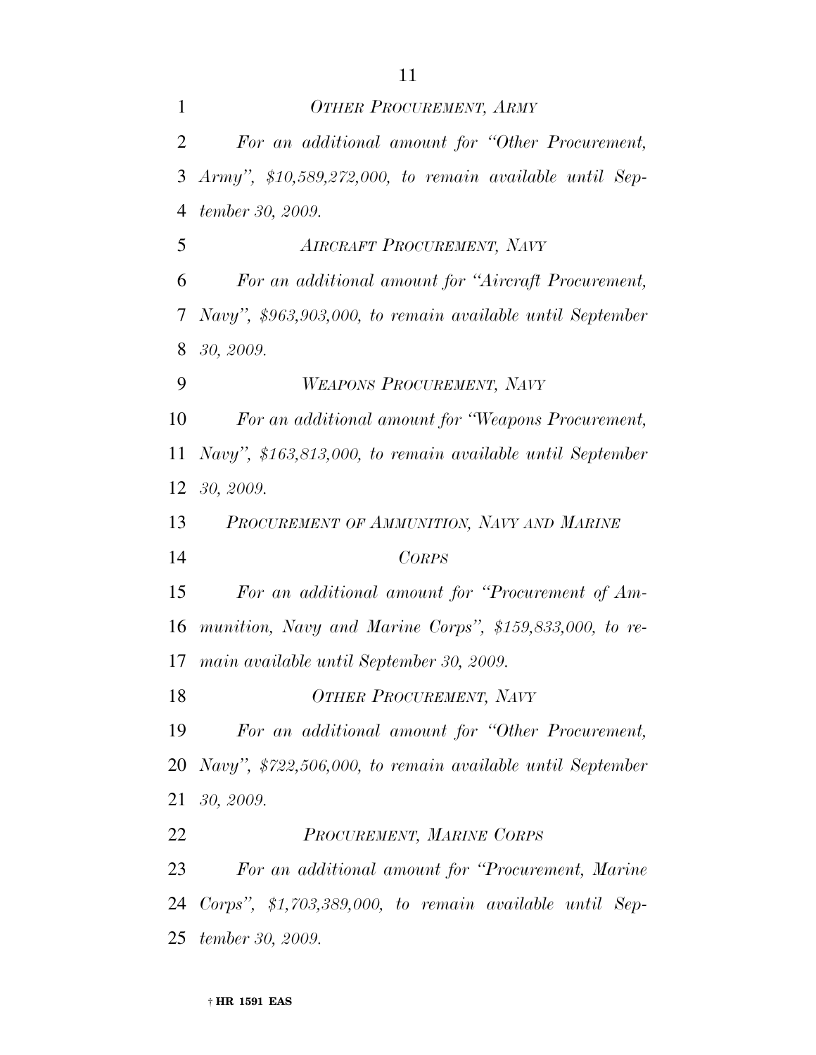*OTHER PROCUREMENT, ARMY*

*For an additional amount for "Other Procurement, Army", $10,589,272,000, to remain available until September 30, 2009.*

*AIRCRAFT PROCUREMENT, NAVY*

*For an additional amount for "Aircraft Procurement, Navy", $963,903,000, to remain available until September 30, 2009.*

*WEAPONS PROCUREMENT, NAVY*

*For an additional amount for "Weapons Procurement, Navy", $163,813,000, to remain available until September 30, 2009.*

*PROCUREMENT OF AMMUNITION, NAVY AND MARINE CORPS*

*For an additional amount for "Procurement of Ammunition, Navy and Marine Corps", $159,833,000, to remain available until September 30, 2009.*

*OTHER PROCUREMENT, NAVY*

*For an additional amount for "Other Procurement, Navy", $722,506,000, to remain available until September 30, 2009.*

*PROCUREMENT, MARINE CORPS*

*For an additional amount for "Procurement, Marine Corps", $1,703,389,000, to remain available until September 30, 2009.*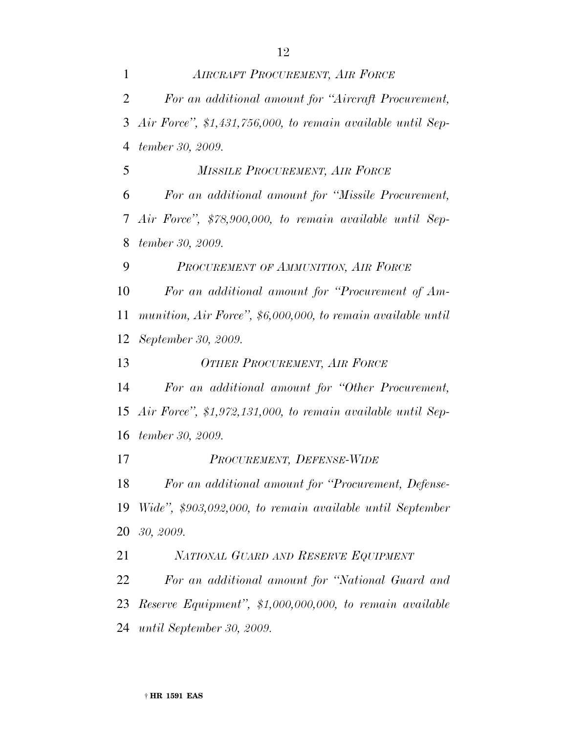*AIRCRAFT PROCUREMENT, AIR FORCE*

*For an additional amount for "Aircraft Procurement, Air Force", $1,431,756,000, to remain available until September 30, 2009.*

*MISSILE PROCUREMENT, AIR FORCE*

*For an additional amount for "Missile Procurement, Air Force", $78,900,000, to remain available until September 30, 2009.*

*PROCUREMENT OF AMMUNITION, AIR FORCE*

*For an additional amount for "Procurement of Ammunition, Air Force", $6,000,000, to remain available until September 30, 2009.*

*OTHER PROCUREMENT, AIR FORCE*

*For an additional amount for "Other Procurement, Air Force", $1,972,131,000, to remain available until September 30, 2009.*

*PROCUREMENT, DEFENSE-WIDE*

*For an additional amount for "Procurement, Defense-Wide", $903,092,000, to remain available until September 30, 2009.*

*NATIONAL GUARD AND RESERVE EQUIPMENT*

*For an additional amount for "National Guard and Reserve Equipment", $1,000,000,000, to remain available until September 30, 2009.*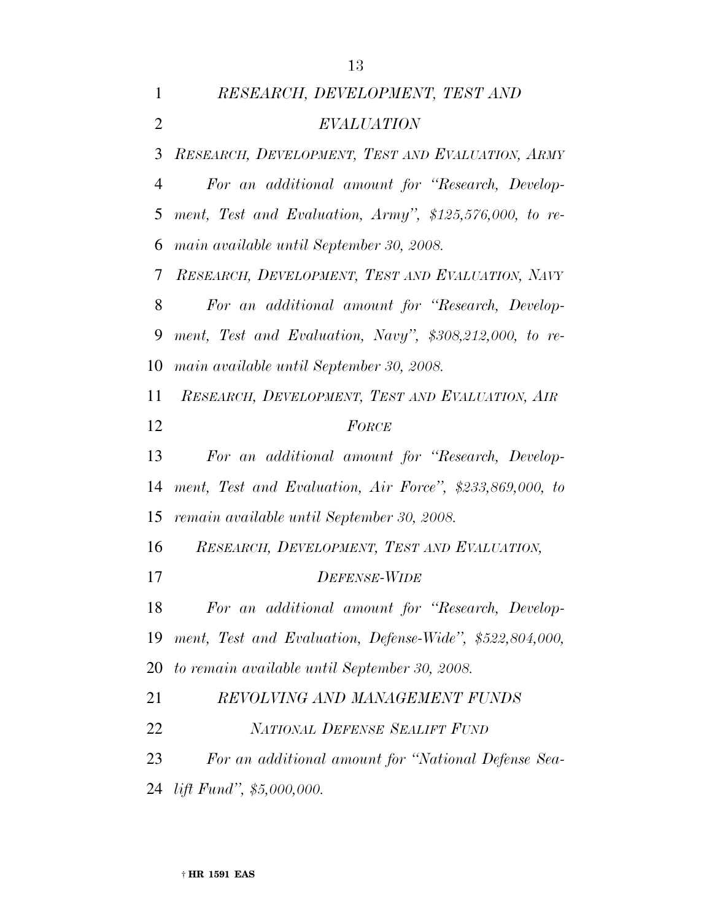## *RESEARCH, DEVELOPMENT, TEST AND EVALUATION*

### *RESEARCH, DEVELOPMENT, TEST AND EVALUATION, ARMY*

*For an additional amount for "Research, Development, Test and Evaluation, Army", $125,576,000, to remain available until September 30, 2008.*

### *RESEARCH, DEVELOPMENT, TEST AND EVALUATION, NAVY*

*For an additional amount for "Research, Development, Test and Evaluation, Navy", $308,212,000, to remain available until September 30, 2008.*

### *RESEARCH, DEVELOPMENT, TEST AND EVALUATION, AIR FORCE*

*For an additional amount for "Research, Development, Test and Evaluation, Air Force", $233,869,000, to remain available until September 30, 2008.*

### *RESEARCH, DEVELOPMENT, TEST AND EVALUATION, DEFENSE-WIDE*

*For an additional amount for "Research, Development, Test and Evaluation, Defense-Wide", $522,804,000, to remain available until September 30, 2008.*

## *REVOLVING AND MANAGEMENT FUNDS*

### *NATIONAL DEFENSE SEALIFT FUND*

*For an additional amount for "National Defense Sealift Fund", $5,000,000.*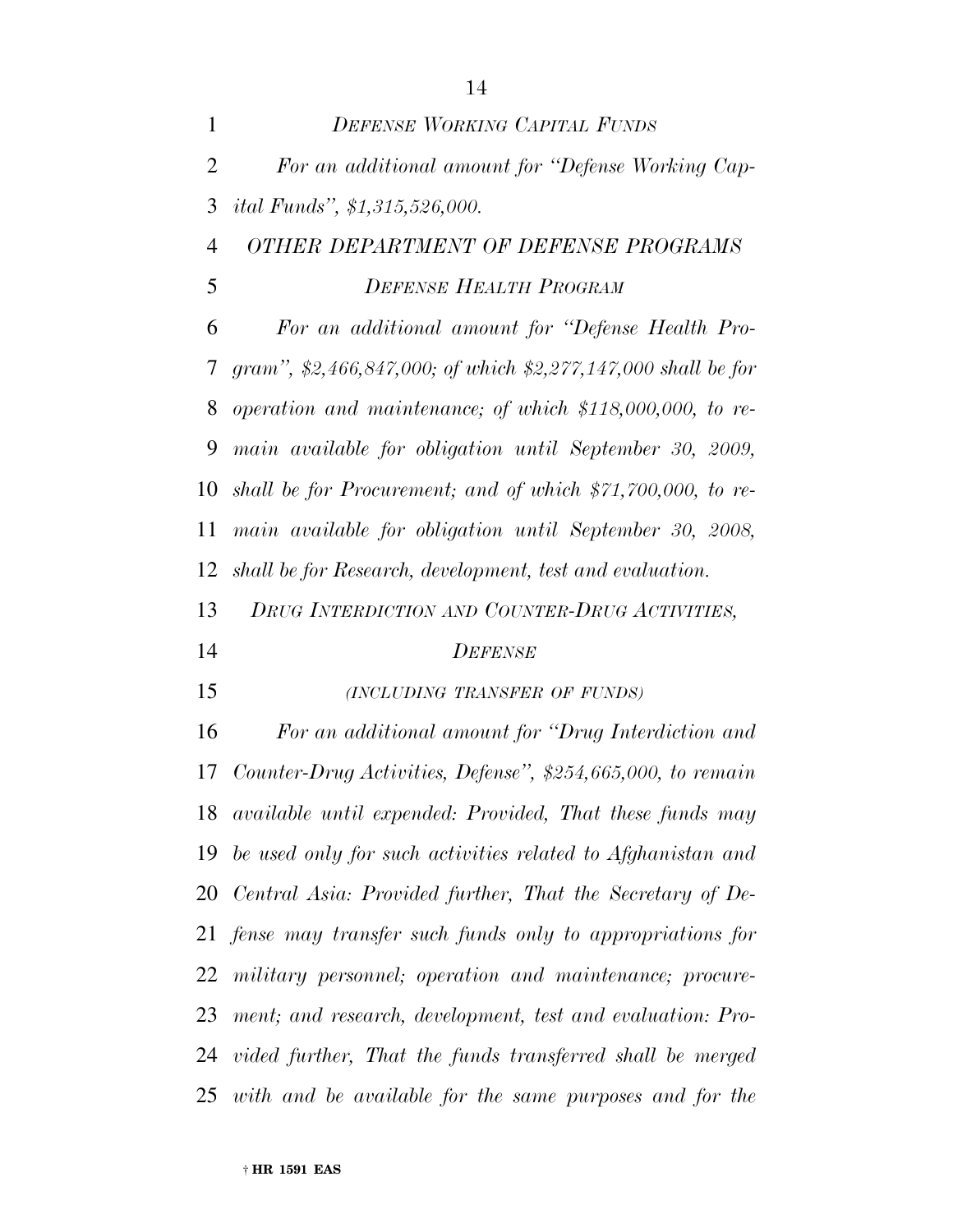*DEFENSE WORKING CAPITAL FUNDS*

*For an additional amount for "Defense Working Capital Funds", $1,315,526,000.*

*OTHER DEPARTMENT OF DEFENSE PROGRAMS*

*DEFENSE HEALTH PROGRAM*

*For an additional amount for "Defense Health Program", $2,466,847,000; of which $2,277,147,000 shall be for operation and maintenance; of which $118,000,000, to remain available for obligation until September 30, 2009, shall be for Procurement; and of which $71,700,000, to remain available for obligation until September 30, 2008, shall be for Research, development, test and evaluation.*

*DRUG INTERDICTION AND COUNTER-DRUG ACTIVITIES, DEFENSE*

*(INCLUDING TRANSFER OF FUNDS)*

*For an additional amount for "Drug Interdiction and Counter-Drug Activities, Defense", $254,665,000, to remain available until expended: Provided, That these funds may be used only for such activities related to Afghanistan and Central Asia: Provided further, That the Secretary of Defense may transfer such funds only to appropriations for military personnel; operation and maintenance; procurement; and research, development, test and evaluation: Provided further, That the funds transferred shall be merged with and be available for the same purposes and for the*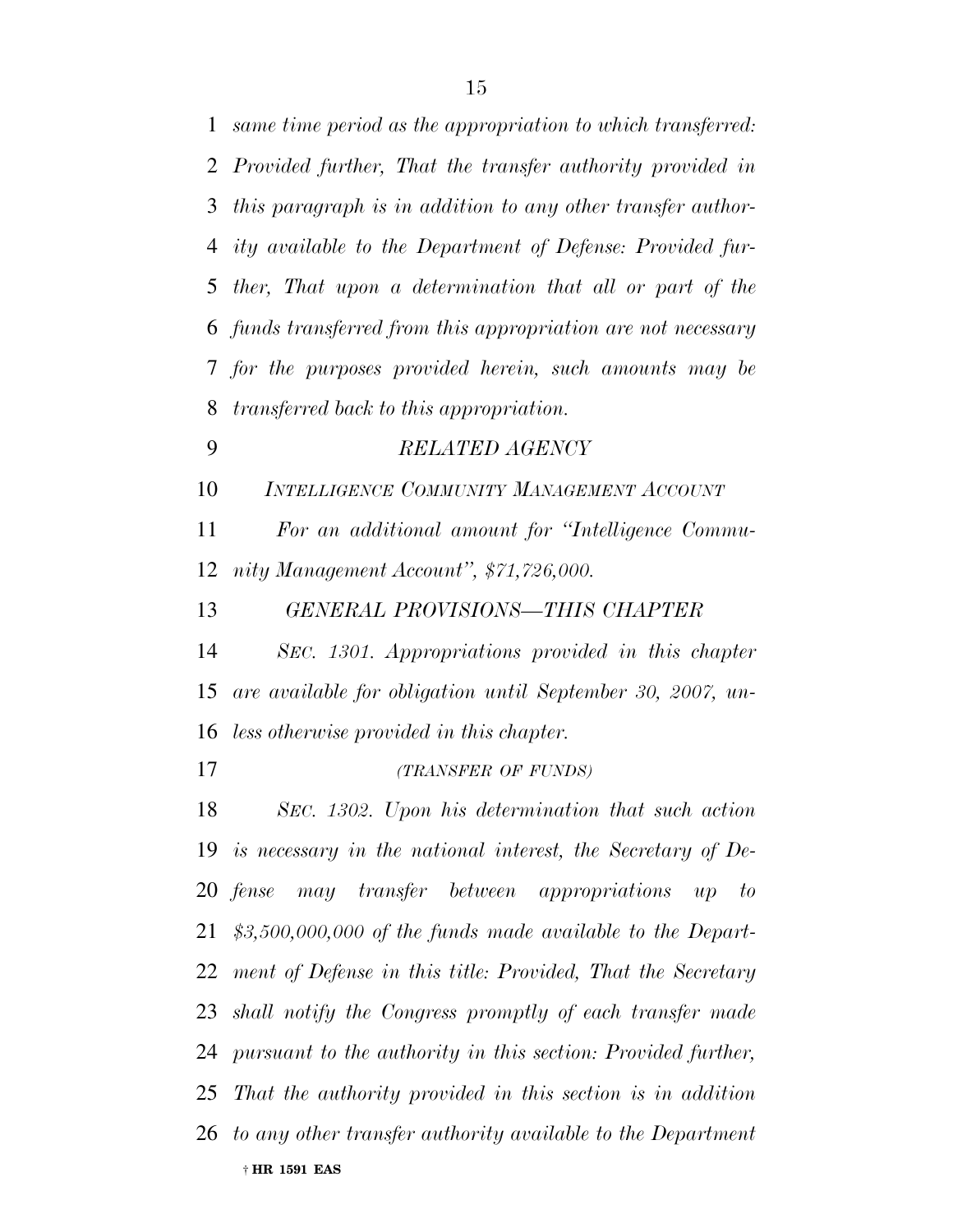*same time period as the appropriation to which transferred: Provided further, That the transfer authority provided in this paragraph is in addition to any other transfer authority available to the Department of Defense: Provided further, That upon a determination that all or part of the funds transferred from this appropriation are not necessary for the purposes provided herein, such amounts may be transferred back to this appropriation.*

*RELATED AGENCY*

*INTELLIGENCE COMMUNITY MANAGEMENT ACCOUNT*

*For an additional amount for "Intelligence Community Management Account", $71,726,000.*

*GENERAL PROVISIONS—THIS CHAPTER*

*SEC. 1301. Appropriations provided in this chapter are available for obligation until September 30, 2007, unless otherwise provided in this chapter.*

*(TRANSFER OF FUNDS)*

*SEC. 1302. Upon his determination that such action is necessary in the national interest, the Secretary of Defense may transfer between appropriations up to $3,500,000,000 of the funds made available to the Department of Defense in this title: Provided, That the Secretary shall notify the Congress promptly of each transfer made pursuant to the authority in this section: Provided further, That the authority provided in this section is in addition to any other transfer authority available to the Department*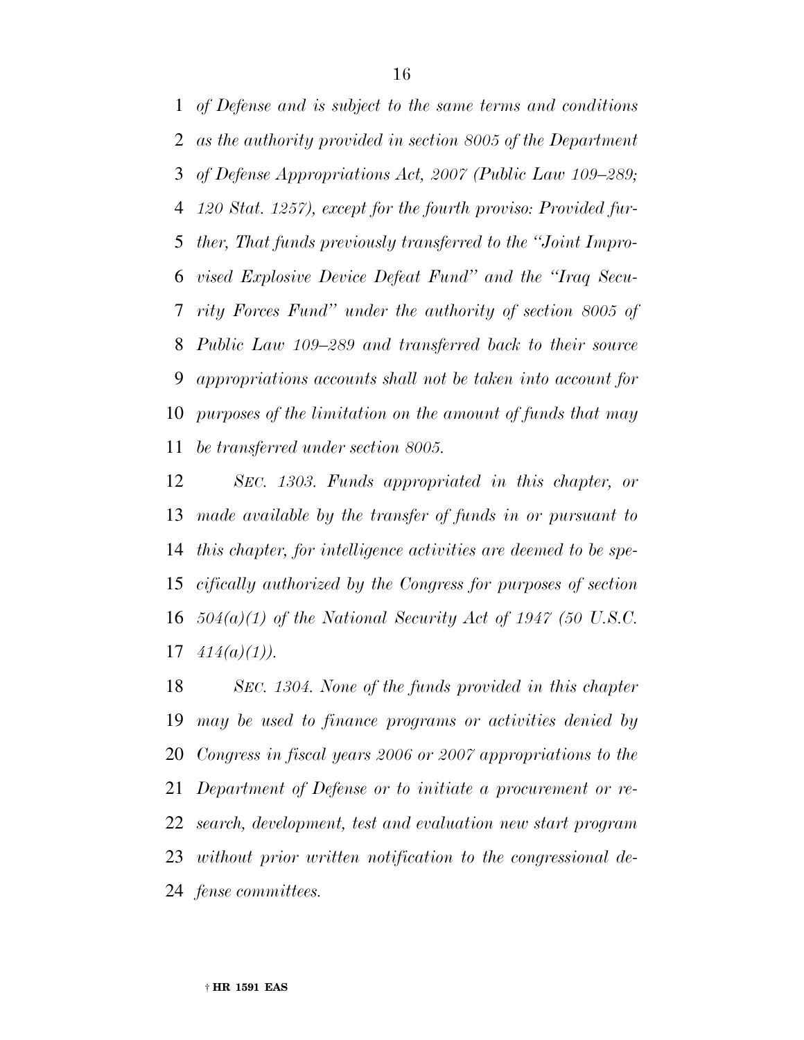*of Defense and is subject to the same terms and conditions as the authority provided in section 8005 of the Department of Defense Appropriations Act, 2007 (Public Law 109–289; 120 Stat. 1257), except for the fourth proviso: Provided further, That funds previously transferred to the ''Joint Improvised Explosive Device Defeat Fund'' and the ''Iraq Security Forces Fund'' under the authority of section 8005 of Public Law 109–289 and transferred back to their source appropriations accounts shall not be taken into account for purposes of the limitation on the amount of funds that may be transferred under section 8005.*

*SEC. 1303. Funds appropriated in this chapter, or made available by the transfer of funds in or pursuant to this chapter, for intelligence activities are deemed to be specifically authorized by the Congress for purposes of section 504(a)(1) of the National Security Act of 1947 (50 U.S.C. 414(a)(1)).*

*SEC. 1304. None of the funds provided in this chapter may be used to finance programs or activities denied by Congress in fiscal years 2006 or 2007 appropriations to the Department of Defense or to initiate a procurement or research, development, test and evaluation new start program without prior written notification to the congressional defense committees.*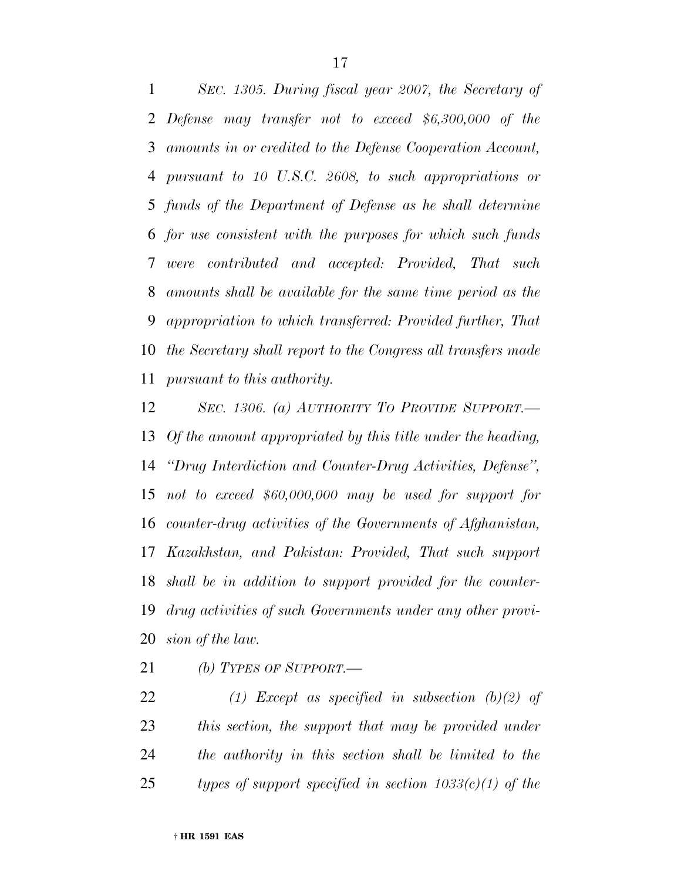*SEC. 1305. During fiscal year 2007, the Secretary of Defense may transfer not to exceed $6,300,000 of the amounts in or credited to the Defense Cooperation Account, pursuant to 10 U.S.C. 2608, to such appropriations or funds of the Department of Defense as he shall determine for use consistent with the purposes for which such funds were contributed and accepted: Provided, That such amounts shall be available for the same time period as the appropriation to which transferred: Provided further, That the Secretary shall report to the Congress all transfers made pursuant to this authority.*

*SEC. 1306. (a) AUTHORITY TO PROVIDE SUPPORT.— Of the amount appropriated by this title under the heading, "Drug Interdiction and Counter-Drug Activities, Defense", not to exceed $60,000,000 may be used for support for counter-drug activities of the Governments of Afghanistan, Kazakhstan, and Pakistan: Provided, That such support shall be in addition to support provided for the counter-drug activities of such Governments under any other provision of the law.*

*(b) TYPES OF SUPPORT.—*

*(1) Except as specified in subsection (b)(2) of this section, the support that may be provided under the authority in this section shall be limited to the types of support specified in section 1033(c)(1) of the*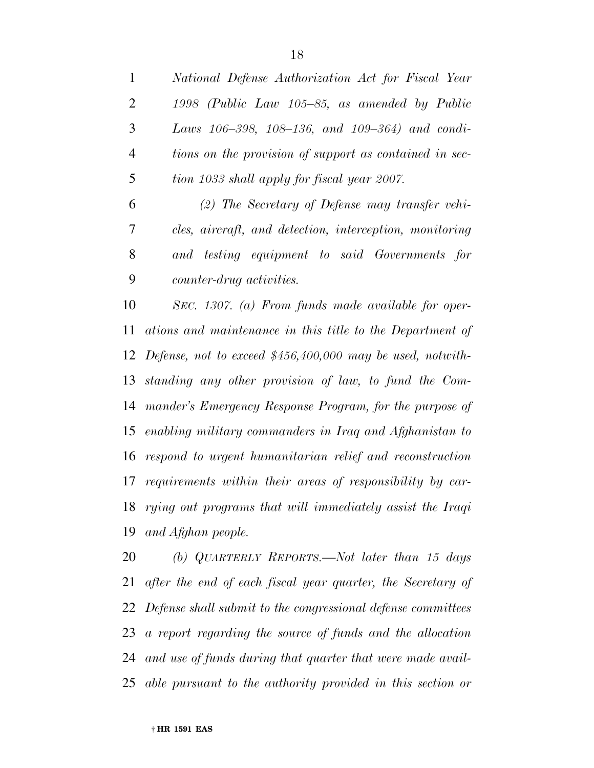*National Defense Authorization Act for Fiscal Year 1998 (Public Law 105–85, as amended by Public Laws 106–398, 108–136, and 109–364) and conditions on the provision of support as contained in section 1033 shall apply for fiscal year 2007.*

*(2) The Secretary of Defense may transfer vehicles, aircraft, and detection, interception, monitoring and testing equipment to said Governments for counter-drug activities.*

*SEC. 1307. (a) From funds made available for operations and maintenance in this title to the Department of Defense, not to exceed $456,400,000 may be used, notwithstanding any other provision of law, to fund the Commander's Emergency Response Program, for the purpose of enabling military commanders in Iraq and Afghanistan to respond to urgent humanitarian relief and reconstruction requirements within their areas of responsibility by carrying out programs that will immediately assist the Iraqi and Afghan people.*

*(b) QUARTERLY REPORTS.—Not later than 15 days after the end of each fiscal year quarter, the Secretary of Defense shall submit to the congressional defense committees a report regarding the source of funds and the allocation and use of funds during that quarter that were made available pursuant to the authority provided in this section or*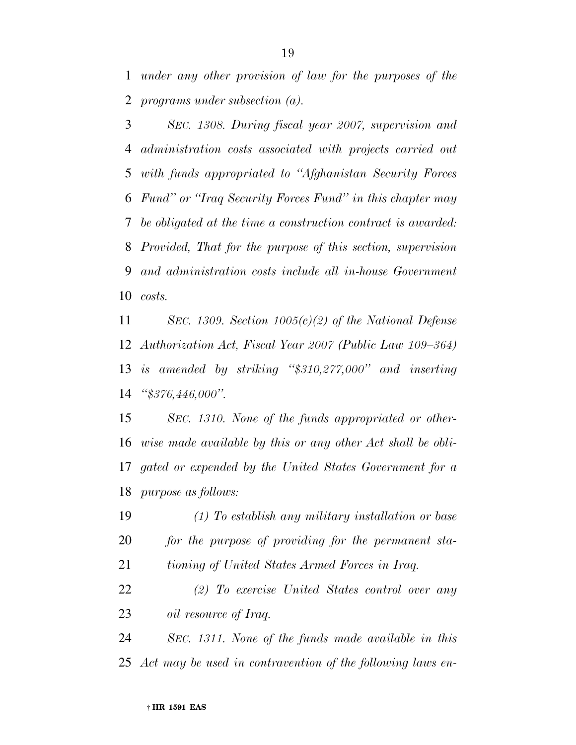*under any other provision of law for the purposes of the programs under subsection (a).*

*SEC. 1308. During fiscal year 2007, supervision and administration costs associated with projects carried out with funds appropriated to "Afghanistan Security Forces Fund" or "Iraq Security Forces Fund" in this chapter may be obligated at the time a construction contract is awarded: Provided, That for the purpose of this section, supervision and administration costs include all in-house Government costs.*

*SEC. 1309. Section 1005(c)(2) of the National Defense Authorization Act, Fiscal Year 2007 (Public Law 109–364) is amended by striking "$310,277,000" and inserting "$376,446,000".*

*SEC. 1310. None of the funds appropriated or otherwise made available by this or any other Act shall be obligated or expended by the United States Government for a purpose as follows:*

*(1) To establish any military installation or base for the purpose of providing for the permanent stationing of United States Armed Forces in Iraq.*

*(2) To exercise United States control over any oil resource of Iraq.*

*SEC. 1311. None of the funds made available in this Act may be used in contravention of the following laws en-*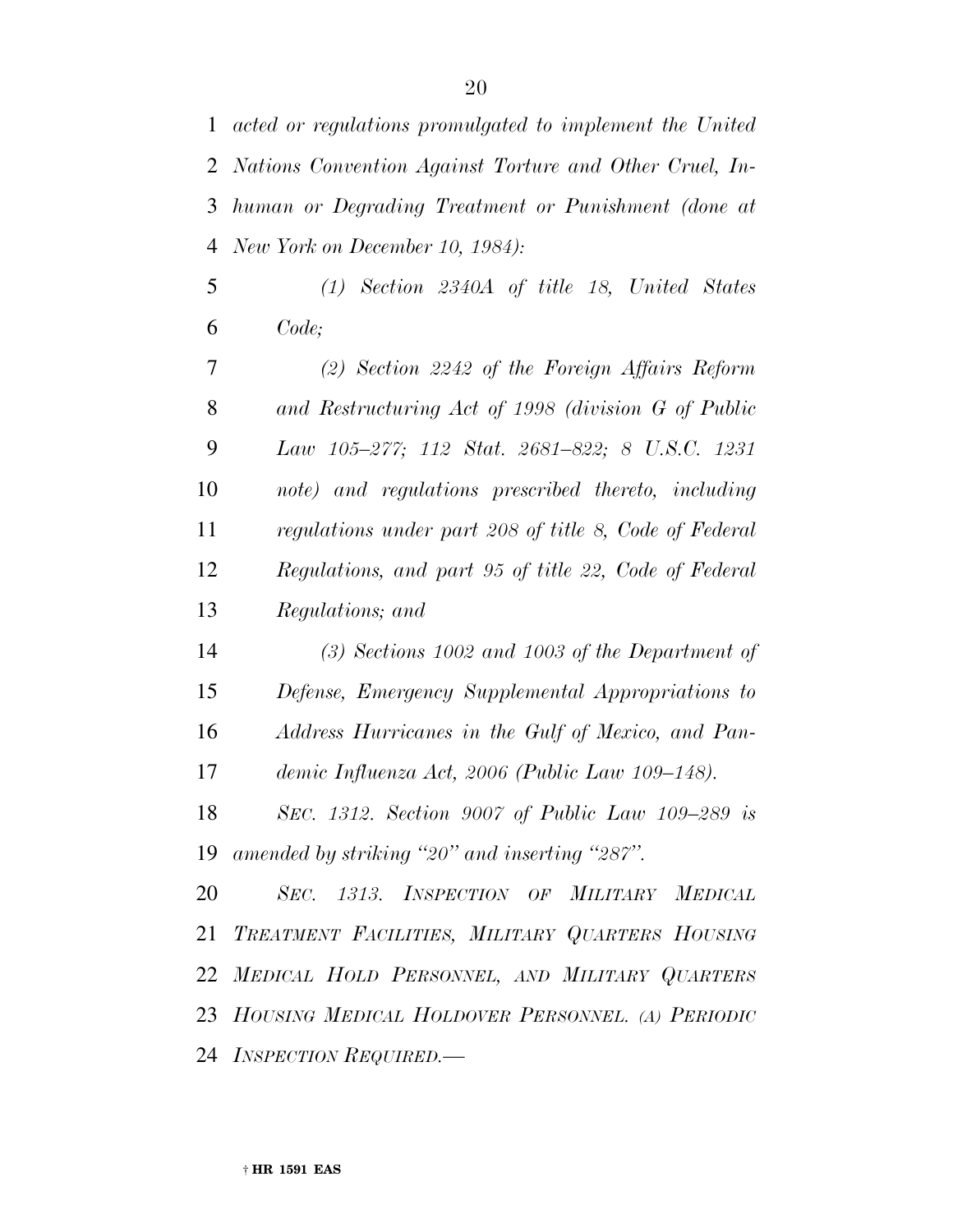*acted or regulations promulgated to implement the United Nations Convention Against Torture and Other Cruel, Inhuman or Degrading Treatment or Punishment (done at New York on December 10, 1984):*

*(1) Section 2340A of title 18, United States Code;*

*(2) Section 2242 of the Foreign Affairs Reform and Restructuring Act of 1998 (division G of Public Law 105–277; 112 Stat. 2681–822; 8 U.S.C. 1231 note) and regulations prescribed thereto, including regulations under part 208 of title 8, Code of Federal Regulations, and part 95 of title 22, Code of Federal Regulations; and*

*(3) Sections 1002 and 1003 of the Department of Defense, Emergency Supplemental Appropriations to Address Hurricanes in the Gulf of Mexico, and Pandemic Influenza Act, 2006 (Public Law 109–148).*

*SEC. 1312. Section 9007 of Public Law 109–289 is amended by striking "20" and inserting "287".*

*SEC. 1313. INSPECTION OF MILITARY MEDICAL TREATMENT FACILITIES, MILITARY QUARTERS HOUSING MEDICAL HOLD PERSONNEL, AND MILITARY QUARTERS HOUSING MEDICAL HOLDOVER PERSONNEL. (A) PERIODIC INSPECTION REQUIRED.—*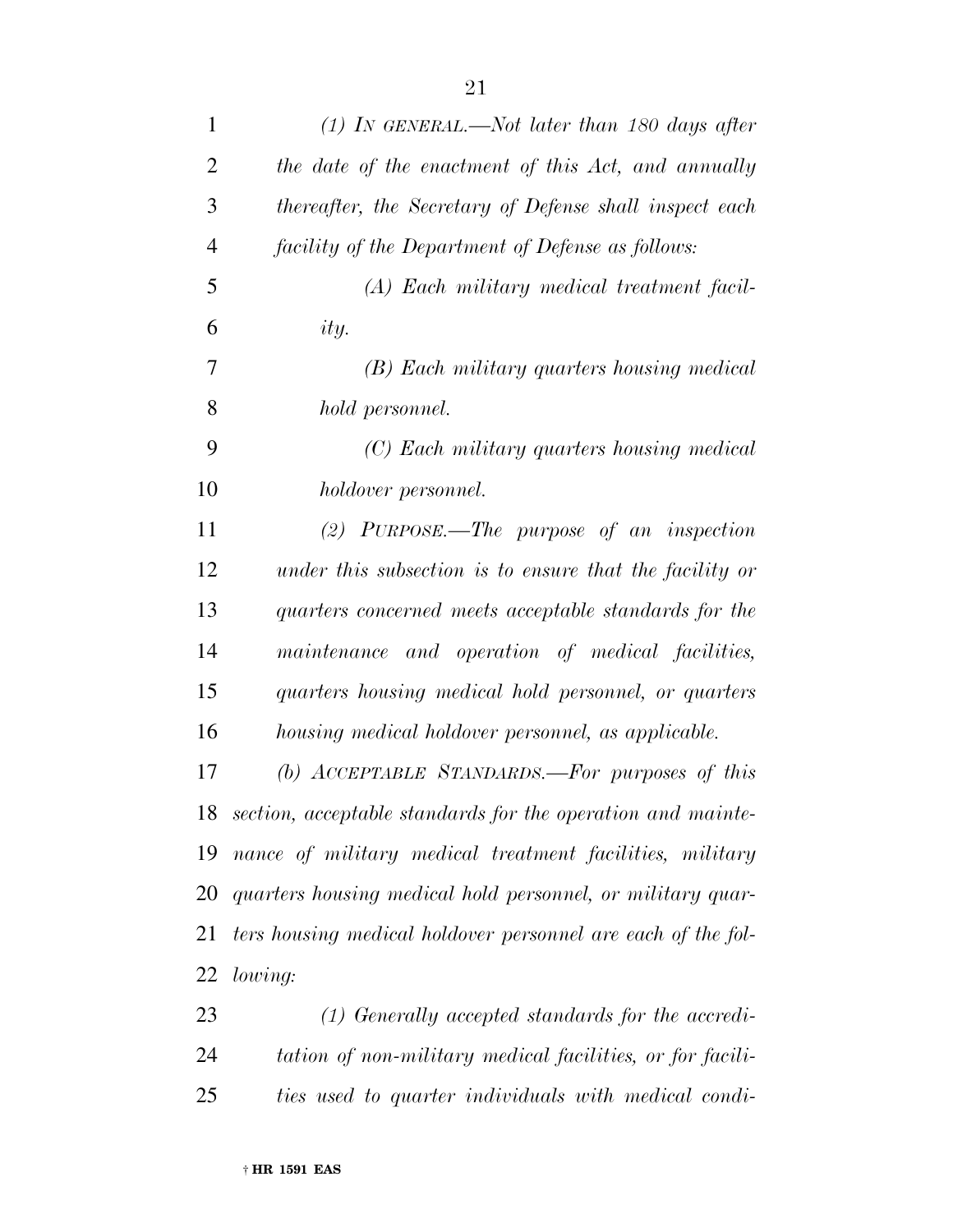*(1) IN GENERAL.—Not later than 180 days after the date of the enactment of this Act, and annually thereafter, the Secretary of Defense shall inspect each facility of the Department of Defense as follows:*

*(A) Each military medical treatment facility.*

*(B) Each military quarters housing medical hold personnel.*

*(C) Each military quarters housing medical holdover personnel.*

*(2) PURPOSE.—The purpose of an inspection under this subsection is to ensure that the facility or quarters concerned meets acceptable standards for the maintenance and operation of medical facilities, quarters housing medical hold personnel, or quarters housing medical holdover personnel, as applicable.*

*(b) ACCEPTABLE STANDARDS.—For purposes of this section, acceptable standards for the operation and maintenance of military medical treatment facilities, military quarters housing medical hold personnel, or military quarters housing medical holdover personnel are each of the following:*

*(1) Generally accepted standards for the accreditation of non-military medical facilities, or for facilities used to quarter individuals with medical condi-*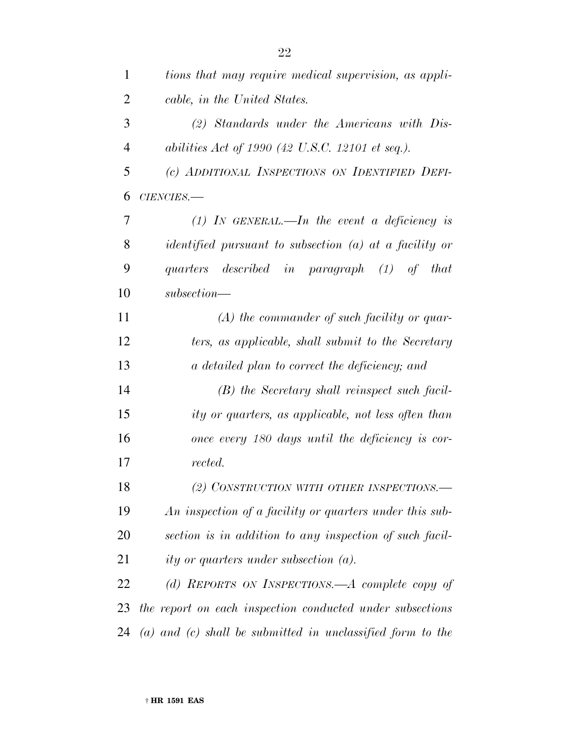*tions that may require medical supervision, as applicable, in the United States.*

*(2) Standards under the Americans with Disabilities Act of 1990 (42 U.S.C. 12101 et seq.).*

*(c) ADDITIONAL INSPECTIONS ON IDENTIFIED DEFICIENCIES.—*

*(1) IN GENERAL.—In the event a deficiency is identified pursuant to subsection (a) at a facility or quarters described in paragraph (1) of that subsection—*

*(A) the commander of such facility or quarters, as applicable, shall submit to the Secretary a detailed plan to correct the deficiency; and*

*(B) the Secretary shall reinspect such facility or quarters, as applicable, not less often than once every 180 days until the deficiency is corrected.*

*(2) CONSTRUCTION WITH OTHER INSPECTIONS.—An inspection of a facility or quarters under this subsection is in addition to any inspection of such facility or quarters under subsection (a).*

*(d) REPORTS ON INSPECTIONS.—A complete copy of the report on each inspection conducted under subsections (a) and (c) shall be submitted in unclassified form to the*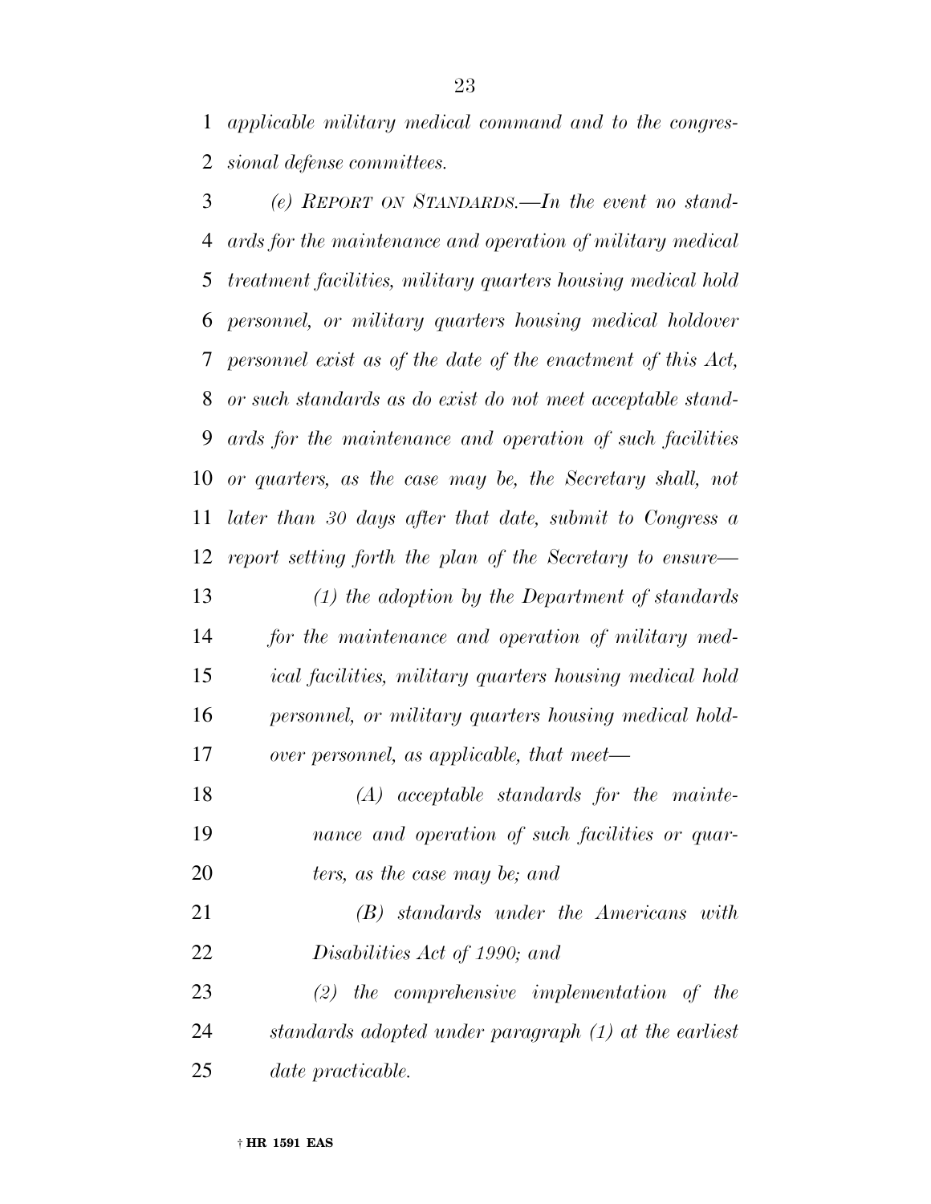*applicable military medical command and to the congressional defense committees.*

*(e) REPORT ON STANDARDS.—In the event no standards for the maintenance and operation of military medical treatment facilities, military quarters housing medical hold personnel, or military quarters housing medical holdover personnel exist as of the date of the enactment of this Act, or such standards as do exist do not meet acceptable standards for the maintenance and operation of such facilities or quarters, as the case may be, the Secretary shall, not later than 30 days after that date, submit to Congress a report setting forth the plan of the Secretary to ensure—*

*(1) the adoption by the Department of standards for the maintenance and operation of military medical facilities, military quarters housing medical hold personnel, or military quarters housing medical holdover personnel, as applicable, that meet—*

*(A) acceptable standards for the maintenance and operation of such facilities or quarters, as the case may be; and*

*(B) standards under the Americans with Disabilities Act of 1990; and*

*(2) the comprehensive implementation of the standards adopted under paragraph (1) at the earliest date practicable.*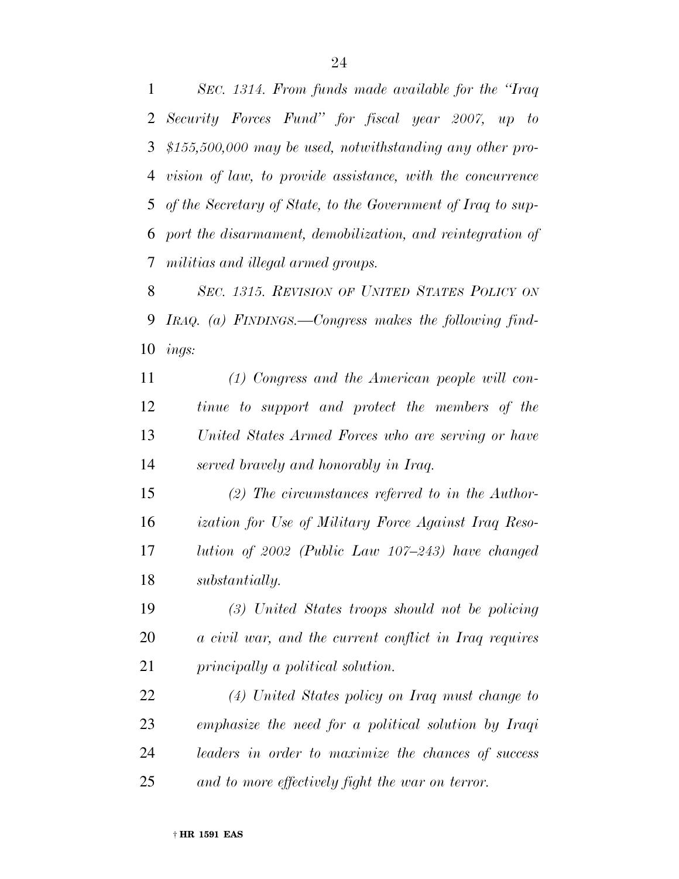*SEC. 1314. From funds made available for the "Iraq Security Forces Fund" for fiscal year 2007, up to $155,500,000 may be used, notwithstanding any other provision of law, to provide assistance, with the concurrence of the Secretary of State, to the Government of Iraq to support the disarmament, demobilization, and reintegration of militias and illegal armed groups.*

*SEC. 1315. REVISION OF UNITED STATES POLICY ON IRAQ. (a) FINDINGS.—Congress makes the following findings:*

*(1) Congress and the American people will continue to support and protect the members of the United States Armed Forces who are serving or have served bravely and honorably in Iraq.*

*(2) The circumstances referred to in the Authorization for Use of Military Force Against Iraq Resolution of 2002 (Public Law 107–243) have changed substantially.*

*(3) United States troops should not be policing a civil war, and the current conflict in Iraq requires principally a political solution.*

*(4) United States policy on Iraq must change to emphasize the need for a political solution by Iraqi leaders in order to maximize the chances of success and to more effectively fight the war on terror.*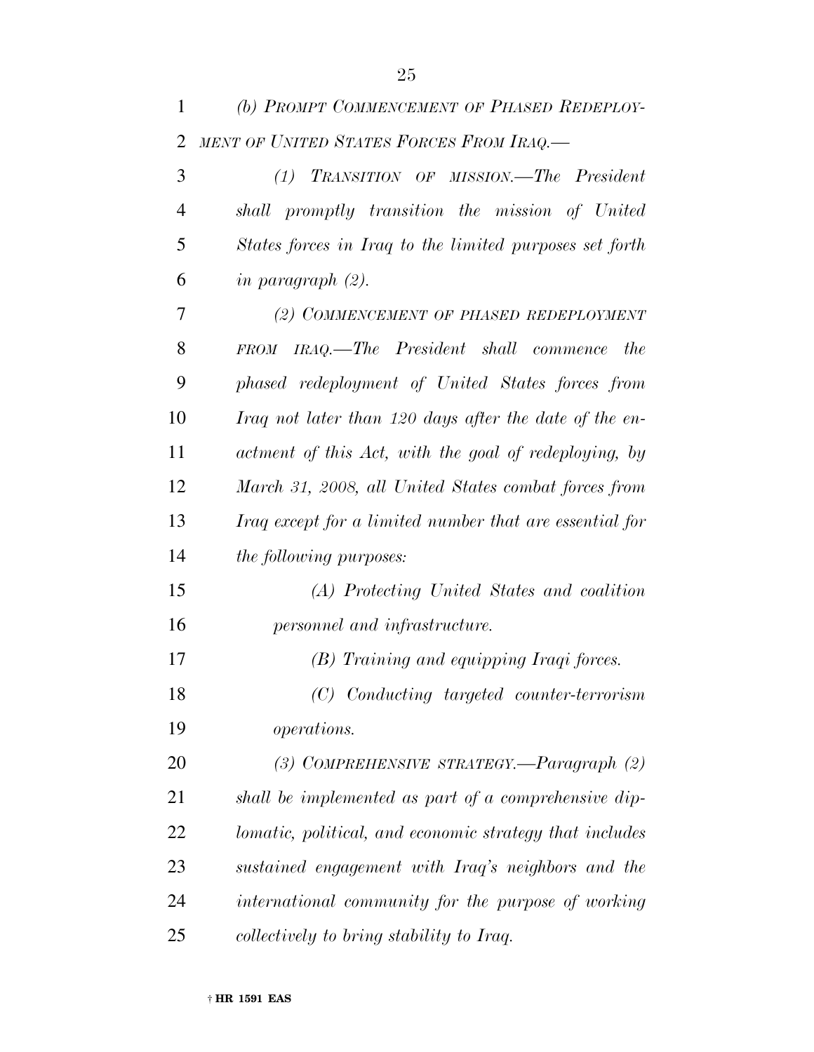*(b) PROMPT COMMENCEMENT OF PHASED REDEPLOYMENT OF UNITED STATES FORCES FROM IRAQ.—*

*(1) TRANSITION OF MISSION.—The President shall promptly transition the mission of United States forces in Iraq to the limited purposes set forth in paragraph (2).*

*(2) COMMENCEMENT OF PHASED REDEPLOYMENT FROM IRAQ.—The President shall commence the phased redeployment of United States forces from Iraq not later than 120 days after the date of the enactment of this Act, with the goal of redeploying, by March 31, 2008, all United States combat forces from Iraq except for a limited number that are essential for the following purposes:*

*(A) Protecting United States and coalition personnel and infrastructure.*

*(B) Training and equipping Iraqi forces.*

*(C) Conducting targeted counter-terrorism operations.*

*(3) COMPREHENSIVE STRATEGY.—Paragraph (2) shall be implemented as part of a comprehensive diplomatic, political, and economic strategy that includes sustained engagement with Iraq's neighbors and the international community for the purpose of working collectively to bring stability to Iraq.*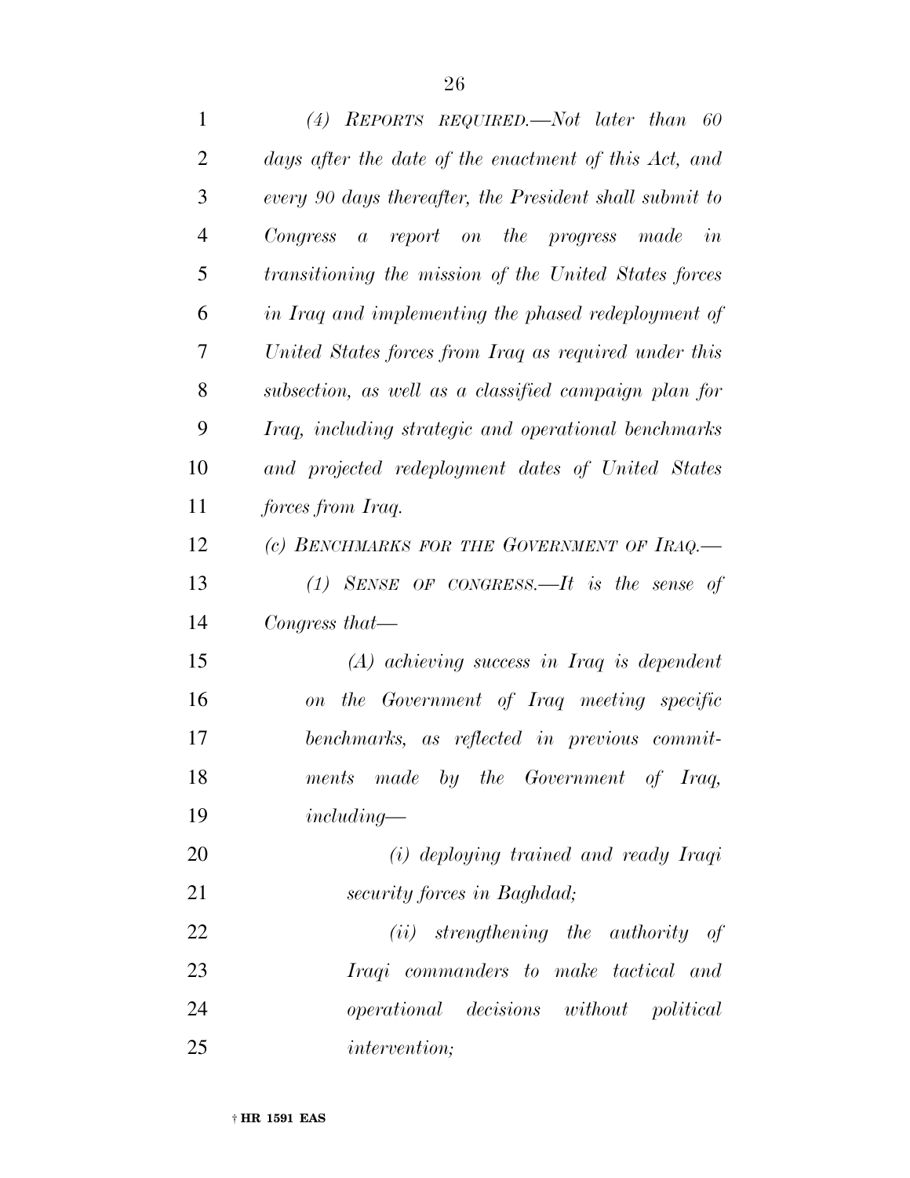*(4) REPORTS REQUIRED.—Not later than 60 days after the date of the enactment of this Act, and every 90 days thereafter, the President shall submit to Congress a report on the progress made in transitioning the mission of the United States forces in Iraq and implementing the phased redeployment of United States forces from Iraq as required under this subsection, as well as a classified campaign plan for Iraq, including strategic and operational benchmarks and projected redeployment dates of United States forces from Iraq.*

*(c) BENCHMARKS FOR THE GOVERNMENT OF IRAQ.—*

*(1) SENSE OF CONGRESS.—It is the sense of Congress that—*

*(A) achieving success in Iraq is dependent on the Government of Iraq meeting specific benchmarks, as reflected in previous commitments made by the Government of Iraq, including—*

*(i) deploying trained and ready Iraqi security forces in Baghdad;*

*(ii) strengthening the authority of Iraqi commanders to make tactical and operational decisions without political intervention;*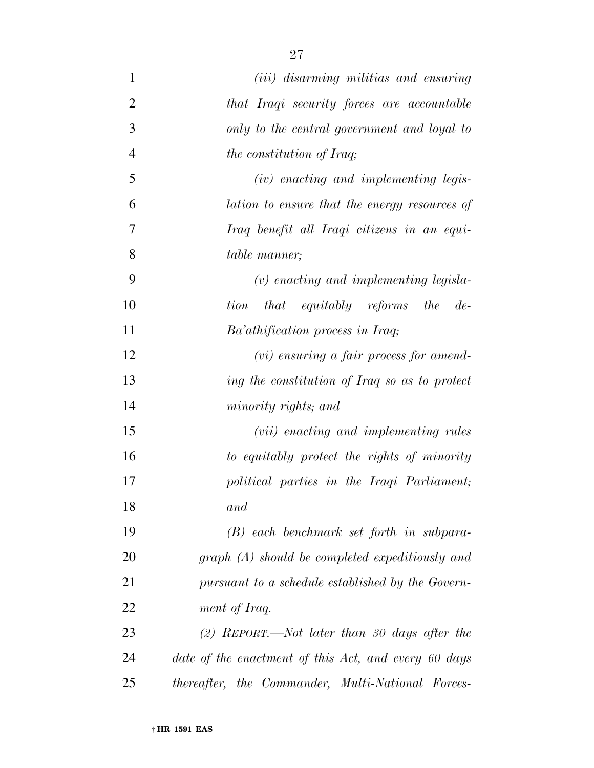*(iii) disarming militias and ensuring that Iraqi security forces are accountable only to the central government and loyal to the constitution of Iraq;*

*(iv) enacting and implementing legislation to ensure that the energy resources of Iraq benefit all Iraqi citizens in an equitable manner;*

*(v) enacting and implementing legislation that equitably reforms the de-Ba'athification process in Iraq;*

*(vi) ensuring a fair process for amending the constitution of Iraq so as to protect minority rights; and*

*(vii) enacting and implementing rules to equitably protect the rights of minority political parties in the Iraqi Parliament; and*

*(B) each benchmark set forth in subparagraph (A) should be completed expeditiously and pursuant to a schedule established by the Government of Iraq.*

*(2) REPORT.—Not later than 30 days after the date of the enactment of this Act, and every 60 days thereafter, the Commander, Multi-National Forces-*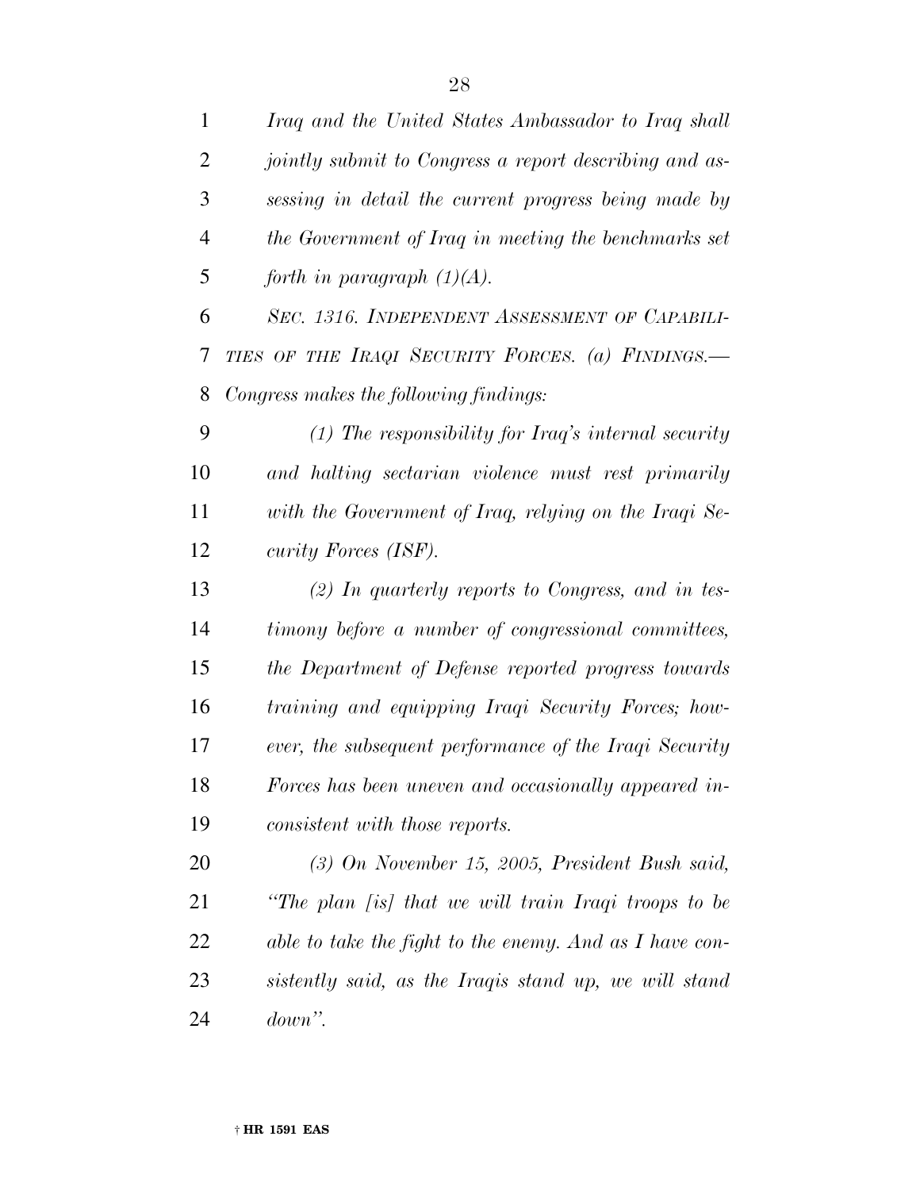*Iraq and the United States Ambassador to Iraq shall jointly submit to Congress a report describing and assessing in detail the current progress being made by the Government of Iraq in meeting the benchmarks set forth in paragraph (1)(A).*

*SEC. 1316. INDEPENDENT ASSESSMENT OF CAPABILITIES OF THE IRAQI SECURITY FORCES. (a) FINDINGS.— Congress makes the following findings:*

*(1) The responsibility for Iraq's internal security and halting sectarian violence must rest primarily with the Government of Iraq, relying on the Iraqi Security Forces (ISF).*

*(2) In quarterly reports to Congress, and in testimony before a number of congressional committees, the Department of Defense reported progress towards training and equipping Iraqi Security Forces; however, the subsequent performance of the Iraqi Security Forces has been uneven and occasionally appeared inconsistent with those reports.*

*(3) On November 15, 2005, President Bush said, "The plan [is] that we will train Iraqi troops to be able to take the fight to the enemy. And as I have consistently said, as the Iraqis stand up, we will stand down".*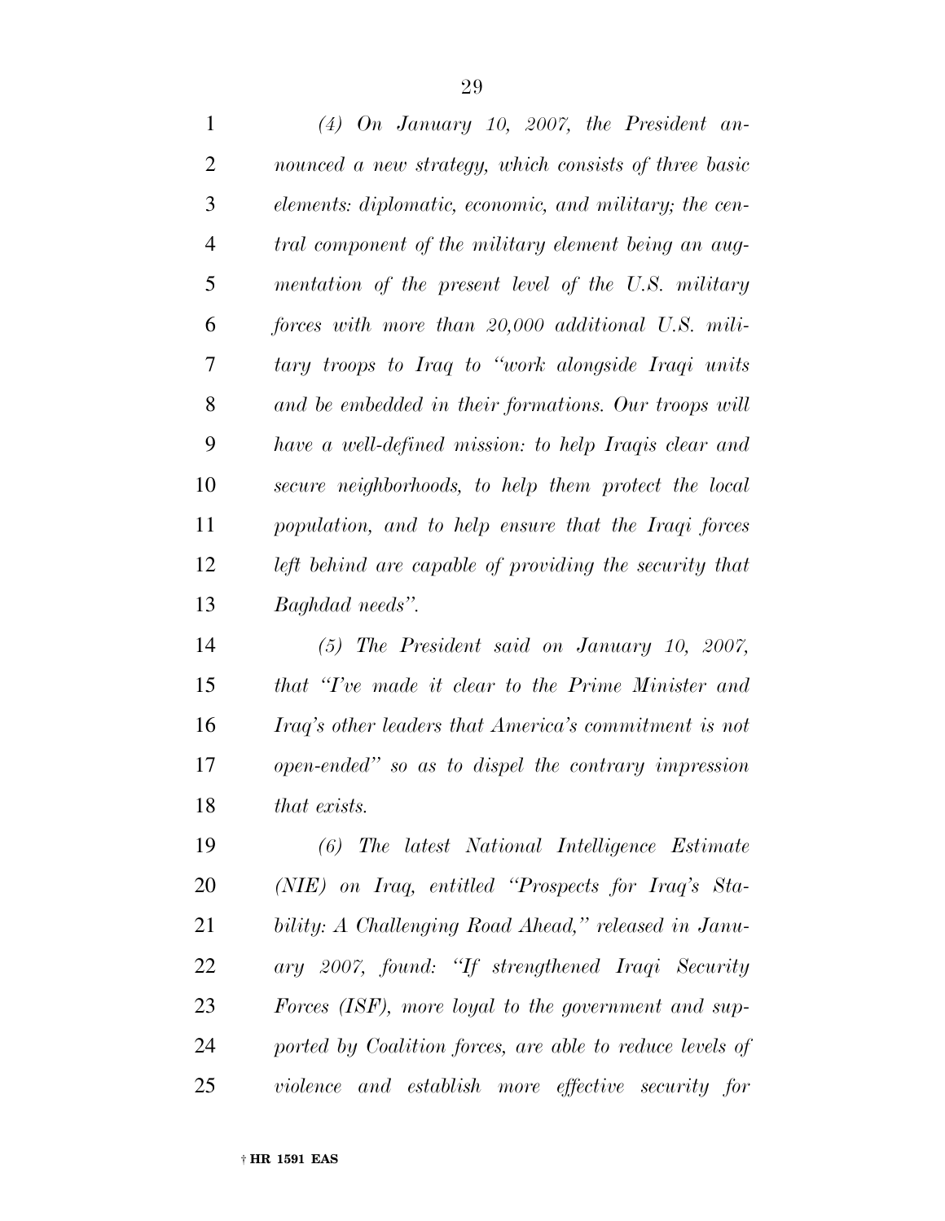*(4) On January 10, 2007, the President announced a new strategy, which consists of three basic elements: diplomatic, economic, and military; the central component of the military element being an augmentation of the present level of the U.S. military forces with more than 20,000 additional U.S. military troops to Iraq to "work alongside Iraqi units and be embedded in their formations. Our troops will have a well-defined mission: to help Iraqis clear and secure neighborhoods, to help them protect the local population, and to help ensure that the Iraqi forces left behind are capable of providing the security that Baghdad needs".*

*(5) The President said on January 10, 2007, that "I've made it clear to the Prime Minister and Iraq's other leaders that America's commitment is not open-ended" so as to dispel the contrary impression that exists.*

*(6) The latest National Intelligence Estimate (NIE) on Iraq, entitled "Prospects for Iraq's Stability: A Challenging Road Ahead," released in January 2007, found: "If strengthened Iraqi Security Forces (ISF), more loyal to the government and supported by Coalition forces, are able to reduce levels of violence and establish more effective security for*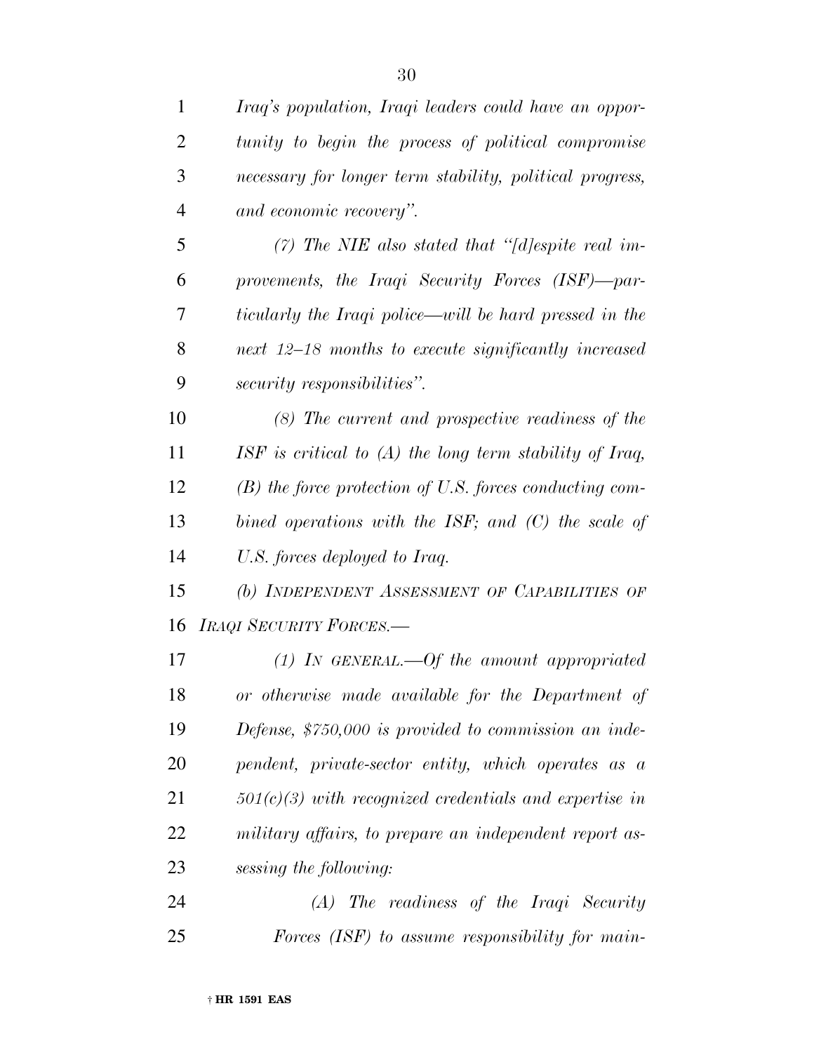*Iraq's population, Iraqi leaders could have an opportunity to begin the process of political compromise necessary for longer term stability, political progress, and economic recovery''.*

*(7) The NIE also stated that ''[d]espite real improvements, the Iraqi Security Forces (ISF)—particularly the Iraqi police—will be hard pressed in the next 12–18 months to execute significantly increased security responsibilities''.*

*(8) The current and prospective readiness of the ISF is critical to (A) the long term stability of Iraq, (B) the force protection of U.S. forces conducting combined operations with the ISF; and (C) the scale of U.S. forces deployed to Iraq.*

*(b) INDEPENDENT ASSESSMENT OF CAPABILITIES OF IRAQI SECURITY FORCES.—*

*(1) IN GENERAL.—Of the amount appropriated or otherwise made available for the Department of Defense, $750,000 is provided to commission an independent, private-sector entity, which operates as a 501(c)(3) with recognized credentials and expertise in military affairs, to prepare an independent report assessing the following:*

*(A) The readiness of the Iraqi Security Forces (ISF) to assume responsibility for main-*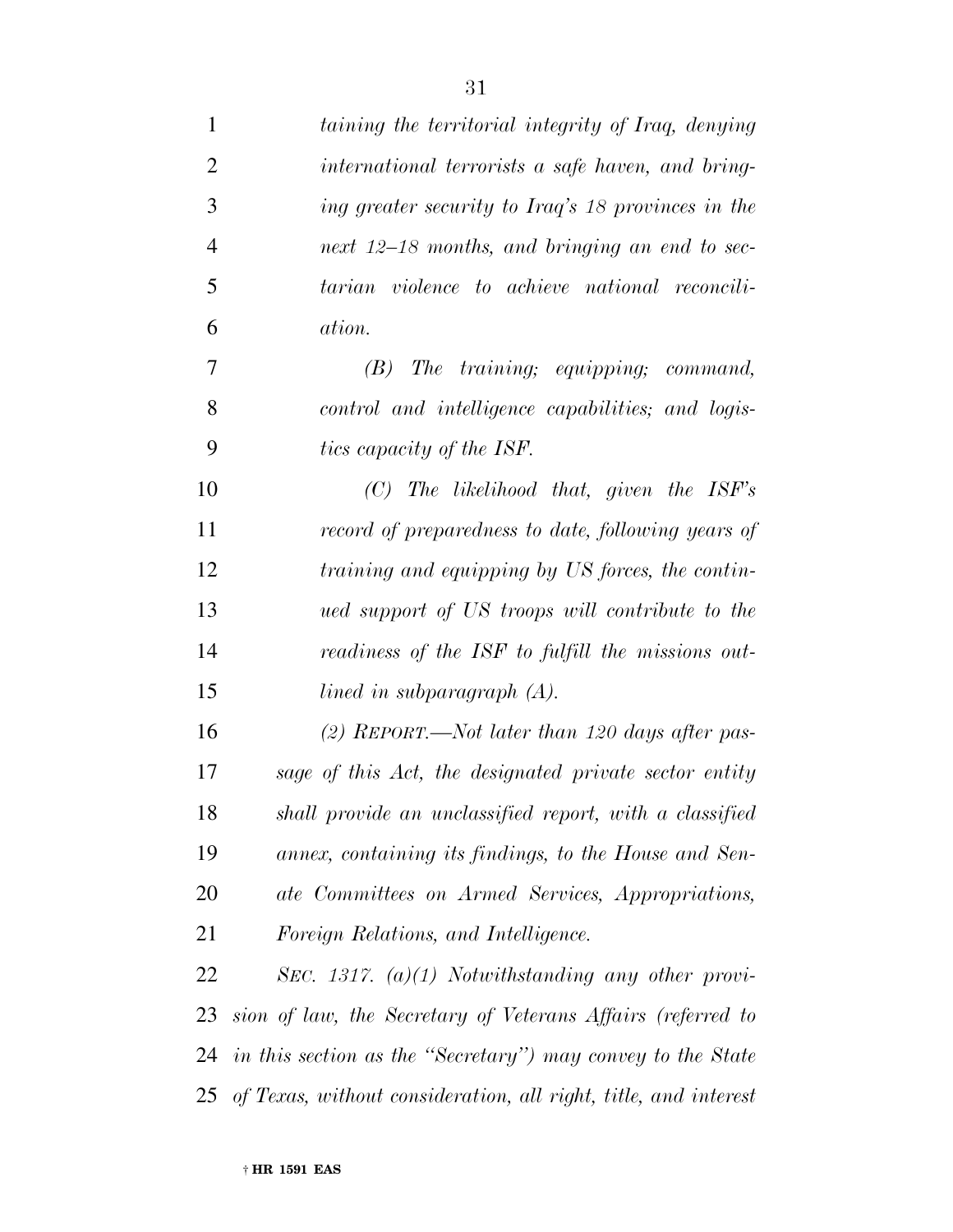*taining the territorial integrity of Iraq, denying international terrorists a safe haven, and bringing greater security to Iraq's 18 provinces in the next 12–18 months, and bringing an end to sectarian violence to achieve national reconciliation.*

*(B) The training; equipping; command, control and intelligence capabilities; and logistics capacity of the ISF.*

*(C) The likelihood that, given the ISF's record of preparedness to date, following years of training and equipping by US forces, the continued support of US troops will contribute to the readiness of the ISF to fulfill the missions outlined in subparagraph (A).*

*(2) REPORT.—Not later than 120 days after passage of this Act, the designated private sector entity shall provide an unclassified report, with a classified annex, containing its findings, to the House and Senate Committees on Armed Services, Appropriations, Foreign Relations, and Intelligence.*

*SEC. 1317. (a)(1) Notwithstanding any other provision of law, the Secretary of Veterans Affairs (referred to in this section as the "Secretary") may convey to the State of Texas, without consideration, all right, title, and interest*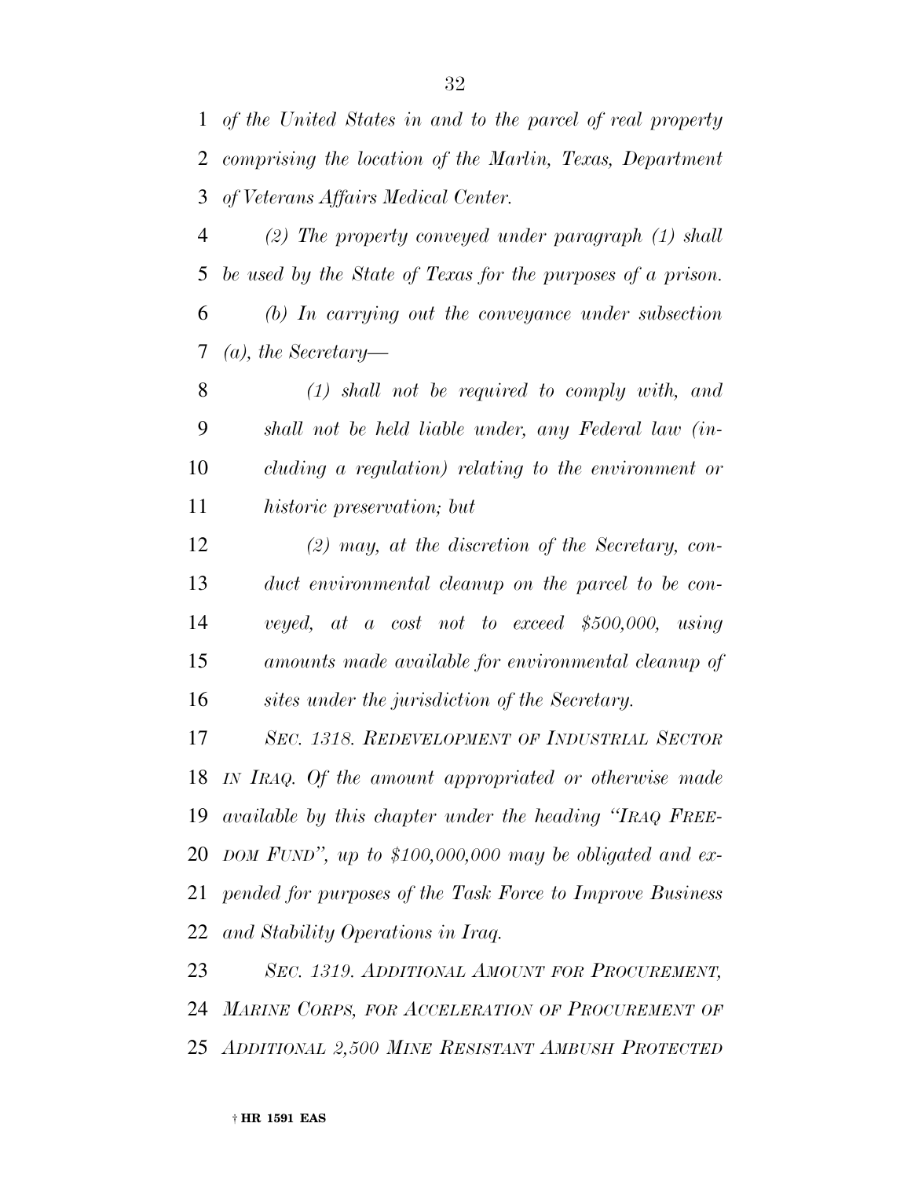*of the United States in and to the parcel of real property comprising the location of the Marlin, Texas, Department of Veterans Affairs Medical Center.*

*(2) The property conveyed under paragraph (1) shall be used by the State of Texas for the purposes of a prison.*

*(b) In carrying out the conveyance under subsection (a), the Secretary—*

*(1) shall not be required to comply with, and shall not be held liable under, any Federal law (including a regulation) relating to the environment or historic preservation; but*

*(2) may, at the discretion of the Secretary, conduct environmental cleanup on the parcel to be conveyed, at a cost not to exceed $500,000, using amounts made available for environmental cleanup of sites under the jurisdiction of the Secretary.*

*SEC. 1318. REDEVELOPMENT OF INDUSTRIAL SECTOR IN IRAQ. Of the amount appropriated or otherwise made available by this chapter under the heading "IRAQ FREEDOM FUND", up to $100,000,000 may be obligated and expended for purposes of the Task Force to Improve Business and Stability Operations in Iraq.*

*SEC. 1319. ADDITIONAL AMOUNT FOR PROCUREMENT, MARINE CORPS, FOR ACCELERATION OF PROCUREMENT OF ADDITIONAL 2,500 MINE RESISTANT AMBUSH PROTECTED*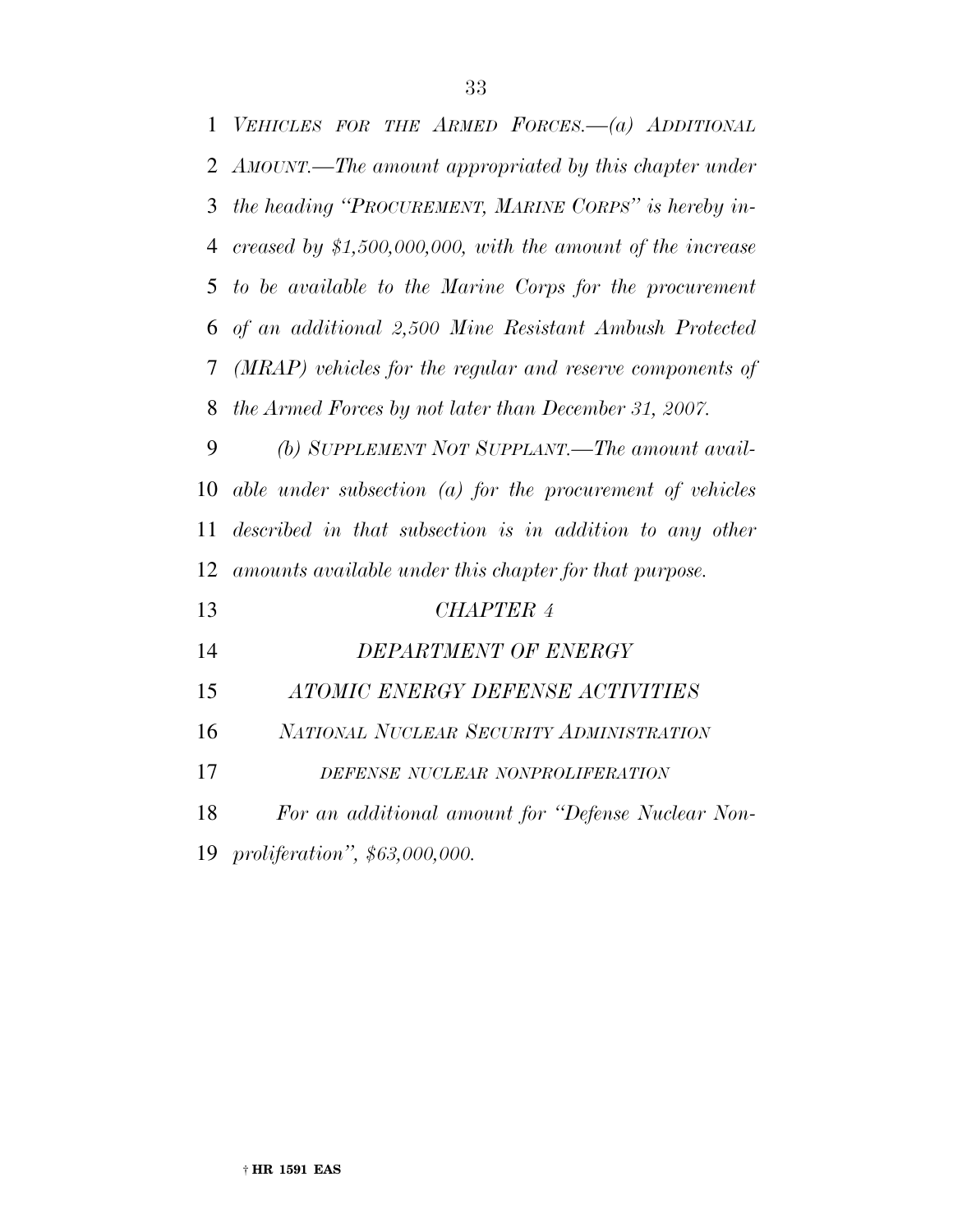*VEHICLES FOR THE ARMED FORCES.—(a) ADDITIONAL AMOUNT.—The amount appropriated by this chapter under the heading "PROCUREMENT, MARINE CORPS" is hereby increased by $1,500,000,000, with the amount of the increase to be available to the Marine Corps for the procurement of an additional 2,500 Mine Resistant Ambush Protected (MRAP) vehicles for the regular and reserve components of the Armed Forces by not later than December 31, 2007.*

*(b) SUPPLEMENT NOT SUPPLANT.—The amount available under subsection (a) for the procurement of vehicles described in that subsection is in addition to any other amounts available under this chapter for that purpose.*

*CHAPTER 4*

*DEPARTMENT OF ENERGY*

*ATOMIC ENERGY DEFENSE ACTIVITIES*

*NATIONAL NUCLEAR SECURITY ADMINISTRATION*

*DEFENSE NUCLEAR NONPROLIFERATION*

*For an additional amount for "Defense Nuclear Nonproliferation", $63,000,000.*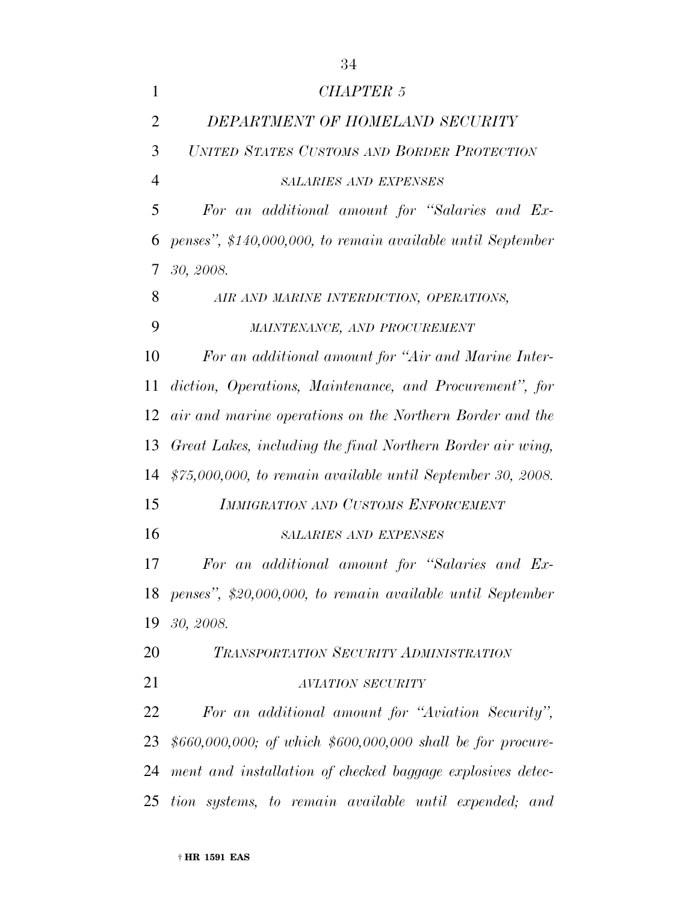*CHAPTER 5*

*DEPARTMENT OF HOMELAND SECURITY*

*UNITED STATES CUSTOMS AND BORDER PROTECTION*

*SALARIES AND EXPENSES*

*For an additional amount for "Salaries and Expenses", $140,000,000, to remain available until September 30, 2008.*

*AIR AND MARINE INTERDICTION, OPERATIONS, MAINTENANCE, AND PROCUREMENT*

*For an additional amount for "Air and Marine Interdiction, Operations, Maintenance, and Procurement", for air and marine operations on the Northern Border and the Great Lakes, including the final Northern Border air wing, $75,000,000, to remain available until September 30, 2008.*

*IMMIGRATION AND CUSTOMS ENFORCEMENT*

*SALARIES AND EXPENSES*

*For an additional amount for "Salaries and Expenses", $20,000,000, to remain available until September 30, 2008.*

*TRANSPORTATION SECURITY ADMINISTRATION*

*AVIATION SECURITY*

*For an additional amount for "Aviation Security", $660,000,000; of which $600,000,000 shall be for procurement and installation of checked baggage explosives detection systems, to remain available until expended; and*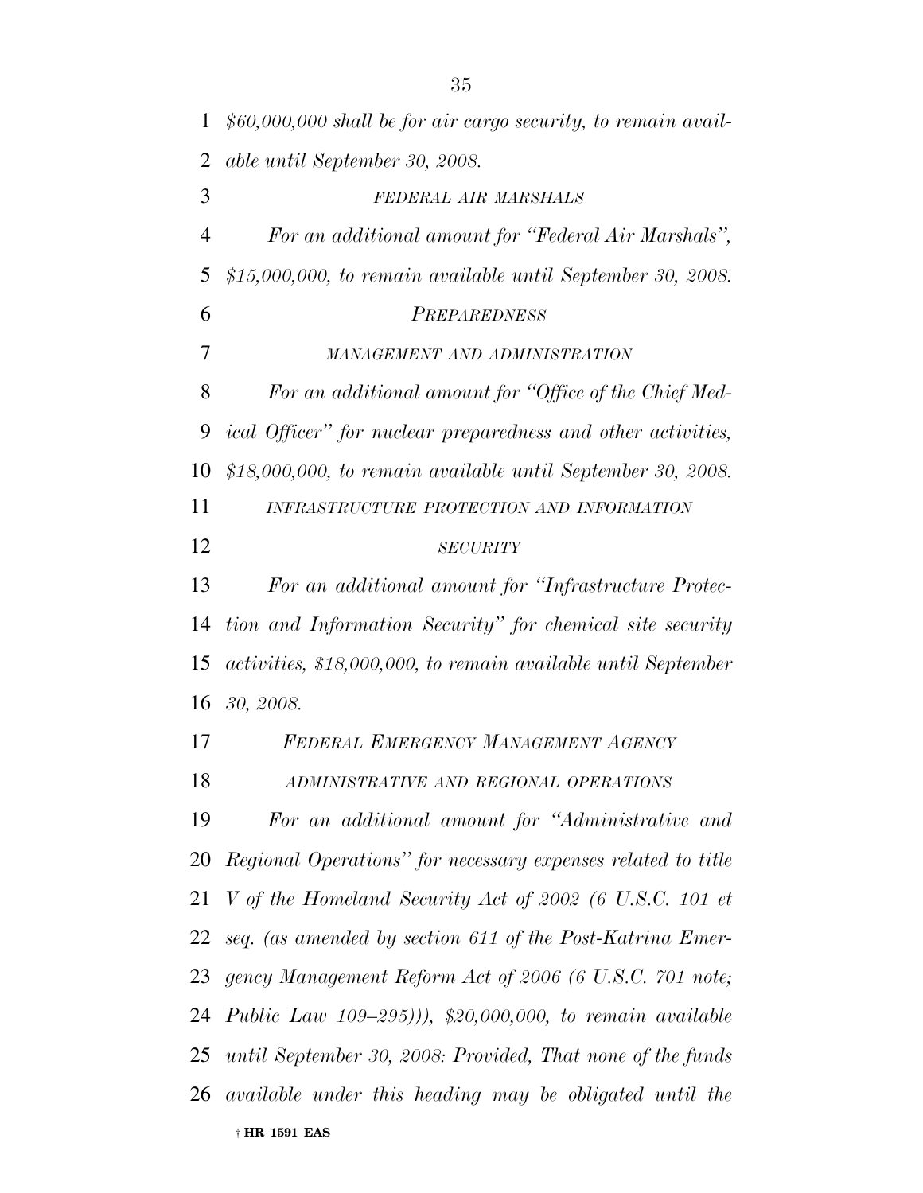*$60,000,000 shall be for air cargo security, to remain available until September 30, 2008.*

*FEDERAL AIR MARSHALS*

*For an additional amount for "Federal Air Marshals", $15,000,000, to remain available until September 30, 2008.*

*PREPAREDNESS*

*MANAGEMENT AND ADMINISTRATION*

*For an additional amount for "Office of the Chief Medical Officer" for nuclear preparedness and other activities, $18,000,000, to remain available until September 30, 2008.*

*INFRASTRUCTURE PROTECTION AND INFORMATION SECURITY*

*For an additional amount for "Infrastructure Protection and Information Security" for chemical site security activities, $18,000,000, to remain available until September 30, 2008.*

*FEDERAL EMERGENCY MANAGEMENT AGENCY*

*ADMINISTRATIVE AND REGIONAL OPERATIONS*

*For an additional amount for "Administrative and Regional Operations" for necessary expenses related to title V of the Homeland Security Act of 2002 (6 U.S.C. 101 et seq. (as amended by section 611 of the Post-Katrina Emergency Management Reform Act of 2006 (6 U.S.C. 701 note; Public Law 109–295))), $20,000,000, to remain available until September 30, 2008: Provided, That none of the funds available under this heading may be obligated until the*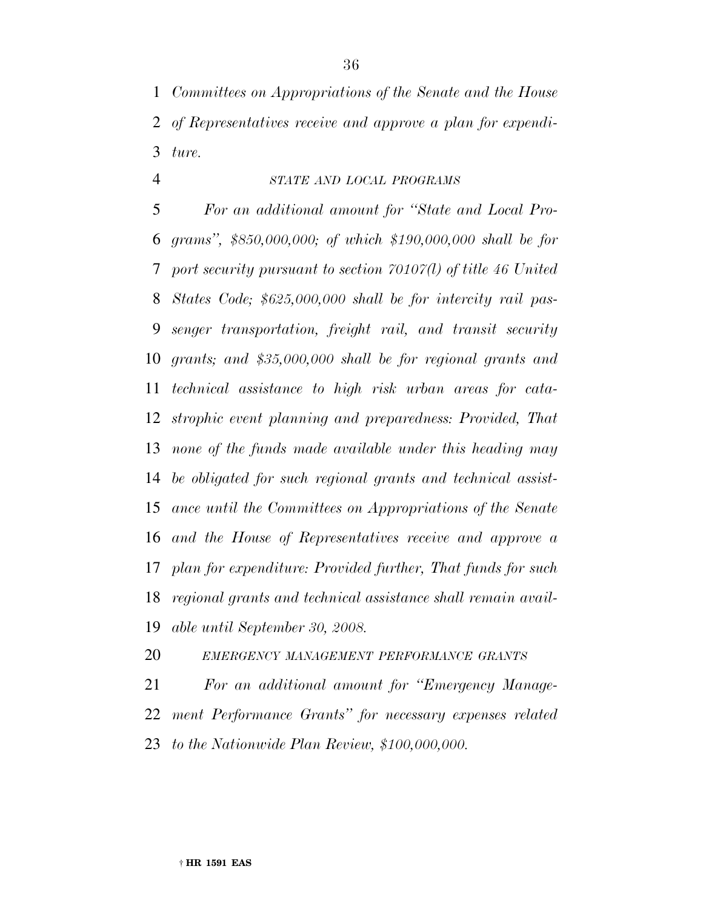*Committees on Appropriations of the Senate and the House of Representatives receive and approve a plan for expenditure.*

*STATE AND LOCAL PROGRAMS*

*For an additional amount for "State and Local Programs", $850,000,000; of which $190,000,000 shall be for port security pursuant to section 70107(l) of title 46 United States Code; $625,000,000 shall be for intercity rail passenger transportation, freight rail, and transit security grants; and $35,000,000 shall be for regional grants and technical assistance to high risk urban areas for catastrophic event planning and preparedness: Provided, That none of the funds made available under this heading may be obligated for such regional grants and technical assistance until the Committees on Appropriations of the Senate and the House of Representatives receive and approve a plan for expenditure: Provided further, That funds for such regional grants and technical assistance shall remain available until September 30, 2008.*

*EMERGENCY MANAGEMENT PERFORMANCE GRANTS*

*For an additional amount for "Emergency Management Performance Grants" for necessary expenses related to the Nationwide Plan Review, $100,000,000.*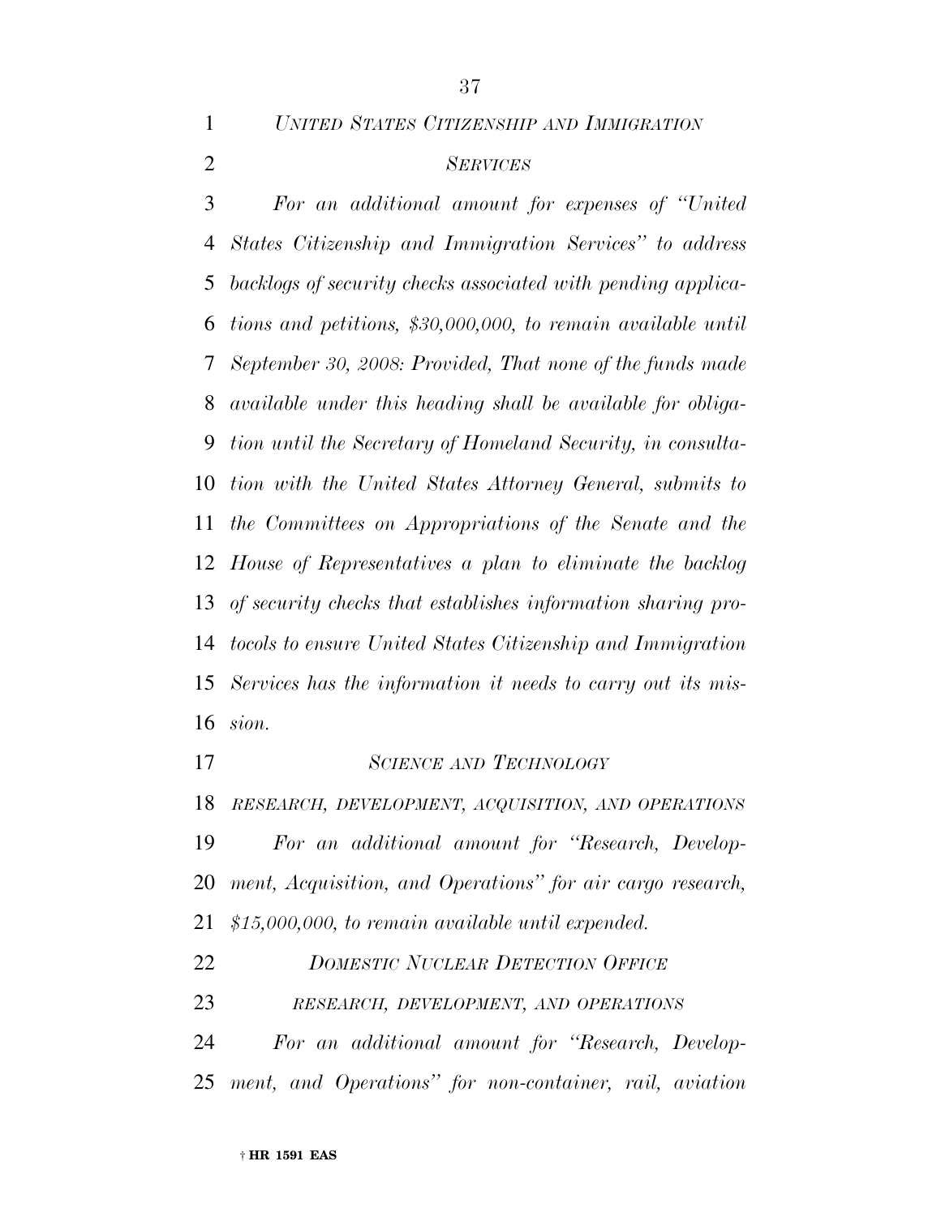*UNITED STATES CITIZENSHIP AND IMMIGRATION SERVICES*

*For an additional amount for expenses of ''United States Citizenship and Immigration Services'' to address backlogs of security checks associated with pending applications and petitions, $30,000,000, to remain available until September 30, 2008: Provided, That none of the funds made available under this heading shall be available for obligation until the Secretary of Homeland Security, in consultation with the United States Attorney General, submits to the Committees on Appropriations of the Senate and the House of Representatives a plan to eliminate the backlog of security checks that establishes information sharing protocols to ensure United States Citizenship and Immigration Services has the information it needs to carry out its mission.*

*SCIENCE AND TECHNOLOGY*

*RESEARCH, DEVELOPMENT, ACQUISITION, AND OPERATIONS*

*For an additional amount for ''Research, Development, Acquisition, and Operations'' for air cargo research, $15,000,000, to remain available until expended.*

*DOMESTIC NUCLEAR DETECTION OFFICE*

*RESEARCH, DEVELOPMENT, AND OPERATIONS*

*For an additional amount for ''Research, Development, and Operations'' for non-container, rail, aviation*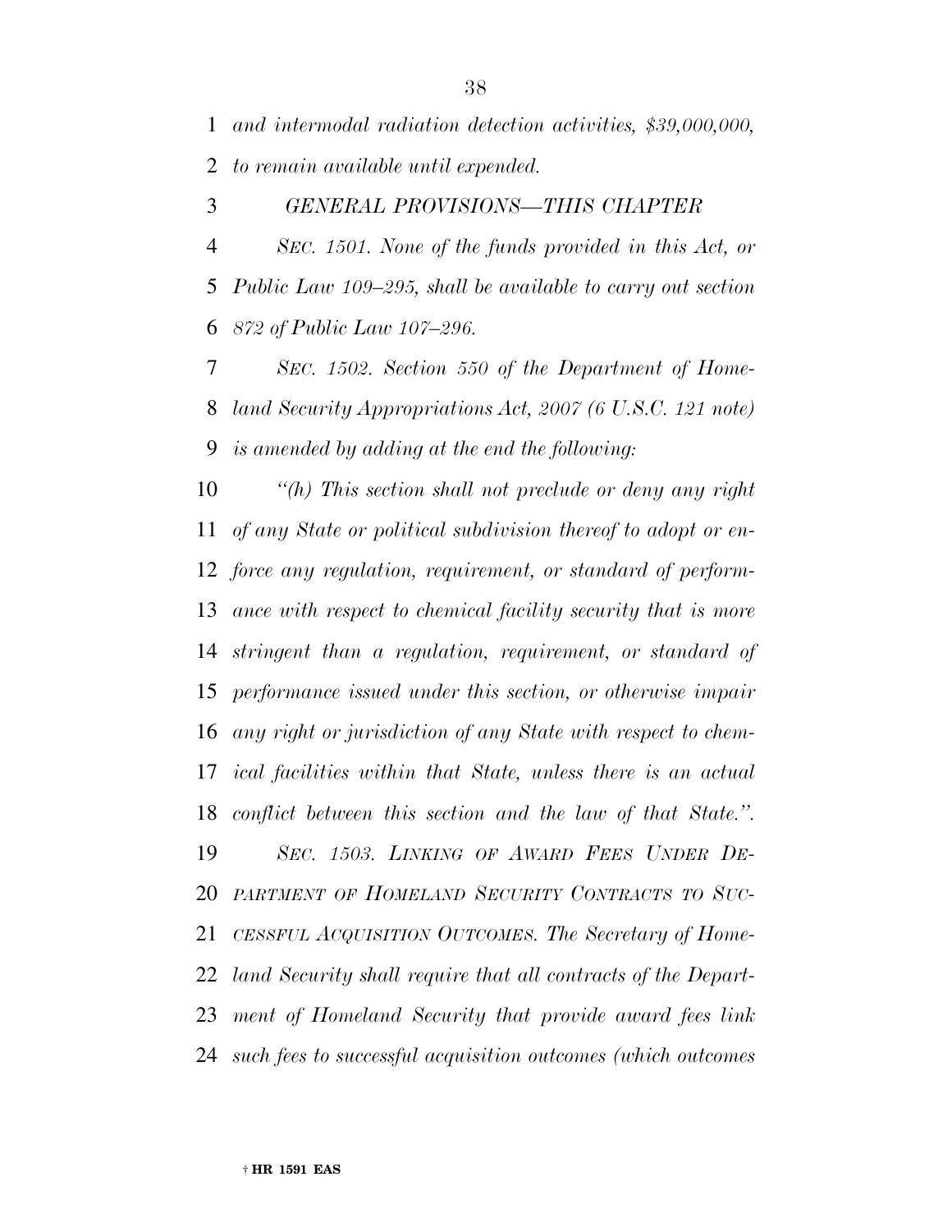*and intermodal radiation detection activities, $39,000,000, to remain available until expended.*

*GENERAL PROVISIONS—THIS CHAPTER*

*SEC. 1501. None of the funds provided in this Act, or Public Law 109–295, shall be available to carry out section 872 of Public Law 107–296.*

*SEC. 1502. Section 550 of the Department of Homeland Security Appropriations Act, 2007 (6 U.S.C. 121 note) is amended by adding at the end the following:*

*"(h) This section shall not preclude or deny any right of any State or political subdivision thereof to adopt or enforce any regulation, requirement, or standard of performance with respect to chemical facility security that is more stringent than a regulation, requirement, or standard of performance issued under this section, or otherwise impair any right or jurisdiction of any State with respect to chemical facilities within that State, unless there is an actual conflict between this section and the law of that State.".*

*SEC. 1503. LINKING OF AWARD FEES UNDER DEPARTMENT OF HOMELAND SECURITY CONTRACTS TO SUCCESSFUL ACQUISITION OUTCOMES. The Secretary of Homeland Security shall require that all contracts of the Department of Homeland Security that provide award fees link such fees to successful acquisition outcomes (which outcomes*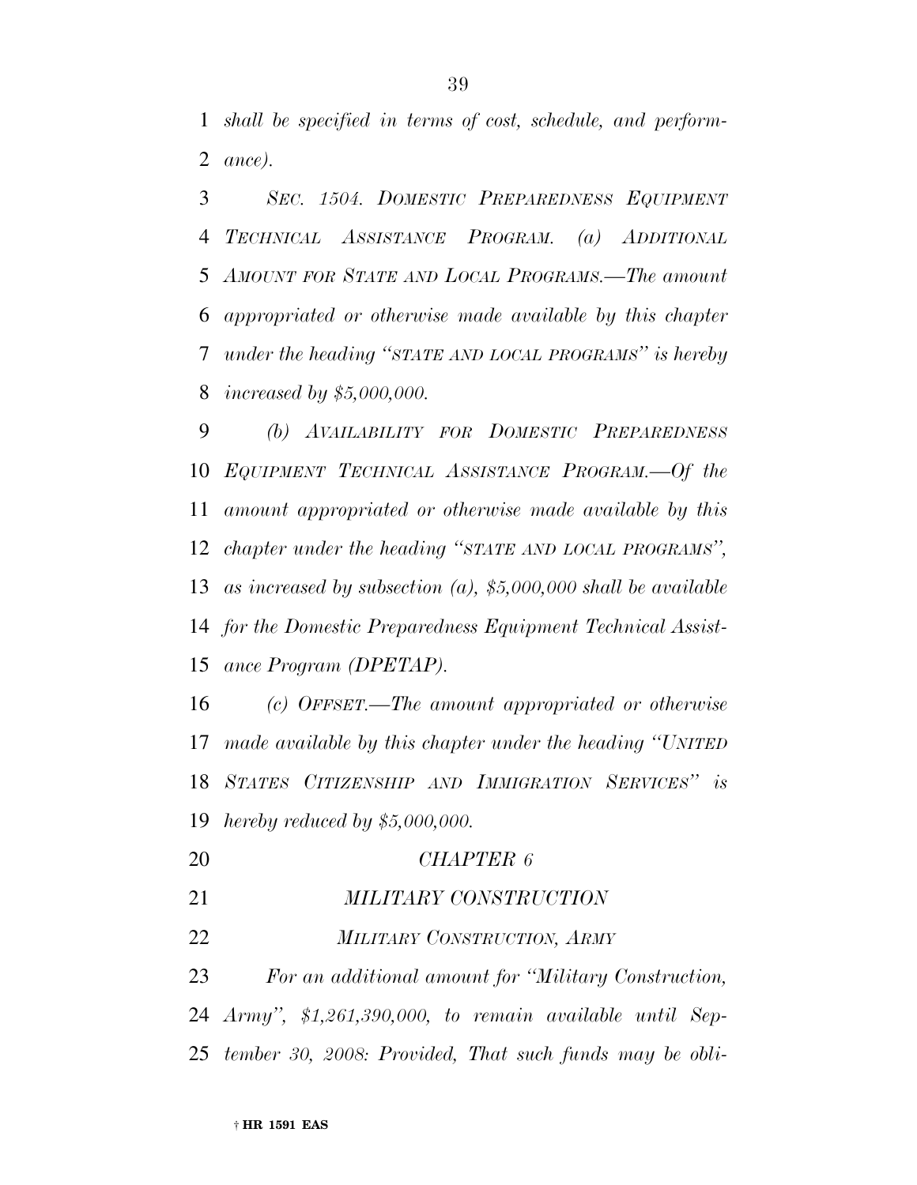*shall be specified in terms of cost, schedule, and performance).*

*SEC. 1504. DOMESTIC PREPAREDNESS EQUIPMENT TECHNICAL ASSISTANCE PROGRAM. (a) ADDITIONAL AMOUNT FOR STATE AND LOCAL PROGRAMS.—The amount appropriated or otherwise made available by this chapter under the heading "STATE AND LOCAL PROGRAMS" is hereby increased by $5,000,000.*

*(b) AVAILABILITY FOR DOMESTIC PREPAREDNESS EQUIPMENT TECHNICAL ASSISTANCE PROGRAM.—Of the amount appropriated or otherwise made available by this chapter under the heading "STATE AND LOCAL PROGRAMS", as increased by subsection (a), $5,000,000 shall be available for the Domestic Preparedness Equipment Technical Assistance Program (DPETAP).*

*(c) OFFSET.—The amount appropriated or otherwise made available by this chapter under the heading "UNITED STATES CITIZENSHIP AND IMMIGRATION SERVICES" is hereby reduced by $5,000,000.*

## *CHAPTER 6*

## *MILITARY CONSTRUCTION*

### *MILITARY CONSTRUCTION, ARMY*

*For an additional amount for "Military Construction, Army", $1,261,390,000, to remain available until September 30, 2008: Provided, That such funds may be obli-*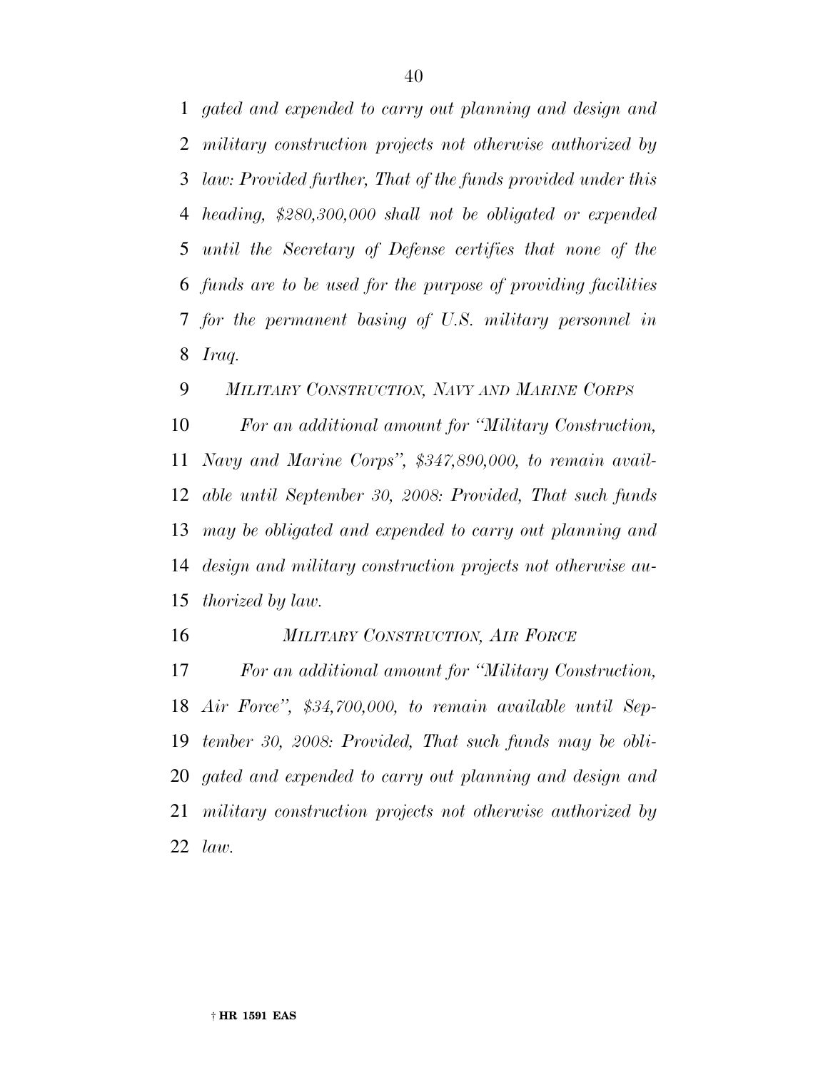*gated and expended to carry out planning and design and military construction projects not otherwise authorized by law: Provided further, That of the funds provided under this heading, $280,300,000 shall not be obligated or expended until the Secretary of Defense certifies that none of the funds are to be used for the purpose of providing facilities for the permanent basing of U.S. military personnel in Iraq.*

*MILITARY CONSTRUCTION, NAVY AND MARINE CORPS*

*For an additional amount for "Military Construction, Navy and Marine Corps", $347,890,000, to remain available until September 30, 2008: Provided, That such funds may be obligated and expended to carry out planning and design and military construction projects not otherwise authorized by law.*

*MILITARY CONSTRUCTION, AIR FORCE*

*For an additional amount for "Military Construction, Air Force", $34,700,000, to remain available until September 30, 2008: Provided, That such funds may be obligated and expended to carry out planning and design and military construction projects not otherwise authorized by law.*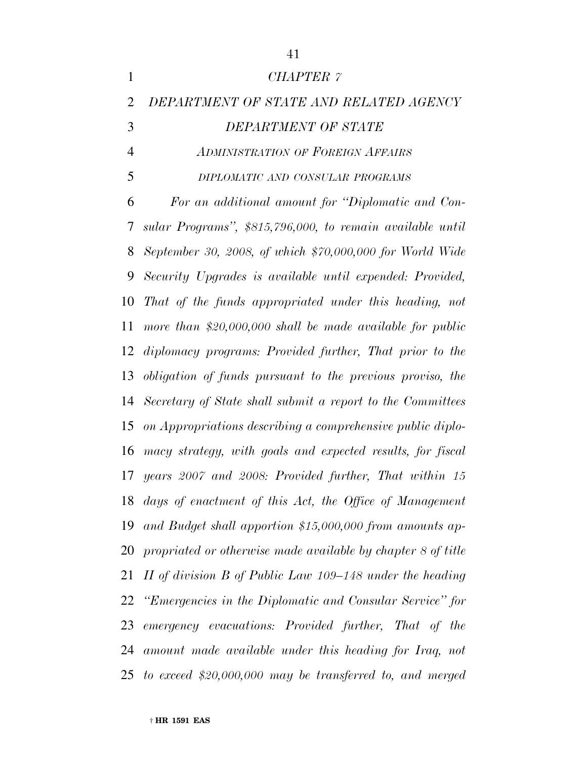*CHAPTER 7*

*DEPARTMENT OF STATE AND RELATED AGENCY*

*DEPARTMENT OF STATE*

*ADMINISTRATION OF FOREIGN AFFAIRS*

*DIPLOMATIC AND CONSULAR PROGRAMS*

*For an additional amount for "Diplomatic and Consular Programs", $815,796,000, to remain available until September 30, 2008, of which $70,000,000 for World Wide Security Upgrades is available until expended: Provided, That of the funds appropriated under this heading, not more than $20,000,000 shall be made available for public diplomacy programs: Provided further, That prior to the obligation of funds pursuant to the previous proviso, the Secretary of State shall submit a report to the Committees on Appropriations describing a comprehensive public diplomacy strategy, with goals and expected results, for fiscal years 2007 and 2008: Provided further, That within 15 days of enactment of this Act, the Office of Management and Budget shall apportion $15,000,000 from amounts appropriated or otherwise made available by chapter 8 of title II of division B of Public Law 109–148 under the heading "Emergencies in the Diplomatic and Consular Service" for emergency evacuations: Provided further, That of the amount made available under this heading for Iraq, not to exceed $20,000,000 may be transferred to, and merged*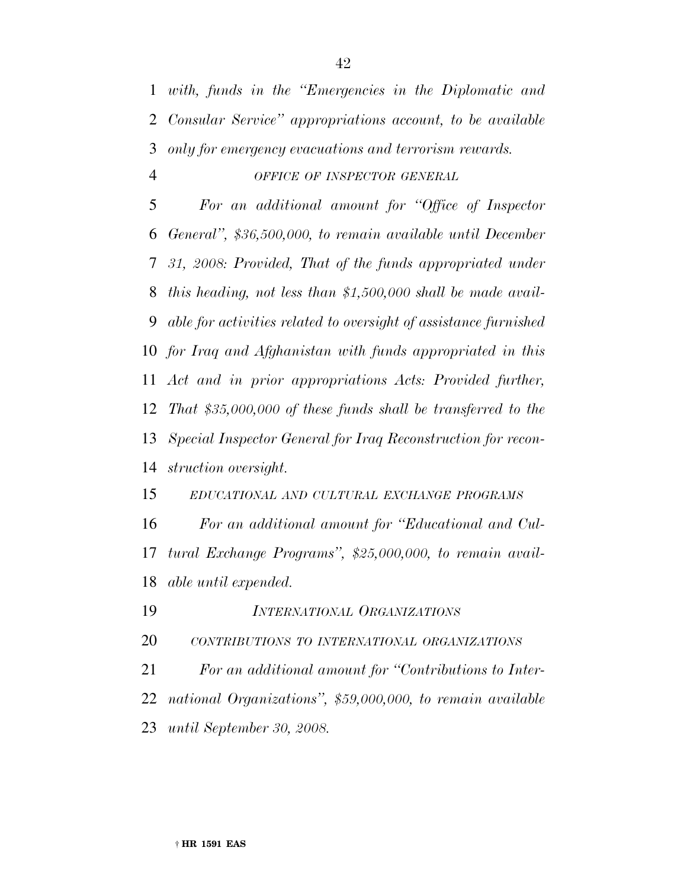*with, funds in the ''Emergencies in the Diplomatic and Consular Service'' appropriations account, to be available only for emergency evacuations and terrorism rewards.*

*OFFICE OF INSPECTOR GENERAL*

*For an additional amount for ''Office of Inspector General'', $36,500,000, to remain available until December 31, 2008: Provided, That of the funds appropriated under this heading, not less than $1,500,000 shall be made available for activities related to oversight of assistance furnished for Iraq and Afghanistan with funds appropriated in this Act and in prior appropriations Acts: Provided further, That $35,000,000 of these funds shall be transferred to the Special Inspector General for Iraq Reconstruction for reconstruction oversight.*

*EDUCATIONAL AND CULTURAL EXCHANGE PROGRAMS*

*For an additional amount for ''Educational and Cultural Exchange Programs'', $25,000,000, to remain available until expended.*

*INTERNATIONAL ORGANIZATIONS*

*CONTRIBUTIONS TO INTERNATIONAL ORGANIZATIONS*

*For an additional amount for ''Contributions to International Organizations'', $59,000,000, to remain available until September 30, 2008.*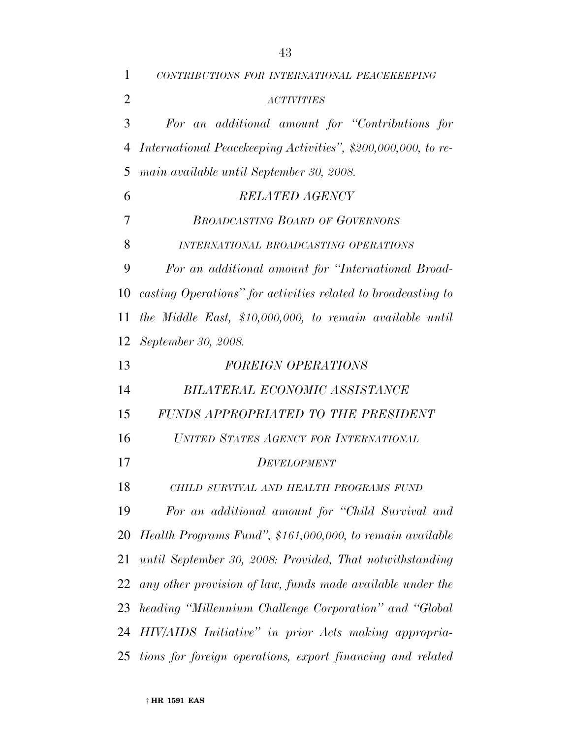*CONTRIBUTIONS FOR INTERNATIONAL PEACEKEEPING ACTIVITIES*

*For an additional amount for "Contributions for International Peacekeeping Activities", $200,000,000, to remain available until September 30, 2008.*

*RELATED AGENCY*

*BROADCASTING BOARD OF GOVERNORS*

*INTERNATIONAL BROADCASTING OPERATIONS*

*For an additional amount for "International Broadcasting Operations" for activities related to broadcasting to the Middle East, $10,000,000, to remain available until September 30, 2008.*

*FOREIGN OPERATIONS*

*BILATERAL ECONOMIC ASSISTANCE*

*FUNDS APPROPRIATED TO THE PRESIDENT*

*UNITED STATES AGENCY FOR INTERNATIONAL DEVELOPMENT*

*CHILD SURVIVAL AND HEALTH PROGRAMS FUND*

*For an additional amount for "Child Survival and Health Programs Fund", $161,000,000, to remain available until September 30, 2008: Provided, That notwithstanding any other provision of law, funds made available under the heading "Millennium Challenge Corporation" and "Global HIV/AIDS Initiative" in prior Acts making appropriations for foreign operations, export financing and related*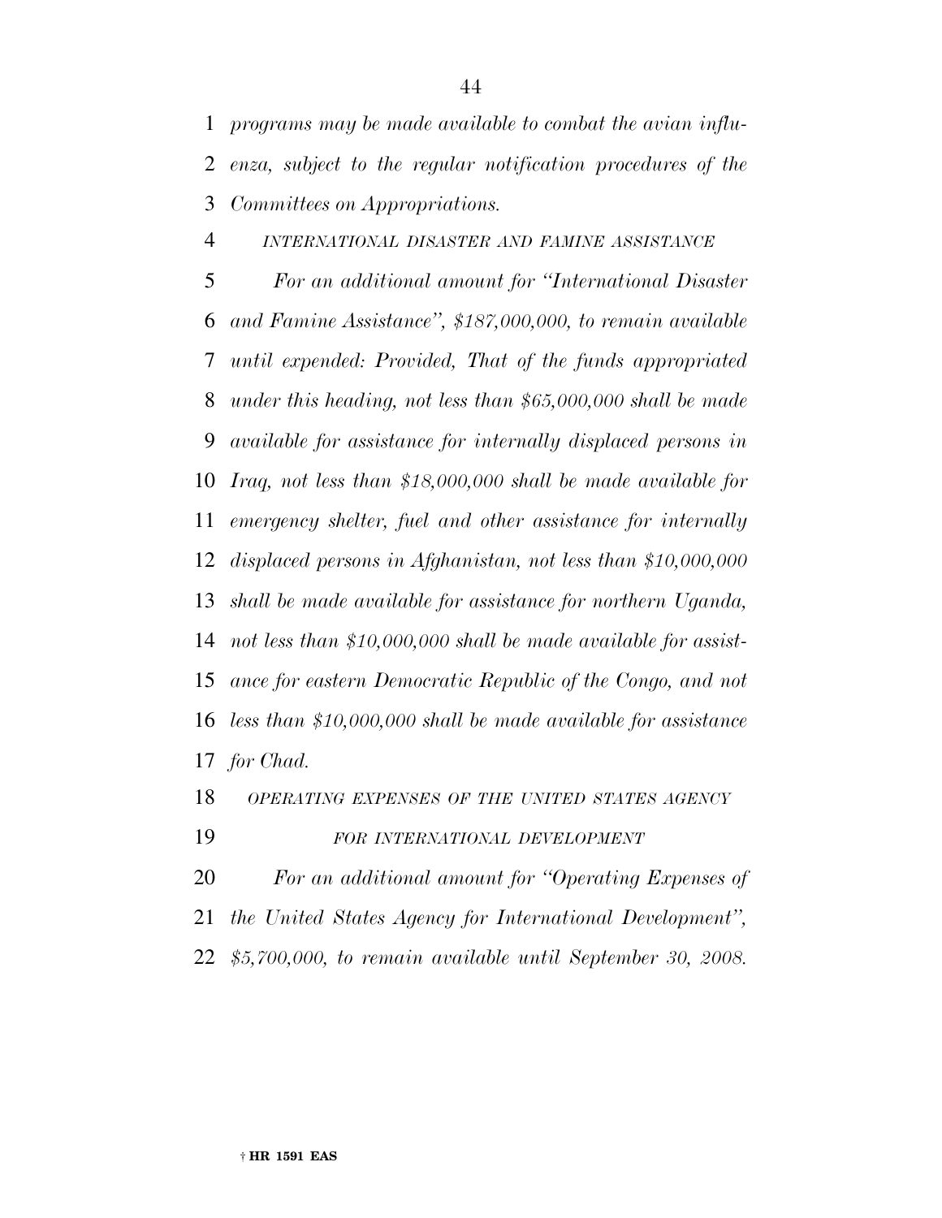*programs may be made available to combat the avian influenza, subject to the regular notification procedures of the Committees on Appropriations.*

*INTERNATIONAL DISASTER AND FAMINE ASSISTANCE*

*For an additional amount for "International Disaster and Famine Assistance", $187,000,000, to remain available until expended: Provided, That of the funds appropriated under this heading, not less than $65,000,000 shall be made available for assistance for internally displaced persons in Iraq, not less than $18,000,000 shall be made available for emergency shelter, fuel and other assistance for internally displaced persons in Afghanistan, not less than $10,000,000 shall be made available for assistance for northern Uganda, not less than $10,000,000 shall be made available for assistance for eastern Democratic Republic of the Congo, and not less than $10,000,000 shall be made available for assistance for Chad.*

*OPERATING EXPENSES OF THE UNITED STATES AGENCY FOR INTERNATIONAL DEVELOPMENT*

*For an additional amount for "Operating Expenses of the United States Agency for International Development", $5,700,000, to remain available until September 30, 2008.*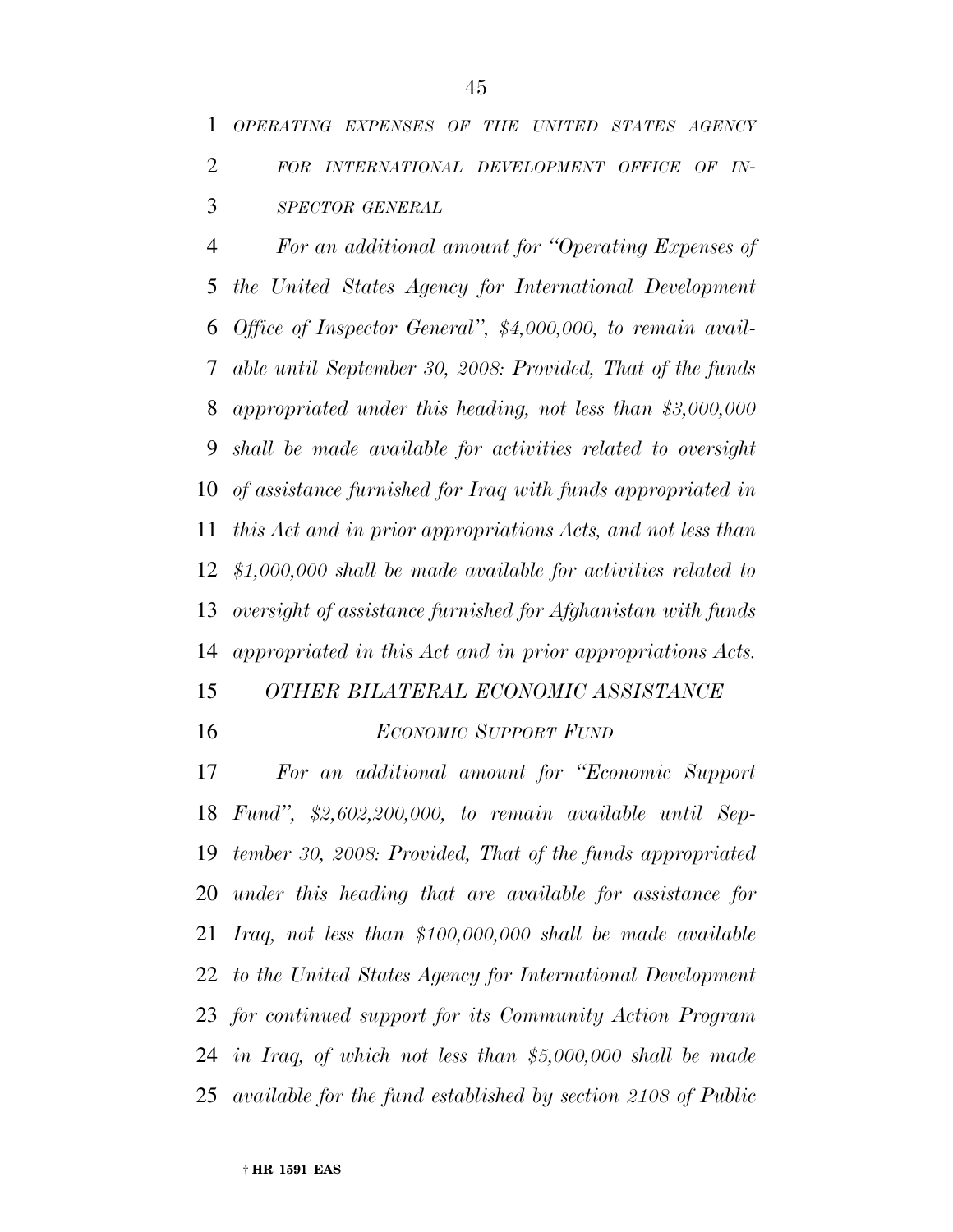*OPERATING EXPENSES OF THE UNITED STATES AGENCY FOR INTERNATIONAL DEVELOPMENT OFFICE OF INSPECTOR GENERAL*

*For an additional amount for "Operating Expenses of the United States Agency for International Development Office of Inspector General", $4,000,000, to remain available until September 30, 2008: Provided, That of the funds appropriated under this heading, not less than $3,000,000 shall be made available for activities related to oversight of assistance furnished for Iraq with funds appropriated in this Act and in prior appropriations Acts, and not less than $1,000,000 shall be made available for activities related to oversight of assistance furnished for Afghanistan with funds appropriated in this Act and in prior appropriations Acts.*

*OTHER BILATERAL ECONOMIC ASSISTANCE*

*ECONOMIC SUPPORT FUND*

*For an additional amount for "Economic Support Fund", $2,602,200,000, to remain available until September 30, 2008: Provided, That of the funds appropriated under this heading that are available for assistance for Iraq, not less than $100,000,000 shall be made available to the United States Agency for International Development for continued support for its Community Action Program in Iraq, of which not less than $5,000,000 shall be made available for the fund established by section 2108 of Public*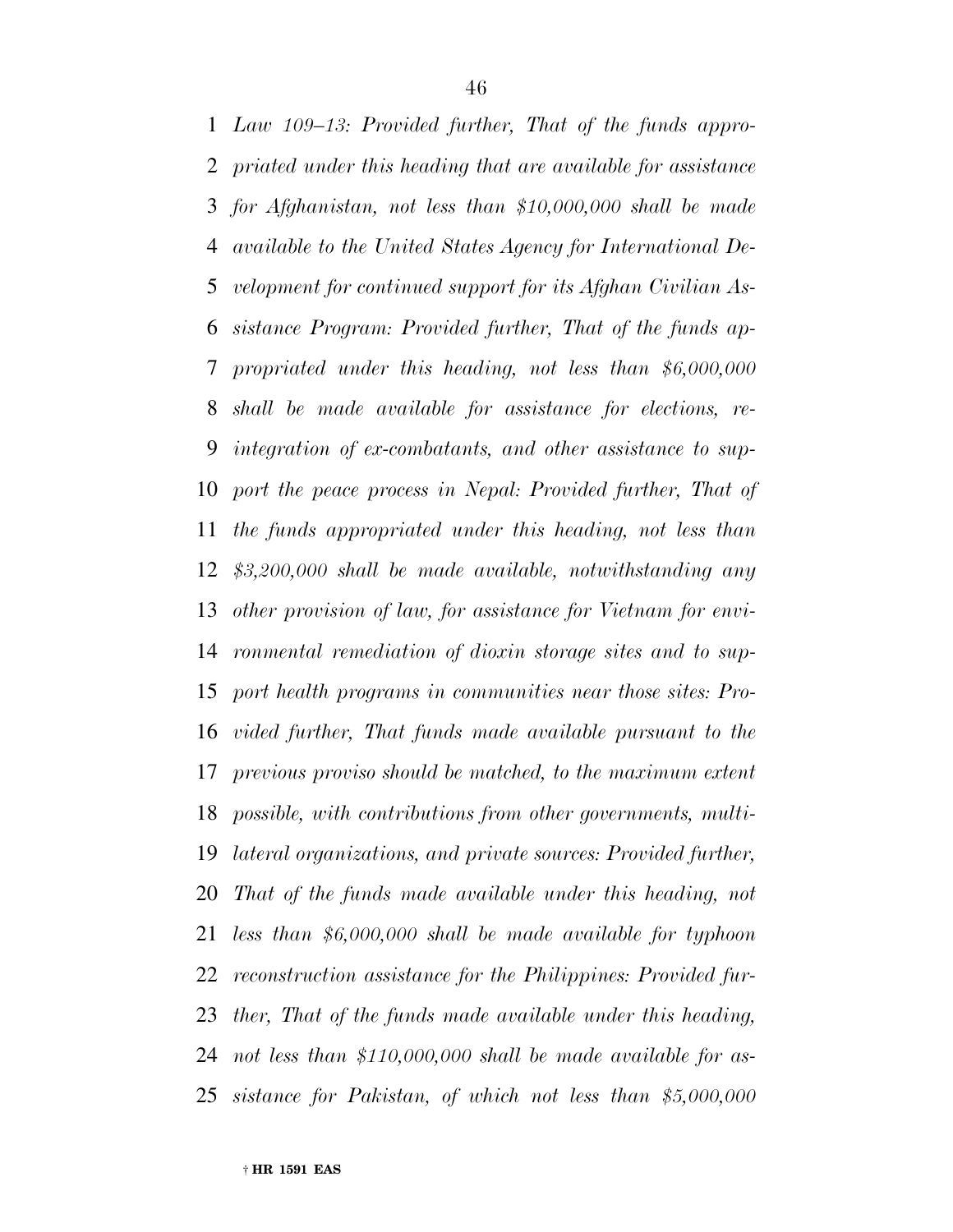*Law 109–13: Provided further, That of the funds appropriated under this heading that are available for assistance for Afghanistan, not less than $10,000,000 shall be made available to the United States Agency for International Development for continued support for its Afghan Civilian Assistance Program: Provided further, That of the funds appropriated under this heading, not less than $6,000,000 shall be made available for assistance for elections, reintegration of ex-combatants, and other assistance to support the peace process in Nepal: Provided further, That of the funds appropriated under this heading, not less than $3,200,000 shall be made available, notwithstanding any other provision of law, for assistance for Vietnam for environmental remediation of dioxin storage sites and to support health programs in communities near those sites: Provided further, That funds made available pursuant to the previous proviso should be matched, to the maximum extent possible, with contributions from other governments, multilateral organizations, and private sources: Provided further, That of the funds made available under this heading, not less than $6,000,000 shall be made available for typhoon reconstruction assistance for the Philippines: Provided further, That of the funds made available under this heading, not less than $110,000,000 shall be made available for assistance for Pakistan, of which not less than $5,000,000*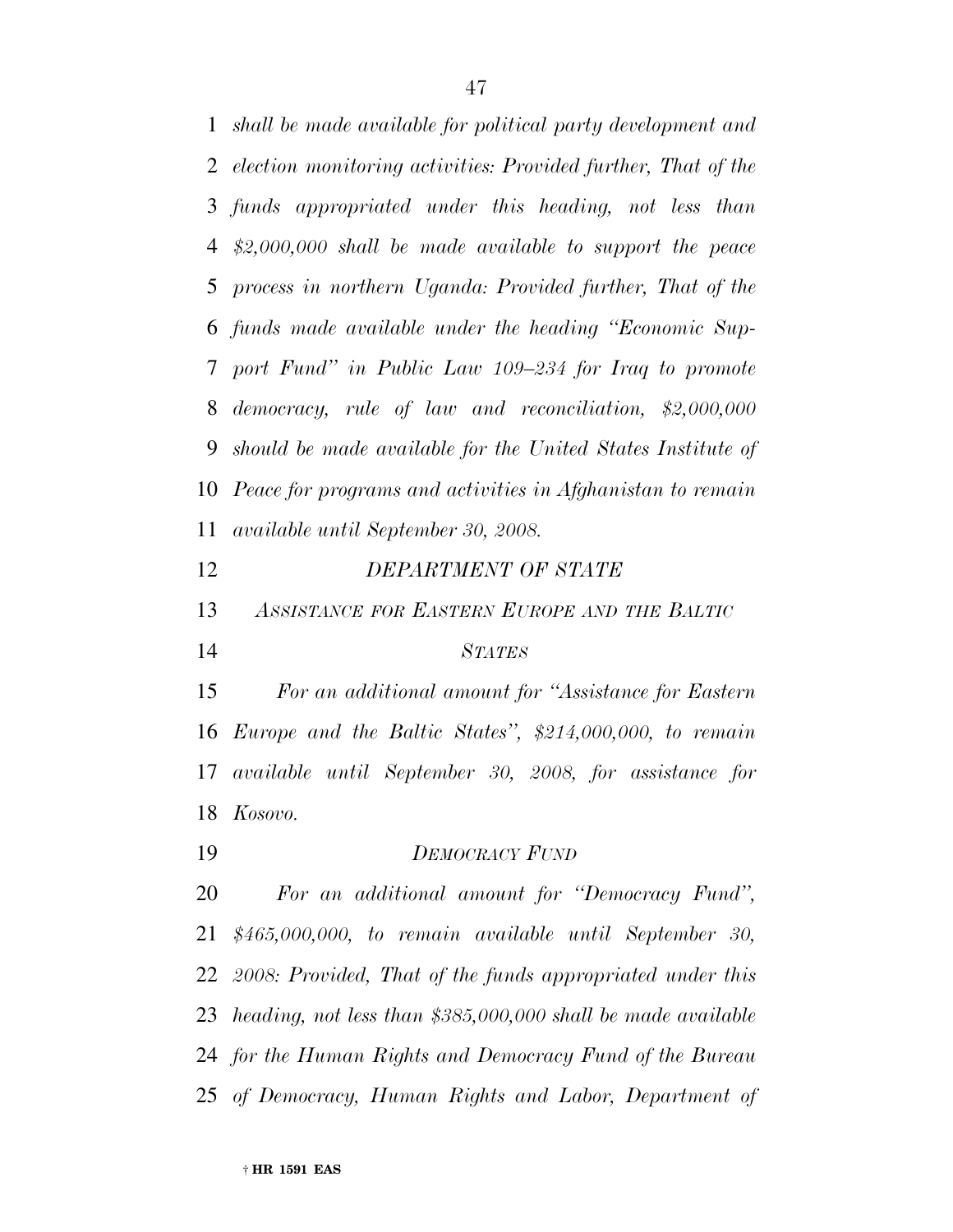*shall be made available for political party development and election monitoring activities: Provided further, That of the funds appropriated under this heading, not less than $2,000,000 shall be made available to support the peace process in northern Uganda: Provided further, That of the funds made available under the heading "Economic Support Fund" in Public Law 109–234 for Iraq to promote democracy, rule of law and reconciliation, $2,000,000 should be made available for the United States Institute of Peace for programs and activities in Afghanistan to remain available until September 30, 2008.*

*DEPARTMENT OF STATE*

*ASSISTANCE FOR EASTERN EUROPE AND THE BALTIC STATES*

*For an additional amount for "Assistance for Eastern Europe and the Baltic States", $214,000,000, to remain available until September 30, 2008, for assistance for Kosovo.*

*DEMOCRACY FUND*

*For an additional amount for "Democracy Fund", $465,000,000, to remain available until September 30, 2008: Provided, That of the funds appropriated under this heading, not less than $385,000,000 shall be made available for the Human Rights and Democracy Fund of the Bureau of Democracy, Human Rights and Labor, Department of*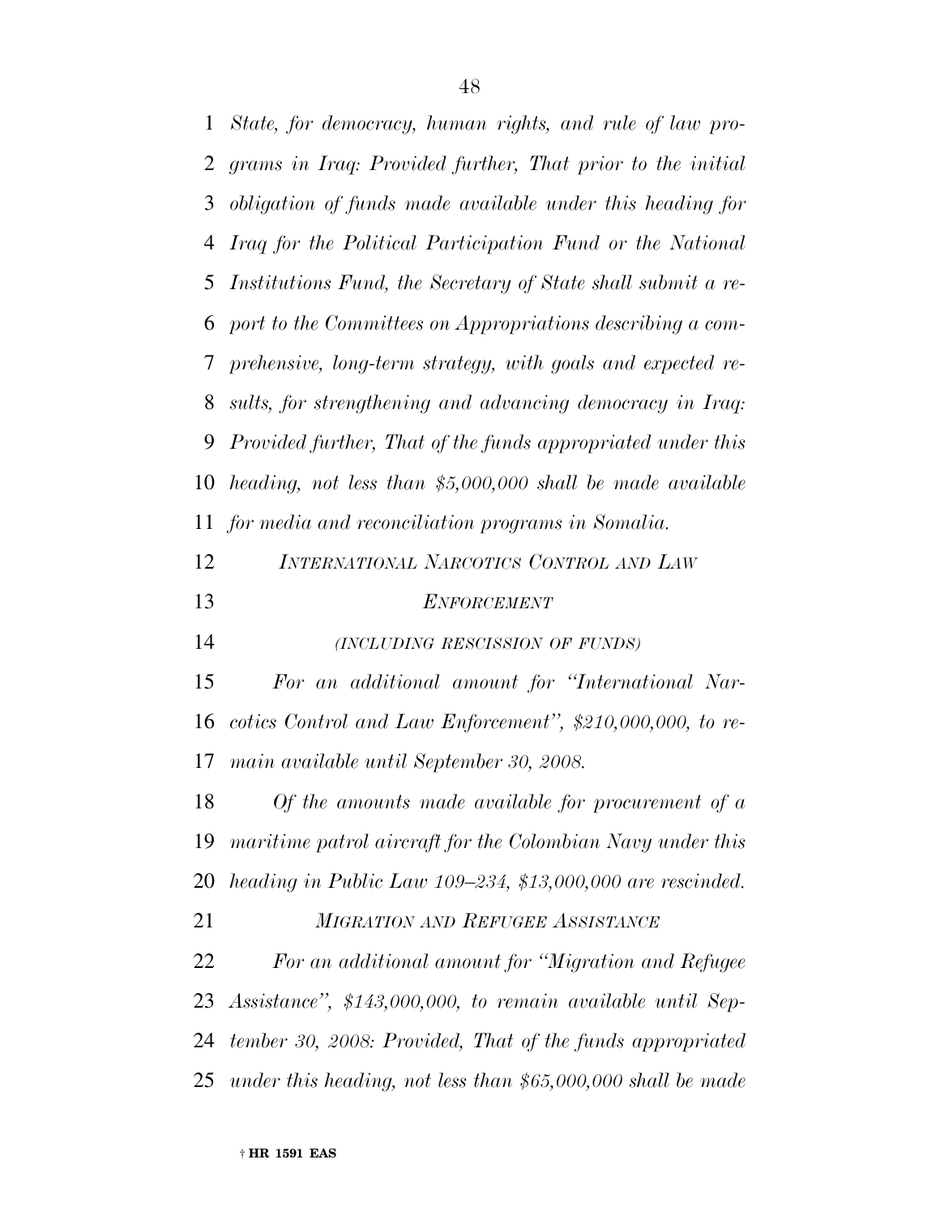*State, for democracy, human rights, and rule of law programs in Iraq: Provided further, That prior to the initial obligation of funds made available under this heading for Iraq for the Political Participation Fund or the National Institutions Fund, the Secretary of State shall submit a report to the Committees on Appropriations describing a comprehensive, long-term strategy, with goals and expected results, for strengthening and advancing democracy in Iraq: Provided further, That of the funds appropriated under this heading, not less than $5,000,000 shall be made available for media and reconciliation programs in Somalia.*

*INTERNATIONAL NARCOTICS CONTROL AND LAW ENFORCEMENT*

*(INCLUDING RESCISSION OF FUNDS)*

*For an additional amount for "International Narcotics Control and Law Enforcement", $210,000,000, to remain available until September 30, 2008.*

*Of the amounts made available for procurement of a maritime patrol aircraft for the Colombian Navy under this heading in Public Law 109–234, $13,000,000 are rescinded.*

*MIGRATION AND REFUGEE ASSISTANCE*

*For an additional amount for "Migration and Refugee Assistance", $143,000,000, to remain available until September 30, 2008: Provided, That of the funds appropriated under this heading, not less than $65,000,000 shall be made*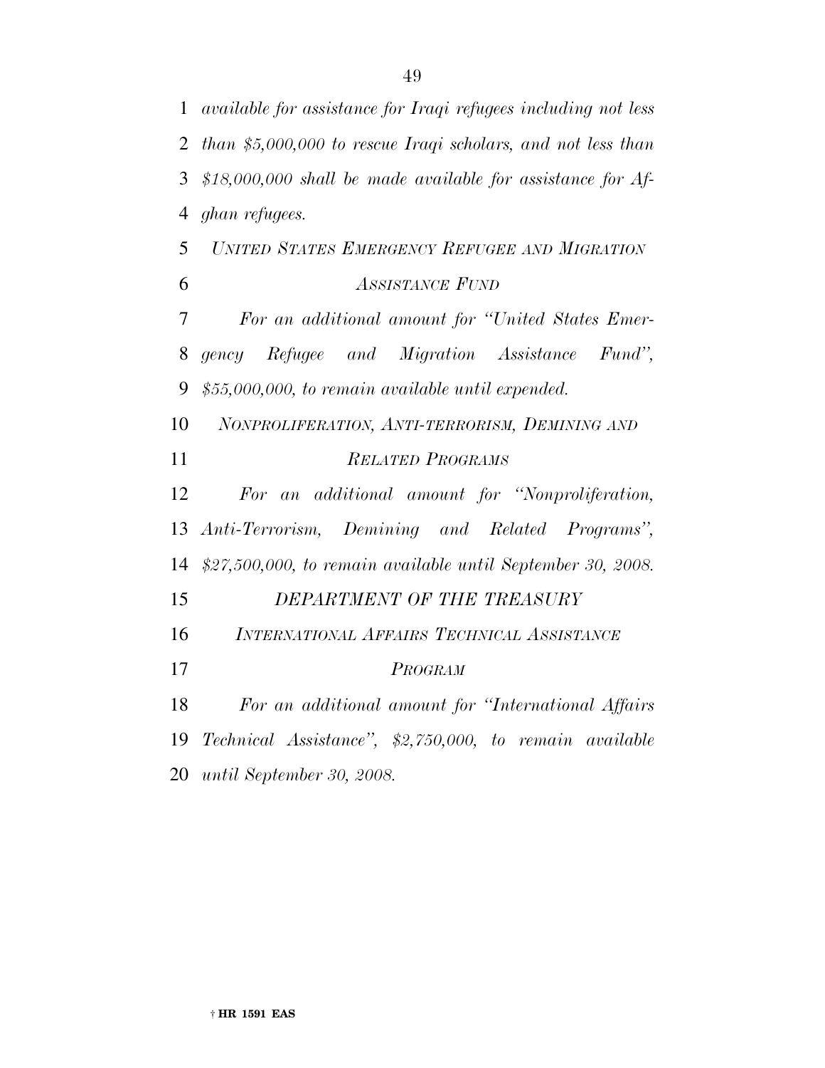*available for assistance for Iraqi refugees including not less than $5,000,000 to rescue Iraqi scholars, and not less than $18,000,000 shall be made available for assistance for Afghan refugees.*

*UNITED STATES EMERGENCY REFUGEE AND MIGRATION ASSISTANCE FUND*

*For an additional amount for "United States Emergency Refugee and Migration Assistance Fund", $55,000,000, to remain available until expended.*

*NONPROLIFERATION, ANTI-TERRORISM, DEMINING AND RELATED PROGRAMS*

*For an additional amount for "Nonproliferation, Anti-Terrorism, Demining and Related Programs", $27,500,000, to remain available until September 30, 2008.*

*DEPARTMENT OF THE TREASURY*

*INTERNATIONAL AFFAIRS TECHNICAL ASSISTANCE PROGRAM*

*For an additional amount for "International Affairs Technical Assistance", $2,750,000, to remain available until September 30, 2008.*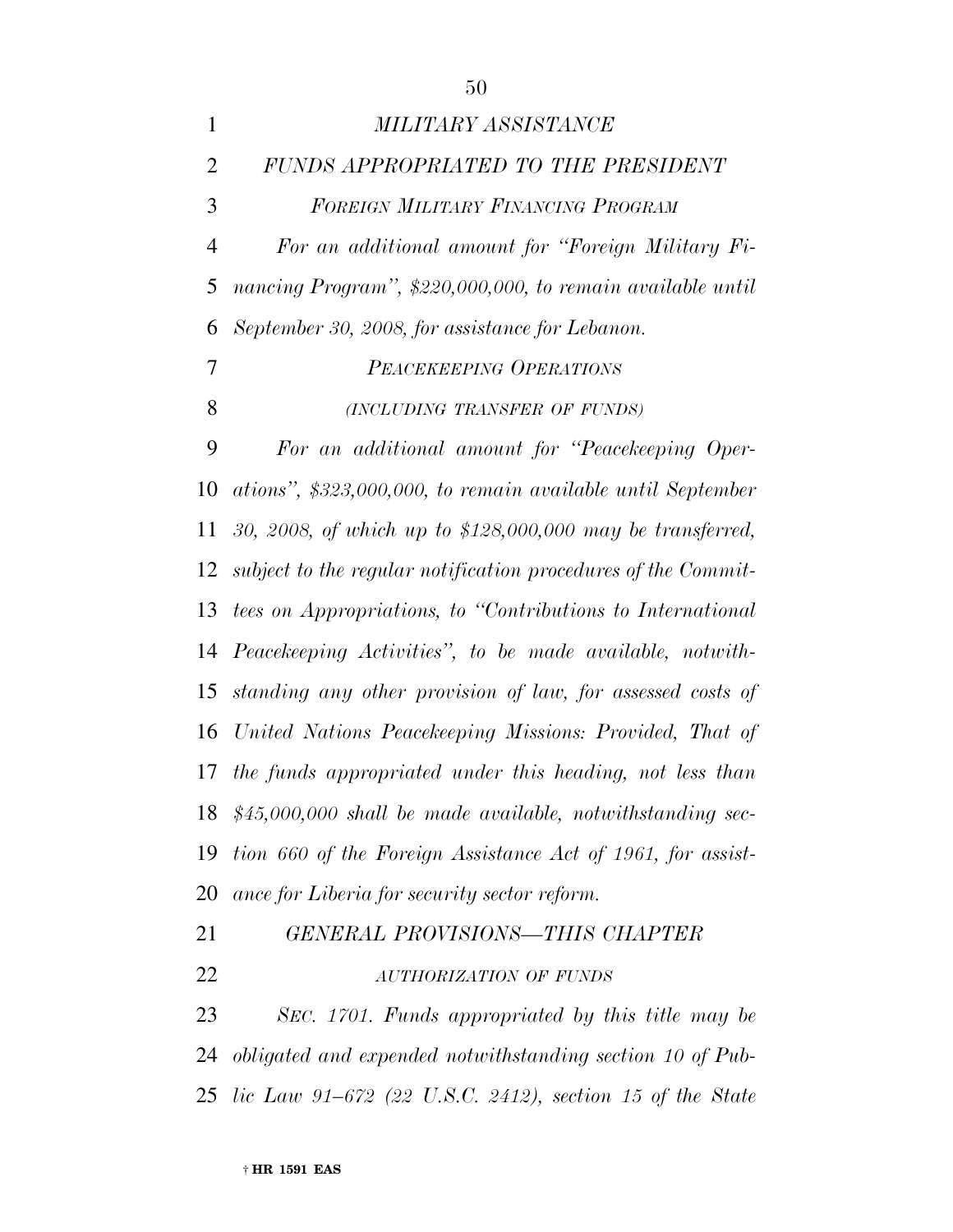*MILITARY ASSISTANCE*

*FUNDS APPROPRIATED TO THE PRESIDENT*

*FOREIGN MILITARY FINANCING PROGRAM*

*For an additional amount for "Foreign Military Financing Program", $220,000,000, to remain available until September 30, 2008, for assistance for Lebanon.*

*PEACEKEEPING OPERATIONS*

*(INCLUDING TRANSFER OF FUNDS)*

*For an additional amount for "Peacekeeping Operations", $323,000,000, to remain available until September 30, 2008, of which up to $128,000,000 may be transferred, subject to the regular notification procedures of the Committees on Appropriations, to "Contributions to International Peacekeeping Activities", to be made available, notwithstanding any other provision of law, for assessed costs of United Nations Peacekeeping Missions: Provided, That of the funds appropriated under this heading, not less than $45,000,000 shall be made available, notwithstanding section 660 of the Foreign Assistance Act of 1961, for assistance for Liberia for security sector reform.*

*GENERAL PROVISIONS—THIS CHAPTER*

*AUTHORIZATION OF FUNDS*

*SEC. 1701. Funds appropriated by this title may be obligated and expended notwithstanding section 10 of Public Law 91–672 (22 U.S.C. 2412), section 15 of the State*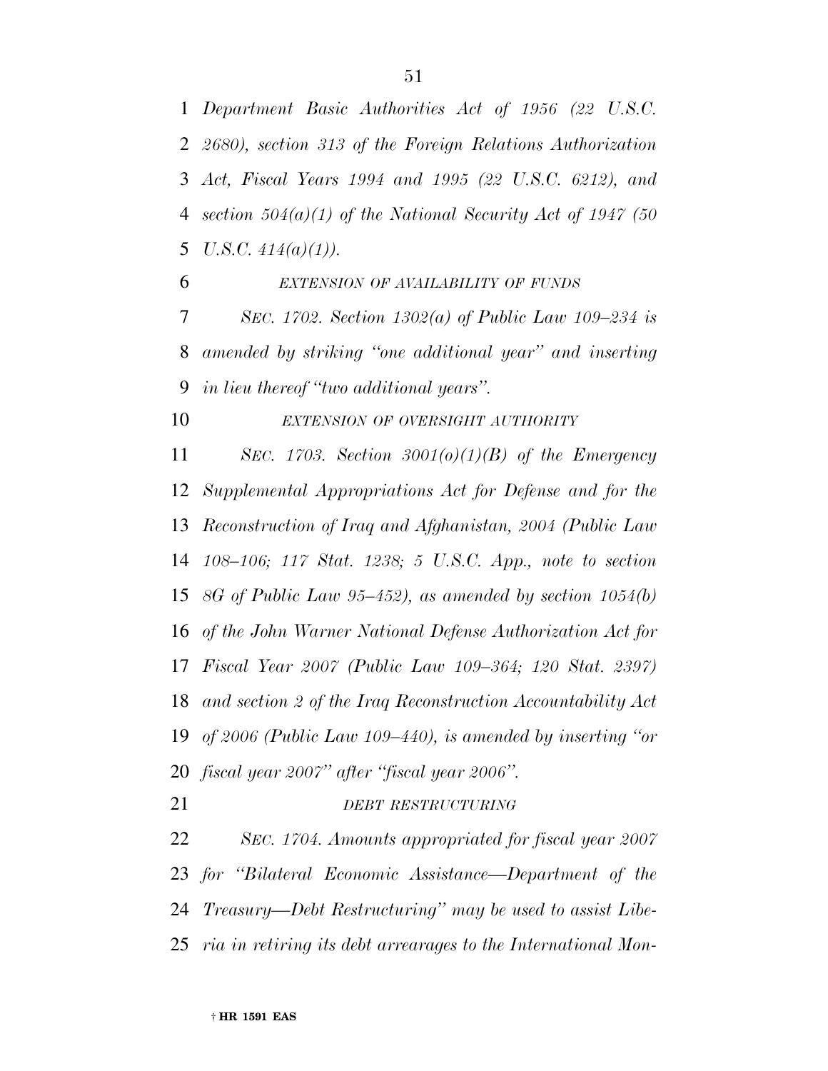*Department Basic Authorities Act of 1956 (22 U.S.C. 2680), section 313 of the Foreign Relations Authorization Act, Fiscal Years 1994 and 1995 (22 U.S.C. 6212), and section 504(a)(1) of the National Security Act of 1947 (50 U.S.C. 414(a)(1)).*

*EXTENSION OF AVAILABILITY OF FUNDS*

*SEC. 1702. Section 1302(a) of Public Law 109–234 is amended by striking "one additional year" and inserting in lieu thereof "two additional years".*

*EXTENSION OF OVERSIGHT AUTHORITY*

*SEC. 1703. Section 3001(o)(1)(B) of the Emergency Supplemental Appropriations Act for Defense and for the Reconstruction of Iraq and Afghanistan, 2004 (Public Law 108–106; 117 Stat. 1238; 5 U.S.C. App., note to section 8G of Public Law 95–452), as amended by section 1054(b) of the John Warner National Defense Authorization Act for Fiscal Year 2007 (Public Law 109–364; 120 Stat. 2397) and section 2 of the Iraq Reconstruction Accountability Act of 2006 (Public Law 109–440), is amended by inserting "or fiscal year 2007" after "fiscal year 2006".*

*DEBT RESTRUCTURING*

*SEC. 1704. Amounts appropriated for fiscal year 2007 for "Bilateral Economic Assistance—Department of the Treasury—Debt Restructuring" may be used to assist Liberia in retiring its debt arrearages to the International Mon-*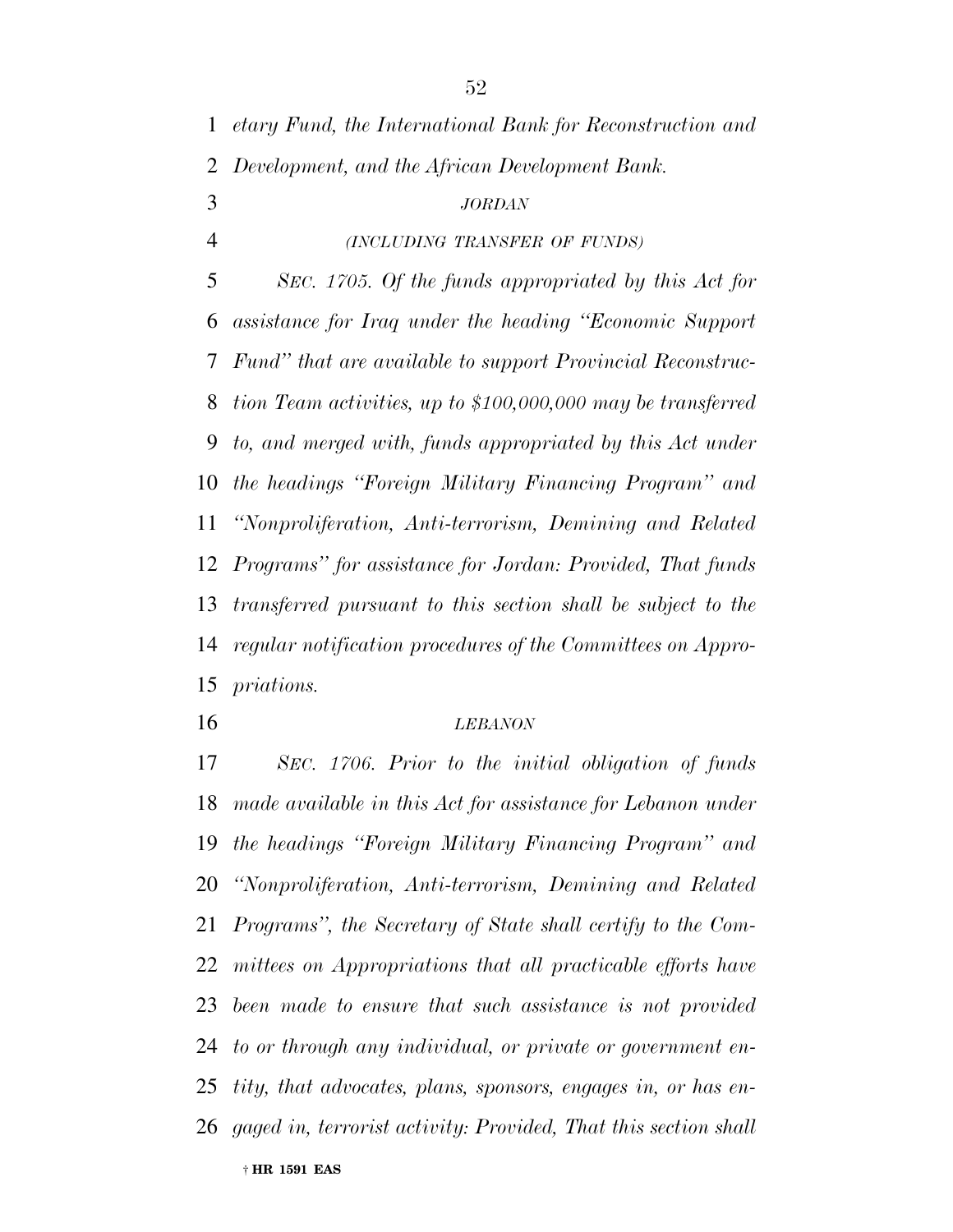*etary Fund, the International Bank for Reconstruction and Development, and the African Development Bank.*

*JORDAN*

*(INCLUDING TRANSFER OF FUNDS)*

*SEC. 1705. Of the funds appropriated by this Act for assistance for Iraq under the heading ''Economic Support Fund'' that are available to support Provincial Reconstruction Team activities, up to $100,000,000 may be transferred to, and merged with, funds appropriated by this Act under the headings ''Foreign Military Financing Program'' and ''Nonproliferation, Anti-terrorism, Demining and Related Programs'' for assistance for Jordan: Provided, That funds transferred pursuant to this section shall be subject to the regular notification procedures of the Committees on Appropriations.*

*LEBANON*

*SEC. 1706. Prior to the initial obligation of funds made available in this Act for assistance for Lebanon under the headings ''Foreign Military Financing Program'' and ''Nonproliferation, Anti-terrorism, Demining and Related Programs'', the Secretary of State shall certify to the Committees on Appropriations that all practicable efforts have been made to ensure that such assistance is not provided to or through any individual, or private or government entity, that advocates, plans, sponsors, engages in, or has engaged in, terrorist activity: Provided, That this section shall*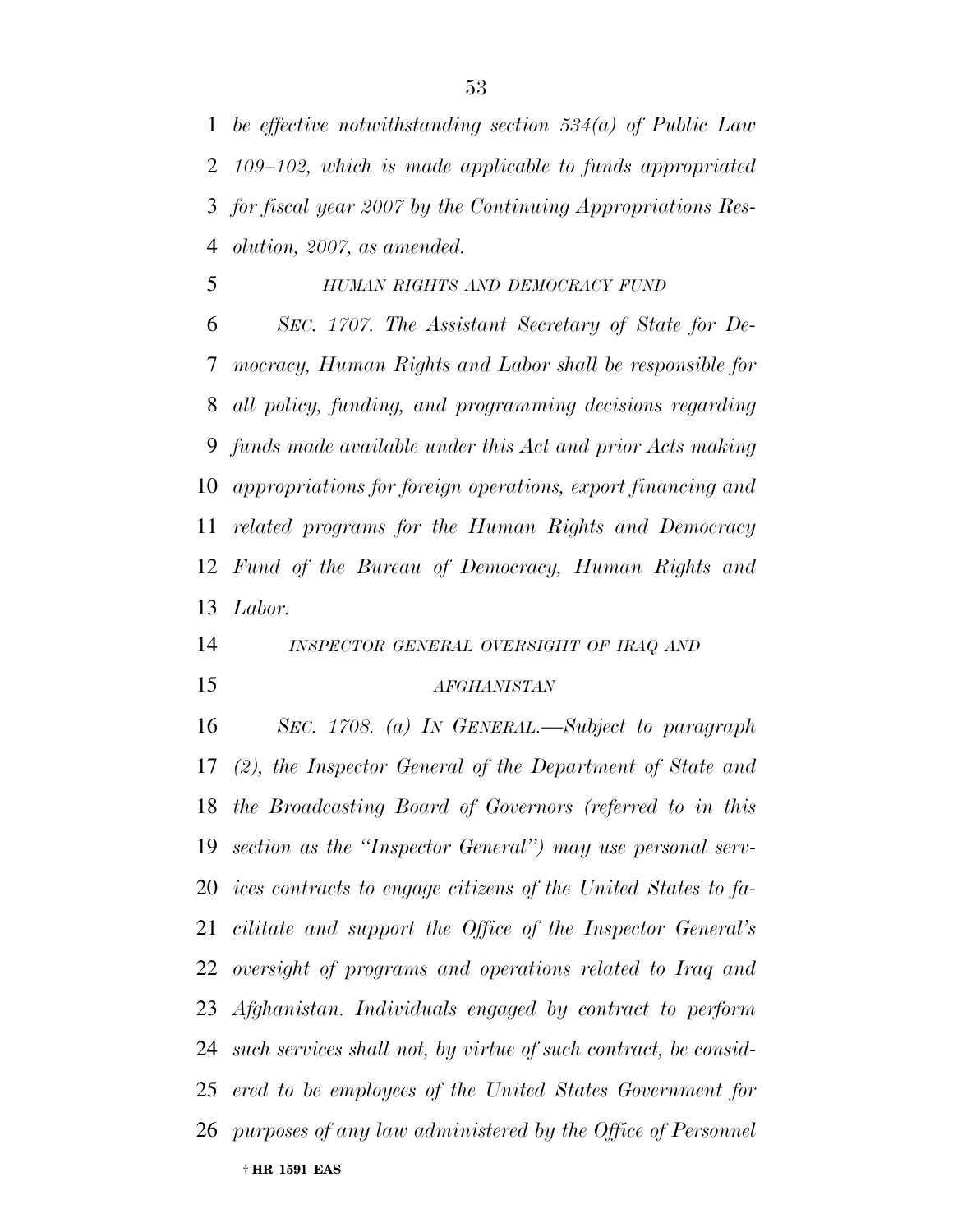*be effective notwithstanding section 534(a) of Public Law 109–102, which is made applicable to funds appropriated for fiscal year 2007 by the Continuing Appropriations Resolution, 2007, as amended.*

*HUMAN RIGHTS AND DEMOCRACY FUND*

*SEC. 1707. The Assistant Secretary of State for Democracy, Human Rights and Labor shall be responsible for all policy, funding, and programming decisions regarding funds made available under this Act and prior Acts making appropriations for foreign operations, export financing and related programs for the Human Rights and Democracy Fund of the Bureau of Democracy, Human Rights and Labor.*

*INSPECTOR GENERAL OVERSIGHT OF IRAQ AND AFGHANISTAN*

*SEC. 1708. (a) IN GENERAL.—Subject to paragraph (2), the Inspector General of the Department of State and the Broadcasting Board of Governors (referred to in this section as the "Inspector General") may use personal services contracts to engage citizens of the United States to facilitate and support the Office of the Inspector General's oversight of programs and operations related to Iraq and Afghanistan. Individuals engaged by contract to perform such services shall not, by virtue of such contract, be considered to be employees of the United States Government for purposes of any law administered by the Office of Personnel*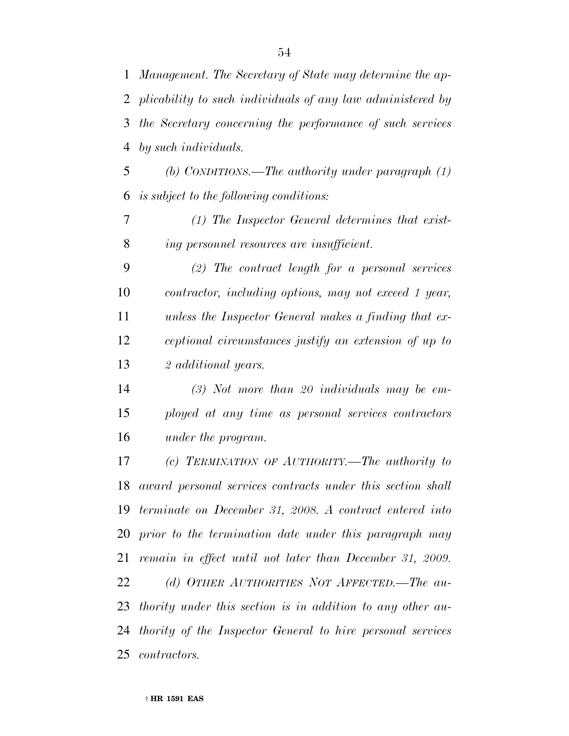*Management. The Secretary of State may determine the applicability to such individuals of any law administered by the Secretary concerning the performance of such services by such individuals.*

*(b) CONDITIONS.—The authority under paragraph (1) is subject to the following conditions:*

*(1) The Inspector General determines that existing personnel resources are insufficient.*

*(2) The contract length for a personal services contractor, including options, may not exceed 1 year, unless the Inspector General makes a finding that exceptional circumstances justify an extension of up to 2 additional years.*

*(3) Not more than 20 individuals may be employed at any time as personal services contractors under the program.*

*(c) TERMINATION OF AUTHORITY.—The authority to award personal services contracts under this section shall terminate on December 31, 2008. A contract entered into prior to the termination date under this paragraph may remain in effect until not later than December 31, 2009.*

*(d) OTHER AUTHORITIES NOT AFFECTED.—The authority under this section is in addition to any other authority of the Inspector General to hire personal services contractors.*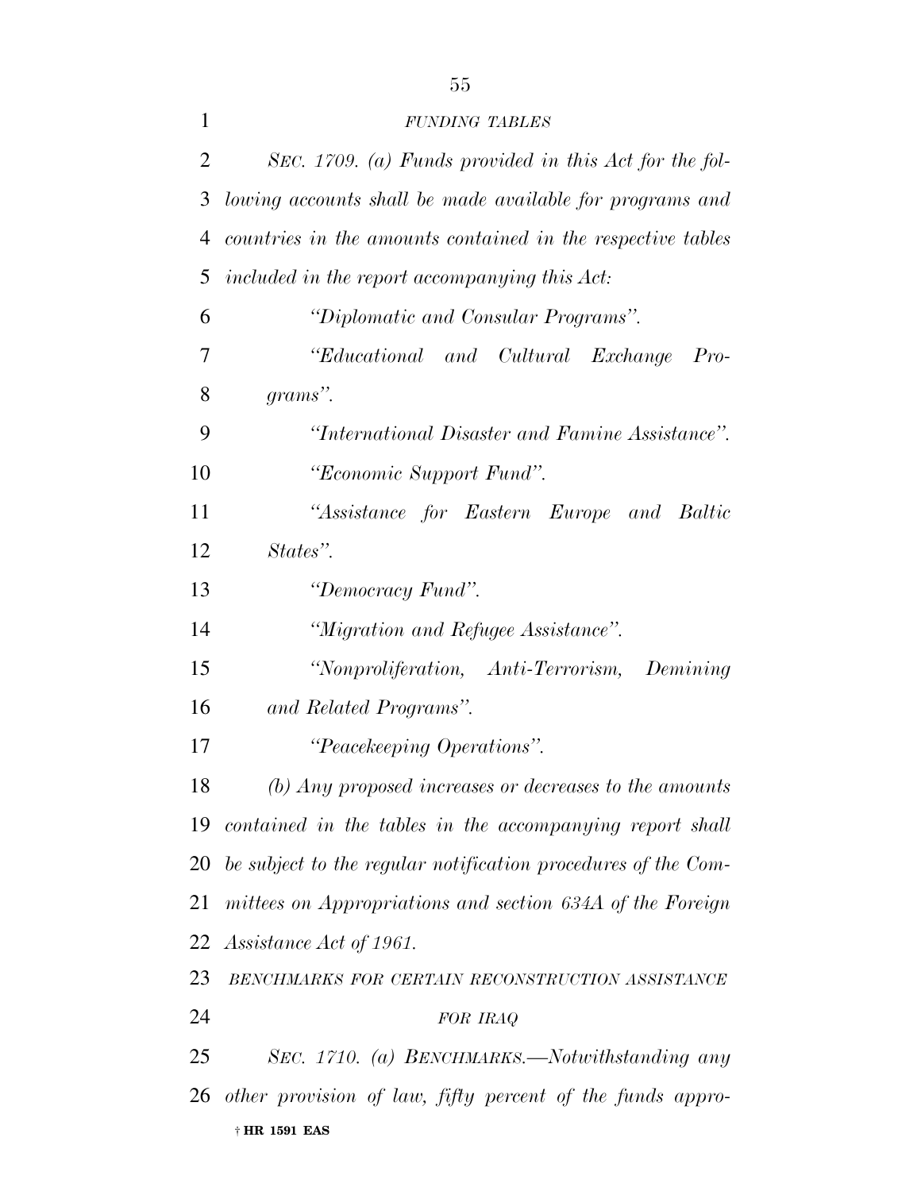*FUNDING TABLES*

*SEC. 1709. (a) Funds provided in this Act for the following accounts shall be made available for programs and countries in the amounts contained in the respective tables included in the report accompanying this Act:*

*"Diplomatic and Consular Programs".*

*"Educational and Cultural Exchange Programs".*

*"International Disaster and Famine Assistance".*

*"Economic Support Fund".*

*"Assistance for Eastern Europe and Baltic States".*

*"Democracy Fund".*

*"Migration and Refugee Assistance".*

*"Nonproliferation, Anti-Terrorism, Demining and Related Programs".*

*"Peacekeeping Operations".*

*(b) Any proposed increases or decreases to the amounts contained in the tables in the accompanying report shall be subject to the regular notification procedures of the Committees on Appropriations and section 634A of the Foreign Assistance Act of 1961.*

*BENCHMARKS FOR CERTAIN RECONSTRUCTION ASSISTANCE FOR IRAQ*

*SEC. 1710. (a) BENCHMARKS.—Notwithstanding any other provision of law, fifty percent of the funds appro-*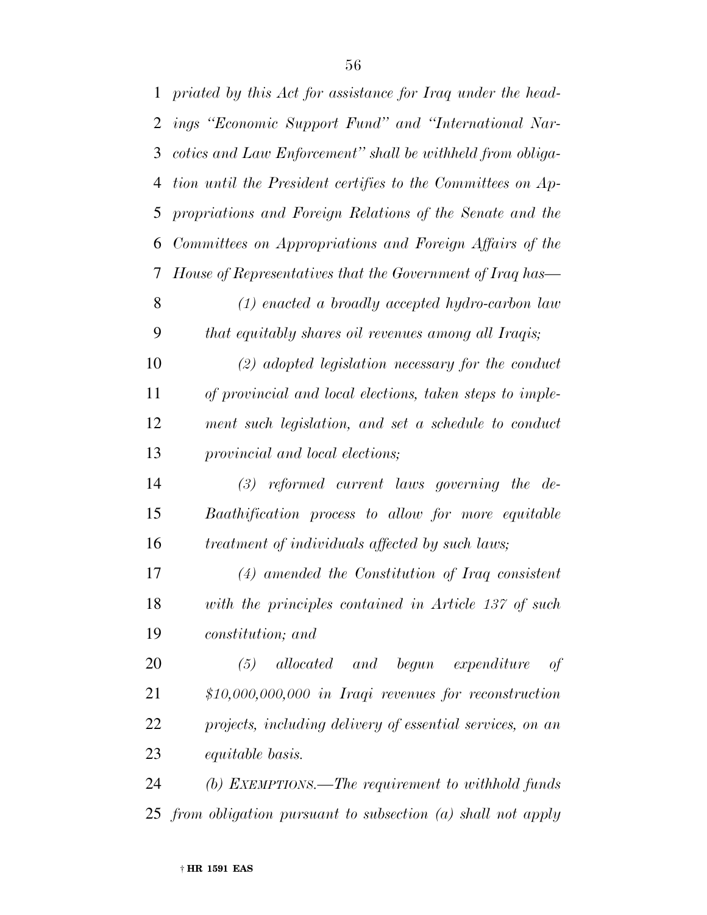*priated by this Act for assistance for Iraq under the headings "Economic Support Fund" and "International Narcotics and Law Enforcement" shall be withheld from obligation until the President certifies to the Committees on Appropriations and Foreign Relations of the Senate and the Committees on Appropriations and Foreign Affairs of the House of Representatives that the Government of Iraq has—*

*(1) enacted a broadly accepted hydro-carbon law that equitably shares oil revenues among all Iraqis;*

*(2) adopted legislation necessary for the conduct of provincial and local elections, taken steps to implement such legislation, and set a schedule to conduct provincial and local elections;*

*(3) reformed current laws governing the de-Baathification process to allow for more equitable treatment of individuals affected by such laws;*

*(4) amended the Constitution of Iraq consistent with the principles contained in Article 137 of such constitution; and*

*(5) allocated and begun expenditure of $10,000,000,000 in Iraqi revenues for reconstruction projects, including delivery of essential services, on an equitable basis.*

*(b) EXEMPTIONS.—The requirement to withhold funds from obligation pursuant to subsection (a) shall not apply*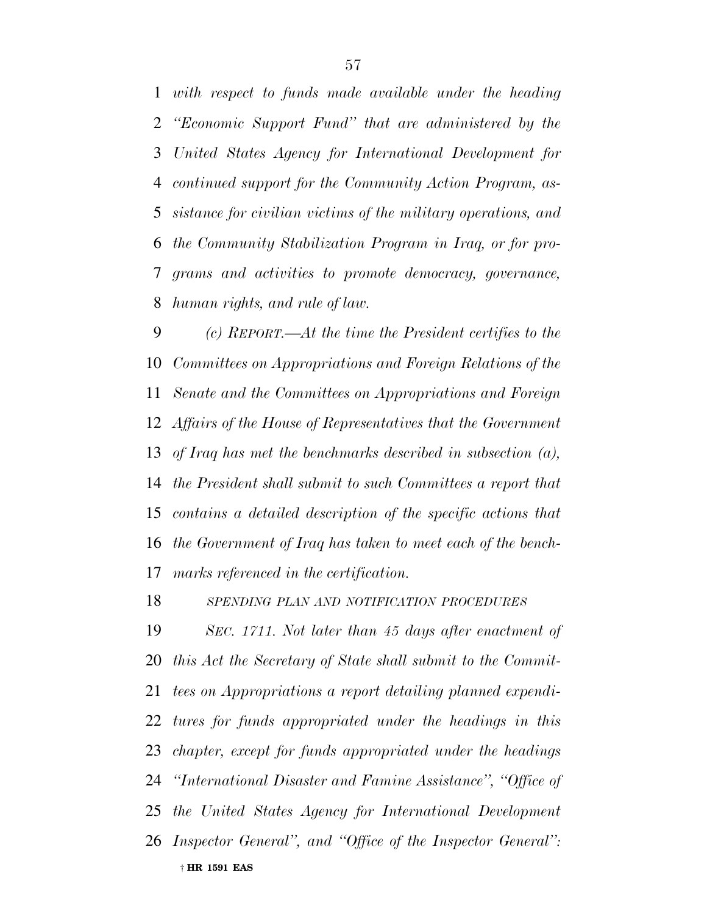*with respect to funds made available under the heading "Economic Support Fund" that are administered by the United States Agency for International Development for continued support for the Community Action Program, assistance for civilian victims of the military operations, and the Community Stabilization Program in Iraq, or for programs and activities to promote democracy, governance, human rights, and rule of law.*

*(c) REPORT.—At the time the President certifies to the Committees on Appropriations and Foreign Relations of the Senate and the Committees on Appropriations and Foreign Affairs of the House of Representatives that the Government of Iraq has met the benchmarks described in subsection (a), the President shall submit to such Committees a report that contains a detailed description of the specific actions that the Government of Iraq has taken to meet each of the benchmarks referenced in the certification.*

*SPENDING PLAN AND NOTIFICATION PROCEDURES*

*SEC. 1711. Not later than 45 days after enactment of this Act the Secretary of State shall submit to the Committees on Appropriations a report detailing planned expenditures for funds appropriated under the headings in this chapter, except for funds appropriated under the headings "International Disaster and Famine Assistance", "Office of the United States Agency for International Development Inspector General", and "Office of the Inspector General":*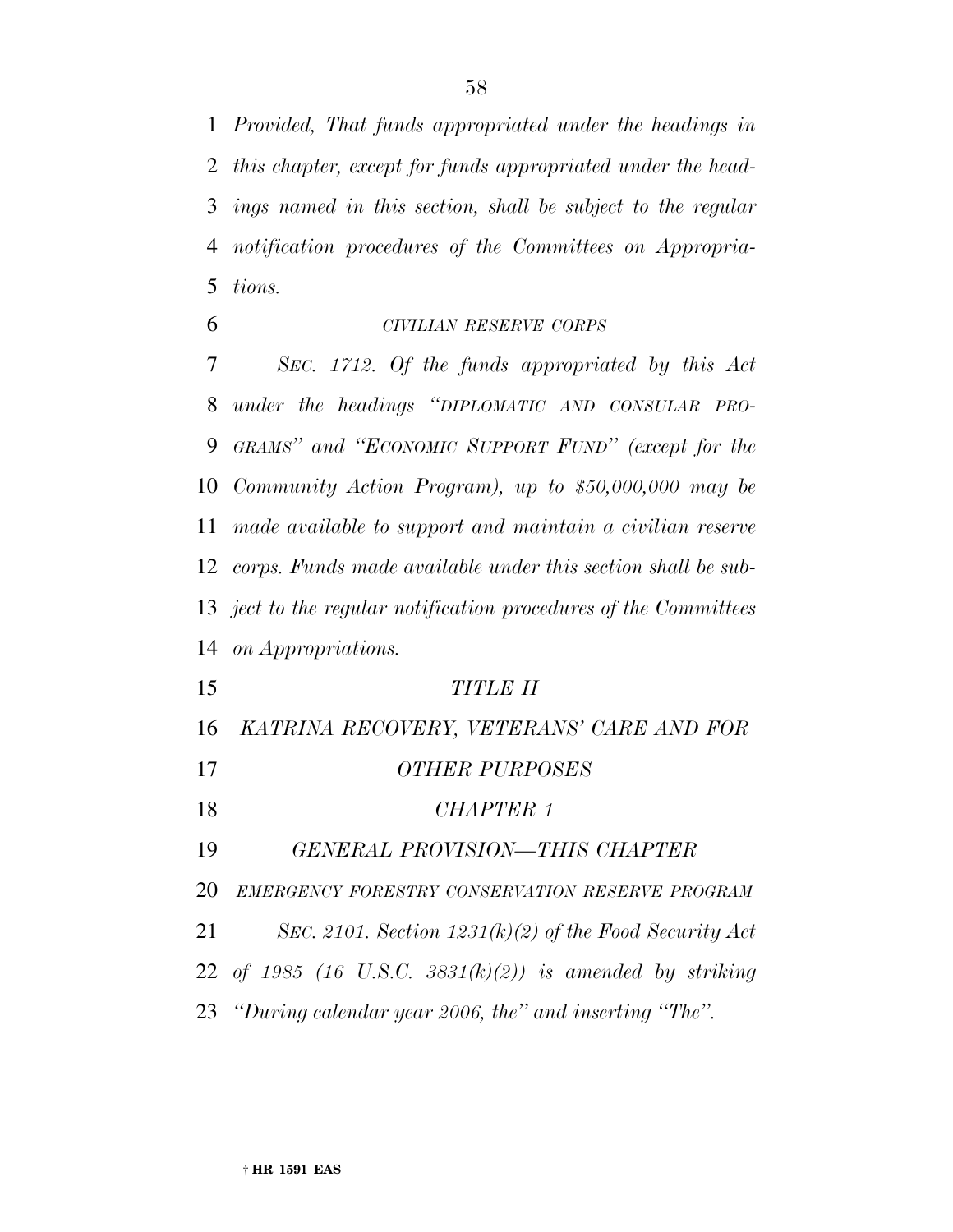*Provided, That funds appropriated under the headings in this chapter, except for funds appropriated under the headings named in this section, shall be subject to the regular notification procedures of the Committees on Appropriations.*

*CIVILIAN RESERVE CORPS*

*SEC. 1712. Of the funds appropriated by this Act under the headings "DIPLOMATIC AND CONSULAR PROGRAMS" and "ECONOMIC SUPPORT FUND" (except for the Community Action Program), up to $50,000,000 may be made available to support and maintain a civilian reserve corps. Funds made available under this section shall be subject to the regular notification procedures of the Committees on Appropriations.*

# *TITLE II*

# *KATRINA RECOVERY, VETERANS' CARE AND FOR OTHER PURPOSES*

## *CHAPTER 1*

### *GENERAL PROVISION—THIS CHAPTER*

*EMERGENCY FORESTRY CONSERVATION RESERVE PROGRAM*

*SEC. 2101. Section 1231(k)(2) of the Food Security Act of 1985 (16 U.S.C. 3831(k)(2)) is amended by striking "During calendar year 2006, the" and inserting "The".*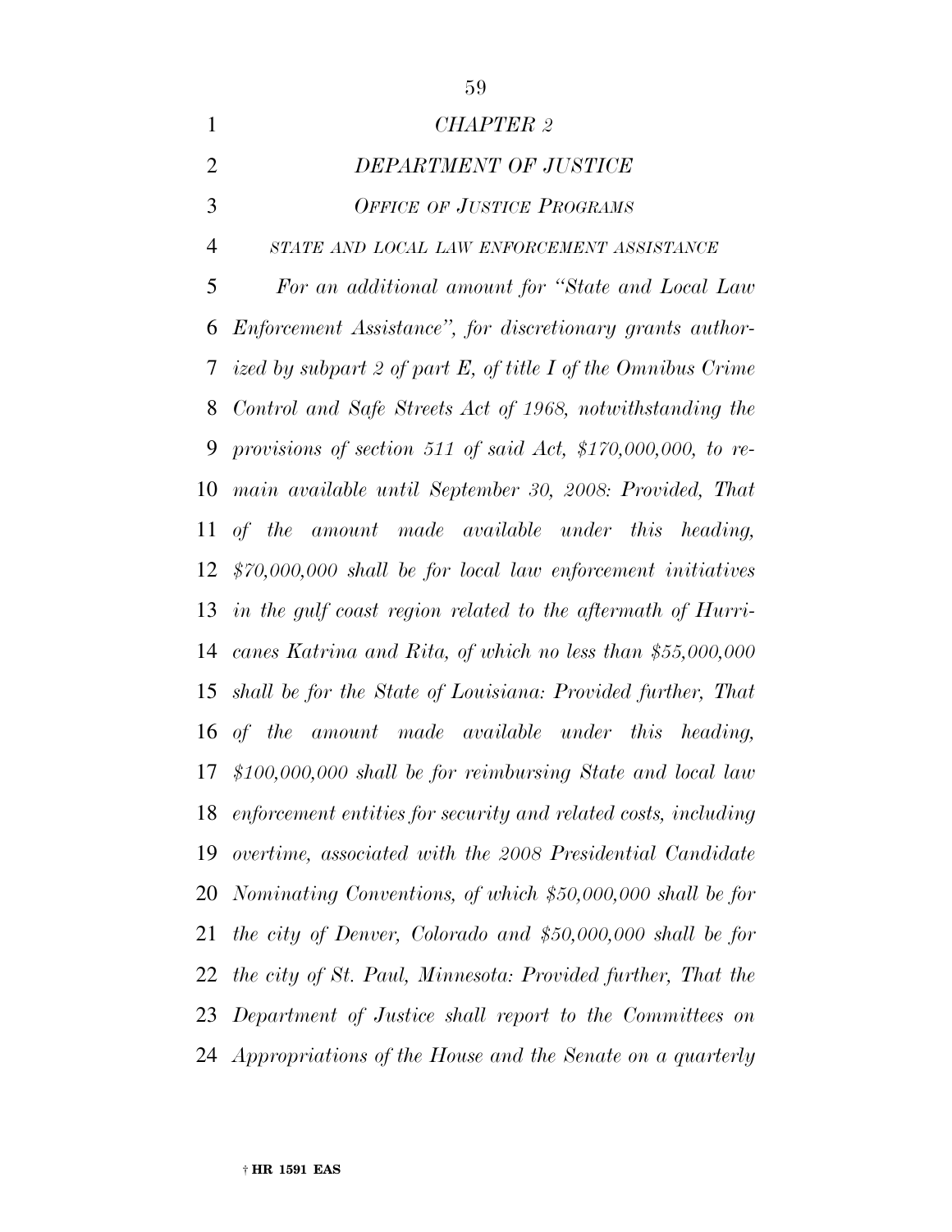*CHAPTER 2*

*DEPARTMENT OF JUSTICE*

*OFFICE OF JUSTICE PROGRAMS*

*STATE AND LOCAL LAW ENFORCEMENT ASSISTANCE*

*For an additional amount for "State and Local Law Enforcement Assistance", for discretionary grants authorized by subpart 2 of part E, of title I of the Omnibus Crime Control and Safe Streets Act of 1968, notwithstanding the provisions of section 511 of said Act, $170,000,000, to remain available until September 30, 2008: Provided, That of the amount made available under this heading, $70,000,000 shall be for local law enforcement initiatives in the gulf coast region related to the aftermath of Hurricanes Katrina and Rita, of which no less than $55,000,000 shall be for the State of Louisiana: Provided further, That of the amount made available under this heading, $100,000,000 shall be for reimbursing State and local law enforcement entities for security and related costs, including overtime, associated with the 2008 Presidential Candidate Nominating Conventions, of which $50,000,000 shall be for the city of Denver, Colorado and $50,000,000 shall be for the city of St. Paul, Minnesota: Provided further, That the Department of Justice shall report to the Committees on Appropriations of the House and the Senate on a quarterly*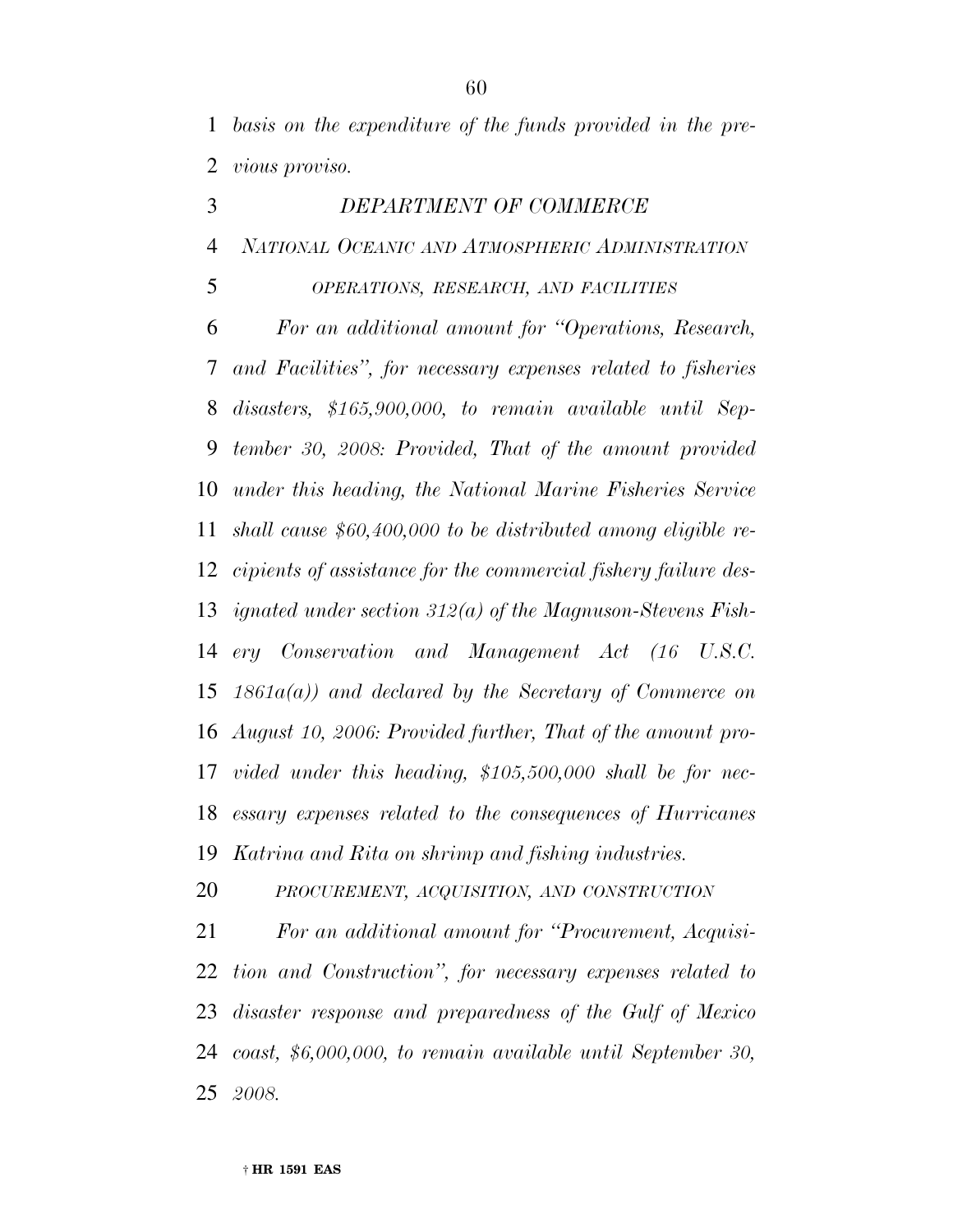*basis on the expenditure of the funds provided in the previous proviso.*

### *DEPARTMENT OF COMMERCE*

#### *NATIONAL OCEANIC AND ATMOSPHERIC ADMINISTRATION*

##### *OPERATIONS, RESEARCH, AND FACILITIES*

*For an additional amount for "Operations, Research, and Facilities", for necessary expenses related to fisheries disasters, $165,900,000, to remain available until September 30, 2008: Provided, That of the amount provided under this heading, the National Marine Fisheries Service shall cause $60,400,000 to be distributed among eligible recipients of assistance for the commercial fishery failure designated under section 312(a) of the Magnuson-Stevens Fishery Conservation and Management Act (16 U.S.C. 1861a(a)) and declared by the Secretary of Commerce on August 10, 2006: Provided further, That of the amount provided under this heading, $105,500,000 shall be for necessary expenses related to the consequences of Hurricanes Katrina and Rita on shrimp and fishing industries.*

##### *PROCUREMENT, ACQUISITION, AND CONSTRUCTION*

*For an additional amount for "Procurement, Acquisition and Construction", for necessary expenses related to disaster response and preparedness of the Gulf of Mexico coast, $6,000,000, to remain available until September 30, 2008.*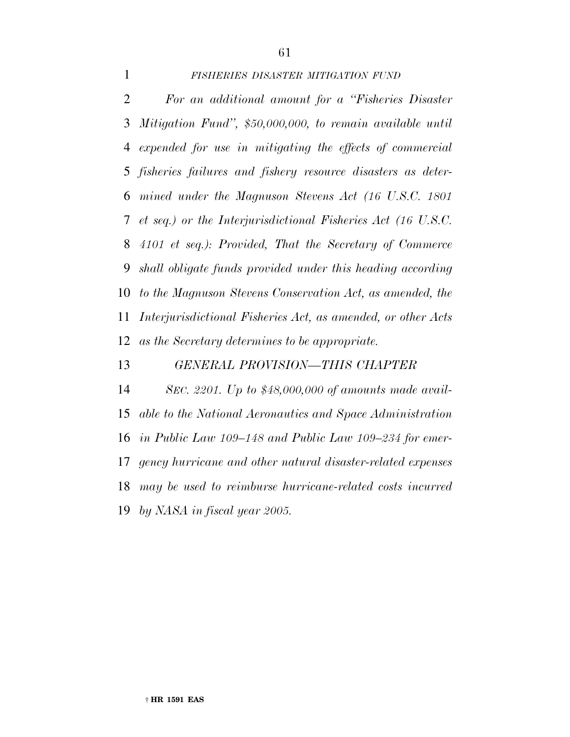*FISHERIES DISASTER MITIGATION FUND*

*For an additional amount for a "Fisheries Disaster Mitigation Fund", $50,000,000, to remain available until expended for use in mitigating the effects of commercial fisheries failures and fishery resource disasters as determined under the Magnuson Stevens Act (16 U.S.C. 1801 et seq.) or the Interjurisdictional Fisheries Act (16 U.S.C. 4101 et seq.): Provided, That the Secretary of Commerce shall obligate funds provided under this heading according to the Magnuson Stevens Conservation Act, as amended, the Interjurisdictional Fisheries Act, as amended, or other Acts as the Secretary determines to be appropriate.*

*GENERAL PROVISION—THIS CHAPTER*

*SEC. 2201. Up to $48,000,000 of amounts made available to the National Aeronautics and Space Administration in Public Law 109–148 and Public Law 109–234 for emergency hurricane and other natural disaster-related expenses may be used to reimburse hurricane-related costs incurred by NASA in fiscal year 2005.*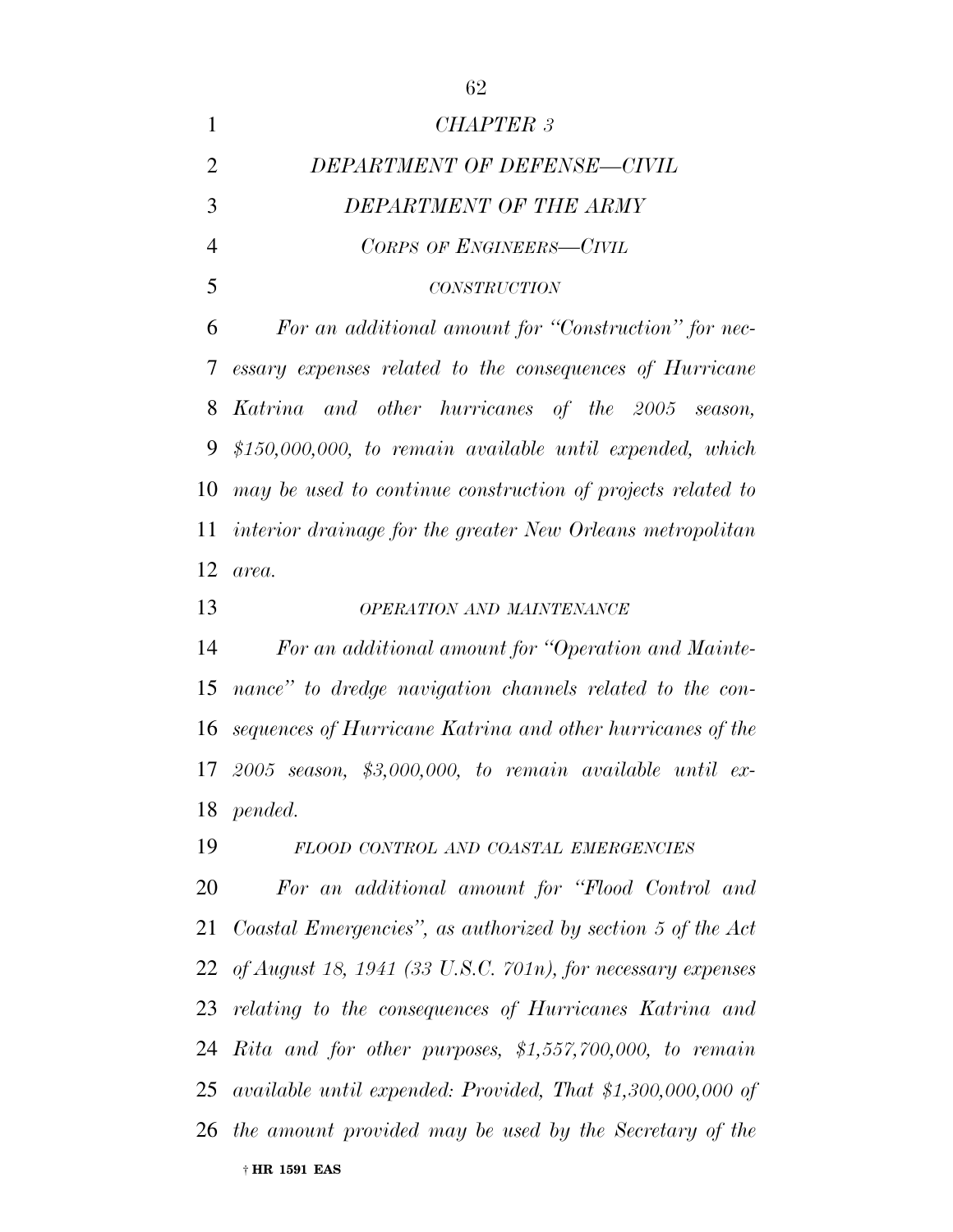## *CHAPTER 3*

## *DEPARTMENT OF DEFENSE—CIVIL*

## *DEPARTMENT OF THE ARMY*

### *CORPS OF ENGINEERS—CIVIL*

#### *CONSTRUCTION*

*For an additional amount for "Construction" for necessary expenses related to the consequences of Hurricane Katrina and other hurricanes of the 2005 season, $150,000,000, to remain available until expended, which may be used to continue construction of projects related to interior drainage for the greater New Orleans metropolitan area.*

#### *OPERATION AND MAINTENANCE*

*For an additional amount for "Operation and Maintenance" to dredge navigation channels related to the consequences of Hurricane Katrina and other hurricanes of the 2005 season, $3,000,000, to remain available until expended.*

#### *FLOOD CONTROL AND COASTAL EMERGENCIES*

*For an additional amount for "Flood Control and Coastal Emergencies", as authorized by section 5 of the Act of August 18, 1941 (33 U.S.C. 701n), for necessary expenses relating to the consequences of Hurricanes Katrina and Rita and for other purposes, $1,557,700,000, to remain available until expended: Provided, That $1,300,000,000 of the amount provided may be used by the Secretary of the*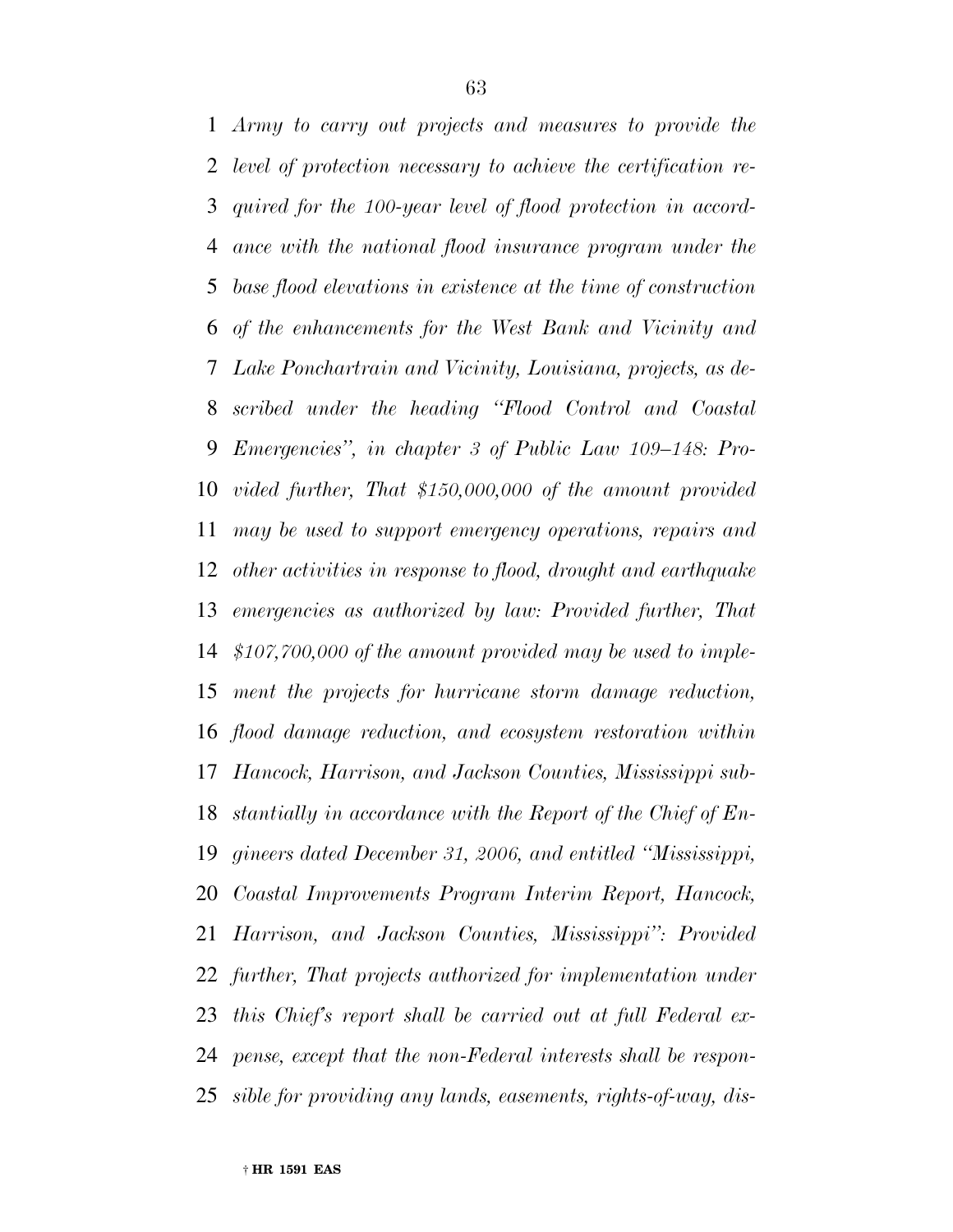*Army to carry out projects and measures to provide the level of protection necessary to achieve the certification required for the 100-year level of flood protection in accordance with the national flood insurance program under the base flood elevations in existence at the time of construction of the enhancements for the West Bank and Vicinity and Lake Ponchartrain and Vicinity, Louisiana, projects, as described under the heading "Flood Control and Coastal Emergencies", in chapter 3 of Public Law 109–148: Provided further, That $150,000,000 of the amount provided may be used to support emergency operations, repairs and other activities in response to flood, drought and earthquake emergencies as authorized by law: Provided further, That $107,700,000 of the amount provided may be used to implement the projects for hurricane storm damage reduction, flood damage reduction, and ecosystem restoration within Hancock, Harrison, and Jackson Counties, Mississippi substantially in accordance with the Report of the Chief of Engineers dated December 31, 2006, and entitled "Mississippi, Coastal Improvements Program Interim Report, Hancock, Harrison, and Jackson Counties, Mississippi": Provided further, That projects authorized for implementation under this Chief's report shall be carried out at full Federal expense, except that the non-Federal interests shall be responsible for providing any lands, easements, rights-of-way, dis-*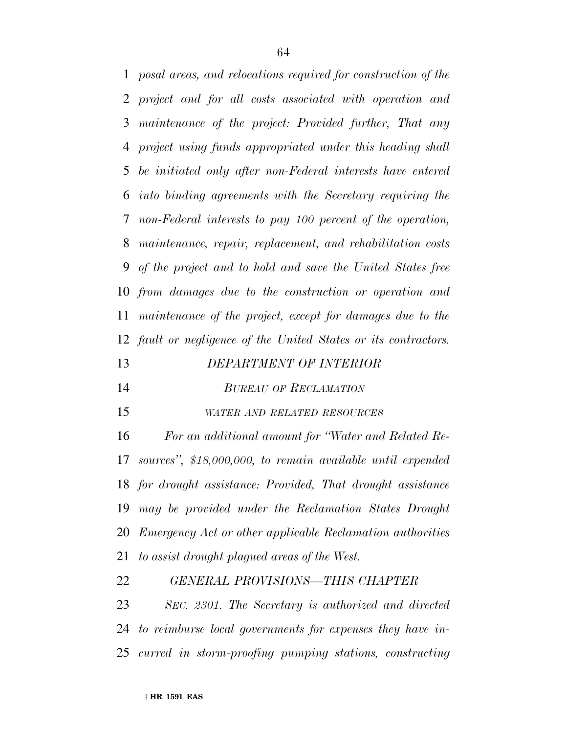*posal areas, and relocations required for construction of the project and for all costs associated with operation and maintenance of the project: Provided further, That any project using funds appropriated under this heading shall be initiated only after non-Federal interests have entered into binding agreements with the Secretary requiring the non-Federal interests to pay 100 percent of the operation, maintenance, repair, replacement, and rehabilitation costs of the project and to hold and save the United States free from damages due to the construction or operation and maintenance of the project, except for damages due to the fault or negligence of the United States or its contractors.*

## *DEPARTMENT OF INTERIOR*

### *BUREAU OF RECLAMATION*

#### *WATER AND RELATED RESOURCES*

*For an additional amount for "Water and Related Resources", $18,000,000, to remain available until expended for drought assistance: Provided, That drought assistance may be provided under the Reclamation States Drought Emergency Act or other applicable Reclamation authorities to assist drought plagued areas of the West.*

### *GENERAL PROVISIONS—THIS CHAPTER*

*SEC. 2301. The Secretary is authorized and directed to reimburse local governments for expenses they have incurred in storm-proofing pumping stations, constructing*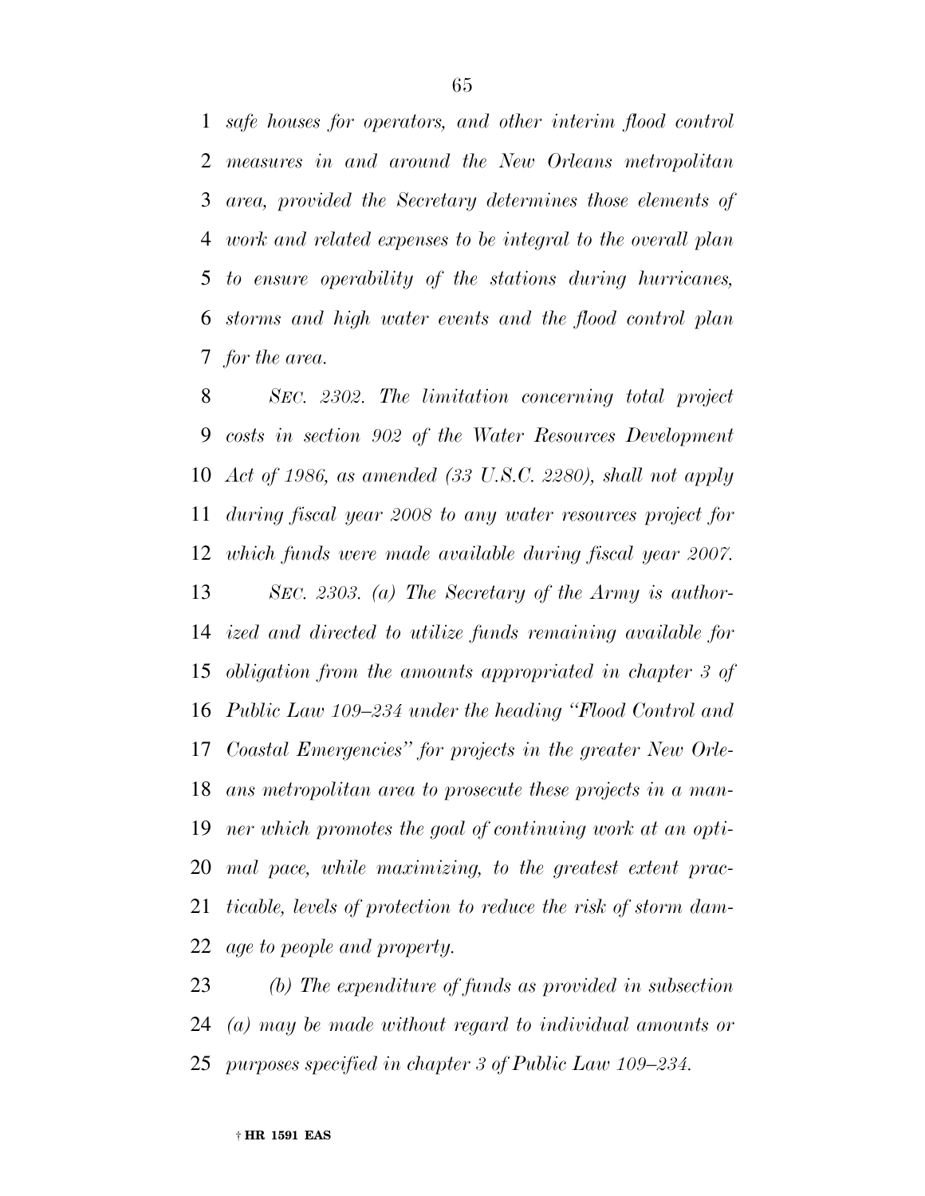*safe houses for operators, and other interim flood control measures in and around the New Orleans metropolitan area, provided the Secretary determines those elements of work and related expenses to be integral to the overall plan to ensure operability of the stations during hurricanes, storms and high water events and the flood control plan for the area.*

*SEC. 2302. The limitation concerning total project costs in section 902 of the Water Resources Development Act of 1986, as amended (33 U.S.C. 2280), shall not apply during fiscal year 2008 to any water resources project for which funds were made available during fiscal year 2007.*

*SEC. 2303. (a) The Secretary of the Army is authorized and directed to utilize funds remaining available for obligation from the amounts appropriated in chapter 3 of Public Law 109–234 under the heading "Flood Control and Coastal Emergencies" for projects in the greater New Orleans metropolitan area to prosecute these projects in a manner which promotes the goal of continuing work at an optimal pace, while maximizing, to the greatest extent practicable, levels of protection to reduce the risk of storm damage to people and property.*

*(b) The expenditure of funds as provided in subsection (a) may be made without regard to individual amounts or purposes specified in chapter 3 of Public Law 109–234.*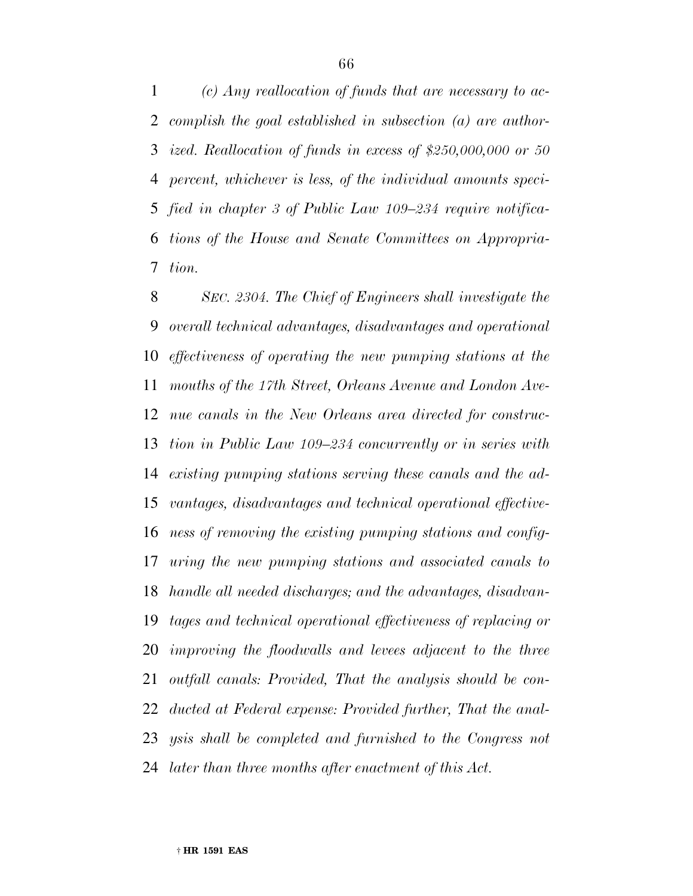*(c) Any reallocation of funds that are necessary to accomplish the goal established in subsection (a) are authorized. Reallocation of funds in excess of $250,000,000 or 50 percent, whichever is less, of the individual amounts specified in chapter 3 of Public Law 109–234 require notifications of the House and Senate Committees on Appropriation.*

*SEC. 2304. The Chief of Engineers shall investigate the overall technical advantages, disadvantages and operational effectiveness of operating the new pumping stations at the mouths of the 17th Street, Orleans Avenue and London Avenue canals in the New Orleans area directed for construction in Public Law 109–234 concurrently or in series with existing pumping stations serving these canals and the advantages, disadvantages and technical operational effectiveness of removing the existing pumping stations and configuring the new pumping stations and associated canals to handle all needed discharges; and the advantages, disadvantages and technical operational effectiveness of replacing or improving the floodwalls and levees adjacent to the three outfall canals: Provided, That the analysis should be conducted at Federal expense: Provided further, That the analysis shall be completed and furnished to the Congress not later than three months after enactment of this Act.*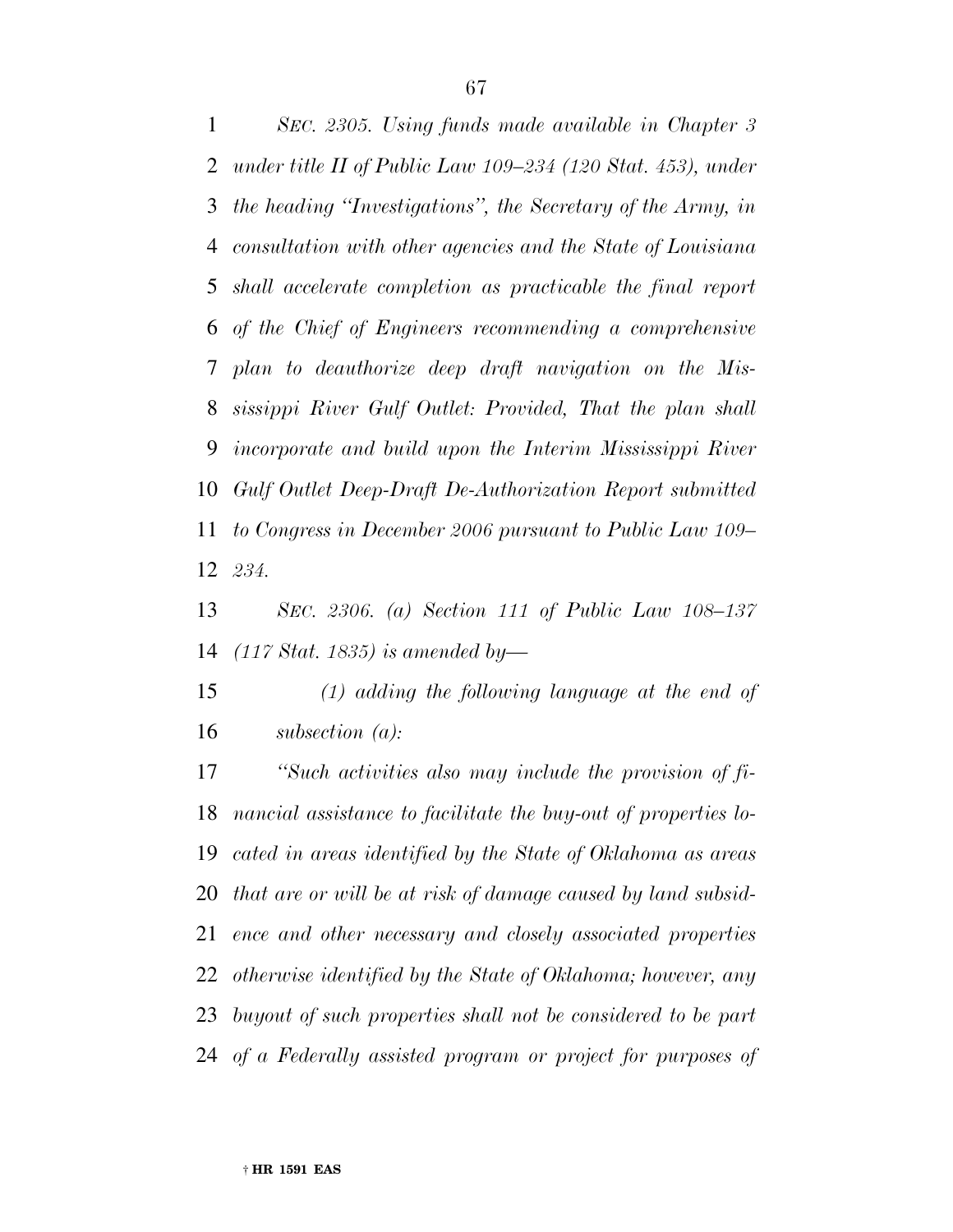*SEC. 2305. Using funds made available in Chapter 3 under title II of Public Law 109–234 (120 Stat. 453), under the heading "Investigations", the Secretary of the Army, in consultation with other agencies and the State of Louisiana shall accelerate completion as practicable the final report of the Chief of Engineers recommending a comprehensive plan to deauthorize deep draft navigation on the Mississippi River Gulf Outlet: Provided, That the plan shall incorporate and build upon the Interim Mississippi River Gulf Outlet Deep-Draft De-Authorization Report submitted to Congress in December 2006 pursuant to Public Law 109–234.*

*SEC. 2306. (a) Section 111 of Public Law 108–137 (117 Stat. 1835) is amended by—*

*(1) adding the following language at the end of subsection (a):*

*"Such activities also may include the provision of financial assistance to facilitate the buy-out of properties located in areas identified by the State of Oklahoma as areas that are or will be at risk of damage caused by land subsidence and other necessary and closely associated properties otherwise identified by the State of Oklahoma; however, any buyout of such properties shall not be considered to be part of a Federally assisted program or project for purposes of*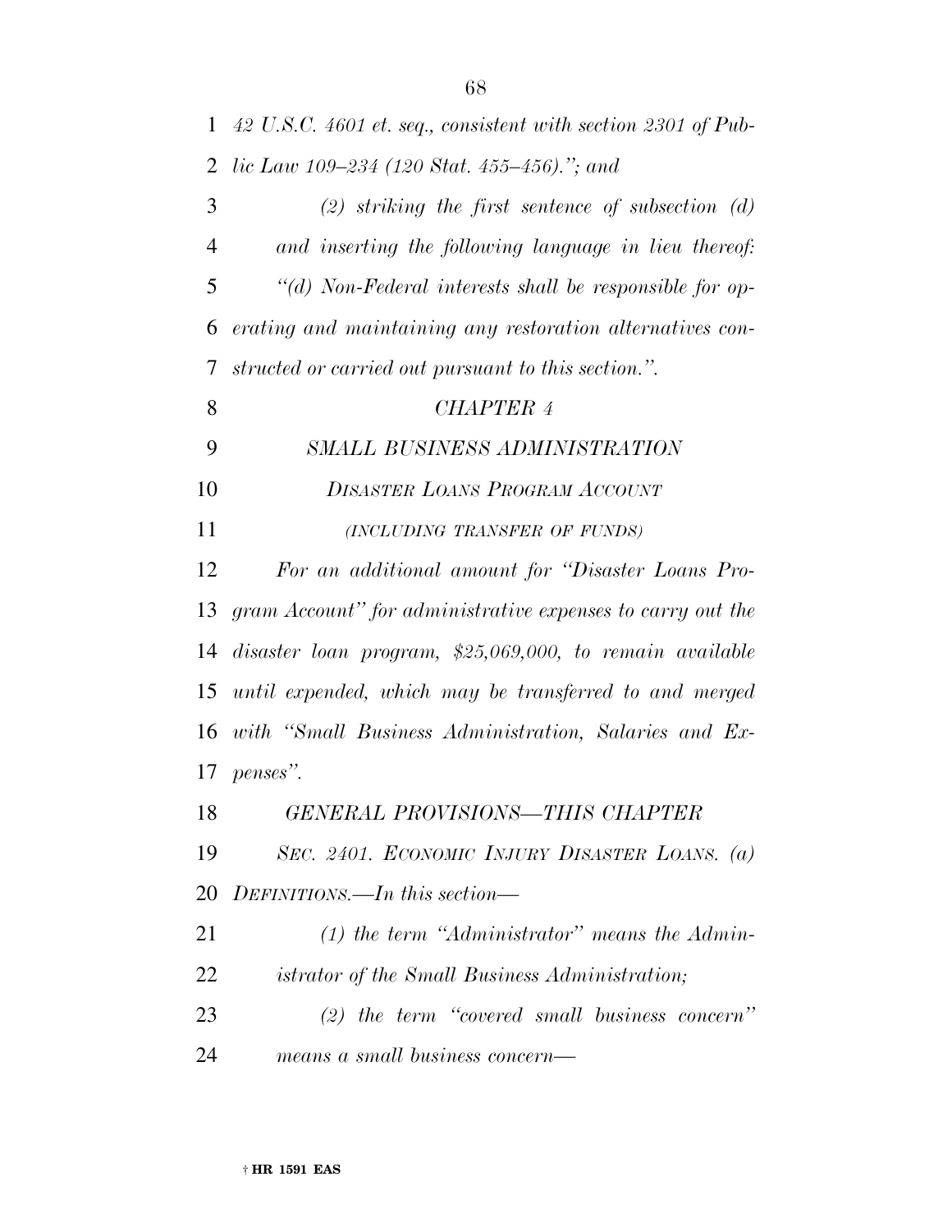*42 U.S.C. 4601 et. seq., consistent with section 2301 of Public Law 109–234 (120 Stat. 455–456).''; and*

*(2) striking the first sentence of subsection (d) and inserting the following language in lieu thereof: ''(d) Non-Federal interests shall be responsible for operating and maintaining any restoration alternatives constructed or carried out pursuant to this section.''.*

### *CHAPTER 4*

### *SMALL BUSINESS ADMINISTRATION*

#### *DISASTER LOANS PROGRAM ACCOUNT*

*(INCLUDING TRANSFER OF FUNDS)*

*For an additional amount for ''Disaster Loans Program Account'' for administrative expenses to carry out the disaster loan program, $25,069,000, to remain available until expended, which may be transferred to and merged with ''Small Business Administration, Salaries and Expenses''.*

#### *GENERAL PROVISIONS—THIS CHAPTER*

*SEC. 2401. ECONOMIC INJURY DISASTER LOANS. (a) DEFINITIONS.—In this section—*

*(1) the term ''Administrator'' means the Administrator of the Small Business Administration;*

*(2) the term ''covered small business concern'' means a small business concern—*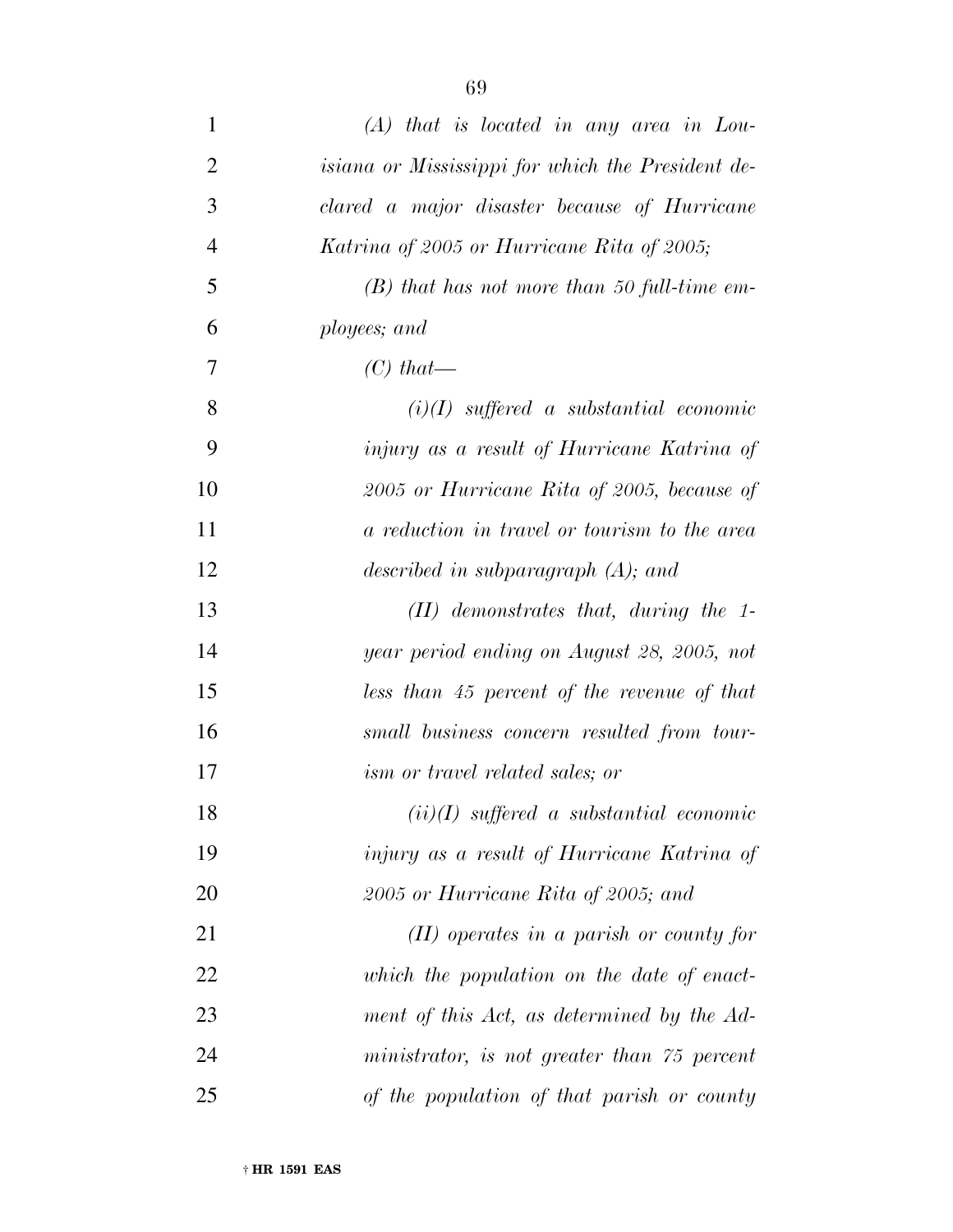*(A) that is located in any area in Louisiana or Mississippi for which the President declared a major disaster because of Hurricane Katrina of 2005 or Hurricane Rita of 2005;*

*(B) that has not more than 50 full-time employees; and*

*(C) that—*

*(i)(I) suffered a substantial economic injury as a result of Hurricane Katrina of 2005 or Hurricane Rita of 2005, because of a reduction in travel or tourism to the area described in subparagraph (A); and*

*(II) demonstrates that, during the 1-year period ending on August 28, 2005, not less than 45 percent of the revenue of that small business concern resulted from tourism or travel related sales; or*

*(ii)(I) suffered a substantial economic injury as a result of Hurricane Katrina of 2005 or Hurricane Rita of 2005; and*

*(II) operates in a parish or county for which the population on the date of enactment of this Act, as determined by the Administrator, is not greater than 75 percent of the population of that parish or county*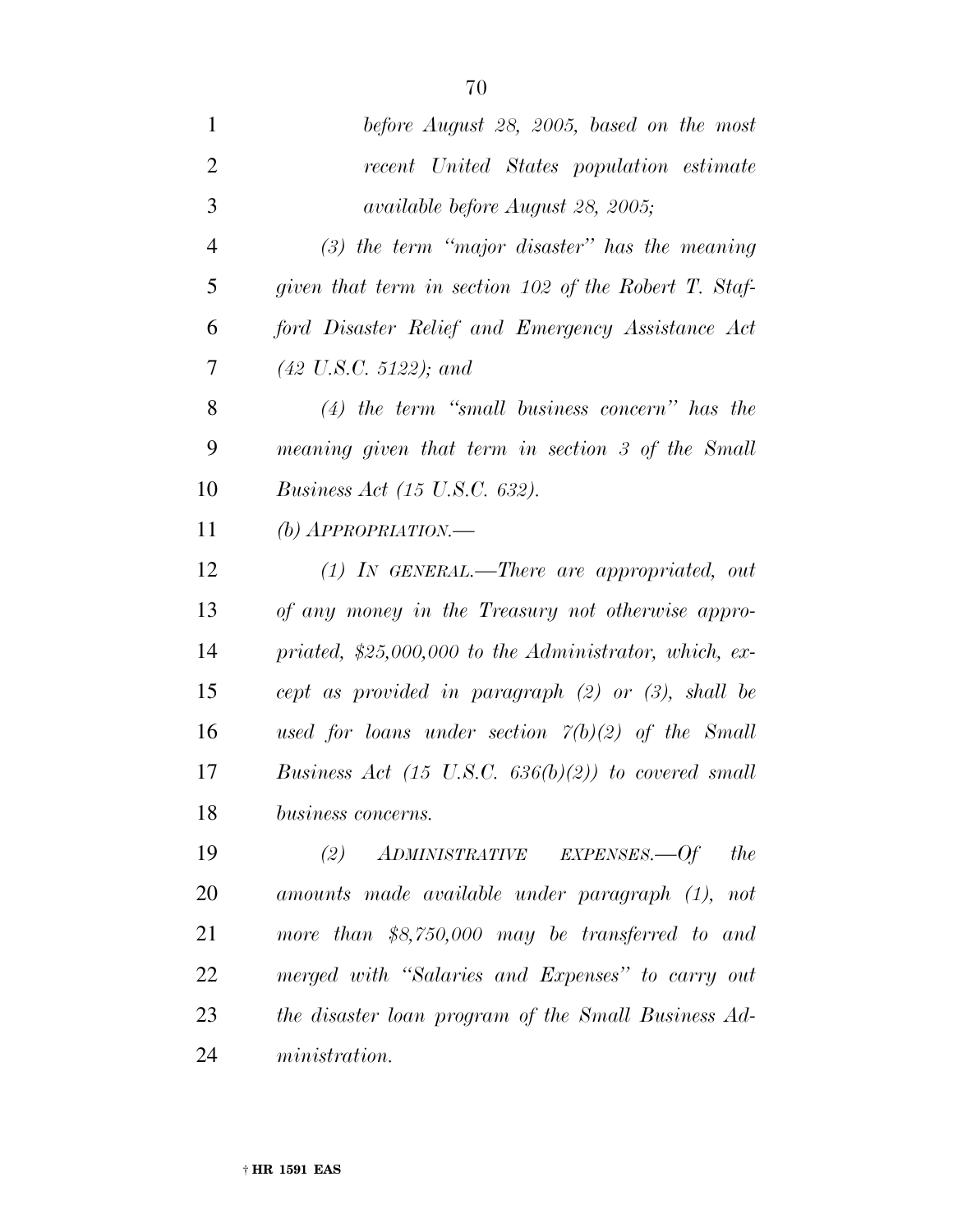*before August 28, 2005, based on the most recent United States population estimate available before August 28, 2005;*

*(3) the term "major disaster" has the meaning given that term in section 102 of the Robert T. Stafford Disaster Relief and Emergency Assistance Act (42 U.S.C. 5122); and*

*(4) the term "small business concern" has the meaning given that term in section 3 of the Small Business Act (15 U.S.C. 632).*

*(b) APPROPRIATION.—*

*(1) IN GENERAL.—There are appropriated, out of any money in the Treasury not otherwise appropriated, $25,000,000 to the Administrator, which, except as provided in paragraph (2) or (3), shall be used for loans under section 7(b)(2) of the Small Business Act (15 U.S.C. 636(b)(2)) to covered small business concerns.*

*(2) ADMINISTRATIVE EXPENSES.—Of the amounts made available under paragraph (1), not more than $8,750,000 may be transferred to and merged with "Salaries and Expenses" to carry out the disaster loan program of the Small Business Administration.*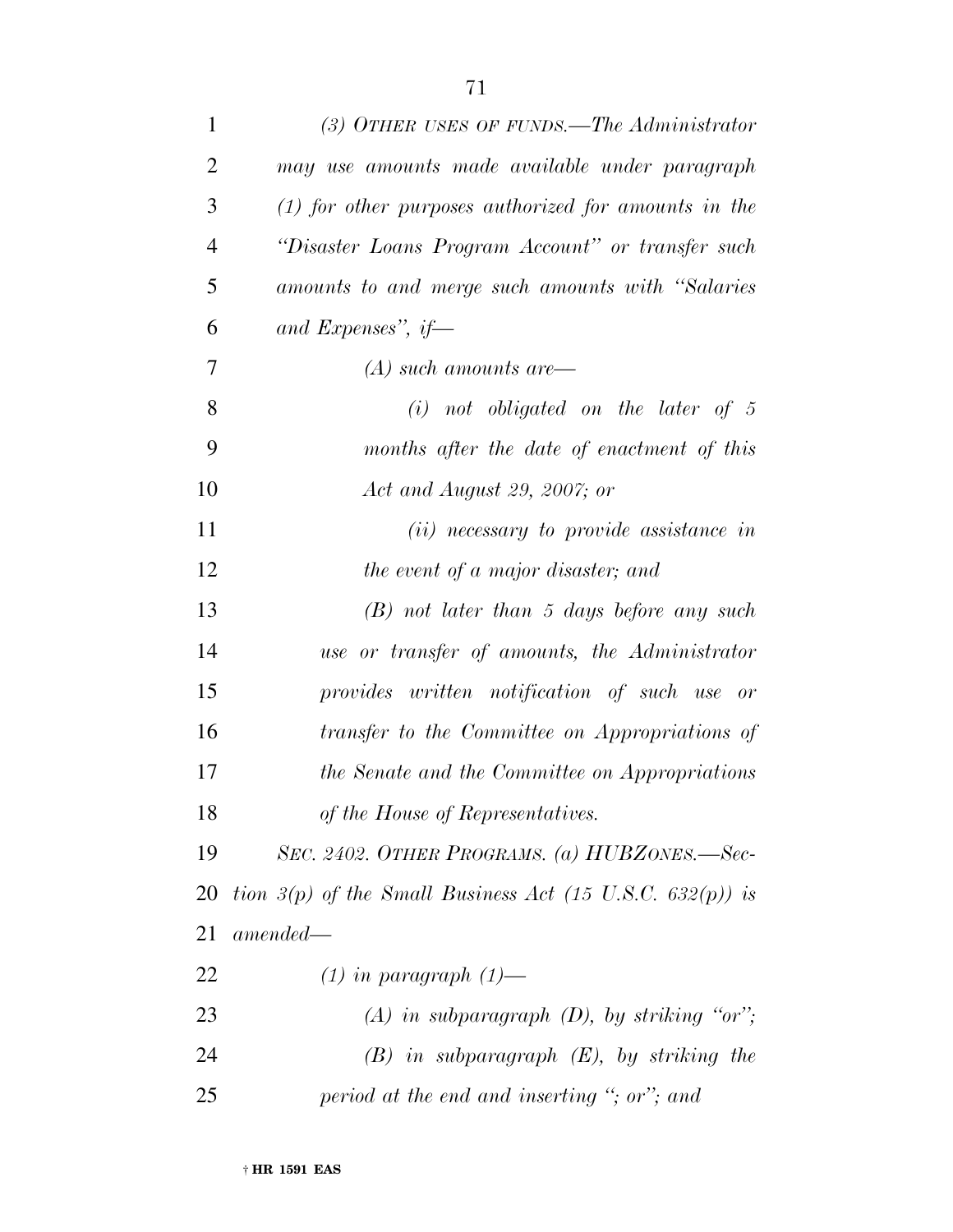*(3) OTHER USES OF FUNDS.—The Administrator may use amounts made available under paragraph (1) for other purposes authorized for amounts in the "Disaster Loans Program Account" or transfer such amounts to and merge such amounts with "Salaries and Expenses", if—*

*(A) such amounts are—*

*(i) not obligated on the later of 5 months after the date of enactment of this Act and August 29, 2007; or*

*(ii) necessary to provide assistance in the event of a major disaster; and*

*(B) not later than 5 days before any such use or transfer of amounts, the Administrator provides written notification of such use or transfer to the Committee on Appropriations of the Senate and the Committee on Appropriations of the House of Representatives.*

*SEC. 2402. OTHER PROGRAMS. (a) HUBZONES.—Section 3(p) of the Small Business Act (15 U.S.C. 632(p)) is amended—*

*(1) in paragraph (1)—*

*(A) in subparagraph (D), by striking "or";*

*(B) in subparagraph (E), by striking the period at the end and inserting "; or"; and*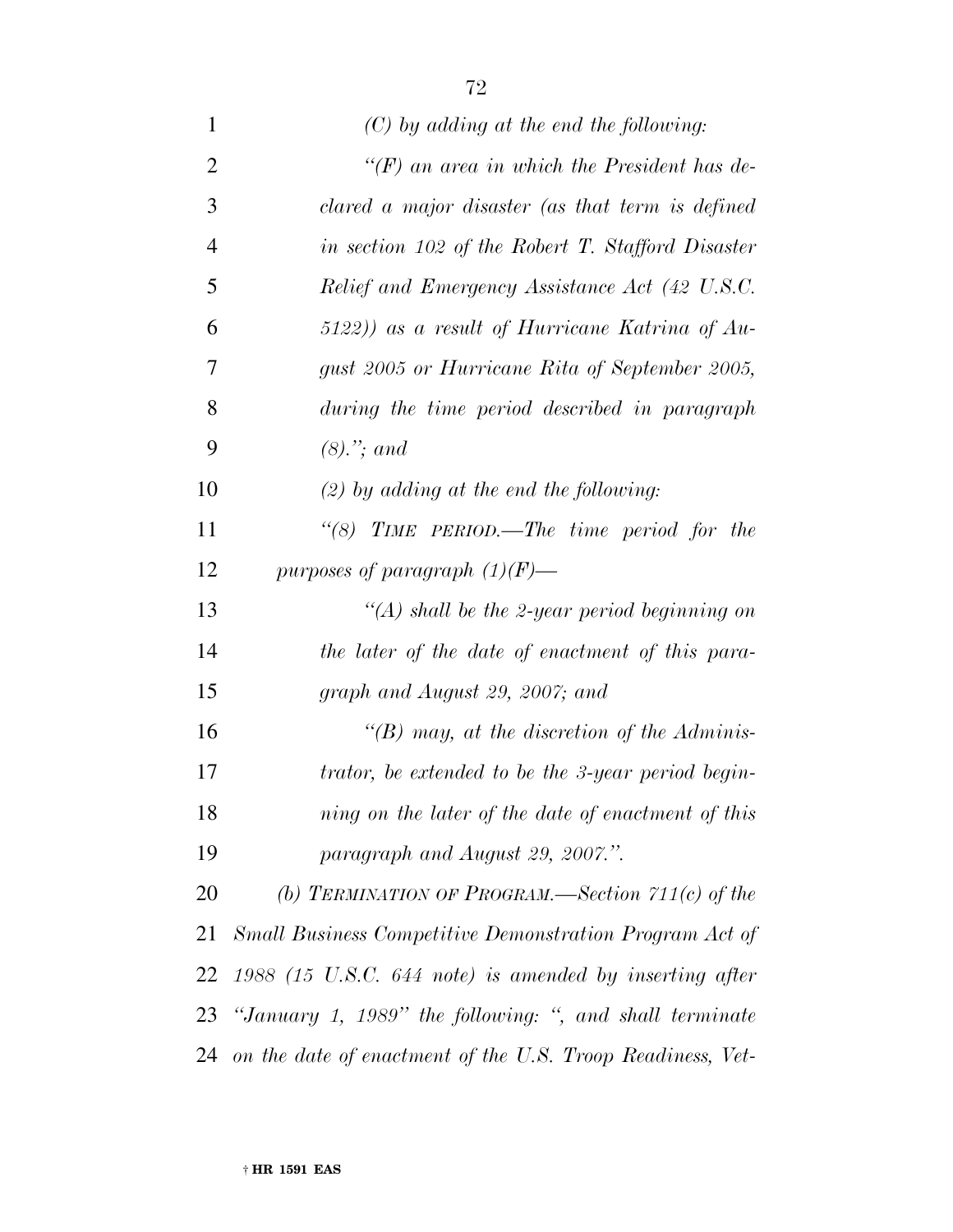*(C) by adding at the end the following:*

*"(F) an area in which the President has declared a major disaster (as that term is defined in section 102 of the Robert T. Stafford Disaster Relief and Emergency Assistance Act (42 U.S.C. 5122)) as a result of Hurricane Katrina of August 2005 or Hurricane Rita of September 2005, during the time period described in paragraph (8)."; and*

*(2) by adding at the end the following:*

*"(8) TIME PERIOD.—The time period for the purposes of paragraph (1)(F)—*

*"(A) shall be the 2-year period beginning on the later of the date of enactment of this paragraph and August 29, 2007; and*

*"(B) may, at the discretion of the Administrator, be extended to be the 3-year period beginning on the later of the date of enactment of this paragraph and August 29, 2007.".*

*(b) TERMINATION OF PROGRAM.—Section 711(c) of the Small Business Competitive Demonstration Program Act of 1988 (15 U.S.C. 644 note) is amended by inserting after "January 1, 1989" the following: ", and shall terminate on the date of enactment of the U.S. Troop Readiness, Vet-*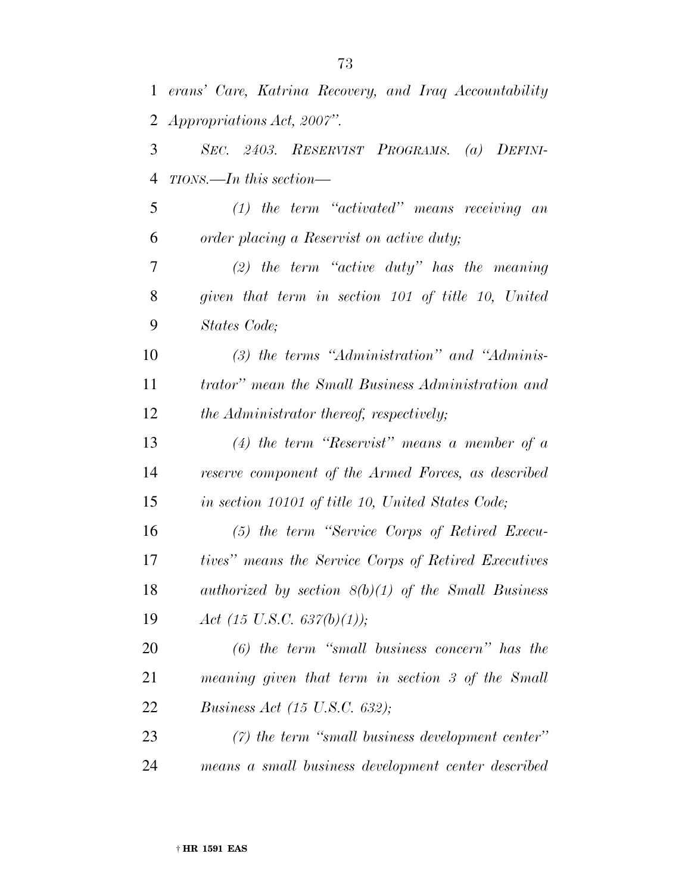*erans' Care, Katrina Recovery, and Iraq Accountability Appropriations Act, 2007''.*

*SEC. 2403. RESERVIST PROGRAMS. (a) DEFINITIONS.—In this section—*

*(1) the term ''activated'' means receiving an order placing a Reservist on active duty;*

*(2) the term ''active duty'' has the meaning given that term in section 101 of title 10, United States Code;*

*(3) the terms ''Administration'' and ''Administrator'' mean the Small Business Administration and the Administrator thereof, respectively;*

*(4) the term ''Reservist'' means a member of a reserve component of the Armed Forces, as described in section 10101 of title 10, United States Code;*

*(5) the term ''Service Corps of Retired Executives'' means the Service Corps of Retired Executives authorized by section 8(b)(1) of the Small Business Act (15 U.S.C. 637(b)(1));*

*(6) the term ''small business concern'' has the meaning given that term in section 3 of the Small Business Act (15 U.S.C. 632);*

*(7) the term ''small business development center'' means a small business development center described*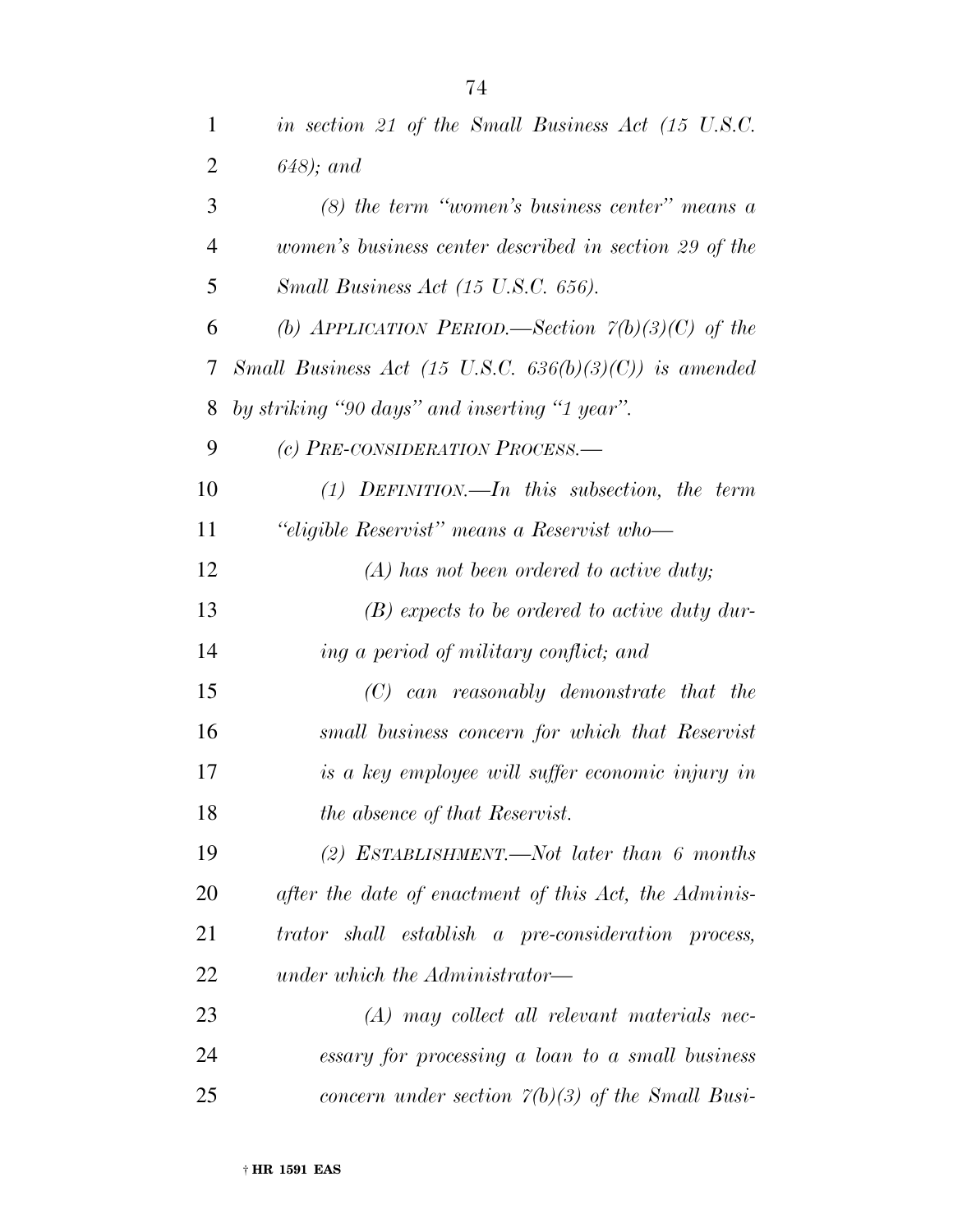*in section 21 of the Small Business Act (15 U.S.C. 648); and*

*(8) the term "women's business center" means a women's business center described in section 29 of the Small Business Act (15 U.S.C. 656).*

*(b) APPLICATION PERIOD.—Section 7(b)(3)(C) of the Small Business Act (15 U.S.C. 636(b)(3)(C)) is amended by striking "90 days" and inserting "1 year".*

*(c) PRE-CONSIDERATION PROCESS.—*

*(1) DEFINITION.—In this subsection, the term "eligible Reservist" means a Reservist who—*

*(A) has not been ordered to active duty;*

*(B) expects to be ordered to active duty during a period of military conflict; and*

*(C) can reasonably demonstrate that the small business concern for which that Reservist is a key employee will suffer economic injury in the absence of that Reservist.*

*(2) ESTABLISHMENT.—Not later than 6 months after the date of enactment of this Act, the Administrator shall establish a pre-consideration process, under which the Administrator—*

*(A) may collect all relevant materials necessary for processing a loan to a small business concern under section 7(b)(3) of the Small Busi-*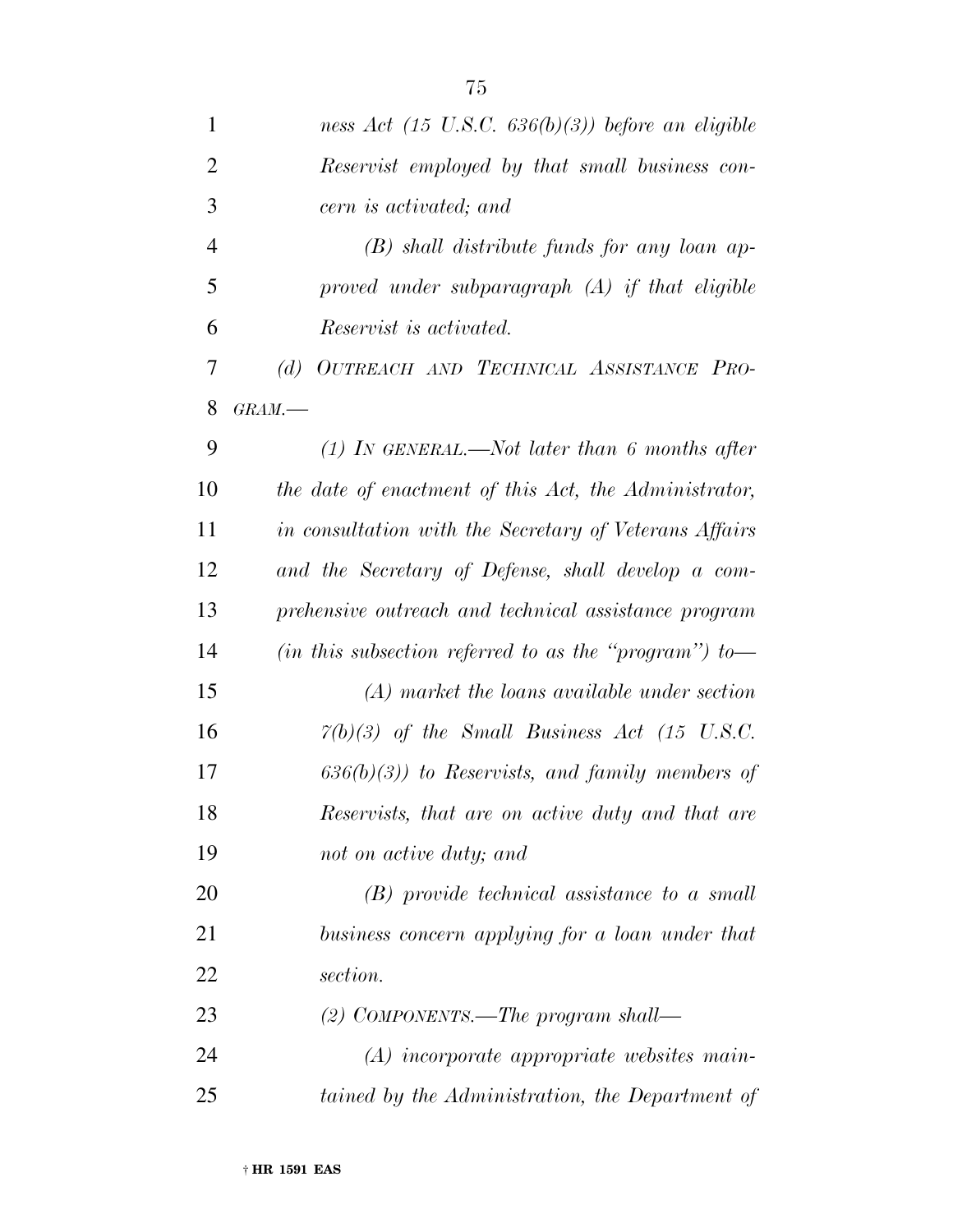*ness Act (15 U.S.C. 636(b)(3)) before an eligible Reservist employed by that small business concern is activated; and*

*(B) shall distribute funds for any loan approved under subparagraph (A) if that eligible Reservist is activated.*

*(d) OUTREACH AND TECHNICAL ASSISTANCE PROGRAM.—*

*(1) IN GENERAL.—Not later than 6 months after the date of enactment of this Act, the Administrator, in consultation with the Secretary of Veterans Affairs and the Secretary of Defense, shall develop a comprehensive outreach and technical assistance program (in this subsection referred to as the "program") to—*

*(A) market the loans available under section 7(b)(3) of the Small Business Act (15 U.S.C. 636(b)(3)) to Reservists, and family members of Reservists, that are on active duty and that are not on active duty; and*

*(B) provide technical assistance to a small business concern applying for a loan under that section.*

*(2) COMPONENTS.—The program shall—*

*(A) incorporate appropriate websites maintained by the Administration, the Department of*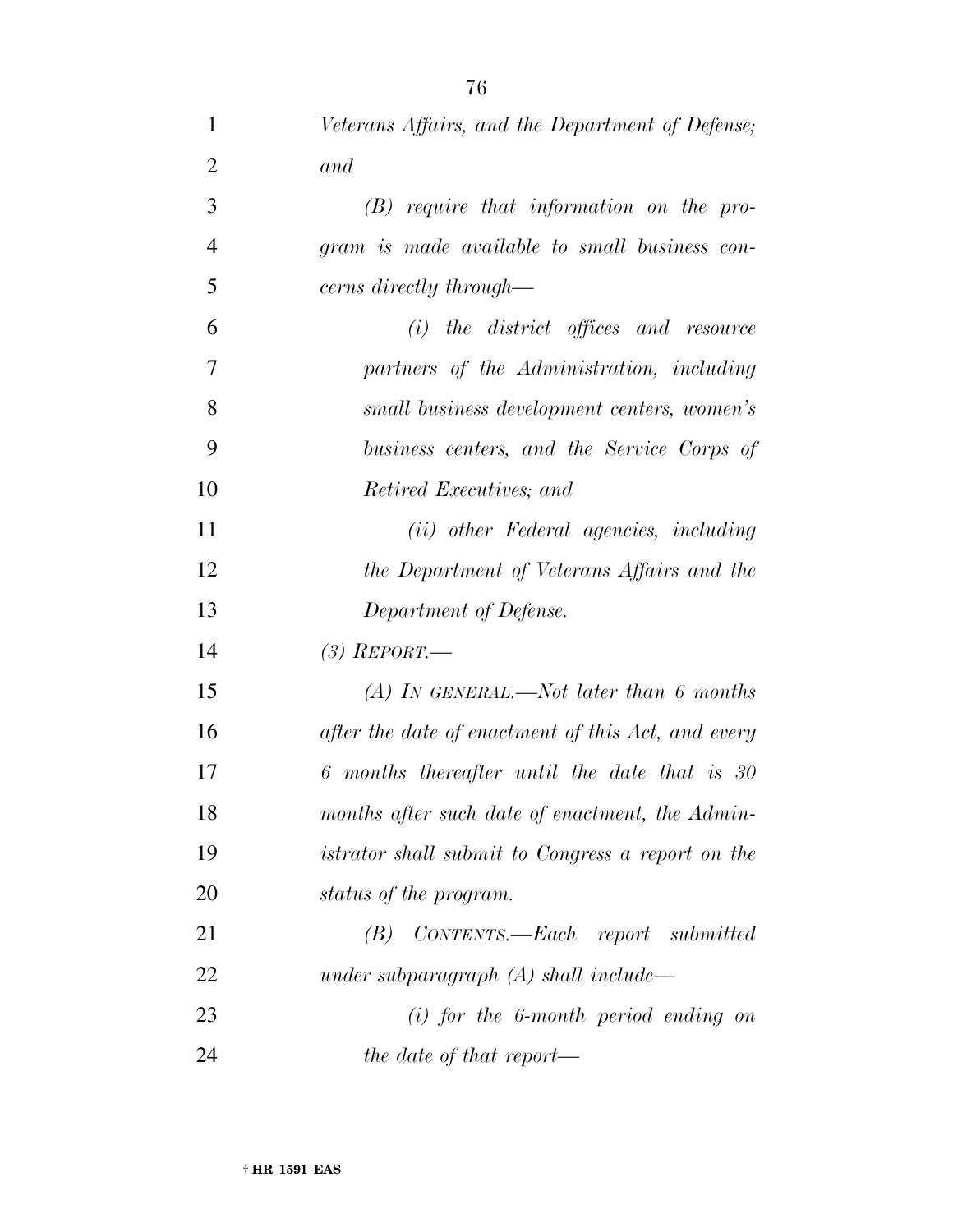*Veterans Affairs, and the Department of Defense; and*

*(B) require that information on the program is made available to small business concerns directly through—*

*(i) the district offices and resource partners of the Administration, including small business development centers, women's business centers, and the Service Corps of Retired Executives; and*

*(ii) other Federal agencies, including the Department of Veterans Affairs and the Department of Defense.*

*(3) REPORT.—*

*(A) IN GENERAL.—Not later than 6 months after the date of enactment of this Act, and every 6 months thereafter until the date that is 30 months after such date of enactment, the Administrator shall submit to Congress a report on the status of the program.*

*(B) CONTENTS.—Each report submitted under subparagraph (A) shall include—*

*(i) for the 6-month period ending on the date of that report—*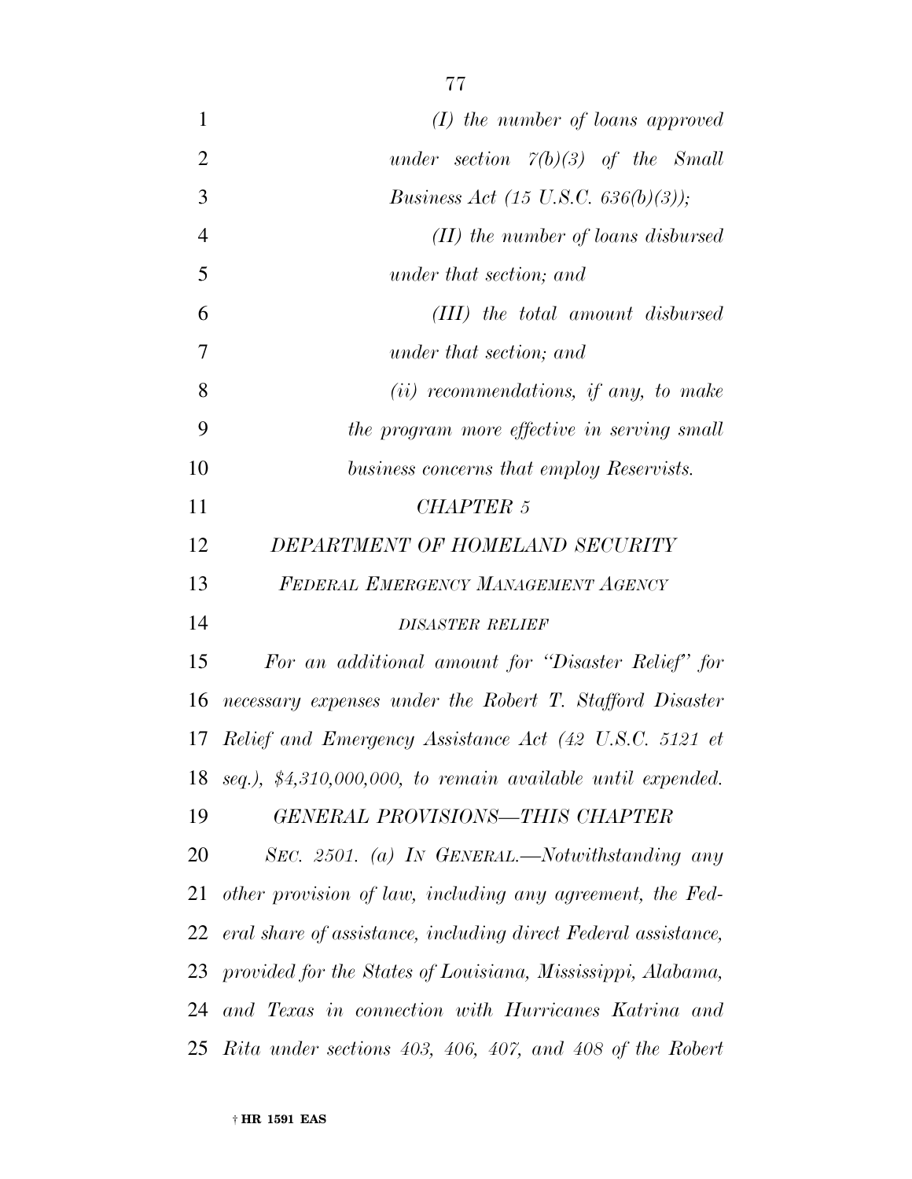*(I) the number of loans approved under section 7(b)(3) of the Small Business Act (15 U.S.C. 636(b)(3));*

*(II) the number of loans disbursed under that section; and*

*(III) the total amount disbursed under that section; and*

*(ii) recommendations, if any, to make the program more effective in serving small business concerns that employ Reservists.*

*CHAPTER 5*

*DEPARTMENT OF HOMELAND SECURITY*

*FEDERAL EMERGENCY MANAGEMENT AGENCY*

*DISASTER RELIEF*

*For an additional amount for "Disaster Relief" for necessary expenses under the Robert T. Stafford Disaster Relief and Emergency Assistance Act (42 U.S.C. 5121 et seq.), $4,310,000,000, to remain available until expended.*

*GENERAL PROVISIONS—THIS CHAPTER*

*SEC. 2501. (a) IN GENERAL.—Notwithstanding any other provision of law, including any agreement, the Federal share of assistance, including direct Federal assistance, provided for the States of Louisiana, Mississippi, Alabama, and Texas in connection with Hurricanes Katrina and Rita under sections 403, 406, 407, and 408 of the Robert*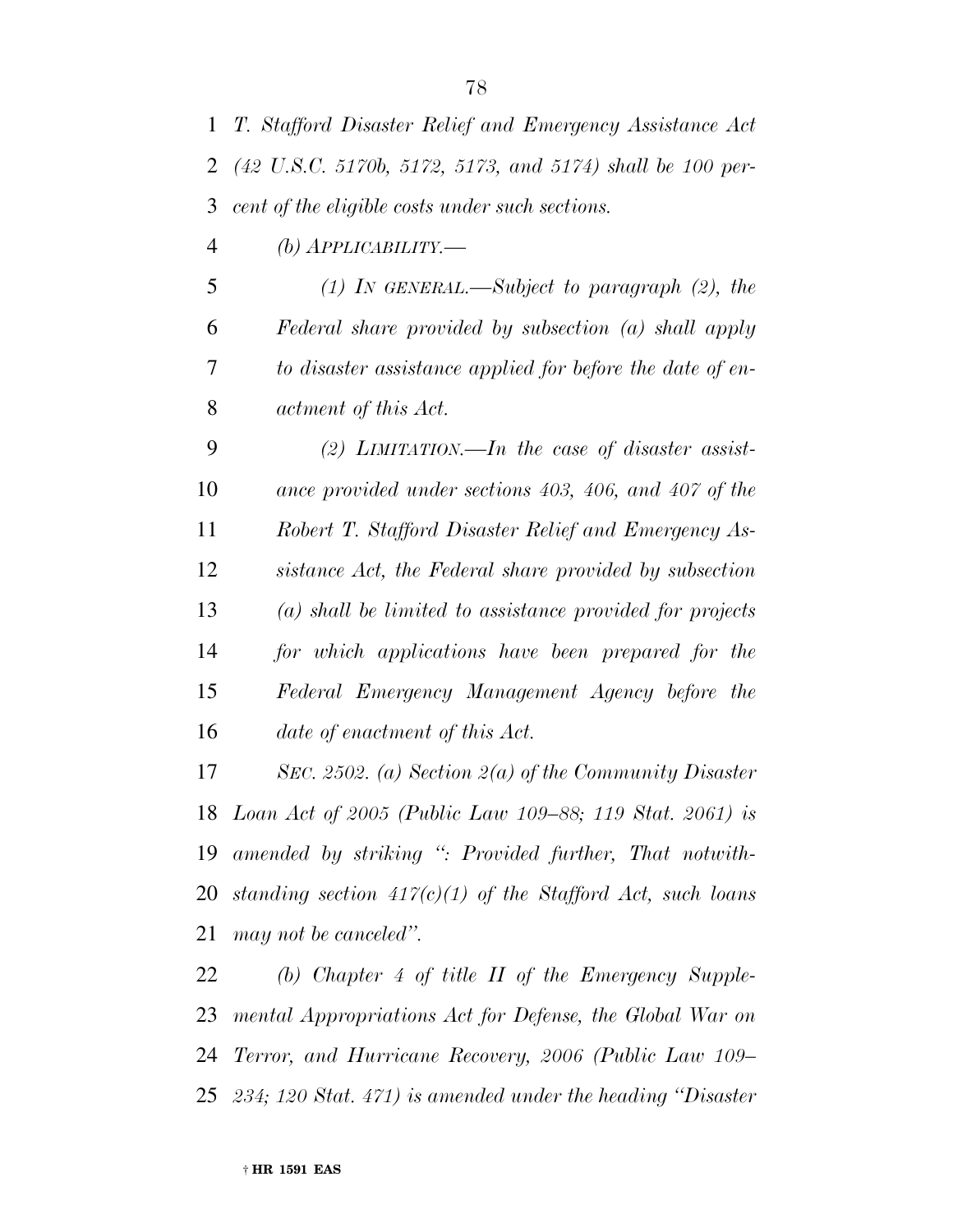*T. Stafford Disaster Relief and Emergency Assistance Act (42 U.S.C. 5170b, 5172, 5173, and 5174) shall be 100 percent of the eligible costs under such sections.*

*(b) APPLICABILITY.—*

*(1) IN GENERAL.—Subject to paragraph (2), the Federal share provided by subsection (a) shall apply to disaster assistance applied for before the date of enactment of this Act.*

*(2) LIMITATION.—In the case of disaster assistance provided under sections 403, 406, and 407 of the Robert T. Stafford Disaster Relief and Emergency Assistance Act, the Federal share provided by subsection (a) shall be limited to assistance provided for projects for which applications have been prepared for the Federal Emergency Management Agency before the date of enactment of this Act.*

*SEC. 2502. (a) Section 2(a) of the Community Disaster Loan Act of 2005 (Public Law 109–88; 119 Stat. 2061) is amended by striking ": Provided further, That notwithstanding section 417(c)(1) of the Stafford Act, such loans may not be canceled".*

*(b) Chapter 4 of title II of the Emergency Supplemental Appropriations Act for Defense, the Global War on Terror, and Hurricane Recovery, 2006 (Public Law 109–234; 120 Stat. 471) is amended under the heading "Disaster*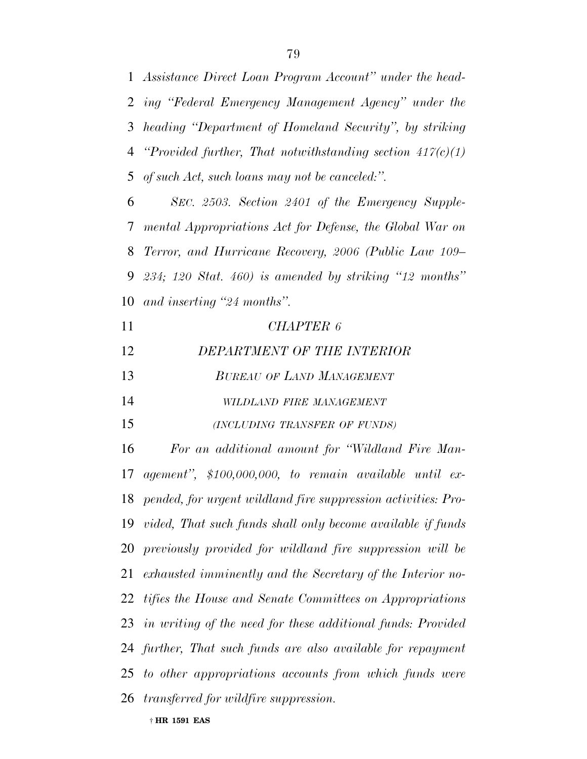*Assistance Direct Loan Program Account" under the heading "Federal Emergency Management Agency" under the heading "Department of Homeland Security", by striking "Provided further, That notwithstanding section 417(c)(1) of such Act, such loans may not be canceled:".*

*SEC. 2503. Section 2401 of the Emergency Supplemental Appropriations Act for Defense, the Global War on Terror, and Hurricane Recovery, 2006 (Public Law 109–234; 120 Stat. 460) is amended by striking "12 months" and inserting "24 months".*

## *CHAPTER 6*

## *DEPARTMENT OF THE INTERIOR*

### *BUREAU OF LAND MANAGEMENT*

#### *WILDLAND FIRE MANAGEMENT*

#### *(INCLUDING TRANSFER OF FUNDS)*

*For an additional amount for "Wildland Fire Management", $100,000,000, to remain available until expended, for urgent wildland fire suppression activities: Provided, That such funds shall only become available if funds previously provided for wildland fire suppression will be exhausted imminently and the Secretary of the Interior notifies the House and Senate Committees on Appropriations in writing of the need for these additional funds: Provided further, That such funds are also available for repayment to other appropriations accounts from which funds were transferred for wildfire suppression.*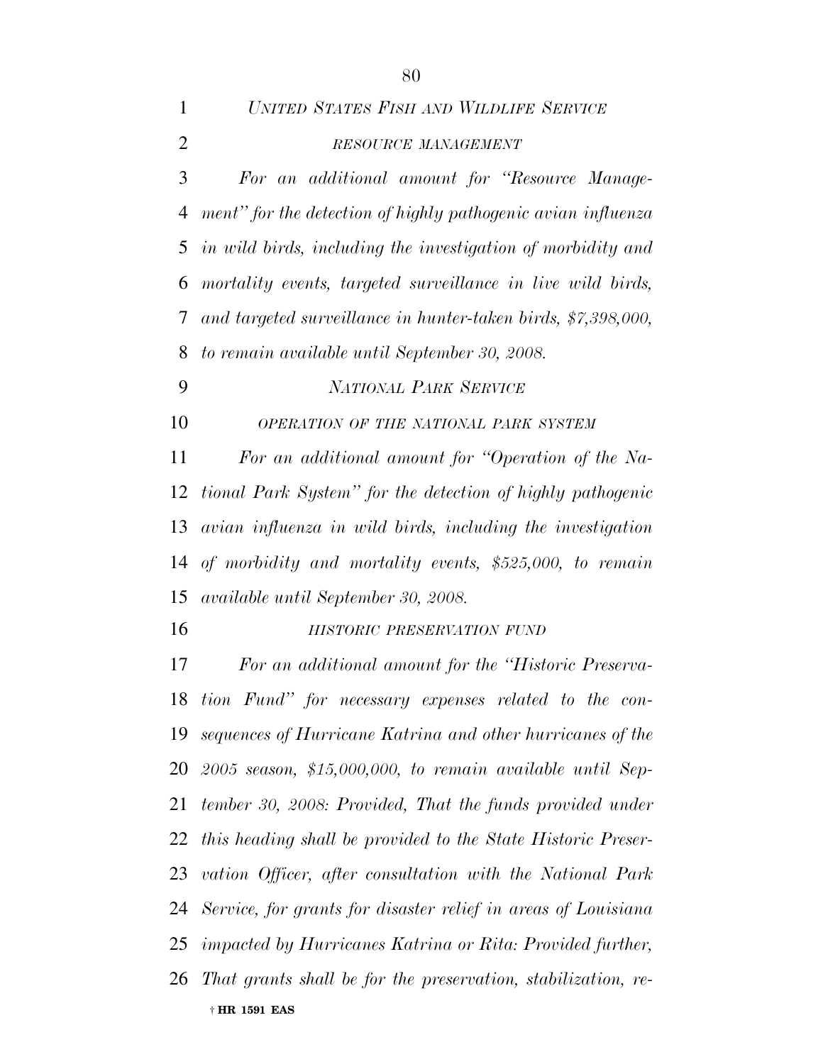*United States Fish and Wildlife Service*

*resource management*

*For an additional amount for "Resource Management" for the detection of highly pathogenic avian influenza in wild birds, including the investigation of morbidity and mortality events, targeted surveillance in live wild birds, and targeted surveillance in hunter-taken birds, $7,398,000, to remain available until September 30, 2008.*

*National Park Service*

*operation of the national park system*

*For an additional amount for "Operation of the National Park System" for the detection of highly pathogenic avian influenza in wild birds, including the investigation of morbidity and mortality events, $525,000, to remain available until September 30, 2008.*

*historic preservation fund*

*For an additional amount for the "Historic Preservation Fund" for necessary expenses related to the consequences of Hurricane Katrina and other hurricanes of the 2005 season, $15,000,000, to remain available until September 30, 2008: Provided, That the funds provided under this heading shall be provided to the State Historic Preservation Officer, after consultation with the National Park Service, for grants for disaster relief in areas of Louisiana impacted by Hurricanes Katrina or Rita: Provided further, That grants shall be for the preservation, stabilization, re-*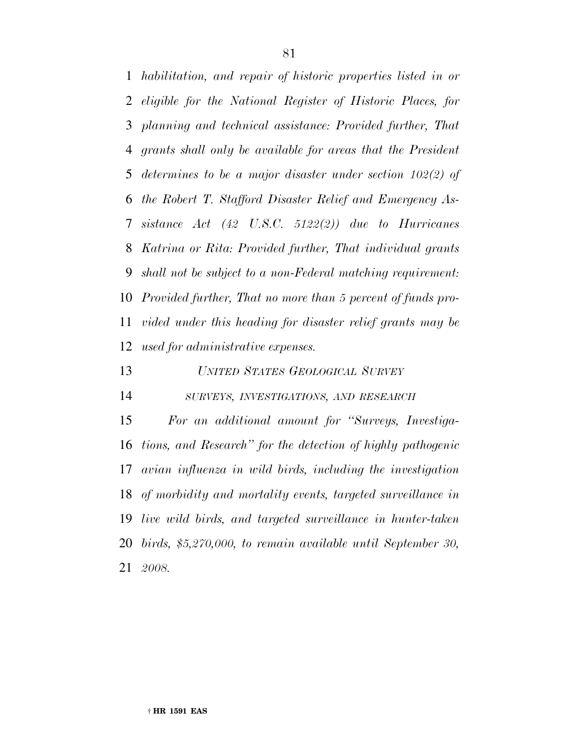*habilitation, and repair of historic properties listed in or eligible for the National Register of Historic Places, for planning and technical assistance: Provided further, That grants shall only be available for areas that the President determines to be a major disaster under section 102(2) of the Robert T. Stafford Disaster Relief and Emergency Assistance Act (42 U.S.C. 5122(2)) due to Hurricanes Katrina or Rita: Provided further, That individual grants shall not be subject to a non-Federal matching requirement: Provided further, That no more than 5 percent of funds provided under this heading for disaster relief grants may be used for administrative expenses.*

*UNITED STATES GEOLOGICAL SURVEY*

*SURVEYS, INVESTIGATIONS, AND RESEARCH*

*For an additional amount for "Surveys, Investigations, and Research" for the detection of highly pathogenic avian influenza in wild birds, including the investigation of morbidity and mortality events, targeted surveillance in live wild birds, and targeted surveillance in hunter-taken birds, $5,270,000, to remain available until September 30, 2008.*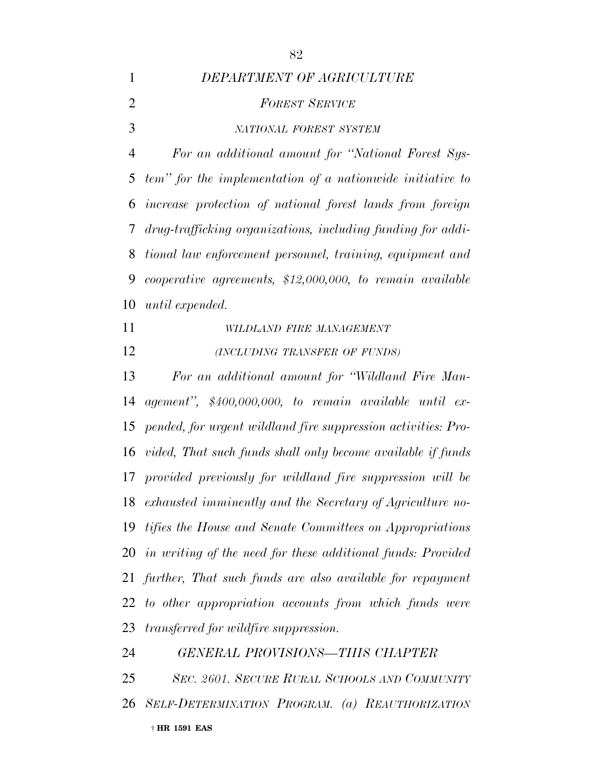*DEPARTMENT OF AGRICULTURE*

*FOREST SERVICE*

*NATIONAL FOREST SYSTEM*

*For an additional amount for "National Forest System" for the implementation of a nationwide initiative to increase protection of national forest lands from foreign drug-trafficking organizations, including funding for additional law enforcement personnel, training, equipment and cooperative agreements, $12,000,000, to remain available until expended.*

*WILDLAND FIRE MANAGEMENT*

*(INCLUDING TRANSFER OF FUNDS)*

*For an additional amount for "Wildland Fire Management", $400,000,000, to remain available until expended, for urgent wildland fire suppression activities: Provided, That such funds shall only become available if funds provided previously for wildland fire suppression will be exhausted imminently and the Secretary of Agriculture notifies the House and Senate Committees on Appropriations in writing of the need for these additional funds: Provided further, That such funds are also available for repayment to other appropriation accounts from which funds were transferred for wildfire suppression.*

*GENERAL PROVISIONS—THIS CHAPTER*

*SEC. 2601. SECURE RURAL SCHOOLS AND COMMUNITY SELF-DETERMINATION PROGRAM. (a) REAUTHORIZATION*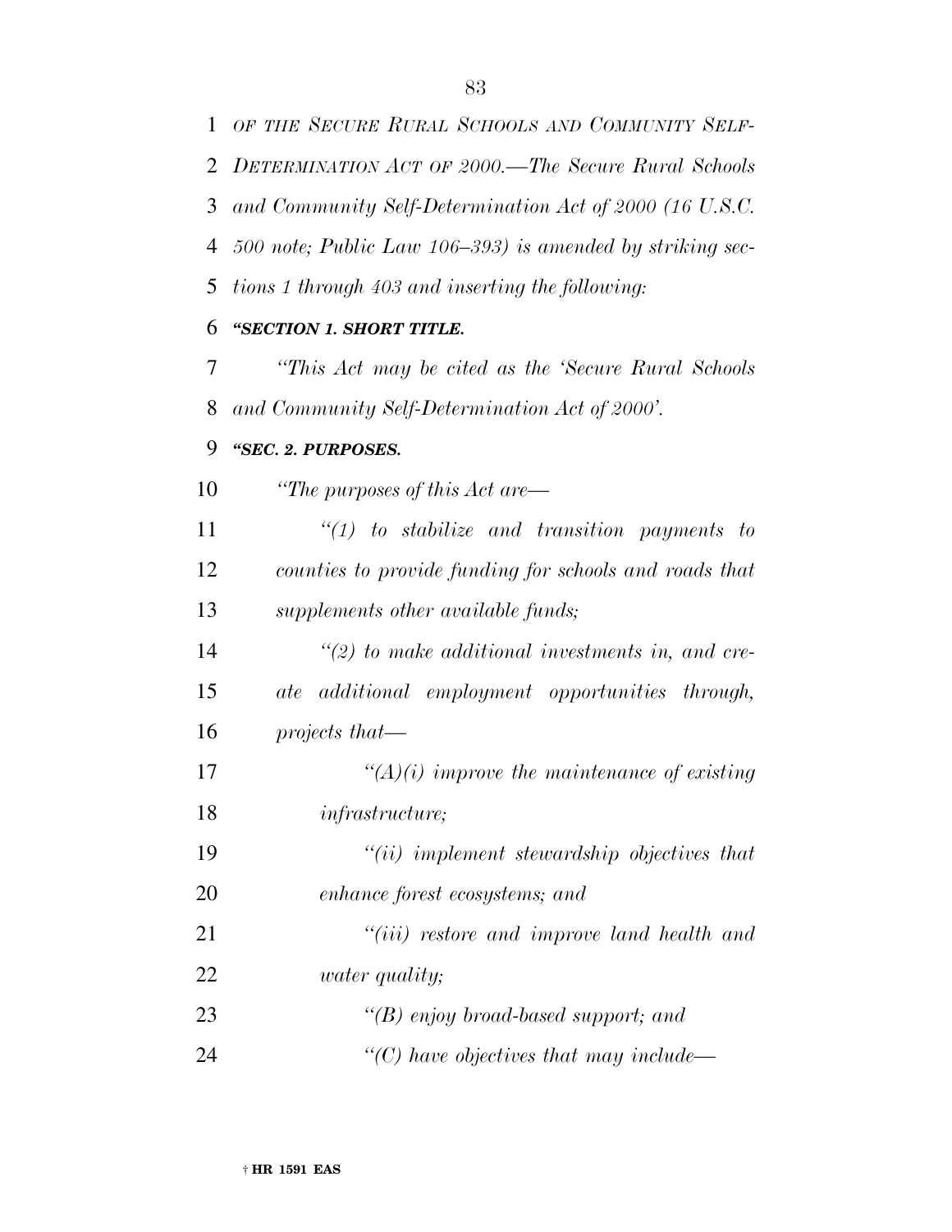*OF THE SECURE RURAL SCHOOLS AND COMMUNITY SELF-DETERMINATION ACT OF 2000.—The Secure Rural Schools and Community Self-Determination Act of 2000 (16 U.S.C. 500 note; Public Law 106–393) is amended by striking sections 1 through 403 and inserting the following:*

***"SECTION 1. SHORT TITLE.***

*"This Act may be cited as the 'Secure Rural Schools and Community Self-Determination Act of 2000'.*

***"SEC. 2. PURPOSES.***

*"The purposes of this Act are—*

*"(1) to stabilize and transition payments to counties to provide funding for schools and roads that supplements other available funds;*

*"(2) to make additional investments in, and create additional employment opportunities through, projects that—*

*"(A)(i) improve the maintenance of existing infrastructure;*

*"(ii) implement stewardship objectives that enhance forest ecosystems; and*

*"(iii) restore and improve land health and water quality;*

*"(B) enjoy broad-based support; and*

*"(C) have objectives that may include—*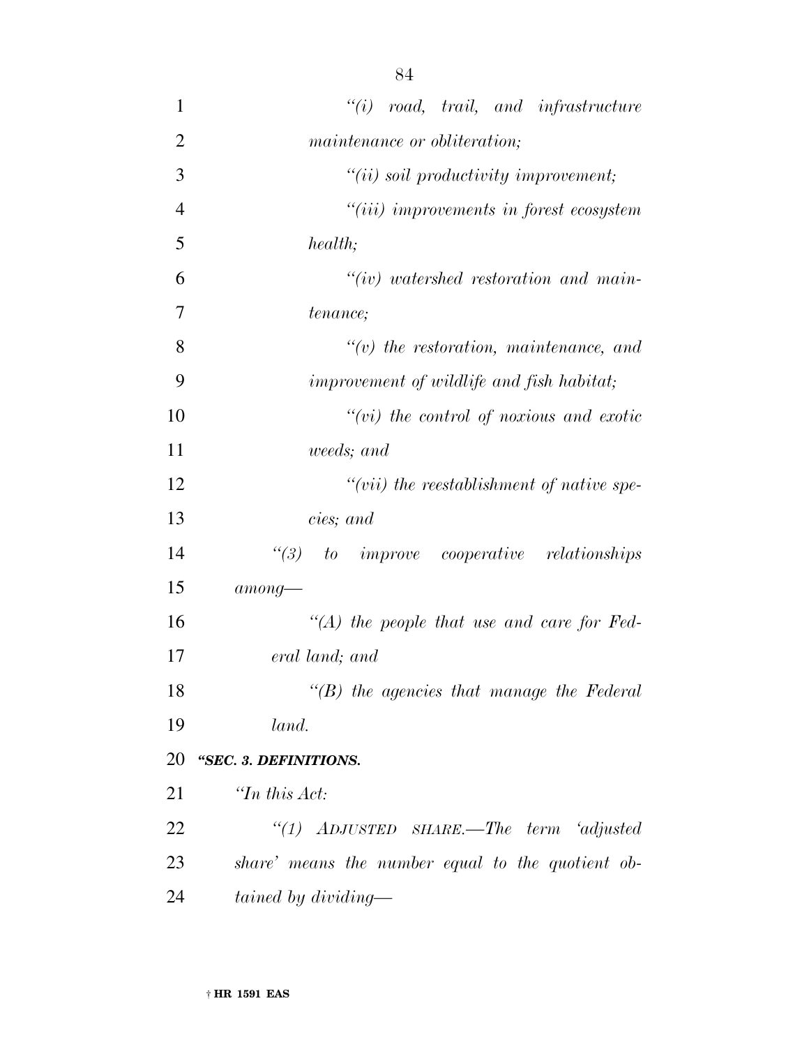*“(i) road, trail, and infrastructure maintenance or obliteration;*

*“(ii) soil productivity improvement;*

*“(iii) improvements in forest ecosystem health;*

*“(iv) watershed restoration and maintenance;*

*“(v) the restoration, maintenance, and improvement of wildlife and fish habitat;*

*“(vi) the control of noxious and exotic weeds; and*

*“(vii) the reestablishment of native species; and*

*“(3) to improve cooperative relationships among—*

*“(A) the people that use and care for Federal land; and*

*“(B) the agencies that manage the Federal land.*

***“SEC. 3. DEFINITIONS.***

*“In this Act:*

*“(1) ADJUSTED SHARE.—The term ‘adjusted share’ means the number equal to the quotient obtained by dividing—*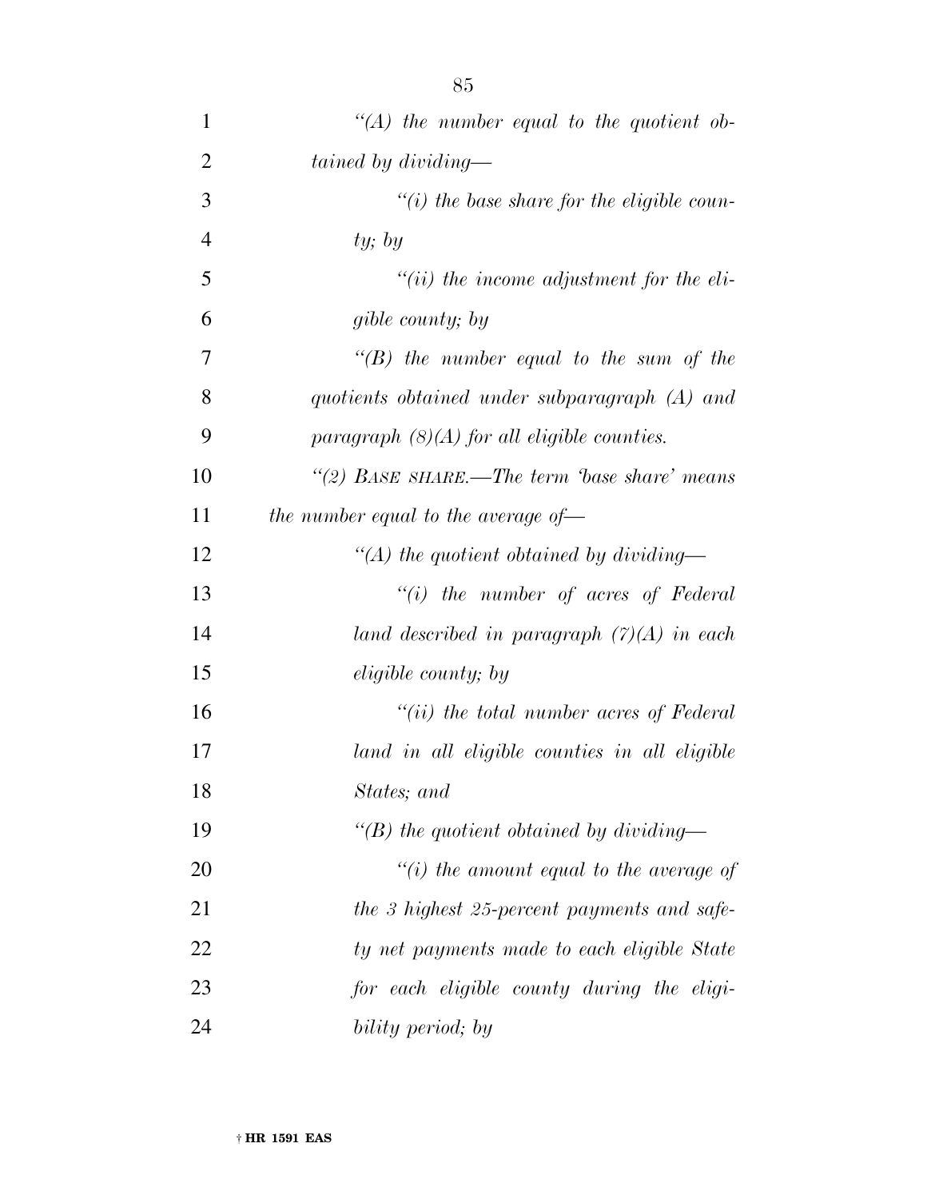*"(A) the number equal to the quotient obtained by dividing—*

*"(i) the base share for the eligible county; by*

*"(ii) the income adjustment for the eligible county; by*

*"(B) the number equal to the sum of the quotients obtained under subparagraph (A) and paragraph (8)(A) for all eligible counties.*

*"(2) BASE SHARE.—The term 'base share' means the number equal to the average of—*

*"(A) the quotient obtained by dividing—*

*"(i) the number of acres of Federal land described in paragraph (7)(A) in each eligible county; by*

*"(ii) the total number acres of Federal land in all eligible counties in all eligible States; and*

*"(B) the quotient obtained by dividing—*

*"(i) the amount equal to the average of the 3 highest 25-percent payments and safety net payments made to each eligible State for each eligible county during the eligibility period; by*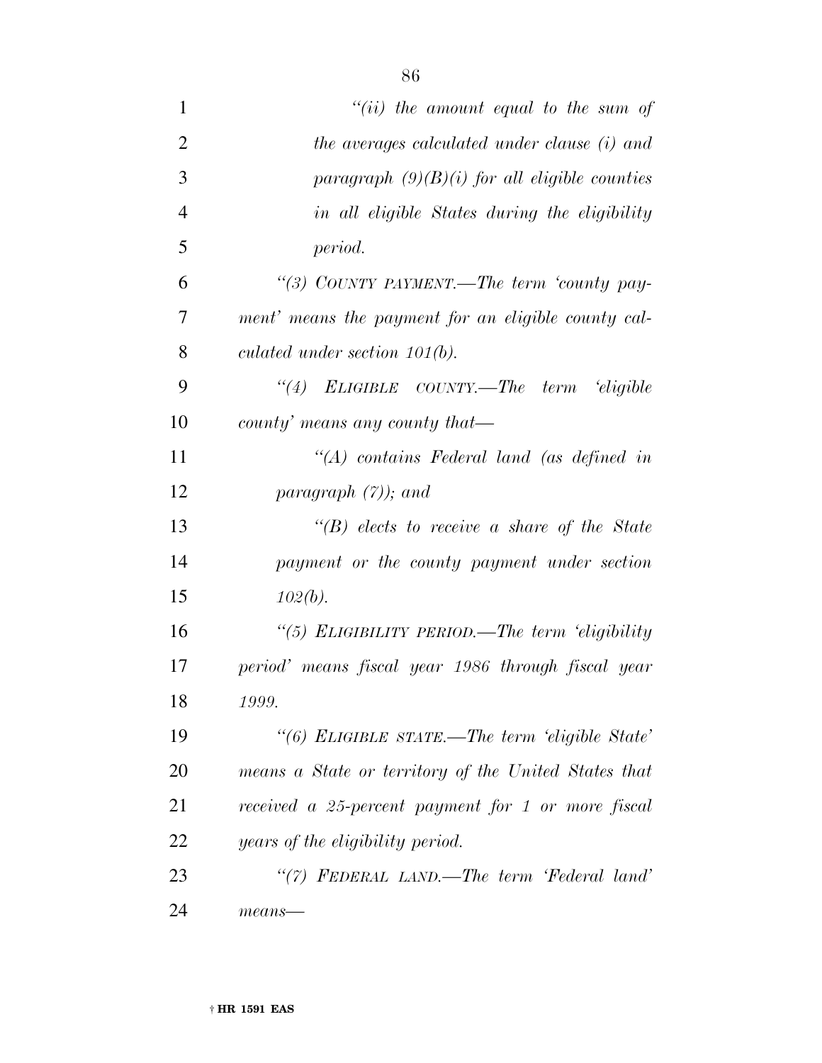*"(ii) the amount equal to the sum of the averages calculated under clause (i) and paragraph (9)(B)(i) for all eligible counties in all eligible States during the eligibility period.*

*"(3) COUNTY PAYMENT.—The term 'county payment' means the payment for an eligible county calculated under section 101(b).*

*"(4) ELIGIBLE COUNTY.—The term 'eligible county' means any county that—*

*"(A) contains Federal land (as defined in paragraph (7)); and*

*"(B) elects to receive a share of the State payment or the county payment under section 102(b).*

*"(5) ELIGIBILITY PERIOD.—The term 'eligibility period' means fiscal year 1986 through fiscal year 1999.*

*"(6) ELIGIBLE STATE.—The term 'eligible State' means a State or territory of the United States that received a 25-percent payment for 1 or more fiscal years of the eligibility period.*

*"(7) FEDERAL LAND.—The term 'Federal land' means—*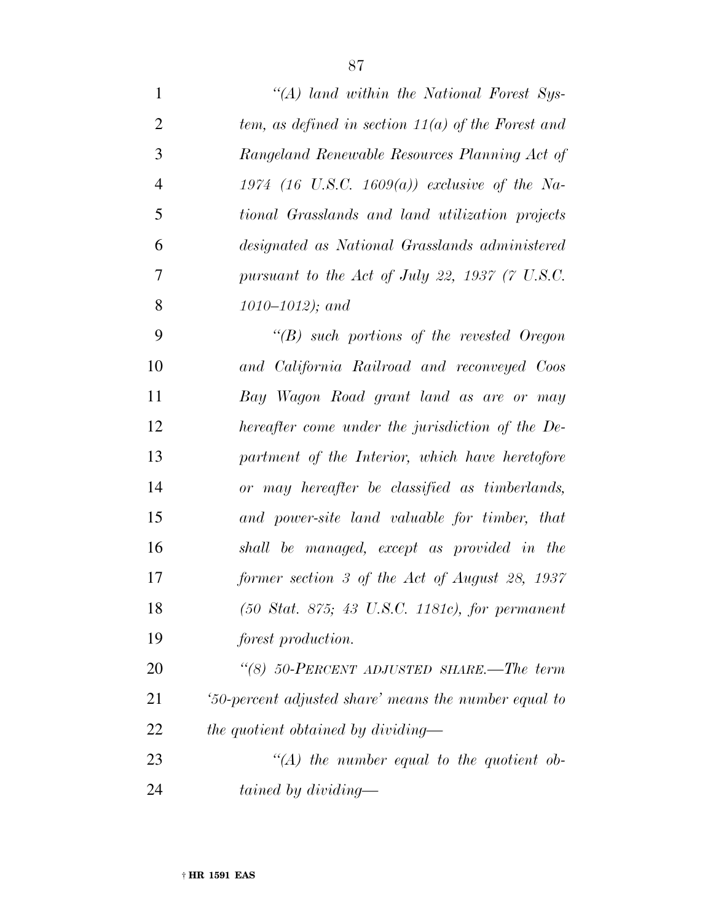*"(A) land within the National Forest System, as defined in section 11(a) of the Forest and Rangeland Renewable Resources Planning Act of 1974 (16 U.S.C. 1609(a)) exclusive of the National Grasslands and land utilization projects designated as National Grasslands administered pursuant to the Act of July 22, 1937 (7 U.S.C. 1010–1012); and*

*"(B) such portions of the revested Oregon and California Railroad and reconveyed Coos Bay Wagon Road grant land as are or may hereafter come under the jurisdiction of the Department of the Interior, which have heretofore or may hereafter be classified as timberlands, and power-site land valuable for timber, that shall be managed, except as provided in the former section 3 of the Act of August 28, 1937 (50 Stat. 875; 43 U.S.C. 1181c), for permanent forest production.*

*"(8) 50-PERCENT ADJUSTED SHARE.—The term '50-percent adjusted share' means the number equal to the quotient obtained by dividing—*

*"(A) the number equal to the quotient obtained by dividing—*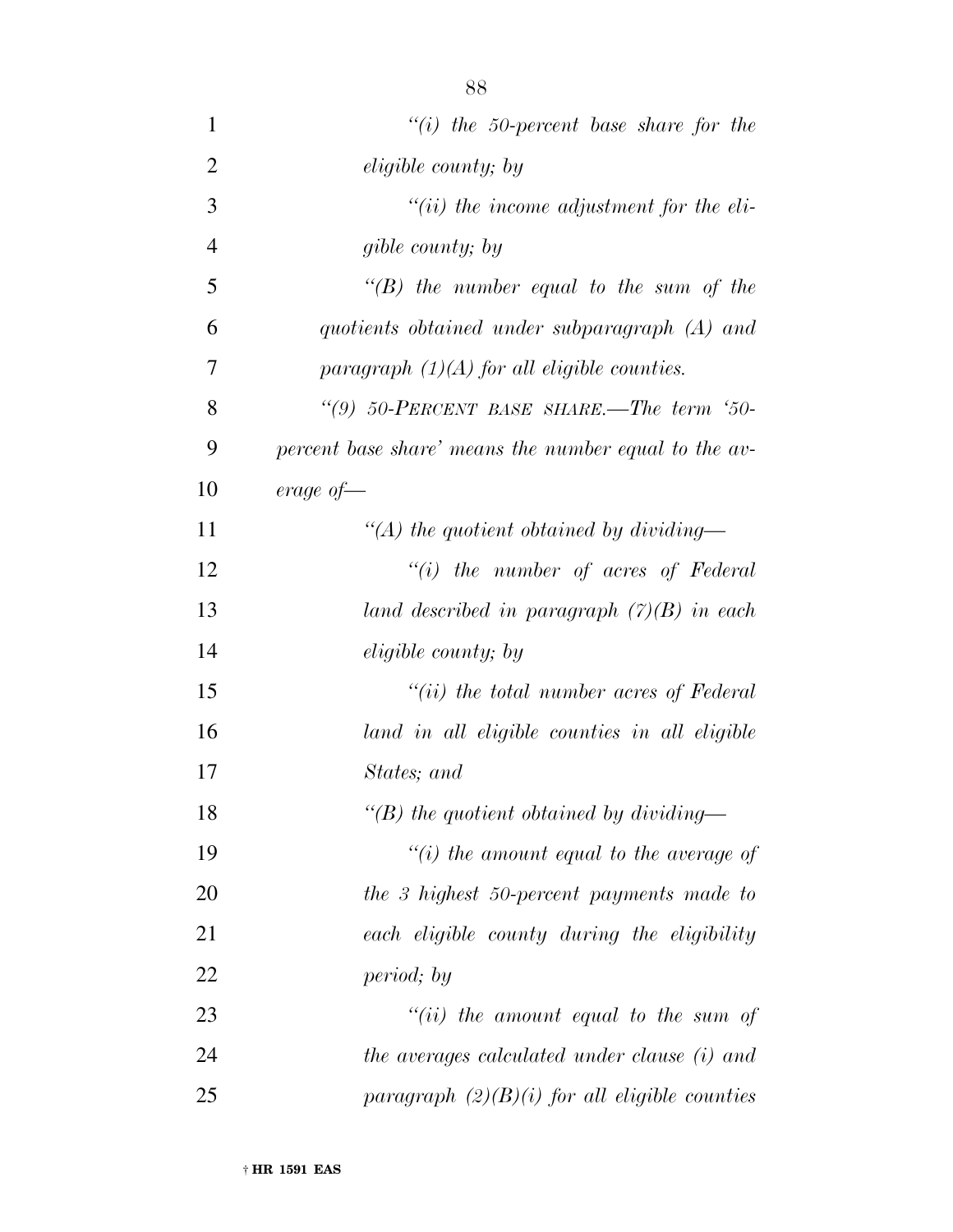*"(i) the 50-percent base share for the eligible county; by*

*"(ii) the income adjustment for the eligible county; by*

*"(B) the number equal to the sum of the quotients obtained under subparagraph (A) and paragraph (1)(A) for all eligible counties.*

*"(9) 50-PERCENT BASE SHARE.—The term '50-percent base share' means the number equal to the average of—*

*"(A) the quotient obtained by dividing—*

*"(i) the number of acres of Federal land described in paragraph (7)(B) in each eligible county; by*

*"(ii) the total number acres of Federal land in all eligible counties in all eligible States; and*

*"(B) the quotient obtained by dividing—*

*"(i) the amount equal to the average of the 3 highest 50-percent payments made to each eligible county during the eligibility period; by*

*"(ii) the amount equal to the sum of the averages calculated under clause (i) and paragraph (2)(B)(i) for all eligible counties*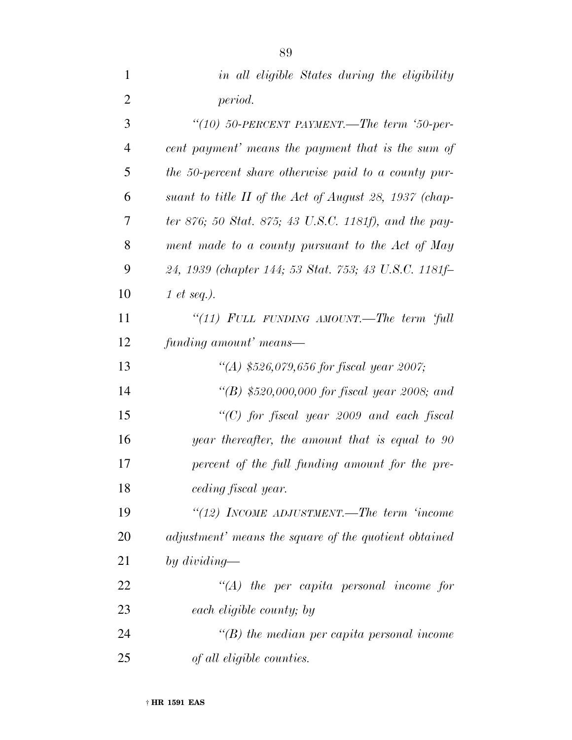*in all eligible States during the eligibility period.*

*"(10) 50-PERCENT PAYMENT.—The term '50-percent payment' means the payment that is the sum of the 50-percent share otherwise paid to a county pursuant to title II of the Act of August 28, 1937 (chapter 876; 50 Stat. 875; 43 U.S.C. 1181f), and the payment made to a county pursuant to the Act of May 24, 1939 (chapter 144; 53 Stat. 753; 43 U.S.C. 1181f–1 et seq.).*

*"(11) FULL FUNDING AMOUNT.—The term 'full funding amount' means—*

*"(A) $526,079,656 for fiscal year 2007;*

*"(B) $520,000,000 for fiscal year 2008; and*

*"(C) for fiscal year 2009 and each fiscal year thereafter, the amount that is equal to 90 percent of the full funding amount for the preceding fiscal year.*

*"(12) INCOME ADJUSTMENT.—The term 'income adjustment' means the square of the quotient obtained by dividing—*

*"(A) the per capita personal income for each eligible county; by*

*"(B) the median per capita personal income of all eligible counties.*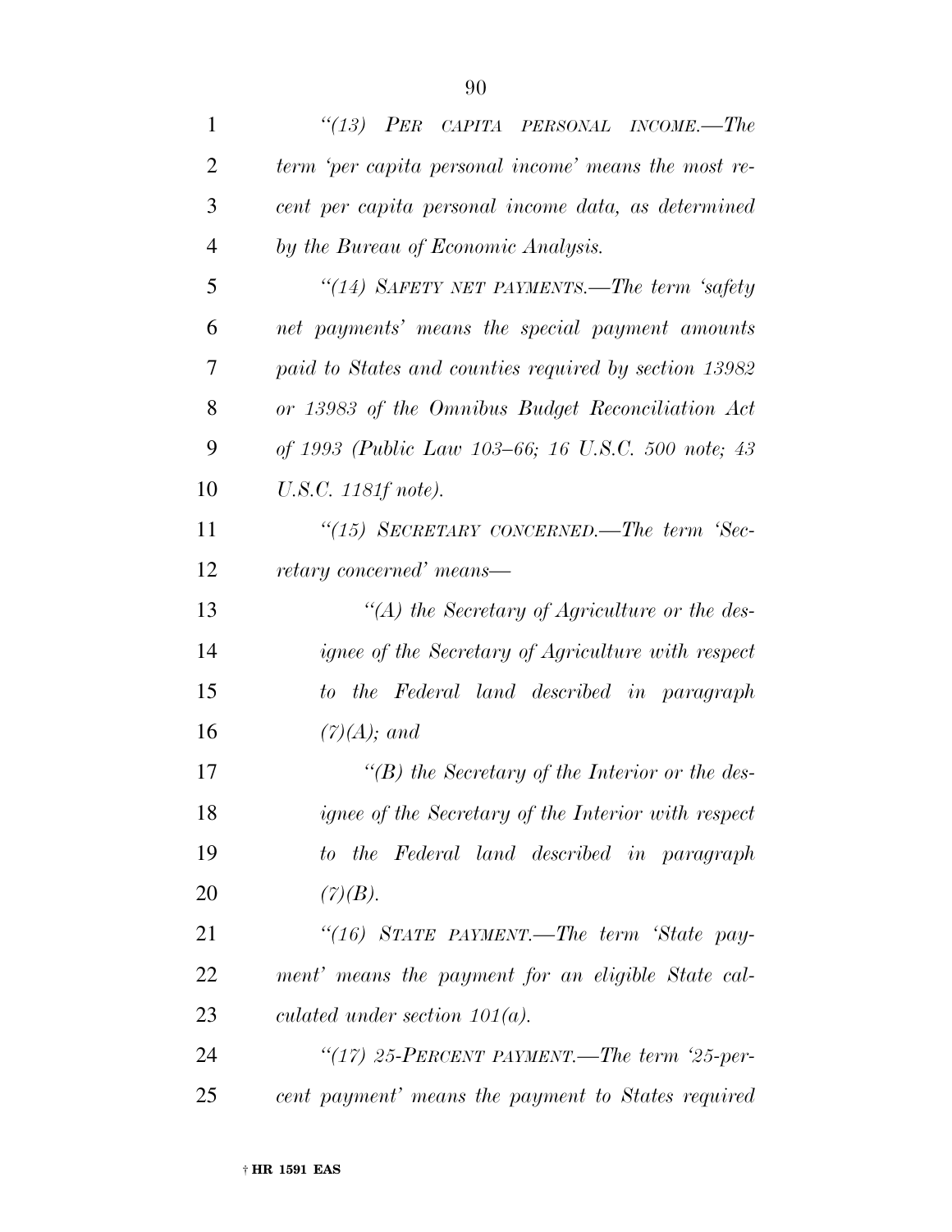*"(13) PER CAPITA PERSONAL INCOME.—The term 'per capita personal income' means the most recent per capita personal income data, as determined by the Bureau of Economic Analysis.*

*"(14) SAFETY NET PAYMENTS.—The term 'safety net payments' means the special payment amounts paid to States and counties required by section 13982 or 13983 of the Omnibus Budget Reconciliation Act of 1993 (Public Law 103–66; 16 U.S.C. 500 note; 43 U.S.C. 1181f note).*

*"(15) SECRETARY CONCERNED.—The term 'Secretary concerned' means—*

*"(A) the Secretary of Agriculture or the designee of the Secretary of Agriculture with respect to the Federal land described in paragraph (7)(A); and*

*"(B) the Secretary of the Interior or the designee of the Secretary of the Interior with respect to the Federal land described in paragraph (7)(B).*

*"(16) STATE PAYMENT.—The term 'State payment' means the payment for an eligible State calculated under section 101(a).*

*"(17) 25-PERCENT PAYMENT.—The term '25-percent payment' means the payment to States required*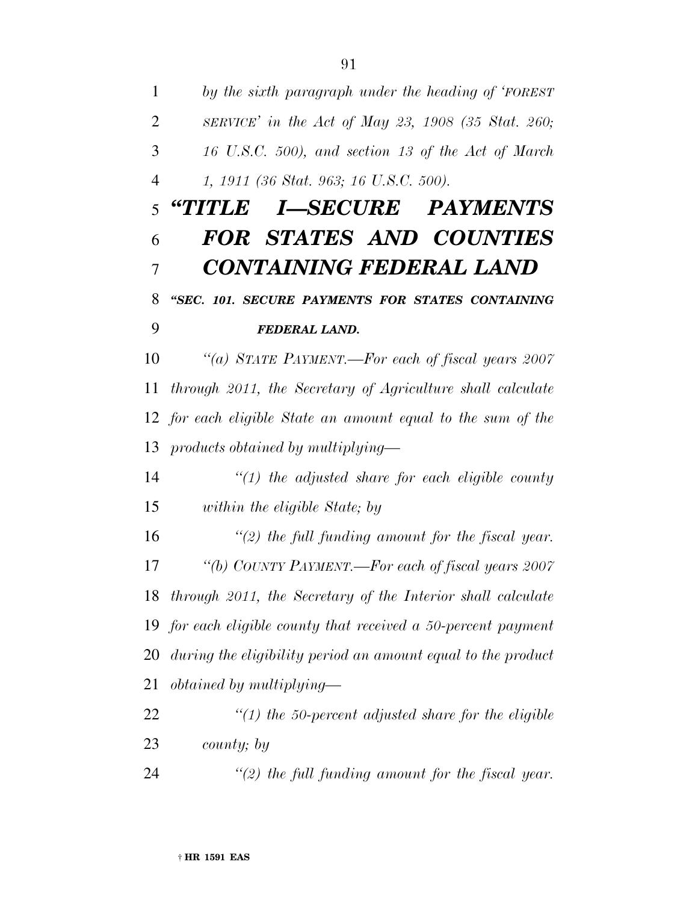*by the sixth paragraph under the heading of 'FOREST SERVICE' in the Act of May 23, 1908 (35 Stat. 260; 16 U.S.C. 500), and section 13 of the Act of March 1, 1911 (36 Stat. 963; 16 U.S.C. 500).*

# *"TITLE I—SECURE PAYMENTS FOR STATES AND COUNTIES CONTAINING FEDERAL LAND*

## *"SEC. 101. SECURE PAYMENTS FOR STATES CONTAINING FEDERAL LAND.*

*"(a) STATE PAYMENT.—For each of fiscal years 2007 through 2011, the Secretary of Agriculture shall calculate for each eligible State an amount equal to the sum of the products obtained by multiplying—*

*"(1) the adjusted share for each eligible county within the eligible State; by*

*"(2) the full funding amount for the fiscal year.*

*"(b) COUNTY PAYMENT.—For each of fiscal years 2007 through 2011, the Secretary of the Interior shall calculate for each eligible county that received a 50-percent payment during the eligibility period an amount equal to the product obtained by multiplying—*

*"(1) the 50-percent adjusted share for the eligible county; by*

*"(2) the full funding amount for the fiscal year.*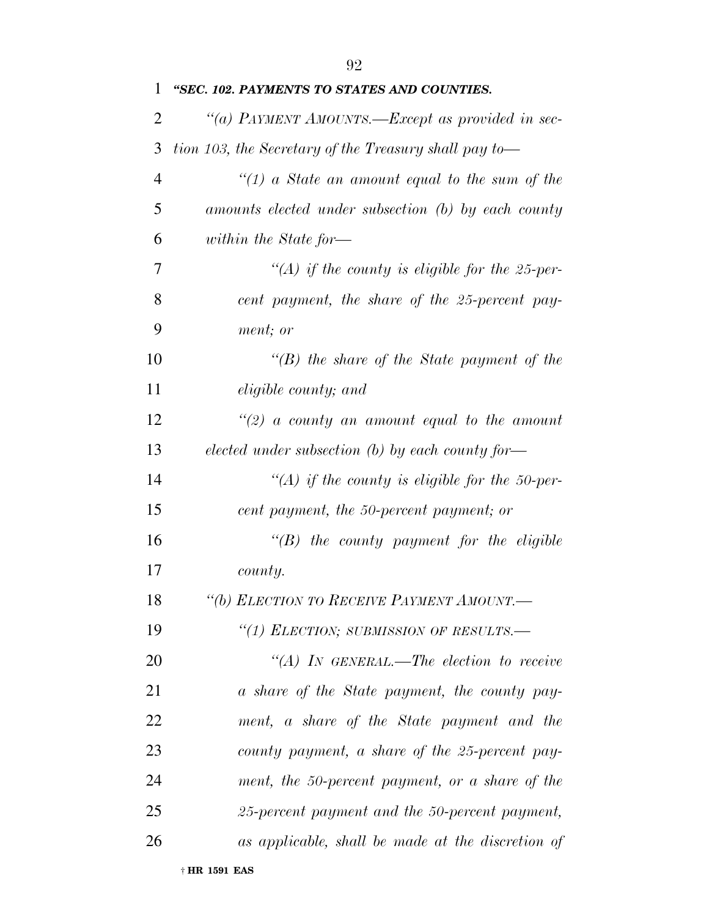*"SEC. 102. PAYMENTS TO STATES AND COUNTIES.*

*"(a) PAYMENT AMOUNTS.—Except as provided in section 103, the Secretary of the Treasury shall pay to—*

*"(1) a State an amount equal to the sum of the amounts elected under subsection (b) by each county within the State for—*

*"(A) if the county is eligible for the 25-percent payment, the share of the 25-percent payment; or*

*"(B) the share of the State payment of the eligible county; and*

*"(2) a county an amount equal to the amount elected under subsection (b) by each county for—*

*"(A) if the county is eligible for the 50-percent payment, the 50-percent payment; or*

*"(B) the county payment for the eligible county.*

*"(b) ELECTION TO RECEIVE PAYMENT AMOUNT.—*

*"(1) ELECTION; SUBMISSION OF RESULTS.—*

*"(A) IN GENERAL.—The election to receive a share of the State payment, the county payment, a share of the State payment and the county payment, a share of the 25-percent payment, the 50-percent payment, or a share of the 25-percent payment and the 50-percent payment, as applicable, shall be made at the discretion of*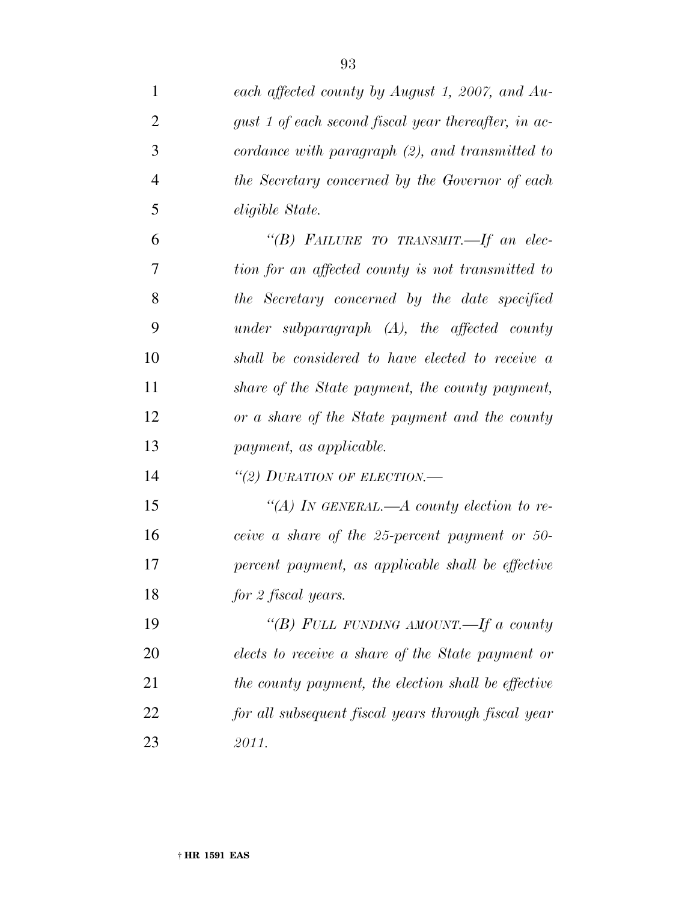*each affected county by August 1, 2007, and August 1 of each second fiscal year thereafter, in accordance with paragraph (2), and transmitted to the Secretary concerned by the Governor of each eligible State.*

*"(B) FAILURE TO TRANSMIT.—If an election for an affected county is not transmitted to the Secretary concerned by the date specified under subparagraph (A), the affected county shall be considered to have elected to receive a share of the State payment, the county payment, or a share of the State payment and the county payment, as applicable.*

*"(2) DURATION OF ELECTION.—*

*"(A) IN GENERAL.—A county election to receive a share of the 25-percent payment or 50-percent payment, as applicable shall be effective for 2 fiscal years.*

*"(B) FULL FUNDING AMOUNT.—If a county elects to receive a share of the State payment or the county payment, the election shall be effective for all subsequent fiscal years through fiscal year 2011.*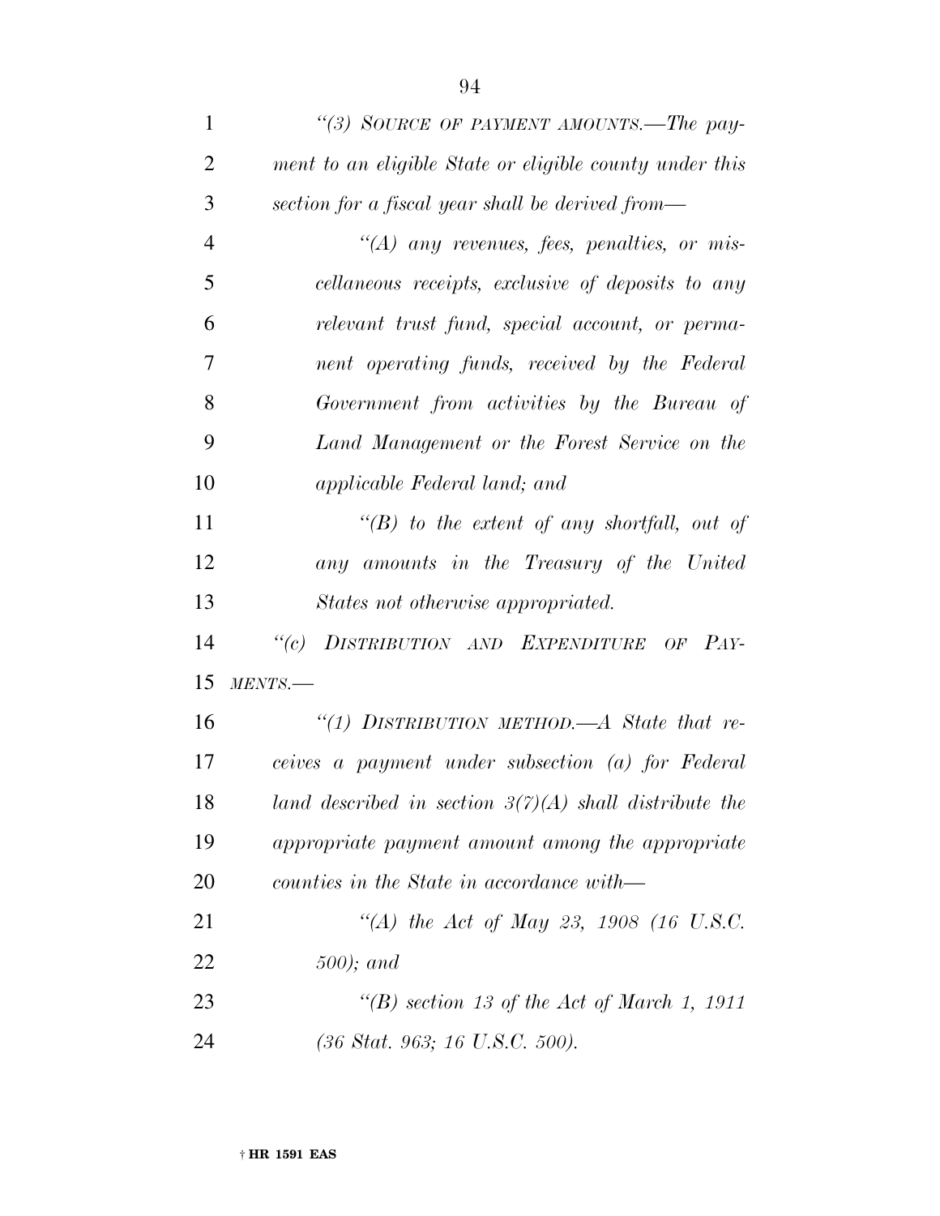*"(3) SOURCE OF PAYMENT AMOUNTS.—The payment to an eligible State or eligible county under this section for a fiscal year shall be derived from—*

*"(A) any revenues, fees, penalties, or miscellaneous receipts, exclusive of deposits to any relevant trust fund, special account, or permanent operating funds, received by the Federal Government from activities by the Bureau of Land Management or the Forest Service on the applicable Federal land; and*

*"(B) to the extent of any shortfall, out of any amounts in the Treasury of the United States not otherwise appropriated.*

*"(c) DISTRIBUTION AND EXPENDITURE OF PAYMENTS.—*

*"(1) DISTRIBUTION METHOD.—A State that receives a payment under subsection (a) for Federal land described in section 3(7)(A) shall distribute the appropriate payment amount among the appropriate counties in the State in accordance with—*

*"(A) the Act of May 23, 1908 (16 U.S.C. 500); and*

*"(B) section 13 of the Act of March 1, 1911 (36 Stat. 963; 16 U.S.C. 500).*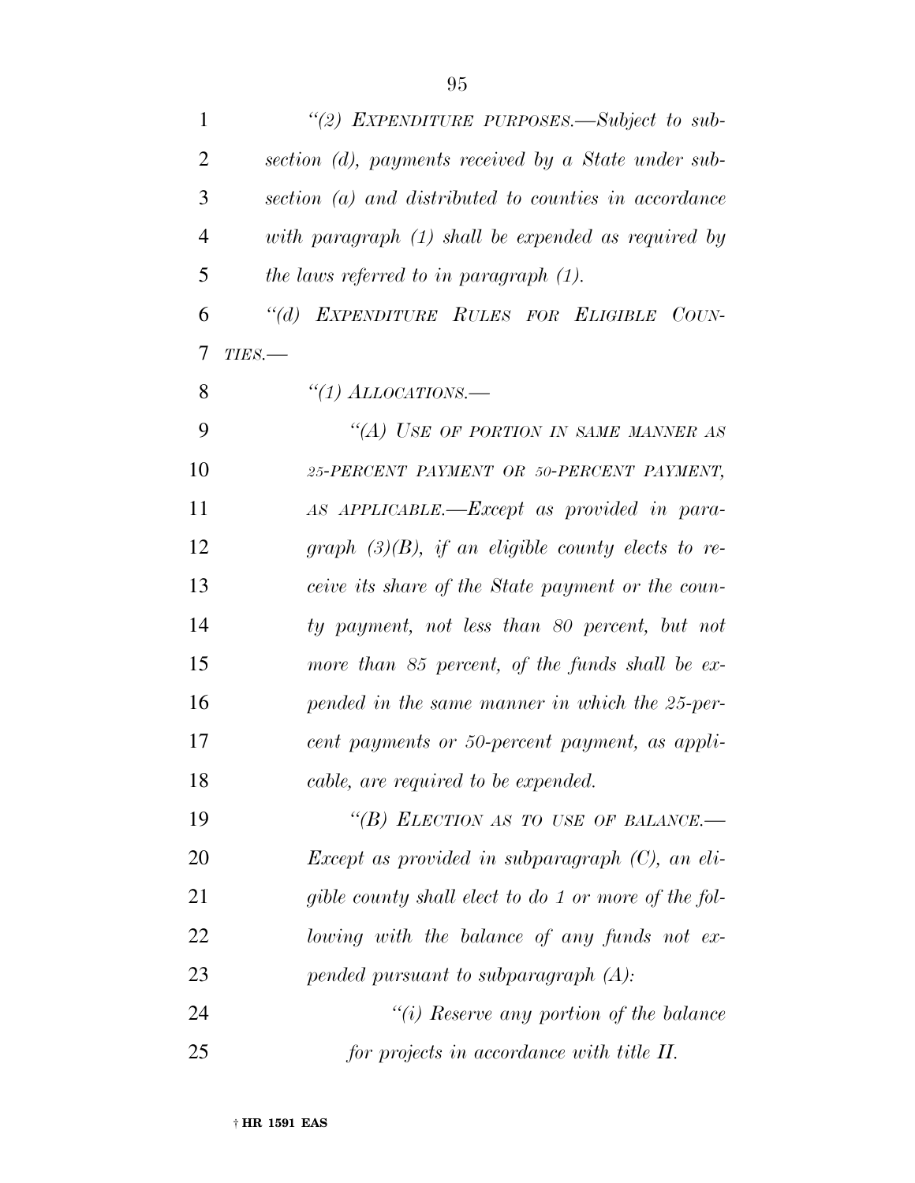*"(2) EXPENDITURE PURPOSES.—Subject to subsection (d), payments received by a State under subsection (a) and distributed to counties in accordance with paragraph (1) shall be expended as required by the laws referred to in paragraph (1).*

*"(d) EXPENDITURE RULES FOR ELIGIBLE COUNTIES.—*

*"(1) ALLOCATIONS.—*

*"(A) USE OF PORTION IN SAME MANNER AS 25-PERCENT PAYMENT OR 50-PERCENT PAYMENT, AS APPLICABLE.—Except as provided in paragraph (3)(B), if an eligible county elects to receive its share of the State payment or the county payment, not less than 80 percent, but not more than 85 percent, of the funds shall be expended in the same manner in which the 25-percent payments or 50-percent payment, as applicable, are required to be expended.*

*"(B) ELECTION AS TO USE OF BALANCE.—Except as provided in subparagraph (C), an eligible county shall elect to do 1 or more of the following with the balance of any funds not expended pursuant to subparagraph (A):*

*"(i) Reserve any portion of the balance for projects in accordance with title II.*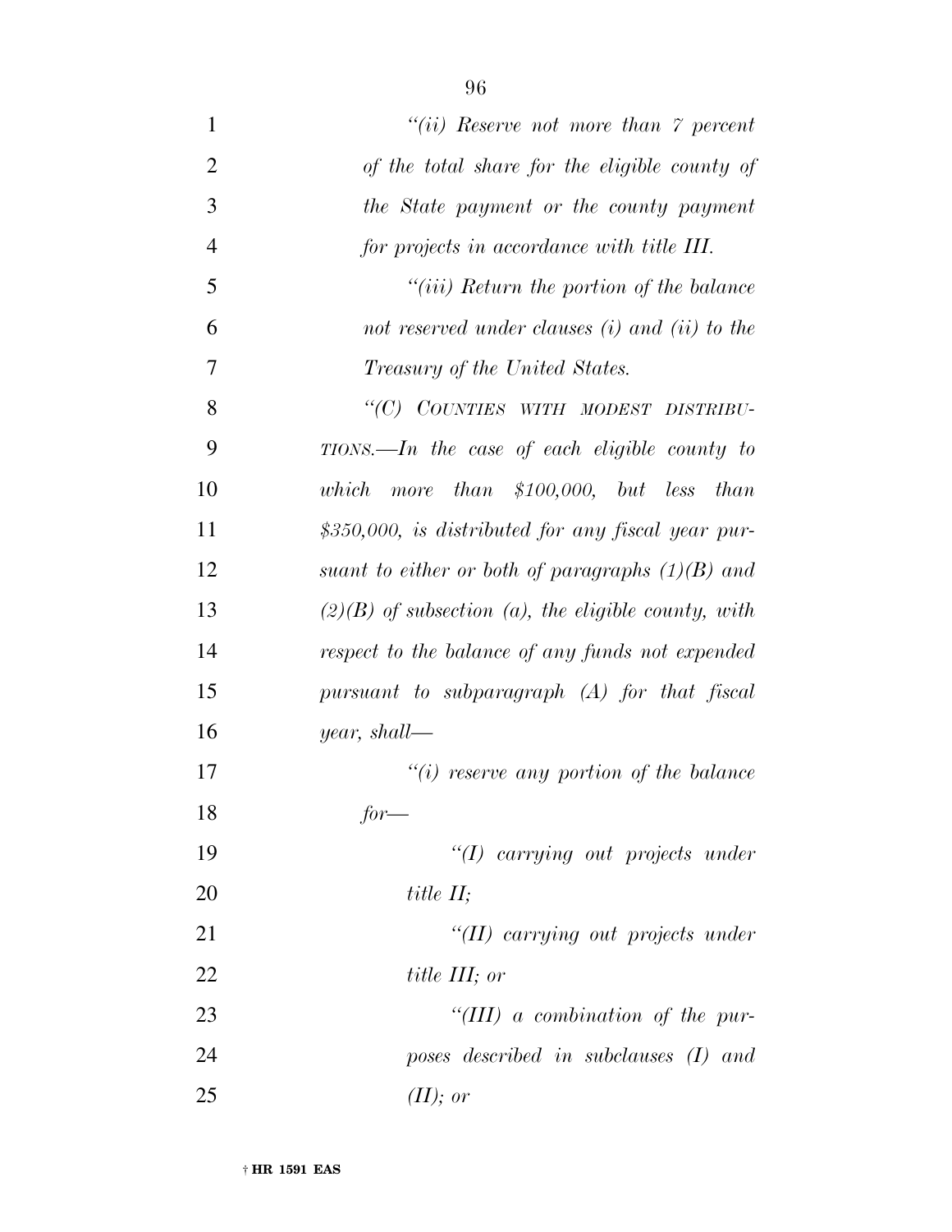*"(ii) Reserve not more than 7 percent of the total share for the eligible county of the State payment or the county payment for projects in accordance with title III.*

*"(iii) Return the portion of the balance not reserved under clauses (i) and (ii) to the Treasury of the United States.*

*"(C) COUNTIES WITH MODEST DISTRIBUTIONS.—In the case of each eligible county to which more than $100,000, but less than $350,000, is distributed for any fiscal year pursuant to either or both of paragraphs (1)(B) and (2)(B) of subsection (a), the eligible county, with respect to the balance of any funds not expended pursuant to subparagraph (A) for that fiscal year, shall—*

*"(i) reserve any portion of the balance for—*

*"(I) carrying out projects under title II;*

*"(II) carrying out projects under title III; or*

*"(III) a combination of the purposes described in subclauses (I) and (II); or*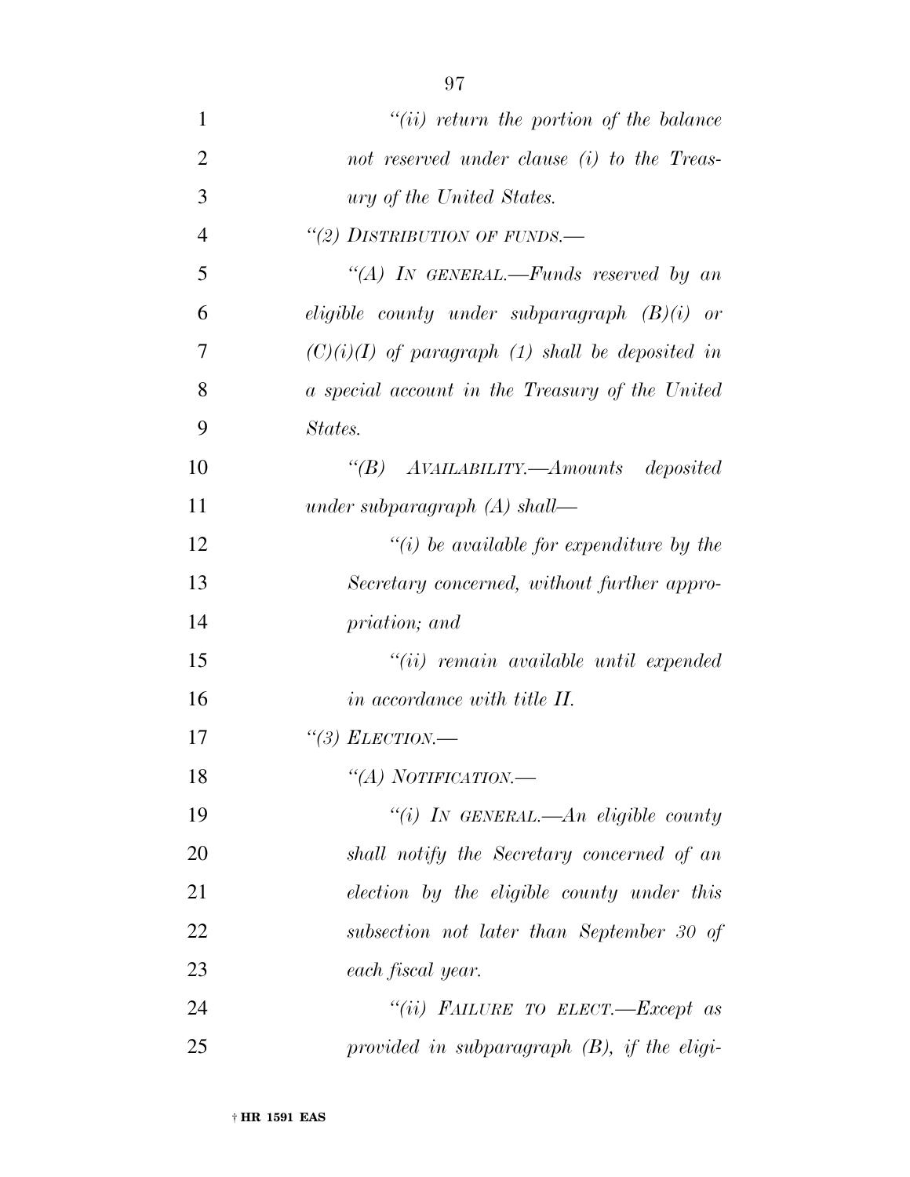*"(ii) return the portion of the balance not reserved under clause (i) to the Treasury of the United States.*

*"(2) DISTRIBUTION OF FUNDS.—*

*"(A) IN GENERAL.—Funds reserved by an eligible county under subparagraph (B)(i) or (C)(i)(I) of paragraph (1) shall be deposited in a special account in the Treasury of the United States.*

*"(B) AVAILABILITY.—Amounts deposited under subparagraph (A) shall—*

*"(i) be available for expenditure by the Secretary concerned, without further appropriation; and*

*"(ii) remain available until expended in accordance with title II.*

*"(3) ELECTION.—*

*"(A) NOTIFICATION.—*

*"(i) IN GENERAL.—An eligible county shall notify the Secretary concerned of an election by the eligible county under this subsection not later than September 30 of each fiscal year.*

*"(ii) FAILURE TO ELECT.—Except as provided in subparagraph (B), if the eligi-*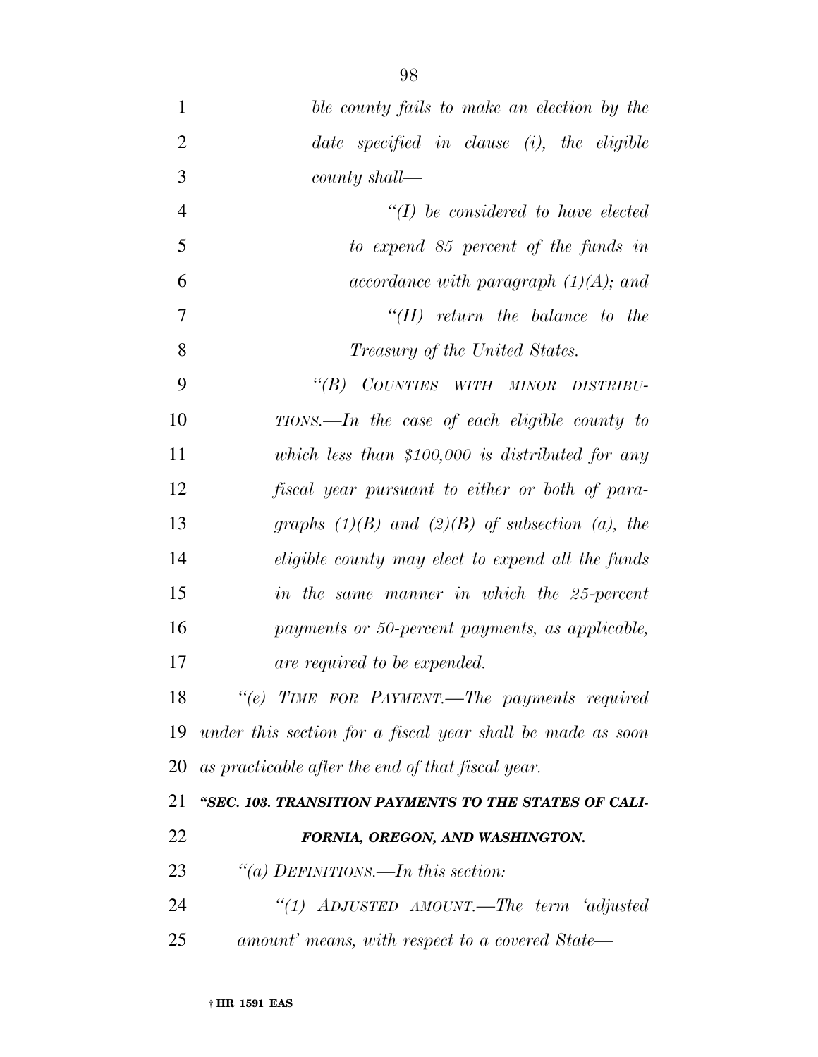*ble county fails to make an election by the date specified in clause (i), the eligible county shall—*

*"(I) be considered to have elected to expend 85 percent of the funds in accordance with paragraph (1)(A); and*

*"(II) return the balance to the Treasury of the United States.*

*"(B) COUNTIES WITH MINOR DISTRIBUTIONS.—In the case of each eligible county to which less than $100,000 is distributed for any fiscal year pursuant to either or both of paragraphs (1)(B) and (2)(B) of subsection (a), the eligible county may elect to expend all the funds in the same manner in which the 25-percent payments or 50-percent payments, as applicable, are required to be expended.*

*"(e) TIME FOR PAYMENT.—The payments required under this section for a fiscal year shall be made as soon as practicable after the end of that fiscal year.*

***"SEC. 103. TRANSITION PAYMENTS TO THE STATES OF CALIFORNIA, OREGON, AND WASHINGTON.***

*"(a) DEFINITIONS.—In this section:*

*"(1) ADJUSTED AMOUNT.—The term 'adjusted amount' means, with respect to a covered State—*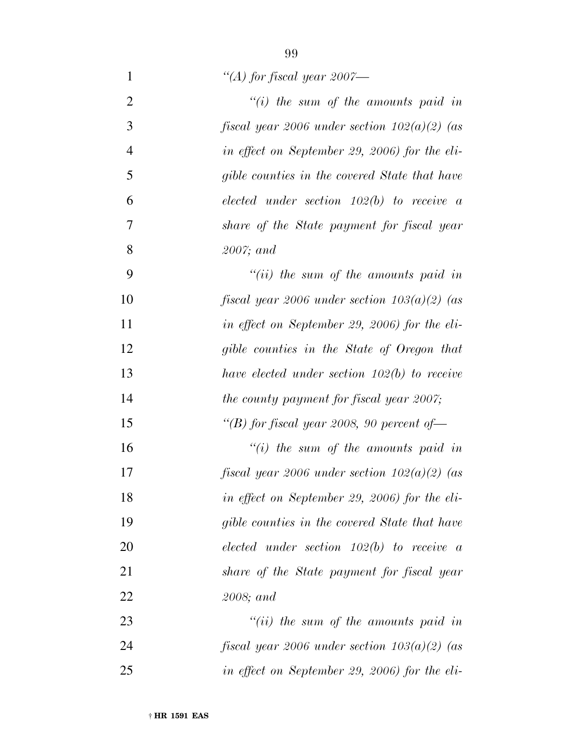*"(A) for fiscal year 2007—*

*"(i) the sum of the amounts paid in fiscal year 2006 under section 102(a)(2) (as in effect on September 29, 2006) for the eligible counties in the covered State that have elected under section 102(b) to receive a share of the State payment for fiscal year 2007; and*

*"(ii) the sum of the amounts paid in fiscal year 2006 under section 103(a)(2) (as in effect on September 29, 2006) for the eligible counties in the State of Oregon that have elected under section 102(b) to receive the county payment for fiscal year 2007;*

*"(B) for fiscal year 2008, 90 percent of—*

*"(i) the sum of the amounts paid in fiscal year 2006 under section 102(a)(2) (as in effect on September 29, 2006) for the eligible counties in the covered State that have elected under section 102(b) to receive a share of the State payment for fiscal year 2008; and*

*"(ii) the sum of the amounts paid in fiscal year 2006 under section 103(a)(2) (as in effect on September 29, 2006) for the eli-*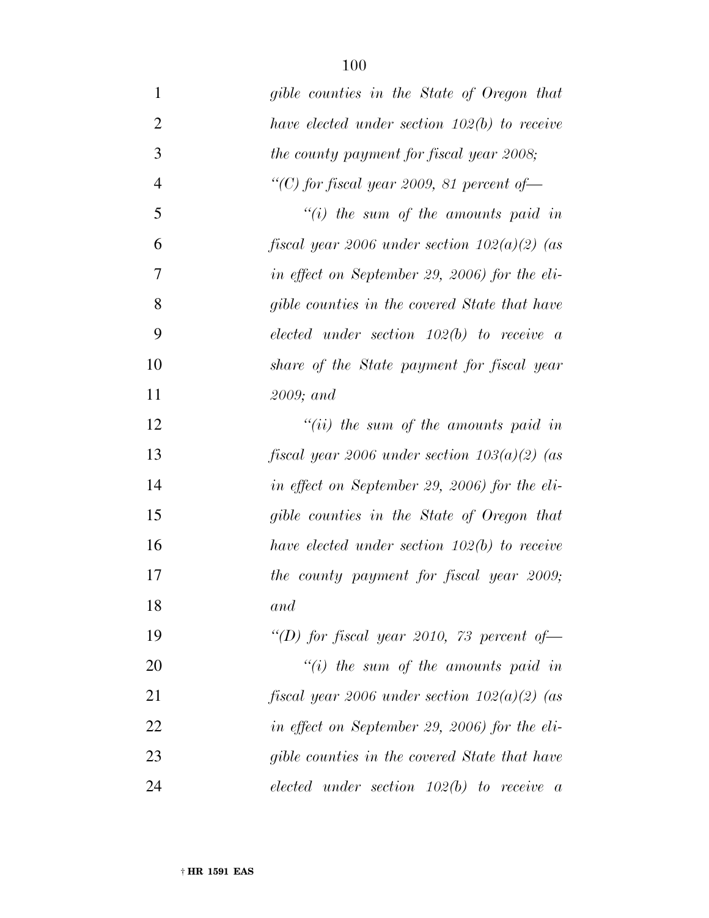*gible counties in the State of Oregon that have elected under section 102(b) to receive the county payment for fiscal year 2008;*

*"(C) for fiscal year 2009, 81 percent of—*

*"(i) the sum of the amounts paid in fiscal year 2006 under section 102(a)(2) (as in effect on September 29, 2006) for the eligible counties in the covered State that have elected under section 102(b) to receive a share of the State payment for fiscal year 2009; and*

*"(ii) the sum of the amounts paid in fiscal year 2006 under section 103(a)(2) (as in effect on September 29, 2006) for the eligible counties in the State of Oregon that have elected under section 102(b) to receive the county payment for fiscal year 2009; and*

*"(D) for fiscal year 2010, 73 percent of—*

*"(i) the sum of the amounts paid in fiscal year 2006 under section 102(a)(2) (as in effect on September 29, 2006) for the eligible counties in the covered State that have elected under section 102(b) to receive a*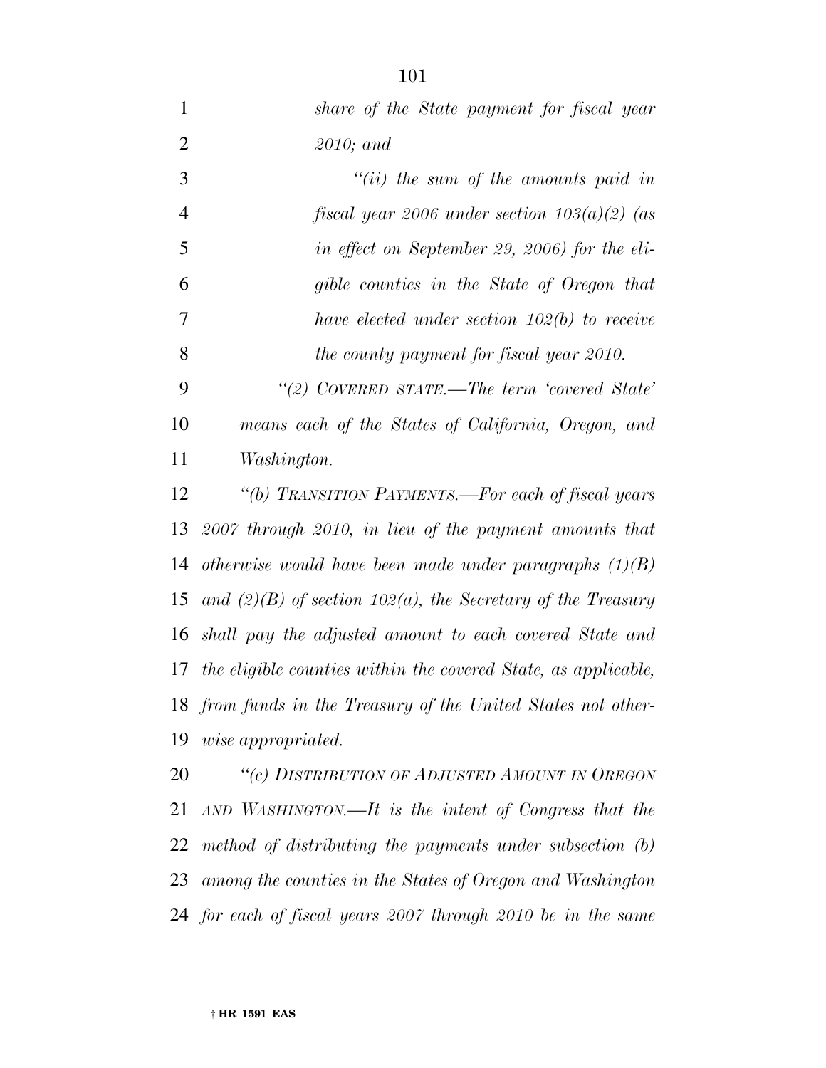*share of the State payment for fiscal year 2010; and*

*"(ii) the sum of the amounts paid in fiscal year 2006 under section 103(a)(2) (as in effect on September 29, 2006) for the eligible counties in the State of Oregon that have elected under section 102(b) to receive the county payment for fiscal year 2010.*

*"(2) COVERED STATE.—The term 'covered State' means each of the States of California, Oregon, and Washington.*

*"(b) TRANSITION PAYMENTS.—For each of fiscal years 2007 through 2010, in lieu of the payment amounts that otherwise would have been made under paragraphs (1)(B) and (2)(B) of section 102(a), the Secretary of the Treasury shall pay the adjusted amount to each covered State and the eligible counties within the covered State, as applicable, from funds in the Treasury of the United States not otherwise appropriated.*

*"(c) DISTRIBUTION OF ADJUSTED AMOUNT IN OREGON AND WASHINGTON.—It is the intent of Congress that the method of distributing the payments under subsection (b) among the counties in the States of Oregon and Washington for each of fiscal years 2007 through 2010 be in the same*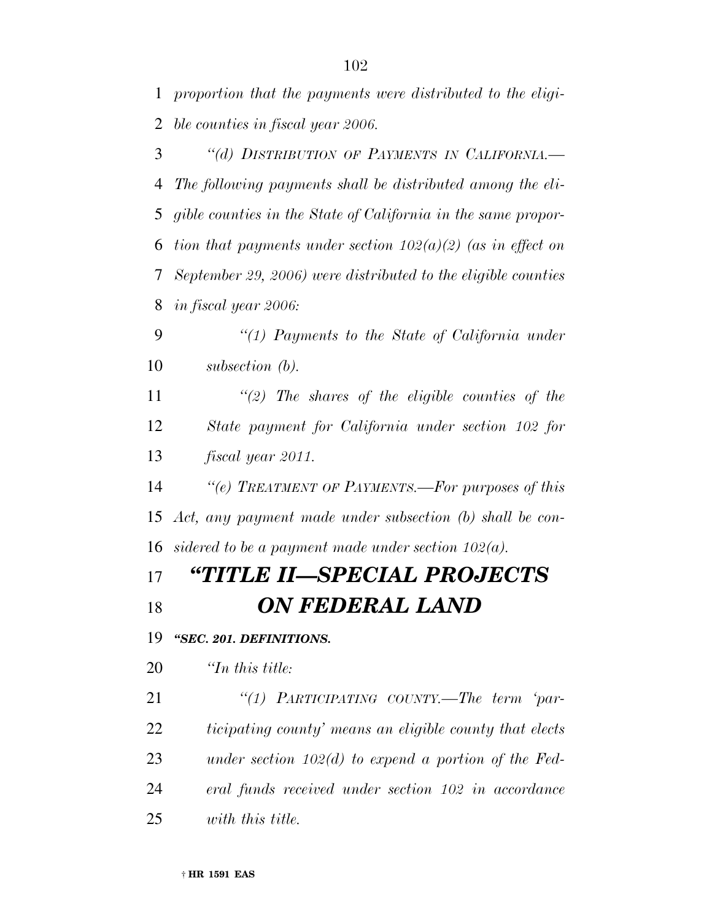*proportion that the payments were distributed to the eligible counties in fiscal year 2006.*

*“(d) DISTRIBUTION OF PAYMENTS IN CALIFORNIA.—The following payments shall be distributed among the eligible counties in the State of California in the same proportion that payments under section 102(a)(2) (as in effect on September 29, 2006) were distributed to the eligible counties in fiscal year 2006:*

*“(1) Payments to the State of California under subsection (b).*

*“(2) The shares of the eligible counties of the State payment for California under section 102 for fiscal year 2011.*

*“(e) TREATMENT OF PAYMENTS.—For purposes of this Act, any payment made under subsection (b) shall be considered to be a payment made under section 102(a).*

# *“TITLE II—SPECIAL PROJECTS ON FEDERAL LAND*

***“SEC. 201. DEFINITIONS.***

*“In this title:*

*“(1) PARTICIPATING COUNTY.—The term ‘participating county’ means an eligible county that elects under section 102(d) to expend a portion of the Federal funds received under section 102 in accordance with this title.*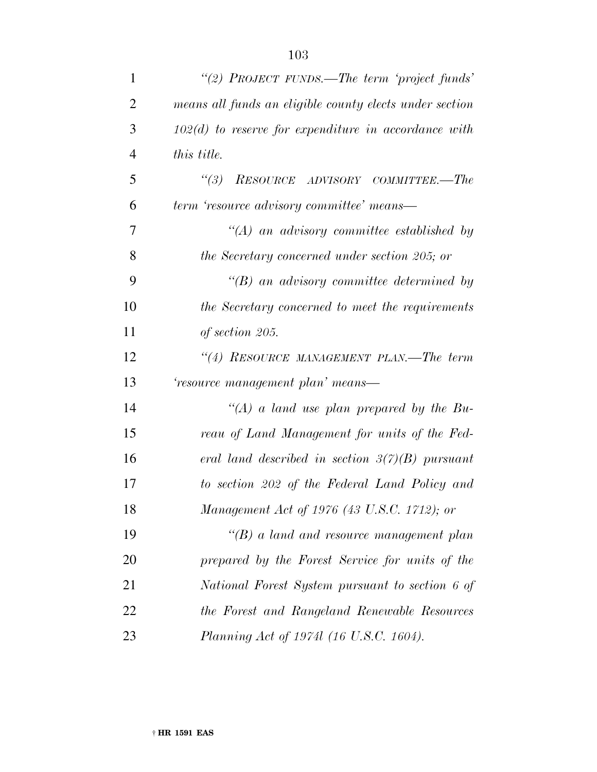*"(2) PROJECT FUNDS.—The term 'project funds' means all funds an eligible county elects under section 102(d) to reserve for expenditure in accordance with this title.*

*"(3) RESOURCE ADVISORY COMMITTEE.—The term 'resource advisory committee' means—*

*"(A) an advisory committee established by the Secretary concerned under section 205; or*

*"(B) an advisory committee determined by the Secretary concerned to meet the requirements of section 205.*

*"(4) RESOURCE MANAGEMENT PLAN.—The term 'resource management plan' means—*

*"(A) a land use plan prepared by the Bureau of Land Management for units of the Federal land described in section 3(7)(B) pursuant to section 202 of the Federal Land Policy and Management Act of 1976 (43 U.S.C. 1712); or*

*"(B) a land and resource management plan prepared by the Forest Service for units of the National Forest System pursuant to section 6 of the Forest and Rangeland Renewable Resources Planning Act of 1974l (16 U.S.C. 1604).*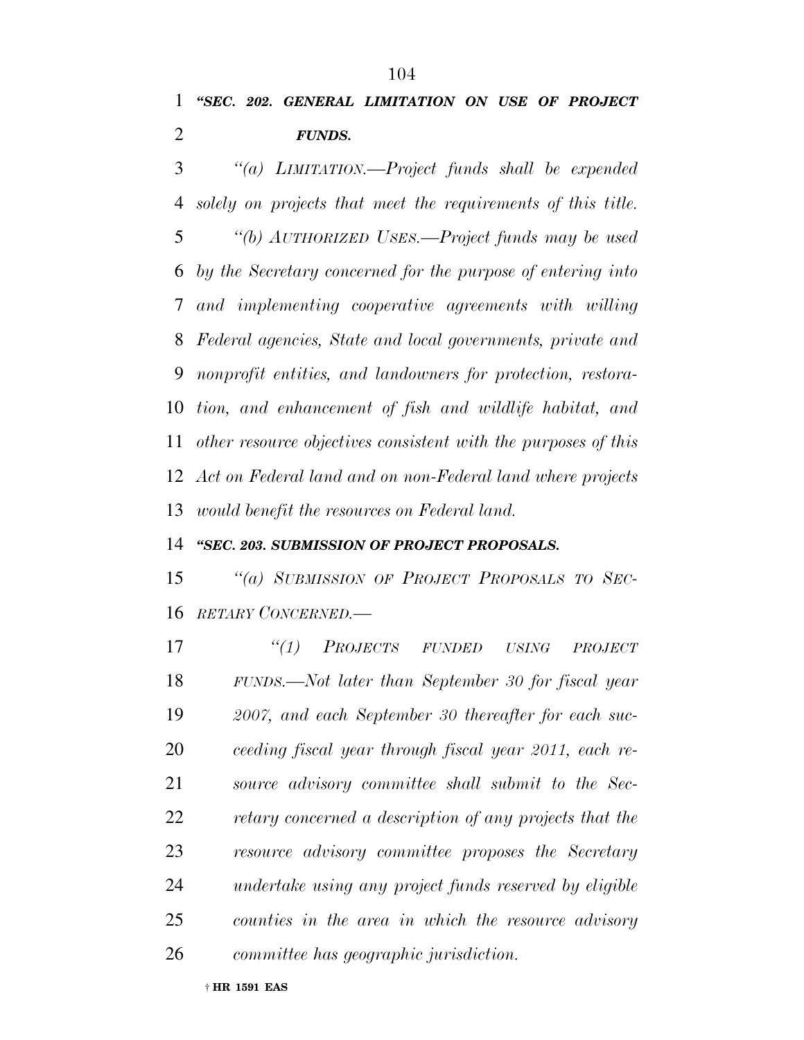***"SEC. 202. GENERAL LIMITATION ON USE OF PROJECT FUNDS.***

*"(a) LIMITATION.—Project funds shall be expended solely on projects that meet the requirements of this title.*

*"(b) AUTHORIZED USES.—Project funds may be used by the Secretary concerned for the purpose of entering into and implementing cooperative agreements with willing Federal agencies, State and local governments, private and nonprofit entities, and landowners for protection, restoration, and enhancement of fish and wildlife habitat, and other resource objectives consistent with the purposes of this Act on Federal land and on non-Federal land where projects would benefit the resources on Federal land.*

***"SEC. 203. SUBMISSION OF PROJECT PROPOSALS.***

*"(a) SUBMISSION OF PROJECT PROPOSALS TO SECRETARY CONCERNED.—*

*"(1) PROJECTS FUNDED USING PROJECT FUNDS.—Not later than September 30 for fiscal year 2007, and each September 30 thereafter for each succeeding fiscal year through fiscal year 2011, each resource advisory committee shall submit to the Secretary concerned a description of any projects that the resource advisory committee proposes the Secretary undertake using any project funds reserved by eligible counties in the area in which the resource advisory committee has geographic jurisdiction.*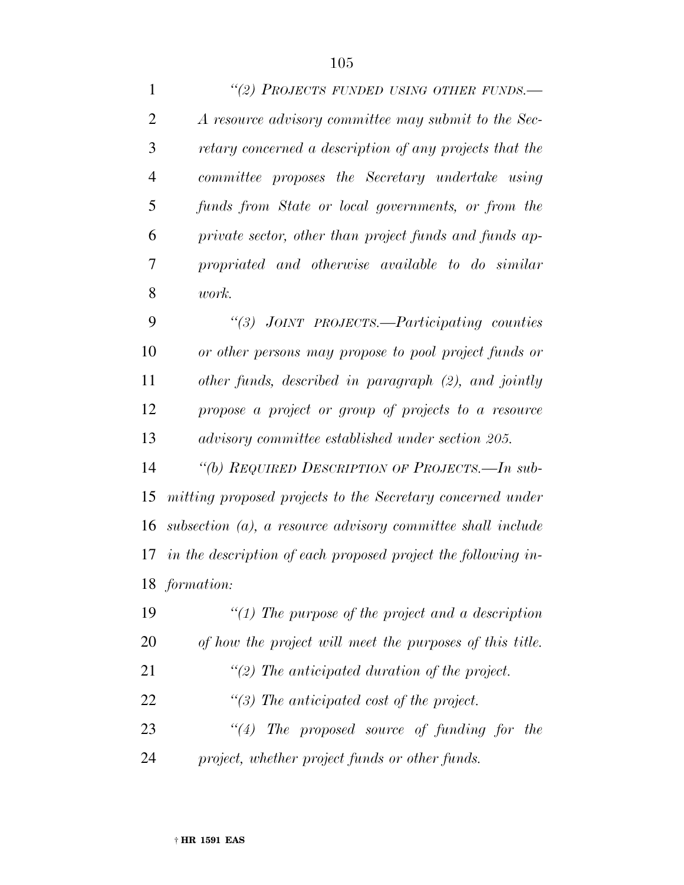*"(2) PROJECTS FUNDED USING OTHER FUNDS.—A resource advisory committee may submit to the Secretary concerned a description of any projects that the committee proposes the Secretary undertake using funds from State or local governments, or from the private sector, other than project funds and funds appropriated and otherwise available to do similar work.*

*"(3) JOINT PROJECTS.—Participating counties or other persons may propose to pool project funds or other funds, described in paragraph (2), and jointly propose a project or group of projects to a resource advisory committee established under section 205.*

*"(b) REQUIRED DESCRIPTION OF PROJECTS.—In submitting proposed projects to the Secretary concerned under subsection (a), a resource advisory committee shall include in the description of each proposed project the following information:*

*"(1) The purpose of the project and a description of how the project will meet the purposes of this title.*

*"(2) The anticipated duration of the project.*

*"(3) The anticipated cost of the project.*

*"(4) The proposed source of funding for the project, whether project funds or other funds.*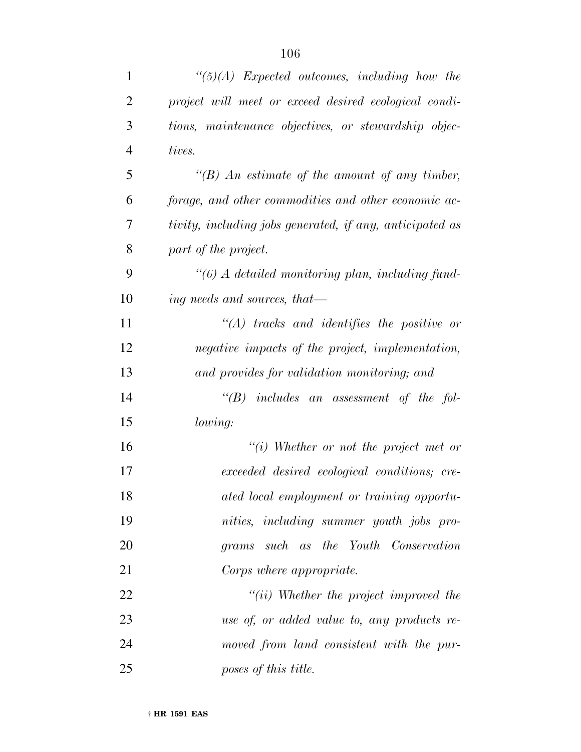*"(5)(A) Expected outcomes, including how the project will meet or exceed desired ecological conditions, maintenance objectives, or stewardship objectives.*

*"(B) An estimate of the amount of any timber, forage, and other commodities and other economic activity, including jobs generated, if any, anticipated as part of the project.*

*"(6) A detailed monitoring plan, including funding needs and sources, that—*

*"(A) tracks and identifies the positive or negative impacts of the project, implementation, and provides for validation monitoring; and*

*"(B) includes an assessment of the following:*

*"(i) Whether or not the project met or exceeded desired ecological conditions; created local employment or training opportunities, including summer youth jobs programs such as the Youth Conservation Corps where appropriate.*

*"(ii) Whether the project improved the use of, or added value to, any products removed from land consistent with the purposes of this title.*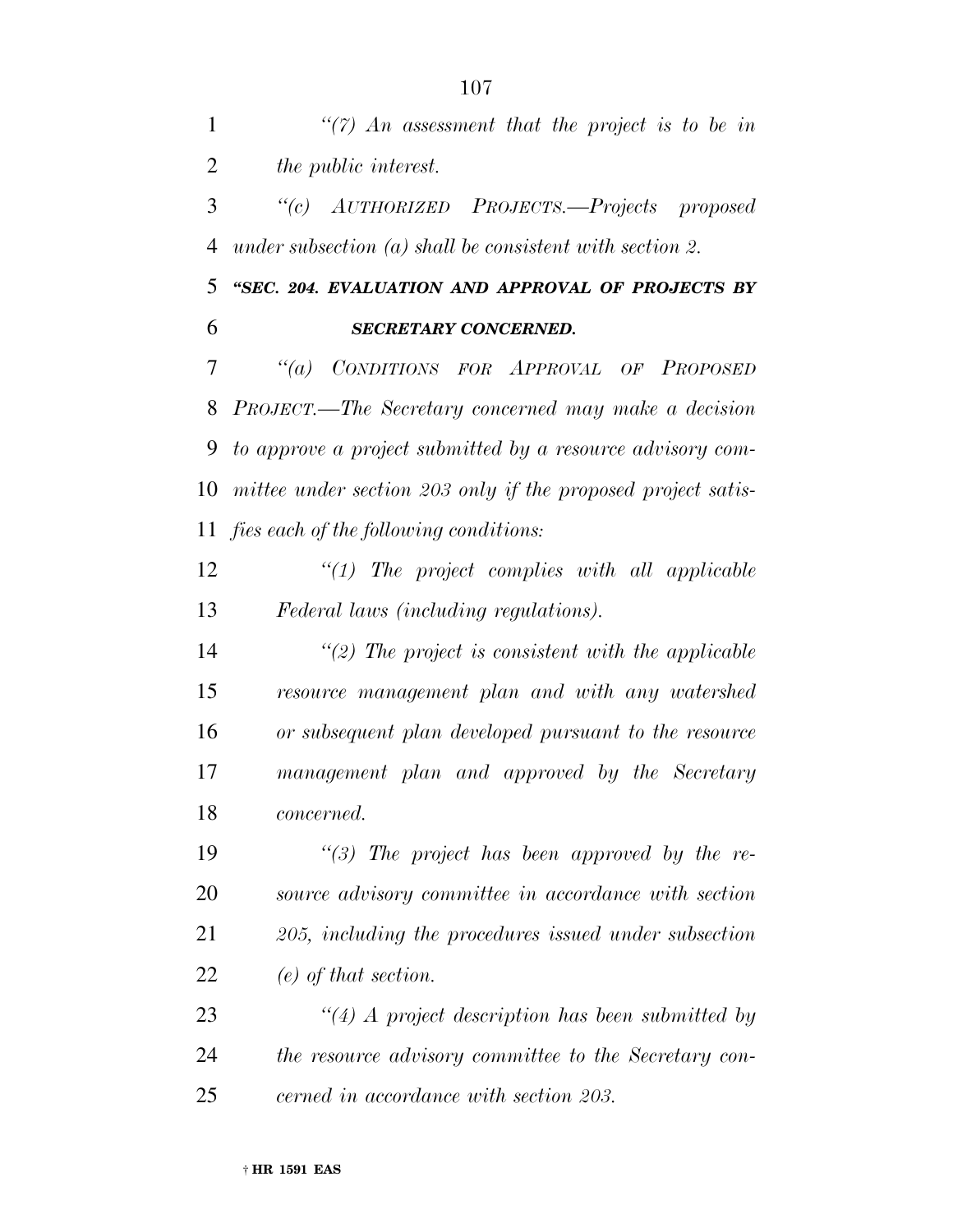*"(7) An assessment that the project is to be in the public interest.*

*"(c) AUTHORIZED PROJECTS.—Projects proposed under subsection (a) shall be consistent with section 2.*

***"SEC. 204. EVALUATION AND APPROVAL OF PROJECTS BY SECRETARY CONCERNED.***

*"(a) CONDITIONS FOR APPROVAL OF PROPOSED PROJECT.—The Secretary concerned may make a decision to approve a project submitted by a resource advisory committee under section 203 only if the proposed project satisfies each of the following conditions:*

*"(1) The project complies with all applicable Federal laws (including regulations).*

*"(2) The project is consistent with the applicable resource management plan and with any watershed or subsequent plan developed pursuant to the resource management plan and approved by the Secretary concerned.*

*"(3) The project has been approved by the resource advisory committee in accordance with section 205, including the procedures issued under subsection (e) of that section.*

*"(4) A project description has been submitted by the resource advisory committee to the Secretary concerned in accordance with section 203.*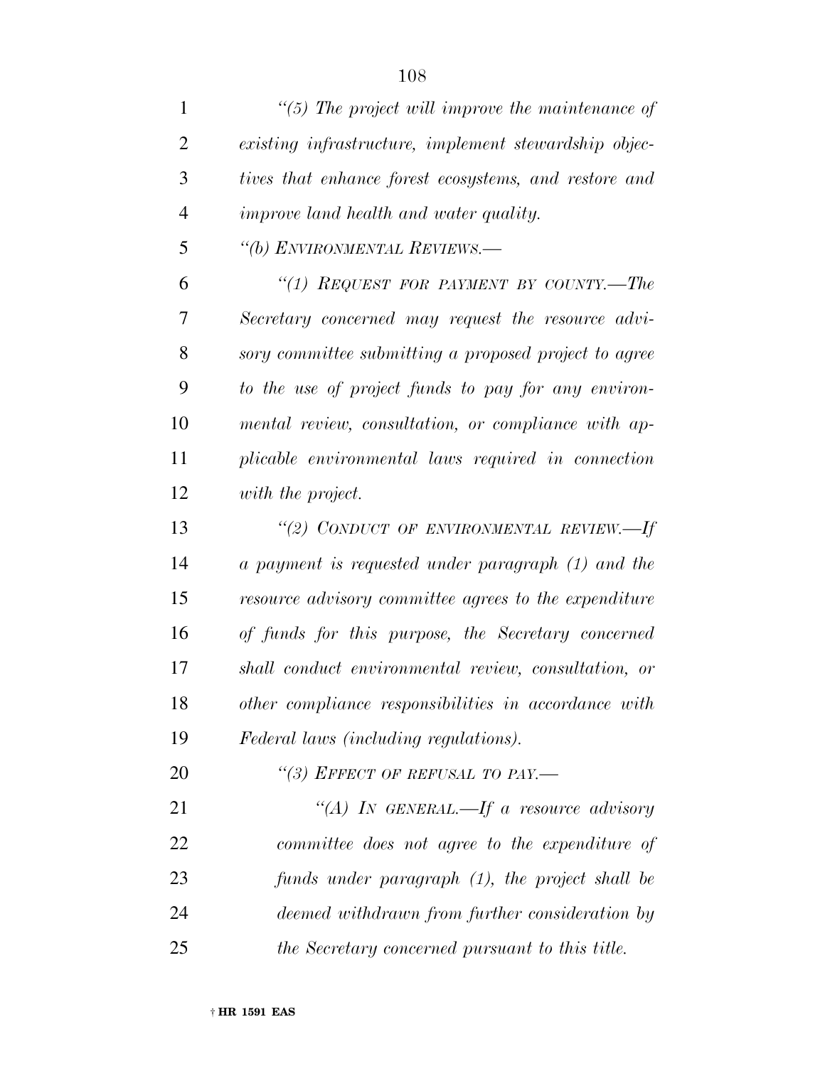*"(5) The project will improve the maintenance of existing infrastructure, implement stewardship objectives that enhance forest ecosystems, and restore and improve land health and water quality.*

*"(b) ENVIRONMENTAL REVIEWS.—*

*"(1) REQUEST FOR PAYMENT BY COUNTY.—The Secretary concerned may request the resource advisory committee submitting a proposed project to agree to the use of project funds to pay for any environmental review, consultation, or compliance with applicable environmental laws required in connection with the project.*

*"(2) CONDUCT OF ENVIRONMENTAL REVIEW.—If a payment is requested under paragraph (1) and the resource advisory committee agrees to the expenditure of funds for this purpose, the Secretary concerned shall conduct environmental review, consultation, or other compliance responsibilities in accordance with Federal laws (including regulations).*

*"(3) EFFECT OF REFUSAL TO PAY.—*

*"(A) IN GENERAL.—If a resource advisory committee does not agree to the expenditure of funds under paragraph (1), the project shall be deemed withdrawn from further consideration by the Secretary concerned pursuant to this title.*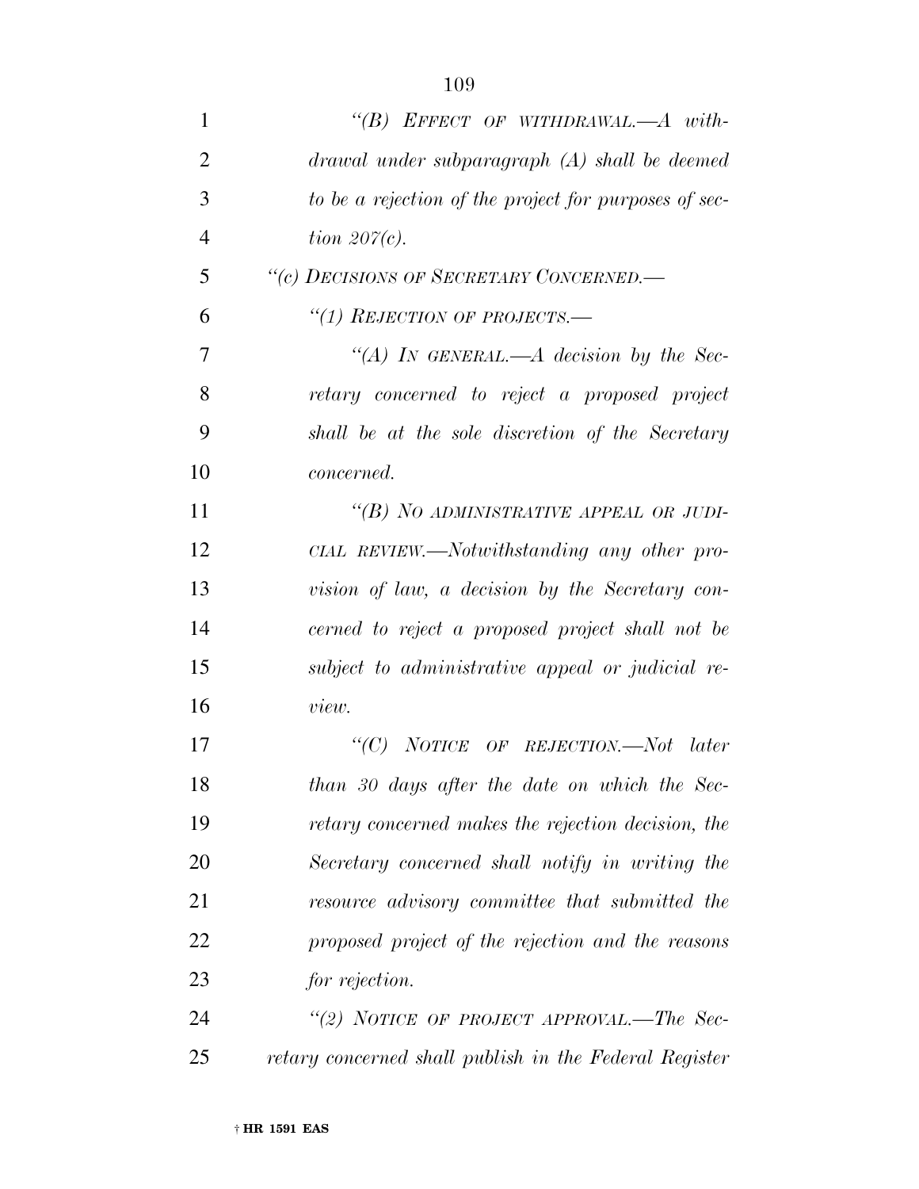*"(B) EFFECT OF WITHDRAWAL.—A withdrawal under subparagraph (A) shall be deemed to be a rejection of the project for purposes of section 207(c).*

*"(c) DECISIONS OF SECRETARY CONCERNED.—*

*"(1) REJECTION OF PROJECTS.—*

*"(A) IN GENERAL.—A decision by the Secretary concerned to reject a proposed project shall be at the sole discretion of the Secretary concerned.*

*"(B) NO ADMINISTRATIVE APPEAL OR JUDICIAL REVIEW.—Notwithstanding any other provision of law, a decision by the Secretary concerned to reject a proposed project shall not be subject to administrative appeal or judicial review.*

*"(C) NOTICE OF REJECTION.—Not later than 30 days after the date on which the Secretary concerned makes the rejection decision, the Secretary concerned shall notify in writing the resource advisory committee that submitted the proposed project of the rejection and the reasons for rejection.*

*"(2) NOTICE OF PROJECT APPROVAL.—The Secretary concerned shall publish in the Federal Register*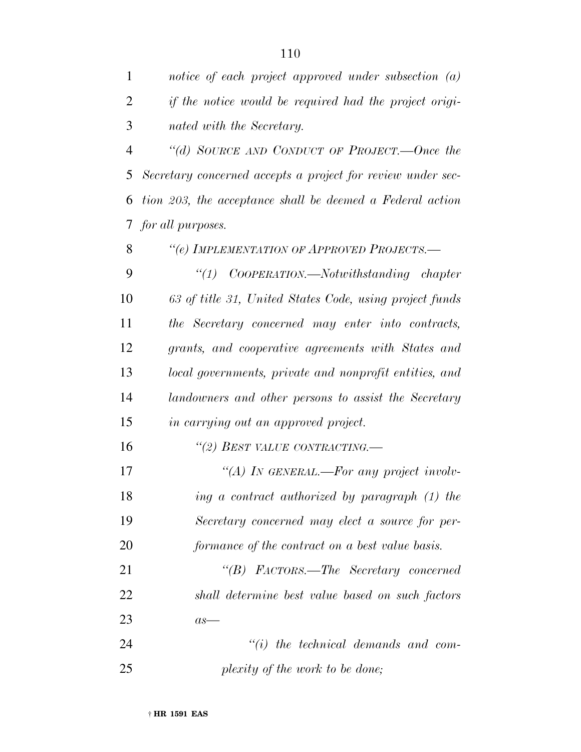*notice of each project approved under subsection (a) if the notice would be required had the project originated with the Secretary.*

*"(d) SOURCE AND CONDUCT OF PROJECT.—Once the Secretary concerned accepts a project for review under section 203, the acceptance shall be deemed a Federal action for all purposes.*

*"(e) IMPLEMENTATION OF APPROVED PROJECTS.—*

*"(1) COOPERATION.—Notwithstanding chapter 63 of title 31, United States Code, using project funds the Secretary concerned may enter into contracts, grants, and cooperative agreements with States and local governments, private and nonprofit entities, and landowners and other persons to assist the Secretary in carrying out an approved project.*

*"(2) BEST VALUE CONTRACTING.—*

*"(A) IN GENERAL.—For any project involving a contract authorized by paragraph (1) the Secretary concerned may elect a source for performance of the contract on a best value basis.*

*"(B) FACTORS.—The Secretary concerned shall determine best value based on such factors as—*

*"(i) the technical demands and complexity of the work to be done;*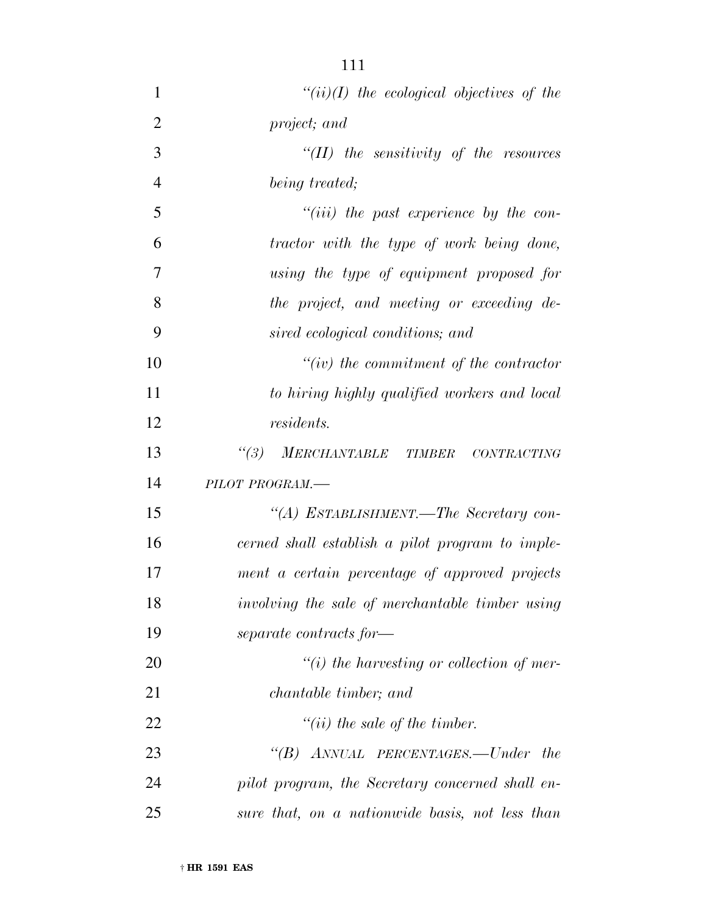*"(ii)(I) the ecological objectives of the project; and*

*"(II) the sensitivity of the resources being treated;*

*"(iii) the past experience by the contractor with the type of work being done, using the type of equipment proposed for the project, and meeting or exceeding desired ecological conditions; and*

*"(iv) the commitment of the contractor to hiring highly qualified workers and local residents.*

*"(3) MERCHANTABLE TIMBER CONTRACTING PILOT PROGRAM.—*

*"(A) ESTABLISHMENT.—The Secretary concerned shall establish a pilot program to implement a certain percentage of approved projects involving the sale of merchantable timber using separate contracts for—*

*"(i) the harvesting or collection of merchantable timber; and*

*"(ii) the sale of the timber.*

*"(B) ANNUAL PERCENTAGES.—Under the pilot program, the Secretary concerned shall ensure that, on a nationwide basis, not less than*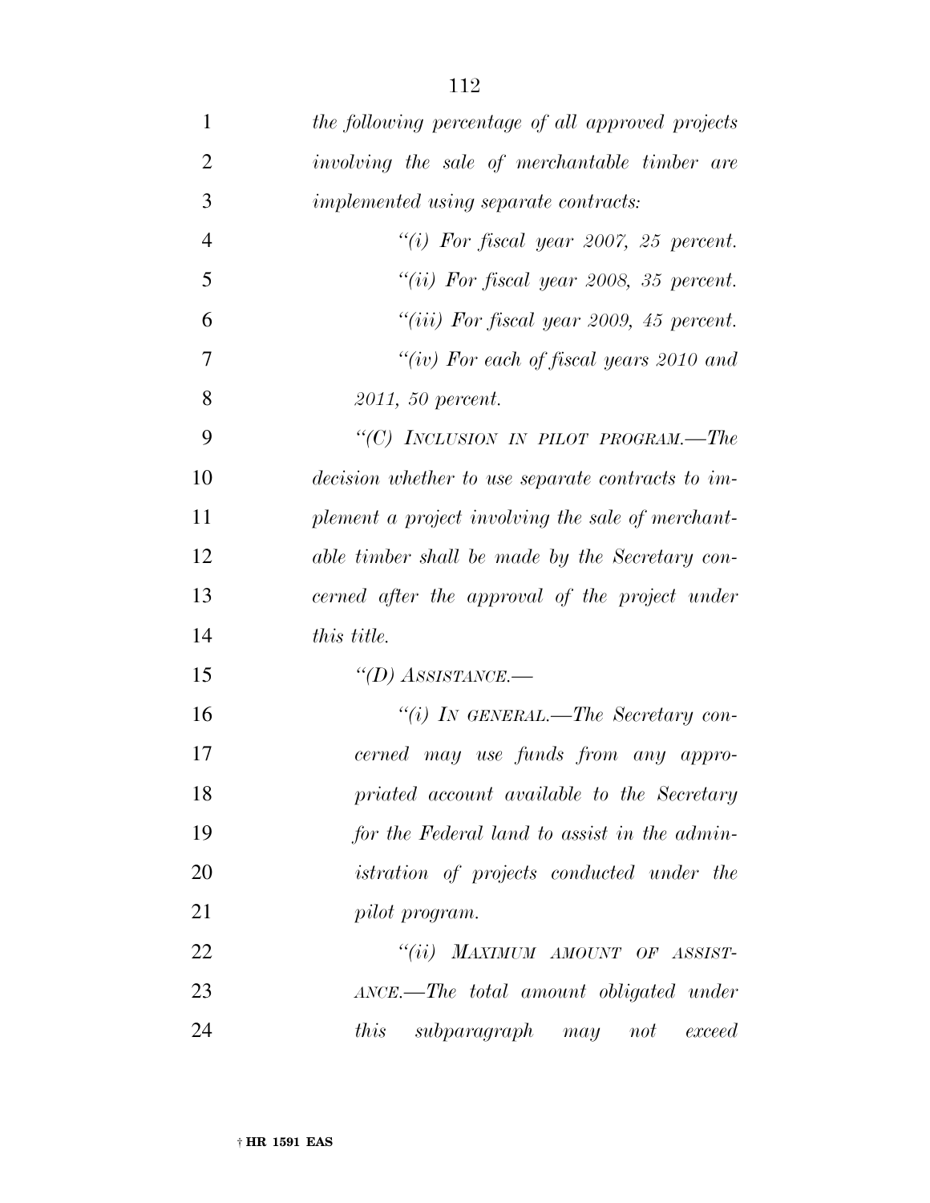*the following percentage of all approved projects involving the sale of merchantable timber are implemented using separate contracts:*

*"(i) For fiscal year 2007, 25 percent.*

*"(ii) For fiscal year 2008, 35 percent.*

*"(iii) For fiscal year 2009, 45 percent.*

*"(iv) For each of fiscal years 2010 and 2011, 50 percent.*

*"(C) INCLUSION IN PILOT PROGRAM.—The decision whether to use separate contracts to implement a project involving the sale of merchantable timber shall be made by the Secretary concerned after the approval of the project under this title.*

*"(D) ASSISTANCE.—*

*"(i) IN GENERAL.—The Secretary concerned may use funds from any appropriated account available to the Secretary for the Federal land to assist in the administration of projects conducted under the pilot program.*

*"(ii) MAXIMUM AMOUNT OF ASSISTANCE.—The total amount obligated under this subparagraph may not exceed*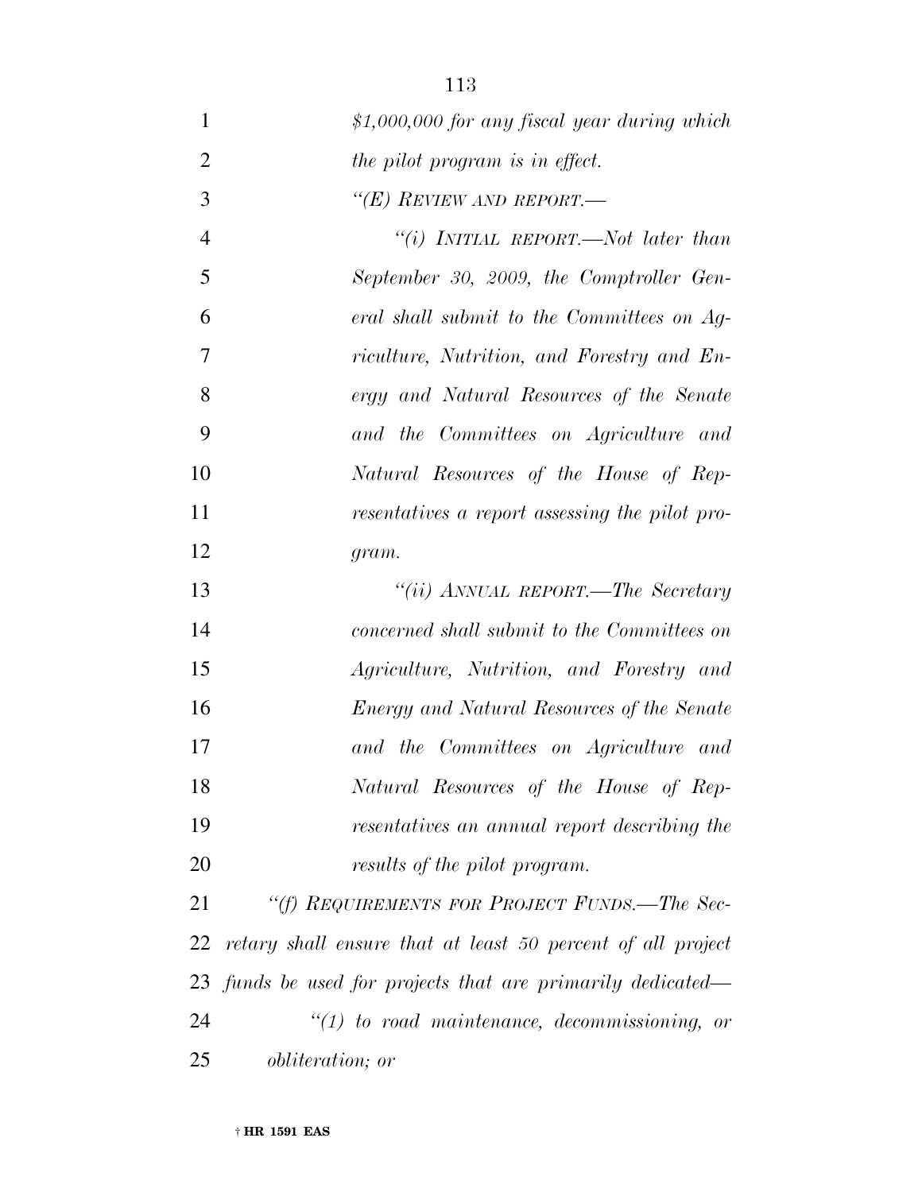*$1,000,000 for any fiscal year during which the pilot program is in effect.*

*"(E) REVIEW AND REPORT.—*

*"(i) INITIAL REPORT.—Not later than September 30, 2009, the Comptroller General shall submit to the Committees on Agriculture, Nutrition, and Forestry and Energy and Natural Resources of the Senate and the Committees on Agriculture and Natural Resources of the House of Representatives a report assessing the pilot program.*

*"(ii) ANNUAL REPORT.—The Secretary concerned shall submit to the Committees on Agriculture, Nutrition, and Forestry and Energy and Natural Resources of the Senate and the Committees on Agriculture and Natural Resources of the House of Representatives an annual report describing the results of the pilot program.*

*"(f) REQUIREMENTS FOR PROJECT FUNDS.—The Secretary shall ensure that at least 50 percent of all project funds be used for projects that are primarily dedicated—*

*"(1) to road maintenance, decommissioning, or obliteration; or*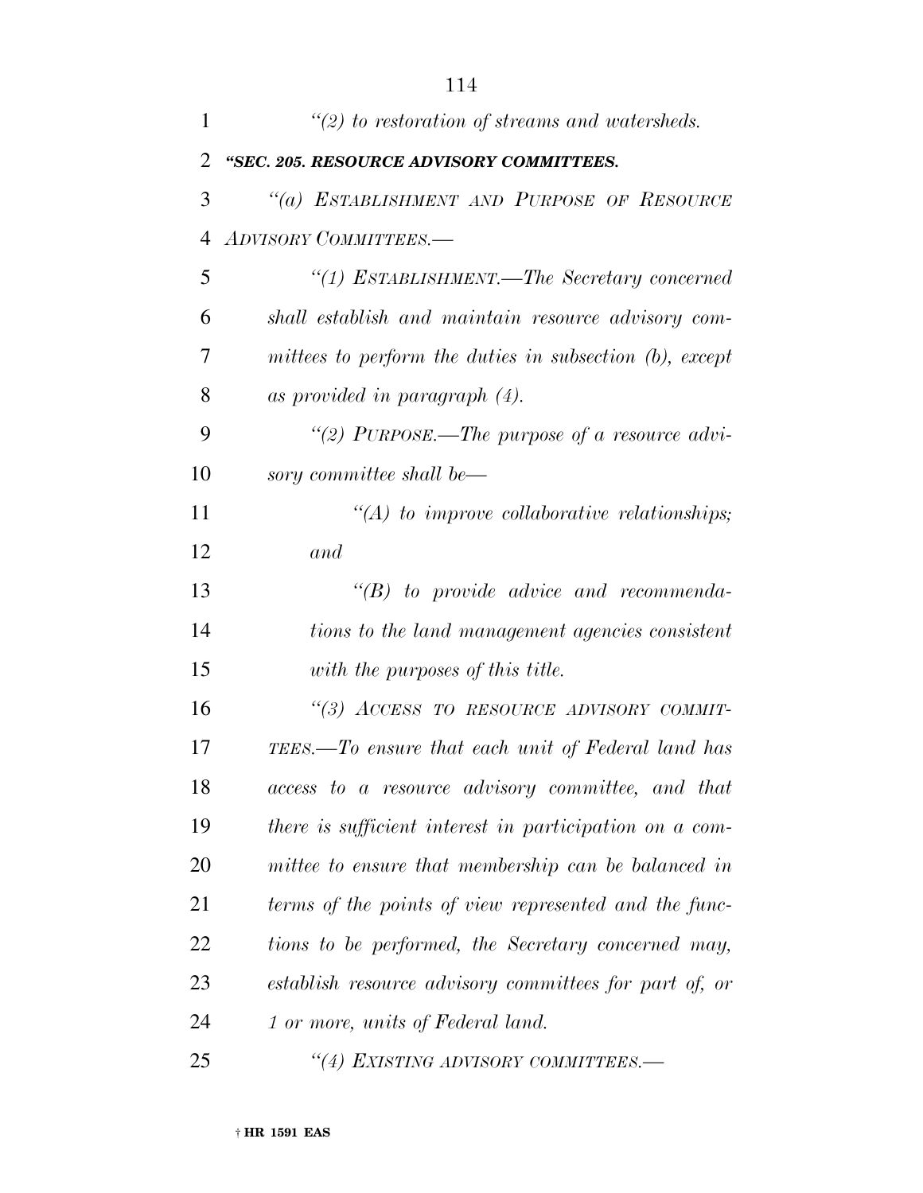*"(2) to restoration of streams and watersheds.*

***"SEC. 205. RESOURCE ADVISORY COMMITTEES.***

*"(a) ESTABLISHMENT AND PURPOSE OF RESOURCE ADVISORY COMMITTEES.—*

*"(1) ESTABLISHMENT.—The Secretary concerned shall establish and maintain resource advisory committees to perform the duties in subsection (b), except as provided in paragraph (4).*

*"(2) PURPOSE.—The purpose of a resource advisory committee shall be—*

*"(A) to improve collaborative relationships; and*

*"(B) to provide advice and recommendations to the land management agencies consistent with the purposes of this title.*

*"(3) ACCESS TO RESOURCE ADVISORY COMMITTEES.—To ensure that each unit of Federal land has access to a resource advisory committee, and that there is sufficient interest in participation on a committee to ensure that membership can be balanced in terms of the points of view represented and the functions to be performed, the Secretary concerned may, establish resource advisory committees for part of, or 1 or more, units of Federal land.*

*"(4) EXISTING ADVISORY COMMITTEES.—*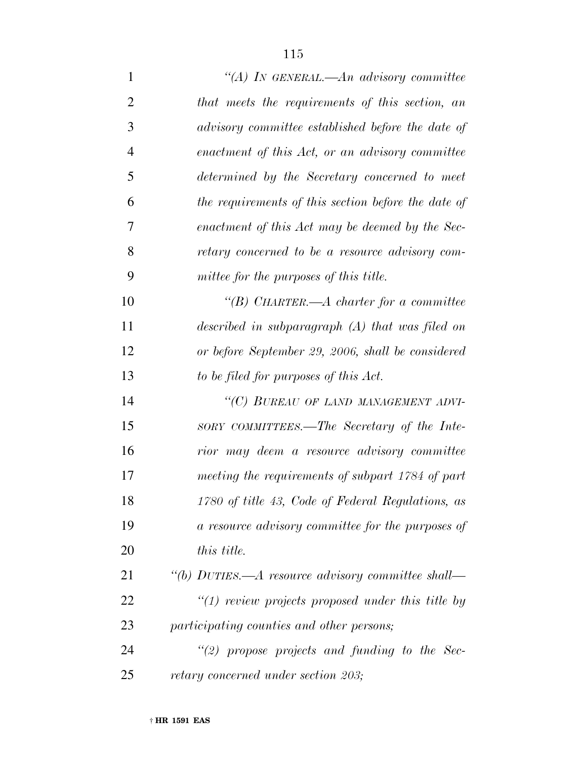*"(A) In general.—An advisory committee that meets the requirements of this section, an advisory committee established before the date of enactment of this Act, or an advisory committee determined by the Secretary concerned to meet the requirements of this section before the date of enactment of this Act may be deemed by the Secretary concerned to be a resource advisory committee for the purposes of this title.*

*"(B) Charter.—A charter for a committee described in subparagraph (A) that was filed on or before September 29, 2006, shall be considered to be filed for purposes of this Act.*

*"(C) Bureau of land management advisory committees.—The Secretary of the Interior may deem a resource advisory committee meeting the requirements of subpart 1784 of part 1780 of title 43, Code of Federal Regulations, as a resource advisory committee for the purposes of this title.*

*"(b) Duties.—A resource advisory committee shall—*

*"(1) review projects proposed under this title by participating counties and other persons;*

*"(2) propose projects and funding to the Secretary concerned under section 203;*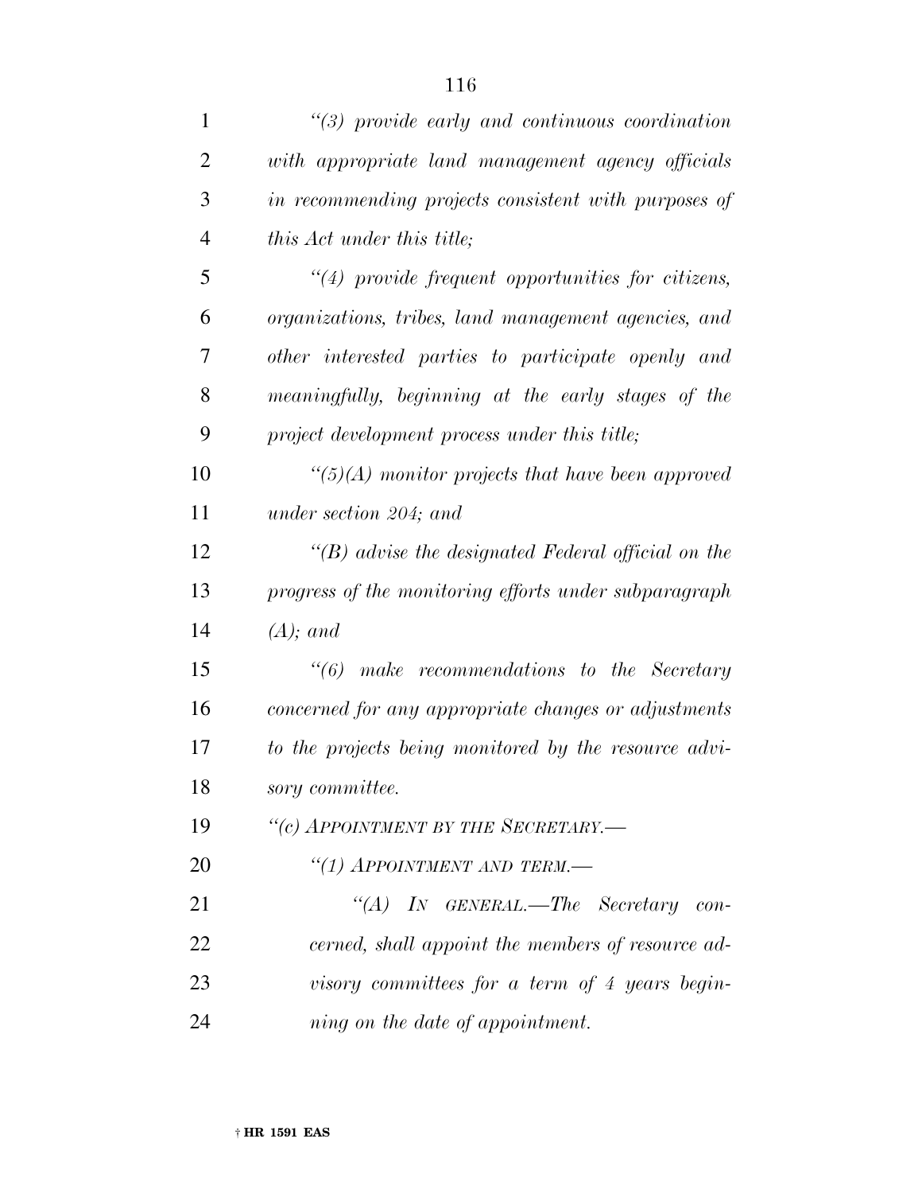*"(3) provide early and continuous coordination with appropriate land management agency officials in recommending projects consistent with purposes of this Act under this title;*

*"(4) provide frequent opportunities for citizens, organizations, tribes, land management agencies, and other interested parties to participate openly and meaningfully, beginning at the early stages of the project development process under this title;*

*"(5)(A) monitor projects that have been approved under section 204; and*

*"(B) advise the designated Federal official on the progress of the monitoring efforts under subparagraph (A); and*

*"(6) make recommendations to the Secretary concerned for any appropriate changes or adjustments to the projects being monitored by the resource advisory committee.*

*"(c) APPOINTMENT BY THE SECRETARY.—*

*"(1) APPOINTMENT AND TERM.—*

*"(A) IN GENERAL.—The Secretary concerned, shall appoint the members of resource advisory committees for a term of 4 years beginning on the date of appointment.*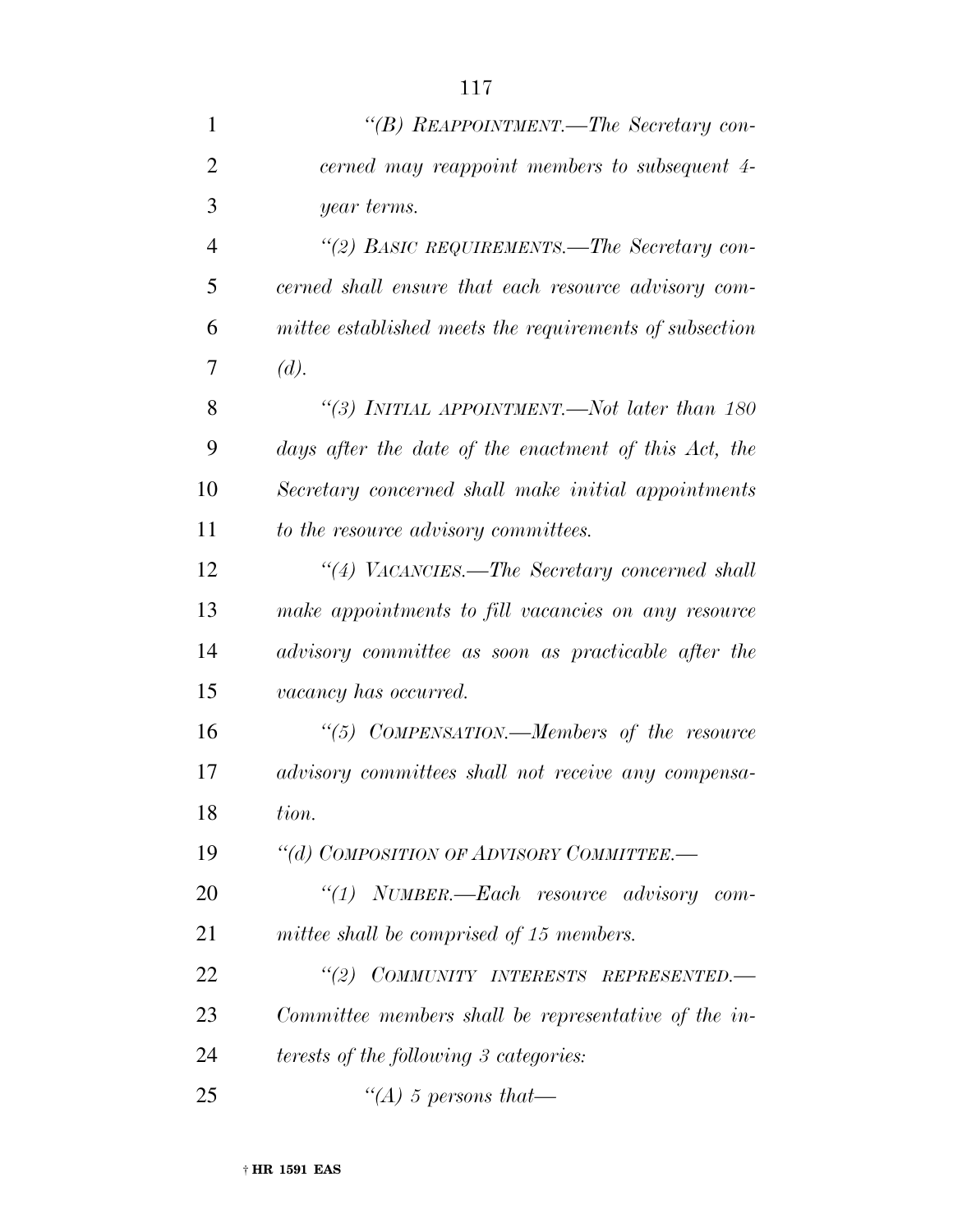*"(B) REAPPOINTMENT.—The Secretary concerned may reappoint members to subsequent 4-year terms.*

*"(2) BASIC REQUIREMENTS.—The Secretary concerned shall ensure that each resource advisory committee established meets the requirements of subsection (d).*

*"(3) INITIAL APPOINTMENT.—Not later than 180 days after the date of the enactment of this Act, the Secretary concerned shall make initial appointments to the resource advisory committees.*

*"(4) VACANCIES.—The Secretary concerned shall make appointments to fill vacancies on any resource advisory committee as soon as practicable after the vacancy has occurred.*

*"(5) COMPENSATION.—Members of the resource advisory committees shall not receive any compensation.*

*"(d) COMPOSITION OF ADVISORY COMMITTEE.—*

*"(1) NUMBER.—Each resource advisory committee shall be comprised of 15 members.*

*"(2) COMMUNITY INTERESTS REPRESENTED.—Committee members shall be representative of the interests of the following 3 categories:*

*"(A) 5 persons that—*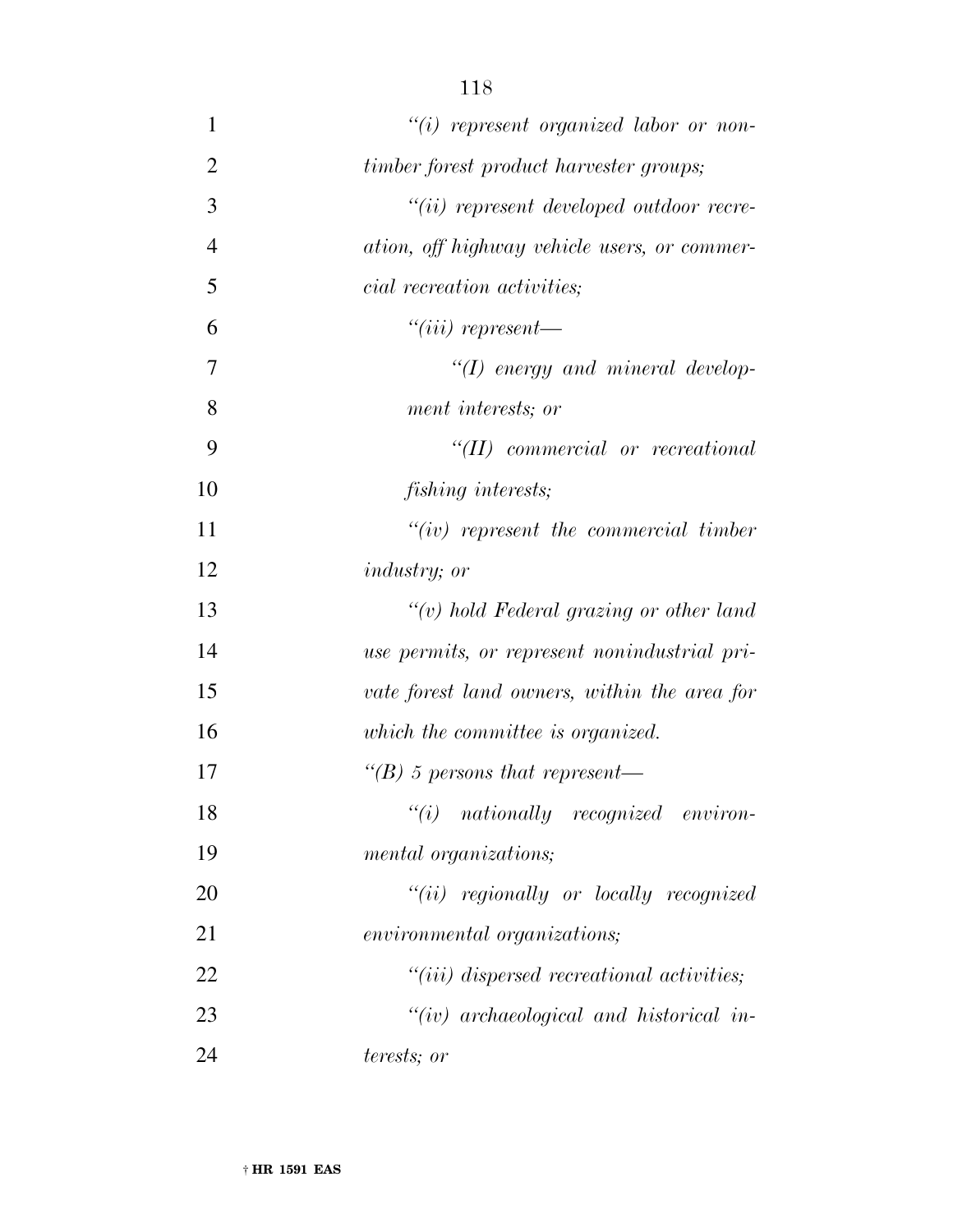*"(i) represent organized labor or non-timber forest product harvester groups;*

*"(ii) represent developed outdoor recreation, off highway vehicle users, or commercial recreation activities;*

*"(iii) represent—*

*"(I) energy and mineral development interests; or*

*"(II) commercial or recreational fishing interests;*

*"(iv) represent the commercial timber industry; or*

*"(v) hold Federal grazing or other land use permits, or represent nonindustrial private forest land owners, within the area for which the committee is organized.*

*"(B) 5 persons that represent—*

*"(i) nationally recognized environmental organizations;*

*"(ii) regionally or locally recognized environmental organizations;*

*"(iii) dispersed recreational activities;*

*"(iv) archaeological and historical interests; or*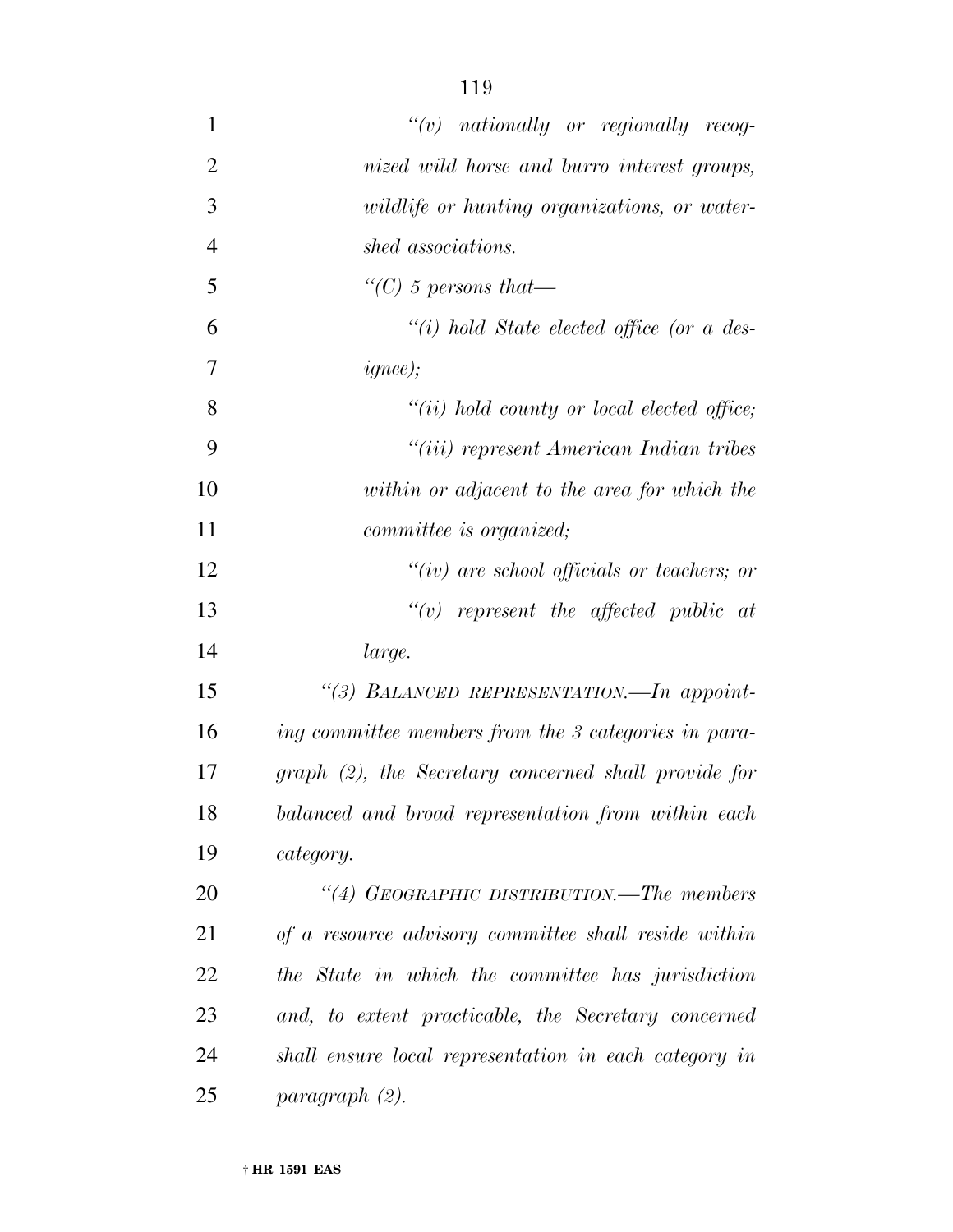*"(v) nationally or regionally recognized wild horse and burro interest groups, wildlife or hunting organizations, or watershed associations.*

*"(C) 5 persons that—*

*"(i) hold State elected office (or a designee);*

*"(ii) hold county or local elected office;*

*"(iii) represent American Indian tribes within or adjacent to the area for which the committee is organized;*

*"(iv) are school officials or teachers; or*

*"(v) represent the affected public at large.*

*"(3) BALANCED REPRESENTATION.—In appointing committee members from the 3 categories in paragraph (2), the Secretary concerned shall provide for balanced and broad representation from within each category.*

*"(4) GEOGRAPHIC DISTRIBUTION.—The members of a resource advisory committee shall reside within the State in which the committee has jurisdiction and, to extent practicable, the Secretary concerned shall ensure local representation in each category in paragraph (2).*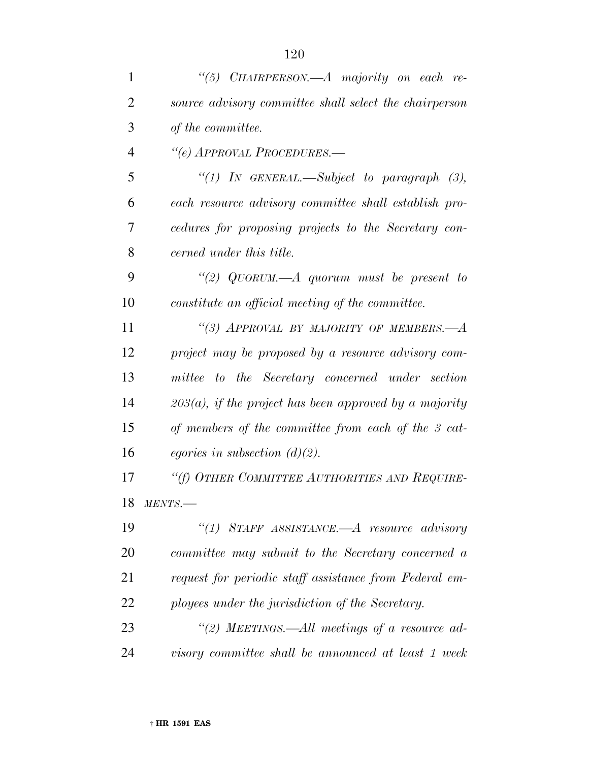*"(5) CHAIRPERSON.—A majority on each resource advisory committee shall select the chairperson of the committee.*

*"(e) APPROVAL PROCEDURES.—*

*"(1) IN GENERAL.—Subject to paragraph (3), each resource advisory committee shall establish procedures for proposing projects to the Secretary concerned under this title.*

*"(2) QUORUM.—A quorum must be present to constitute an official meeting of the committee.*

*"(3) APPROVAL BY MAJORITY OF MEMBERS.—A project may be proposed by a resource advisory committee to the Secretary concerned under section 203(a), if the project has been approved by a majority of members of the committee from each of the 3 categories in subsection (d)(2).*

*"(f) OTHER COMMITTEE AUTHORITIES AND REQUIREMENTS.—*

*"(1) STAFF ASSISTANCE.—A resource advisory committee may submit to the Secretary concerned a request for periodic staff assistance from Federal employees under the jurisdiction of the Secretary.*

*"(2) MEETINGS.—All meetings of a resource advisory committee shall be announced at least 1 week*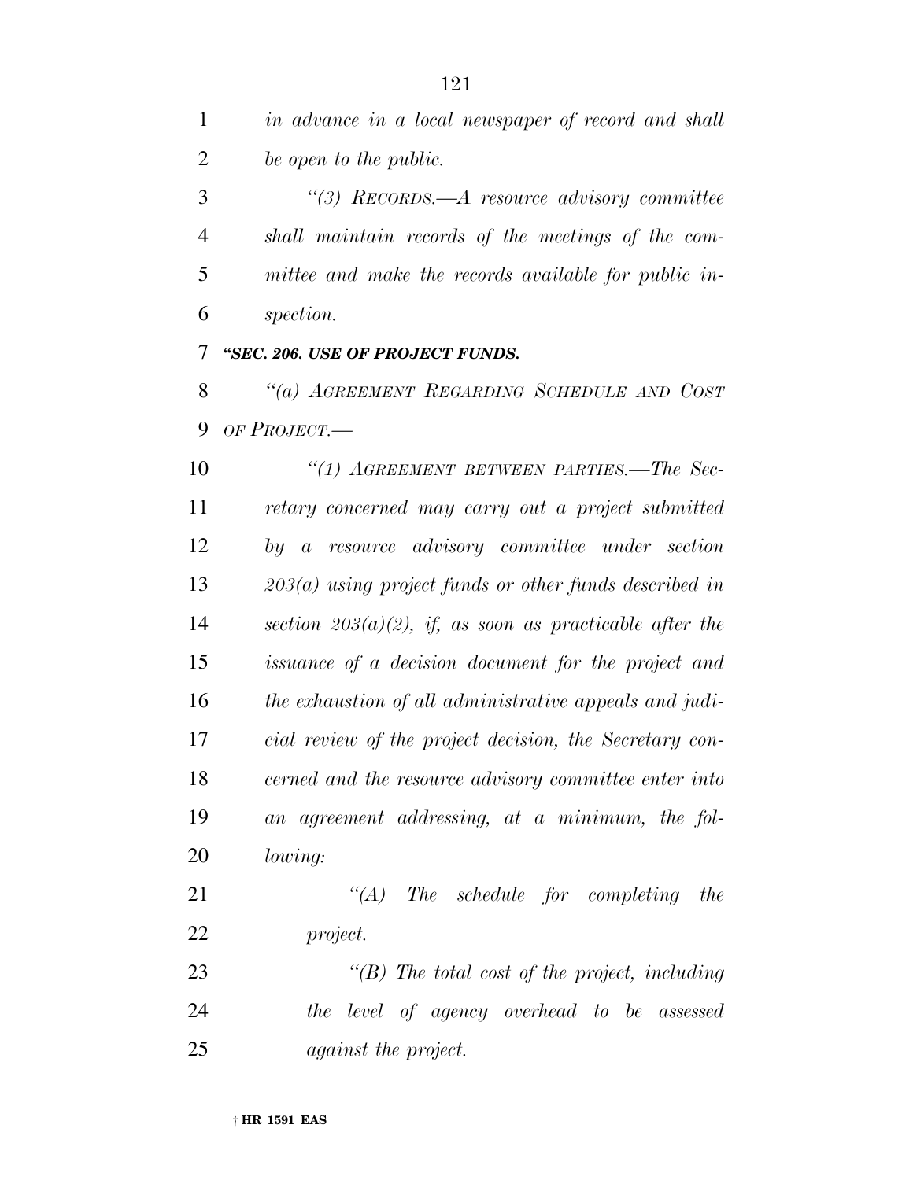*in advance in a local newspaper of record and shall be open to the public.*

*"(3) RECORDS.—A resource advisory committee shall maintain records of the meetings of the committee and make the records available for public inspection.*

***"SEC. 206. USE OF PROJECT FUNDS.***

*"(a) AGREEMENT REGARDING SCHEDULE AND COST OF PROJECT.—*

*"(1) AGREEMENT BETWEEN PARTIES.—The Secretary concerned may carry out a project submitted by a resource advisory committee under section 203(a) using project funds or other funds described in section 203(a)(2), if, as soon as practicable after the issuance of a decision document for the project and the exhaustion of all administrative appeals and judicial review of the project decision, the Secretary concerned and the resource advisory committee enter into an agreement addressing, at a minimum, the following:*

*"(A) The schedule for completing the project.*

*"(B) The total cost of the project, including the level of agency overhead to be assessed against the project.*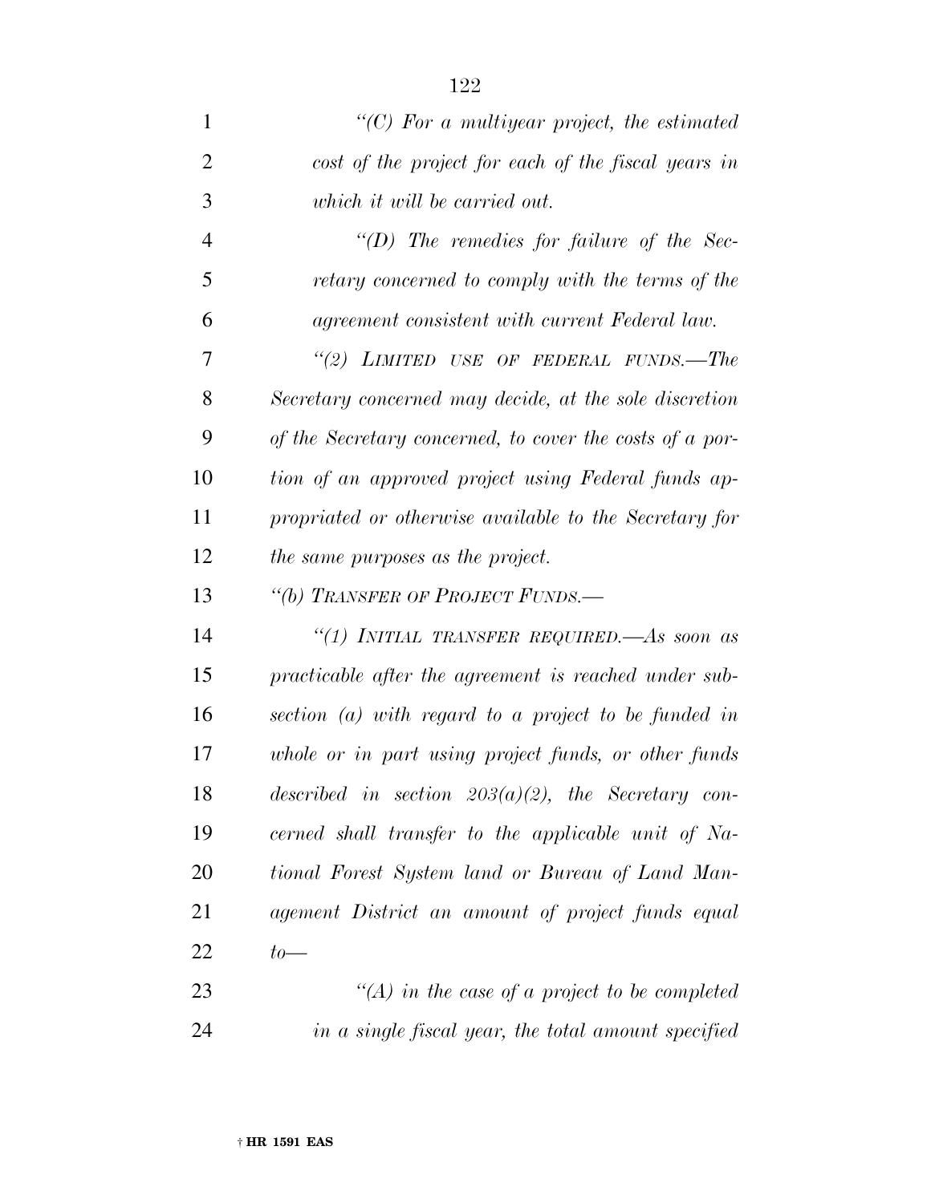*"(C) For a multiyear project, the estimated cost of the project for each of the fiscal years in which it will be carried out.*

*"(D) The remedies for failure of the Secretary concerned to comply with the terms of the agreement consistent with current Federal law.*

*"(2) LIMITED USE OF FEDERAL FUNDS.—The Secretary concerned may decide, at the sole discretion of the Secretary concerned, to cover the costs of a portion of an approved project using Federal funds appropriated or otherwise available to the Secretary for the same purposes as the project.*

*"(b) TRANSFER OF PROJECT FUNDS.—*

*"(1) INITIAL TRANSFER REQUIRED.—As soon as practicable after the agreement is reached under subsection (a) with regard to a project to be funded in whole or in part using project funds, or other funds described in section 203(a)(2), the Secretary concerned shall transfer to the applicable unit of National Forest System land or Bureau of Land Management District an amount of project funds equal to—*

*"(A) in the case of a project to be completed in a single fiscal year, the total amount specified*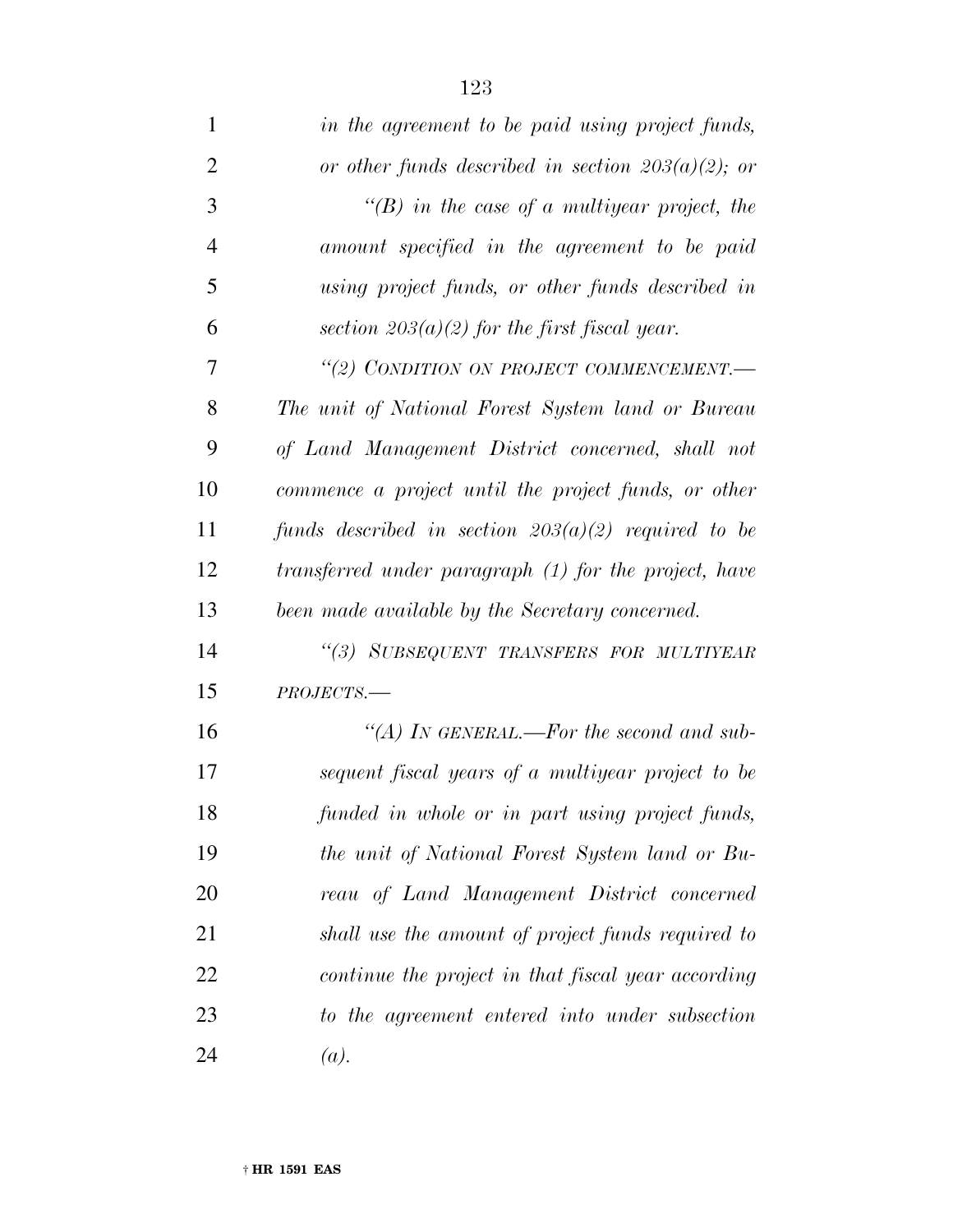*in the agreement to be paid using project funds, or other funds described in section 203(a)(2); or*

*"(B) in the case of a multiyear project, the amount specified in the agreement to be paid using project funds, or other funds described in section 203(a)(2) for the first fiscal year.*

*"(2) CONDITION ON PROJECT COMMENCEMENT.— The unit of National Forest System land or Bureau of Land Management District concerned, shall not commence a project until the project funds, or other funds described in section 203(a)(2) required to be transferred under paragraph (1) for the project, have been made available by the Secretary concerned.*

*"(3) SUBSEQUENT TRANSFERS FOR MULTIYEAR PROJECTS.—*

*"(A) IN GENERAL.—For the second and subsequent fiscal years of a multiyear project to be funded in whole or in part using project funds, the unit of National Forest System land or Bureau of Land Management District concerned shall use the amount of project funds required to continue the project in that fiscal year according to the agreement entered into under subsection (a).*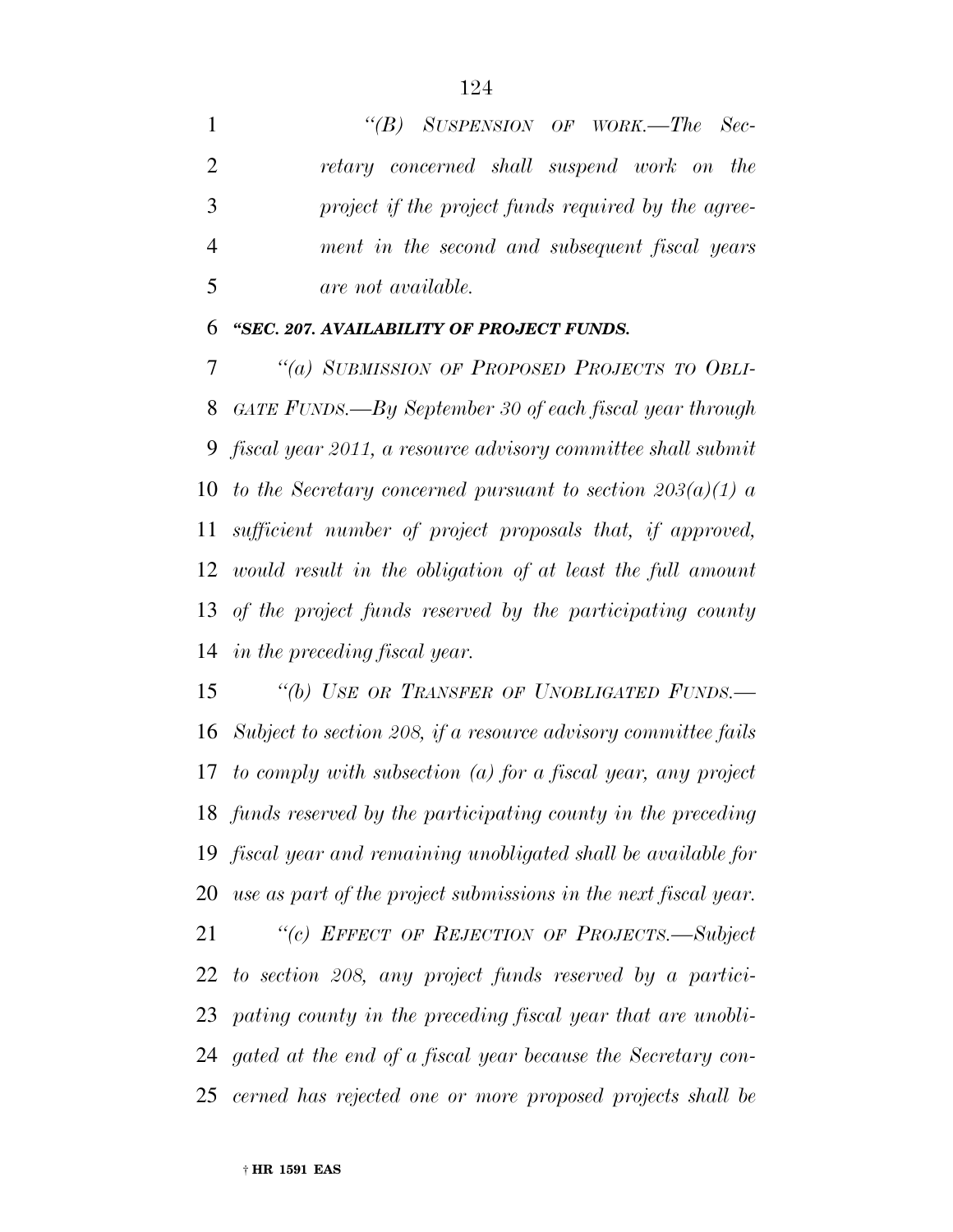*"(B) SUSPENSION OF WORK.—The Secretary concerned shall suspend work on the project if the project funds required by the agreement in the second and subsequent fiscal years are not available.*

***"SEC. 207. AVAILABILITY OF PROJECT FUNDS.***

*"(a) SUBMISSION OF PROPOSED PROJECTS TO OBLIGATE FUNDS.—By September 30 of each fiscal year through fiscal year 2011, a resource advisory committee shall submit to the Secretary concerned pursuant to section 203(a)(1) a sufficient number of project proposals that, if approved, would result in the obligation of at least the full amount of the project funds reserved by the participating county in the preceding fiscal year.*

*"(b) USE OR TRANSFER OF UNOBLIGATED FUNDS.—Subject to section 208, if a resource advisory committee fails to comply with subsection (a) for a fiscal year, any project funds reserved by the participating county in the preceding fiscal year and remaining unobligated shall be available for use as part of the project submissions in the next fiscal year.*

*"(c) EFFECT OF REJECTION OF PROJECTS.—Subject to section 208, any project funds reserved by a participating county in the preceding fiscal year that are unobligated at the end of a fiscal year because the Secretary concerned has rejected one or more proposed projects shall be*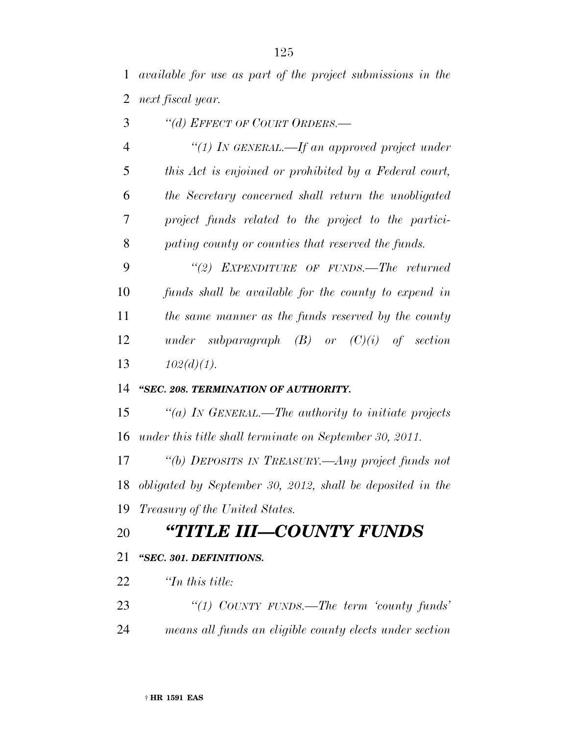*available for use as part of the project submissions in the next fiscal year.*

*"(d) EFFECT OF COURT ORDERS.—*

*"(1) IN GENERAL.—If an approved project under this Act is enjoined or prohibited by a Federal court, the Secretary concerned shall return the unobligated project funds related to the project to the participating county or counties that reserved the funds.*

*"(2) EXPENDITURE OF FUNDS.—The returned funds shall be available for the county to expend in the same manner as the funds reserved by the county under subparagraph (B) or (C)(i) of section 102(d)(1).*

***"SEC. 208. TERMINATION OF AUTHORITY.***

*"(a) IN GENERAL.—The authority to initiate projects under this title shall terminate on September 30, 2011.*

*"(b) DEPOSITS IN TREASURY.—Any project funds not obligated by September 30, 2012, shall be deposited in the Treasury of the United States.*

# *"TITLE III—COUNTY FUNDS*

***"SEC. 301. DEFINITIONS.***

*"In this title:*

*"(1) COUNTY FUNDS.—The term 'county funds' means all funds an eligible county elects under section*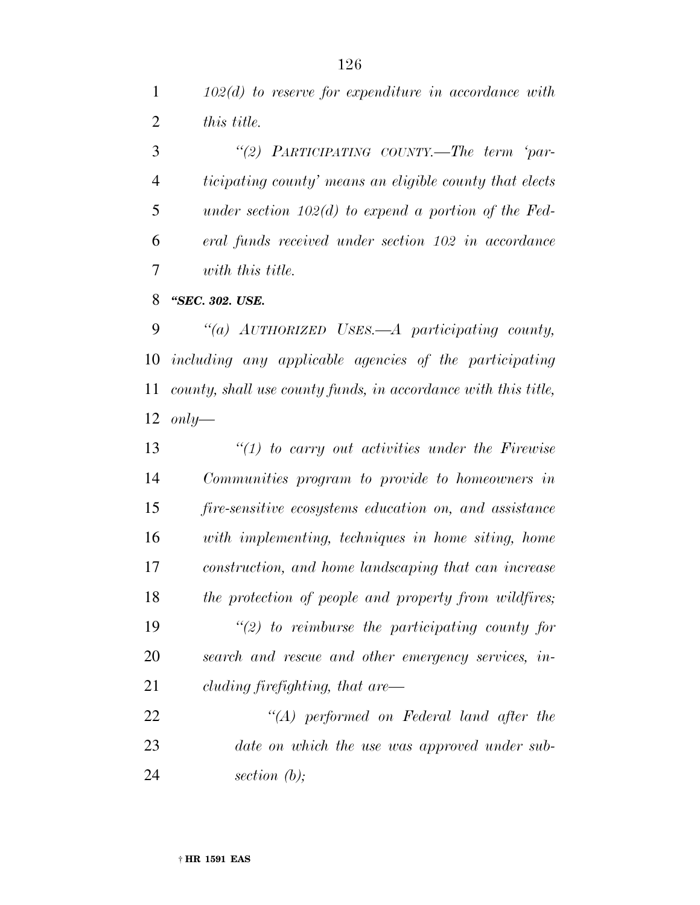*102(d) to reserve for expenditure in accordance with this title.*

*"(2) PARTICIPATING COUNTY.—The term 'participating county' means an eligible county that elects under section 102(d) to expend a portion of the Federal funds received under section 102 in accordance with this title.*

***"SEC. 302. USE.***

*"(a) AUTHORIZED USES.—A participating county, including any applicable agencies of the participating county, shall use county funds, in accordance with this title, only—*

*"(1) to carry out activities under the Firewise Communities program to provide to homeowners in fire-sensitive ecosystems education on, and assistance with implementing, techniques in home siting, home construction, and home landscaping that can increase the protection of people and property from wildfires;*

*"(2) to reimburse the participating county for search and rescue and other emergency services, including firefighting, that are—*

*"(A) performed on Federal land after the date on which the use was approved under subsection (b);*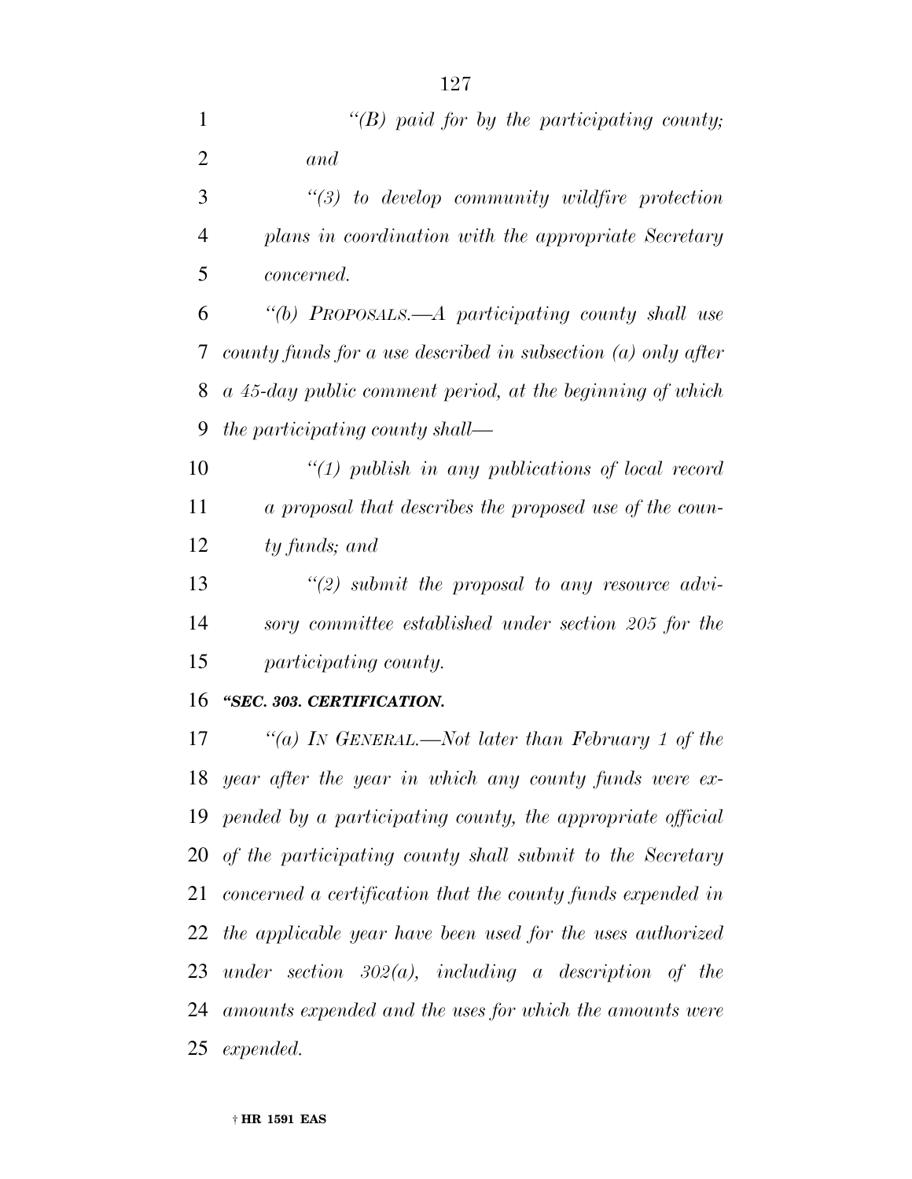*"(B) paid for by the participating county; and*

*"(3) to develop community wildfire protection plans in coordination with the appropriate Secretary concerned.*

*"(b) PROPOSALS.—A participating county shall use county funds for a use described in subsection (a) only after a 45-day public comment period, at the beginning of which the participating county shall—*

*"(1) publish in any publications of local record a proposal that describes the proposed use of the county funds; and*

*"(2) submit the proposal to any resource advisory committee established under section 205 for the participating county.*

***"SEC. 303. CERTIFICATION.***

*"(a) IN GENERAL.—Not later than February 1 of the year after the year in which any county funds were expended by a participating county, the appropriate official of the participating county shall submit to the Secretary concerned a certification that the county funds expended in the applicable year have been used for the uses authorized under section 302(a), including a description of the amounts expended and the uses for which the amounts were expended.*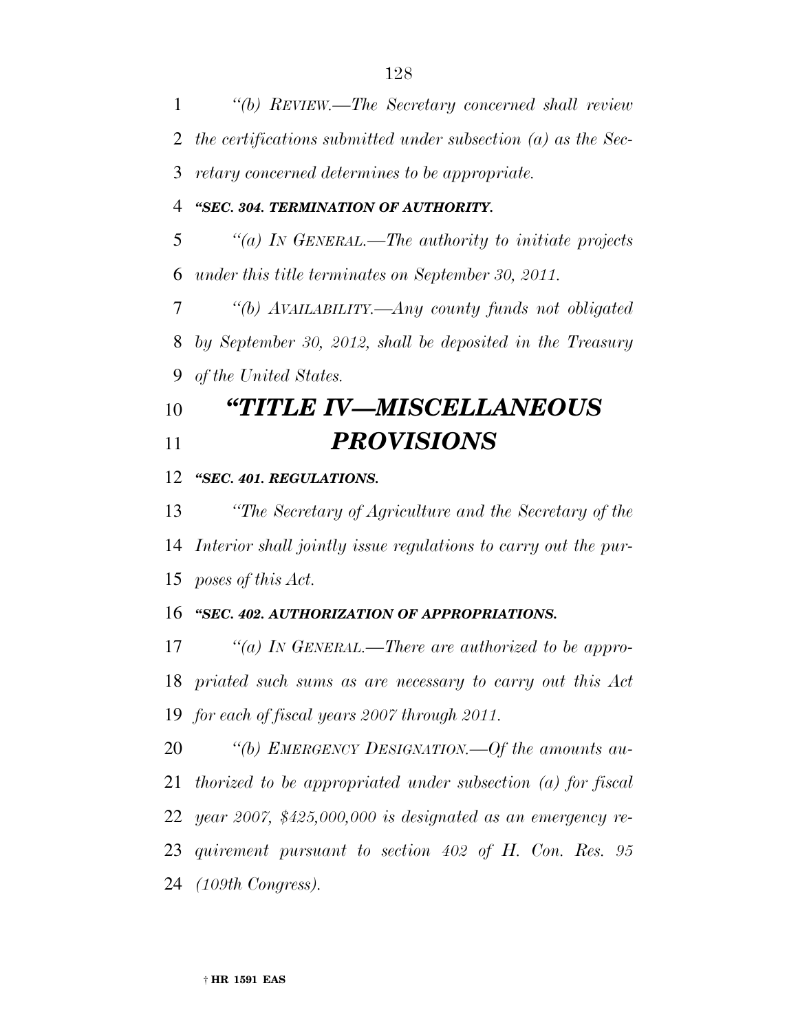*"(b) REVIEW.—The Secretary concerned shall review the certifications submitted under subsection (a) as the Secretary concerned determines to be appropriate.*

***"SEC. 304. TERMINATION OF AUTHORITY.***

*"(a) IN GENERAL.—The authority to initiate projects under this title terminates on September 30, 2011.*

*"(b) AVAILABILITY.—Any county funds not obligated by September 30, 2012, shall be deposited in the Treasury of the United States.*

# *"TITLE IV—MISCELLANEOUS PROVISIONS*

***"SEC. 401. REGULATIONS.***

*"The Secretary of Agriculture and the Secretary of the Interior shall jointly issue regulations to carry out the purposes of this Act.*

***"SEC. 402. AUTHORIZATION OF APPROPRIATIONS.***

*"(a) IN GENERAL.—There are authorized to be appropriated such sums as are necessary to carry out this Act for each of fiscal years 2007 through 2011.*

*"(b) EMERGENCY DESIGNATION.—Of the amounts authorized to be appropriated under subsection (a) for fiscal year 2007, $425,000,000 is designated as an emergency requirement pursuant to section 402 of H. Con. Res. 95 (109th Congress).*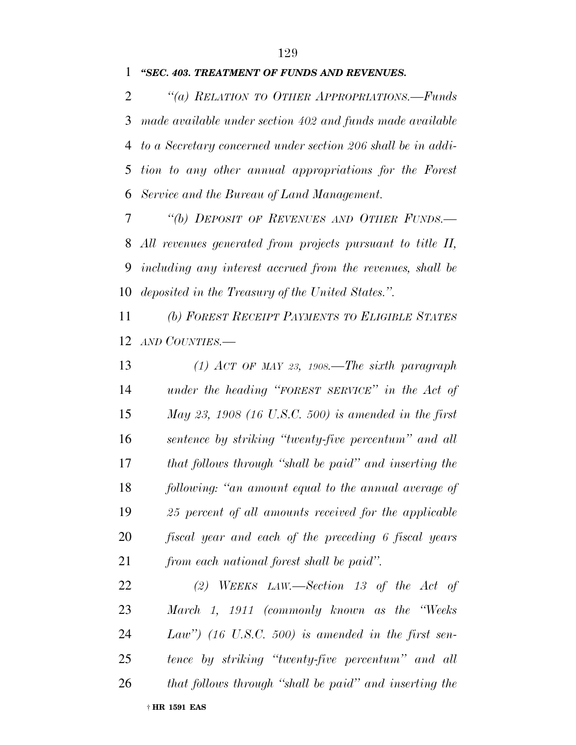***"SEC. 403. TREATMENT OF FUNDS AND REVENUES.***

*"(a) RELATION TO OTHER APPROPRIATIONS.—Funds made available under section 402 and funds made available to a Secretary concerned under section 206 shall be in addition to any other annual appropriations for the Forest Service and the Bureau of Land Management.*

*"(b) DEPOSIT OF REVENUES AND OTHER FUNDS.—All revenues generated from projects pursuant to title II, including any interest accrued from the revenues, shall be deposited in the Treasury of the United States.".*

*(b) FOREST RECEIPT PAYMENTS TO ELIGIBLE STATES AND COUNTIES.—*

*(1) ACT OF MAY 23, 1908.—The sixth paragraph under the heading "FOREST SERVICE" in the Act of May 23, 1908 (16 U.S.C. 500) is amended in the first sentence by striking "twenty-five percentum" and all that follows through "shall be paid" and inserting the following: "an amount equal to the annual average of 25 percent of all amounts received for the applicable fiscal year and each of the preceding 6 fiscal years from each national forest shall be paid".*

*(2) WEEKS LAW.—Section 13 of the Act of March 1, 1911 (commonly known as the "Weeks Law") (16 U.S.C. 500) is amended in the first sentence by striking "twenty-five percentum" and all that follows through "shall be paid" and inserting the*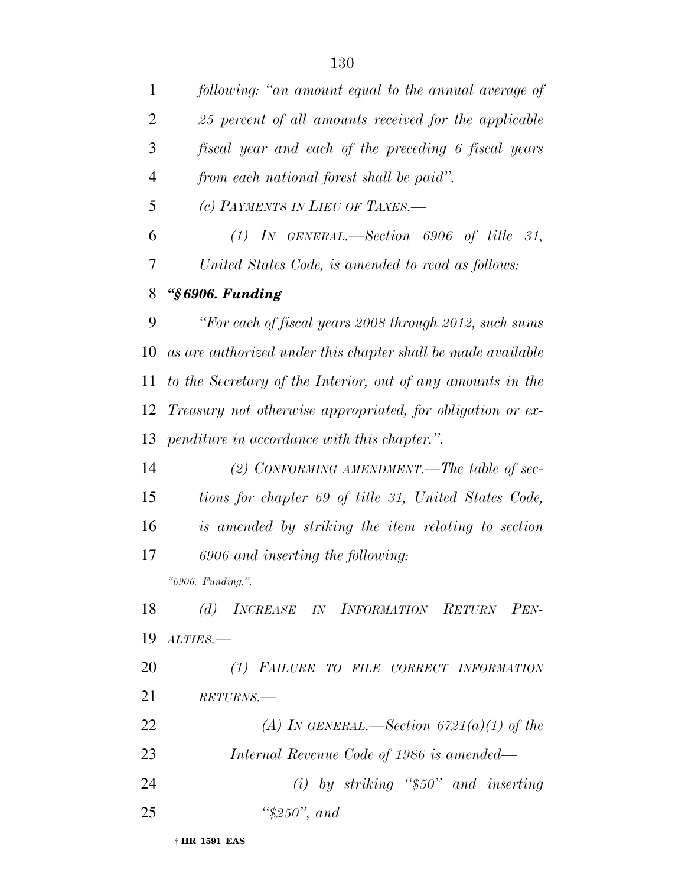*following: "an amount equal to the annual average of 25 percent of all amounts received for the applicable fiscal year and each of the preceding 6 fiscal years from each national forest shall be paid".*

*(c) PAYMENTS IN LIEU OF TAXES.—*

*(1) IN GENERAL.—Section 6906 of title 31, United States Code, is amended to read as follows:*

***"§ 6906. Funding***

*"For each of fiscal years 2008 through 2012, such sums as are authorized under this chapter shall be made available to the Secretary of the Interior, out of any amounts in the Treasury not otherwise appropriated, for obligation or expenditure in accordance with this chapter.".*

*(2) CONFORMING AMENDMENT.—The table of sections for chapter 69 of title 31, United States Code, is amended by striking the item relating to section 6906 and inserting the following:*

*"6906. Funding.".*

*(d) INCREASE IN INFORMATION RETURN PENALTIES.—*

*(1) FAILURE TO FILE CORRECT INFORMATION RETURNS.—*

*(A) IN GENERAL.—Section 6721(a)(1) of the Internal Revenue Code of 1986 is amended—*

*(i) by striking "$50" and inserting "$250", and*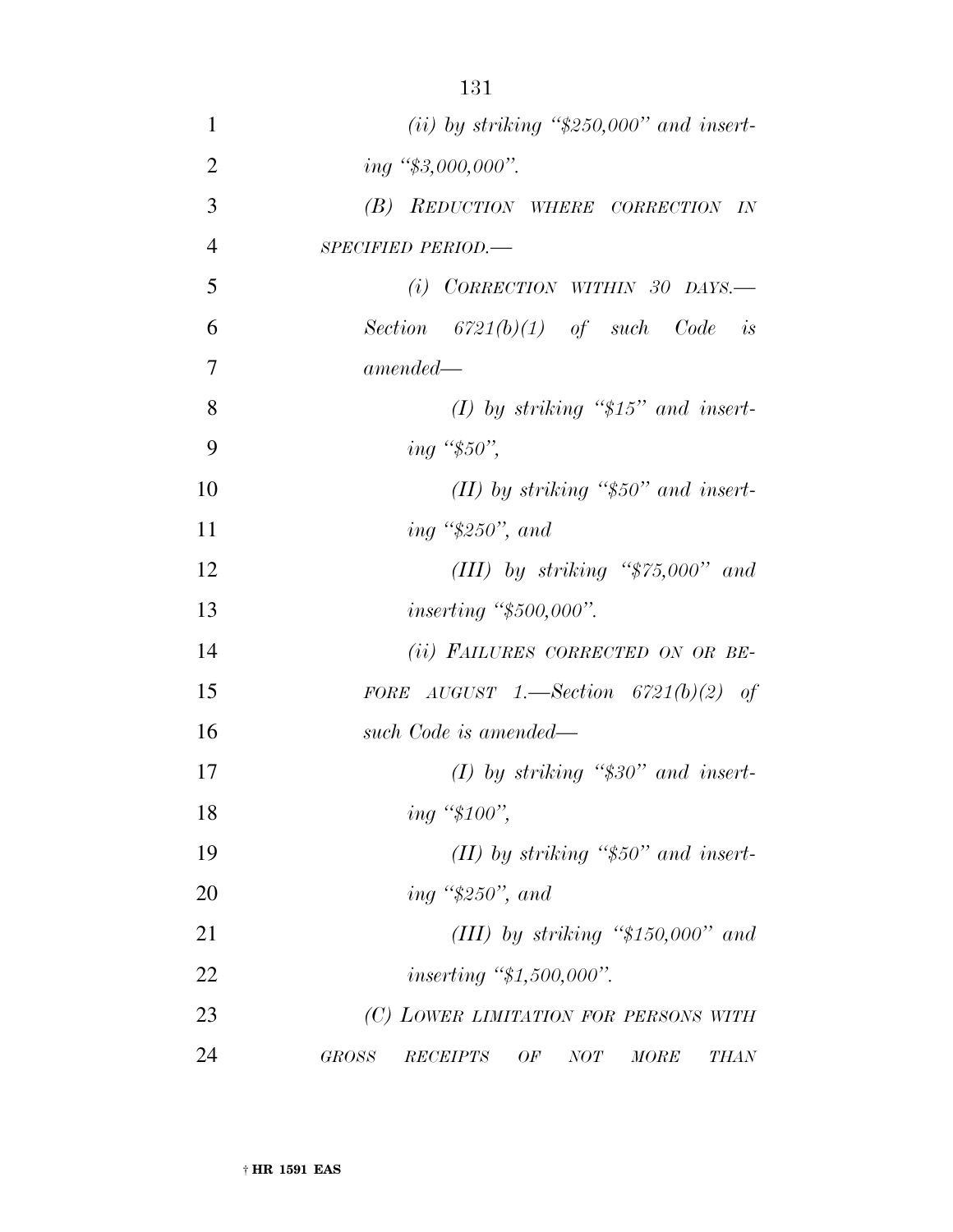*(ii) by striking "$250,000" and inserting "$3,000,000".*

*(B) REDUCTION WHERE CORRECTION IN SPECIFIED PERIOD.—*

*(i) CORRECTION WITHIN 30 DAYS.—Section 6721(b)(1) of such Code is amended—*

*(I) by striking "$15" and inserting "$50",*

*(II) by striking "$50" and inserting "$250", and*

*(III) by striking "$75,000" and inserting "$500,000".*

*(ii) FAILURES CORRECTED ON OR BEFORE AUGUST 1.—Section 6721(b)(2) of such Code is amended—*

*(I) by striking "$30" and inserting "$100",*

*(II) by striking "$50" and inserting "$250", and*

*(III) by striking "$150,000" and inserting "$1,500,000".*

*(C) LOWER LIMITATION FOR PERSONS WITH GROSS RECEIPTS OF NOT MORE THAN*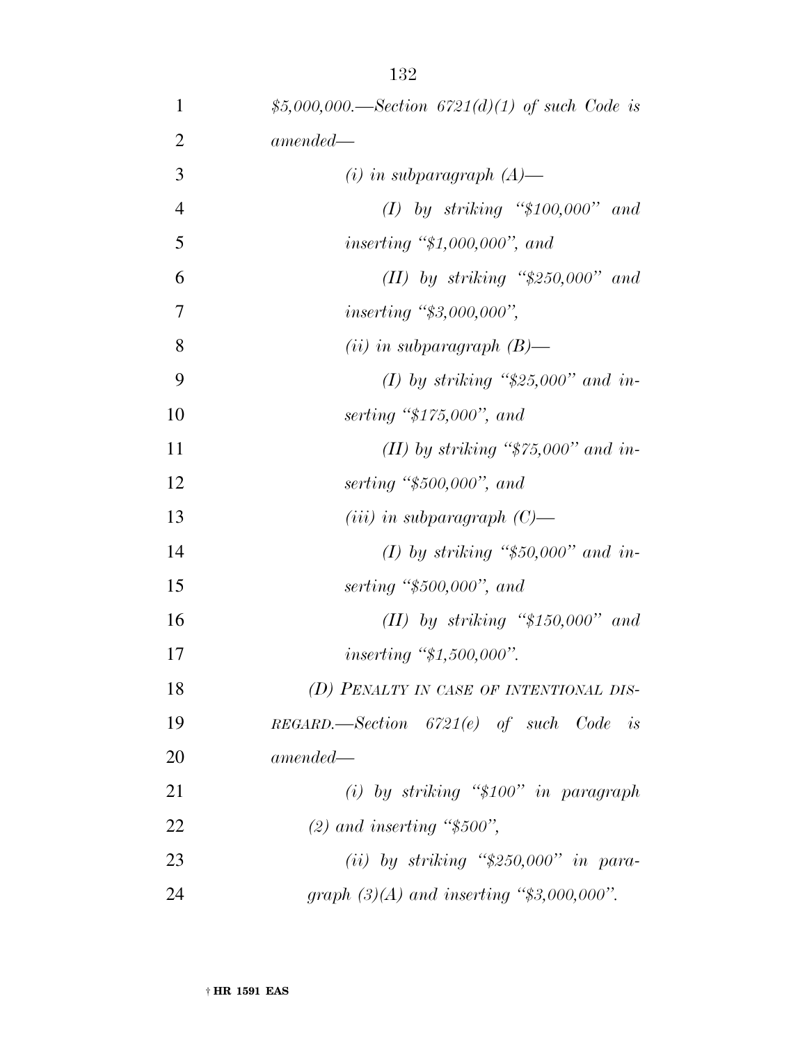*$5,000,000.—Section 6721(d)(1) of such Code is amended—*

*(i) in subparagraph (A)—*

*(I) by striking "$100,000" and inserting "$1,000,000", and*

*(II) by striking "$250,000" and inserting "$3,000,000",*

*(ii) in subparagraph (B)—*

*(I) by striking "$25,000" and inserting "$175,000", and*

*(II) by striking "$75,000" and inserting "$500,000", and*

*(iii) in subparagraph (C)—*

*(I) by striking "$50,000" and inserting "$500,000", and*

*(II) by striking "$150,000" and inserting "$1,500,000".*

*(D) PENALTY IN CASE OF INTENTIONAL DISREGARD.—Section 6721(e) of such Code is amended—*

*(i) by striking "$100" in paragraph (2) and inserting "$500",*

*(ii) by striking "$250,000" in paragraph (3)(A) and inserting "$3,000,000".*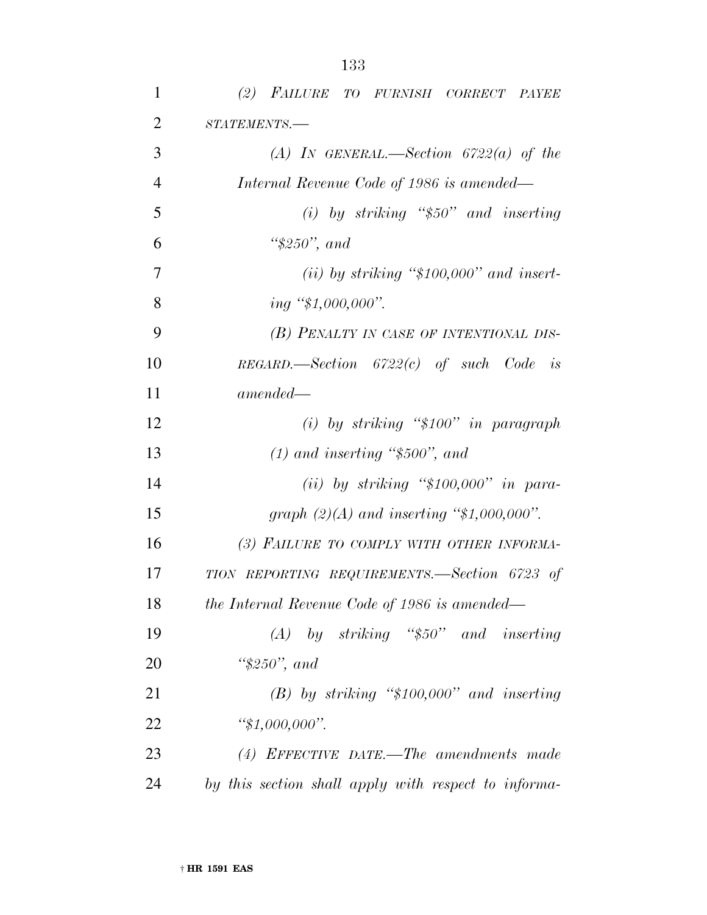*(2) FAILURE TO FURNISH CORRECT PAYEE STATEMENTS.—*

*(A) IN GENERAL.—Section 6722(a) of the Internal Revenue Code of 1986 is amended—*

*(i) by striking "$50" and inserting "$250", and*

*(ii) by striking "$100,000" and inserting "$1,000,000".*

*(B) PENALTY IN CASE OF INTENTIONAL DISREGARD.—Section 6722(c) of such Code is amended—*

*(i) by striking "$100" in paragraph (1) and inserting "$500", and*

*(ii) by striking "$100,000" in paragraph (2)(A) and inserting "$1,000,000".*

*(3) FAILURE TO COMPLY WITH OTHER INFORMATION REPORTING REQUIREMENTS.—Section 6723 of the Internal Revenue Code of 1986 is amended—*

*(A) by striking "$50" and inserting "$250", and*

*(B) by striking "$100,000" and inserting "$1,000,000".*

*(4) EFFECTIVE DATE.—The amendments made by this section shall apply with respect to informa-*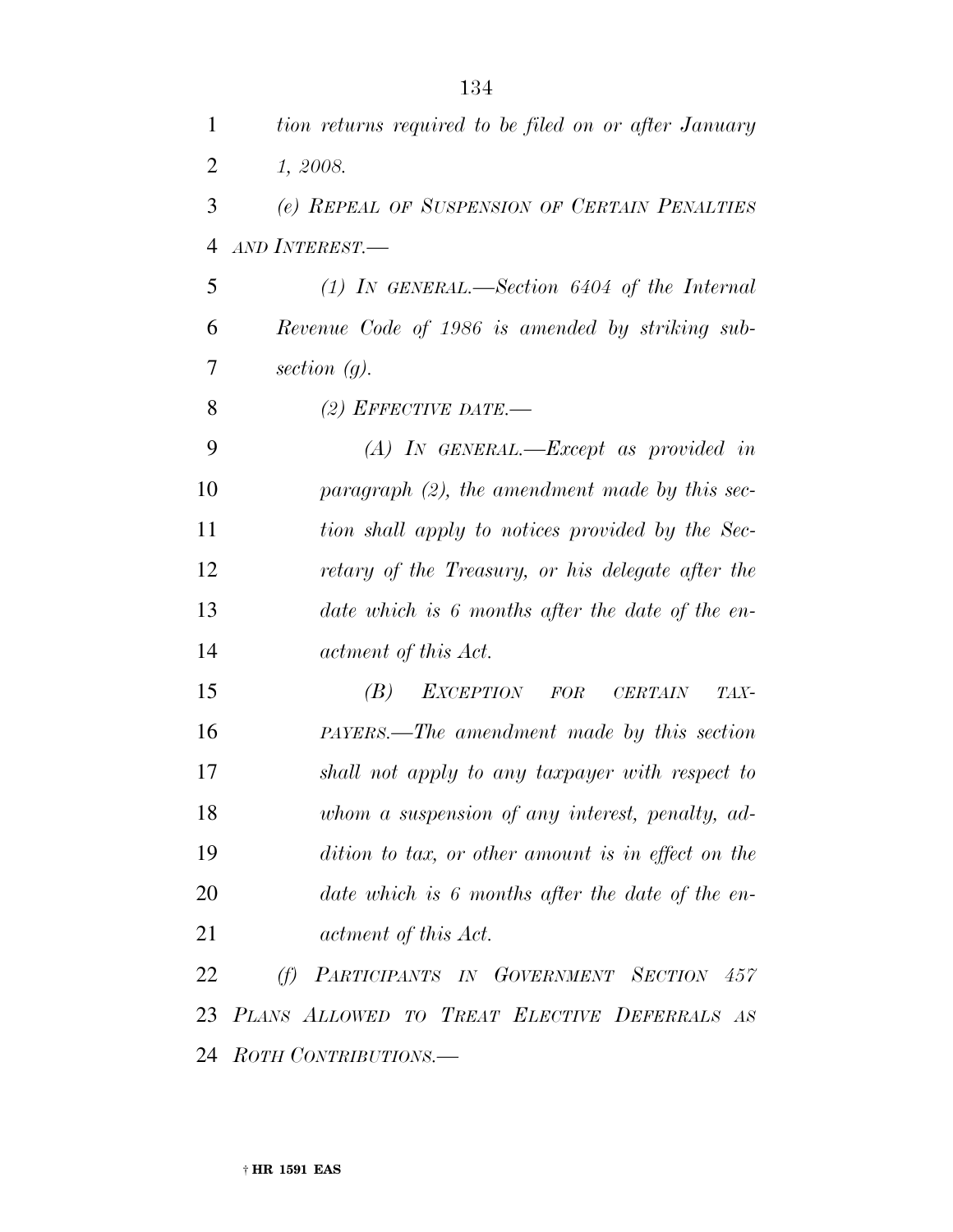*tion returns required to be filed on or after January 1, 2008.*

*(e) REPEAL OF SUSPENSION OF CERTAIN PENALTIES AND INTEREST.—*

*(1) IN GENERAL.—Section 6404 of the Internal Revenue Code of 1986 is amended by striking subsection (g).*

*(2) EFFECTIVE DATE.—*

*(A) IN GENERAL.—Except as provided in paragraph (2), the amendment made by this section shall apply to notices provided by the Secretary of the Treasury, or his delegate after the date which is 6 months after the date of the enactment of this Act.*

*(B) EXCEPTION FOR CERTAIN TAXPAYERS.—The amendment made by this section shall not apply to any taxpayer with respect to whom a suspension of any interest, penalty, addition to tax, or other amount is in effect on the date which is 6 months after the date of the enactment of this Act.*

*(f) PARTICIPANTS IN GOVERNMENT SECTION 457 PLANS ALLOWED TO TREAT ELECTIVE DEFERRALS AS ROTH CONTRIBUTIONS.—*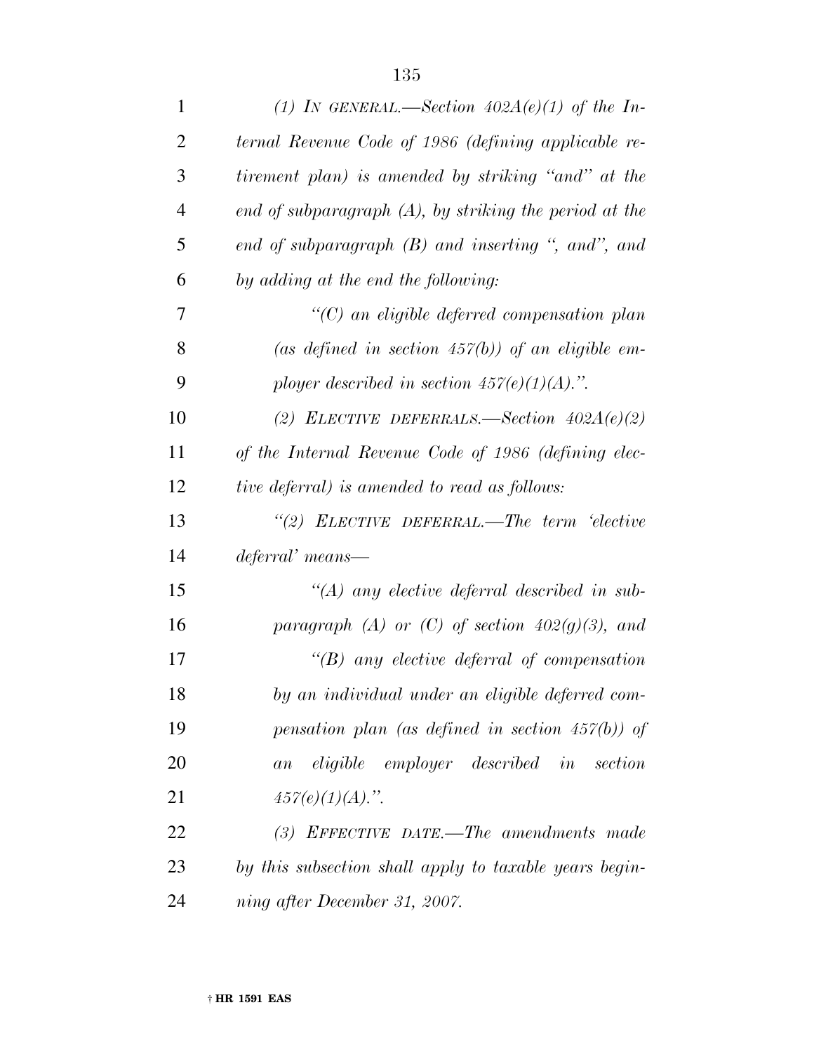*(1) IN GENERAL.—Section 402A(e)(1) of the Internal Revenue Code of 1986 (defining applicable retirement plan) is amended by striking "and" at the end of subparagraph (A), by striking the period at the end of subparagraph (B) and inserting ", and", and by adding at the end the following:*

*"(C) an eligible deferred compensation plan (as defined in section 457(b)) of an eligible employer described in section 457(e)(1)(A).".*

*(2) ELECTIVE DEFERRALS.—Section 402A(e)(2) of the Internal Revenue Code of 1986 (defining elective deferral) is amended to read as follows:*

*"(2) ELECTIVE DEFERRAL.—The term 'elective deferral' means—*

*"(A) any elective deferral described in subparagraph (A) or (C) of section 402(g)(3), and*

*"(B) any elective deferral of compensation by an individual under an eligible deferred compensation plan (as defined in section 457(b)) of an eligible employer described in section 457(e)(1)(A).".*

*(3) EFFECTIVE DATE.—The amendments made by this subsection shall apply to taxable years beginning after December 31, 2007.*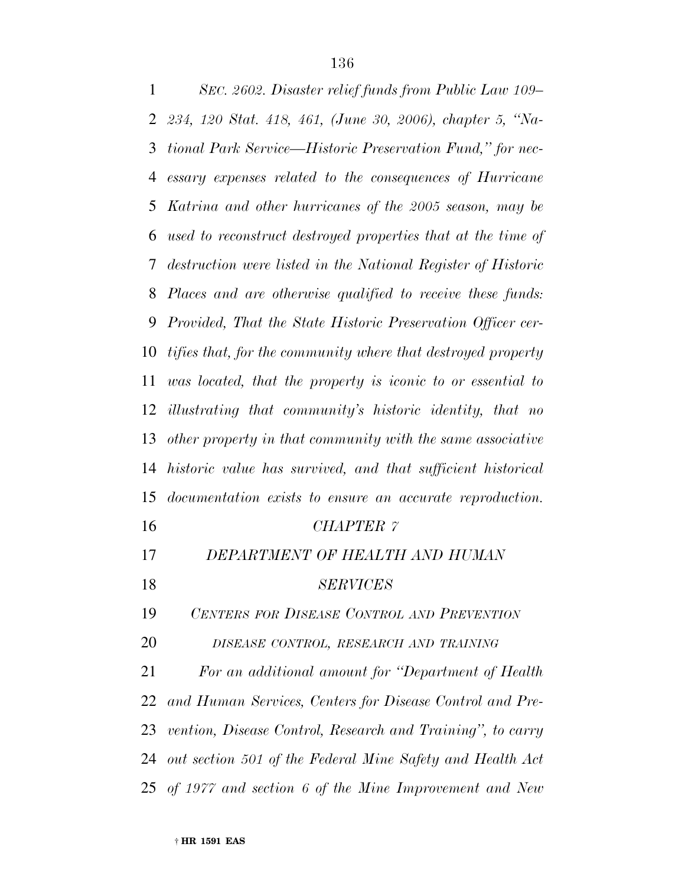*SEC. 2602. Disaster relief funds from Public Law 109–234, 120 Stat. 418, 461, (June 30, 2006), chapter 5, "National Park Service—Historic Preservation Fund," for necessary expenses related to the consequences of Hurricane Katrina and other hurricanes of the 2005 season, may be used to reconstruct destroyed properties that at the time of destruction were listed in the National Register of Historic Places and are otherwise qualified to receive these funds: Provided, That the State Historic Preservation Officer certifies that, for the community where that destroyed property was located, that the property is iconic to or essential to illustrating that community's historic identity, that no other property in that community with the same associative historic value has survived, and that sufficient historical documentation exists to ensure an accurate reproduction.*

## *CHAPTER 7*

## *DEPARTMENT OF HEALTH AND HUMAN SERVICES*

### *CENTERS FOR DISEASE CONTROL AND PREVENTION*

#### *DISEASE CONTROL, RESEARCH AND TRAINING*

*For an additional amount for "Department of Health and Human Services, Centers for Disease Control and Prevention, Disease Control, Research and Training", to carry out section 501 of the Federal Mine Safety and Health Act of 1977 and section 6 of the Mine Improvement and New*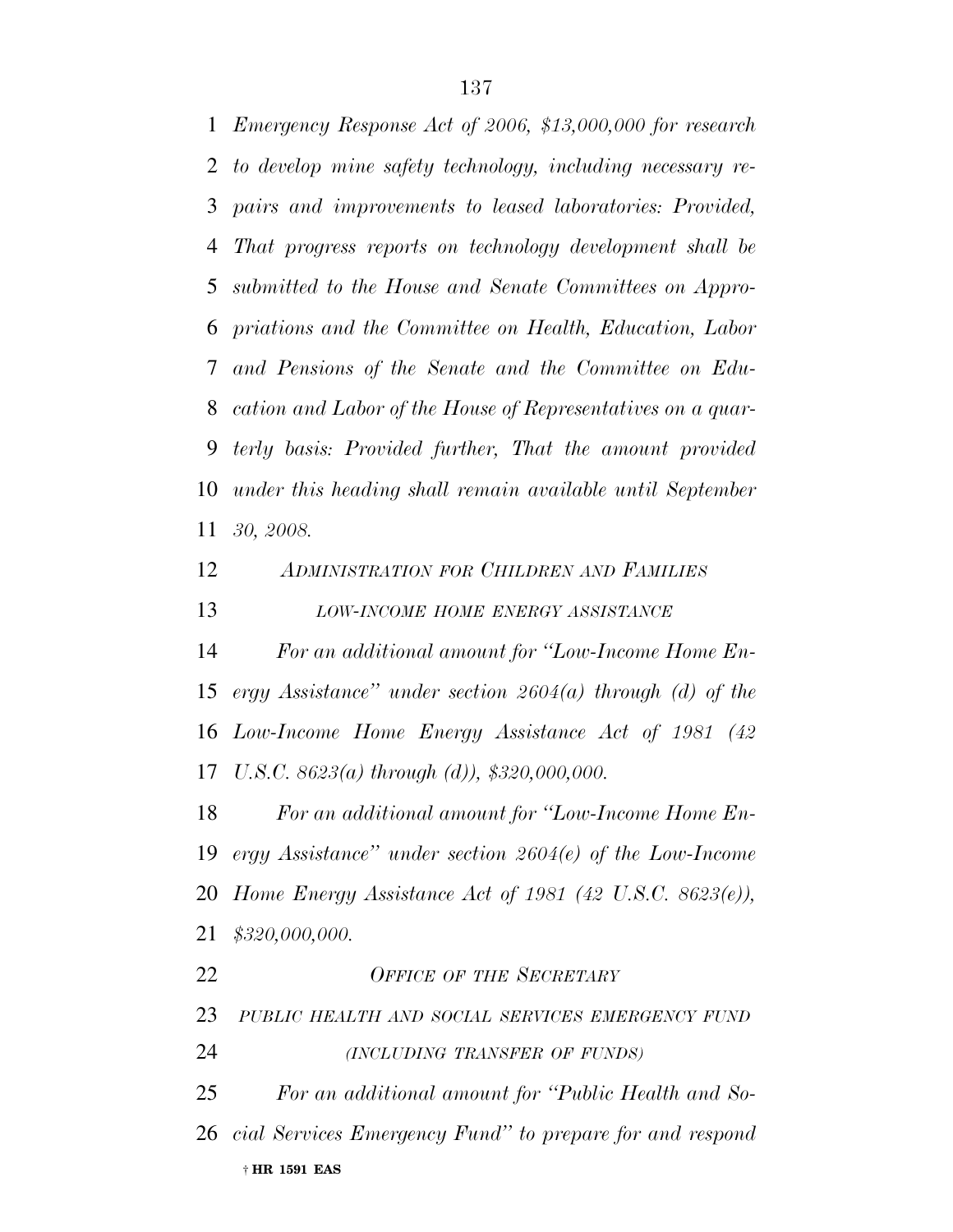*Emergency Response Act of 2006, $13,000,000 for research to develop mine safety technology, including necessary repairs and improvements to leased laboratories: Provided, That progress reports on technology development shall be submitted to the House and Senate Committees on Appropriations and the Committee on Health, Education, Labor and Pensions of the Senate and the Committee on Education and Labor of the House of Representatives on a quarterly basis: Provided further, That the amount provided under this heading shall remain available until September 30, 2008.*

*ADMINISTRATION FOR CHILDREN AND FAMILIES*

*LOW-INCOME HOME ENERGY ASSISTANCE*

*For an additional amount for "Low-Income Home Energy Assistance" under section 2604(a) through (d) of the Low-Income Home Energy Assistance Act of 1981 (42 U.S.C. 8623(a) through (d)), $320,000,000.*

*For an additional amount for "Low-Income Home Energy Assistance" under section 2604(e) of the Low-Income Home Energy Assistance Act of 1981 (42 U.S.C. 8623(e)), $320,000,000.*

*OFFICE OF THE SECRETARY*

*PUBLIC HEALTH AND SOCIAL SERVICES EMERGENCY FUND*

*(INCLUDING TRANSFER OF FUNDS)*

*For an additional amount for "Public Health and Social Services Emergency Fund" to prepare for and respond*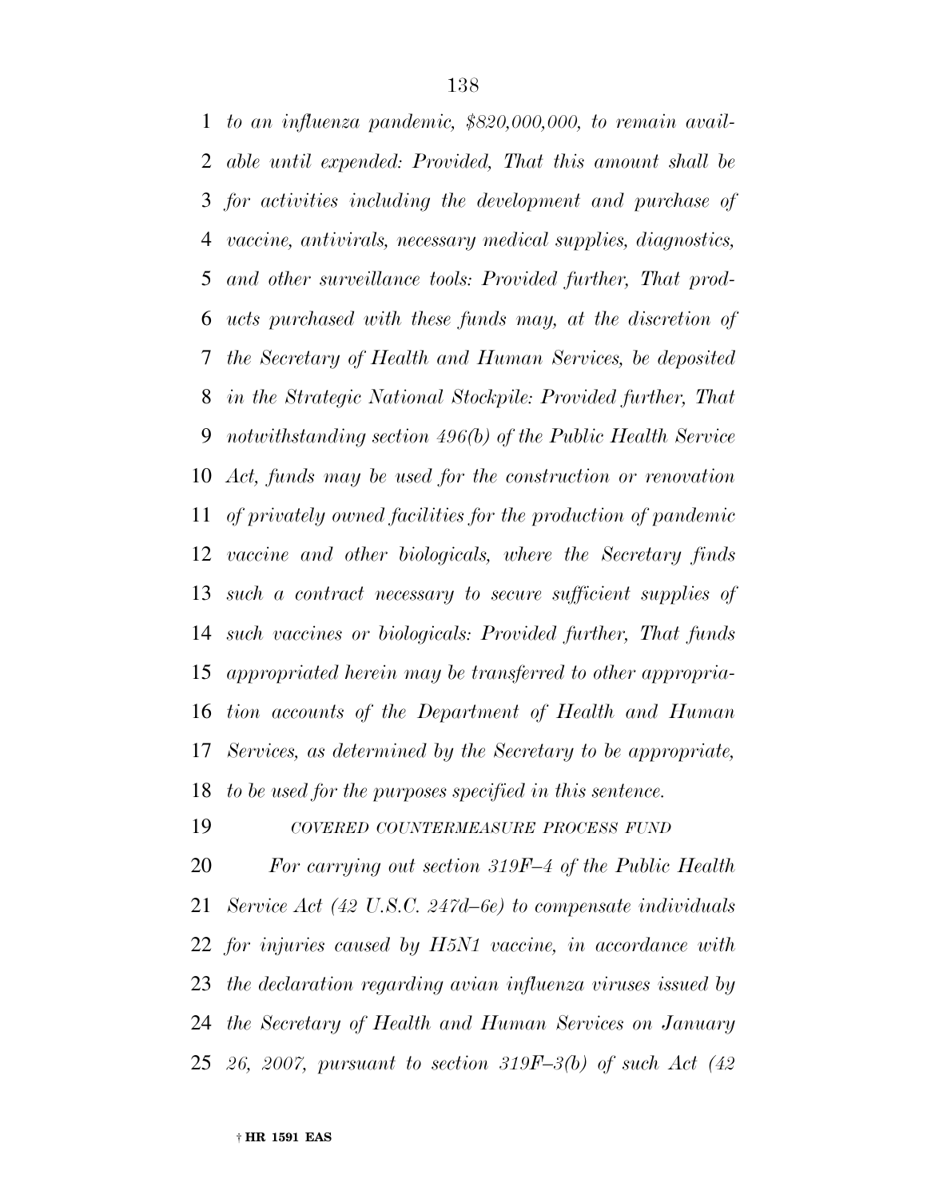*to an influenza pandemic, $820,000,000, to remain available until expended: Provided, That this amount shall be for activities including the development and purchase of vaccine, antivirals, necessary medical supplies, diagnostics, and other surveillance tools: Provided further, That products purchased with these funds may, at the discretion of the Secretary of Health and Human Services, be deposited in the Strategic National Stockpile: Provided further, That notwithstanding section 496(b) of the Public Health Service Act, funds may be used for the construction or renovation of privately owned facilities for the production of pandemic vaccine and other biologicals, where the Secretary finds such a contract necessary to secure sufficient supplies of such vaccines or biologicals: Provided further, That funds appropriated herein may be transferred to other appropriation accounts of the Department of Health and Human Services, as determined by the Secretary to be appropriate, to be used for the purposes specified in this sentence.*

*COVERED COUNTERMEASURE PROCESS FUND*

*For carrying out section 319F–4 of the Public Health Service Act (42 U.S.C. 247d–6e) to compensate individuals for injuries caused by H5N1 vaccine, in accordance with the declaration regarding avian influenza viruses issued by the Secretary of Health and Human Services on January 26, 2007, pursuant to section 319F–3(b) of such Act (42*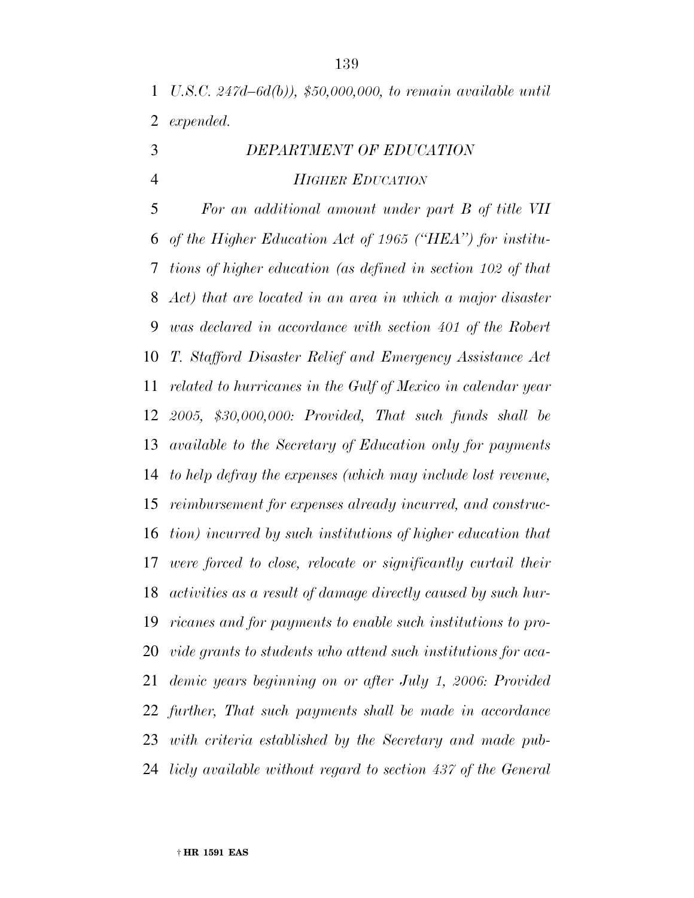*U.S.C. 247d–6d(b)), $50,000,000, to remain available until expended.*

## *DEPARTMENT OF EDUCATION*

### *HIGHER EDUCATION*

*For an additional amount under part B of title VII of the Higher Education Act of 1965 ("HEA") for institutions of higher education (as defined in section 102 of that Act) that are located in an area in which a major disaster was declared in accordance with section 401 of the Robert T. Stafford Disaster Relief and Emergency Assistance Act related to hurricanes in the Gulf of Mexico in calendar year 2005, $30,000,000: Provided, That such funds shall be available to the Secretary of Education only for payments to help defray the expenses (which may include lost revenue, reimbursement for expenses already incurred, and construction) incurred by such institutions of higher education that were forced to close, relocate or significantly curtail their activities as a result of damage directly caused by such hurricanes and for payments to enable such institutions to provide grants to students who attend such institutions for academic years beginning on or after July 1, 2006: Provided further, That such payments shall be made in accordance with criteria established by the Secretary and made publicly available without regard to section 437 of the General*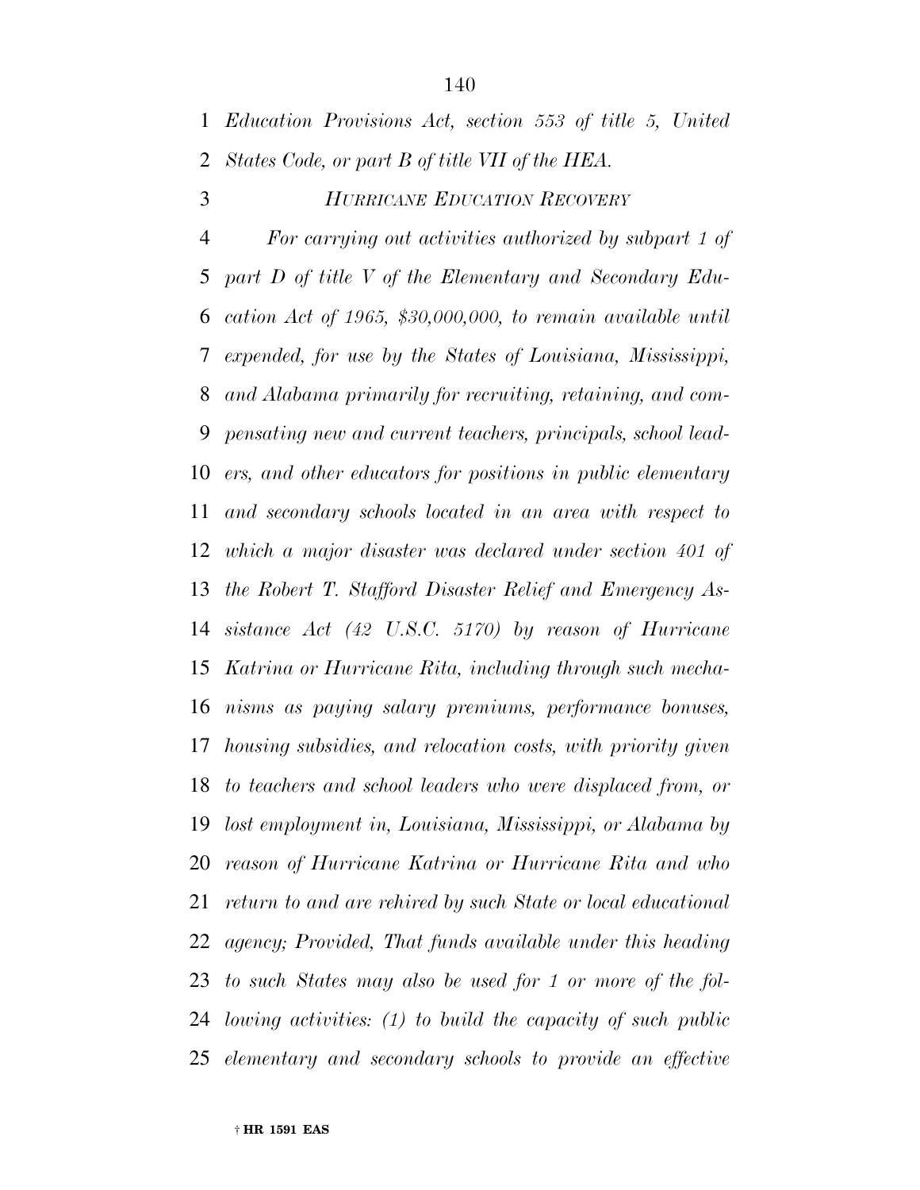*Education Provisions Act, section 553 of title 5, United States Code, or part B of title VII of the HEA.*

*HURRICANE EDUCATION RECOVERY*

*For carrying out activities authorized by subpart 1 of part D of title V of the Elementary and Secondary Education Act of 1965, $30,000,000, to remain available until expended, for use by the States of Louisiana, Mississippi, and Alabama primarily for recruiting, retaining, and compensating new and current teachers, principals, school leaders, and other educators for positions in public elementary and secondary schools located in an area with respect to which a major disaster was declared under section 401 of the Robert T. Stafford Disaster Relief and Emergency Assistance Act (42 U.S.C. 5170) by reason of Hurricane Katrina or Hurricane Rita, including through such mechanisms as paying salary premiums, performance bonuses, housing subsidies, and relocation costs, with priority given to teachers and school leaders who were displaced from, or lost employment in, Louisiana, Mississippi, or Alabama by reason of Hurricane Katrina or Hurricane Rita and who return to and are rehired by such State or local educational agency; Provided, That funds available under this heading to such States may also be used for 1 or more of the following activities: (1) to build the capacity of such public elementary and secondary schools to provide an effective*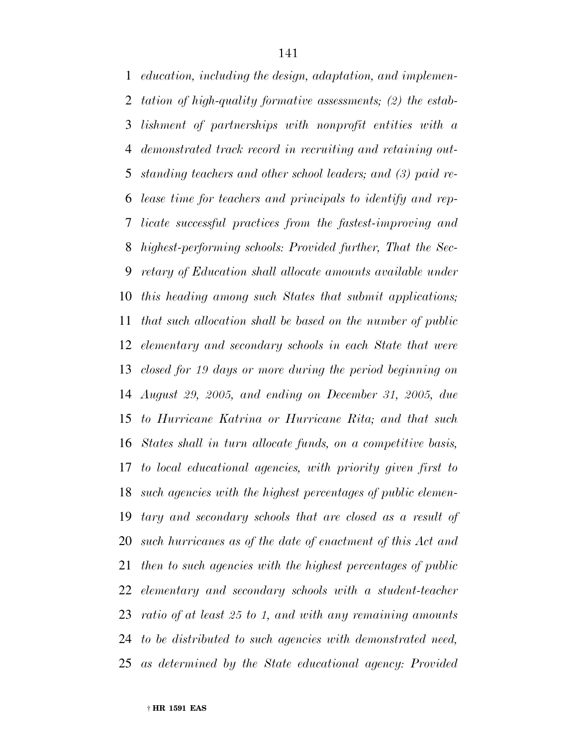*education, including the design, adaptation, and implementation of high-quality formative assessments; (2) the establishment of partnerships with nonprofit entities with a demonstrated track record in recruiting and retaining outstanding teachers and other school leaders; and (3) paid release time for teachers and principals to identify and replicate successful practices from the fastest-improving and highest-performing schools: Provided further, That the Secretary of Education shall allocate amounts available under this heading among such States that submit applications; that such allocation shall be based on the number of public elementary and secondary schools in each State that were closed for 19 days or more during the period beginning on August 29, 2005, and ending on December 31, 2005, due to Hurricane Katrina or Hurricane Rita; and that such States shall in turn allocate funds, on a competitive basis, to local educational agencies, with priority given first to such agencies with the highest percentages of public elementary and secondary schools that are closed as a result of such hurricanes as of the date of enactment of this Act and then to such agencies with the highest percentages of public elementary and secondary schools with a student-teacher ratio of at least 25 to 1, and with any remaining amounts to be distributed to such agencies with demonstrated need, as determined by the State educational agency: Provided*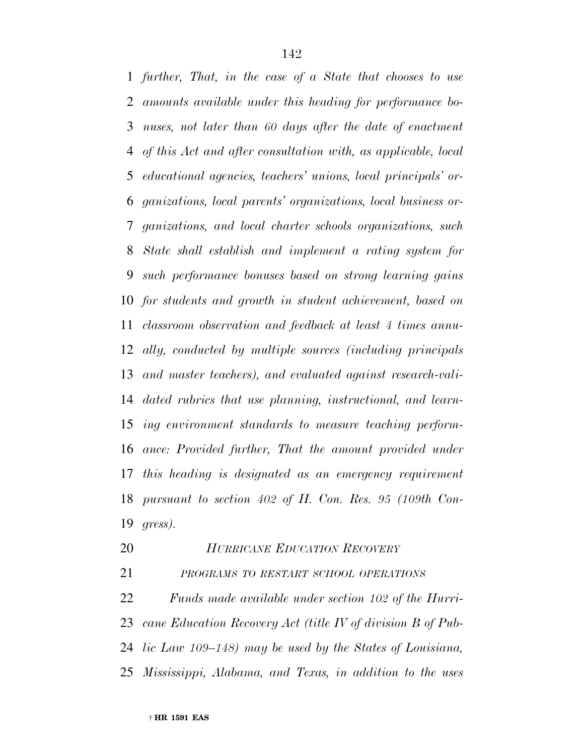*further, That, in the case of a State that chooses to use amounts available under this heading for performance bonuses, not later than 60 days after the date of enactment of this Act and after consultation with, as applicable, local educational agencies, teachers' unions, local principals' organizations, local parents' organizations, local business organizations, and local charter schools organizations, such State shall establish and implement a rating system for such performance bonuses based on strong learning gains for students and growth in student achievement, based on classroom observation and feedback at least 4 times annually, conducted by multiple sources (including principals and master teachers), and evaluated against research-validated rubrics that use planning, instructional, and learning environment standards to measure teaching performance: Provided further, That the amount provided under this heading is designated as an emergency requirement pursuant to section 402 of H. Con. Res. 95 (109th Congress).*

*HURRICANE EDUCATION RECOVERY*

*PROGRAMS TO RESTART SCHOOL OPERATIONS*

*Funds made available under section 102 of the Hurricane Education Recovery Act (title IV of division B of Public Law 109–148) may be used by the States of Louisiana, Mississippi, Alabama, and Texas, in addition to the uses*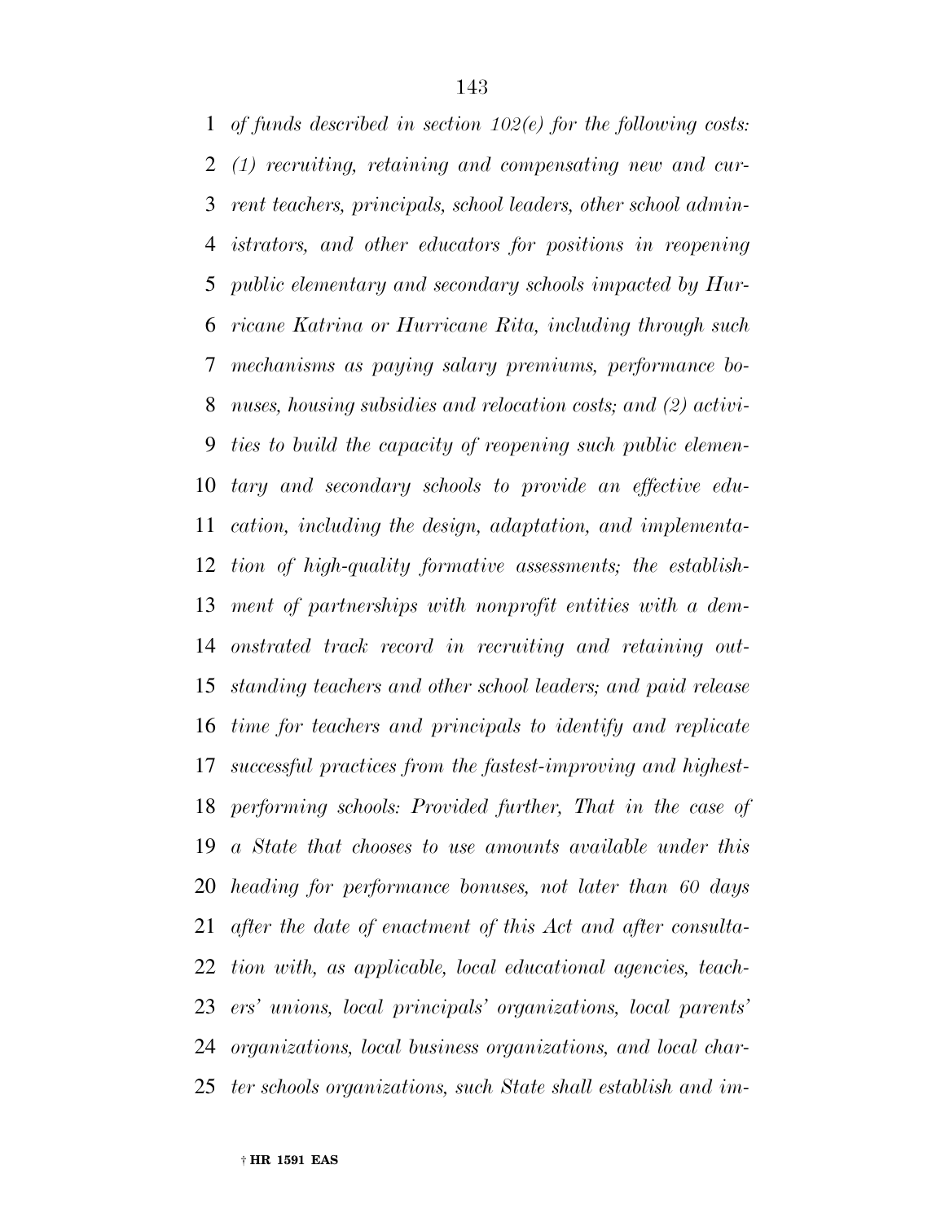*of funds described in section 102(e) for the following costs: (1) recruiting, retaining and compensating new and current teachers, principals, school leaders, other school administrators, and other educators for positions in reopening public elementary and secondary schools impacted by Hurricane Katrina or Hurricane Rita, including through such mechanisms as paying salary premiums, performance bonuses, housing subsidies and relocation costs; and (2) activities to build the capacity of reopening such public elementary and secondary schools to provide an effective education, including the design, adaptation, and implementation of high-quality formative assessments; the establishment of partnerships with nonprofit entities with a demonstrated track record in recruiting and retaining outstanding teachers and other school leaders; and paid release time for teachers and principals to identify and replicate successful practices from the fastest-improving and highest-performing schools: Provided further, That in the case of a State that chooses to use amounts available under this heading for performance bonuses, not later than 60 days after the date of enactment of this Act and after consultation with, as applicable, local educational agencies, teachers' unions, local principals' organizations, local parents' organizations, local business organizations, and local charter schools organizations, such State shall establish and im-*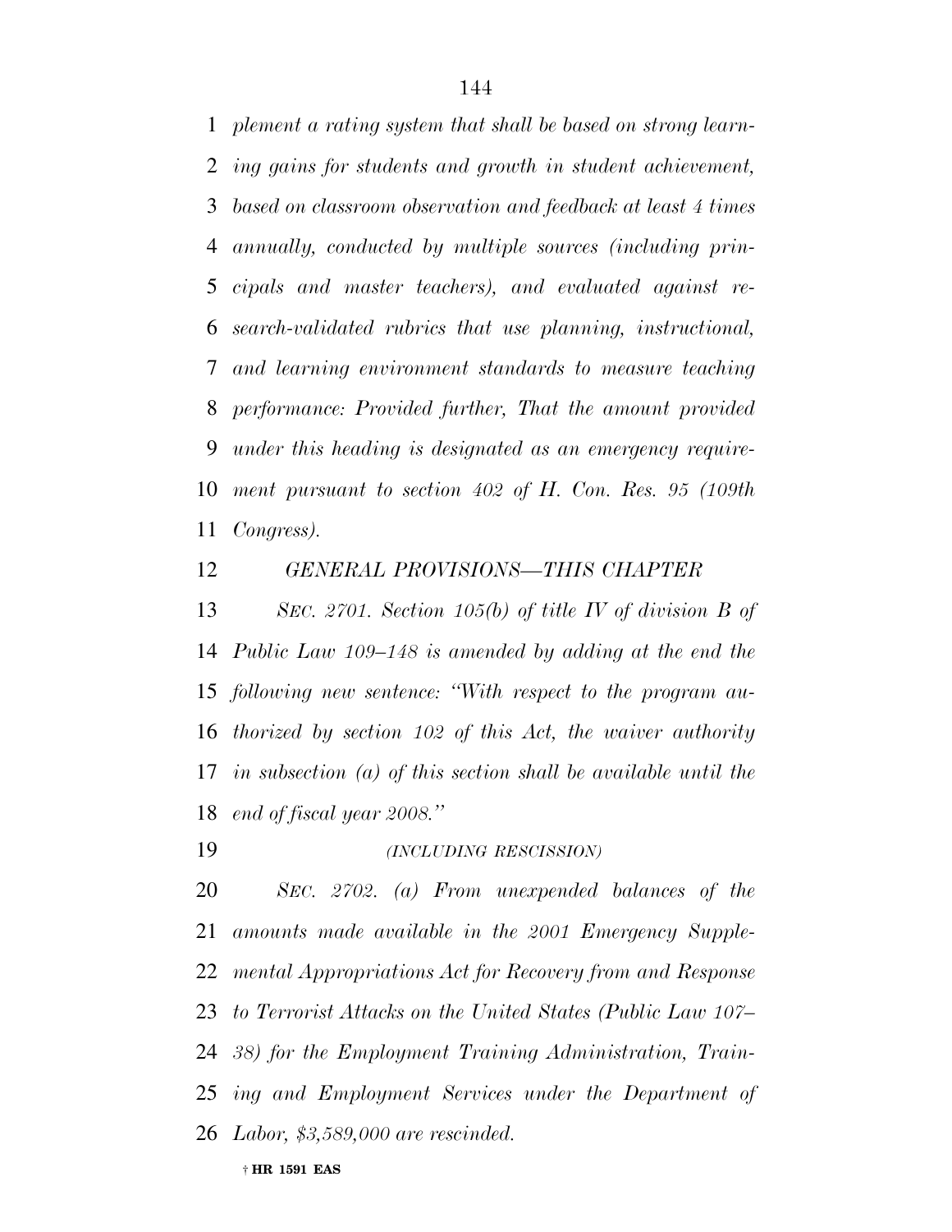*plement a rating system that shall be based on strong learning gains for students and growth in student achievement, based on classroom observation and feedback at least 4 times annually, conducted by multiple sources (including principals and master teachers), and evaluated against research-validated rubrics that use planning, instructional, and learning environment standards to measure teaching performance: Provided further, That the amount provided under this heading is designated as an emergency requirement pursuant to section 402 of H. Con. Res. 95 (109th Congress).*

*GENERAL PROVISIONS—THIS CHAPTER*

*SEC. 2701. Section 105(b) of title IV of division B of Public Law 109–148 is amended by adding at the end the following new sentence: "With respect to the program authorized by section 102 of this Act, the waiver authority in subsection (a) of this section shall be available until the end of fiscal year 2008."*

*(INCLUDING RESCISSION)*

*SEC. 2702. (a) From unexpended balances of the amounts made available in the 2001 Emergency Supplemental Appropriations Act for Recovery from and Response to Terrorist Attacks on the United States (Public Law 107–38) for the Employment Training Administration, Training and Employment Services under the Department of Labor, $3,589,000 are rescinded.*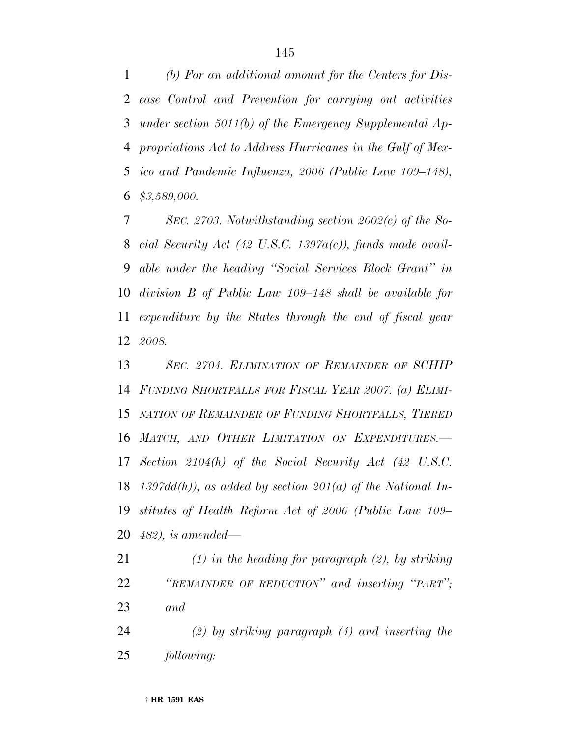*(b) For an additional amount for the Centers for Disease Control and Prevention for carrying out activities under section 5011(b) of the Emergency Supplemental Appropriations Act to Address Hurricanes in the Gulf of Mexico and Pandemic Influenza, 2006 (Public Law 109–148), $3,589,000.*

*SEC. 2703. Notwithstanding section 2002(c) of the Social Security Act (42 U.S.C. 1397a(c)), funds made available under the heading ''Social Services Block Grant'' in division B of Public Law 109–148 shall be available for expenditure by the States through the end of fiscal year 2008.*

*SEC. 2704. ELIMINATION OF REMAINDER OF SCHIP FUNDING SHORTFALLS FOR FISCAL YEAR 2007. (a) ELIMINATION OF REMAINDER OF FUNDING SHORTFALLS, TIERED MATCH, AND OTHER LIMITATION ON EXPENDITURES.— Section 2104(h) of the Social Security Act (42 U.S.C. 1397dd(h)), as added by section 201(a) of the National Institutes of Health Reform Act of 2006 (Public Law 109–482), is amended—*

*(1) in the heading for paragraph (2), by striking ''REMAINDER OF REDUCTION'' and inserting ''PART''; and*

*(2) by striking paragraph (4) and inserting the following:*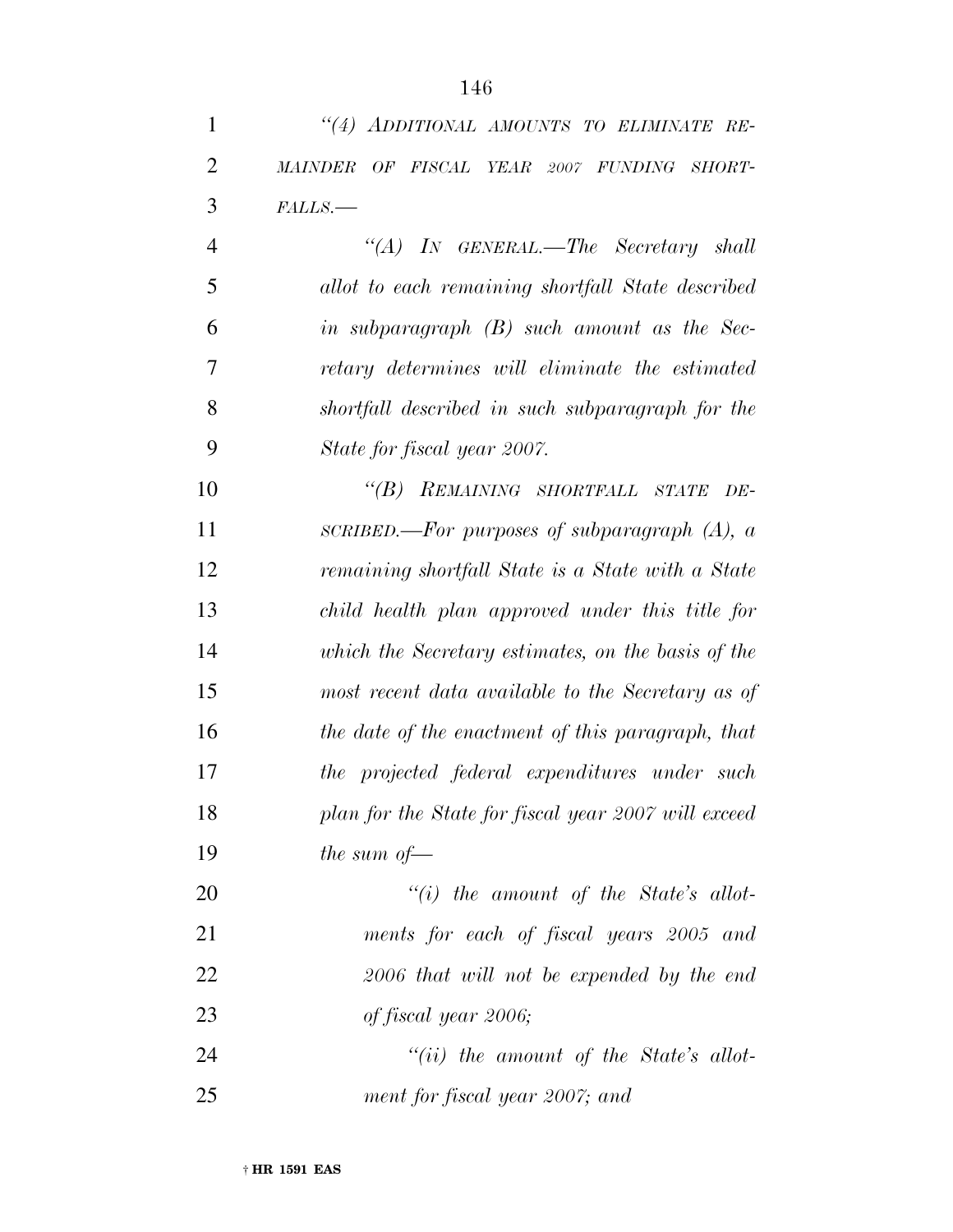*"(4) ADDITIONAL AMOUNTS TO ELIMINATE REMAINDER OF FISCAL YEAR 2007 FUNDING SHORTFALLS.—*

*"(A) IN GENERAL.—The Secretary shall allot to each remaining shortfall State described in subparagraph (B) such amount as the Secretary determines will eliminate the estimated shortfall described in such subparagraph for the State for fiscal year 2007.*

*"(B) REMAINING SHORTFALL STATE DESCRIBED.—For purposes of subparagraph (A), a remaining shortfall State is a State with a State child health plan approved under this title for which the Secretary estimates, on the basis of the most recent data available to the Secretary as of the date of the enactment of this paragraph, that the projected federal expenditures under such plan for the State for fiscal year 2007 will exceed the sum of—*

*"(i) the amount of the State's allotments for each of fiscal years 2005 and 2006 that will not be expended by the end of fiscal year 2006;*

*"(ii) the amount of the State's allotment for fiscal year 2007; and*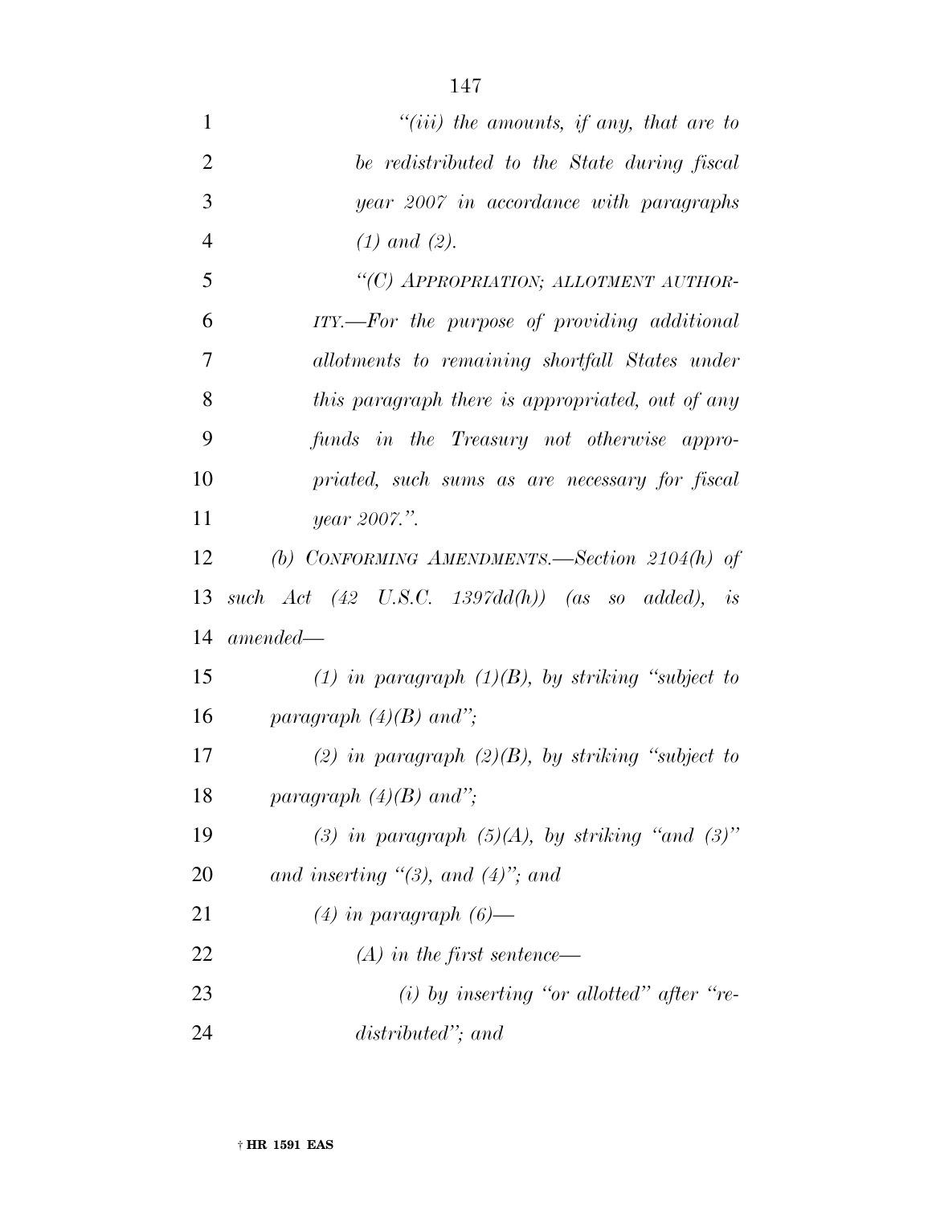*"(iii) the amounts, if any, that are to be redistributed to the State during fiscal year 2007 in accordance with paragraphs (1) and (2).*

*"(C) APPROPRIATION; ALLOTMENT AUTHORITY.—For the purpose of providing additional allotments to remaining shortfall States under this paragraph there is appropriated, out of any funds in the Treasury not otherwise appropriated, such sums as are necessary for fiscal year 2007.".*

*(b) CONFORMING AMENDMENTS.—Section 2104(h) of such Act (42 U.S.C. 1397dd(h)) (as so added), is amended—*

*(1) in paragraph (1)(B), by striking "subject to paragraph (4)(B) and";*

*(2) in paragraph (2)(B), by striking "subject to paragraph (4)(B) and";*

*(3) in paragraph (5)(A), by striking "and (3)" and inserting "(3), and (4)"; and*

*(4) in paragraph (6)—*

*(A) in the first sentence—*

*(i) by inserting "or allotted" after "redistributed"; and*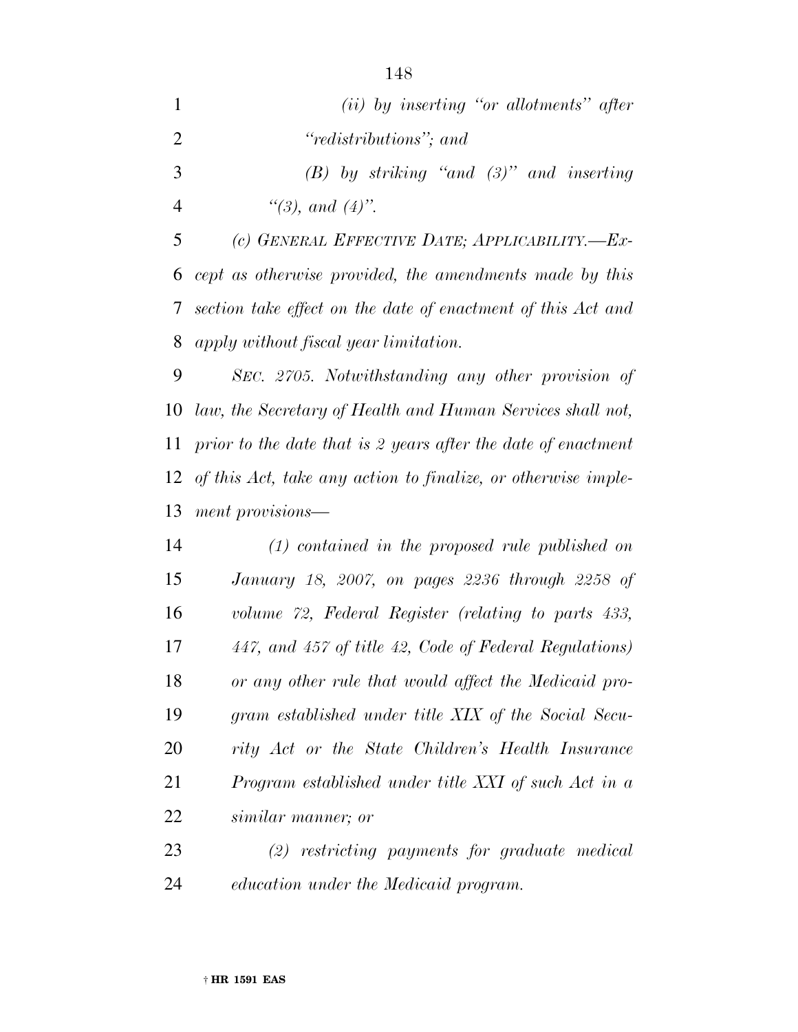*(ii) by inserting "or allotments" after "redistributions"; and*

*(B) by striking "and (3)" and inserting "(3), and (4)".*

*(c) GENERAL EFFECTIVE DATE; APPLICABILITY.—Except as otherwise provided, the amendments made by this section take effect on the date of enactment of this Act and apply without fiscal year limitation.*

*SEC. 2705. Notwithstanding any other provision of law, the Secretary of Health and Human Services shall not, prior to the date that is 2 years after the date of enactment of this Act, take any action to finalize, or otherwise implement provisions—*

*(1) contained in the proposed rule published on January 18, 2007, on pages 2236 through 2258 of volume 72, Federal Register (relating to parts 433, 447, and 457 of title 42, Code of Federal Regulations) or any other rule that would affect the Medicaid program established under title XIX of the Social Security Act or the State Children's Health Insurance Program established under title XXI of such Act in a similar manner; or*

*(2) restricting payments for graduate medical education under the Medicaid program.*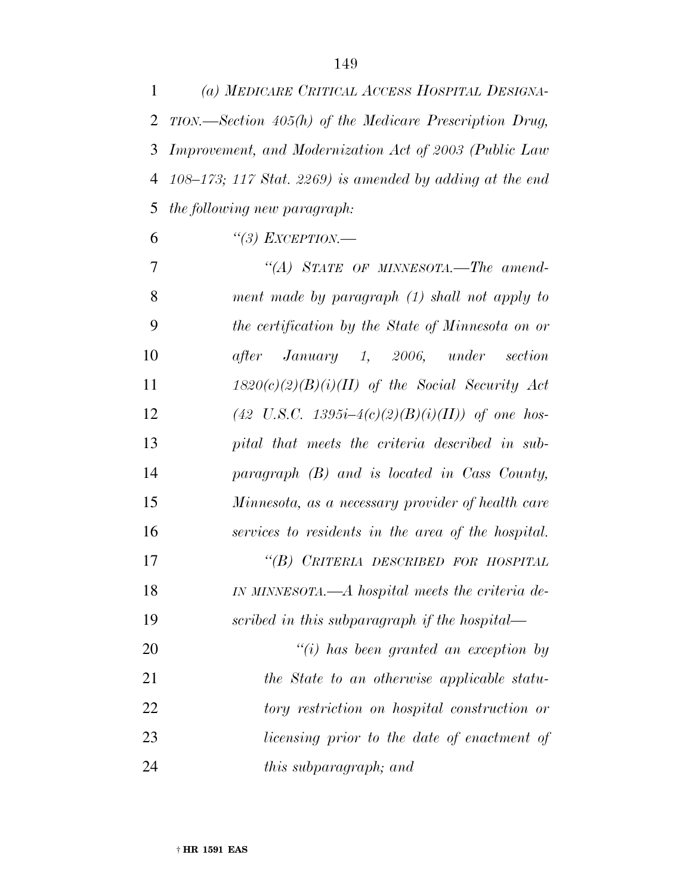*(a) MEDICARE CRITICAL ACCESS HOSPITAL DESIGNATION.—Section 405(h) of the Medicare Prescription Drug, Improvement, and Modernization Act of 2003 (Public Law 108–173; 117 Stat. 2269) is amended by adding at the end the following new paragraph:*

*"(3) EXCEPTION.—*

*"(A) STATE OF MINNESOTA.—The amendment made by paragraph (1) shall not apply to the certification by the State of Minnesota on or after January 1, 2006, under section 1820(c)(2)(B)(i)(II) of the Social Security Act (42 U.S.C. 1395i–4(c)(2)(B)(i)(II)) of one hospital that meets the criteria described in subparagraph (B) and is located in Cass County, Minnesota, as a necessary provider of health care services to residents in the area of the hospital.*

*"(B) CRITERIA DESCRIBED FOR HOSPITAL IN MINNESOTA.—A hospital meets the criteria described in this subparagraph if the hospital—*

*"(i) has been granted an exception by the State to an otherwise applicable statutory restriction on hospital construction or licensing prior to the date of enactment of this subparagraph; and*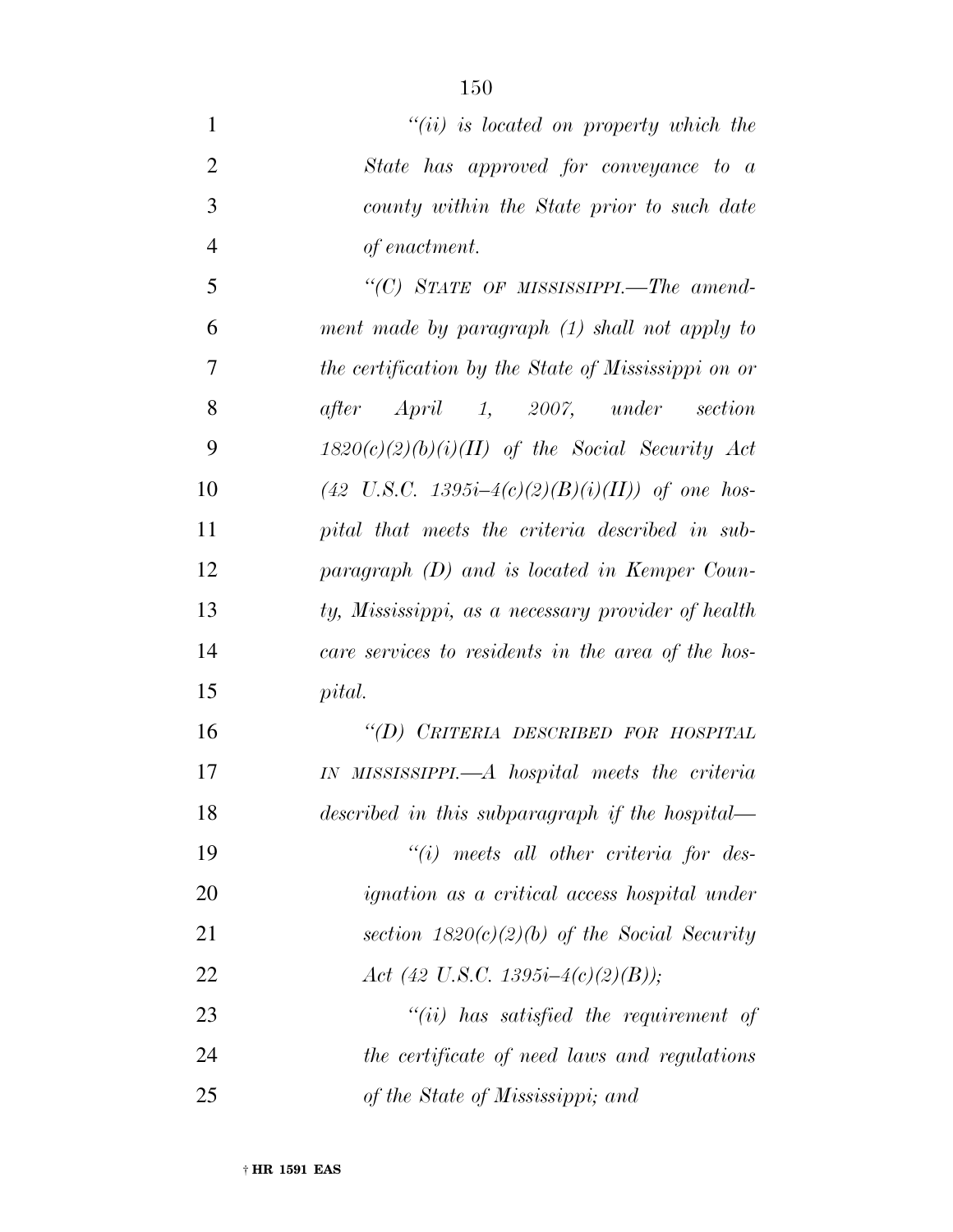*"(ii) is located on property which the State has approved for conveyance to a county within the State prior to such date of enactment.*

*"(C) STATE OF MISSISSIPPI.—The amendment made by paragraph (1) shall not apply to the certification by the State of Mississippi on or after April 1, 2007, under section 1820(c)(2)(b)(i)(II) of the Social Security Act (42 U.S.C. 1395i–4(c)(2)(B)(i)(II)) of one hospital that meets the criteria described in subparagraph (D) and is located in Kemper County, Mississippi, as a necessary provider of health care services to residents in the area of the hospital.*

*"(D) CRITERIA DESCRIBED FOR HOSPITAL IN MISSISSIPPI.—A hospital meets the criteria described in this subparagraph if the hospital—*

*"(i) meets all other criteria for designation as a critical access hospital under section 1820(c)(2)(b) of the Social Security Act (42 U.S.C. 1395i–4(c)(2)(B));*

*"(ii) has satisfied the requirement of the certificate of need laws and regulations of the State of Mississippi; and*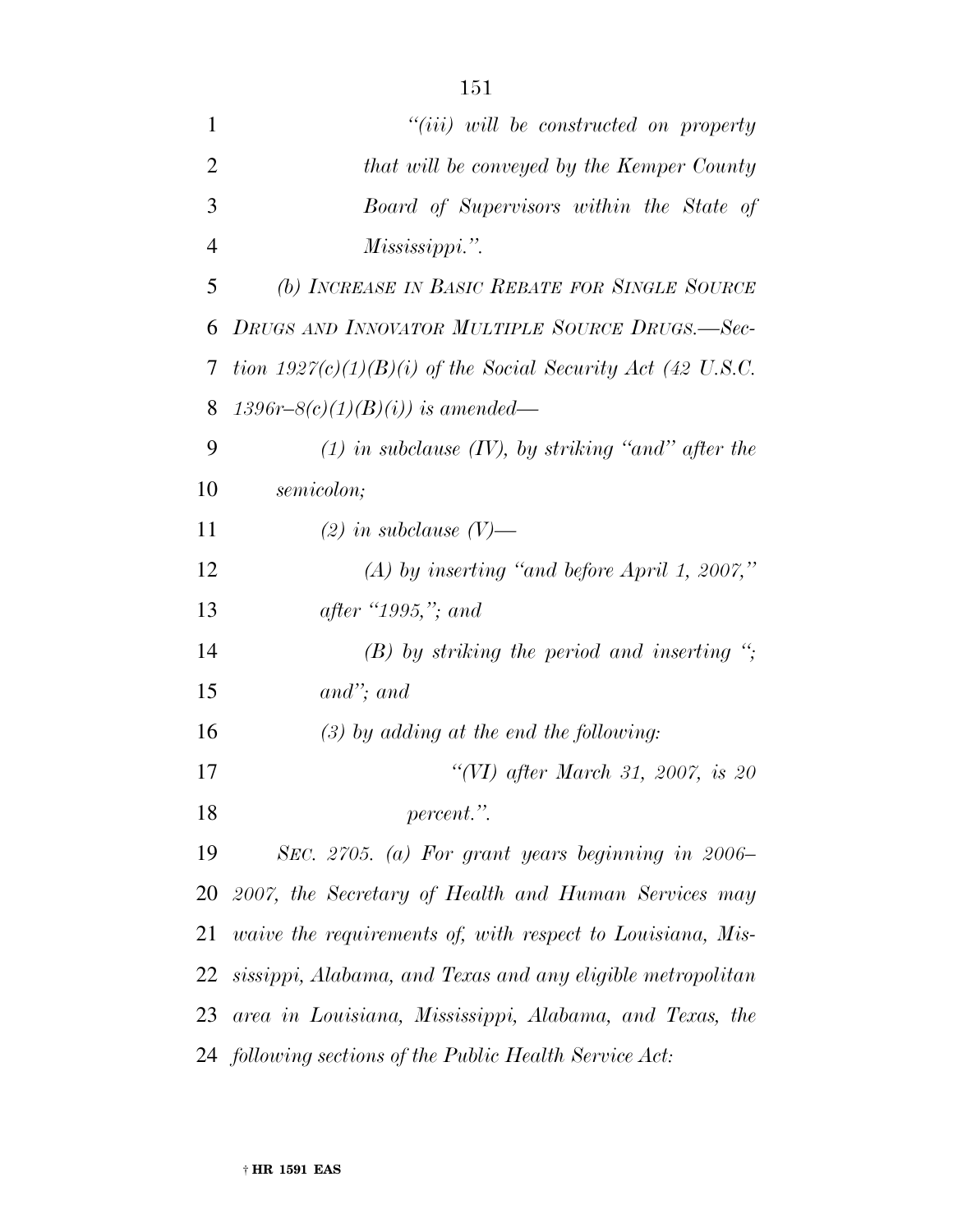*"(iii) will be constructed on property that will be conveyed by the Kemper County Board of Supervisors within the State of Mississippi.".*

*(b) INCREASE IN BASIC REBATE FOR SINGLE SOURCE DRUGS AND INNOVATOR MULTIPLE SOURCE DRUGS.—Section 1927(c)(1)(B)(i) of the Social Security Act (42 U.S.C. 1396r–8(c)(1)(B)(i)) is amended—*

*(1) in subclause (IV), by striking "and" after the semicolon;*

*(2) in subclause (V)—*

*(A) by inserting "and before April 1, 2007," after "1995,"; and*

*(B) by striking the period and inserting "; and"; and*

*(3) by adding at the end the following:*

*"(VI) after March 31, 2007, is 20 percent.".*

*SEC. 2705. (a) For grant years beginning in 2006–2007, the Secretary of Health and Human Services may waive the requirements of, with respect to Louisiana, Mississippi, Alabama, and Texas and any eligible metropolitan area in Louisiana, Mississippi, Alabama, and Texas, the following sections of the Public Health Service Act:*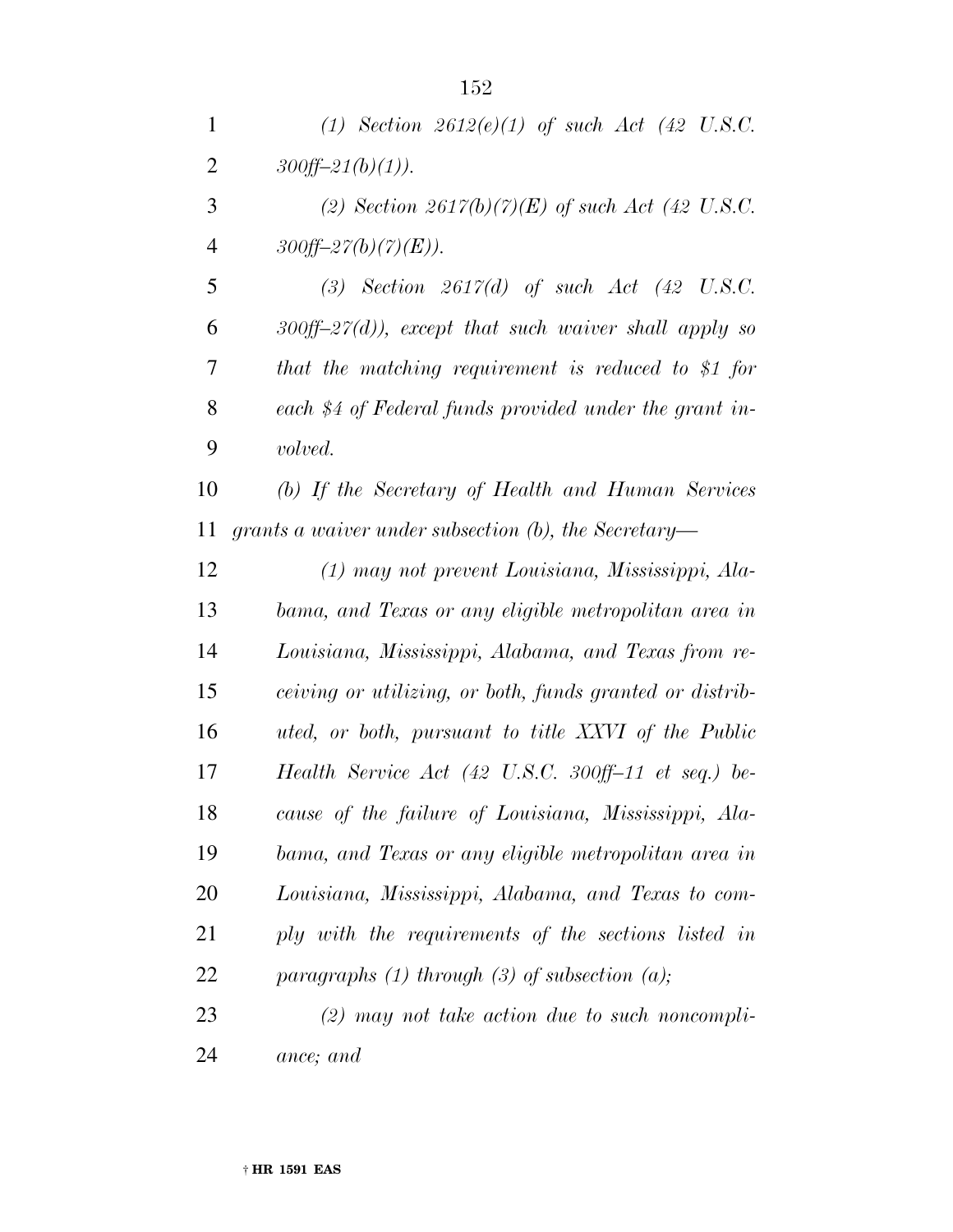*(1) Section 2612(e)(1) of such Act (42 U.S.C. 300ff–21(b)(1)).*

*(2) Section 2617(b)(7)(E) of such Act (42 U.S.C. 300ff–27(b)(7)(E)).*

*(3) Section 2617(d) of such Act (42 U.S.C. 300ff–27(d)), except that such waiver shall apply so that the matching requirement is reduced to $1 for each $4 of Federal funds provided under the grant involved.*

*(b) If the Secretary of Health and Human Services grants a waiver under subsection (b), the Secretary—*

*(1) may not prevent Louisiana, Mississippi, Alabama, and Texas or any eligible metropolitan area in Louisiana, Mississippi, Alabama, and Texas from receiving or utilizing, or both, funds granted or distributed, or both, pursuant to title XXVI of the Public Health Service Act (42 U.S.C. 300ff–11 et seq.) because of the failure of Louisiana, Mississippi, Alabama, and Texas or any eligible metropolitan area in Louisiana, Mississippi, Alabama, and Texas to comply with the requirements of the sections listed in paragraphs (1) through (3) of subsection (a);*

*(2) may not take action due to such noncompliance; and*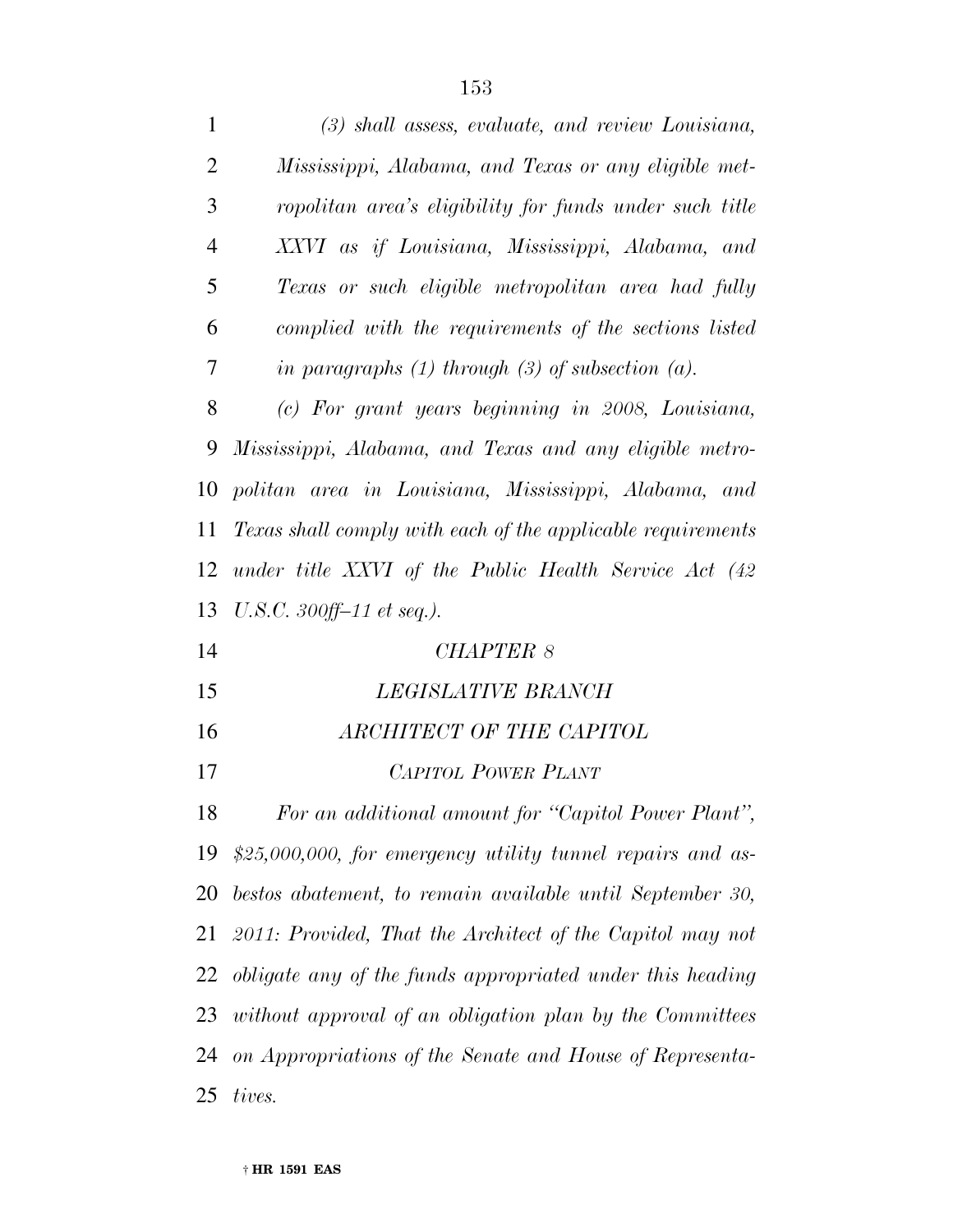*(3) shall assess, evaluate, and review Louisiana, Mississippi, Alabama, and Texas or any eligible metropolitan area's eligibility for funds under such title XXVI as if Louisiana, Mississippi, Alabama, and Texas or such eligible metropolitan area had fully complied with the requirements of the sections listed in paragraphs (1) through (3) of subsection (a).*

*(c) For grant years beginning in 2008, Louisiana, Mississippi, Alabama, and Texas and any eligible metropolitan area in Louisiana, Mississippi, Alabama, and Texas shall comply with each of the applicable requirements under title XXVI of the Public Health Service Act (42 U.S.C. 300ff–11 et seq.).*

## *CHAPTER 8*

## *LEGISLATIVE BRANCH*

### *ARCHITECT OF THE CAPITOL*

#### *CAPITOL POWER PLANT*

*For an additional amount for "Capitol Power Plant", $25,000,000, for emergency utility tunnel repairs and asbestos abatement, to remain available until September 30, 2011: Provided, That the Architect of the Capitol may not obligate any of the funds appropriated under this heading without approval of an obligation plan by the Committees on Appropriations of the Senate and House of Representatives.*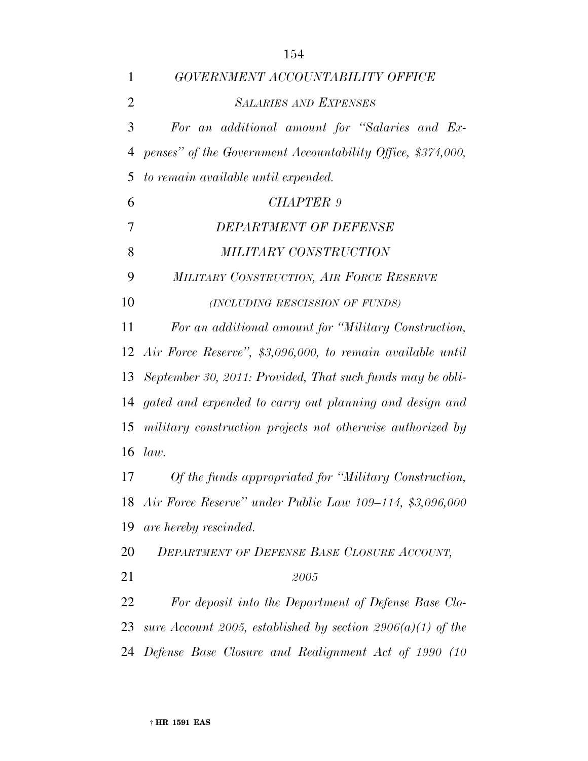*GOVERNMENT ACCOUNTABILITY OFFICE*

*SALARIES AND EXPENSES*

*For an additional amount for "Salaries and Expenses" of the Government Accountability Office, $374,000, to remain available until expended.*

*CHAPTER 9*

*DEPARTMENT OF DEFENSE*

*MILITARY CONSTRUCTION*

*MILITARY CONSTRUCTION, AIR FORCE RESERVE*

*(INCLUDING RESCISSION OF FUNDS)*

*For an additional amount for "Military Construction, Air Force Reserve", $3,096,000, to remain available until September 30, 2011: Provided, That such funds may be obligated and expended to carry out planning and design and military construction projects not otherwise authorized by law.*

*Of the funds appropriated for "Military Construction, Air Force Reserve" under Public Law 109–114, $3,096,000 are hereby rescinded.*

*DEPARTMENT OF DEFENSE BASE CLOSURE ACCOUNT, 2005*

*For deposit into the Department of Defense Base Closure Account 2005, established by section 2906(a)(1) of the Defense Base Closure and Realignment Act of 1990 (10*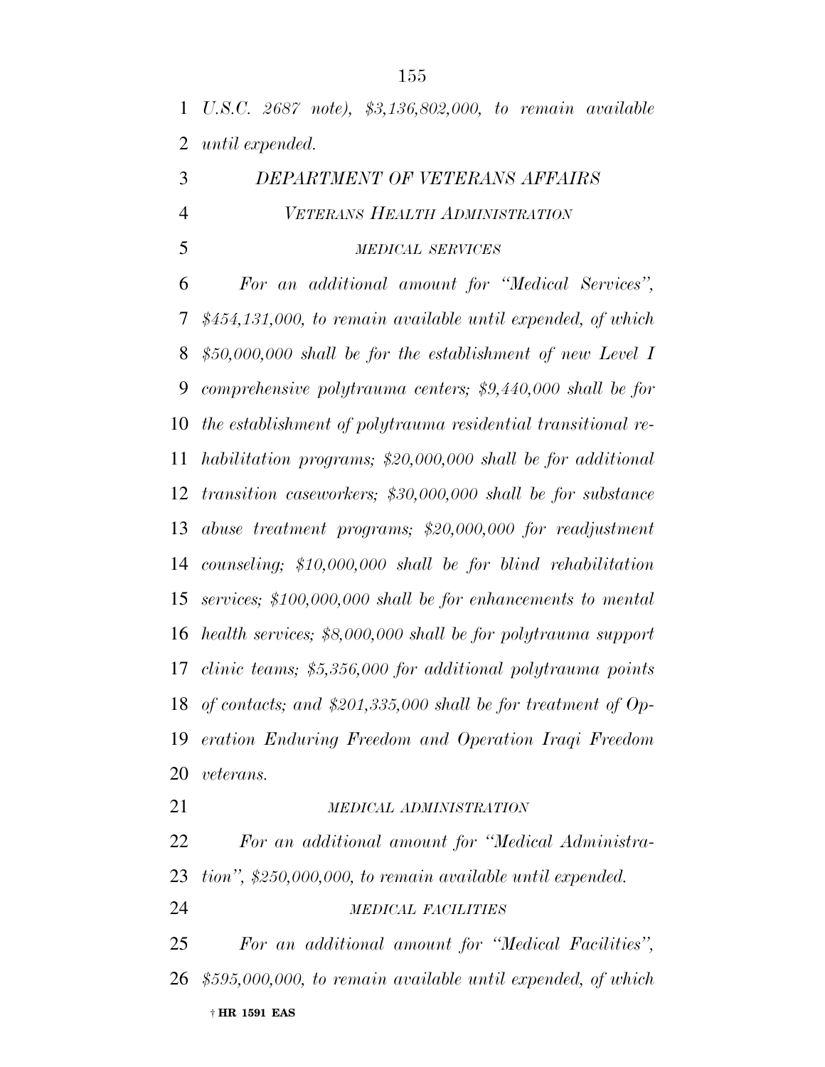*U.S.C. 2687 note), $3,136,802,000, to remain available until expended.*

### *DEPARTMENT OF VETERANS AFFAIRS*

### *VETERANS HEALTH ADMINISTRATION*

#### *MEDICAL SERVICES*

*For an additional amount for "Medical Services", $454,131,000, to remain available until expended, of which $50,000,000 shall be for the establishment of new Level I comprehensive polytrauma centers; $9,440,000 shall be for the establishment of polytrauma residential transitional rehabilitation programs; $20,000,000 shall be for additional transition caseworkers; $30,000,000 shall be for substance abuse treatment programs; $20,000,000 for readjustment counseling; $10,000,000 shall be for blind rehabilitation services; $100,000,000 shall be for enhancements to mental health services; $8,000,000 shall be for polytrauma support clinic teams; $5,356,000 for additional polytrauma points of contacts; and $201,335,000 shall be for treatment of Operation Enduring Freedom and Operation Iraqi Freedom veterans.*

#### *MEDICAL ADMINISTRATION*

*For an additional amount for "Medical Administration", $250,000,000, to remain available until expended.*

#### *MEDICAL FACILITIES*

*For an additional amount for "Medical Facilities", $595,000,000, to remain available until expended, of which*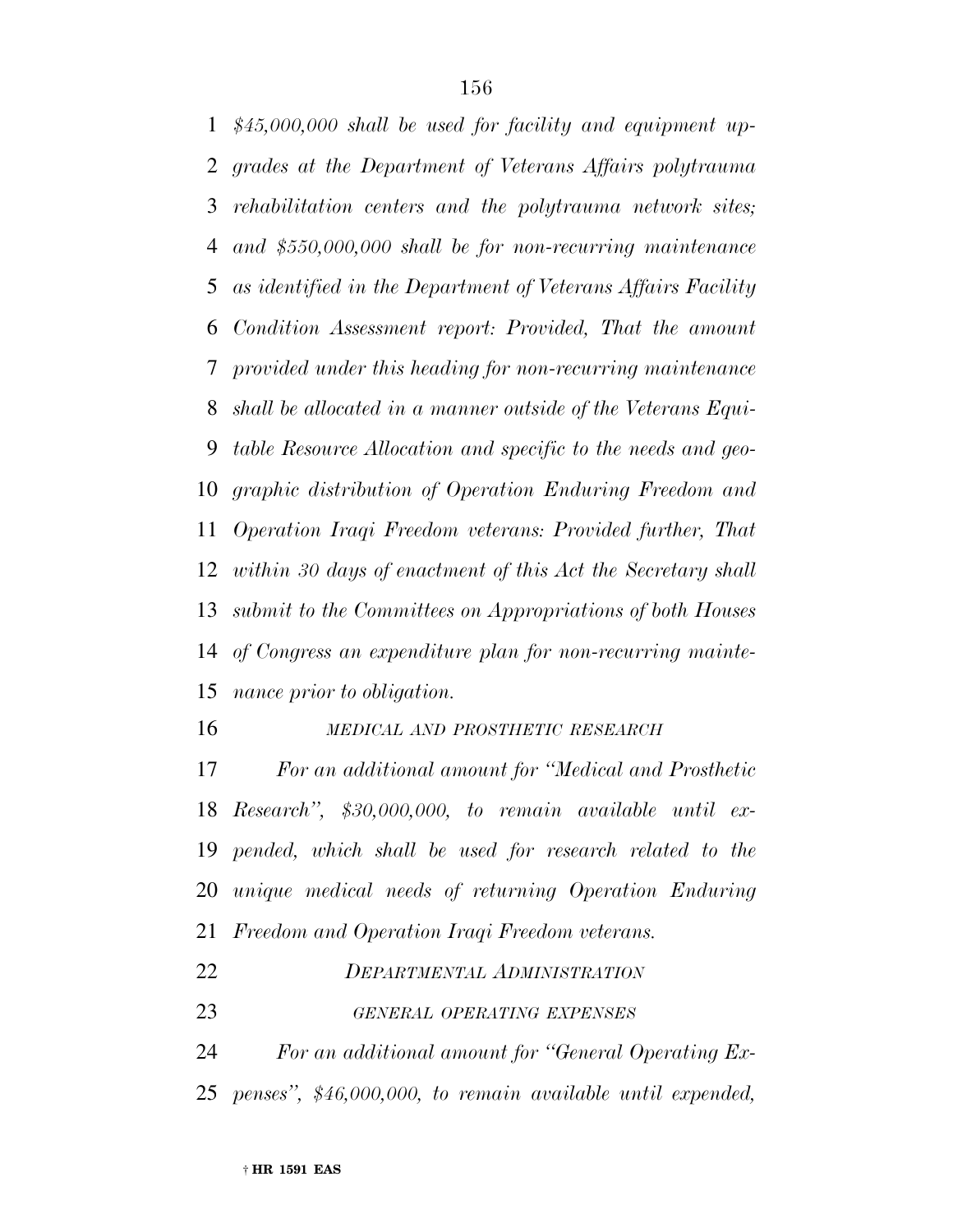*$45,000,000 shall be used for facility and equipment upgrades at the Department of Veterans Affairs polytrauma rehabilitation centers and the polytrauma network sites; and $550,000,000 shall be for non-recurring maintenance as identified in the Department of Veterans Affairs Facility Condition Assessment report: Provided, That the amount provided under this heading for non-recurring maintenance shall be allocated in a manner outside of the Veterans Equitable Resource Allocation and specific to the needs and geographic distribution of Operation Enduring Freedom and Operation Iraqi Freedom veterans: Provided further, That within 30 days of enactment of this Act the Secretary shall submit to the Committees on Appropriations of both Houses of Congress an expenditure plan for non-recurring maintenance prior to obligation.*

*MEDICAL AND PROSTHETIC RESEARCH*

*For an additional amount for "Medical and Prosthetic Research", $30,000,000, to remain available until expended, which shall be used for research related to the unique medical needs of returning Operation Enduring Freedom and Operation Iraqi Freedom veterans.*

*DEPARTMENTAL ADMINISTRATION*

*GENERAL OPERATING EXPENSES*

*For an additional amount for "General Operating Expenses", $46,000,000, to remain available until expended,*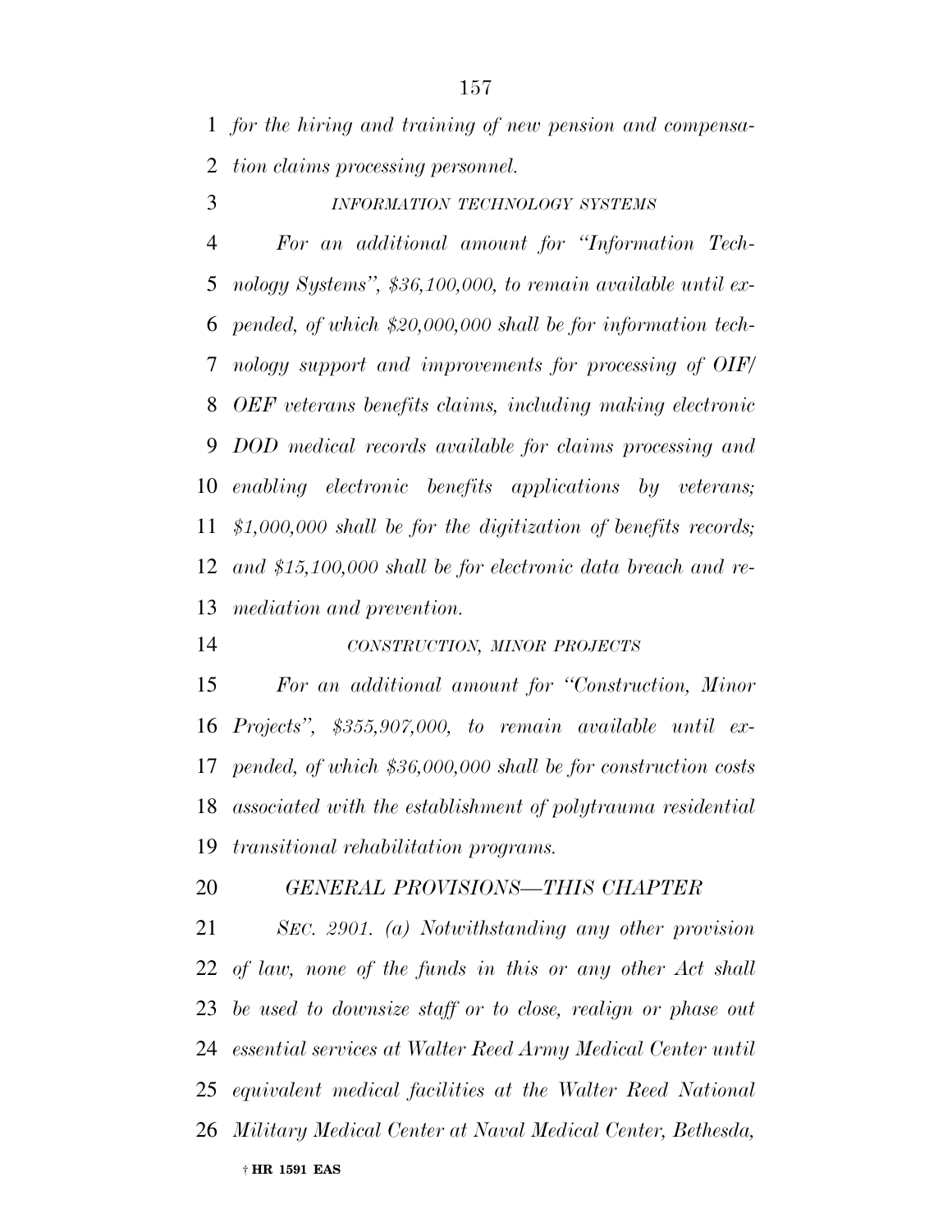*for the hiring and training of new pension and compensation claims processing personnel.*

*INFORMATION TECHNOLOGY SYSTEMS*

*For an additional amount for "Information Technology Systems", $36,100,000, to remain available until expended, of which $20,000,000 shall be for information technology support and improvements for processing of OIF/OEF veterans benefits claims, including making electronic DOD medical records available for claims processing and enabling electronic benefits applications by veterans; $1,000,000 shall be for the digitization of benefits records; and $15,100,000 shall be for electronic data breach and remediation and prevention.*

*CONSTRUCTION, MINOR PROJECTS*

*For an additional amount for "Construction, Minor Projects", $355,907,000, to remain available until expended, of which $36,000,000 shall be for construction costs associated with the establishment of polytrauma residential transitional rehabilitation programs.*

*GENERAL PROVISIONS—THIS CHAPTER*

*SEC. 2901. (a) Notwithstanding any other provision of law, none of the funds in this or any other Act shall be used to downsize staff or to close, realign or phase out essential services at Walter Reed Army Medical Center until equivalent medical facilities at the Walter Reed National Military Medical Center at Naval Medical Center, Bethesda,*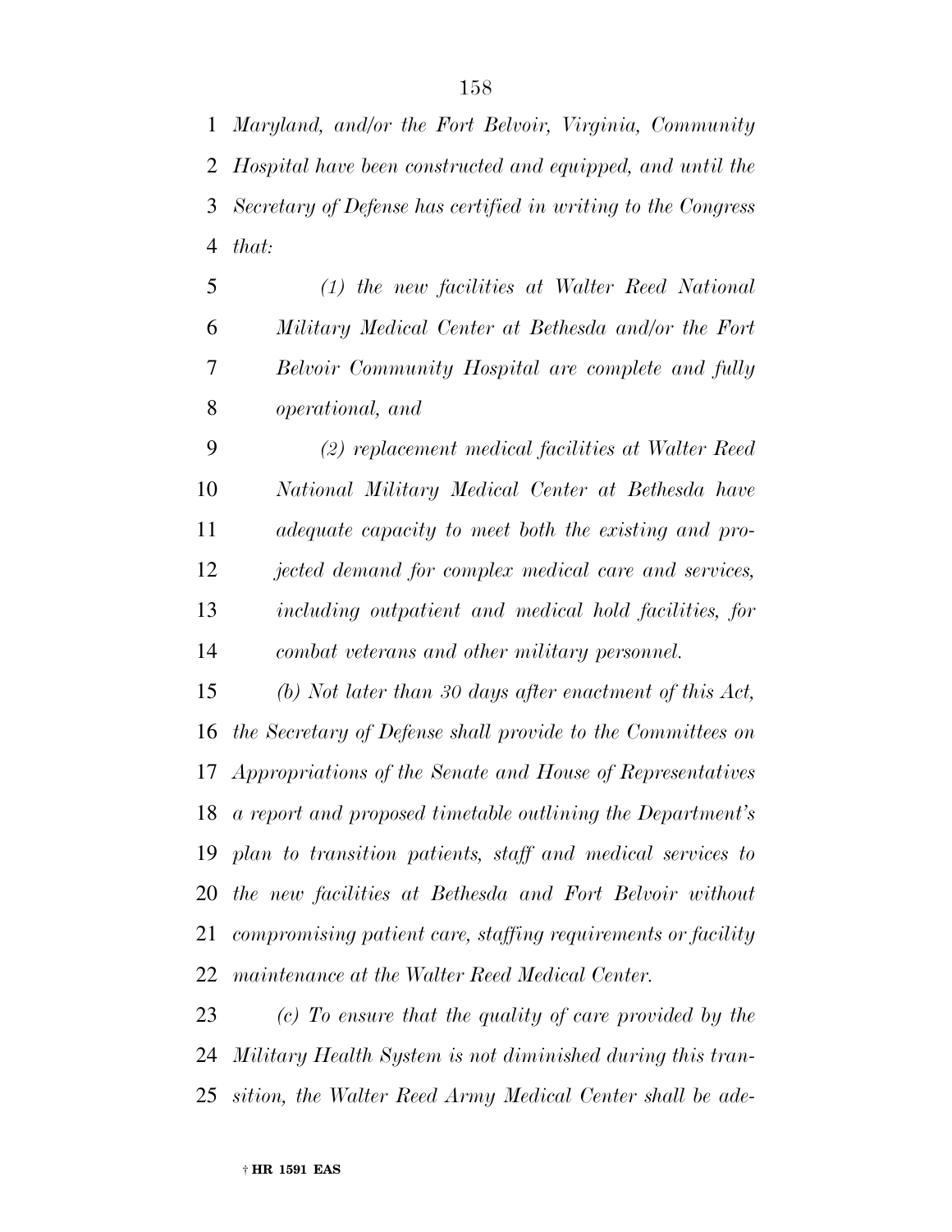*Maryland, and/or the Fort Belvoir, Virginia, Community Hospital have been constructed and equipped, and until the Secretary of Defense has certified in writing to the Congress that:*

*(1) the new facilities at Walter Reed National Military Medical Center at Bethesda and/or the Fort Belvoir Community Hospital are complete and fully operational, and*

*(2) replacement medical facilities at Walter Reed National Military Medical Center at Bethesda have adequate capacity to meet both the existing and projected demand for complex medical care and services, including outpatient and medical hold facilities, for combat veterans and other military personnel.*

*(b) Not later than 30 days after enactment of this Act, the Secretary of Defense shall provide to the Committees on Appropriations of the Senate and House of Representatives a report and proposed timetable outlining the Department's plan to transition patients, staff and medical services to the new facilities at Bethesda and Fort Belvoir without compromising patient care, staffing requirements or facility maintenance at the Walter Reed Medical Center.*

*(c) To ensure that the quality of care provided by the Military Health System is not diminished during this transition, the Walter Reed Army Medical Center shall be ade-*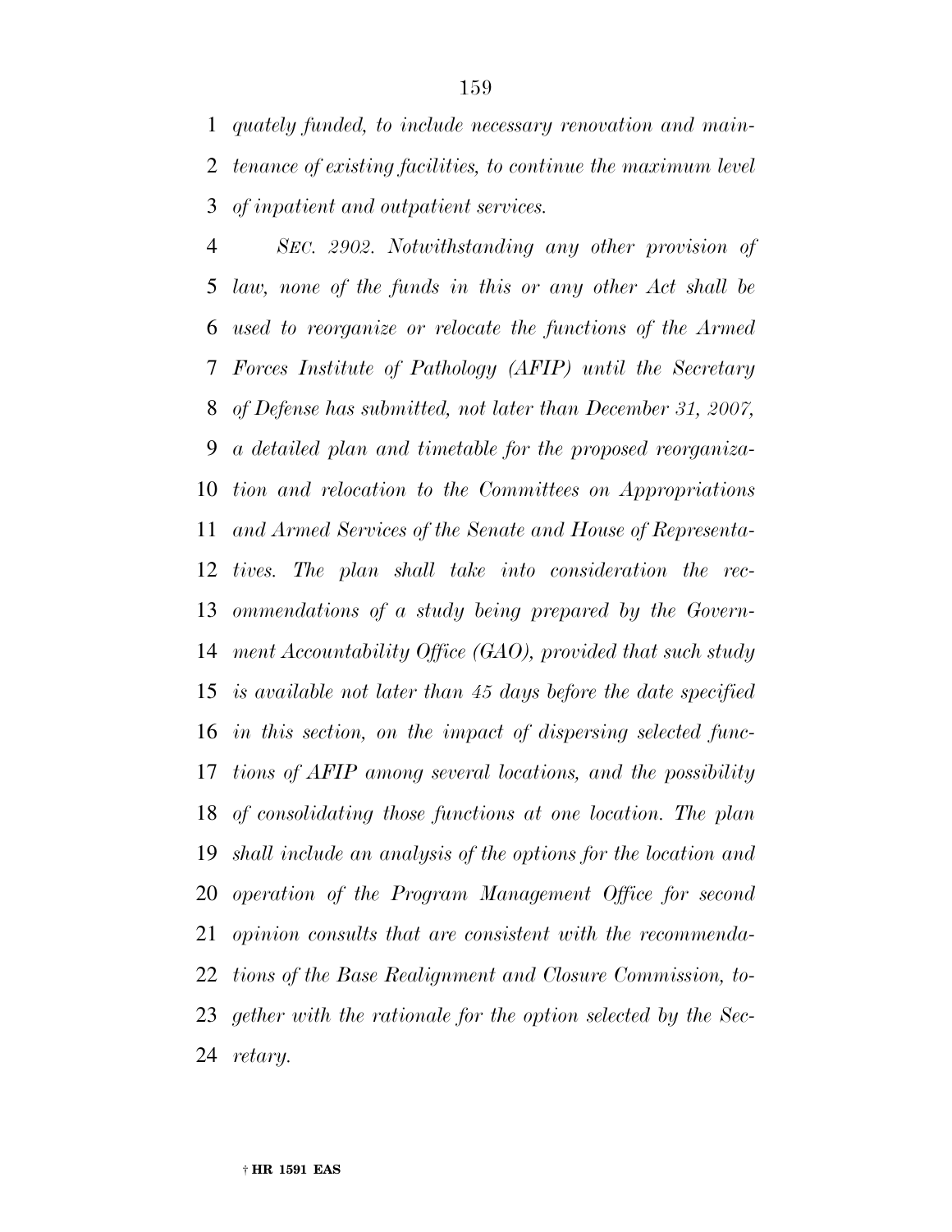*quately funded, to include necessary renovation and maintenance of existing facilities, to continue the maximum level of inpatient and outpatient services.*

*SEC. 2902. Notwithstanding any other provision of law, none of the funds in this or any other Act shall be used to reorganize or relocate the functions of the Armed Forces Institute of Pathology (AFIP) until the Secretary of Defense has submitted, not later than December 31, 2007, a detailed plan and timetable for the proposed reorganization and relocation to the Committees on Appropriations and Armed Services of the Senate and House of Representatives. The plan shall take into consideration the recommendations of a study being prepared by the Government Accountability Office (GAO), provided that such study is available not later than 45 days before the date specified in this section, on the impact of dispersing selected functions of AFIP among several locations, and the possibility of consolidating those functions at one location. The plan shall include an analysis of the options for the location and operation of the Program Management Office for second opinion consults that are consistent with the recommendations of the Base Realignment and Closure Commission, together with the rationale for the option selected by the Secretary.*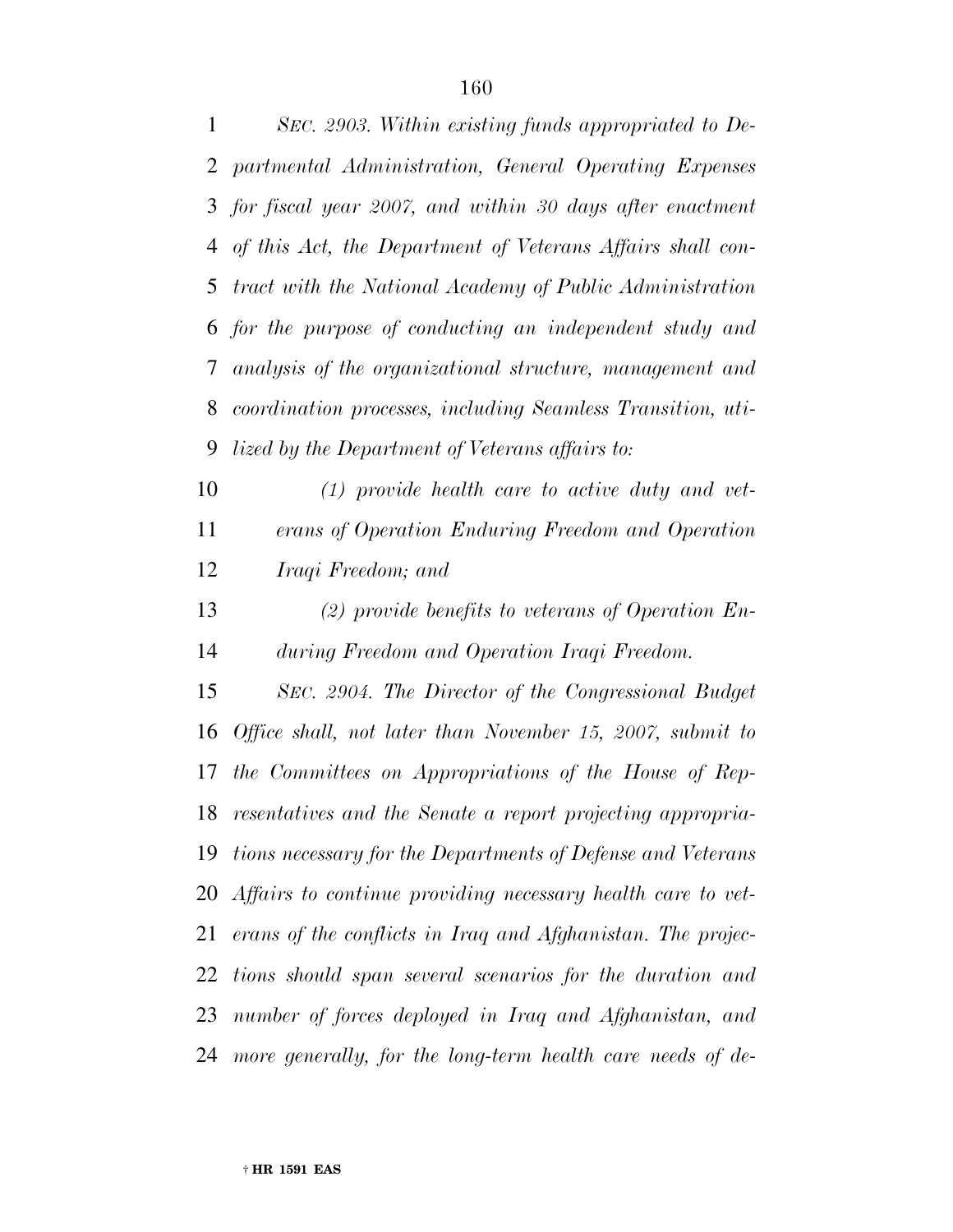*SEC. 2903. Within existing funds appropriated to Departmental Administration, General Operating Expenses for fiscal year 2007, and within 30 days after enactment of this Act, the Department of Veterans Affairs shall contract with the National Academy of Public Administration for the purpose of conducting an independent study and analysis of the organizational structure, management and coordination processes, including Seamless Transition, utilized by the Department of Veterans affairs to:*

*(1) provide health care to active duty and veterans of Operation Enduring Freedom and Operation Iraqi Freedom; and*

*(2) provide benefits to veterans of Operation Enduring Freedom and Operation Iraqi Freedom.*

*SEC. 2904. The Director of the Congressional Budget Office shall, not later than November 15, 2007, submit to the Committees on Appropriations of the House of Representatives and the Senate a report projecting appropriations necessary for the Departments of Defense and Veterans Affairs to continue providing necessary health care to veterans of the conflicts in Iraq and Afghanistan. The projections should span several scenarios for the duration and number of forces deployed in Iraq and Afghanistan, and more generally, for the long-term health care needs of de-*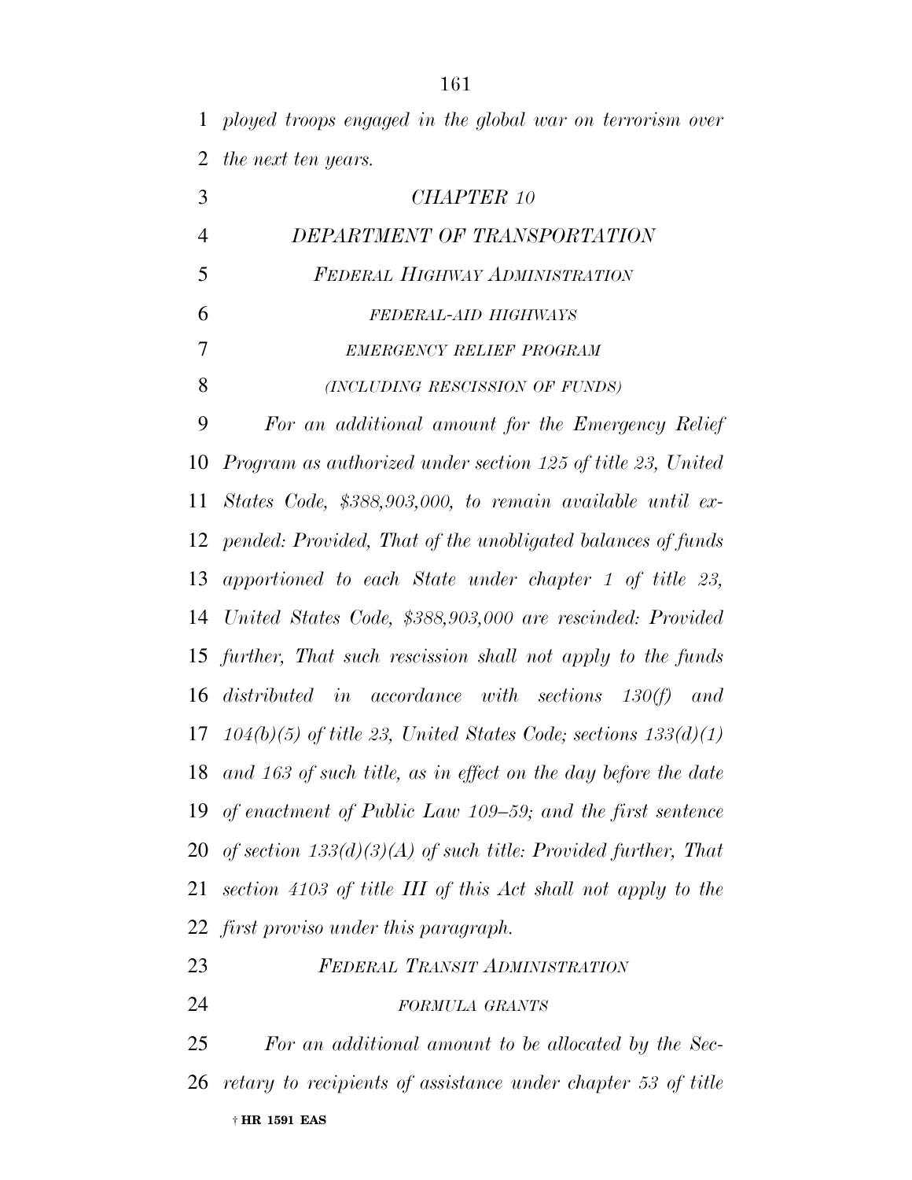*ployed troops engaged in the global war on terrorism over the next ten years.*

## *CHAPTER 10*

## *DEPARTMENT OF TRANSPORTATION*

### *FEDERAL HIGHWAY ADMINISTRATION*

#### *FEDERAL-AID HIGHWAYS*

#### *EMERGENCY RELIEF PROGRAM*

#### *(INCLUDING RESCISSION OF FUNDS)*

*For an additional amount for the Emergency Relief Program as authorized under section 125 of title 23, United States Code, $388,903,000, to remain available until expended: Provided, That of the unobligated balances of funds apportioned to each State under chapter 1 of title 23, United States Code, $388,903,000 are rescinded: Provided further, That such rescission shall not apply to the funds distributed in accordance with sections 130(f) and 104(b)(5) of title 23, United States Code; sections 133(d)(1) and 163 of such title, as in effect on the day before the date of enactment of Public Law 109–59; and the first sentence of section 133(d)(3)(A) of such title: Provided further, That section 4103 of title III of this Act shall not apply to the first proviso under this paragraph.*

### *FEDERAL TRANSIT ADMINISTRATION*

#### *FORMULA GRANTS*

*For an additional amount to be allocated by the Secretary to recipients of assistance under chapter 53 of title*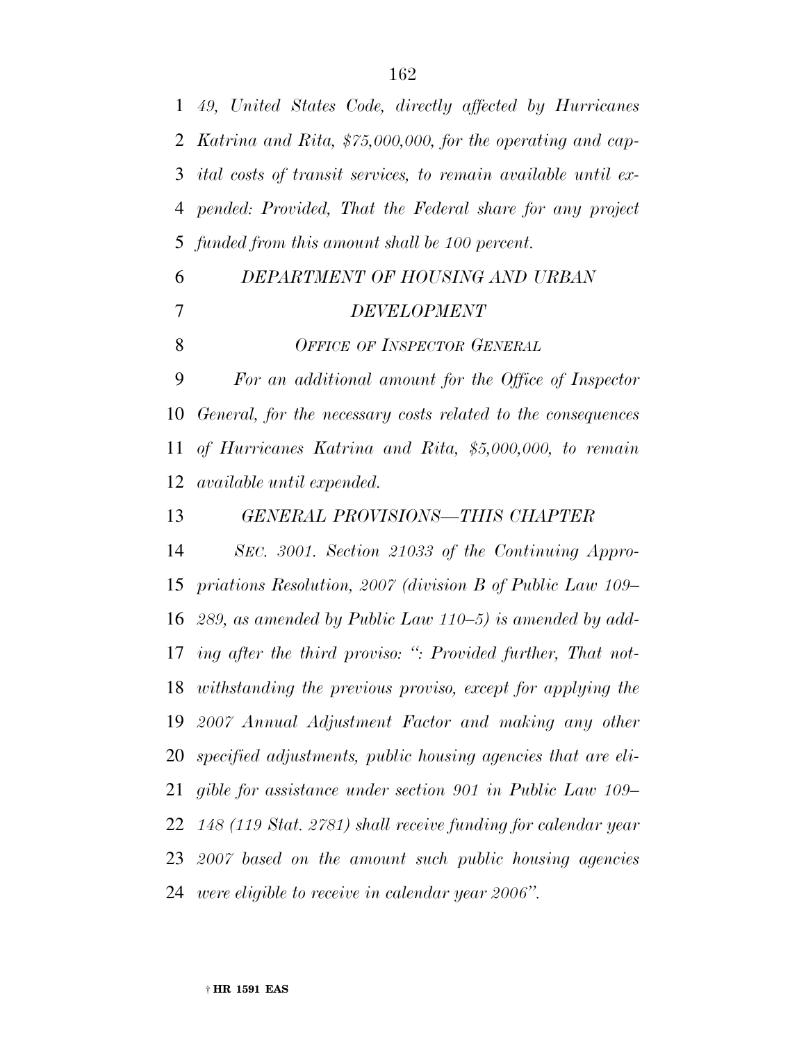*49, United States Code, directly affected by Hurricanes Katrina and Rita, $75,000,000, for the operating and capital costs of transit services, to remain available until expended: Provided, That the Federal share for any project funded from this amount shall be 100 percent.*

*DEPARTMENT OF HOUSING AND URBAN DEVELOPMENT*

*OFFICE OF INSPECTOR GENERAL*

*For an additional amount for the Office of Inspector General, for the necessary costs related to the consequences of Hurricanes Katrina and Rita, $5,000,000, to remain available until expended.*

*GENERAL PROVISIONS—THIS CHAPTER*

*SEC. 3001. Section 21033 of the Continuing Appropriations Resolution, 2007 (division B of Public Law 109–289, as amended by Public Law 110–5) is amended by adding after the third proviso: ": Provided further, That notwithstanding the previous proviso, except for applying the 2007 Annual Adjustment Factor and making any other specified adjustments, public housing agencies that are eligible for assistance under section 901 in Public Law 109–148 (119 Stat. 2781) shall receive funding for calendar year 2007 based on the amount such public housing agencies were eligible to receive in calendar year 2006".*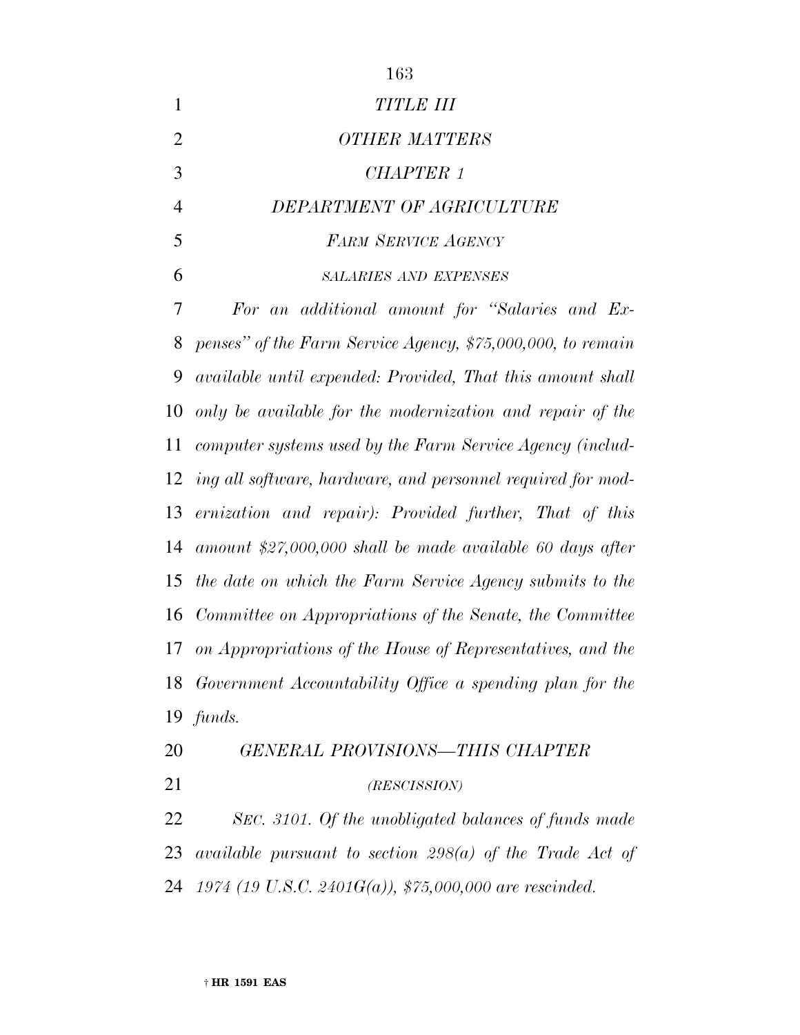*TITLE III*

*OTHER MATTERS*

*CHAPTER 1*

*DEPARTMENT OF AGRICULTURE*

*FARM SERVICE AGENCY*

*SALARIES AND EXPENSES*

*For an additional amount for "Salaries and Expenses" of the Farm Service Agency, $75,000,000, to remain available until expended: Provided, That this amount shall only be available for the modernization and repair of the computer systems used by the Farm Service Agency (including all software, hardware, and personnel required for modernization and repair): Provided further, That of this amount $27,000,000 shall be made available 60 days after the date on which the Farm Service Agency submits to the Committee on Appropriations of the Senate, the Committee on Appropriations of the House of Representatives, and the Government Accountability Office a spending plan for the funds.*

*GENERAL PROVISIONS—THIS CHAPTER*

*(RESCISSION)*

*SEC. 3101. Of the unobligated balances of funds made available pursuant to section 298(a) of the Trade Act of 1974 (19 U.S.C. 2401G(a)), $75,000,000 are rescinded.*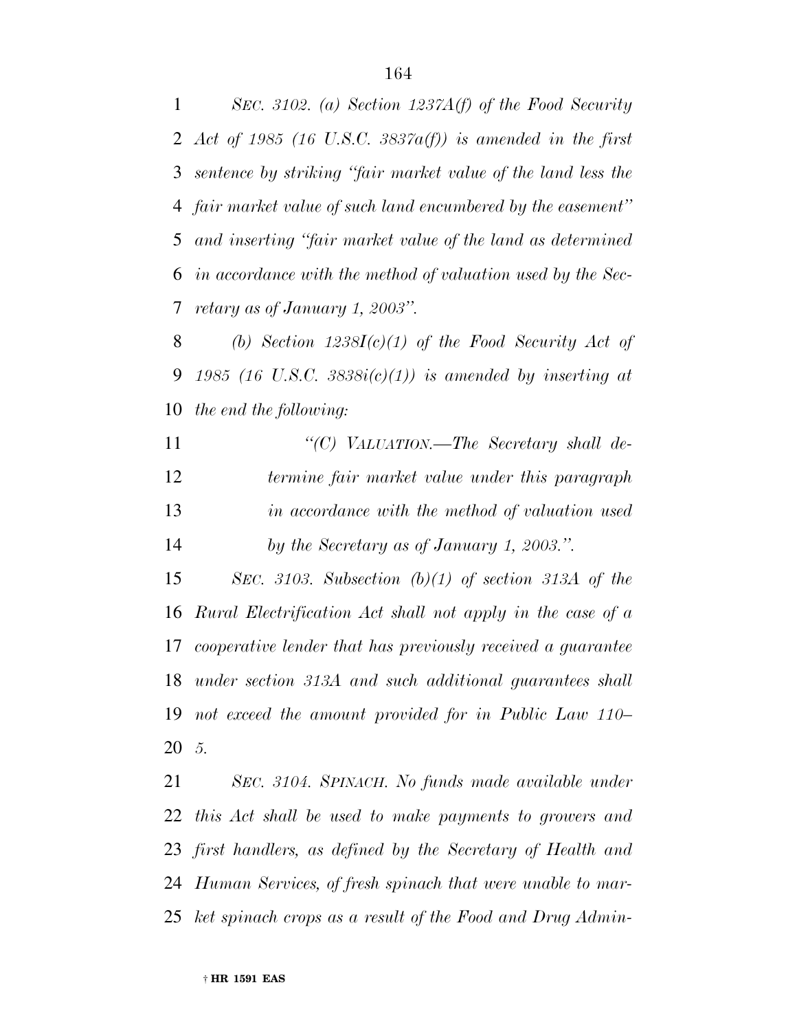*SEC. 3102. (a) Section 1237A(f) of the Food Security Act of 1985 (16 U.S.C. 3837a(f)) is amended in the first sentence by striking "fair market value of the land less the fair market value of such land encumbered by the easement" and inserting "fair market value of the land as determined in accordance with the method of valuation used by the Secretary as of January 1, 2003".*

*(b) Section 1238I(c)(1) of the Food Security Act of 1985 (16 U.S.C. 3838i(c)(1)) is amended by inserting at the end the following:*

> *"(C) VALUATION.—The Secretary shall determine fair market value under this paragraph in accordance with the method of valuation used by the Secretary as of January 1, 2003.".*

*SEC. 3103. Subsection (b)(1) of section 313A of the Rural Electrification Act shall not apply in the case of a cooperative lender that has previously received a guarantee under section 313A and such additional guarantees shall not exceed the amount provided for in Public Law 110–5.*

*SEC. 3104. SPINACH. No funds made available under this Act shall be used to make payments to growers and first handlers, as defined by the Secretary of Health and Human Services, of fresh spinach that were unable to market spinach crops as a result of the Food and Drug Admin-*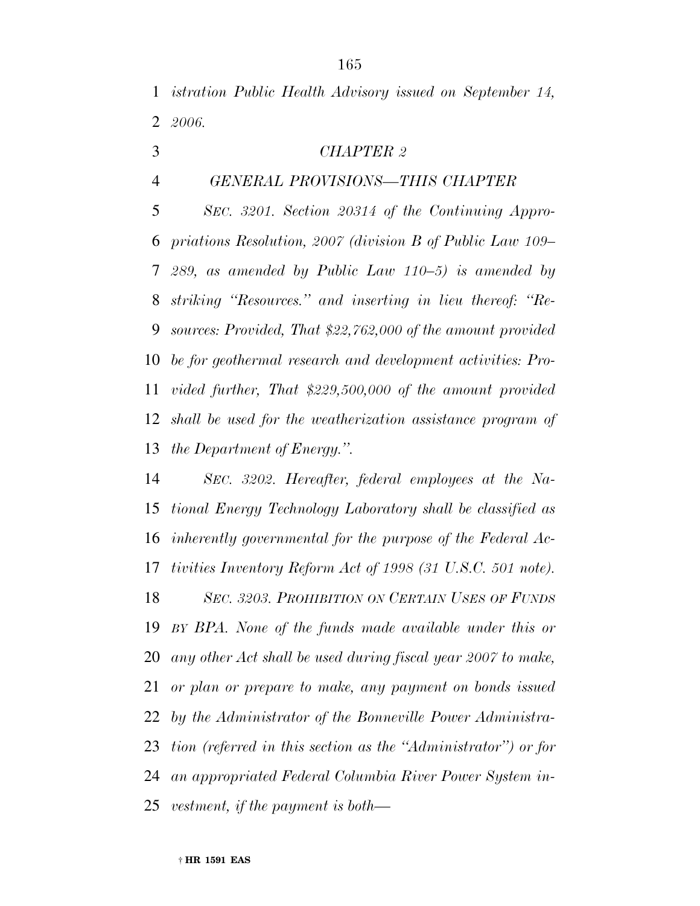*istration Public Health Advisory issued on September 14, 2006.*

*CHAPTER 2*

*GENERAL PROVISIONS—THIS CHAPTER*

*SEC. 3201. Section 20314 of the Continuing Appropriations Resolution, 2007 (division B of Public Law 109–289, as amended by Public Law 110–5) is amended by striking "Resources." and inserting in lieu thereof: "Resources: Provided, That $22,762,000 of the amount provided be for geothermal research and development activities: Provided further, That $229,500,000 of the amount provided shall be used for the weatherization assistance program of the Department of Energy.".*

*SEC. 3202. Hereafter, federal employees at the National Energy Technology Laboratory shall be classified as inherently governmental for the purpose of the Federal Activities Inventory Reform Act of 1998 (31 U.S.C. 501 note).*

*SEC. 3203. PROHIBITION ON CERTAIN USES OF FUNDS BY BPA. None of the funds made available under this or any other Act shall be used during fiscal year 2007 to make, or plan or prepare to make, any payment on bonds issued by the Administrator of the Bonneville Power Administration (referred in this section as the "Administrator") or for an appropriated Federal Columbia River Power System investment, if the payment is both—*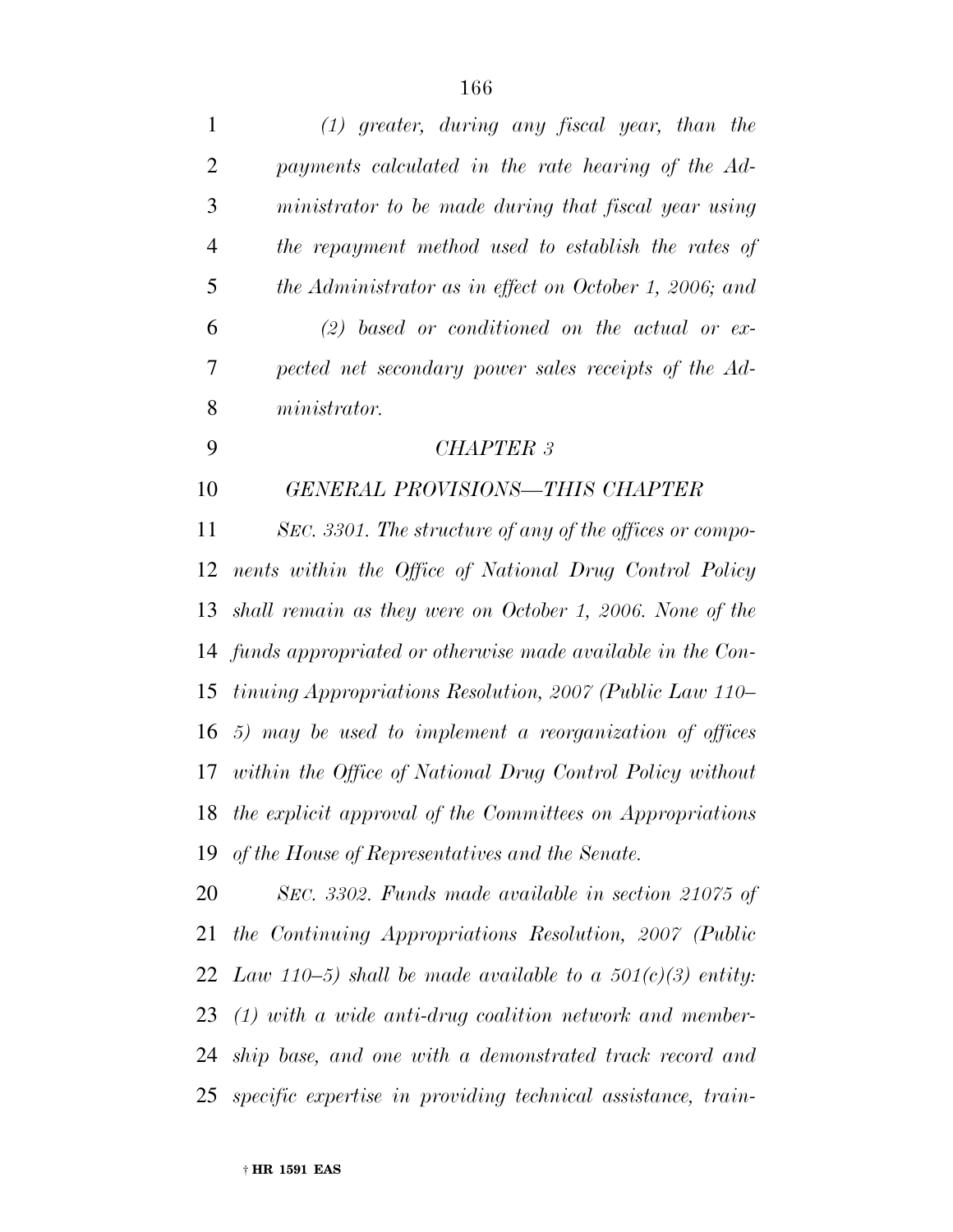*(1) greater, during any fiscal year, than the payments calculated in the rate hearing of the Administrator to be made during that fiscal year using the repayment method used to establish the rates of the Administrator as in effect on October 1, 2006; and*

*(2) based or conditioned on the actual or expected net secondary power sales receipts of the Administrator.*

*CHAPTER 3*

*GENERAL PROVISIONS—THIS CHAPTER*

*SEC. 3301. The structure of any of the offices or components within the Office of National Drug Control Policy shall remain as they were on October 1, 2006. None of the funds appropriated or otherwise made available in the Continuing Appropriations Resolution, 2007 (Public Law 110–5) may be used to implement a reorganization of offices within the Office of National Drug Control Policy without the explicit approval of the Committees on Appropriations of the House of Representatives and the Senate.*

*SEC. 3302. Funds made available in section 21075 of the Continuing Appropriations Resolution, 2007 (Public Law 110–5) shall be made available to a 501(c)(3) entity: (1) with a wide anti-drug coalition network and membership base, and one with a demonstrated track record and specific expertise in providing technical assistance, train-*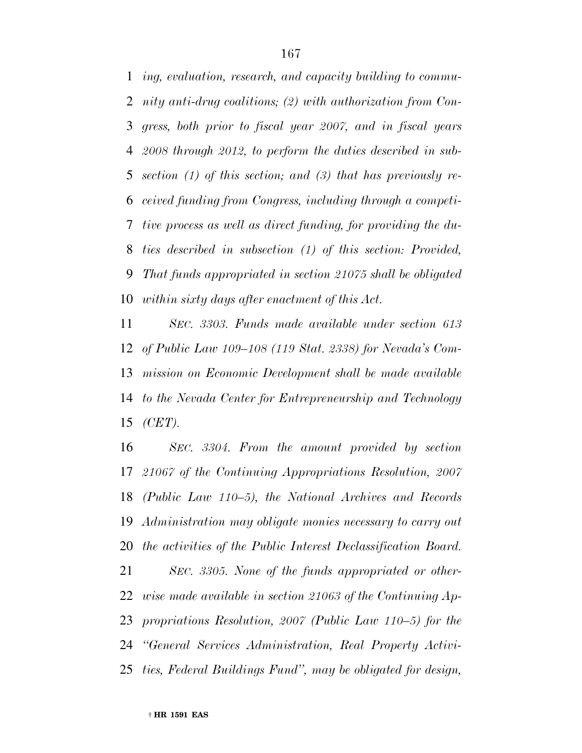*ing, evaluation, research, and capacity building to community anti-drug coalitions; (2) with authorization from Congress, both prior to fiscal year 2007, and in fiscal years 2008 through 2012, to perform the duties described in subsection (1) of this section; and (3) that has previously received funding from Congress, including through a competitive process as well as direct funding, for providing the duties described in subsection (1) of this section: Provided, That funds appropriated in section 21075 shall be obligated within sixty days after enactment of this Act.*

*SEC. 3303. Funds made available under section 613 of Public Law 109–108 (119 Stat. 2338) for Nevada's Commission on Economic Development shall be made available to the Nevada Center for Entrepreneurship and Technology (CET).*

*SEC. 3304. From the amount provided by section 21067 of the Continuing Appropriations Resolution, 2007 (Public Law 110–5), the National Archives and Records Administration may obligate monies necessary to carry out the activities of the Public Interest Declassification Board.*

*SEC. 3305. None of the funds appropriated or otherwise made available in section 21063 of the Continuing Appropriations Resolution, 2007 (Public Law 110–5) for the "General Services Administration, Real Property Activities, Federal Buildings Fund", may be obligated for design,*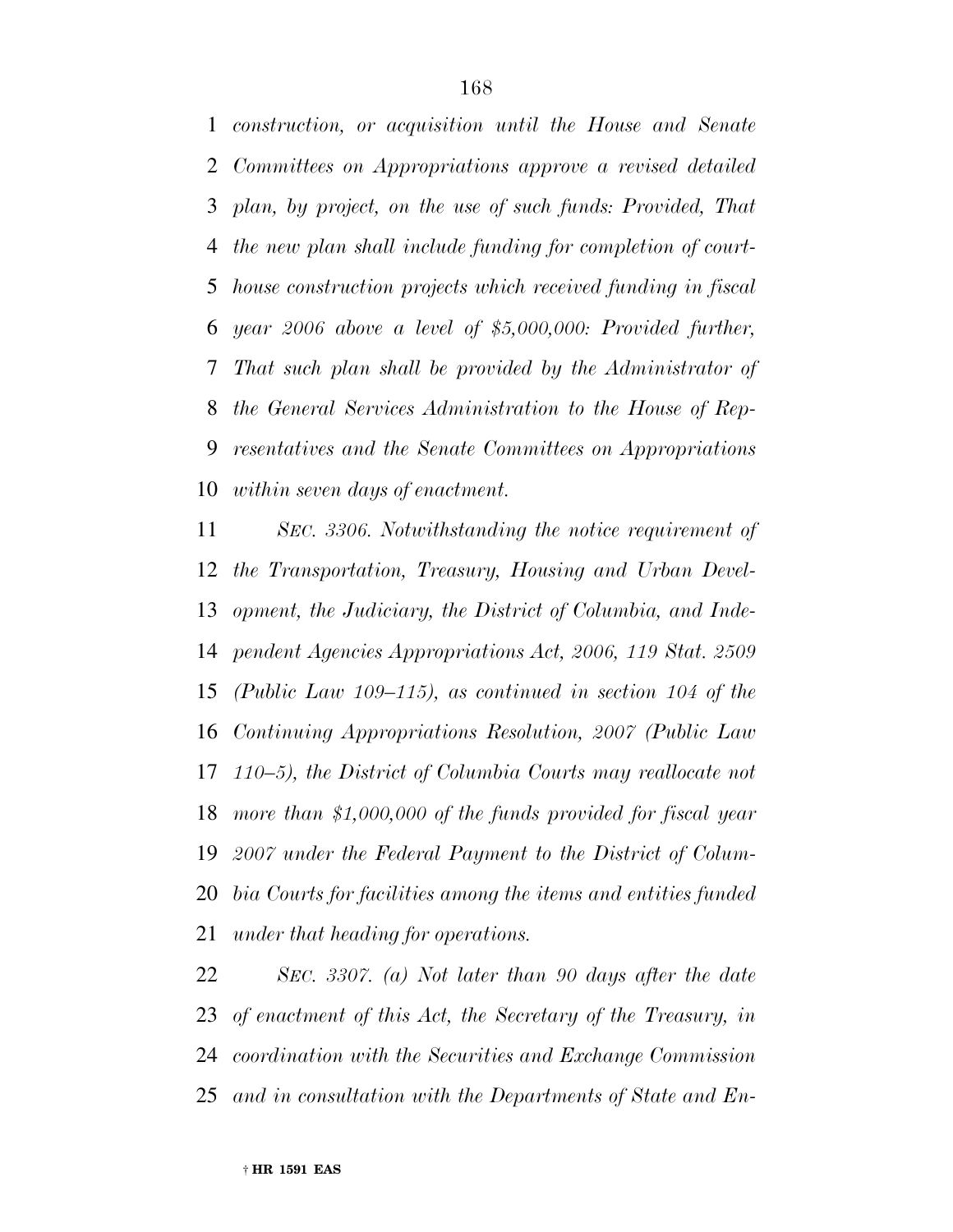*construction, or acquisition until the House and Senate Committees on Appropriations approve a revised detailed plan, by project, on the use of such funds: Provided, That the new plan shall include funding for completion of courthouse construction projects which received funding in fiscal year 2006 above a level of $5,000,000: Provided further, That such plan shall be provided by the Administrator of the General Services Administration to the House of Representatives and the Senate Committees on Appropriations within seven days of enactment.*

*SEC. 3306. Notwithstanding the notice requirement of the Transportation, Treasury, Housing and Urban Development, the Judiciary, the District of Columbia, and Independent Agencies Appropriations Act, 2006, 119 Stat. 2509 (Public Law 109–115), as continued in section 104 of the Continuing Appropriations Resolution, 2007 (Public Law 110–5), the District of Columbia Courts may reallocate not more than $1,000,000 of the funds provided for fiscal year 2007 under the Federal Payment to the District of Columbia Courts for facilities among the items and entities funded under that heading for operations.*

*SEC. 3307. (a) Not later than 90 days after the date of enactment of this Act, the Secretary of the Treasury, in coordination with the Securities and Exchange Commission and in consultation with the Departments of State and En-*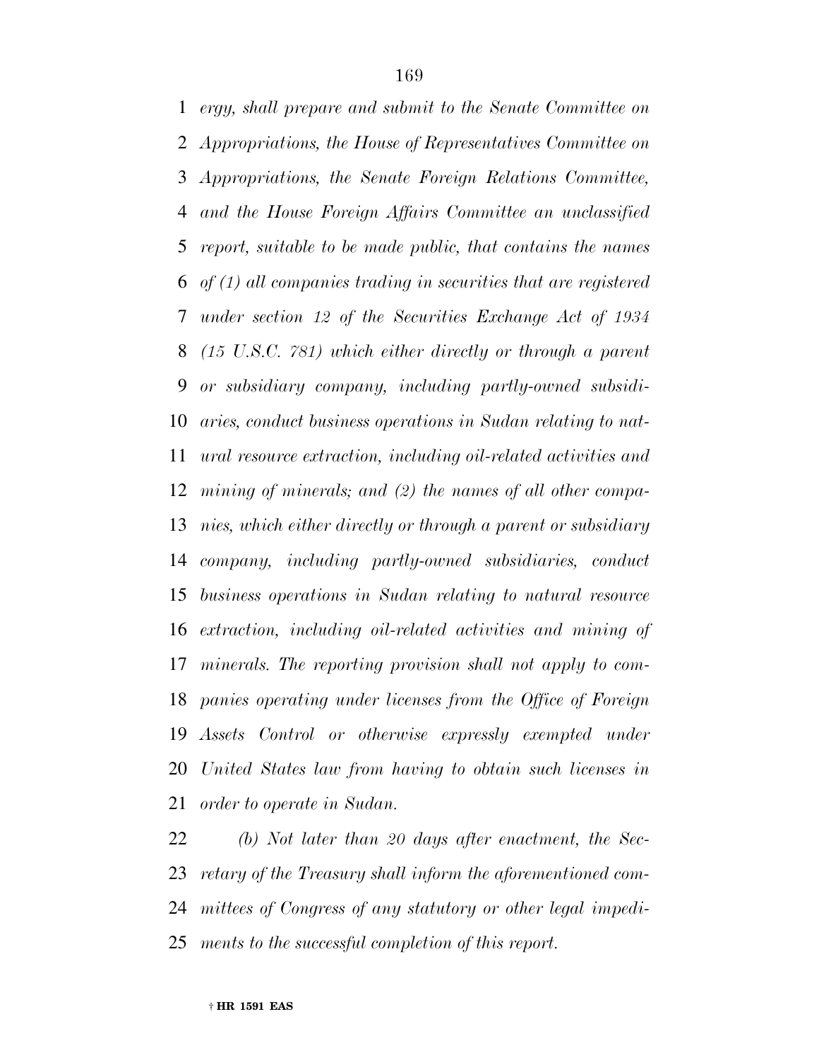*ergy, shall prepare and submit to the Senate Committee on Appropriations, the House of Representatives Committee on Appropriations, the Senate Foreign Relations Committee, and the House Foreign Affairs Committee an unclassified report, suitable to be made public, that contains the names of (1) all companies trading in securities that are registered under section 12 of the Securities Exchange Act of 1934 (15 U.S.C. 781) which either directly or through a parent or subsidiary company, including partly-owned subsidiaries, conduct business operations in Sudan relating to natural resource extraction, including oil-related activities and mining of minerals; and (2) the names of all other companies, which either directly or through a parent or subsidiary company, including partly-owned subsidiaries, conduct business operations in Sudan relating to natural resource extraction, including oil-related activities and mining of minerals. The reporting provision shall not apply to companies operating under licenses from the Office of Foreign Assets Control or otherwise expressly exempted under United States law from having to obtain such licenses in order to operate in Sudan.*

*(b) Not later than 20 days after enactment, the Secretary of the Treasury shall inform the aforementioned committees of Congress of any statutory or other legal impediments to the successful completion of this report.*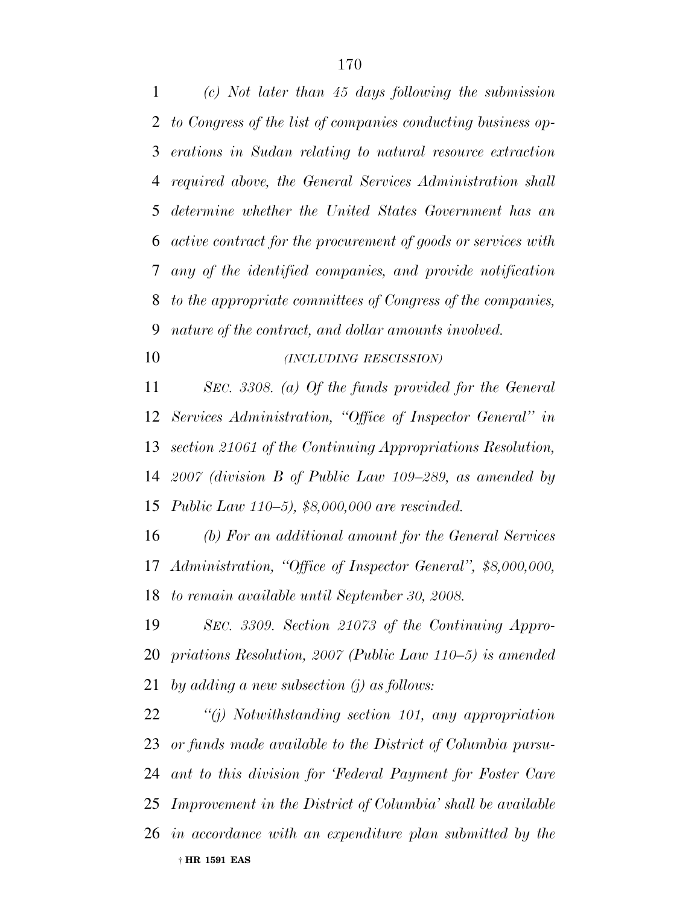*(c) Not later than 45 days following the submission to Congress of the list of companies conducting business operations in Sudan relating to natural resource extraction required above, the General Services Administration shall determine whether the United States Government has an active contract for the procurement of goods or services with any of the identified companies, and provide notification to the appropriate committees of Congress of the companies, nature of the contract, and dollar amounts involved.*

*(INCLUDING RESCISSION)*

*SEC. 3308. (a) Of the funds provided for the General Services Administration, "Office of Inspector General" in section 21061 of the Continuing Appropriations Resolution, 2007 (division B of Public Law 109–289, as amended by Public Law 110–5), $8,000,000 are rescinded.*

*(b) For an additional amount for the General Services Administration, "Office of Inspector General", $8,000,000, to remain available until September 30, 2008.*

*SEC. 3309. Section 21073 of the Continuing Appropriations Resolution, 2007 (Public Law 110–5) is amended by adding a new subsection (j) as follows:*

*"(j) Notwithstanding section 101, any appropriation or funds made available to the District of Columbia pursuant to this division for 'Federal Payment for Foster Care Improvement in the District of Columbia' shall be available in accordance with an expenditure plan submitted by the*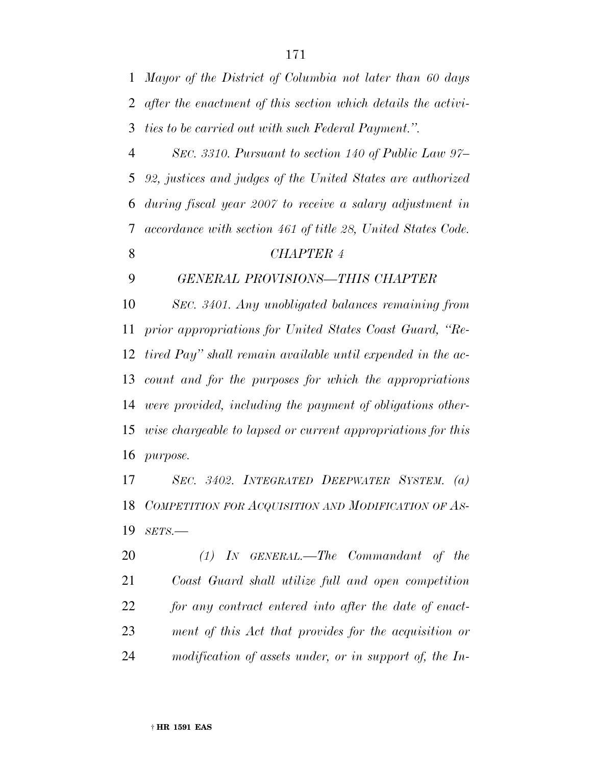*Mayor of the District of Columbia not later than 60 days after the enactment of this section which details the activities to be carried out with such Federal Payment.''.*

*SEC. 3310. Pursuant to section 140 of Public Law 97–92, justices and judges of the United States are authorized during fiscal year 2007 to receive a salary adjustment in accordance with section 461 of title 28, United States Code.*

*CHAPTER 4*

*GENERAL PROVISIONS—THIS CHAPTER*

*SEC. 3401. Any unobligated balances remaining from prior appropriations for United States Coast Guard, ''Retired Pay'' shall remain available until expended in the account and for the purposes for which the appropriations were provided, including the payment of obligations otherwise chargeable to lapsed or current appropriations for this purpose.*

*SEC. 3402. INTEGRATED DEEPWATER SYSTEM. (a) COMPETITION FOR ACQUISITION AND MODIFICATION OF ASSETS.—*

*(1) IN GENERAL.—The Commandant of the Coast Guard shall utilize full and open competition for any contract entered into after the date of enactment of this Act that provides for the acquisition or modification of assets under, or in support of, the In-*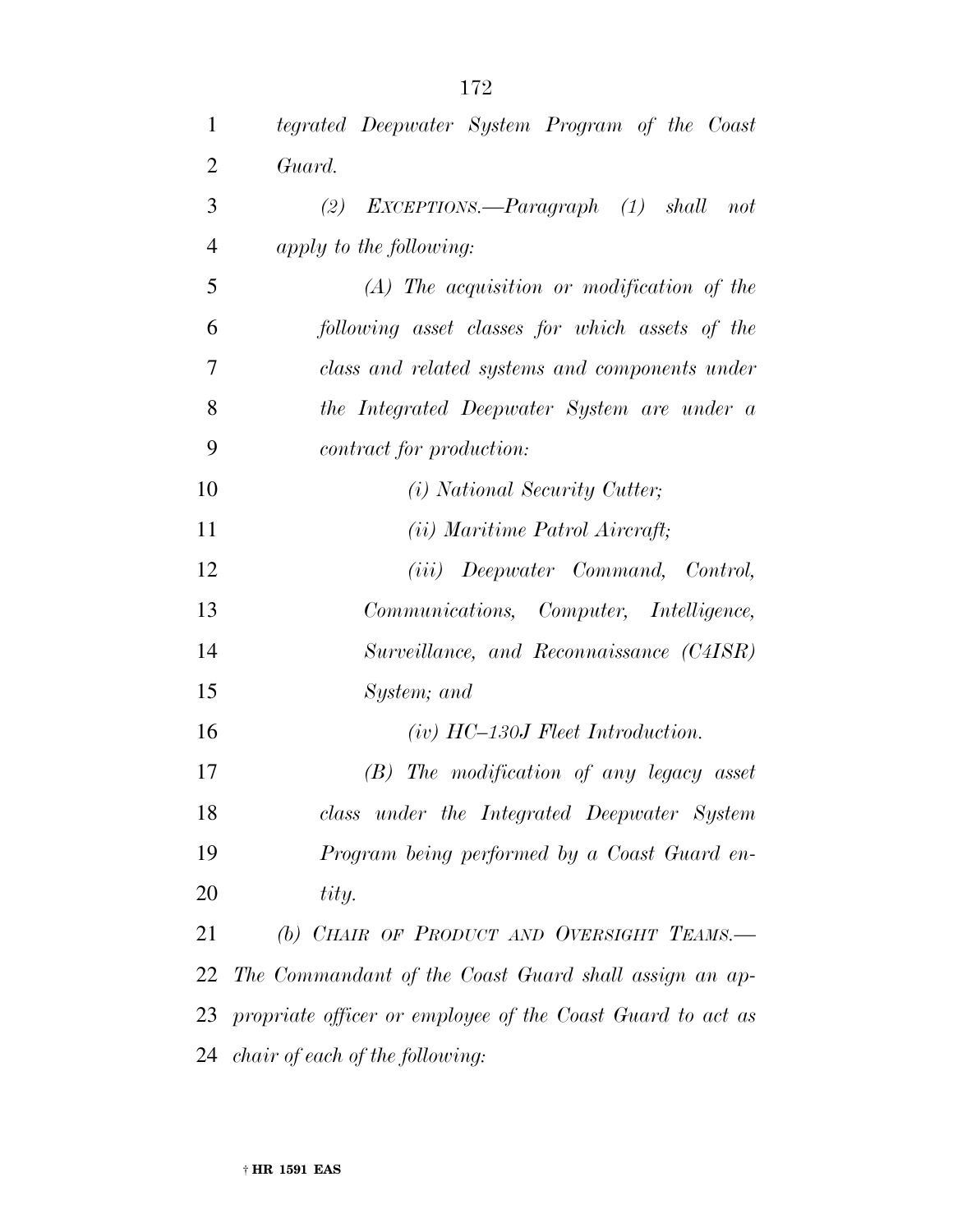*tegrated Deepwater System Program of the Coast Guard.*

*(2) EXCEPTIONS.—Paragraph (1) shall not apply to the following:*

*(A) The acquisition or modification of the following asset classes for which assets of the class and related systems and components under the Integrated Deepwater System are under a contract for production:*

*(i) National Security Cutter;*

*(ii) Maritime Patrol Aircraft;*

*(iii) Deepwater Command, Control, Communications, Computer, Intelligence, Surveillance, and Reconnaissance (C4ISR) System; and*

*(iv) HC–130J Fleet Introduction.*

*(B) The modification of any legacy asset class under the Integrated Deepwater System Program being performed by a Coast Guard entity.*

*(b) CHAIR OF PRODUCT AND OVERSIGHT TEAMS.— The Commandant of the Coast Guard shall assign an appropriate officer or employee of the Coast Guard to act as chair of each of the following:*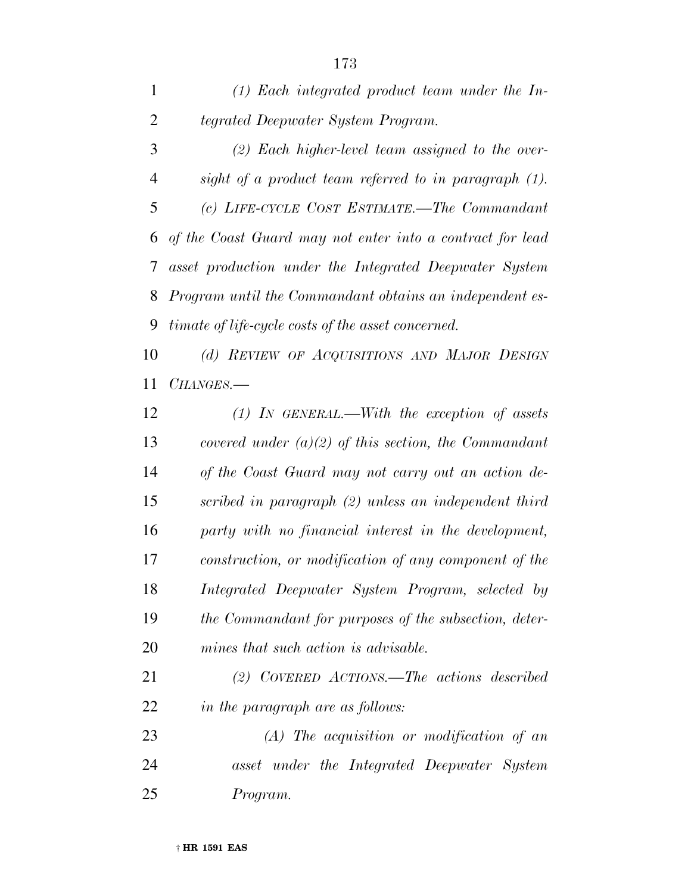*(1) Each integrated product team under the Integrated Deepwater System Program.*

*(2) Each higher-level team assigned to the oversight of a product team referred to in paragraph (1).*

*(c) LIFE-CYCLE COST ESTIMATE.—The Commandant of the Coast Guard may not enter into a contract for lead asset production under the Integrated Deepwater System Program until the Commandant obtains an independent estimate of life-cycle costs of the asset concerned.*

*(d) REVIEW OF ACQUISITIONS AND MAJOR DESIGN CHANGES.—*

*(1) IN GENERAL.—With the exception of assets covered under (a)(2) of this section, the Commandant of the Coast Guard may not carry out an action described in paragraph (2) unless an independent third party with no financial interest in the development, construction, or modification of any component of the Integrated Deepwater System Program, selected by the Commandant for purposes of the subsection, determines that such action is advisable.*

*(2) COVERED ACTIONS.—The actions described in the paragraph are as follows:*

*(A) The acquisition or modification of an asset under the Integrated Deepwater System Program.*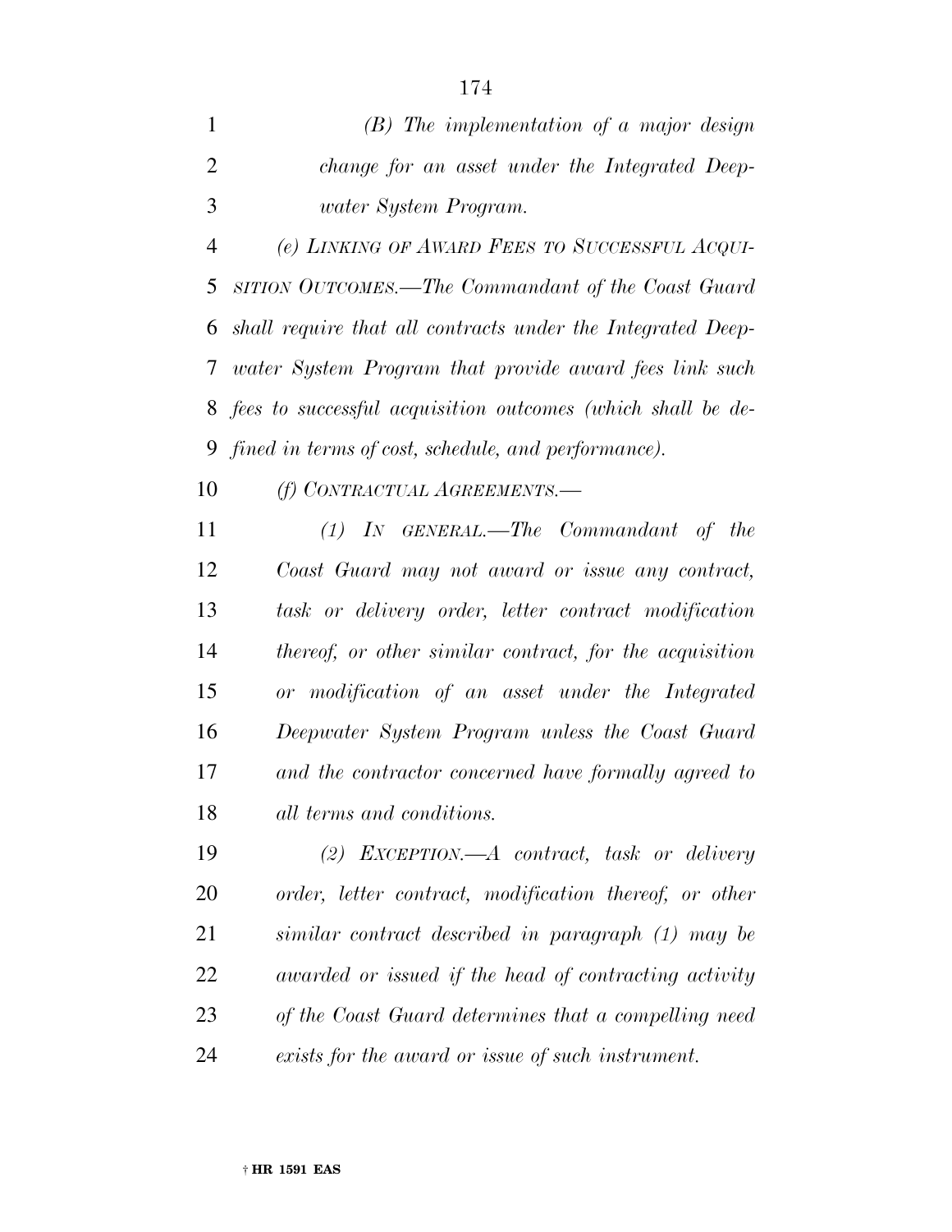*(B) The implementation of a major design change for an asset under the Integrated Deepwater System Program.*

*(e) LINKING OF AWARD FEES TO SUCCESSFUL ACQUISITION OUTCOMES.—The Commandant of the Coast Guard shall require that all contracts under the Integrated Deepwater System Program that provide award fees link such fees to successful acquisition outcomes (which shall be defined in terms of cost, schedule, and performance).*

*(f) CONTRACTUAL AGREEMENTS.—*

*(1) IN GENERAL.—The Commandant of the Coast Guard may not award or issue any contract, task or delivery order, letter contract modification thereof, or other similar contract, for the acquisition or modification of an asset under the Integrated Deepwater System Program unless the Coast Guard and the contractor concerned have formally agreed to all terms and conditions.*

*(2) EXCEPTION.—A contract, task or delivery order, letter contract, modification thereof, or other similar contract described in paragraph (1) may be awarded or issued if the head of contracting activity of the Coast Guard determines that a compelling need exists for the award or issue of such instrument.*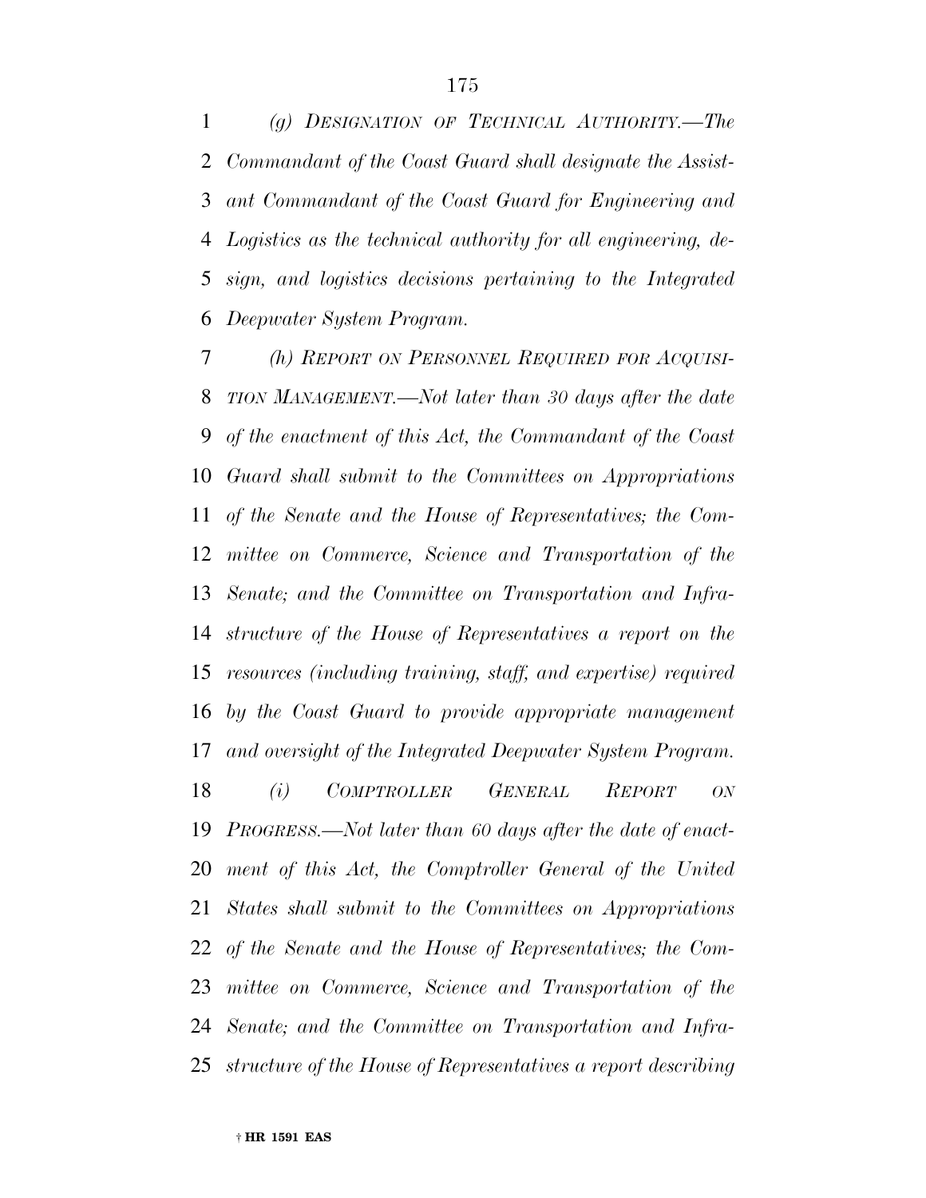*(g) DESIGNATION OF TECHNICAL AUTHORITY.—The Commandant of the Coast Guard shall designate the Assistant Commandant of the Coast Guard for Engineering and Logistics as the technical authority for all engineering, design, and logistics decisions pertaining to the Integrated Deepwater System Program.*

*(h) REPORT ON PERSONNEL REQUIRED FOR ACQUISITION MANAGEMENT.—Not later than 30 days after the date of the enactment of this Act, the Commandant of the Coast Guard shall submit to the Committees on Appropriations of the Senate and the House of Representatives; the Committee on Commerce, Science and Transportation of the Senate; and the Committee on Transportation and Infrastructure of the House of Representatives a report on the resources (including training, staff, and expertise) required by the Coast Guard to provide appropriate management and oversight of the Integrated Deepwater System Program.*

*(i) COMPTROLLER GENERAL REPORT ON PROGRESS.—Not later than 60 days after the date of enactment of this Act, the Comptroller General of the United States shall submit to the Committees on Appropriations of the Senate and the House of Representatives; the Committee on Commerce, Science and Transportation of the Senate; and the Committee on Transportation and Infrastructure of the House of Representatives a report describing*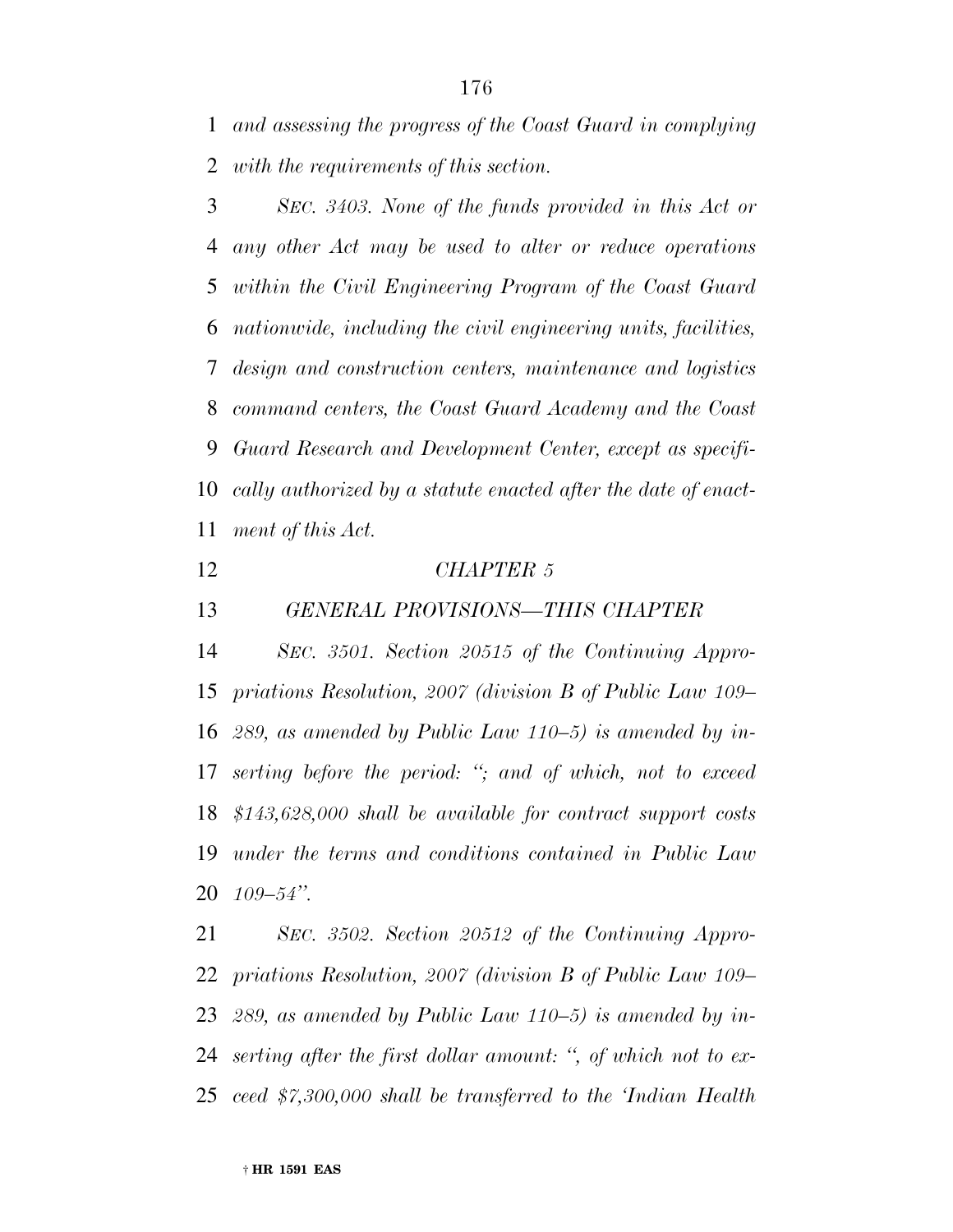*and assessing the progress of the Coast Guard in complying with the requirements of this section.*

*SEC. 3403. None of the funds provided in this Act or any other Act may be used to alter or reduce operations within the Civil Engineering Program of the Coast Guard nationwide, including the civil engineering units, facilities, design and construction centers, maintenance and logistics command centers, the Coast Guard Academy and the Coast Guard Research and Development Center, except as specifically authorized by a statute enacted after the date of enactment of this Act.*

*CHAPTER 5*

*GENERAL PROVISIONS—THIS CHAPTER*

*SEC. 3501. Section 20515 of the Continuing Appropriations Resolution, 2007 (division B of Public Law 109–289, as amended by Public Law 110–5) is amended by inserting before the period: "; and of which, not to exceed $143,628,000 shall be available for contract support costs under the terms and conditions contained in Public Law 109–54".*

*SEC. 3502. Section 20512 of the Continuing Appropriations Resolution, 2007 (division B of Public Law 109–289, as amended by Public Law 110–5) is amended by inserting after the first dollar amount: ", of which not to exceed $7,300,000 shall be transferred to the 'Indian Health*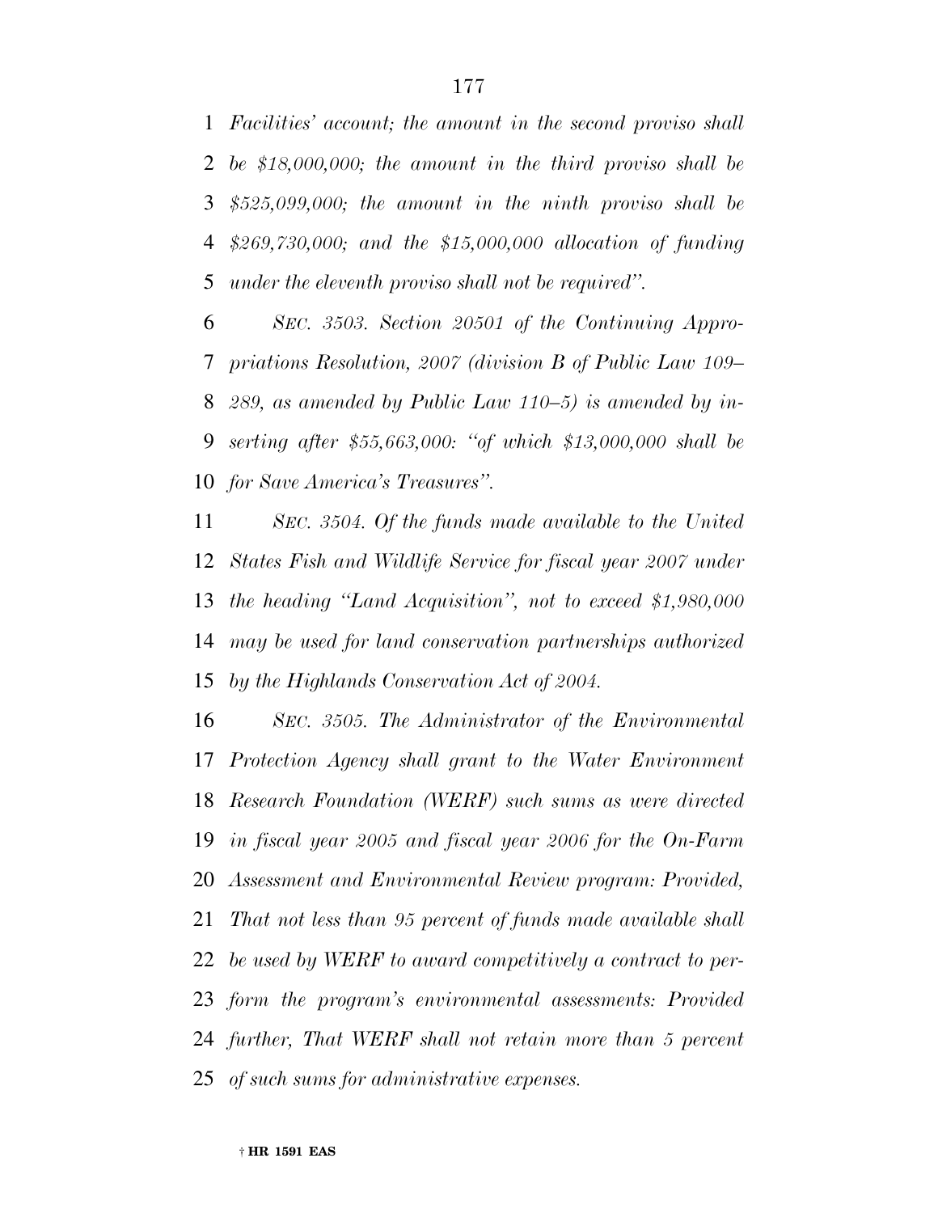*Facilities' account; the amount in the second proviso shall be $18,000,000; the amount in the third proviso shall be $525,099,000; the amount in the ninth proviso shall be $269,730,000; and the $15,000,000 allocation of funding under the eleventh proviso shall not be required''.*

*SEC. 3503. Section 20501 of the Continuing Appropriations Resolution, 2007 (division B of Public Law 109–289, as amended by Public Law 110–5) is amended by inserting after $55,663,000: ''of which $13,000,000 shall be for Save America's Treasures''.*

*SEC. 3504. Of the funds made available to the United States Fish and Wildlife Service for fiscal year 2007 under the heading ''Land Acquisition'', not to exceed $1,980,000 may be used for land conservation partnerships authorized by the Highlands Conservation Act of 2004.*

*SEC. 3505. The Administrator of the Environmental Protection Agency shall grant to the Water Environment Research Foundation (WERF) such sums as were directed in fiscal year 2005 and fiscal year 2006 for the On-Farm Assessment and Environmental Review program: Provided, That not less than 95 percent of funds made available shall be used by WERF to award competitively a contract to perform the program's environmental assessments: Provided further, That WERF shall not retain more than 5 percent of such sums for administrative expenses.*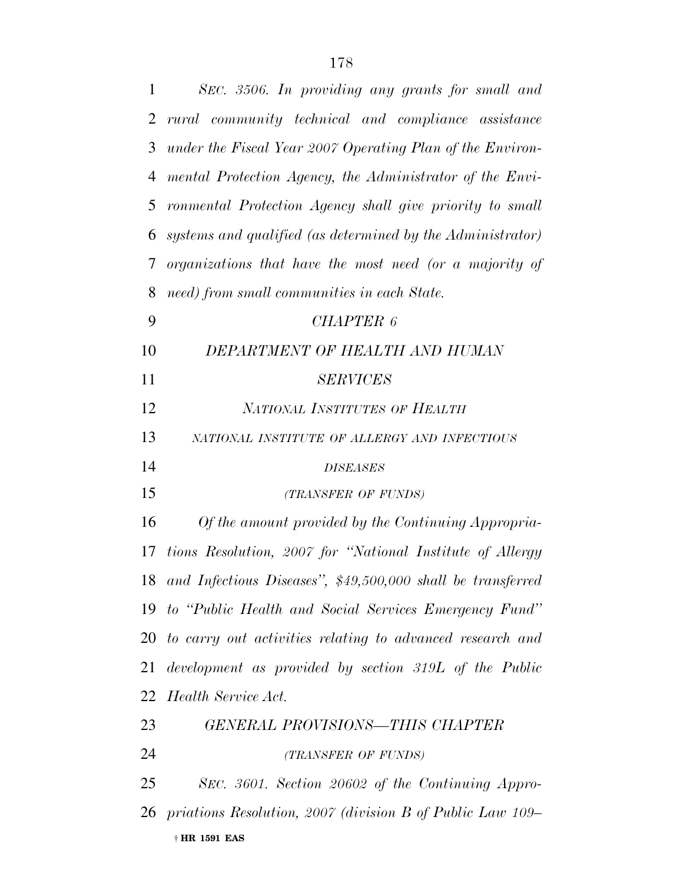*SEC. 3506. In providing any grants for small and rural community technical and compliance assistance under the Fiscal Year 2007 Operating Plan of the Environmental Protection Agency, the Administrator of the Environmental Protection Agency shall give priority to small systems and qualified (as determined by the Administrator) organizations that have the most need (or a majority of need) from small communities in each State.*

*CHAPTER 6*

*DEPARTMENT OF HEALTH AND HUMAN SERVICES*

*NATIONAL INSTITUTES OF HEALTH*

*NATIONAL INSTITUTE OF ALLERGY AND INFECTIOUS DISEASES*

*(TRANSFER OF FUNDS)*

*Of the amount provided by the Continuing Appropriations Resolution, 2007 for "National Institute of Allergy and Infectious Diseases", $49,500,000 shall be transferred to "Public Health and Social Services Emergency Fund" to carry out activities relating to advanced research and development as provided by section 319L of the Public Health Service Act.*

*GENERAL PROVISIONS—THIS CHAPTER*

*(TRANSFER OF FUNDS)*

*SEC. 3601. Section 20602 of the Continuing Appropriations Resolution, 2007 (division B of Public Law 109–*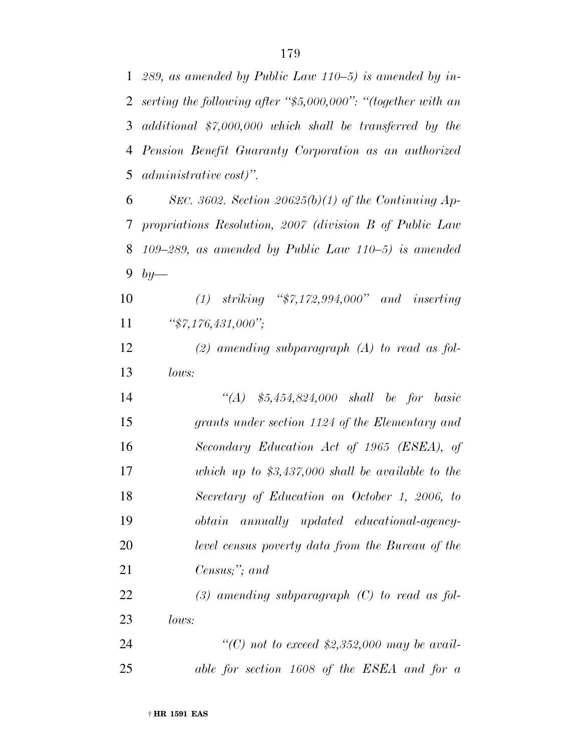*289, as amended by Public Law 110–5) is amended by inserting the following after "$5,000,000": "(together with an additional $7,000,000 which shall be transferred by the Pension Benefit Guaranty Corporation as an authorized administrative cost)".*

*SEC. 3602. Section 20625(b)(1) of the Continuing Appropriations Resolution, 2007 (division B of Public Law 109–289, as amended by Public Law 110–5) is amended by—*

*(1) striking "$7,172,994,000" and inserting "$7,176,431,000";*

*(2) amending subparagraph (A) to read as follows:*

*"(A) $5,454,824,000 shall be for basic grants under section 1124 of the Elementary and Secondary Education Act of 1965 (ESEA), of which up to $3,437,000 shall be available to the Secretary of Education on October 1, 2006, to obtain annually updated educational-agency-level census poverty data from the Bureau of the Census;"; and*

*(3) amending subparagraph (C) to read as follows:*

*"(C) not to exceed $2,352,000 may be available for section 1608 of the ESEA and for a*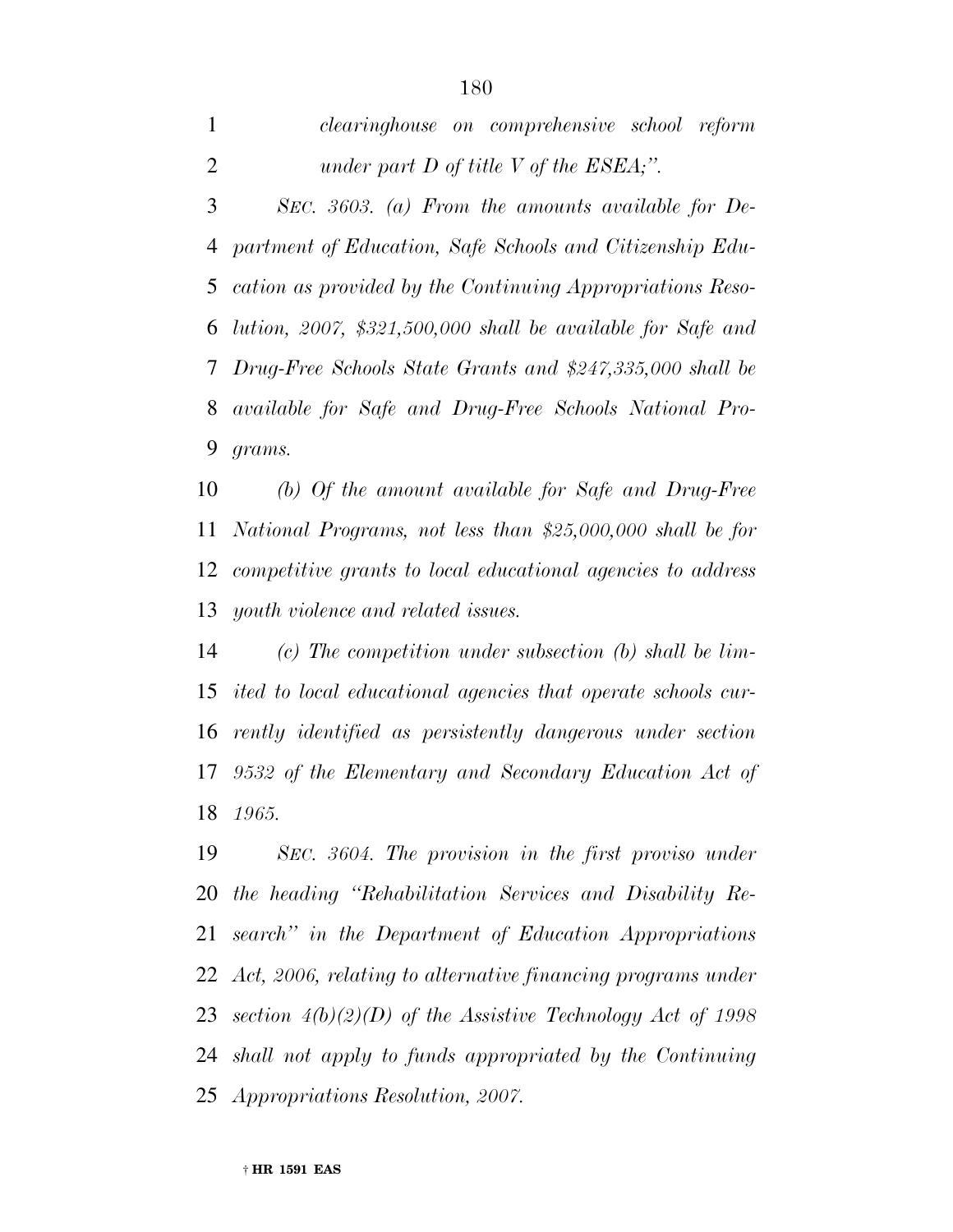*clearinghouse on comprehensive school reform under part D of title V of the ESEA;".*

*SEC. 3603. (a) From the amounts available for Department of Education, Safe Schools and Citizenship Education as provided by the Continuing Appropriations Resolution, 2007, $321,500,000 shall be available for Safe and Drug-Free Schools State Grants and $247,335,000 shall be available for Safe and Drug-Free Schools National Programs.*

*(b) Of the amount available for Safe and Drug-Free National Programs, not less than $25,000,000 shall be for competitive grants to local educational agencies to address youth violence and related issues.*

*(c) The competition under subsection (b) shall be limited to local educational agencies that operate schools currently identified as persistently dangerous under section 9532 of the Elementary and Secondary Education Act of 1965.*

*SEC. 3604. The provision in the first proviso under the heading "Rehabilitation Services and Disability Research" in the Department of Education Appropriations Act, 2006, relating to alternative financing programs under section 4(b)(2)(D) of the Assistive Technology Act of 1998 shall not apply to funds appropriated by the Continuing Appropriations Resolution, 2007.*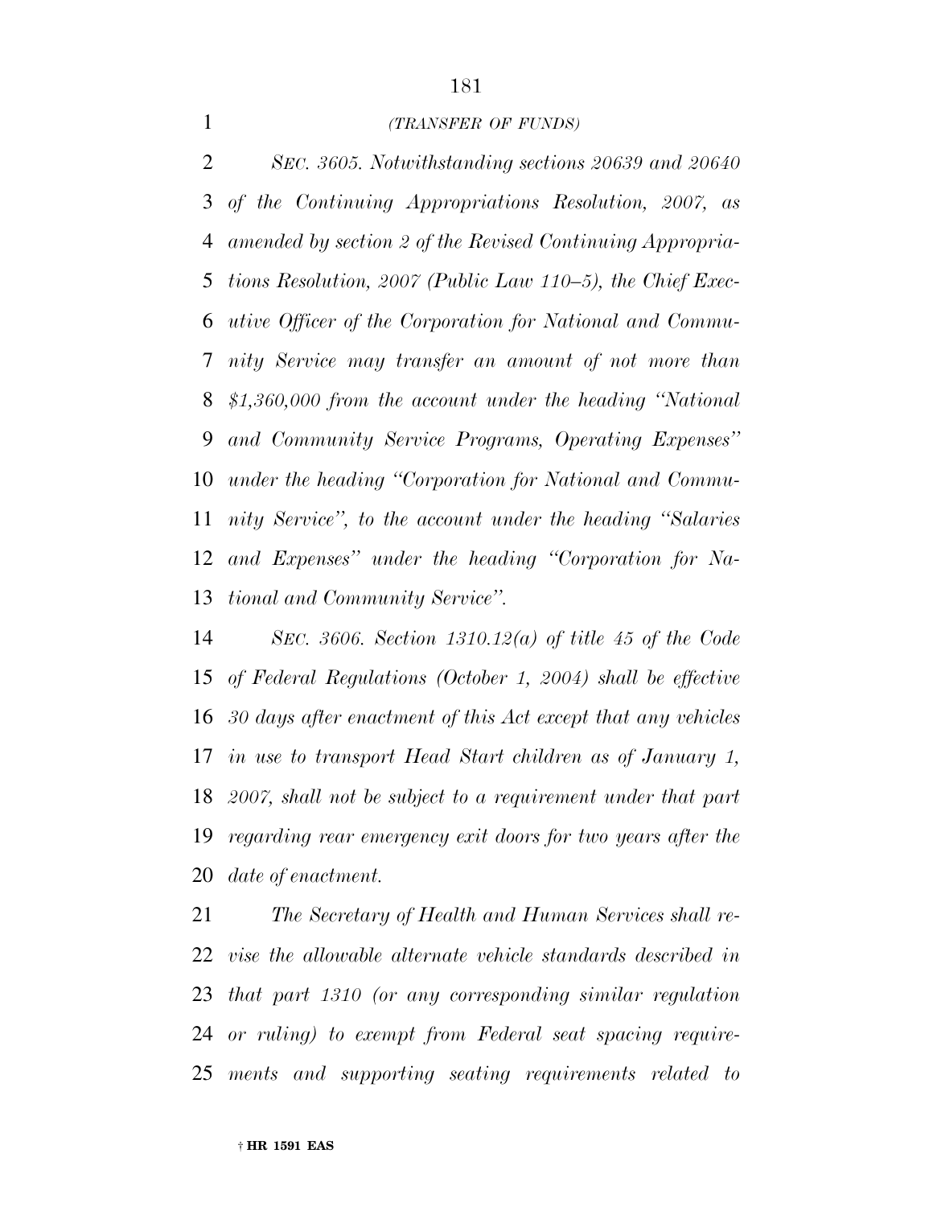*(TRANSFER OF FUNDS)*

*SEC. 3605. Notwithstanding sections 20639 and 20640 of the Continuing Appropriations Resolution, 2007, as amended by section 2 of the Revised Continuing Appropriations Resolution, 2007 (Public Law 110–5), the Chief Executive Officer of the Corporation for National and Community Service may transfer an amount of not more than $1,360,000 from the account under the heading ''National and Community Service Programs, Operating Expenses'' under the heading ''Corporation for National and Community Service'', to the account under the heading ''Salaries and Expenses'' under the heading ''Corporation for National and Community Service''.*

*SEC. 3606. Section 1310.12(a) of title 45 of the Code of Federal Regulations (October 1, 2004) shall be effective 30 days after enactment of this Act except that any vehicles in use to transport Head Start children as of January 1, 2007, shall not be subject to a requirement under that part regarding rear emergency exit doors for two years after the date of enactment.*

*The Secretary of Health and Human Services shall revise the allowable alternate vehicle standards described in that part 1310 (or any corresponding similar regulation or ruling) to exempt from Federal seat spacing requirements and supporting seating requirements related to*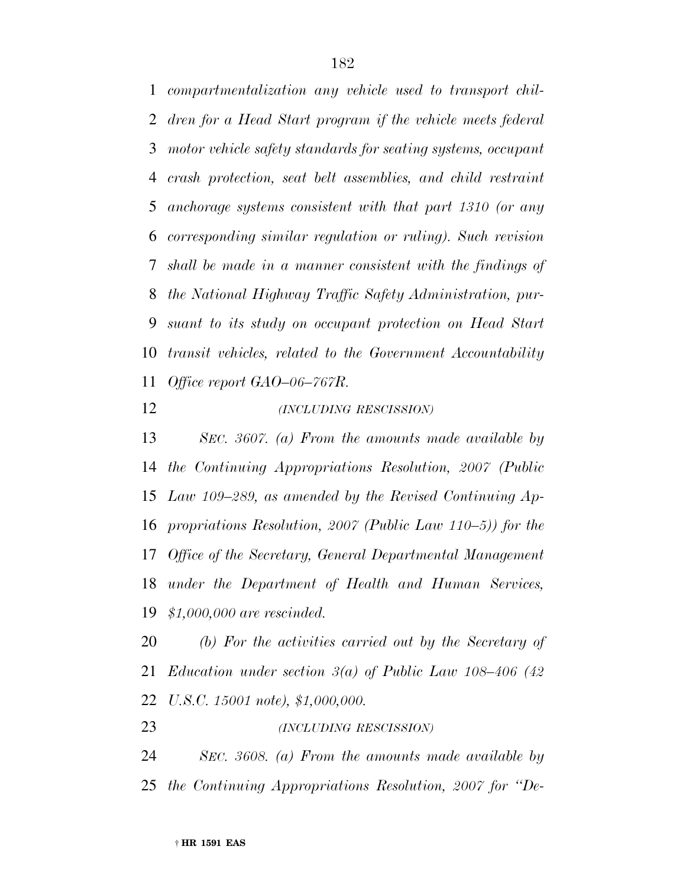*compartmentalization any vehicle used to transport children for a Head Start program if the vehicle meets federal motor vehicle safety standards for seating systems, occupant crash protection, seat belt assemblies, and child restraint anchorage systems consistent with that part 1310 (or any corresponding similar regulation or ruling). Such revision shall be made in a manner consistent with the findings of the National Highway Traffic Safety Administration, pursuant to its study on occupant protection on Head Start transit vehicles, related to the Government Accountability Office report GAO–06–767R.*

*(INCLUDING RESCISSION)*

*SEC. 3607. (a) From the amounts made available by the Continuing Appropriations Resolution, 2007 (Public Law 109–289, as amended by the Revised Continuing Appropriations Resolution, 2007 (Public Law 110–5)) for the Office of the Secretary, General Departmental Management under the Department of Health and Human Services, $1,000,000 are rescinded.*

*(b) For the activities carried out by the Secretary of Education under section 3(a) of Public Law 108–406 (42 U.S.C. 15001 note), $1,000,000.*

*(INCLUDING RESCISSION)*

*SEC. 3608. (a) From the amounts made available by the Continuing Appropriations Resolution, 2007 for "De-*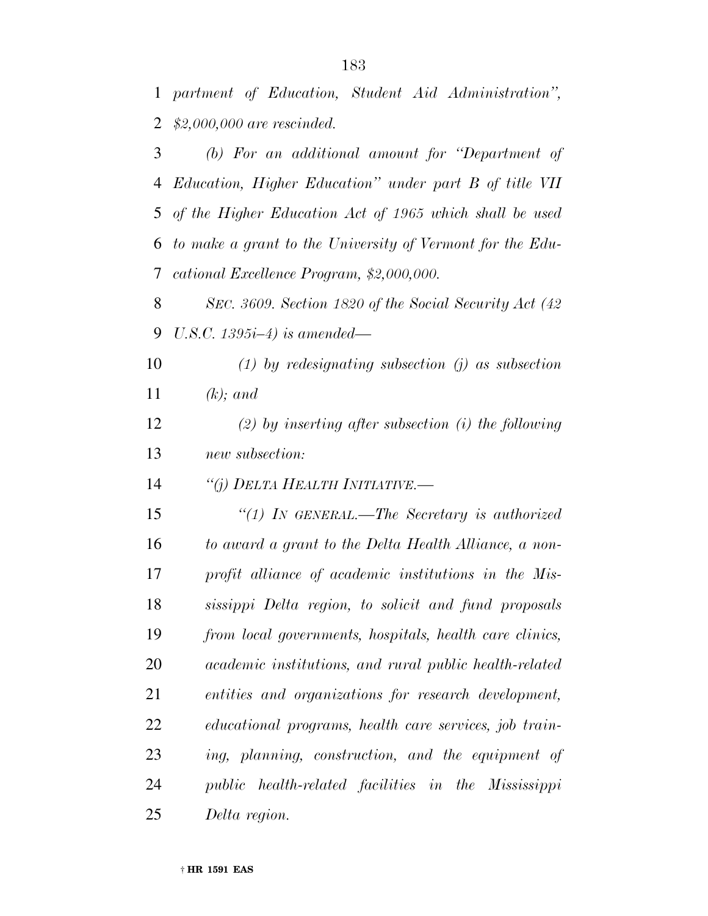*partment of Education, Student Aid Administration", $2,000,000 are rescinded.*

*(b) For an additional amount for "Department of Education, Higher Education" under part B of title VII of the Higher Education Act of 1965 which shall be used to make a grant to the University of Vermont for the Educational Excellence Program, $2,000,000.*

*SEC. 3609. Section 1820 of the Social Security Act (42 U.S.C. 1395i–4) is amended—*

*(1) by redesignating subsection (j) as subsection (k); and*

*(2) by inserting after subsection (i) the following new subsection:*

*"(j) DELTA HEALTH INITIATIVE.—*

*"(1) IN GENERAL.—The Secretary is authorized to award a grant to the Delta Health Alliance, a non-profit alliance of academic institutions in the Mississippi Delta region, to solicit and fund proposals from local governments, hospitals, health care clinics, academic institutions, and rural public health-related entities and organizations for research development, educational programs, health care services, job training, planning, construction, and the equipment of public health-related facilities in the Mississippi Delta region.*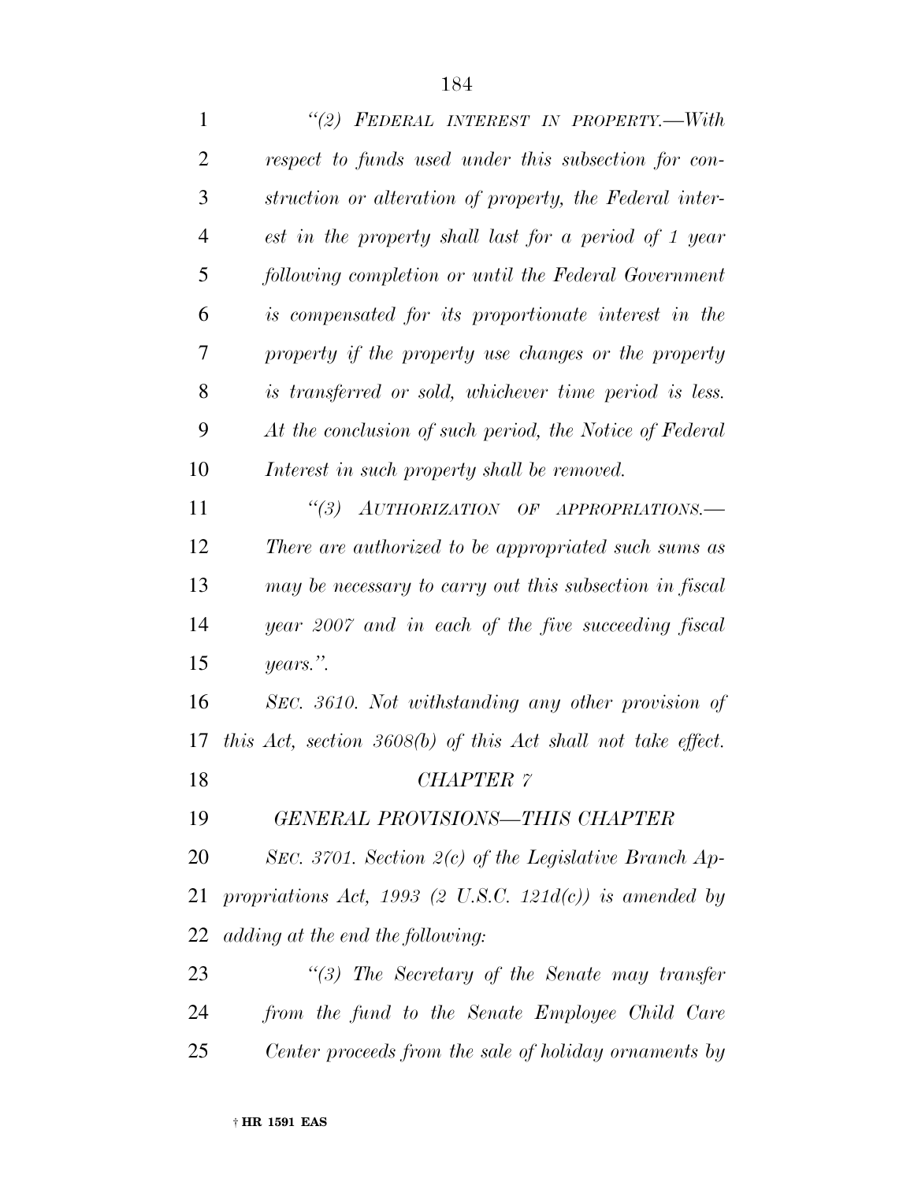*"(2) FEDERAL INTEREST IN PROPERTY.—With respect to funds used under this subsection for construction or alteration of property, the Federal interest in the property shall last for a period of 1 year following completion or until the Federal Government is compensated for its proportionate interest in the property if the property use changes or the property is transferred or sold, whichever time period is less. At the conclusion of such period, the Notice of Federal Interest in such property shall be removed.*

*"(3) AUTHORIZATION OF APPROPRIATIONS.—There are authorized to be appropriated such sums as may be necessary to carry out this subsection in fiscal year 2007 and in each of the five succeeding fiscal years.".*

*SEC. 3610. Not withstanding any other provision of this Act, section 3608(b) of this Act shall not take effect.*

*CHAPTER 7*

*GENERAL PROVISIONS—THIS CHAPTER*

*SEC. 3701. Section 2(c) of the Legislative Branch Appropriations Act, 1993 (2 U.S.C. 121d(c)) is amended by adding at the end the following:*

*"(3) The Secretary of the Senate may transfer from the fund to the Senate Employee Child Care Center proceeds from the sale of holiday ornaments by*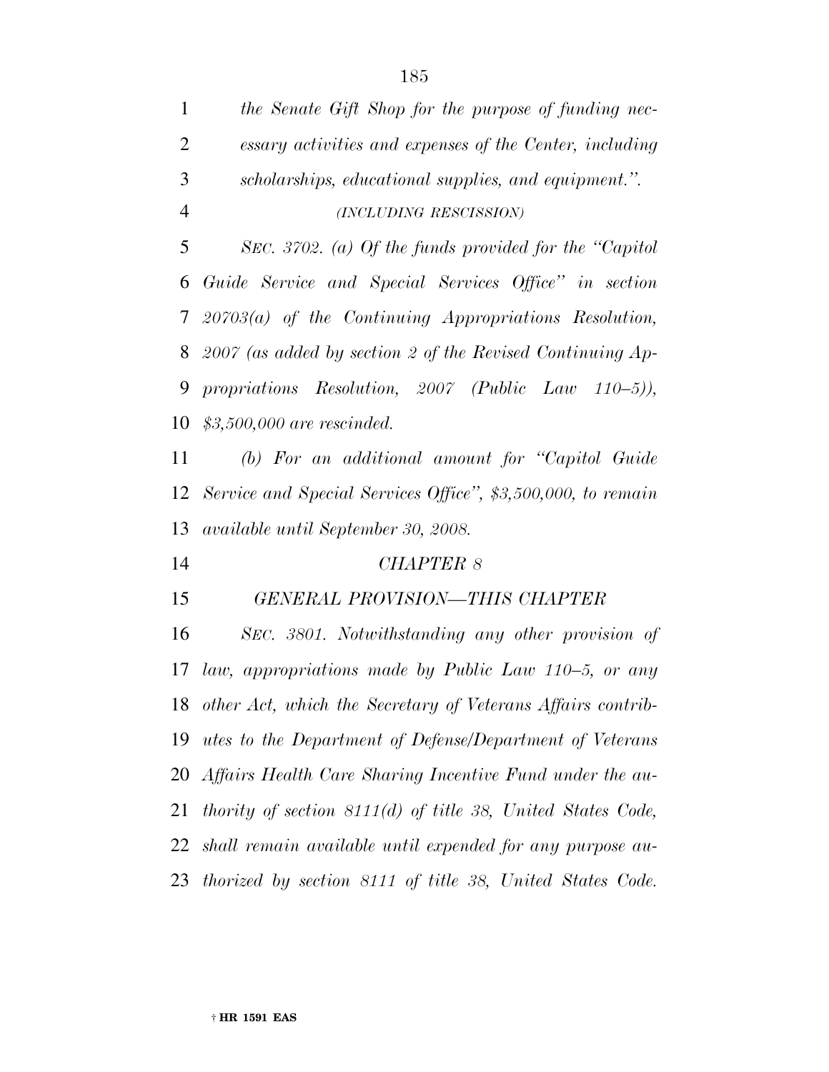*the Senate Gift Shop for the purpose of funding necessary activities and expenses of the Center, including scholarships, educational supplies, and equipment.".*

*(INCLUDING RESCISSION)*

*SEC. 3702. (a) Of the funds provided for the "Capitol Guide Service and Special Services Office" in section 20703(a) of the Continuing Appropriations Resolution, 2007 (as added by section 2 of the Revised Continuing Appropriations Resolution, 2007 (Public Law 110–5)), $3,500,000 are rescinded.*

*(b) For an additional amount for "Capitol Guide Service and Special Services Office", $3,500,000, to remain available until September 30, 2008.*

*CHAPTER 8*

*GENERAL PROVISION—THIS CHAPTER*

*SEC. 3801. Notwithstanding any other provision of law, appropriations made by Public Law 110–5, or any other Act, which the Secretary of Veterans Affairs contributes to the Department of Defense/Department of Veterans Affairs Health Care Sharing Incentive Fund under the authority of section 8111(d) of title 38, United States Code, shall remain available until expended for any purpose authorized by section 8111 of title 38, United States Code.*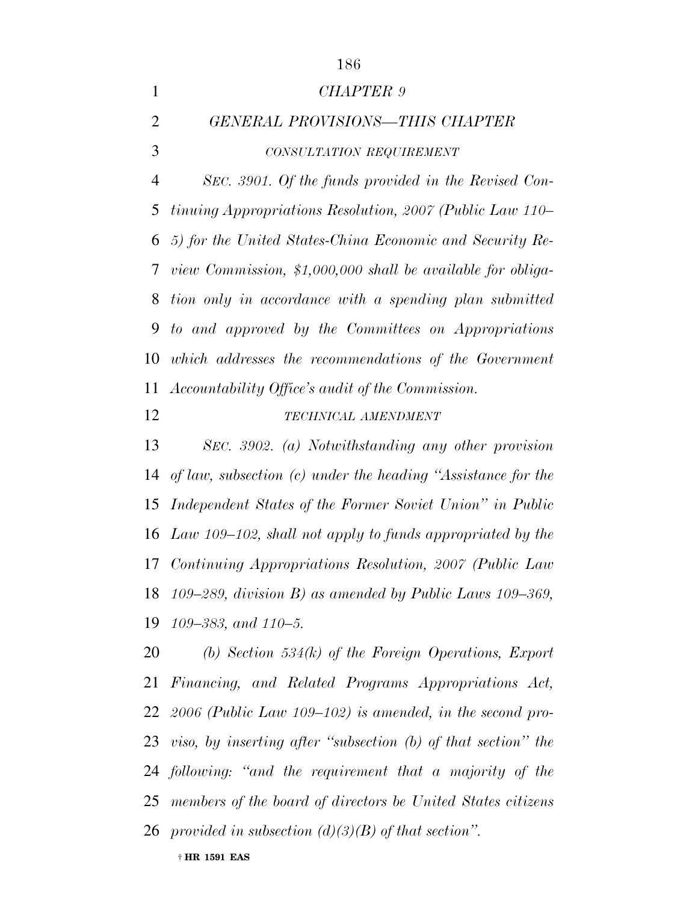*CHAPTER 9*

*GENERAL PROVISIONS—THIS CHAPTER*

*CONSULTATION REQUIREMENT*

*SEC. 3901. Of the funds provided in the Revised Continuing Appropriations Resolution, 2007 (Public Law 110–5) for the United States-China Economic and Security Review Commission, $1,000,000 shall be available for obligation only in accordance with a spending plan submitted to and approved by the Committees on Appropriations which addresses the recommendations of the Government Accountability Office's audit of the Commission.*

*TECHNICAL AMENDMENT*

*SEC. 3902. (a) Notwithstanding any other provision of law, subsection (c) under the heading "Assistance for the Independent States of the Former Soviet Union" in Public Law 109–102, shall not apply to funds appropriated by the Continuing Appropriations Resolution, 2007 (Public Law 109–289, division B) as amended by Public Laws 109–369, 109–383, and 110–5.*

*(b) Section 534(k) of the Foreign Operations, Export Financing, and Related Programs Appropriations Act, 2006 (Public Law 109–102) is amended, in the second proviso, by inserting after "subsection (b) of that section" the following: "and the requirement that a majority of the members of the board of directors be United States citizens provided in subsection (d)(3)(B) of that section".*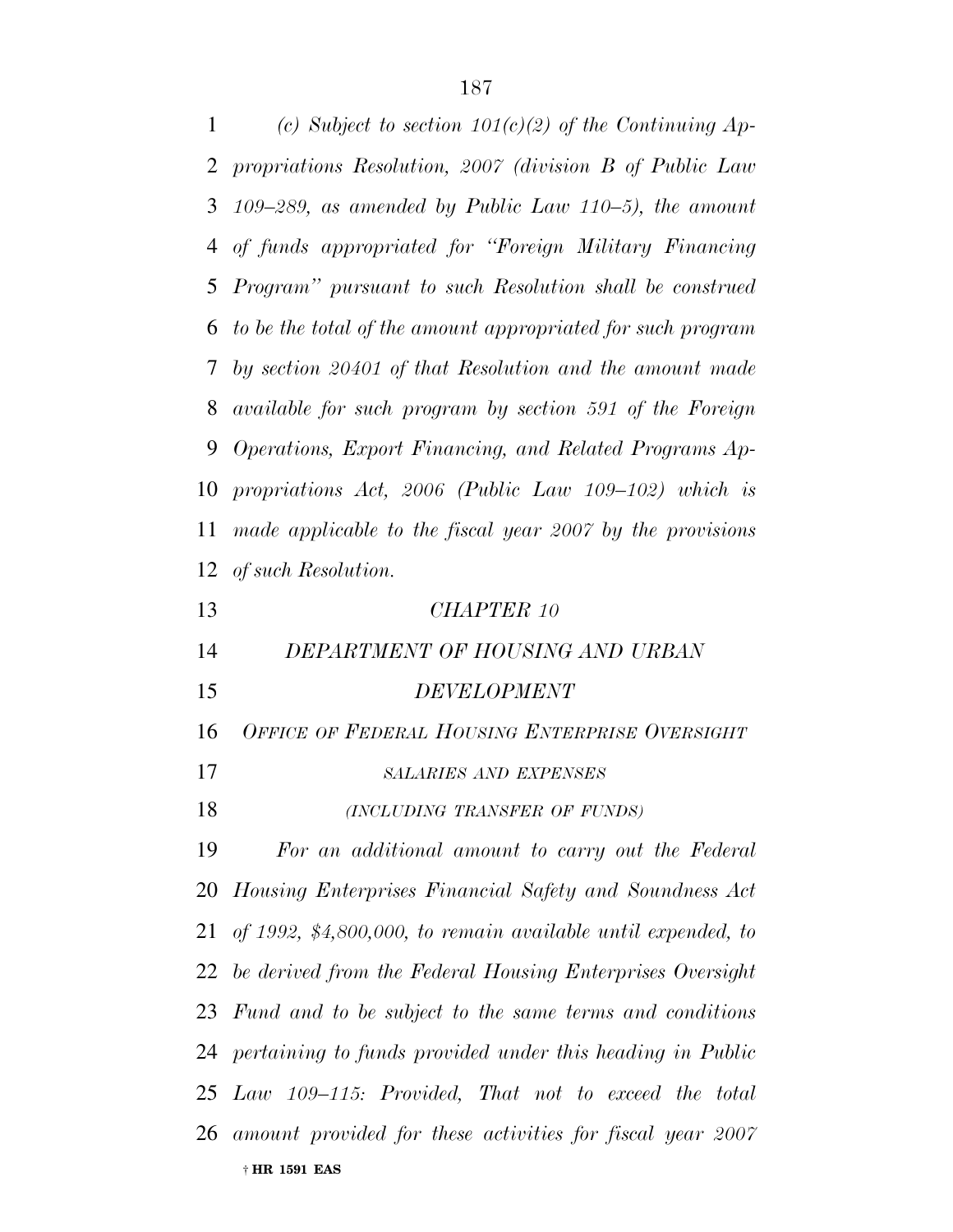*(c) Subject to section 101(c)(2) of the Continuing Appropriations Resolution, 2007 (division B of Public Law 109–289, as amended by Public Law 110–5), the amount of funds appropriated for "Foreign Military Financing Program" pursuant to such Resolution shall be construed to be the total of the amount appropriated for such program by section 20401 of that Resolution and the amount made available for such program by section 591 of the Foreign Operations, Export Financing, and Related Programs Appropriations Act, 2006 (Public Law 109–102) which is made applicable to the fiscal year 2007 by the provisions of such Resolution.*

## *CHAPTER 10*

## *DEPARTMENT OF HOUSING AND URBAN DEVELOPMENT*

### *OFFICE OF FEDERAL HOUSING ENTERPRISE OVERSIGHT*

#### *SALARIES AND EXPENSES*

#### *(INCLUDING TRANSFER OF FUNDS)*

*For an additional amount to carry out the Federal Housing Enterprises Financial Safety and Soundness Act of 1992, $4,800,000, to remain available until expended, to be derived from the Federal Housing Enterprises Oversight Fund and to be subject to the same terms and conditions pertaining to funds provided under this heading in Public Law 109–115: Provided, That not to exceed the total amount provided for these activities for fiscal year 2007*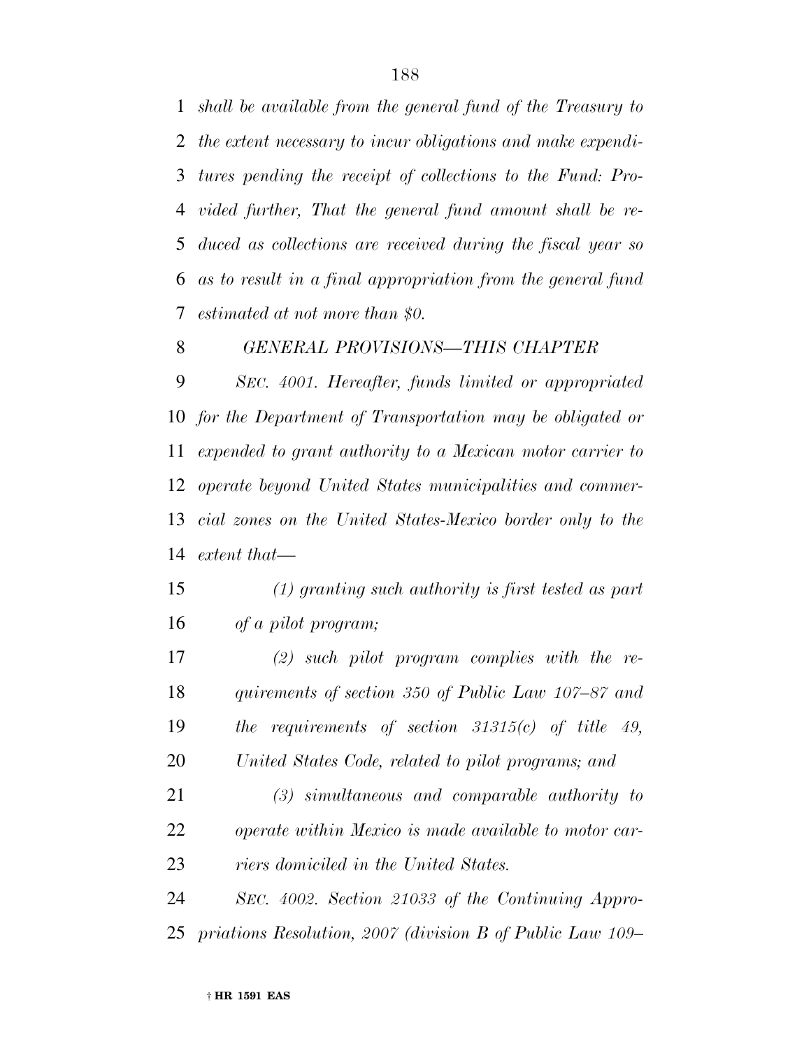*shall be available from the general fund of the Treasury to the extent necessary to incur obligations and make expenditures pending the receipt of collections to the Fund: Provided further, That the general fund amount shall be reduced as collections are received during the fiscal year so as to result in a final appropriation from the general fund estimated at not more than $0.*

*GENERAL PROVISIONS—THIS CHAPTER*

*SEC. 4001. Hereafter, funds limited or appropriated for the Department of Transportation may be obligated or expended to grant authority to a Mexican motor carrier to operate beyond United States municipalities and commercial zones on the United States-Mexico border only to the extent that—*

*(1) granting such authority is first tested as part of a pilot program;*

*(2) such pilot program complies with the requirements of section 350 of Public Law 107–87 and the requirements of section 31315(c) of title 49, United States Code, related to pilot programs; and*

*(3) simultaneous and comparable authority to operate within Mexico is made available to motor carriers domiciled in the United States.*

*SEC. 4002. Section 21033 of the Continuing Appropriations Resolution, 2007 (division B of Public Law 109–*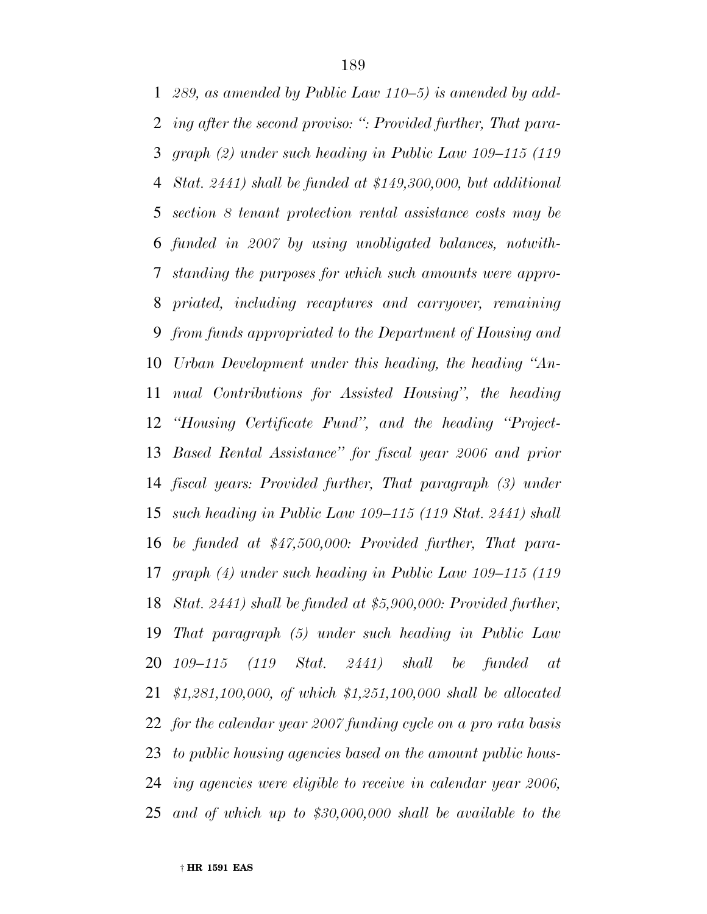*289, as amended by Public Law 110–5) is amended by adding after the second proviso: ": Provided further, That paragraph (2) under such heading in Public Law 109–115 (119 Stat. 2441) shall be funded at $149,300,000, but additional section 8 tenant protection rental assistance costs may be funded in 2007 by using unobligated balances, notwithstanding the purposes for which such amounts were appropriated, including recaptures and carryover, remaining from funds appropriated to the Department of Housing and Urban Development under this heading, the heading "Annual Contributions for Assisted Housing", the heading "Housing Certificate Fund", and the heading "Project-Based Rental Assistance" for fiscal year 2006 and prior fiscal years: Provided further, That paragraph (3) under such heading in Public Law 109–115 (119 Stat. 2441) shall be funded at $47,500,000: Provided further, That paragraph (4) under such heading in Public Law 109–115 (119 Stat. 2441) shall be funded at $5,900,000: Provided further, That paragraph (5) under such heading in Public Law 109–115 (119 Stat. 2441) shall be funded at $1,281,100,000, of which $1,251,100,000 shall be allocated for the calendar year 2007 funding cycle on a pro rata basis to public housing agencies based on the amount public housing agencies were eligible to receive in calendar year 2006, and of which up to $30,000,000 shall be available to the*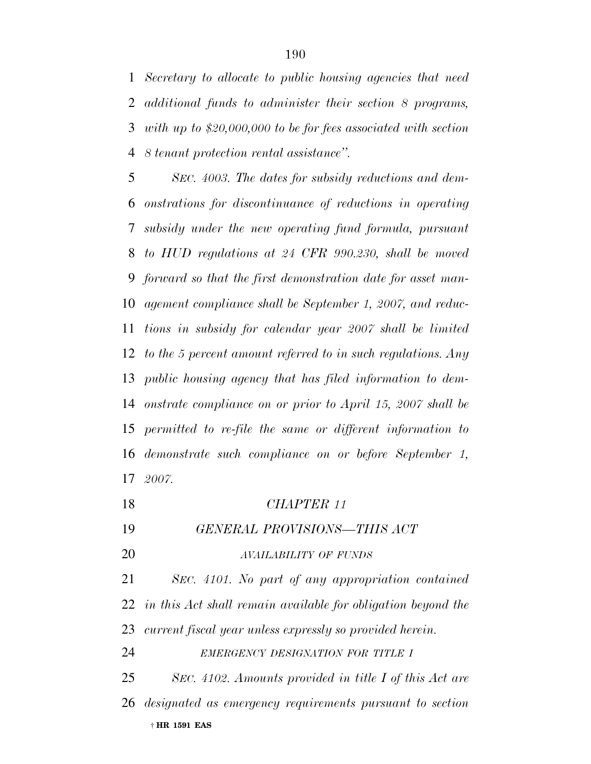*Secretary to allocate to public housing agencies that need additional funds to administer their section 8 programs, with up to $20,000,000 to be for fees associated with section 8 tenant protection rental assistance".*

*SEC. 4003. The dates for subsidy reductions and demonstrations for discontinuance of reductions in operating subsidy under the new operating fund formula, pursuant to HUD regulations at 24 CFR 990.230, shall be moved forward so that the first demonstration date for asset management compliance shall be September 1, 2007, and reductions in subsidy for calendar year 2007 shall be limited to the 5 percent amount referred to in such regulations. Any public housing agency that has filed information to demonstrate compliance on or prior to April 15, 2007 shall be permitted to re-file the same or different information to demonstrate such compliance on or before September 1, 2007.*

## *CHAPTER 11*

## *GENERAL PROVISIONS—THIS ACT*

### *AVAILABILITY OF FUNDS*

*SEC. 4101. No part of any appropriation contained in this Act shall remain available for obligation beyond the current fiscal year unless expressly so provided herein.*

### *EMERGENCY DESIGNATION FOR TITLE I*

*SEC. 4102. Amounts provided in title I of this Act are designated as emergency requirements pursuant to section*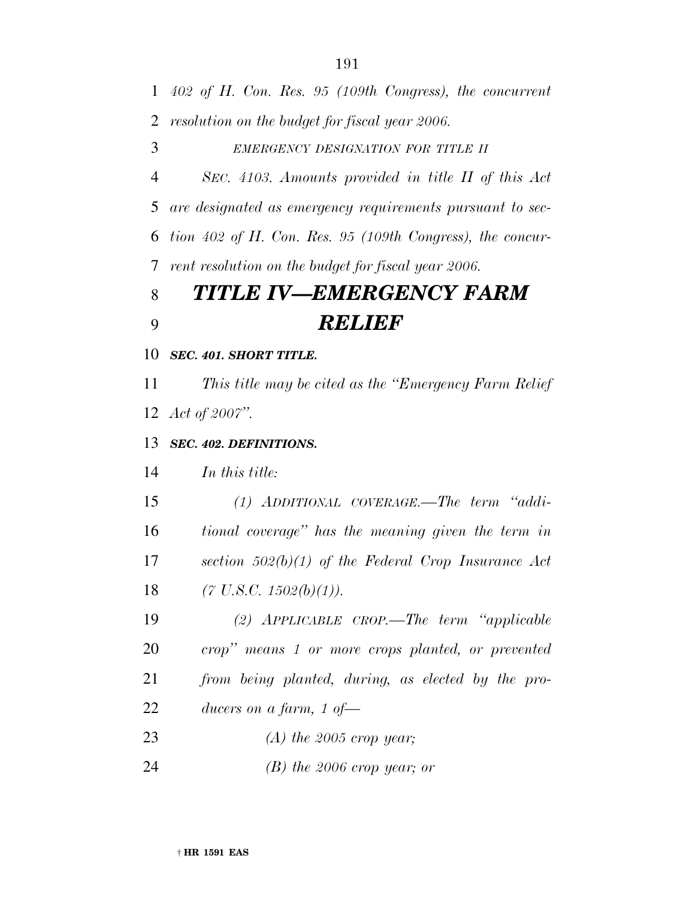*402 of H. Con. Res. 95 (109th Congress), the concurrent resolution on the budget for fiscal year 2006.*

*EMERGENCY DESIGNATION FOR TITLE II*

*SEC. 4103. Amounts provided in title II of this Act are designated as emergency requirements pursuant to section 402 of H. Con. Res. 95 (109th Congress), the concurrent resolution on the budget for fiscal year 2006.*

# *TITLE IV—EMERGENCY FARM RELIEF*

***SEC. 401. SHORT TITLE.***

*This title may be cited as the "Emergency Farm Relief Act of 2007".*

***SEC. 402. DEFINITIONS.***

*In this title:*

*(1) ADDITIONAL COVERAGE.—The term "additional coverage" has the meaning given the term in section 502(b)(1) of the Federal Crop Insurance Act (7 U.S.C. 1502(b)(1)).*

*(2) APPLICABLE CROP.—The term "applicable crop" means 1 or more crops planted, or prevented from being planted, during, as elected by the producers on a farm, 1 of—*

*(A) the 2005 crop year;*

*(B) the 2006 crop year; or*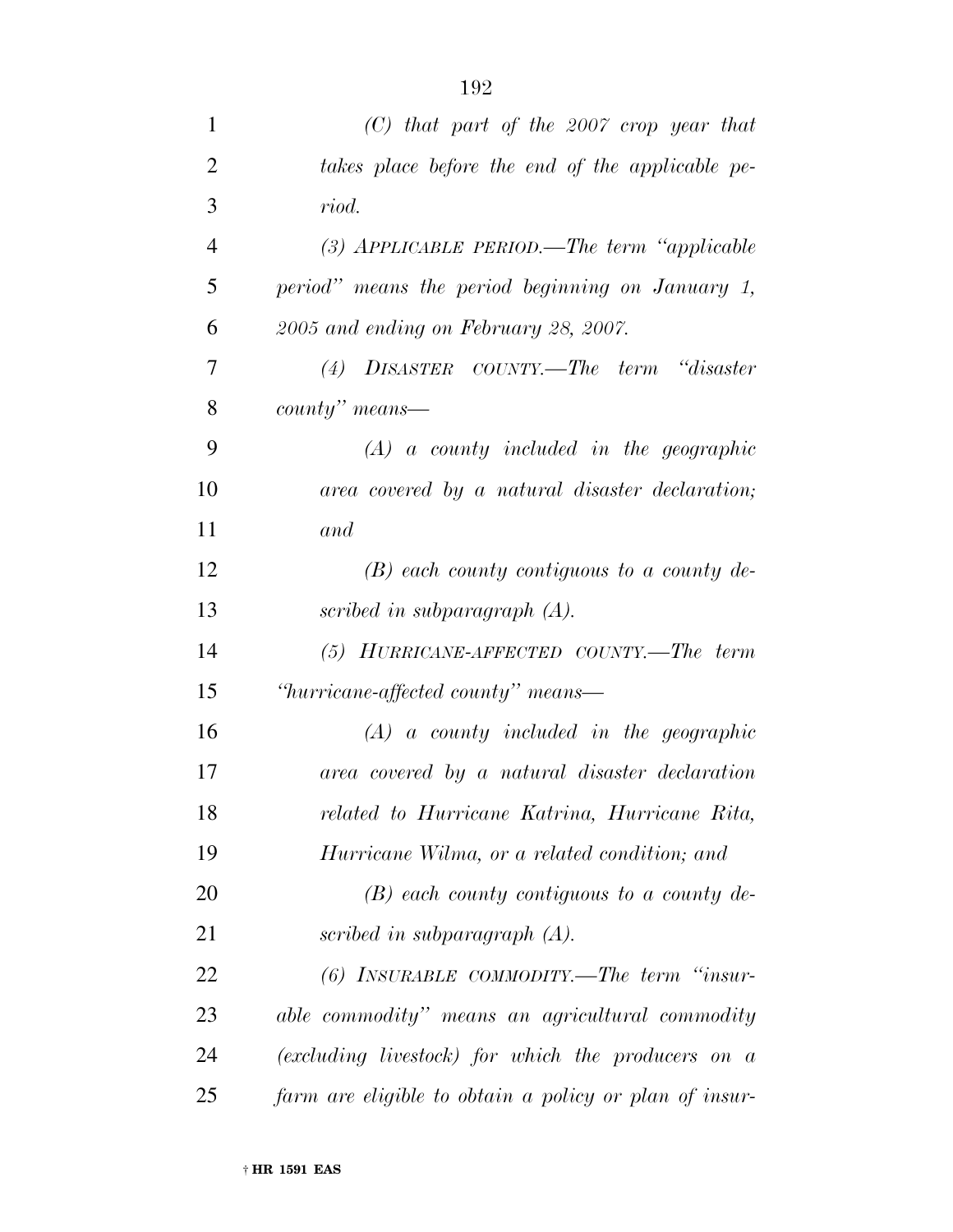*(C) that part of the 2007 crop year that takes place before the end of the applicable period.*

*(3) APPLICABLE PERIOD.—The term "applicable period" means the period beginning on January 1, 2005 and ending on February 28, 2007.*

*(4) DISASTER COUNTY.—The term "disaster county" means—*

*(A) a county included in the geographic area covered by a natural disaster declaration; and*

*(B) each county contiguous to a county described in subparagraph (A).*

*(5) HURRICANE-AFFECTED COUNTY.—The term "hurricane-affected county" means—*

*(A) a county included in the geographic area covered by a natural disaster declaration related to Hurricane Katrina, Hurricane Rita, Hurricane Wilma, or a related condition; and*

*(B) each county contiguous to a county described in subparagraph (A).*

*(6) INSURABLE COMMODITY.—The term "insurable commodity" means an agricultural commodity (excluding livestock) for which the producers on a farm are eligible to obtain a policy or plan of insur-*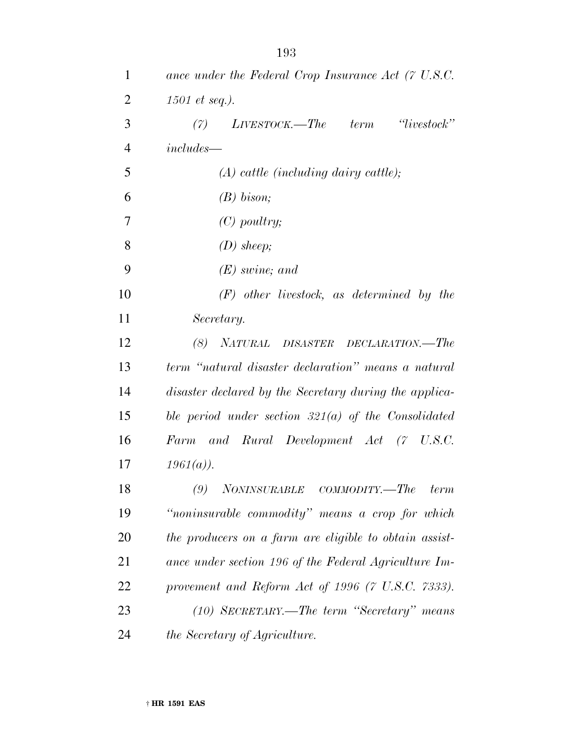*ance under the Federal Crop Insurance Act (7 U.S.C. 1501 et seq.).*

*(7) LIVESTOCK.—The term "livestock" includes—*

*(A) cattle (including dairy cattle);*

*(B) bison;*

*(C) poultry;*

*(D) sheep;*

*(E) swine; and*

*(F) other livestock, as determined by the Secretary.*

*(8) NATURAL DISASTER DECLARATION.—The term "natural disaster declaration" means a natural disaster declared by the Secretary during the applicable period under section 321(a) of the Consolidated Farm and Rural Development Act (7 U.S.C. 1961(a)).*

*(9) NONINSURABLE COMMODITY.—The term "noninsurable commodity" means a crop for which the producers on a farm are eligible to obtain assistance under section 196 of the Federal Agriculture Improvement and Reform Act of 1996 (7 U.S.C. 7333).*

*(10) SECRETARY.—The term "Secretary" means the Secretary of Agriculture.*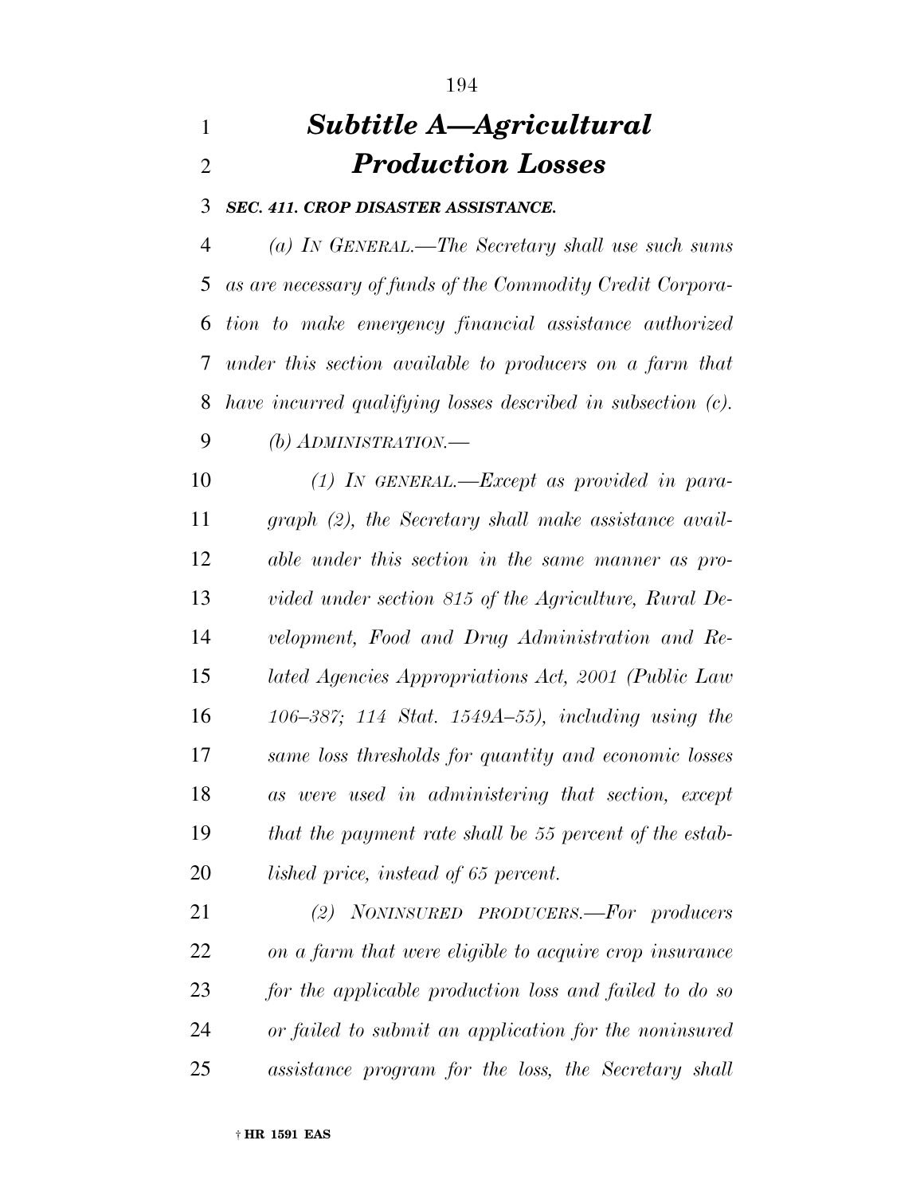# *Subtitle A—Agricultural Production Losses*

***SEC. 411. CROP DISASTER ASSISTANCE.***

*(a) IN GENERAL.—The Secretary shall use such sums as are necessary of funds of the Commodity Credit Corporation to make emergency financial assistance authorized under this section available to producers on a farm that have incurred qualifying losses described in subsection (c).*

*(b) ADMINISTRATION.—*

*(1) IN GENERAL.—Except as provided in paragraph (2), the Secretary shall make assistance available under this section in the same manner as provided under section 815 of the Agriculture, Rural Development, Food and Drug Administration and Related Agencies Appropriations Act, 2001 (Public Law 106–387; 114 Stat. 1549A–55), including using the same loss thresholds for quantity and economic losses as were used in administering that section, except that the payment rate shall be 55 percent of the established price, instead of 65 percent.*

*(2) NONINSURED PRODUCERS.—For producers on a farm that were eligible to acquire crop insurance for the applicable production loss and failed to do so or failed to submit an application for the noninsured assistance program for the loss, the Secretary shall*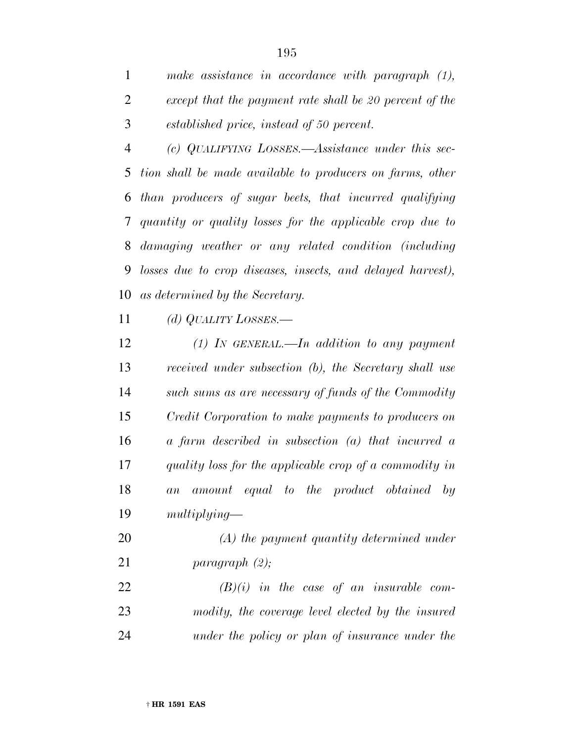*make assistance in accordance with paragraph (1), except that the payment rate shall be 20 percent of the established price, instead of 50 percent.*

*(c) QUALIFYING LOSSES.—Assistance under this section shall be made available to producers on farms, other than producers of sugar beets, that incurred qualifying quantity or quality losses for the applicable crop due to damaging weather or any related condition (including losses due to crop diseases, insects, and delayed harvest), as determined by the Secretary.*

*(d) QUALITY LOSSES.—*

*(1) IN GENERAL.—In addition to any payment received under subsection (b), the Secretary shall use such sums as are necessary of funds of the Commodity Credit Corporation to make payments to producers on a farm described in subsection (a) that incurred a quality loss for the applicable crop of a commodity in an amount equal to the product obtained by multiplying—*

*(A) the payment quantity determined under paragraph (2);*

*(B)(i) in the case of an insurable commodity, the coverage level elected by the insured under the policy or plan of insurance under the*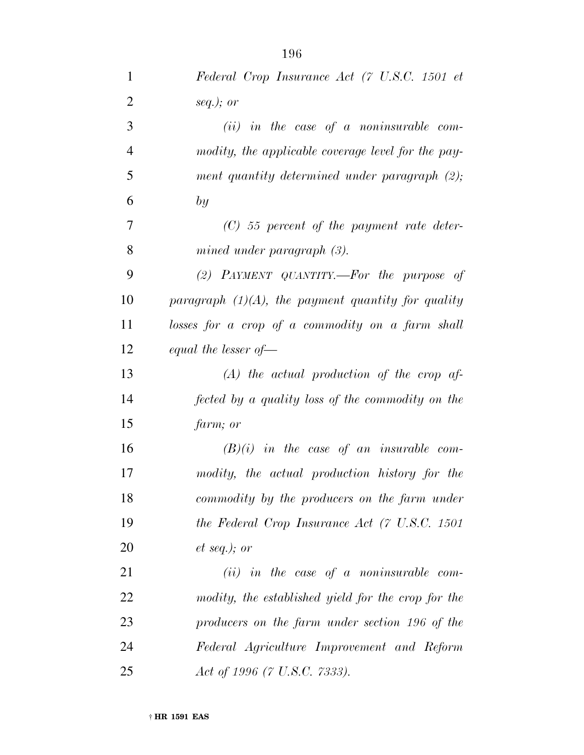*Federal Crop Insurance Act (7 U.S.C. 1501 et seq.); or*

*(ii) in the case of a noninsurable commodity, the applicable coverage level for the payment quantity determined under paragraph (2); by*

*(C) 55 percent of the payment rate determined under paragraph (3).*

*(2) PAYMENT QUANTITY.—For the purpose of paragraph (1)(A), the payment quantity for quality losses for a crop of a commodity on a farm shall equal the lesser of—*

*(A) the actual production of the crop affected by a quality loss of the commodity on the farm; or*

*(B)(i) in the case of an insurable commodity, the actual production history for the commodity by the producers on the farm under the Federal Crop Insurance Act (7 U.S.C. 1501 et seq.); or*

*(ii) in the case of a noninsurable commodity, the established yield for the crop for the producers on the farm under section 196 of the Federal Agriculture Improvement and Reform Act of 1996 (7 U.S.C. 7333).*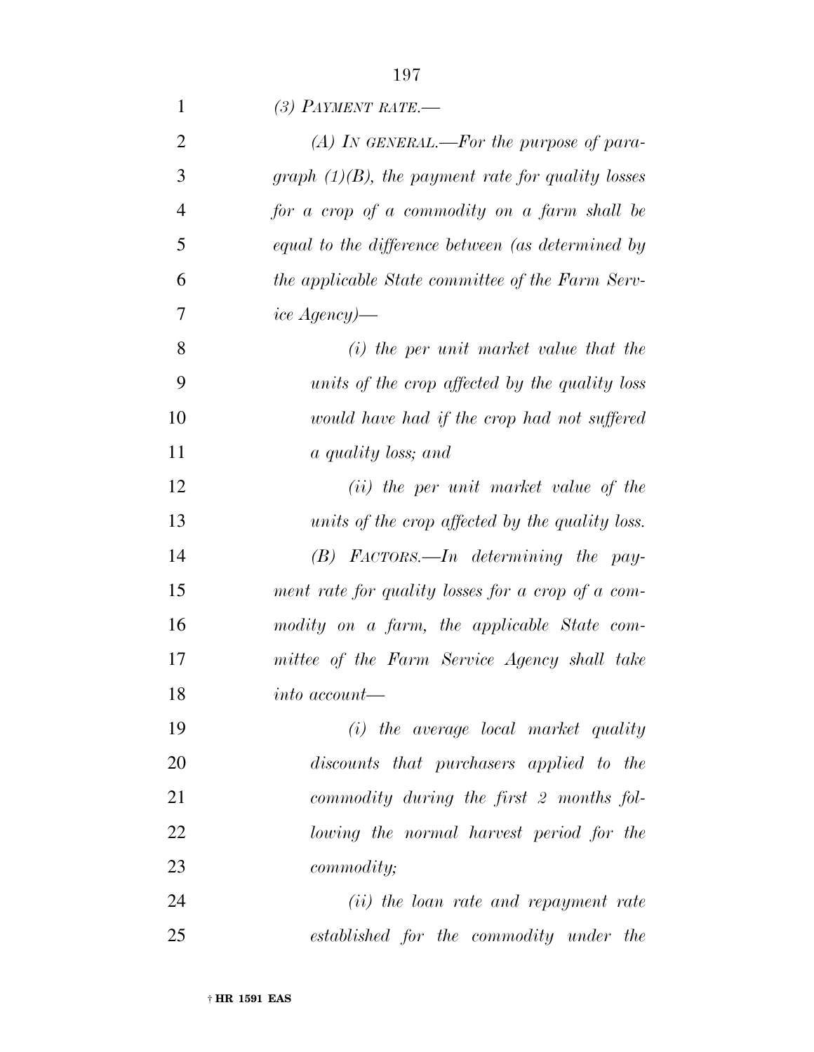*(3) PAYMENT RATE.—*

*(A) IN GENERAL.—For the purpose of paragraph (1)(B), the payment rate for quality losses for a crop of a commodity on a farm shall be equal to the difference between (as determined by the applicable State committee of the Farm Service Agency)—*

*(i) the per unit market value that the units of the crop affected by the quality loss would have had if the crop had not suffered a quality loss; and*

*(ii) the per unit market value of the units of the crop affected by the quality loss.*

*(B) FACTORS.—In determining the payment rate for quality losses for a crop of a commodity on a farm, the applicable State committee of the Farm Service Agency shall take into account—*

*(i) the average local market quality discounts that purchasers applied to the commodity during the first 2 months following the normal harvest period for the commodity;*

*(ii) the loan rate and repayment rate established for the commodity under the*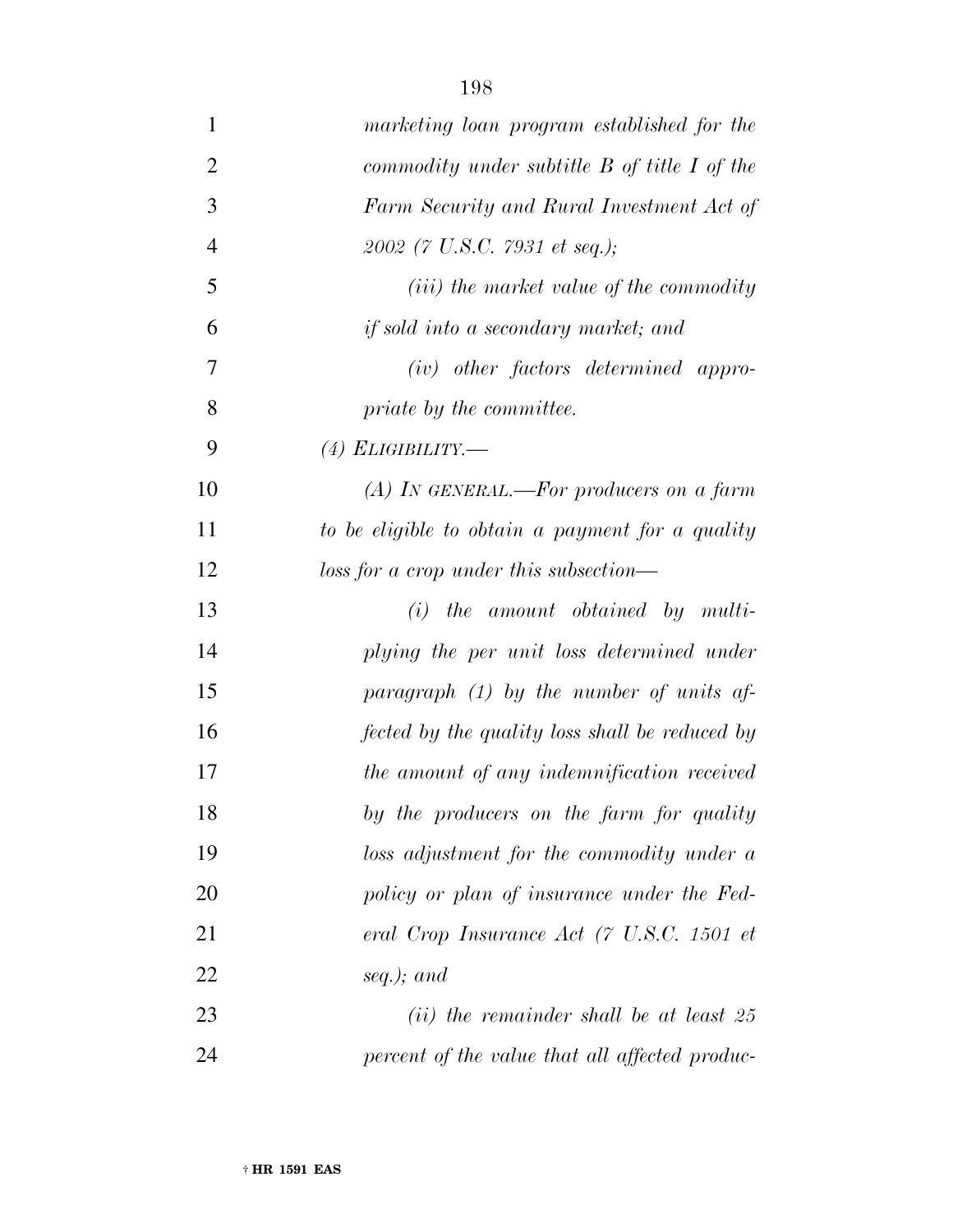*marketing loan program established for the commodity under subtitle B of title I of the Farm Security and Rural Investment Act of 2002 (7 U.S.C. 7931 et seq.);*

*(iii) the market value of the commodity if sold into a secondary market; and*

*(iv) other factors determined appropriate by the committee.*

*(4) ELIGIBILITY.—*

*(A) IN GENERAL.—For producers on a farm to be eligible to obtain a payment for a quality loss for a crop under this subsection—*

*(i) the amount obtained by multiplying the per unit loss determined under paragraph (1) by the number of units affected by the quality loss shall be reduced by the amount of any indemnification received by the producers on the farm for quality loss adjustment for the commodity under a policy or plan of insurance under the Federal Crop Insurance Act (7 U.S.C. 1501 et seq.); and*

*(ii) the remainder shall be at least 25 percent of the value that all affected produc-*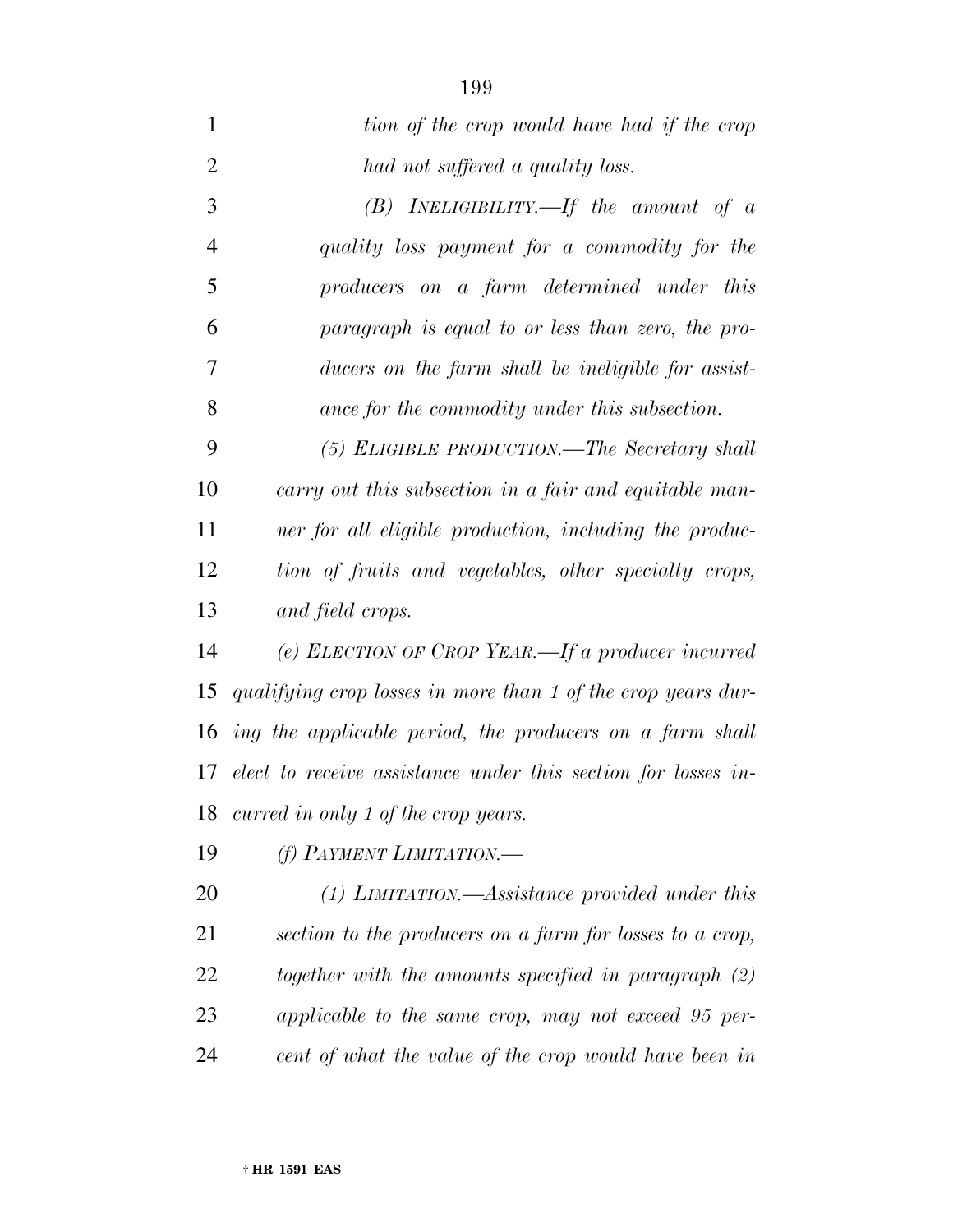*tion of the crop would have had if the crop had not suffered a quality loss.*

*(B) INELIGIBILITY.—If the amount of a quality loss payment for a commodity for the producers on a farm determined under this paragraph is equal to or less than zero, the producers on the farm shall be ineligible for assistance for the commodity under this subsection.*

*(5) ELIGIBLE PRODUCTION.—The Secretary shall carry out this subsection in a fair and equitable manner for all eligible production, including the production of fruits and vegetables, other specialty crops, and field crops.*

*(e) ELECTION OF CROP YEAR.—If a producer incurred qualifying crop losses in more than 1 of the crop years during the applicable period, the producers on a farm shall elect to receive assistance under this section for losses incurred in only 1 of the crop years.*

*(f) PAYMENT LIMITATION.—*

*(1) LIMITATION.—Assistance provided under this section to the producers on a farm for losses to a crop, together with the amounts specified in paragraph (2) applicable to the same crop, may not exceed 95 percent of what the value of the crop would have been in*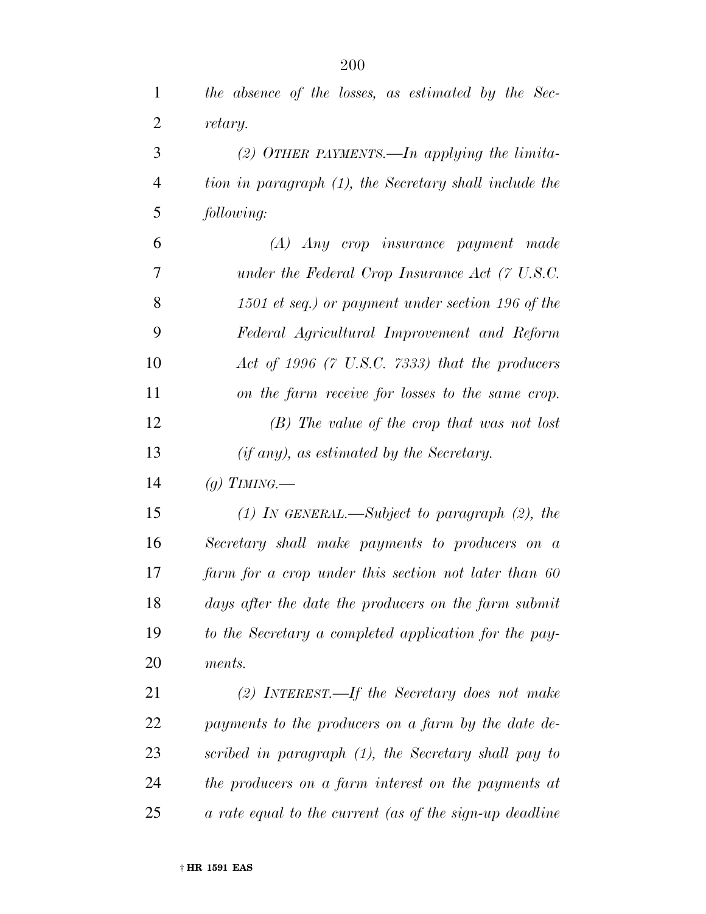*the absence of the losses, as estimated by the Secretary.*

*(2) OTHER PAYMENTS.—In applying the limitation in paragraph (1), the Secretary shall include the following:*

*(A) Any crop insurance payment made under the Federal Crop Insurance Act (7 U.S.C. 1501 et seq.) or payment under section 196 of the Federal Agricultural Improvement and Reform Act of 1996 (7 U.S.C. 7333) that the producers on the farm receive for losses to the same crop.*

*(B) The value of the crop that was not lost (if any), as estimated by the Secretary.*

*(g) TIMING.—*

*(1) IN GENERAL.—Subject to paragraph (2), the Secretary shall make payments to producers on a farm for a crop under this section not later than 60 days after the date the producers on the farm submit to the Secretary a completed application for the payments.*

*(2) INTEREST.—If the Secretary does not make payments to the producers on a farm by the date described in paragraph (1), the Secretary shall pay to the producers on a farm interest on the payments at a rate equal to the current (as of the sign-up deadline*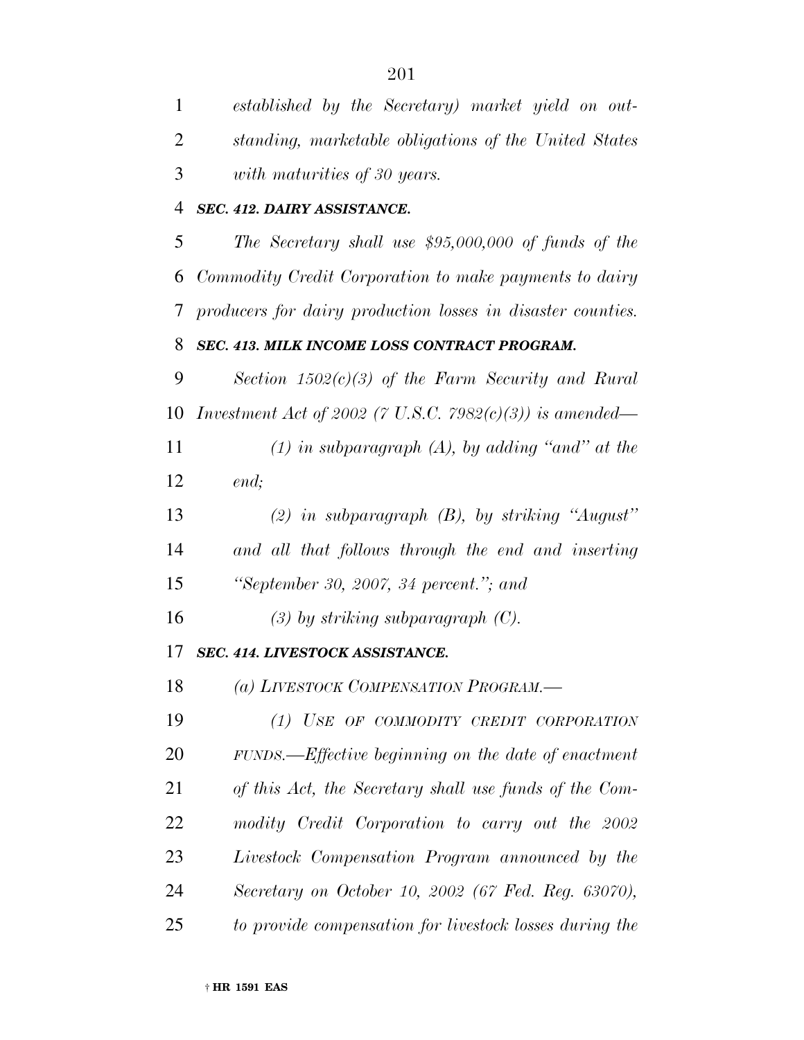*established by the Secretary) market yield on outstanding, marketable obligations of the United States with maturities of 30 years.*

***SEC. 412. DAIRY ASSISTANCE.***

*The Secretary shall use $95,000,000 of funds of the Commodity Credit Corporation to make payments to dairy producers for dairy production losses in disaster counties.*

***SEC. 413. MILK INCOME LOSS CONTRACT PROGRAM.***

*Section 1502(c)(3) of the Farm Security and Rural Investment Act of 2002 (7 U.S.C. 7982(c)(3)) is amended—*

*(1) in subparagraph (A), by adding "and" at the end;*

*(2) in subparagraph (B), by striking "August" and all that follows through the end and inserting "September 30, 2007, 34 percent."; and*

*(3) by striking subparagraph (C).*

***SEC. 414. LIVESTOCK ASSISTANCE.***

*(a) LIVESTOCK COMPENSATION PROGRAM.—*

*(1) USE OF COMMODITY CREDIT CORPORATION FUNDS.—Effective beginning on the date of enactment of this Act, the Secretary shall use funds of the Commodity Credit Corporation to carry out the 2002 Livestock Compensation Program announced by the Secretary on October 10, 2002 (67 Fed. Reg. 63070), to provide compensation for livestock losses during the*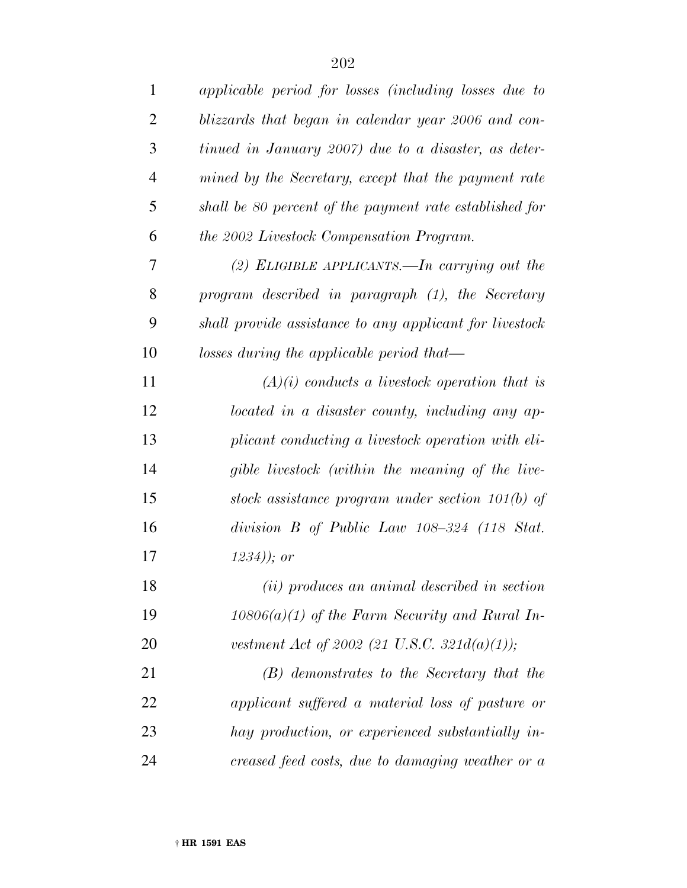*applicable period for losses (including losses due to blizzards that began in calendar year 2006 and continued in January 2007) due to a disaster, as determined by the Secretary, except that the payment rate shall be 80 percent of the payment rate established for the 2002 Livestock Compensation Program.*

*(2) ELIGIBLE APPLICANTS.—In carrying out the program described in paragraph (1), the Secretary shall provide assistance to any applicant for livestock losses during the applicable period that—*

*(A)(i) conducts a livestock operation that is located in a disaster county, including any applicant conducting a livestock operation with eligible livestock (within the meaning of the livestock assistance program under section 101(b) of division B of Public Law 108–324 (118 Stat. 1234)); or*

*(ii) produces an animal described in section 10806(a)(1) of the Farm Security and Rural Investment Act of 2002 (21 U.S.C. 321d(a)(1));*

*(B) demonstrates to the Secretary that the applicant suffered a material loss of pasture or hay production, or experienced substantially increased feed costs, due to damaging weather or a*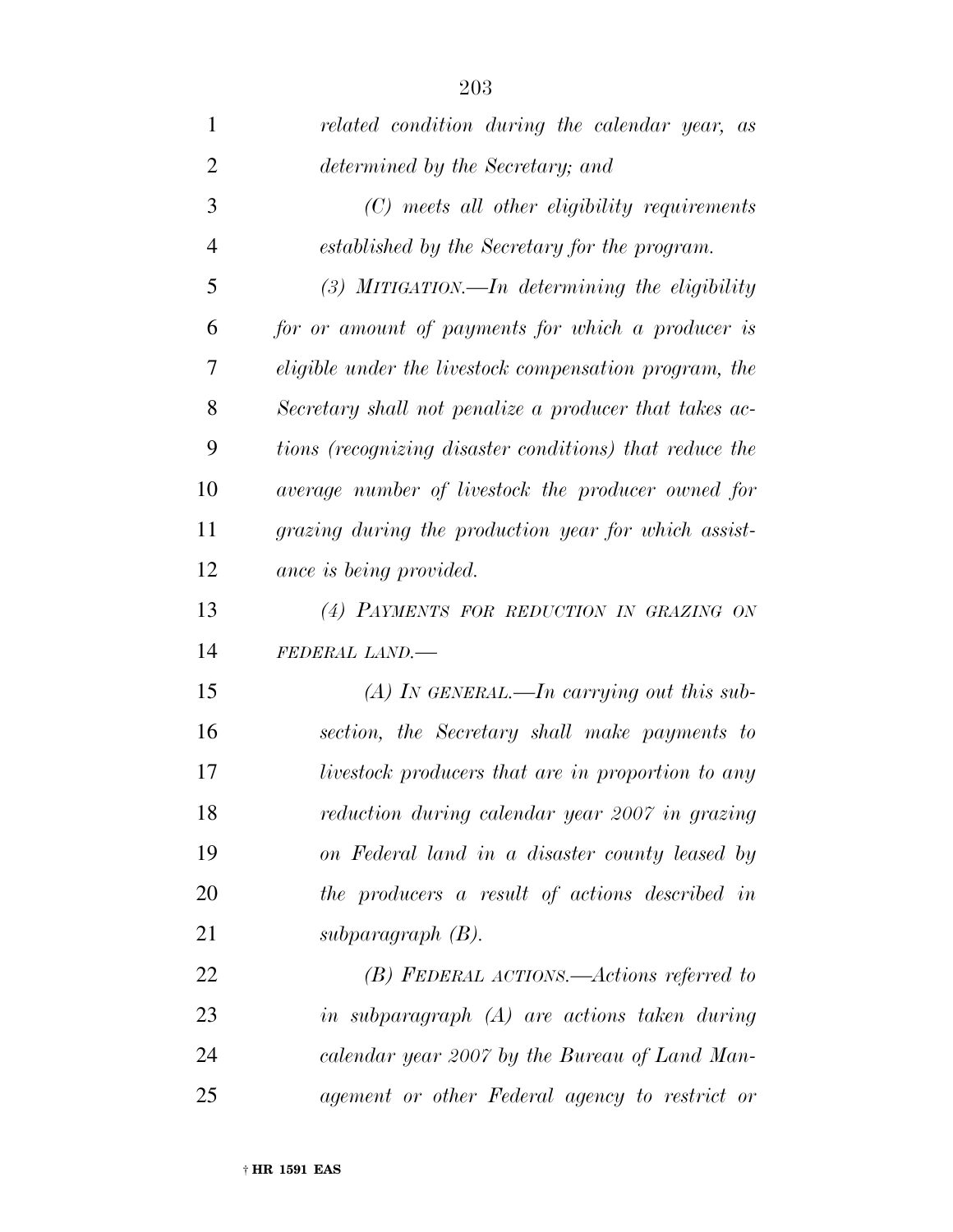*related condition during the calendar year, as determined by the Secretary; and*

*(C) meets all other eligibility requirements established by the Secretary for the program.*

*(3) MITIGATION.—In determining the eligibility for or amount of payments for which a producer is eligible under the livestock compensation program, the Secretary shall not penalize a producer that takes actions (recognizing disaster conditions) that reduce the average number of livestock the producer owned for grazing during the production year for which assistance is being provided.*

*(4) PAYMENTS FOR REDUCTION IN GRAZING ON FEDERAL LAND.—*

*(A) IN GENERAL.—In carrying out this subsection, the Secretary shall make payments to livestock producers that are in proportion to any reduction during calendar year 2007 in grazing on Federal land in a disaster county leased by the producers a result of actions described in subparagraph (B).*

*(B) FEDERAL ACTIONS.—Actions referred to in subparagraph (A) are actions taken during calendar year 2007 by the Bureau of Land Management or other Federal agency to restrict or*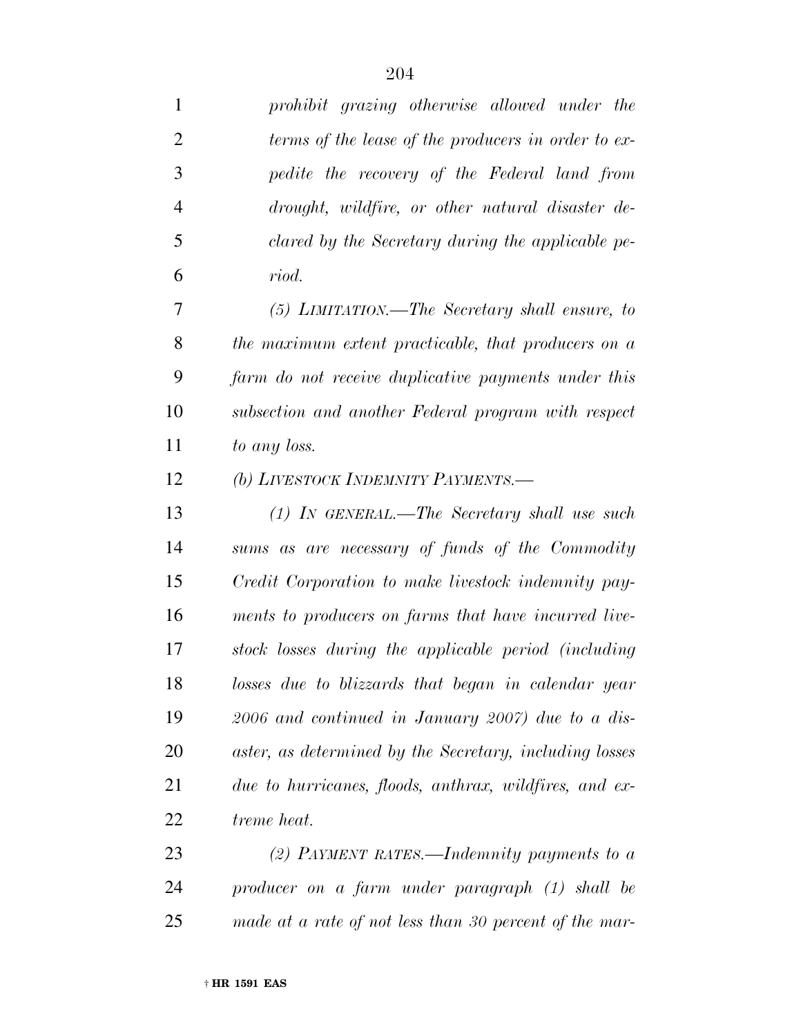*prohibit grazing otherwise allowed under the terms of the lease of the producers in order to expedite the recovery of the Federal land from drought, wildfire, or other natural disaster declared by the Secretary during the applicable period.*

*(5) LIMITATION.—The Secretary shall ensure, to the maximum extent practicable, that producers on a farm do not receive duplicative payments under this subsection and another Federal program with respect to any loss.*

*(b) LIVESTOCK INDEMNITY PAYMENTS.—*

*(1) IN GENERAL.—The Secretary shall use such sums as are necessary of funds of the Commodity Credit Corporation to make livestock indemnity payments to producers on farms that have incurred livestock losses during the applicable period (including losses due to blizzards that began in calendar year 2006 and continued in January 2007) due to a disaster, as determined by the Secretary, including losses due to hurricanes, floods, anthrax, wildfires, and extreme heat.*

*(2) PAYMENT RATES.—Indemnity payments to a producer on a farm under paragraph (1) shall be made at a rate of not less than 30 percent of the mar-*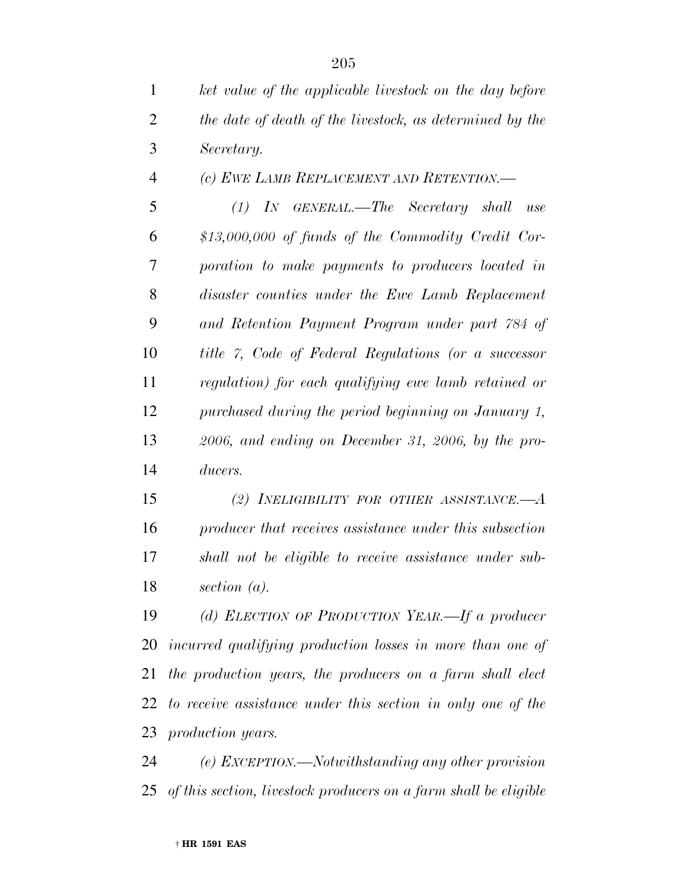*ket value of the applicable livestock on the day before the date of death of the livestock, as determined by the Secretary.*

*(c) EWE LAMB REPLACEMENT AND RETENTION.—*

*(1) IN GENERAL.—The Secretary shall use $13,000,000 of funds of the Commodity Credit Corporation to make payments to producers located in disaster counties under the Ewe Lamb Replacement and Retention Payment Program under part 784 of title 7, Code of Federal Regulations (or a successor regulation) for each qualifying ewe lamb retained or purchased during the period beginning on January 1, 2006, and ending on December 31, 2006, by the producers.*

*(2) INELIGIBILITY FOR OTHER ASSISTANCE.—A producer that receives assistance under this subsection shall not be eligible to receive assistance under subsection (a).*

*(d) ELECTION OF PRODUCTION YEAR.—If a producer incurred qualifying production losses in more than one of the production years, the producers on a farm shall elect to receive assistance under this section in only one of the production years.*

*(e) EXCEPTION.—Notwithstanding any other provision of this section, livestock producers on a farm shall be eligible*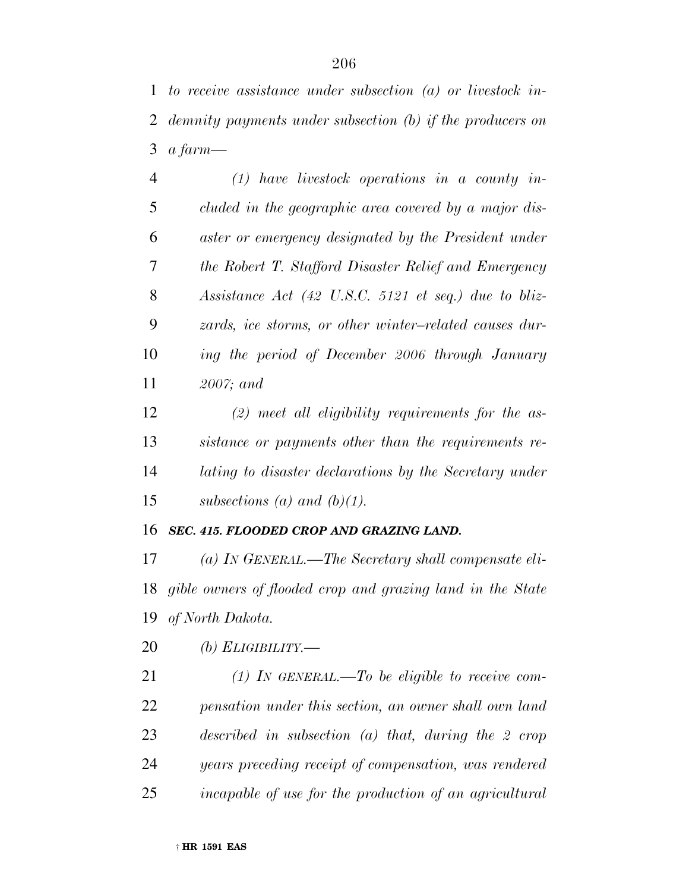*to receive assistance under subsection (a) or livestock indemnity payments under subsection (b) if the producers on a farm—*

*(1) have livestock operations in a county included in the geographic area covered by a major disaster or emergency designated by the President under the Robert T. Stafford Disaster Relief and Emergency Assistance Act (42 U.S.C. 5121 et seq.) due to blizzards, ice storms, or other winter–related causes during the period of December 2006 through January 2007; and*

*(2) meet all eligibility requirements for the assistance or payments other than the requirements relating to disaster declarations by the Secretary under subsections (a) and (b)(1).*

***SEC. 415. FLOODED CROP AND GRAZING LAND.***

*(a) IN GENERAL.—The Secretary shall compensate eligible owners of flooded crop and grazing land in the State of North Dakota.*

*(b) ELIGIBILITY.—*

*(1) IN GENERAL.—To be eligible to receive compensation under this section, an owner shall own land described in subsection (a) that, during the 2 crop years preceding receipt of compensation, was rendered incapable of use for the production of an agricultural*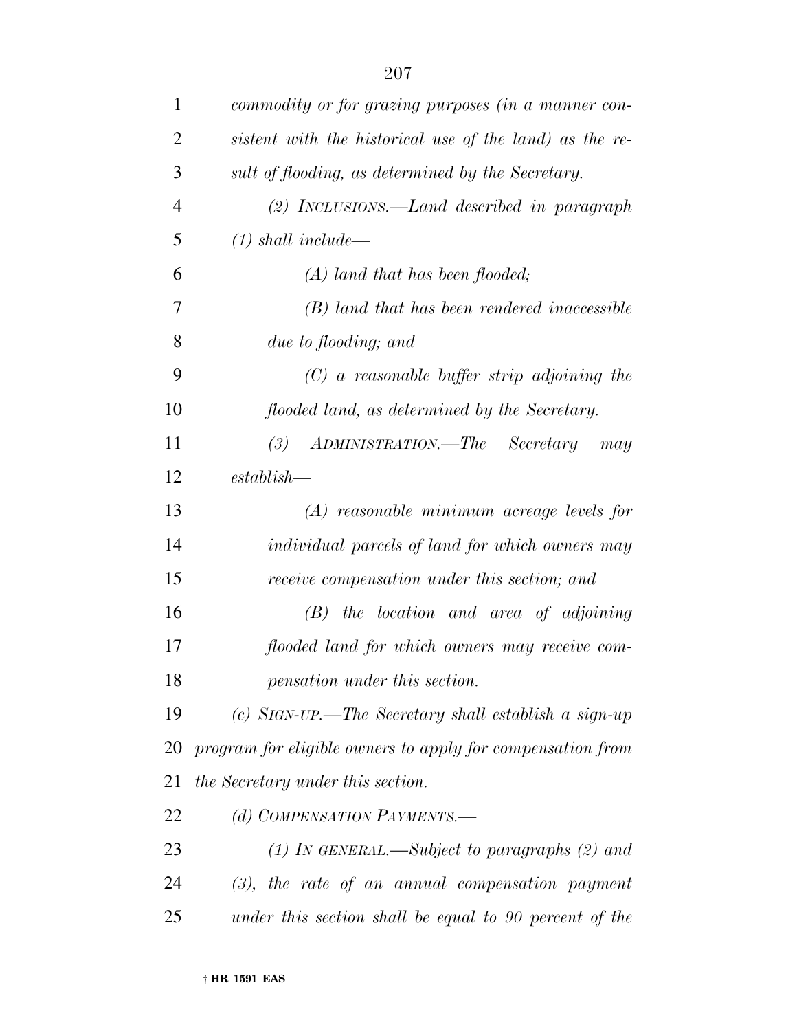*commodity or for grazing purposes (in a manner consistent with the historical use of the land) as the result of flooding, as determined by the Secretary.*

*(2) INCLUSIONS.—Land described in paragraph (1) shall include—*

*(A) land that has been flooded;*

*(B) land that has been rendered inaccessible due to flooding; and*

*(C) a reasonable buffer strip adjoining the flooded land, as determined by the Secretary.*

*(3) ADMINISTRATION.—The Secretary may establish—*

*(A) reasonable minimum acreage levels for individual parcels of land for which owners may receive compensation under this section; and*

*(B) the location and area of adjoining flooded land for which owners may receive compensation under this section.*

*(c) SIGN-UP.—The Secretary shall establish a sign-up program for eligible owners to apply for compensation from the Secretary under this section.*

*(d) COMPENSATION PAYMENTS.—*

*(1) IN GENERAL.—Subject to paragraphs (2) and (3), the rate of an annual compensation payment under this section shall be equal to 90 percent of the*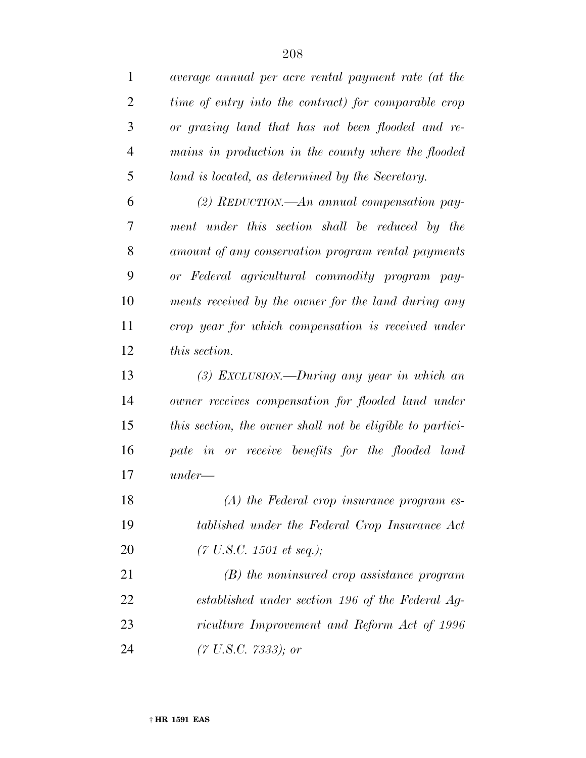*average annual per acre rental payment rate (at the time of entry into the contract) for comparable crop or grazing land that has not been flooded and remains in production in the county where the flooded land is located, as determined by the Secretary.*

*(2) REDUCTION.—An annual compensation payment under this section shall be reduced by the amount of any conservation program rental payments or Federal agricultural commodity program payments received by the owner for the land during any crop year for which compensation is received under this section.*

*(3) EXCLUSION.—During any year in which an owner receives compensation for flooded land under this section, the owner shall not be eligible to participate in or receive benefits for the flooded land under—*

*(A) the Federal crop insurance program established under the Federal Crop Insurance Act (7 U.S.C. 1501 et seq.);*

*(B) the noninsured crop assistance program established under section 196 of the Federal Agriculture Improvement and Reform Act of 1996 (7 U.S.C. 7333); or*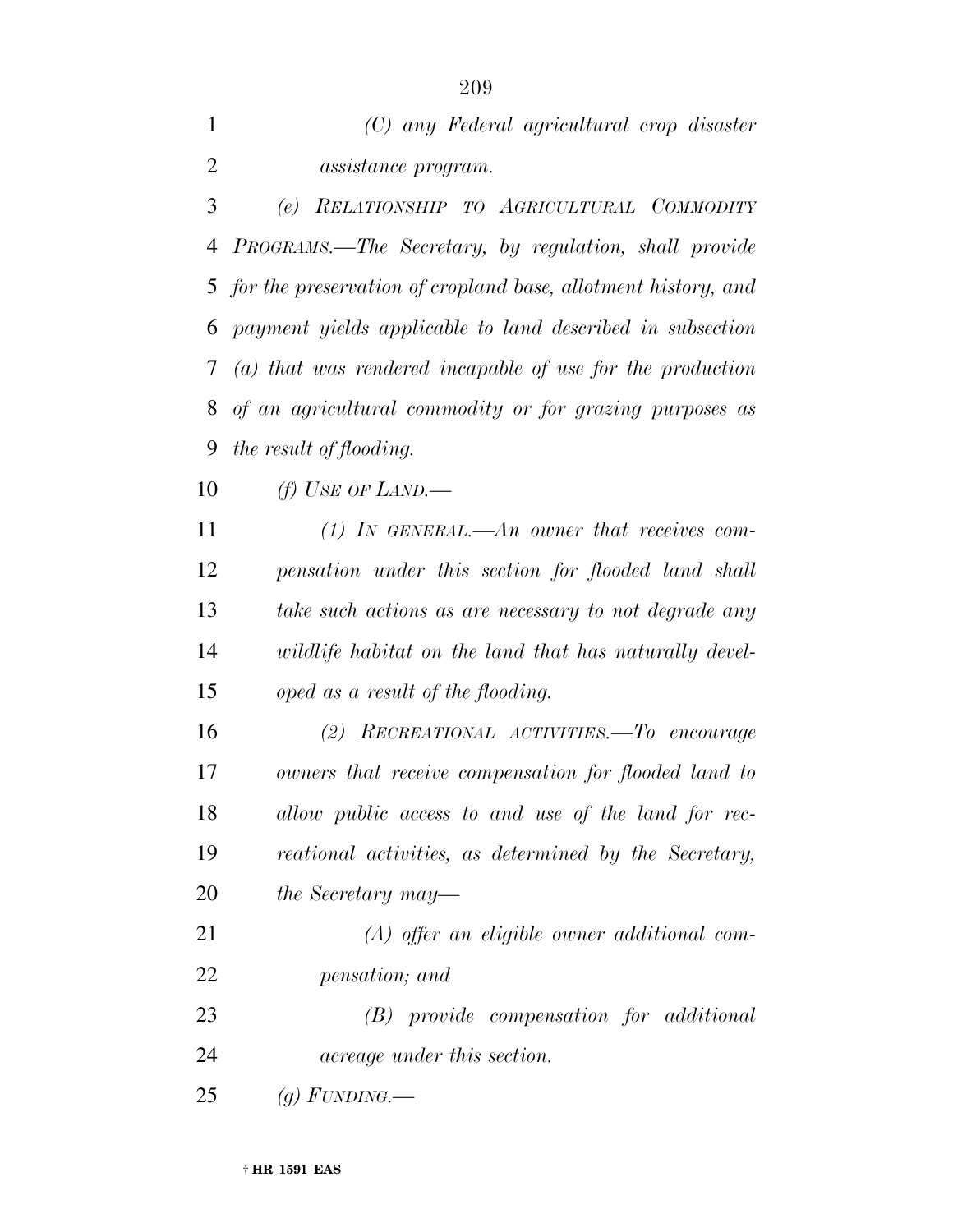*(C) any Federal agricultural crop disaster assistance program.*

*(e) RELATIONSHIP TO AGRICULTURAL COMMODITY PROGRAMS.—The Secretary, by regulation, shall provide for the preservation of cropland base, allotment history, and payment yields applicable to land described in subsection (a) that was rendered incapable of use for the production of an agricultural commodity or for grazing purposes as the result of flooding.*

*(f) USE OF LAND.—*

*(1) IN GENERAL.—An owner that receives compensation under this section for flooded land shall take such actions as are necessary to not degrade any wildlife habitat on the land that has naturally developed as a result of the flooding.*

*(2) RECREATIONAL ACTIVITIES.—To encourage owners that receive compensation for flooded land to allow public access to and use of the land for recreational activities, as determined by the Secretary, the Secretary may—*

*(A) offer an eligible owner additional compensation; and*

*(B) provide compensation for additional acreage under this section.*

*(g) FUNDING.—*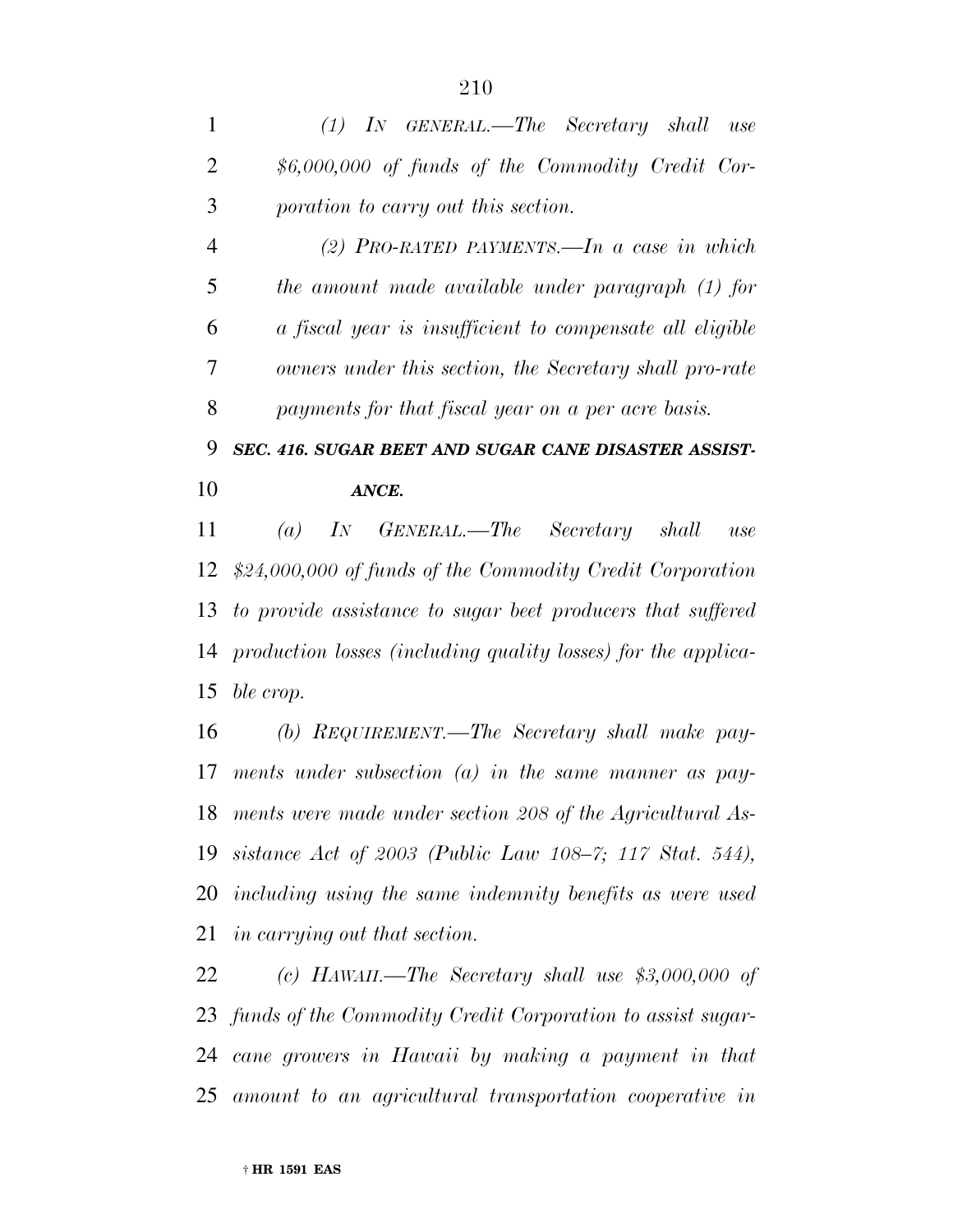*(1) IN GENERAL.—The Secretary shall use $6,000,000 of funds of the Commodity Credit Corporation to carry out this section.*

*(2) PRO-RATED PAYMENTS.—In a case in which the amount made available under paragraph (1) for a fiscal year is insufficient to compensate all eligible owners under this section, the Secretary shall pro-rate payments for that fiscal year on a per acre basis.*

***SEC. 416. SUGAR BEET AND SUGAR CANE DISASTER ASSISTANCE.***

*(a) IN GENERAL.—The Secretary shall use $24,000,000 of funds of the Commodity Credit Corporation to provide assistance to sugar beet producers that suffered production losses (including quality losses) for the applicable crop.*

*(b) REQUIREMENT.—The Secretary shall make payments under subsection (a) in the same manner as payments were made under section 208 of the Agricultural Assistance Act of 2003 (Public Law 108–7; 117 Stat. 544), including using the same indemnity benefits as were used in carrying out that section.*

*(c) HAWAII.—The Secretary shall use $3,000,000 of funds of the Commodity Credit Corporation to assist sugarcane growers in Hawaii by making a payment in that amount to an agricultural transportation cooperative in*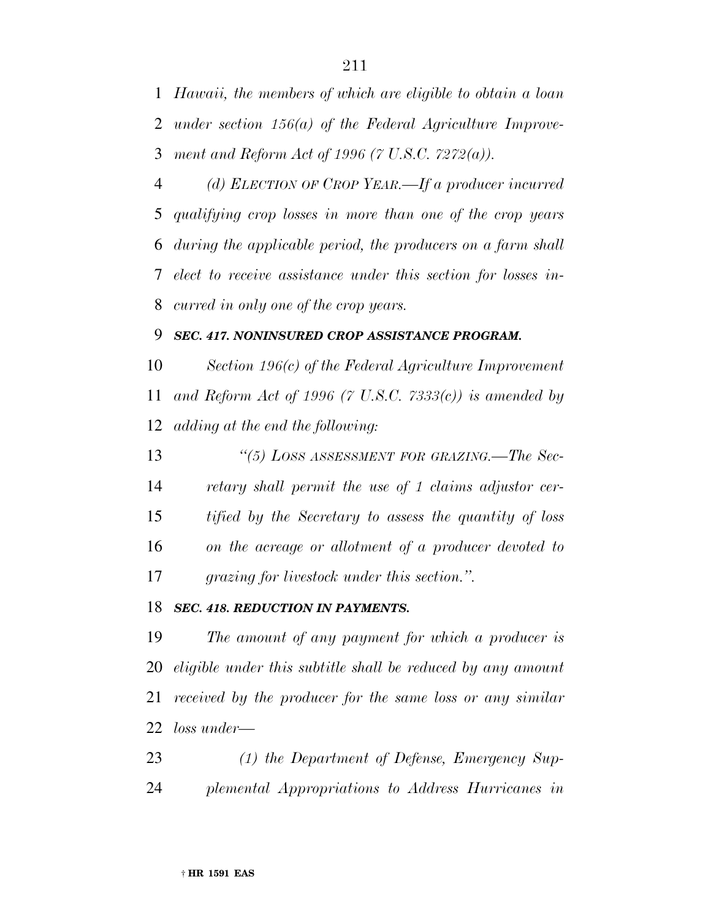*Hawaii, the members of which are eligible to obtain a loan under section 156(a) of the Federal Agriculture Improvement and Reform Act of 1996 (7 U.S.C. 7272(a)).*

*(d) ELECTION OF CROP YEAR.—If a producer incurred qualifying crop losses in more than one of the crop years during the applicable period, the producers on a farm shall elect to receive assistance under this section for losses incurred in only one of the crop years.*

***SEC. 417. NONINSURED CROP ASSISTANCE PROGRAM.***

*Section 196(c) of the Federal Agriculture Improvement and Reform Act of 1996 (7 U.S.C. 7333(c)) is amended by adding at the end the following:*

*"(5) LOSS ASSESSMENT FOR GRAZING.—The Secretary shall permit the use of 1 claims adjustor certified by the Secretary to assess the quantity of loss on the acreage or allotment of a producer devoted to grazing for livestock under this section.".*

***SEC. 418. REDUCTION IN PAYMENTS.***

*The amount of any payment for which a producer is eligible under this subtitle shall be reduced by any amount received by the producer for the same loss or any similar loss under—*

*(1) the Department of Defense, Emergency Supplemental Appropriations to Address Hurricanes in*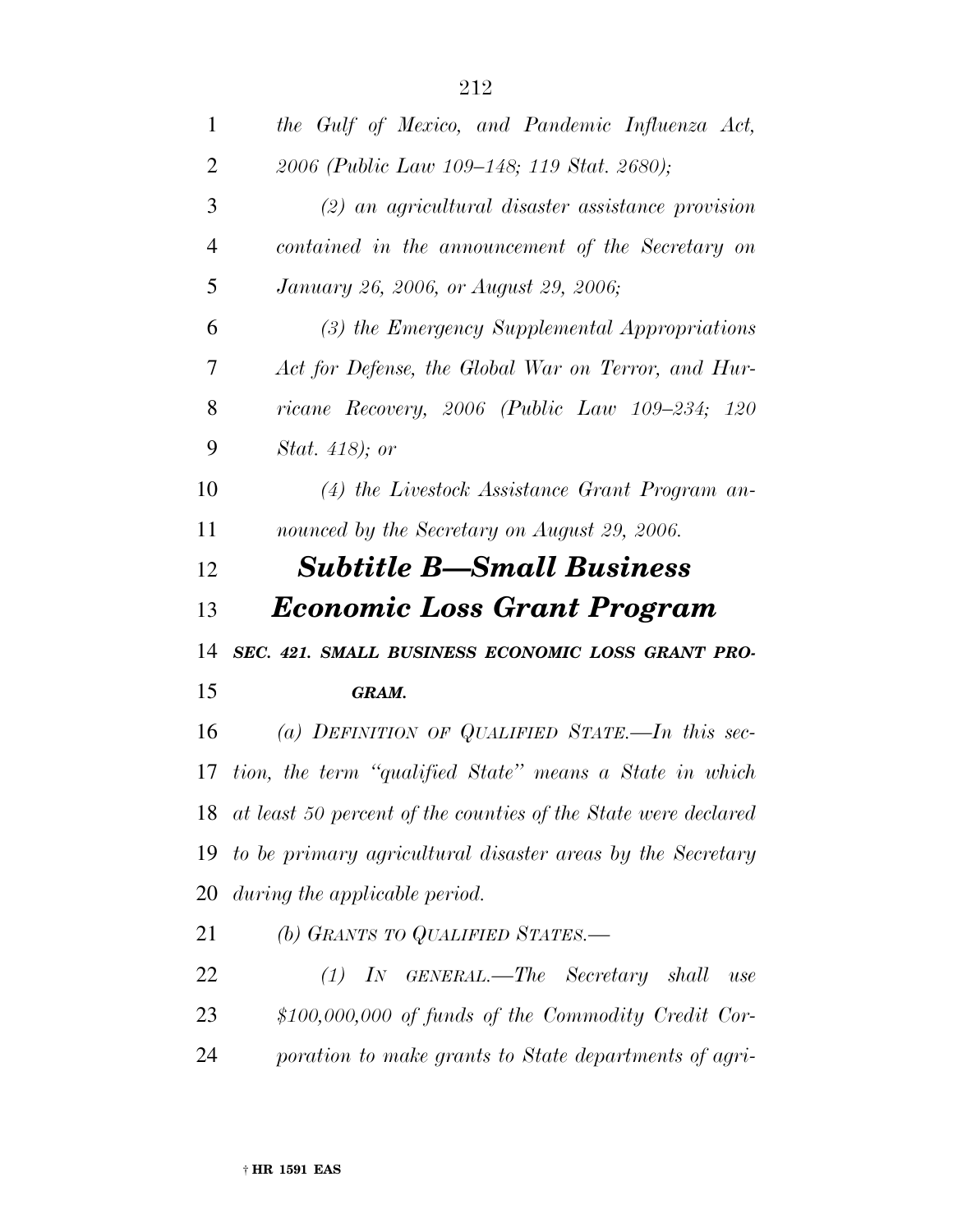*the Gulf of Mexico, and Pandemic Influenza Act, 2006 (Public Law 109–148; 119 Stat. 2680);*

*(2) an agricultural disaster assistance provision contained in the announcement of the Secretary on January 26, 2006, or August 29, 2006;*

*(3) the Emergency Supplemental Appropriations Act for Defense, the Global War on Terror, and Hurricane Recovery, 2006 (Public Law 109–234; 120 Stat. 418); or*

*(4) the Livestock Assistance Grant Program announced by the Secretary on August 29, 2006.*

## *Subtitle B—Small Business Economic Loss Grant Program*

***SEC. 421. SMALL BUSINESS ECONOMIC LOSS GRANT PROGRAM.***

*(a) DEFINITION OF QUALIFIED STATE.—In this section, the term "qualified State" means a State in which at least 50 percent of the counties of the State were declared to be primary agricultural disaster areas by the Secretary during the applicable period.*

*(b) GRANTS TO QUALIFIED STATES.—*

*(1) IN GENERAL.—The Secretary shall use $100,000,000 of funds of the Commodity Credit Corporation to make grants to State departments of agri-*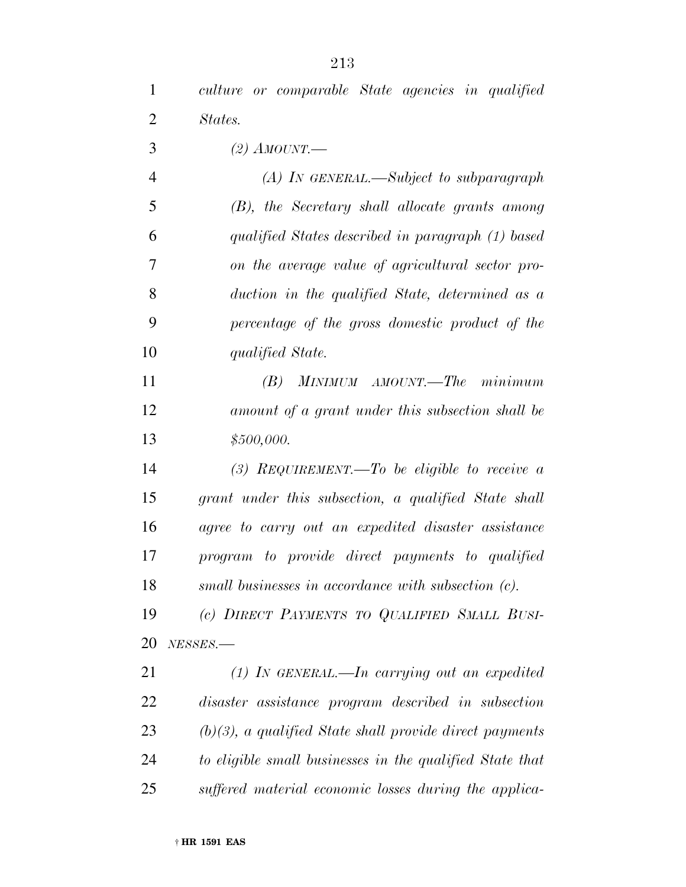*culture or comparable State agencies in qualified States.*

*(2) AMOUNT.—*

*(A) IN GENERAL.—Subject to subparagraph (B), the Secretary shall allocate grants among qualified States described in paragraph (1) based on the average value of agricultural sector production in the qualified State, determined as a percentage of the gross domestic product of the qualified State.*

*(B) MINIMUM AMOUNT.—The minimum amount of a grant under this subsection shall be $500,000.*

*(3) REQUIREMENT.—To be eligible to receive a grant under this subsection, a qualified State shall agree to carry out an expedited disaster assistance program to provide direct payments to qualified small businesses in accordance with subsection (c).*

*(c) DIRECT PAYMENTS TO QUALIFIED SMALL BUSINESSES.—*

*(1) IN GENERAL.—In carrying out an expedited disaster assistance program described in subsection (b)(3), a qualified State shall provide direct payments to eligible small businesses in the qualified State that suffered material economic losses during the applica-*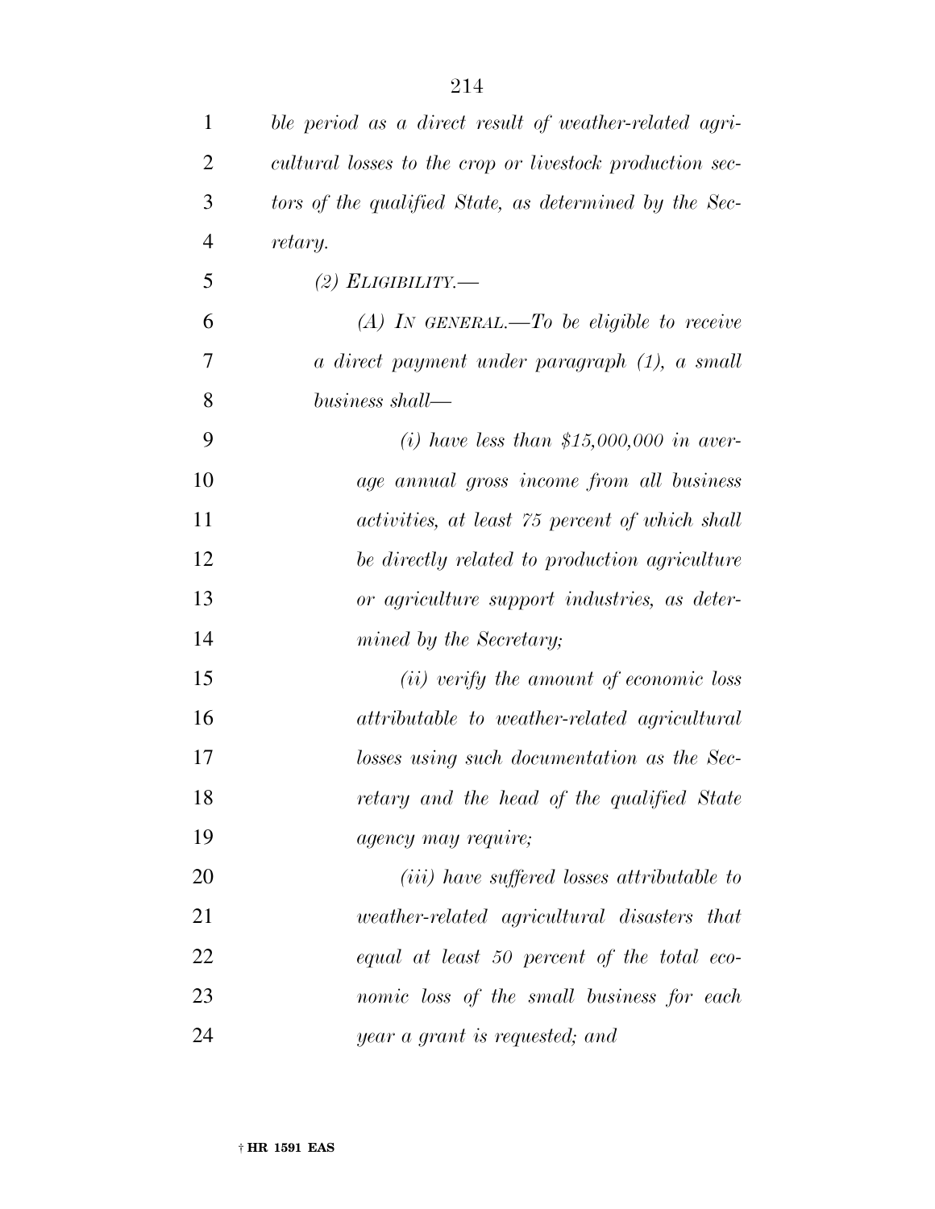*ble period as a direct result of weather-related agricultural losses to the crop or livestock production sectors of the qualified State, as determined by the Secretary.*

*(2) ELIGIBILITY.—*

*(A) IN GENERAL.—To be eligible to receive a direct payment under paragraph (1), a small business shall—*

*(i) have less than $15,000,000 in average annual gross income from all business activities, at least 75 percent of which shall be directly related to production agriculture or agriculture support industries, as determined by the Secretary;*

*(ii) verify the amount of economic loss attributable to weather-related agricultural losses using such documentation as the Secretary and the head of the qualified State agency may require;*

*(iii) have suffered losses attributable to weather-related agricultural disasters that equal at least 50 percent of the total economic loss of the small business for each year a grant is requested; and*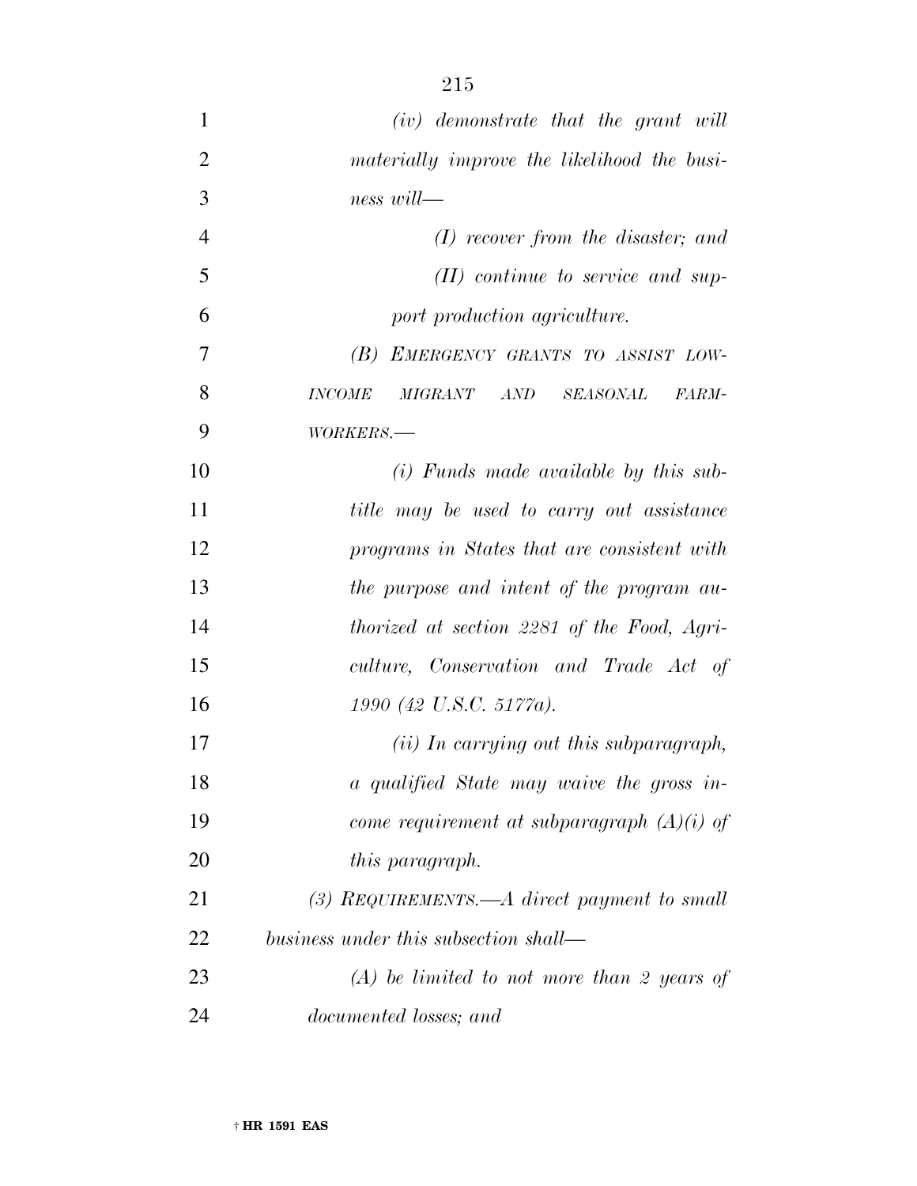*(iv) demonstrate that the grant will materially improve the likelihood the business will—*

*(I) recover from the disaster; and*

*(II) continue to service and support production agriculture.*

*(B) EMERGENCY GRANTS TO ASSIST LOW-INCOME MIGRANT AND SEASONAL FARMWORKERS.—*

*(i) Funds made available by this subtitle may be used to carry out assistance programs in States that are consistent with the purpose and intent of the program authorized at section 2281 of the Food, Agriculture, Conservation and Trade Act of 1990 (42 U.S.C. 5177a).*

*(ii) In carrying out this subparagraph, a qualified State may waive the gross income requirement at subparagraph (A)(i) of this paragraph.*

*(3) REQUIREMENTS.—A direct payment to small business under this subsection shall—*

*(A) be limited to not more than 2 years of documented losses; and*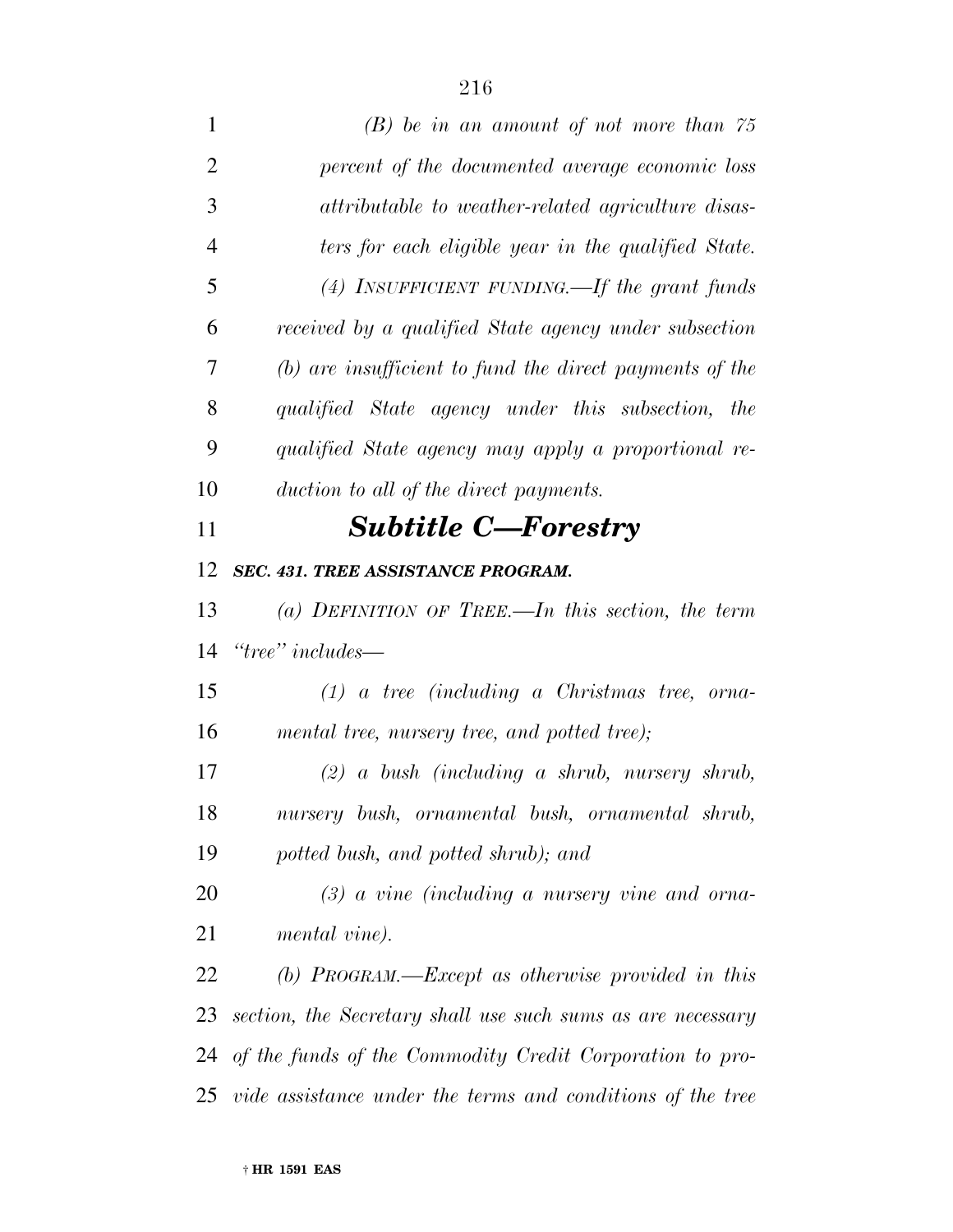*(B) be in an amount of not more than 75 percent of the documented average economic loss attributable to weather-related agriculture disasters for each eligible year in the qualified State.*

*(4) INSUFFICIENT FUNDING.—If the grant funds received by a qualified State agency under subsection (b) are insufficient to fund the direct payments of the qualified State agency under this subsection, the qualified State agency may apply a proportional reduction to all of the direct payments.*

## *Subtitle C—Forestry*

### *SEC. 431. TREE ASSISTANCE PROGRAM.*

*(a) DEFINITION OF TREE.—In this section, the term "tree" includes—*

*(1) a tree (including a Christmas tree, ornamental tree, nursery tree, and potted tree);*

*(2) a bush (including a shrub, nursery shrub, nursery bush, ornamental bush, ornamental shrub, potted bush, and potted shrub); and*

*(3) a vine (including a nursery vine and ornamental vine).*

*(b) PROGRAM.—Except as otherwise provided in this section, the Secretary shall use such sums as are necessary of the funds of the Commodity Credit Corporation to provide assistance under the terms and conditions of the tree*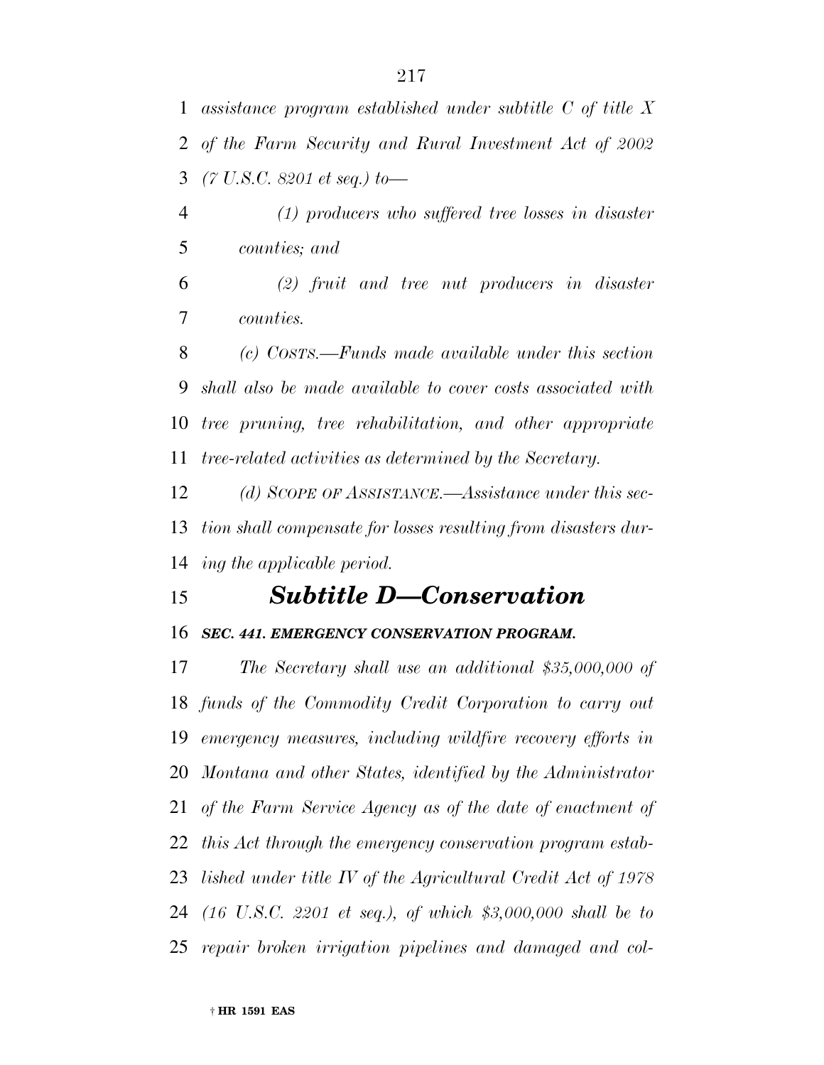*assistance program established under subtitle C of title X of the Farm Security and Rural Investment Act of 2002 (7 U.S.C. 8201 et seq.) to—*

*(1) producers who suffered tree losses in disaster counties; and*

*(2) fruit and tree nut producers in disaster counties.*

*(c) COSTS.—Funds made available under this section shall also be made available to cover costs associated with tree pruning, tree rehabilitation, and other appropriate tree-related activities as determined by the Secretary.*

*(d) SCOPE OF ASSISTANCE.—Assistance under this section shall compensate for losses resulting from disasters during the applicable period.*

## ***Subtitle D—Conservation***

***SEC. 441. EMERGENCY CONSERVATION PROGRAM.***

*The Secretary shall use an additional $35,000,000 of funds of the Commodity Credit Corporation to carry out emergency measures, including wildfire recovery efforts in Montana and other States, identified by the Administrator of the Farm Service Agency as of the date of enactment of this Act through the emergency conservation program established under title IV of the Agricultural Credit Act of 1978 (16 U.S.C. 2201 et seq.), of which $3,000,000 shall be to repair broken irrigation pipelines and damaged and col-*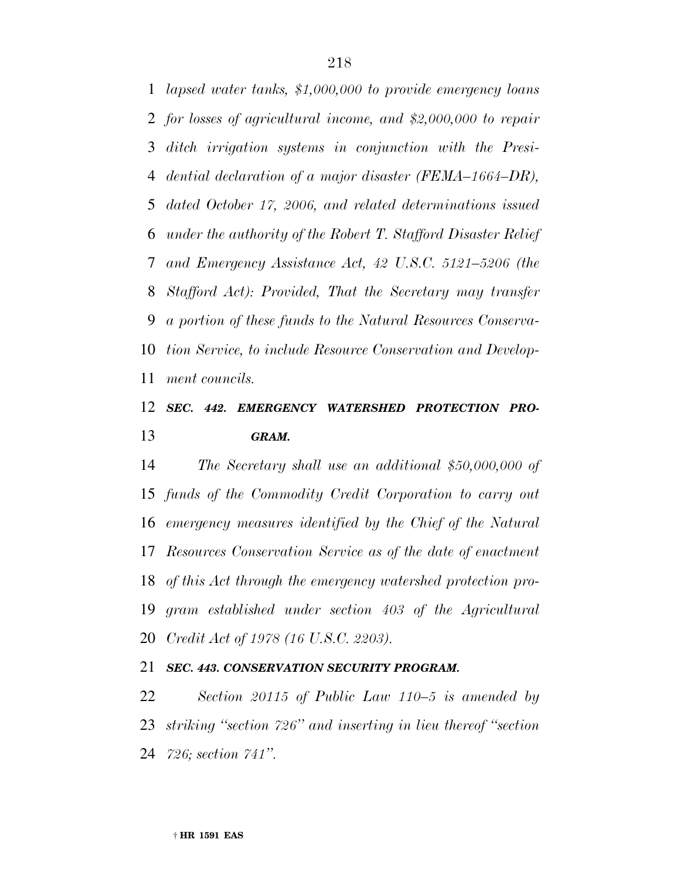*lapsed water tanks, $1,000,000 to provide emergency loans for losses of agricultural income, and $2,000,000 to repair ditch irrigation systems in conjunction with the Presidential declaration of a major disaster (FEMA–1664–DR), dated October 17, 2006, and related determinations issued under the authority of the Robert T. Stafford Disaster Relief and Emergency Assistance Act, 42 U.S.C. 5121–5206 (the Stafford Act): Provided, That the Secretary may transfer a portion of these funds to the Natural Resources Conservation Service, to include Resource Conservation and Development councils.*

***SEC. 442. EMERGENCY WATERSHED PROTECTION PROGRAM.***

*The Secretary shall use an additional $50,000,000 of funds of the Commodity Credit Corporation to carry out emergency measures identified by the Chief of the Natural Resources Conservation Service as of the date of enactment of this Act through the emergency watershed protection program established under section 403 of the Agricultural Credit Act of 1978 (16 U.S.C. 2203).*

***SEC. 443. CONSERVATION SECURITY PROGRAM.***

*Section 20115 of Public Law 110–5 is amended by striking "section 726" and inserting in lieu thereof "section 726; section 741".*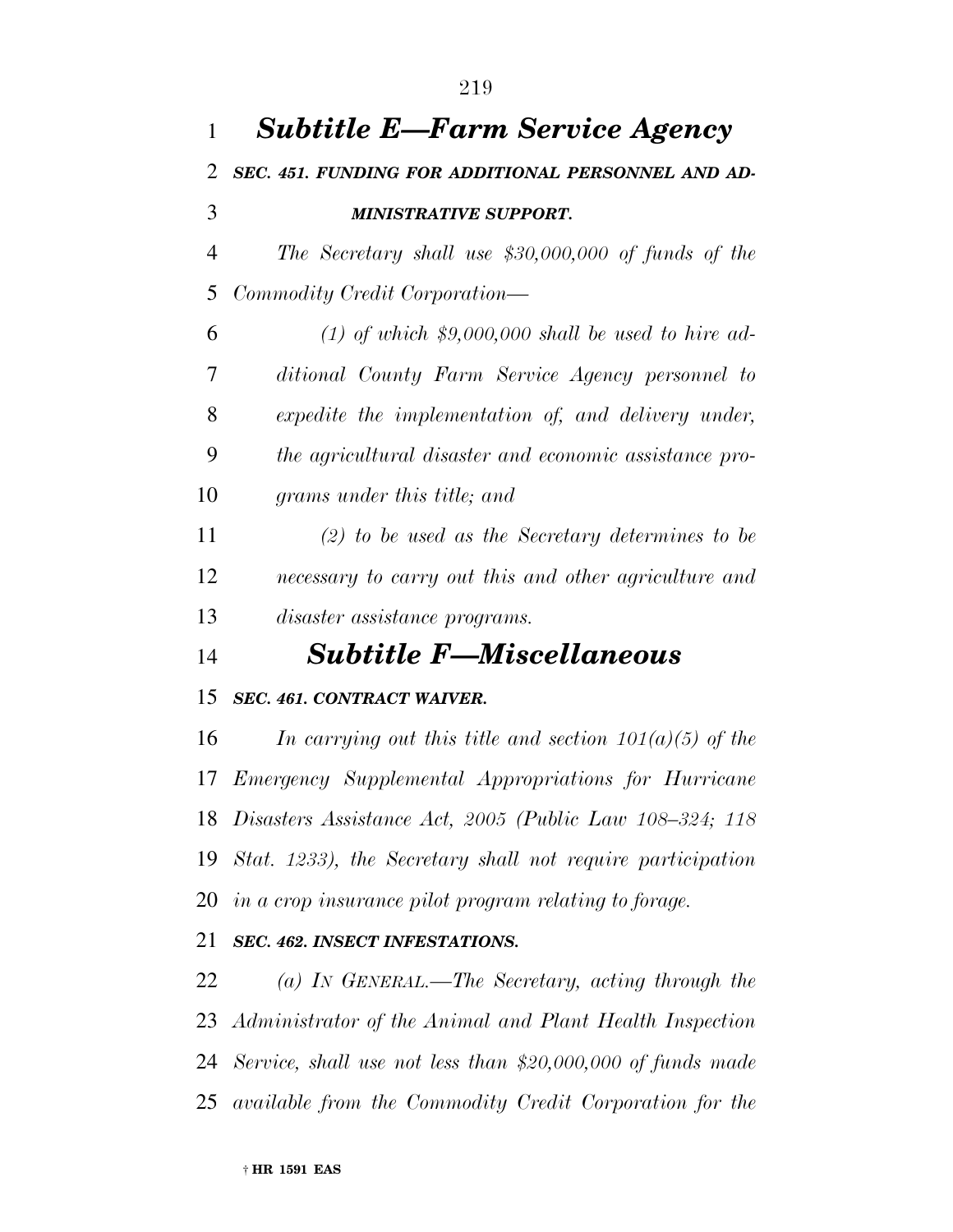## *Subtitle E—Farm Service Agency*

***SEC. 451. FUNDING FOR ADDITIONAL PERSONNEL AND ADMINISTRATIVE SUPPORT.***

*The Secretary shall use $30,000,000 of funds of the Commodity Credit Corporation—*

*(1) of which $9,000,000 shall be used to hire additional County Farm Service Agency personnel to expedite the implementation of, and delivery under, the agricultural disaster and economic assistance programs under this title; and*

*(2) to be used as the Secretary determines to be necessary to carry out this and other agriculture and disaster assistance programs.*

## *Subtitle F—Miscellaneous*

***SEC. 461. CONTRACT WAIVER.***

*In carrying out this title and section 101(a)(5) of the Emergency Supplemental Appropriations for Hurricane Disasters Assistance Act, 2005 (Public Law 108–324; 118 Stat. 1233), the Secretary shall not require participation in a crop insurance pilot program relating to forage.*

***SEC. 462. INSECT INFESTATIONS.***

*(a) IN GENERAL.—The Secretary, acting through the Administrator of the Animal and Plant Health Inspection Service, shall use not less than $20,000,000 of funds made available from the Commodity Credit Corporation for the*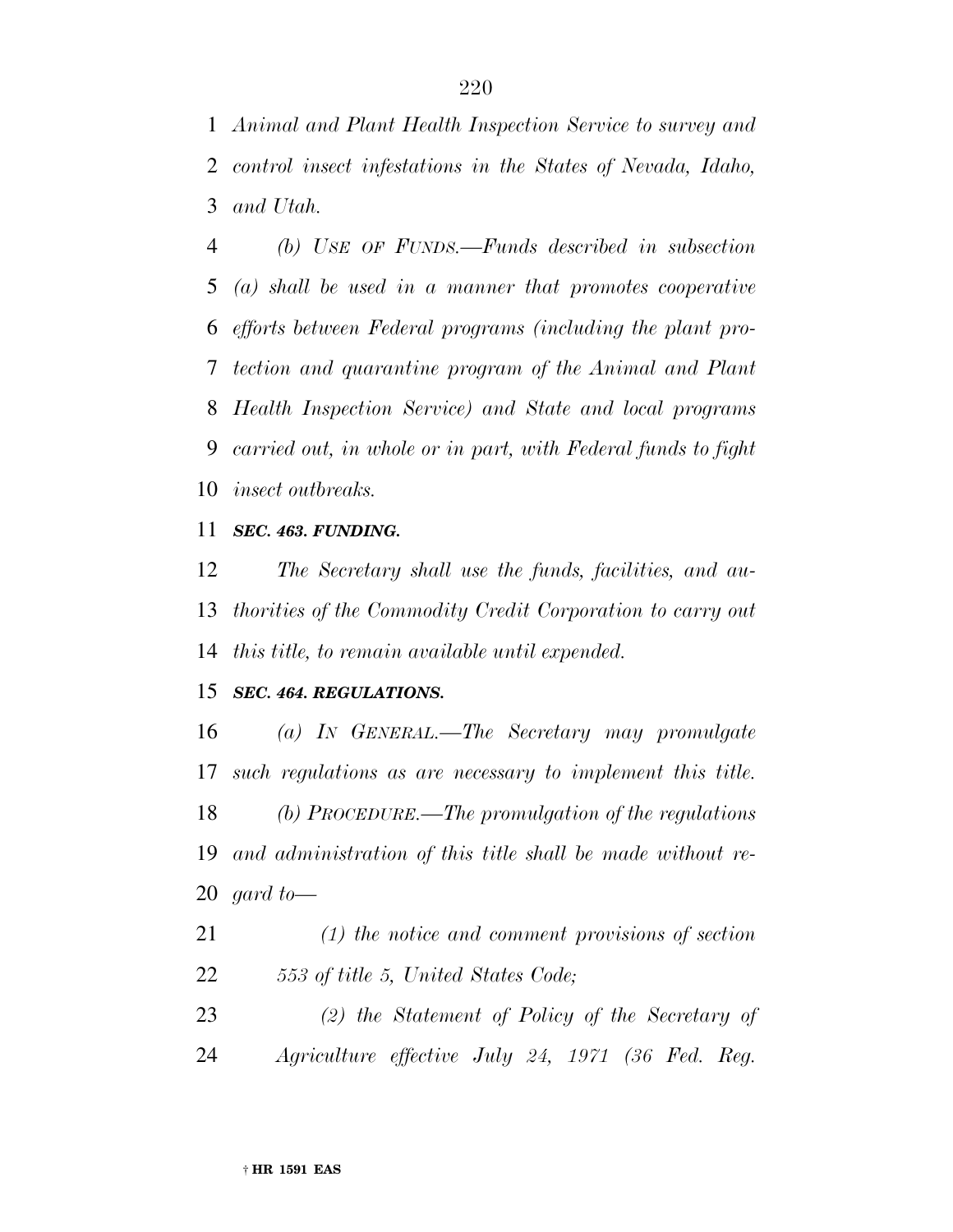*Animal and Plant Health Inspection Service to survey and control insect infestations in the States of Nevada, Idaho, and Utah.*

*(b) USE OF FUNDS.—Funds described in subsection (a) shall be used in a manner that promotes cooperative efforts between Federal programs (including the plant protection and quarantine program of the Animal and Plant Health Inspection Service) and State and local programs carried out, in whole or in part, with Federal funds to fight insect outbreaks.*

***SEC. 463. FUNDING.***

*The Secretary shall use the funds, facilities, and authorities of the Commodity Credit Corporation to carry out this title, to remain available until expended.*

***SEC. 464. REGULATIONS.***

*(a) IN GENERAL.—The Secretary may promulgate such regulations as are necessary to implement this title.*

*(b) PROCEDURE.—The promulgation of the regulations and administration of this title shall be made without regard to—*

*(1) the notice and comment provisions of section 553 of title 5, United States Code;*

*(2) the Statement of Policy of the Secretary of Agriculture effective July 24, 1971 (36 Fed. Reg.*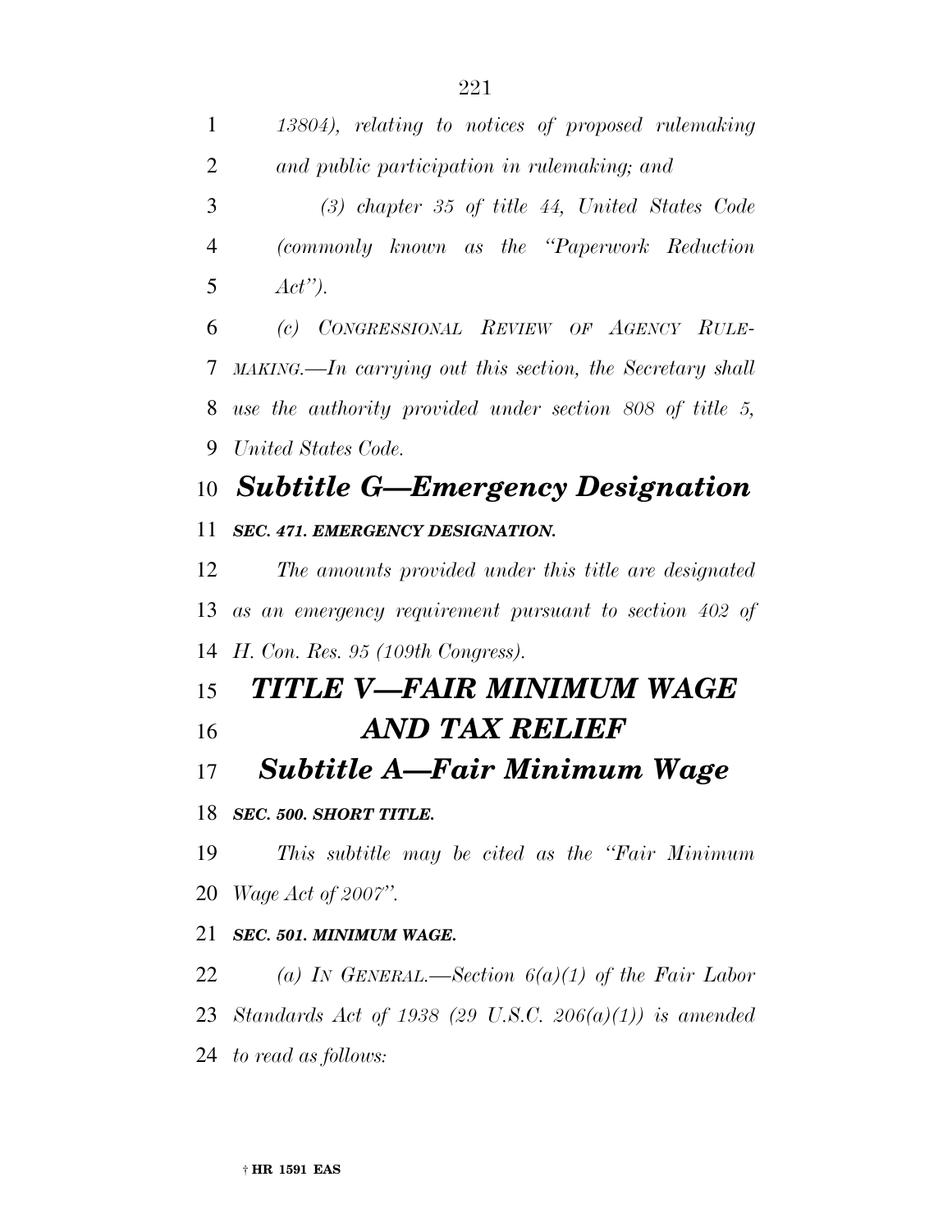*13804), relating to notices of proposed rulemaking and public participation in rulemaking; and*

*(3) chapter 35 of title 44, United States Code (commonly known as the "Paperwork Reduction Act").*

*(c) CONGRESSIONAL REVIEW OF AGENCY RULEMAKING.—In carrying out this section, the Secretary shall use the authority provided under section 808 of title 5, United States Code.*

## *Subtitle G—Emergency Designation*

***SEC. 471. EMERGENCY DESIGNATION.***

*The amounts provided under this title are designated as an emergency requirement pursuant to section 402 of H. Con. Res. 95 (109th Congress).*

# *TITLE V—FAIR MINIMUM WAGE AND TAX RELIEF*

## *Subtitle A—Fair Minimum Wage*

***SEC. 500. SHORT TITLE.***

*This subtitle may be cited as the "Fair Minimum Wage Act of 2007".*

***SEC. 501. MINIMUM WAGE.***

*(a) IN GENERAL.—Section 6(a)(1) of the Fair Labor Standards Act of 1938 (29 U.S.C. 206(a)(1)) is amended to read as follows:*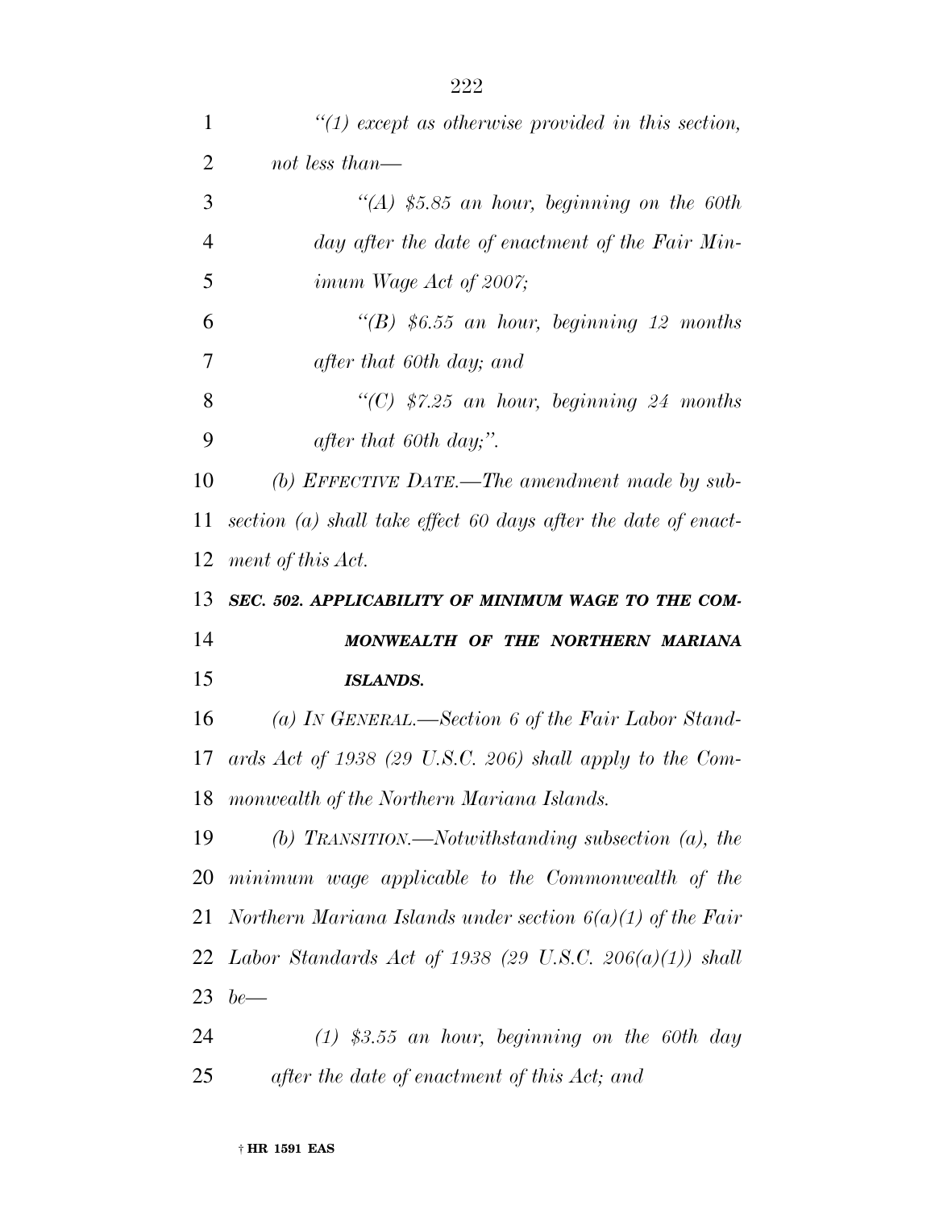*"(1) except as otherwise provided in this section, not less than—*

*"(A) $5.85 an hour, beginning on the 60th day after the date of enactment of the Fair Minimum Wage Act of 2007;*

*"(B) $6.55 an hour, beginning 12 months after that 60th day; and*

*"(C) $7.25 an hour, beginning 24 months after that 60th day;".*

*(b) EFFECTIVE DATE.—The amendment made by subsection (a) shall take effect 60 days after the date of enactment of this Act.*

***SEC. 502. APPLICABILITY OF MINIMUM WAGE TO THE COMMONWEALTH OF THE NORTHERN MARIANA ISLANDS.***

*(a) IN GENERAL.—Section 6 of the Fair Labor Standards Act of 1938 (29 U.S.C. 206) shall apply to the Commonwealth of the Northern Mariana Islands.*

*(b) TRANSITION.—Notwithstanding subsection (a), the minimum wage applicable to the Commonwealth of the Northern Mariana Islands under section 6(a)(1) of the Fair Labor Standards Act of 1938 (29 U.S.C. 206(a)(1)) shall be—*

*(1) $3.55 an hour, beginning on the 60th day after the date of enactment of this Act; and*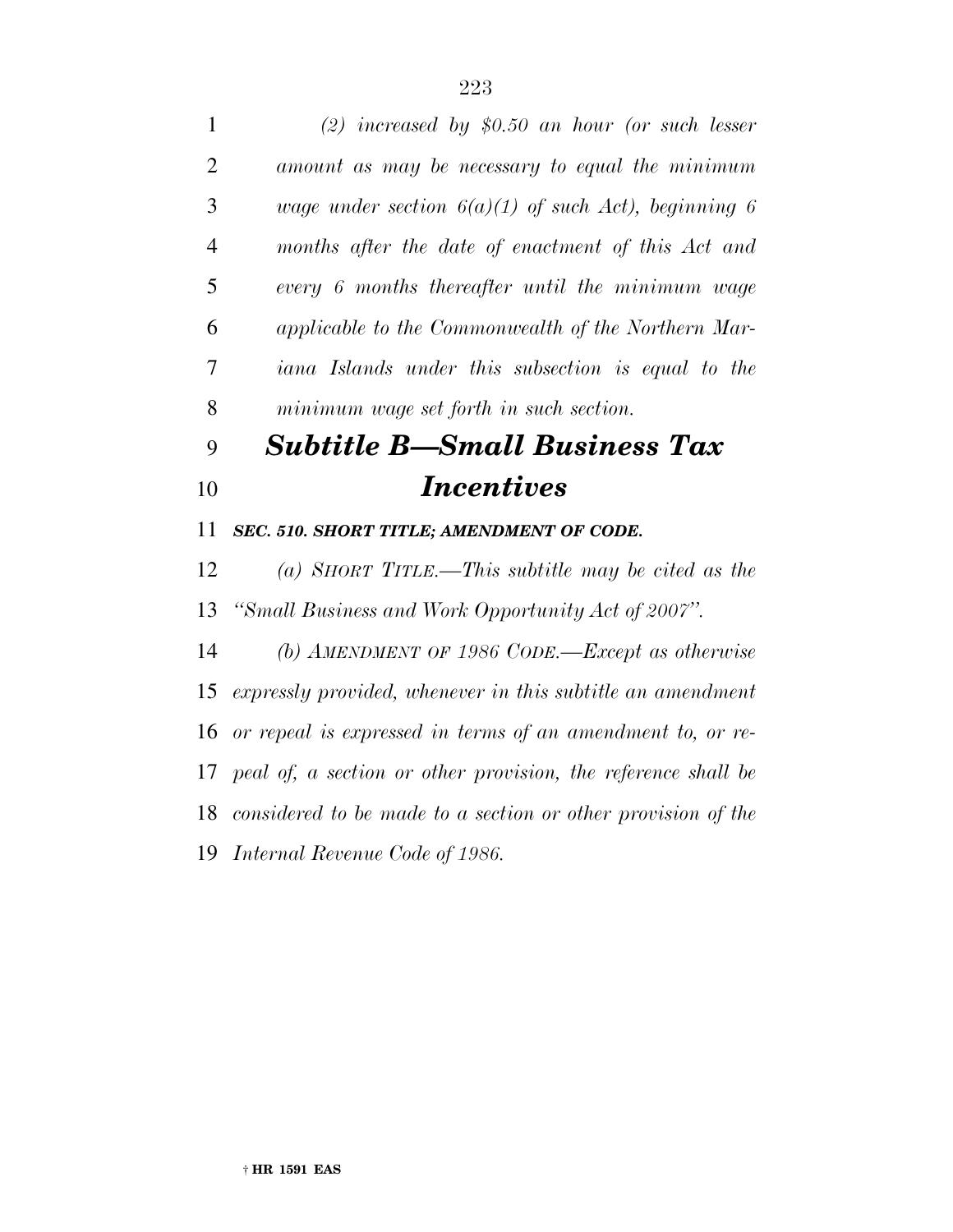*(2) increased by $0.50 an hour (or such lesser amount as may be necessary to equal the minimum wage under section 6(a)(1) of such Act), beginning 6 months after the date of enactment of this Act and every 6 months thereafter until the minimum wage applicable to the Commonwealth of the Northern Mariana Islands under this subsection is equal to the minimum wage set forth in such section.*

## *Subtitle B—Small Business Tax Incentives*

***SEC. 510. SHORT TITLE; AMENDMENT OF CODE.***

*(a) SHORT TITLE.—This subtitle may be cited as the "Small Business and Work Opportunity Act of 2007".*

*(b) AMENDMENT OF 1986 CODE.—Except as otherwise expressly provided, whenever in this subtitle an amendment or repeal is expressed in terms of an amendment to, or repeal of, a section or other provision, the reference shall be considered to be made to a section or other provision of the Internal Revenue Code of 1986.*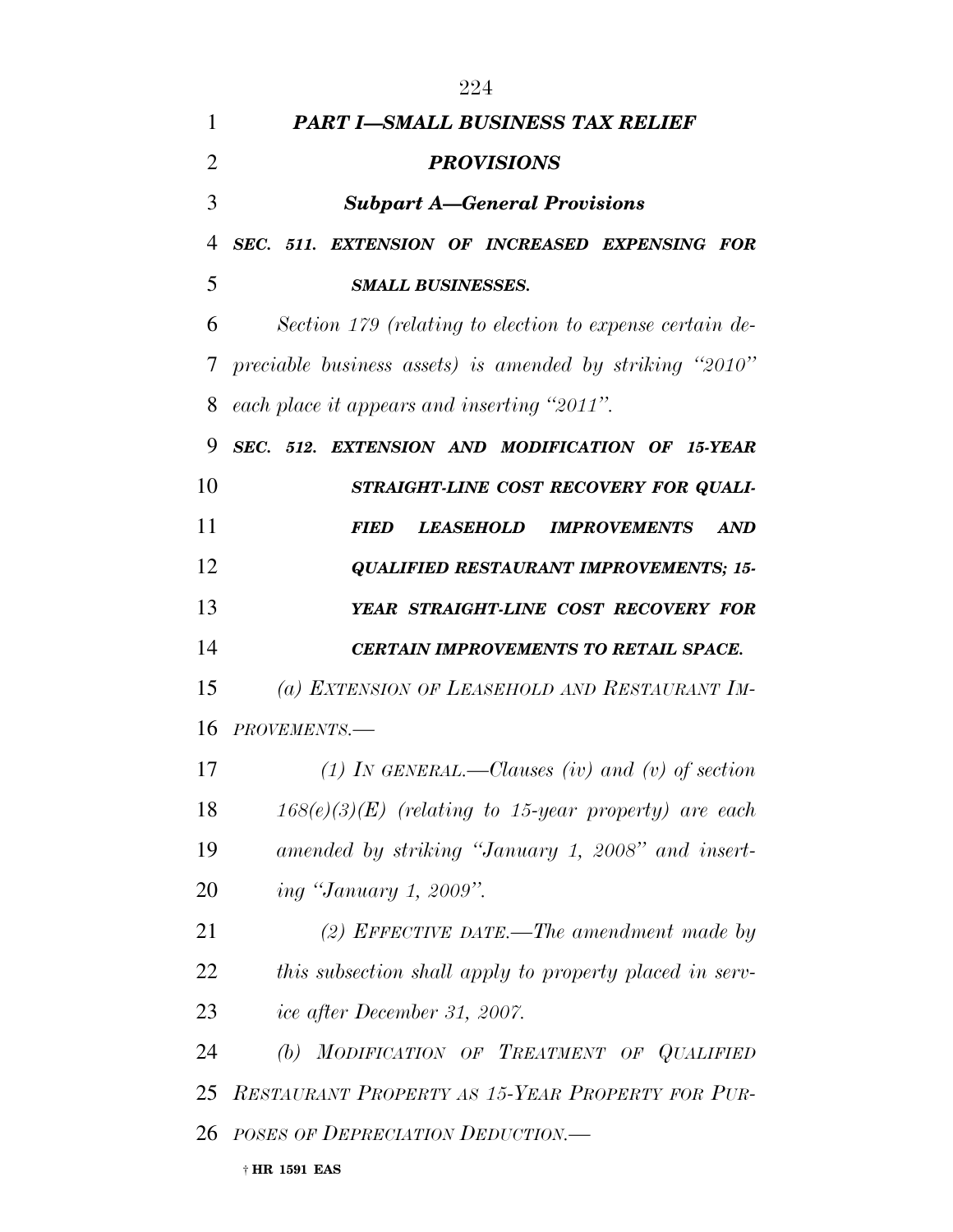***PART I—SMALL BUSINESS TAX RELIEF PROVISIONS***

***Subpart A—General Provisions***

***SEC. 511. EXTENSION OF INCREASED EXPENSING FOR SMALL BUSINESSES.***

*Section 179 (relating to election to expense certain depreciable business assets) is amended by striking "2010" each place it appears and inserting "2011".*

***SEC. 512. EXTENSION AND MODIFICATION OF 15-YEAR STRAIGHT-LINE COST RECOVERY FOR QUALIFIED LEASEHOLD IMPROVEMENTS AND QUALIFIED RESTAURANT IMPROVEMENTS; 15-YEAR STRAIGHT-LINE COST RECOVERY FOR CERTAIN IMPROVEMENTS TO RETAIL SPACE.***

*(a) EXTENSION OF LEASEHOLD AND RESTAURANT IMPROVEMENTS.—*

*(1) IN GENERAL.—Clauses (iv) and (v) of section 168(e)(3)(E) (relating to 15-year property) are each amended by striking "January 1, 2008" and inserting "January 1, 2009".*

*(2) EFFECTIVE DATE.—The amendment made by this subsection shall apply to property placed in service after December 31, 2007.*

*(b) MODIFICATION OF TREATMENT OF QUALIFIED RESTAURANT PROPERTY AS 15-YEAR PROPERTY FOR PURPOSES OF DEPRECIATION DEDUCTION.—*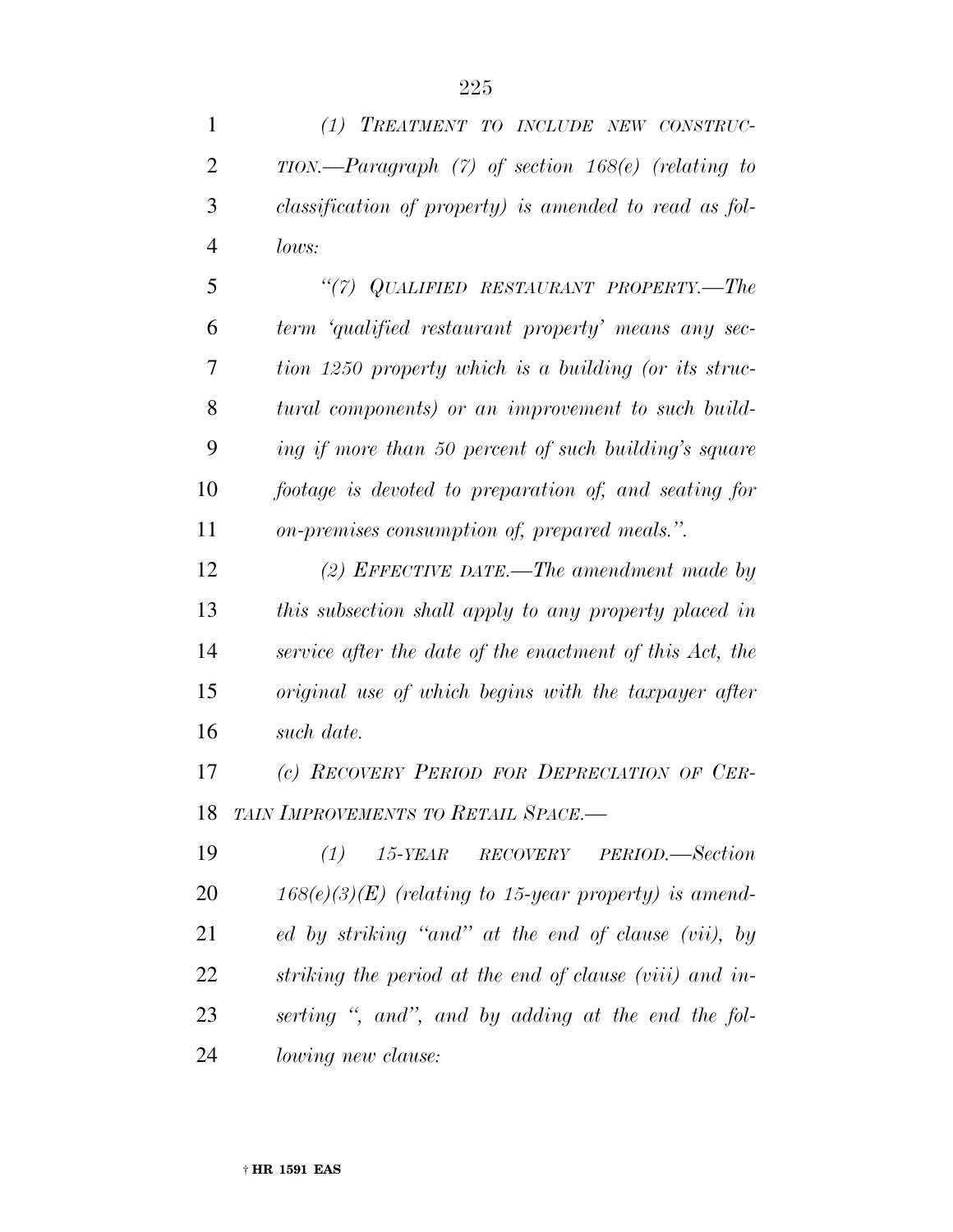*(1) TREATMENT TO INCLUDE NEW CONSTRUCTION.—Paragraph (7) of section 168(e) (relating to classification of property) is amended to read as follows:*

*"(7) QUALIFIED RESTAURANT PROPERTY.—The term 'qualified restaurant property' means any section 1250 property which is a building (or its structural components) or an improvement to such building if more than 50 percent of such building's square footage is devoted to preparation of, and seating for on-premises consumption of, prepared meals.".*

*(2) EFFECTIVE DATE.—The amendment made by this subsection shall apply to any property placed in service after the date of the enactment of this Act, the original use of which begins with the taxpayer after such date.*

*(c) RECOVERY PERIOD FOR DEPRECIATION OF CERTAIN IMPROVEMENTS TO RETAIL SPACE.—*

*(1) 15-YEAR RECOVERY PERIOD.—Section 168(e)(3)(E) (relating to 15-year property) is amended by striking "and" at the end of clause (vii), by striking the period at the end of clause (viii) and inserting ", and", and by adding at the end the following new clause:*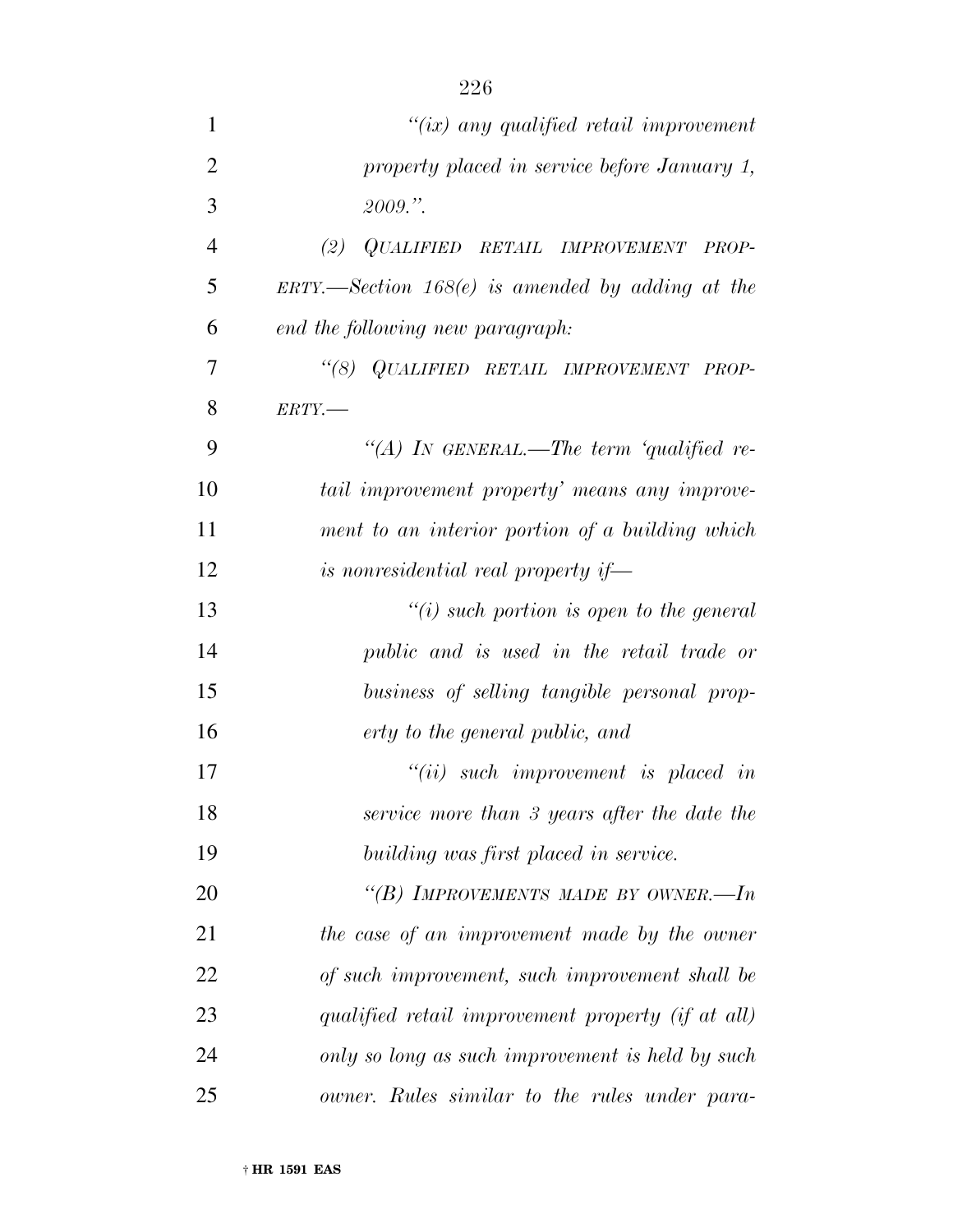*"(ix) any qualified retail improvement property placed in service before January 1, 2009.".*

*(2) QUALIFIED RETAIL IMPROVEMENT PROPERTY.—Section 168(e) is amended by adding at the end the following new paragraph:*

*"(8) QUALIFIED RETAIL IMPROVEMENT PROPERTY.—*

*"(A) IN GENERAL.—The term 'qualified retail improvement property' means any improvement to an interior portion of a building which is nonresidential real property if—*

*"(i) such portion is open to the general public and is used in the retail trade or business of selling tangible personal property to the general public, and*

*"(ii) such improvement is placed in service more than 3 years after the date the building was first placed in service.*

*"(B) IMPROVEMENTS MADE BY OWNER.—In the case of an improvement made by the owner of such improvement, such improvement shall be qualified retail improvement property (if at all) only so long as such improvement is held by such owner. Rules similar to the rules under para-*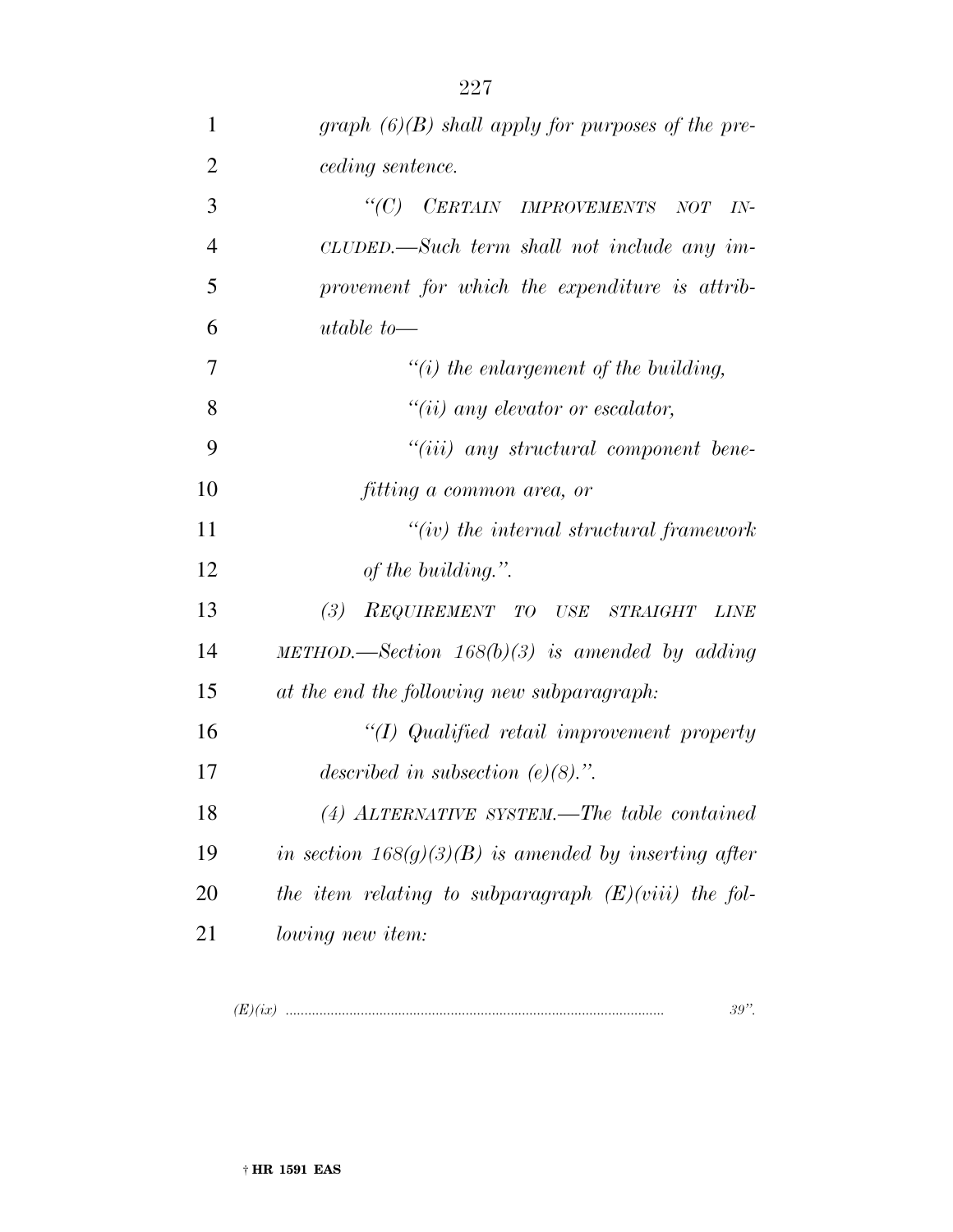*graph (6)(B) shall apply for purposes of the preceding sentence.*

*"(C) CERTAIN IMPROVEMENTS NOT INCLUDED.—Such term shall not include any improvement for which the expenditure is attributable to—*

*"(i) the enlargement of the building,*

*"(ii) any elevator or escalator,*

*"(iii) any structural component benefitting a common area, or*

*"(iv) the internal structural framework of the building.".*

*(3) REQUIREMENT TO USE STRAIGHT LINE METHOD.—Section 168(b)(3) is amended by adding at the end the following new subparagraph:*

*"(I) Qualified retail improvement property described in subsection (e)(8).".*

*(4) ALTERNATIVE SYSTEM.—The table contained in section 168(g)(3)(B) is amended by inserting after the item relating to subparagraph (E)(viii) the following new item:*

| | |
|---|---|
| *(E)(ix) ...........................................................................................* | *39".* |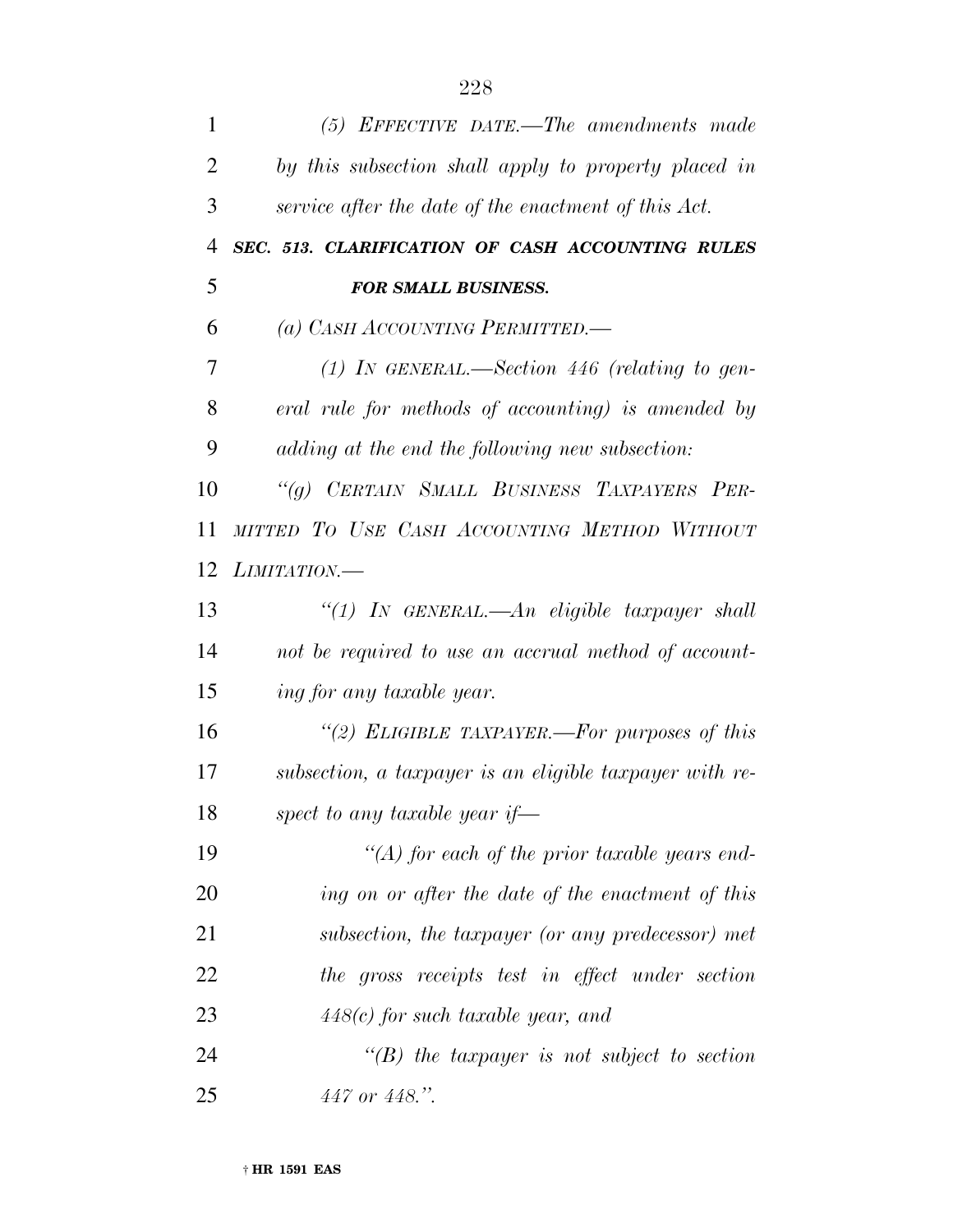*(5) EFFECTIVE DATE.—The amendments made by this subsection shall apply to property placed in service after the date of the enactment of this Act.*

***SEC. 513. CLARIFICATION OF CASH ACCOUNTING RULES FOR SMALL BUSINESS.***

*(a) CASH ACCOUNTING PERMITTED.—*

*(1) IN GENERAL.—Section 446 (relating to general rule for methods of accounting) is amended by adding at the end the following new subsection:*

*"(g) CERTAIN SMALL BUSINESS TAXPAYERS PERMITTED TO USE CASH ACCOUNTING METHOD WITHOUT LIMITATION.—*

*"(1) IN GENERAL.—An eligible taxpayer shall not be required to use an accrual method of accounting for any taxable year.*

*"(2) ELIGIBLE TAXPAYER.—For purposes of this subsection, a taxpayer is an eligible taxpayer with respect to any taxable year if—*

*"(A) for each of the prior taxable years ending on or after the date of the enactment of this subsection, the taxpayer (or any predecessor) met the gross receipts test in effect under section 448(c) for such taxable year, and*

*"(B) the taxpayer is not subject to section 447 or 448.".*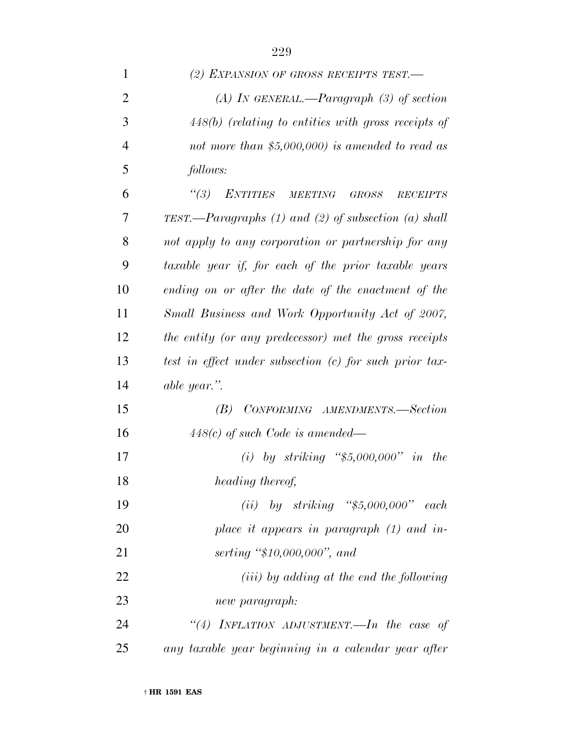*(2) EXPANSION OF GROSS RECEIPTS TEST.—*

*(A) IN GENERAL.—Paragraph (3) of section 448(b) (relating to entities with gross receipts of not more than $5,000,000) is amended to read as follows:*

*"(3) ENTITIES MEETING GROSS RECEIPTS TEST.—Paragraphs (1) and (2) of subsection (a) shall not apply to any corporation or partnership for any taxable year if, for each of the prior taxable years ending on or after the date of the enactment of the Small Business and Work Opportunity Act of 2007, the entity (or any predecessor) met the gross receipts test in effect under subsection (c) for such prior taxable year.".*

*(B) CONFORMING AMENDMENTS.—Section 448(c) of such Code is amended—*

*(i) by striking "$5,000,000" in the heading thereof,*

*(ii) by striking "$5,000,000" each place it appears in paragraph (1) and inserting "$10,000,000", and*

*(iii) by adding at the end the following new paragraph:*

*"(4) INFLATION ADJUSTMENT.—In the case of any taxable year beginning in a calendar year after*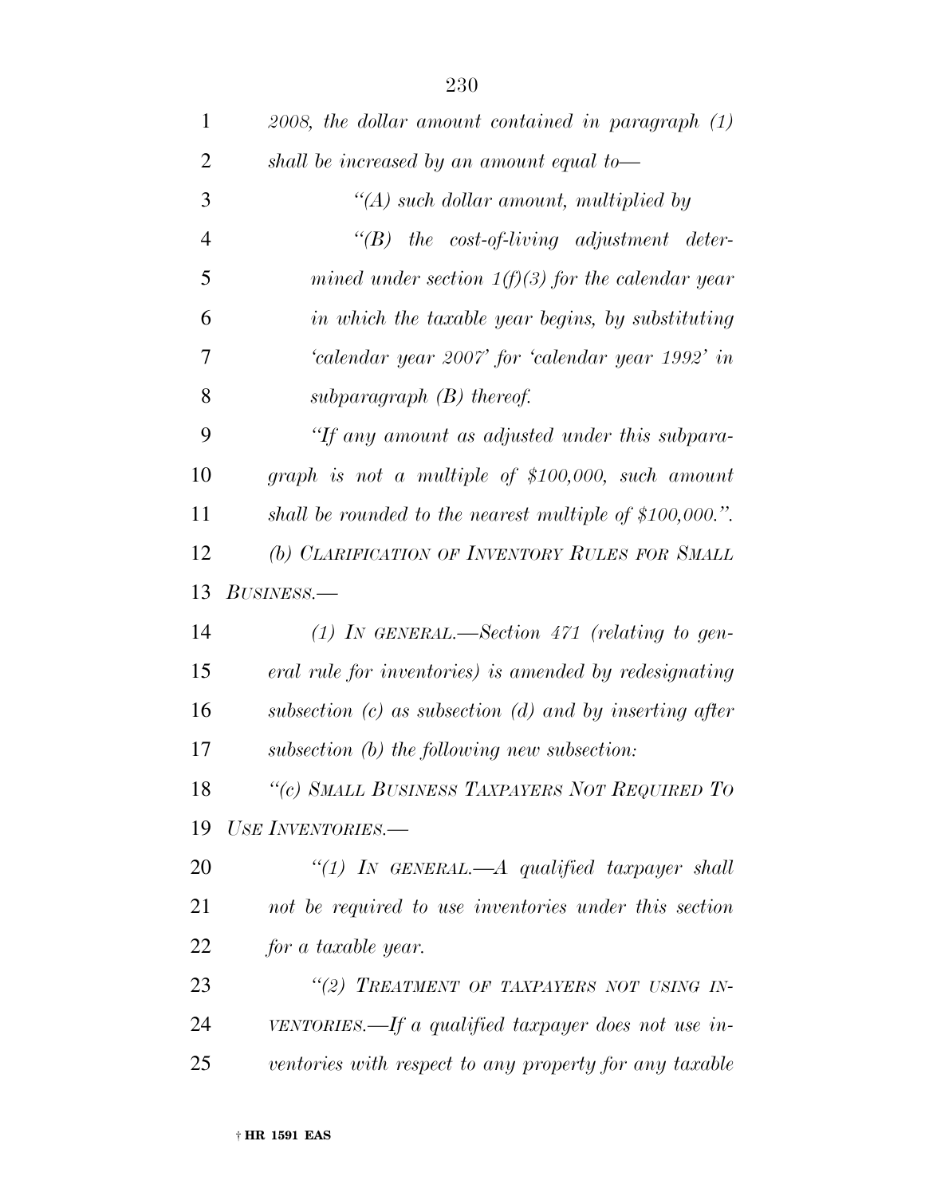*2008, the dollar amount contained in paragraph (1) shall be increased by an amount equal to—*

*''(A) such dollar amount, multiplied by*

*''(B) the cost-of-living adjustment determined under section 1(f)(3) for the calendar year in which the taxable year begins, by substituting 'calendar year 2007' for 'calendar year 1992' in subparagraph (B) thereof.*

*''If any amount as adjusted under this subparagraph is not a multiple of $100,000, such amount shall be rounded to the nearest multiple of $100,000.''.*

*(b) CLARIFICATION OF INVENTORY RULES FOR SMALL BUSINESS.—*

*(1) IN GENERAL.—Section 471 (relating to general rule for inventories) is amended by redesignating subsection (c) as subsection (d) and by inserting after subsection (b) the following new subsection:*

*''(c) SMALL BUSINESS TAXPAYERS NOT REQUIRED TO USE INVENTORIES.—*

*''(1) IN GENERAL.—A qualified taxpayer shall not be required to use inventories under this section for a taxable year.*

*''(2) TREATMENT OF TAXPAYERS NOT USING INVENTORIES.—If a qualified taxpayer does not use inventories with respect to any property for any taxable*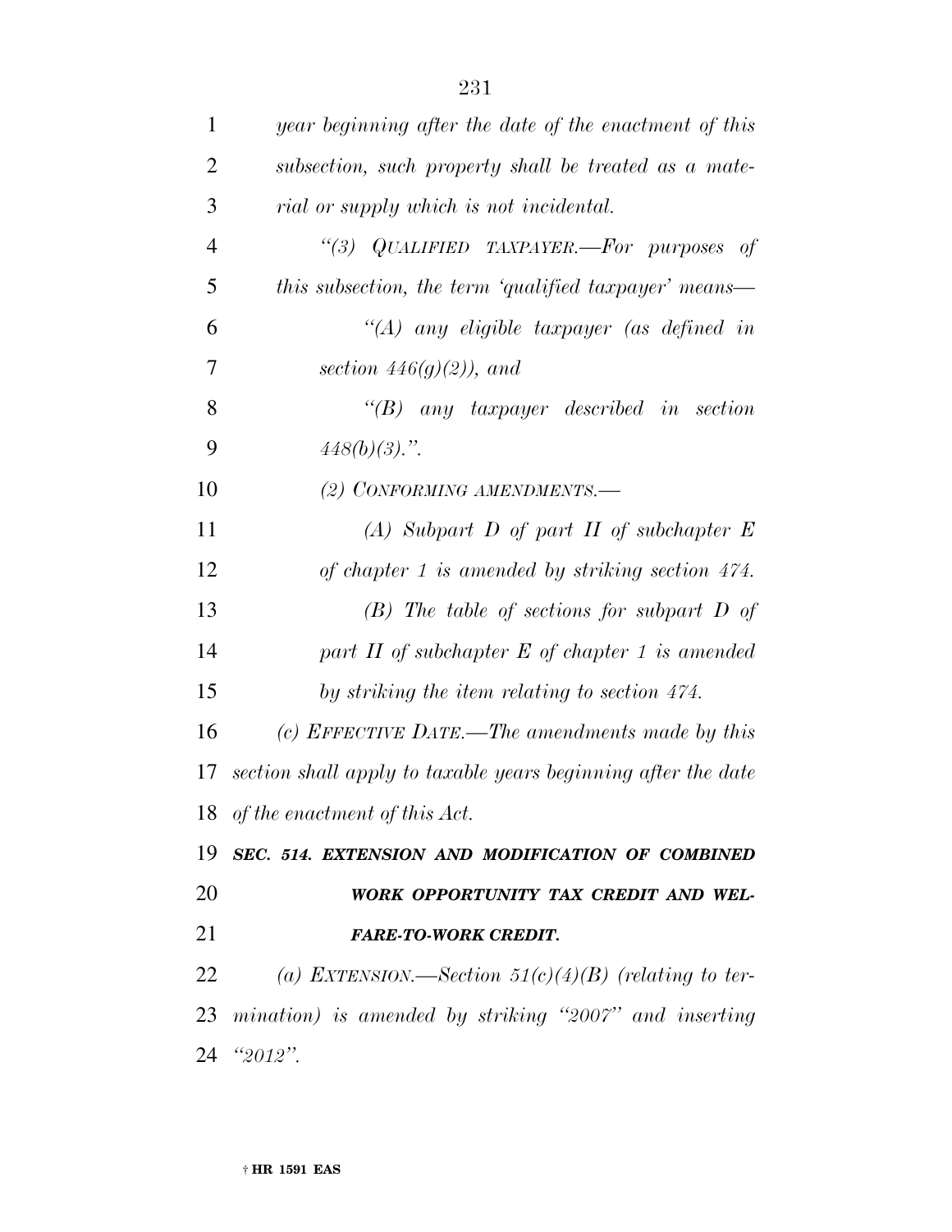*year beginning after the date of the enactment of this subsection, such property shall be treated as a material or supply which is not incidental.*

*"(3) QUALIFIED TAXPAYER.—For purposes of this subsection, the term 'qualified taxpayer' means—*

*"(A) any eligible taxpayer (as defined in section 446(g)(2)), and*

*"(B) any taxpayer described in section 448(b)(3).".*

*(2) CONFORMING AMENDMENTS.—*

*(A) Subpart D of part II of subchapter E of chapter 1 is amended by striking section 474.*

*(B) The table of sections for subpart D of part II of subchapter E of chapter 1 is amended by striking the item relating to section 474.*

*(c) EFFECTIVE DATE.—The amendments made by this section shall apply to taxable years beginning after the date of the enactment of this Act.*

***SEC. 514. EXTENSION AND MODIFICATION OF COMBINED WORK OPPORTUNITY TAX CREDIT AND WELFARE-TO-WORK CREDIT.***

*(a) EXTENSION.—Section 51(c)(4)(B) (relating to termination) is amended by striking "2007" and inserting "2012".*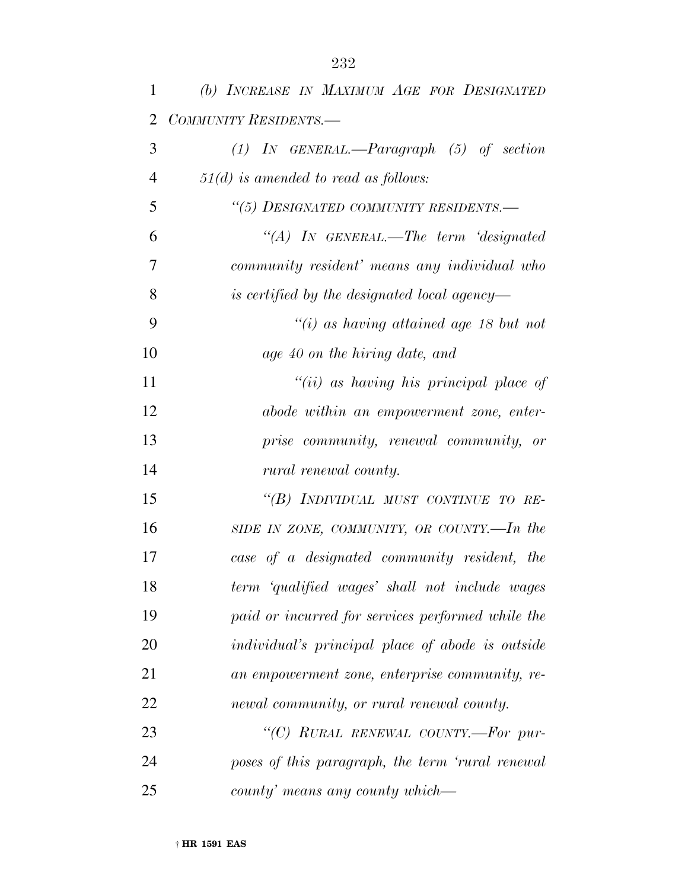*(b) INCREASE IN MAXIMUM AGE FOR DESIGNATED COMMUNITY RESIDENTS.—*

*(1) IN GENERAL.—Paragraph (5) of section 51(d) is amended to read as follows:*

*"(5) DESIGNATED COMMUNITY RESIDENTS.—*

*"(A) IN GENERAL.—The term 'designated community resident' means any individual who is certified by the designated local agency—*

*"(i) as having attained age 18 but not age 40 on the hiring date, and*

*"(ii) as having his principal place of abode within an empowerment zone, enterprise community, renewal community, or rural renewal county.*

*"(B) INDIVIDUAL MUST CONTINUE TO RESIDE IN ZONE, COMMUNITY, OR COUNTY.—In the case of a designated community resident, the term 'qualified wages' shall not include wages paid or incurred for services performed while the individual's principal place of abode is outside an empowerment zone, enterprise community, renewal community, or rural renewal county.*

*"(C) RURAL RENEWAL COUNTY.—For purposes of this paragraph, the term 'rural renewal county' means any county which—*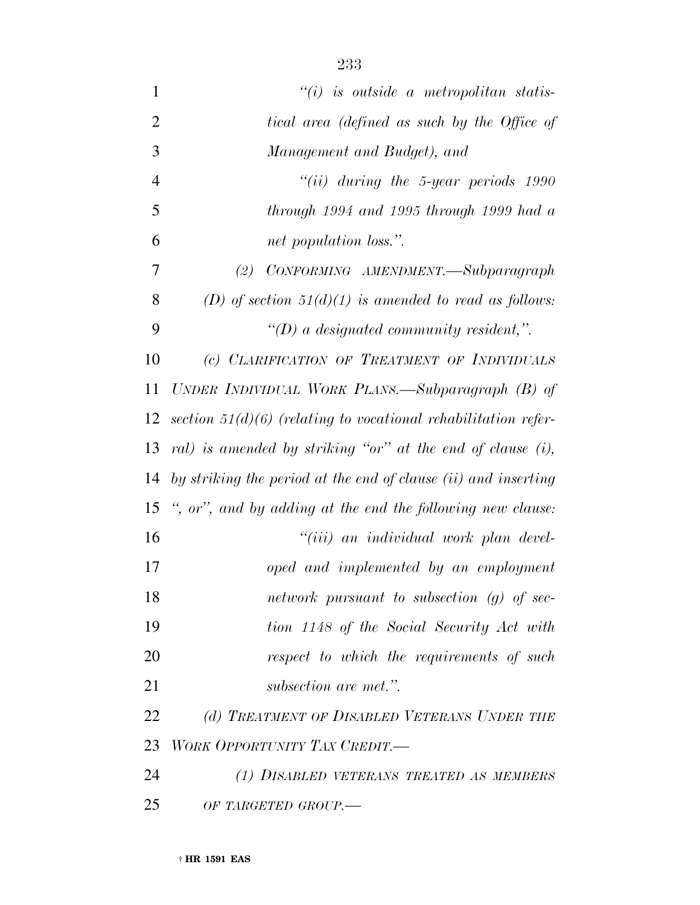*"(i) is outside a metropolitan statistical area (defined as such by the Office of Management and Budget), and*

*"(ii) during the 5-year periods 1990 through 1994 and 1995 through 1999 had a net population loss.".*

*(2) CONFORMING AMENDMENT.—Subparagraph (D) of section 51(d)(1) is amended to read as follows:*

*"(D) a designated community resident,".*

*(c) CLARIFICATION OF TREATMENT OF INDIVIDUALS UNDER INDIVIDUAL WORK PLANS.—Subparagraph (B) of section 51(d)(6) (relating to vocational rehabilitation referral) is amended by striking "or" at the end of clause (i), by striking the period at the end of clause (ii) and inserting ", or", and by adding at the end the following new clause:*

*"(iii) an individual work plan developed and implemented by an employment network pursuant to subsection (g) of section 1148 of the Social Security Act with respect to which the requirements of such subsection are met.".*

*(d) TREATMENT OF DISABLED VETERANS UNDER THE WORK OPPORTUNITY TAX CREDIT.—*

*(1) DISABLED VETERANS TREATED AS MEMBERS OF TARGETED GROUP.—*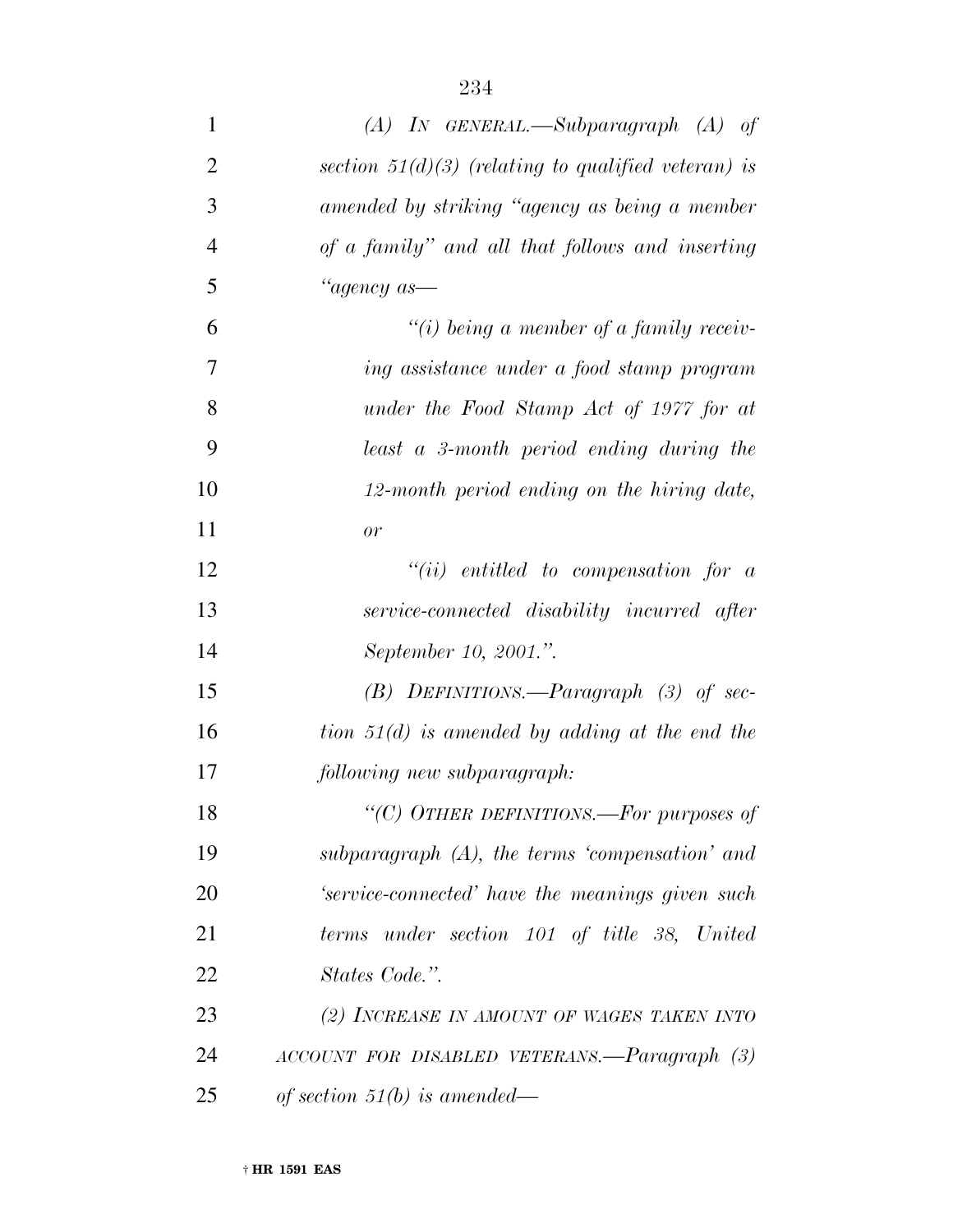*(A) IN GENERAL.—Subparagraph (A) of section 51(d)(3) (relating to qualified veteran) is amended by striking "agency as being a member of a family" and all that follows and inserting "agency as—*

*"(i) being a member of a family receiving assistance under a food stamp program under the Food Stamp Act of 1977 for at least a 3-month period ending during the 12-month period ending on the hiring date, or*

*"(ii) entitled to compensation for a service-connected disability incurred after September 10, 2001.".*

*(B) DEFINITIONS.—Paragraph (3) of section 51(d) is amended by adding at the end the following new subparagraph:*

*"(C) OTHER DEFINITIONS.—For purposes of subparagraph (A), the terms 'compensation' and 'service-connected' have the meanings given such terms under section 101 of title 38, United States Code.".*

*(2) INCREASE IN AMOUNT OF WAGES TAKEN INTO ACCOUNT FOR DISABLED VETERANS.—Paragraph (3) of section 51(b) is amended—*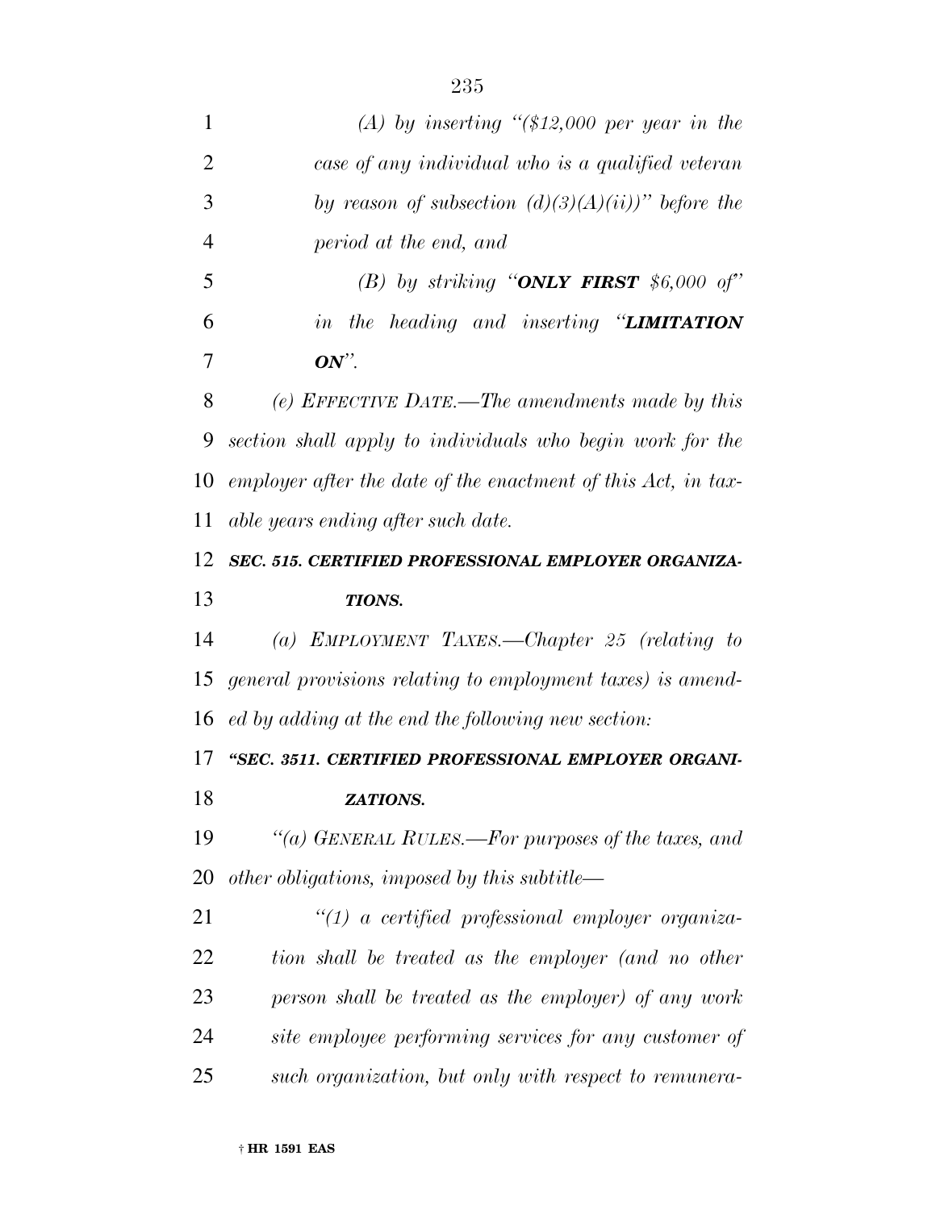*(A) by inserting "($12,000 per year in the case of any individual who is a qualified veteran by reason of subsection (d)(3)(A)(ii))" before the period at the end, and*

*(B) by striking "**ONLY FIRST** $6,000 of" in the heading and inserting "**LIMITATION ON**".*

*(e) EFFECTIVE DATE.—The amendments made by this section shall apply to individuals who begin work for the employer after the date of the enactment of this Act, in taxable years ending after such date.*

***SEC. 515. CERTIFIED PROFESSIONAL EMPLOYER ORGANIZATIONS.***

*(a) EMPLOYMENT TAXES.—Chapter 25 (relating to general provisions relating to employment taxes) is amended by adding at the end the following new section:*

***"SEC. 3511. CERTIFIED PROFESSIONAL EMPLOYER ORGANIZATIONS.***

*"(a) GENERAL RULES.—For purposes of the taxes, and other obligations, imposed by this subtitle—*

*"(1) a certified professional employer organization shall be treated as the employer (and no other person shall be treated as the employer) of any work site employee performing services for any customer of such organization, but only with respect to remunera-*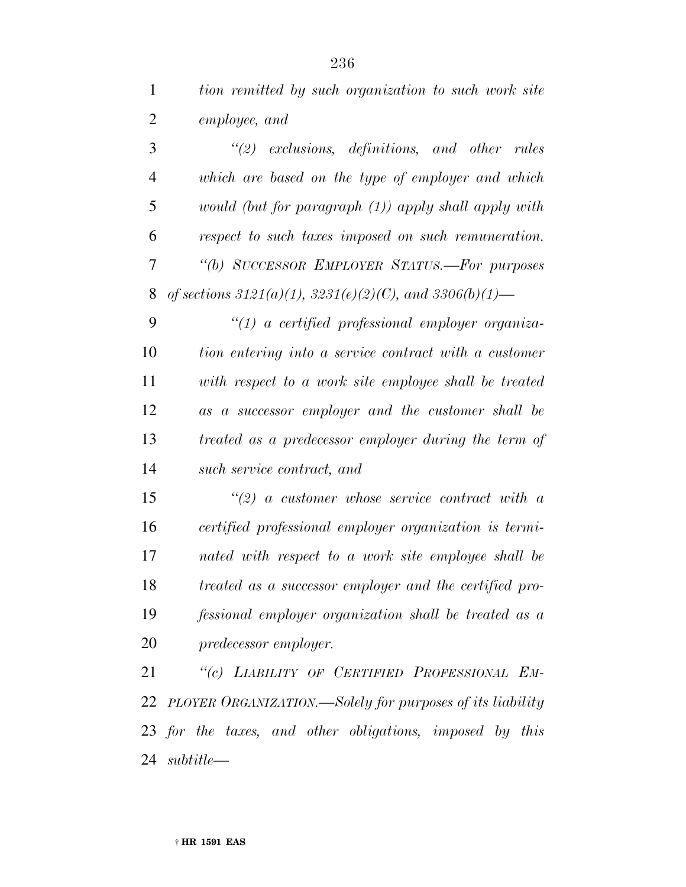*tion remitted by such organization to such work site employee, and*

*"(2) exclusions, definitions, and other rules which are based on the type of employer and which would (but for paragraph (1)) apply shall apply with respect to such taxes imposed on such remuneration.*

*"(b) SUCCESSOR EMPLOYER STATUS.—For purposes of sections 3121(a)(1), 3231(e)(2)(C), and 3306(b)(1)—*

*"(1) a certified professional employer organization entering into a service contract with a customer with respect to a work site employee shall be treated as a successor employer and the customer shall be treated as a predecessor employer during the term of such service contract, and*

*"(2) a customer whose service contract with a certified professional employer organization is terminated with respect to a work site employee shall be treated as a successor employer and the certified professional employer organization shall be treated as a predecessor employer.*

*"(c) LIABILITY OF CERTIFIED PROFESSIONAL EMPLOYER ORGANIZATION.—Solely for purposes of its liability for the taxes, and other obligations, imposed by this subtitle—*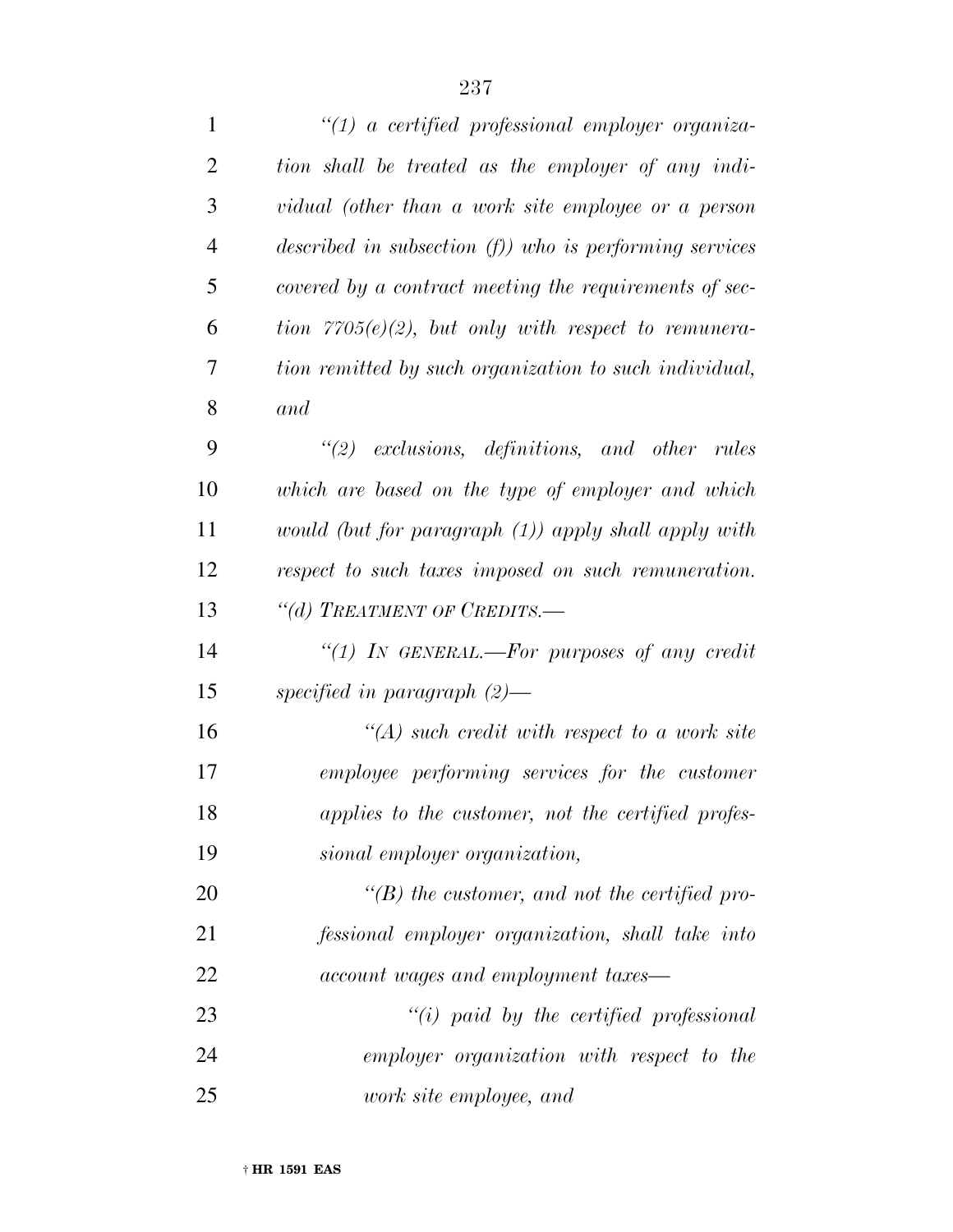*"(1) a certified professional employer organization shall be treated as the employer of any individual (other than a work site employee or a person described in subsection (f)) who is performing services covered by a contract meeting the requirements of section 7705(e)(2), but only with respect to remuneration remitted by such organization to such individual, and*

*"(2) exclusions, definitions, and other rules which are based on the type of employer and which would (but for paragraph (1)) apply shall apply with respect to such taxes imposed on such remuneration.*

*"(d) TREATMENT OF CREDITS.—*

*"(1) IN GENERAL.—For purposes of any credit specified in paragraph (2)—*

*"(A) such credit with respect to a work site employee performing services for the customer applies to the customer, not the certified professional employer organization,*

*"(B) the customer, and not the certified professional employer organization, shall take into account wages and employment taxes—*

*"(i) paid by the certified professional employer organization with respect to the work site employee, and*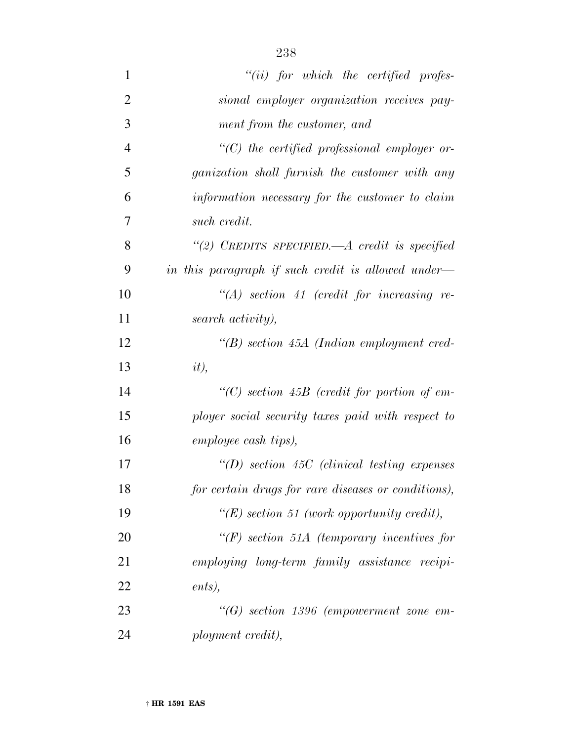*"(ii) for which the certified professional employer organization receives payment from the customer, and*

*"(C) the certified professional employer organization shall furnish the customer with any information necessary for the customer to claim such credit.*

*"(2) CREDITS SPECIFIED.—A credit is specified in this paragraph if such credit is allowed under—*

*"(A) section 41 (credit for increasing research activity),*

*"(B) section 45A (Indian employment credit),*

*"(C) section 45B (credit for portion of employer social security taxes paid with respect to employee cash tips),*

*"(D) section 45C (clinical testing expenses for certain drugs for rare diseases or conditions),*

*"(E) section 51 (work opportunity credit),*

*"(F) section 51A (temporary incentives for employing long-term family assistance recipients),*

*"(G) section 1396 (empowerment zone employment credit),*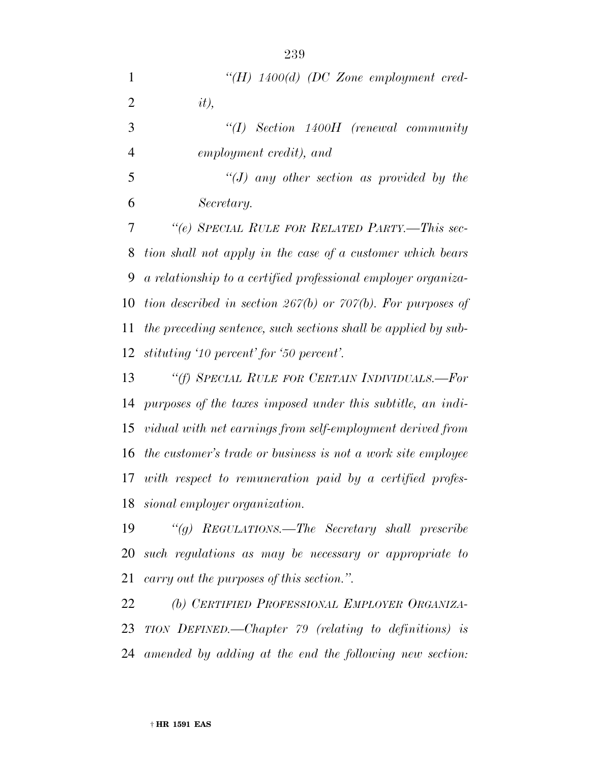*"(H) 1400(d) (DC Zone employment credit),*

*"(I) Section 1400H (renewal community employment credit), and*

*"(J) any other section as provided by the Secretary.*

*"(e) SPECIAL RULE FOR RELATED PARTY.—This section shall not apply in the case of a customer which bears a relationship to a certified professional employer organization described in section 267(b) or 707(b). For purposes of the preceding sentence, such sections shall be applied by substituting '10 percent' for '50 percent'.*

*"(f) SPECIAL RULE FOR CERTAIN INDIVIDUALS.—For purposes of the taxes imposed under this subtitle, an individual with net earnings from self-employment derived from the customer's trade or business is not a work site employee with respect to remuneration paid by a certified professional employer organization.*

*"(g) REGULATIONS.—The Secretary shall prescribe such regulations as may be necessary or appropriate to carry out the purposes of this section.".*

*(b) CERTIFIED PROFESSIONAL EMPLOYER ORGANIZATION DEFINED.—Chapter 79 (relating to definitions) is amended by adding at the end the following new section:*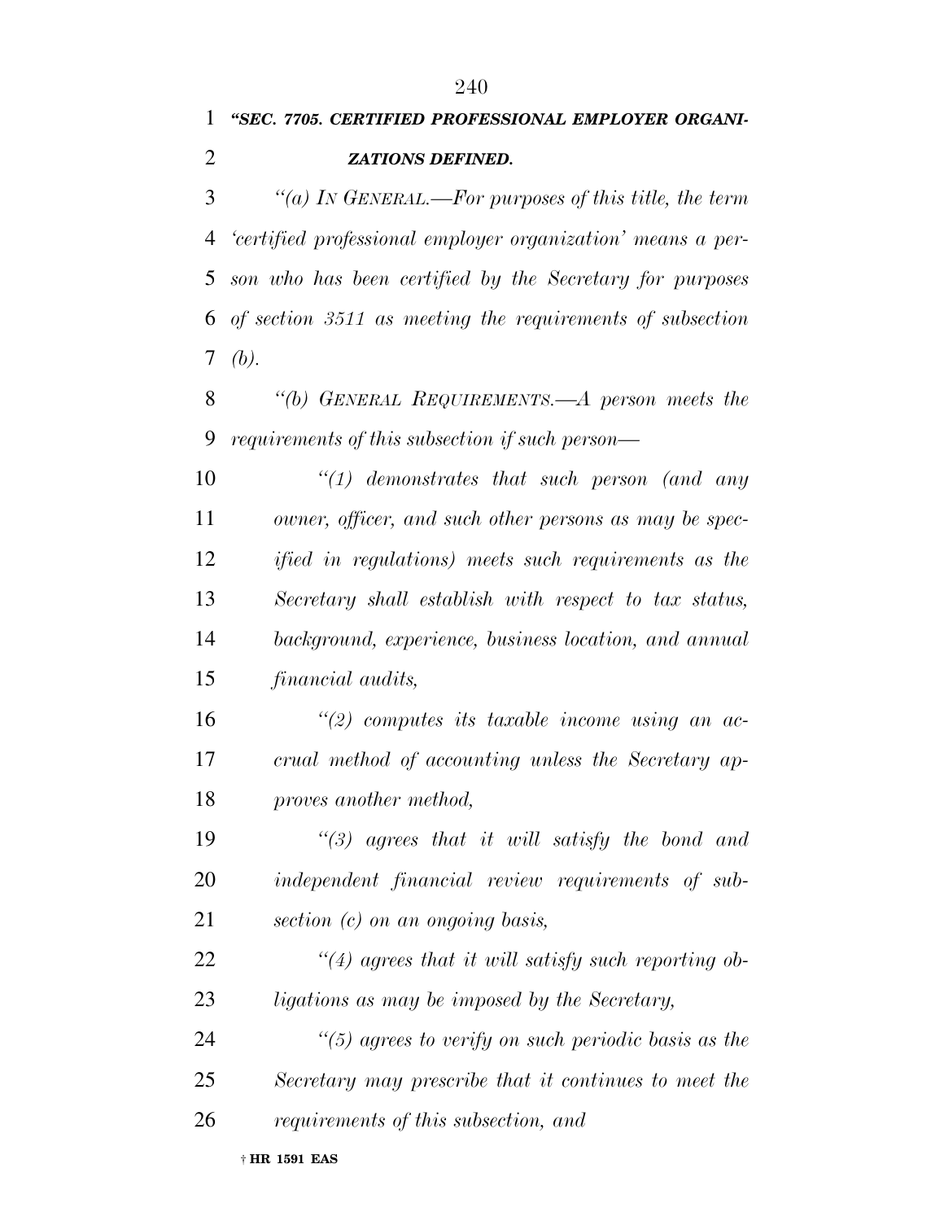***"SEC. 7705. CERTIFIED PROFESSIONAL EMPLOYER ORGANIZATIONS DEFINED.***

*"(a) IN GENERAL.—For purposes of this title, the term 'certified professional employer organization' means a person who has been certified by the Secretary for purposes of section 3511 as meeting the requirements of subsection (b).*

*"(b) GENERAL REQUIREMENTS.—A person meets the requirements of this subsection if such person—*

*"(1) demonstrates that such person (and any owner, officer, and such other persons as may be specified in regulations) meets such requirements as the Secretary shall establish with respect to tax status, background, experience, business location, and annual financial audits,*

*"(2) computes its taxable income using an accrual method of accounting unless the Secretary approves another method,*

*"(3) agrees that it will satisfy the bond and independent financial review requirements of subsection (c) on an ongoing basis,*

*"(4) agrees that it will satisfy such reporting obligations as may be imposed by the Secretary,*

*"(5) agrees to verify on such periodic basis as the Secretary may prescribe that it continues to meet the requirements of this subsection, and*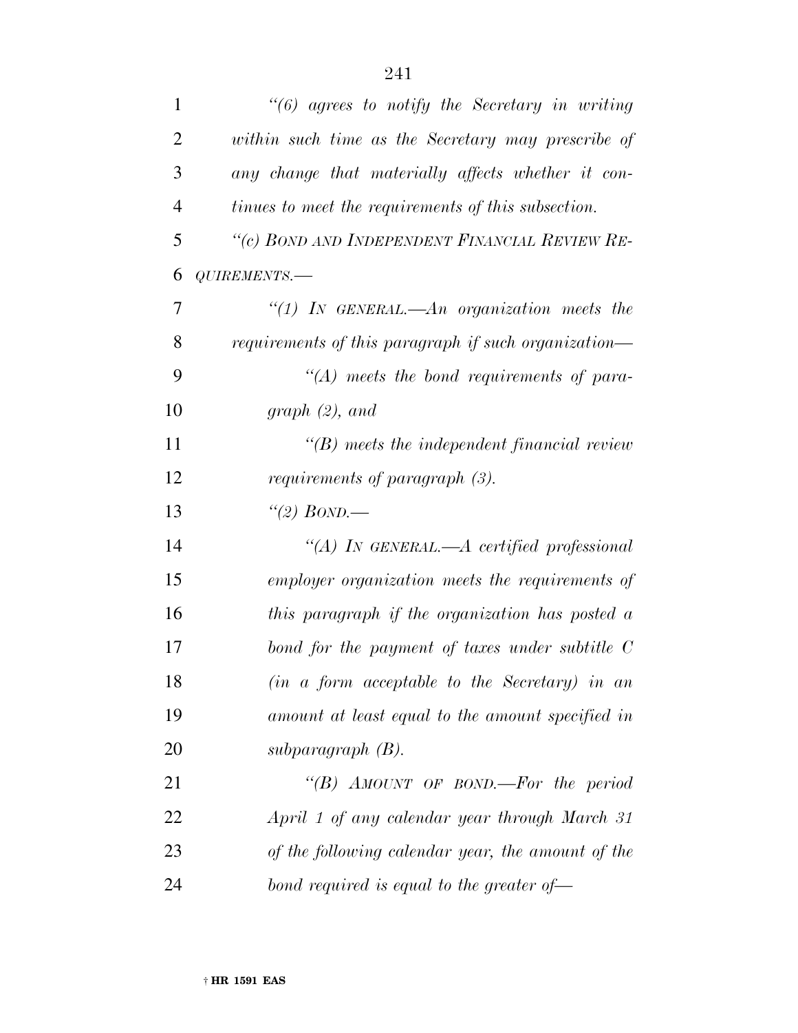*"(6) agrees to notify the Secretary in writing within such time as the Secretary may prescribe of any change that materially affects whether it continues to meet the requirements of this subsection.*

*"(c) BOND AND INDEPENDENT FINANCIAL REVIEW REQUIREMENTS.—*

*"(1) IN GENERAL.—An organization meets the requirements of this paragraph if such organization—*

*"(A) meets the bond requirements of paragraph (2), and*

*"(B) meets the independent financial review requirements of paragraph (3).*

*"(2) BOND.—*

*"(A) IN GENERAL.—A certified professional employer organization meets the requirements of this paragraph if the organization has posted a bond for the payment of taxes under subtitle C (in a form acceptable to the Secretary) in an amount at least equal to the amount specified in subparagraph (B).*

*"(B) AMOUNT OF BOND.—For the period April 1 of any calendar year through March 31 of the following calendar year, the amount of the bond required is equal to the greater of—*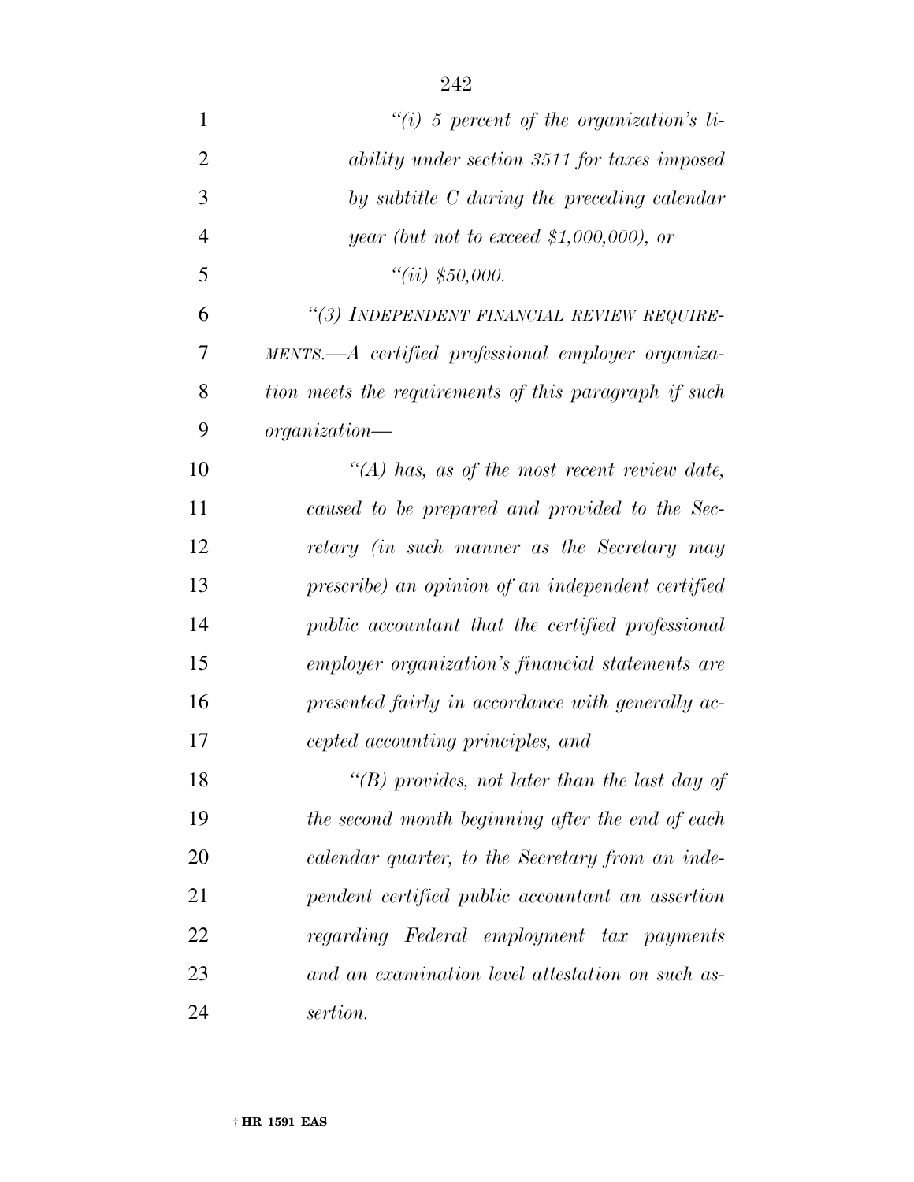*"(i) 5 percent of the organization's liability under section 3511 for taxes imposed by subtitle C during the preceding calendar year (but not to exceed $1,000,000), or*

*"(ii) $50,000.*

*"(3) INDEPENDENT FINANCIAL REVIEW REQUIREMENTS.—A certified professional employer organization meets the requirements of this paragraph if such organization—*

*"(A) has, as of the most recent review date, caused to be prepared and provided to the Secretary (in such manner as the Secretary may prescribe) an opinion of an independent certified public accountant that the certified professional employer organization's financial statements are presented fairly in accordance with generally accepted accounting principles, and*

*"(B) provides, not later than the last day of the second month beginning after the end of each calendar quarter, to the Secretary from an independent certified public accountant an assertion regarding Federal employment tax payments and an examination level attestation on such assertion.*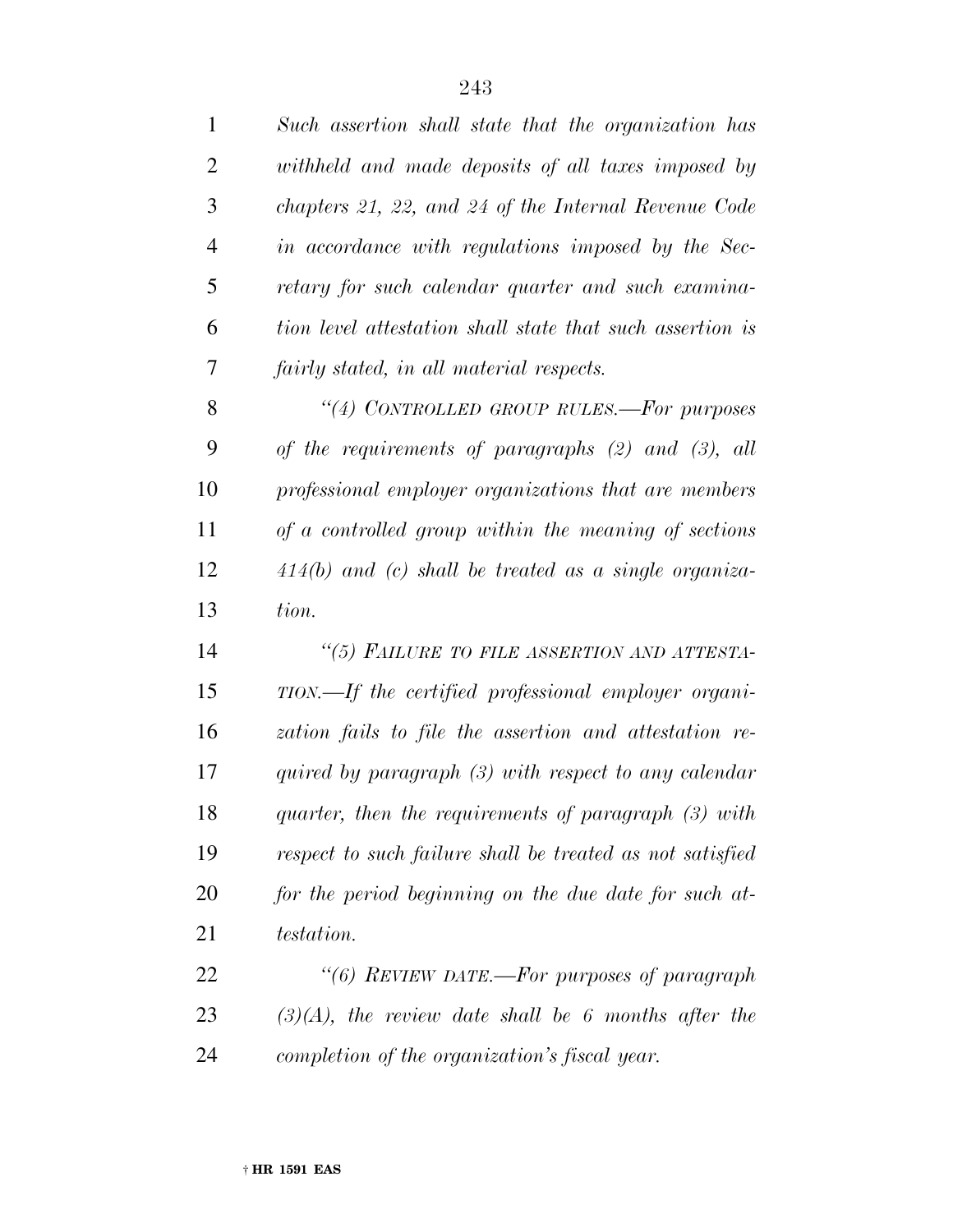*Such assertion shall state that the organization has withheld and made deposits of all taxes imposed by chapters 21, 22, and 24 of the Internal Revenue Code in accordance with regulations imposed by the Secretary for such calendar quarter and such examination level attestation shall state that such assertion is fairly stated, in all material respects.*

*"(4) CONTROLLED GROUP RULES.—For purposes of the requirements of paragraphs (2) and (3), all professional employer organizations that are members of a controlled group within the meaning of sections 414(b) and (c) shall be treated as a single organization.*

*"(5) FAILURE TO FILE ASSERTION AND ATTESTATION.—If the certified professional employer organization fails to file the assertion and attestation required by paragraph (3) with respect to any calendar quarter, then the requirements of paragraph (3) with respect to such failure shall be treated as not satisfied for the period beginning on the due date for such attestation.*

*"(6) REVIEW DATE.—For purposes of paragraph (3)(A), the review date shall be 6 months after the completion of the organization's fiscal year.*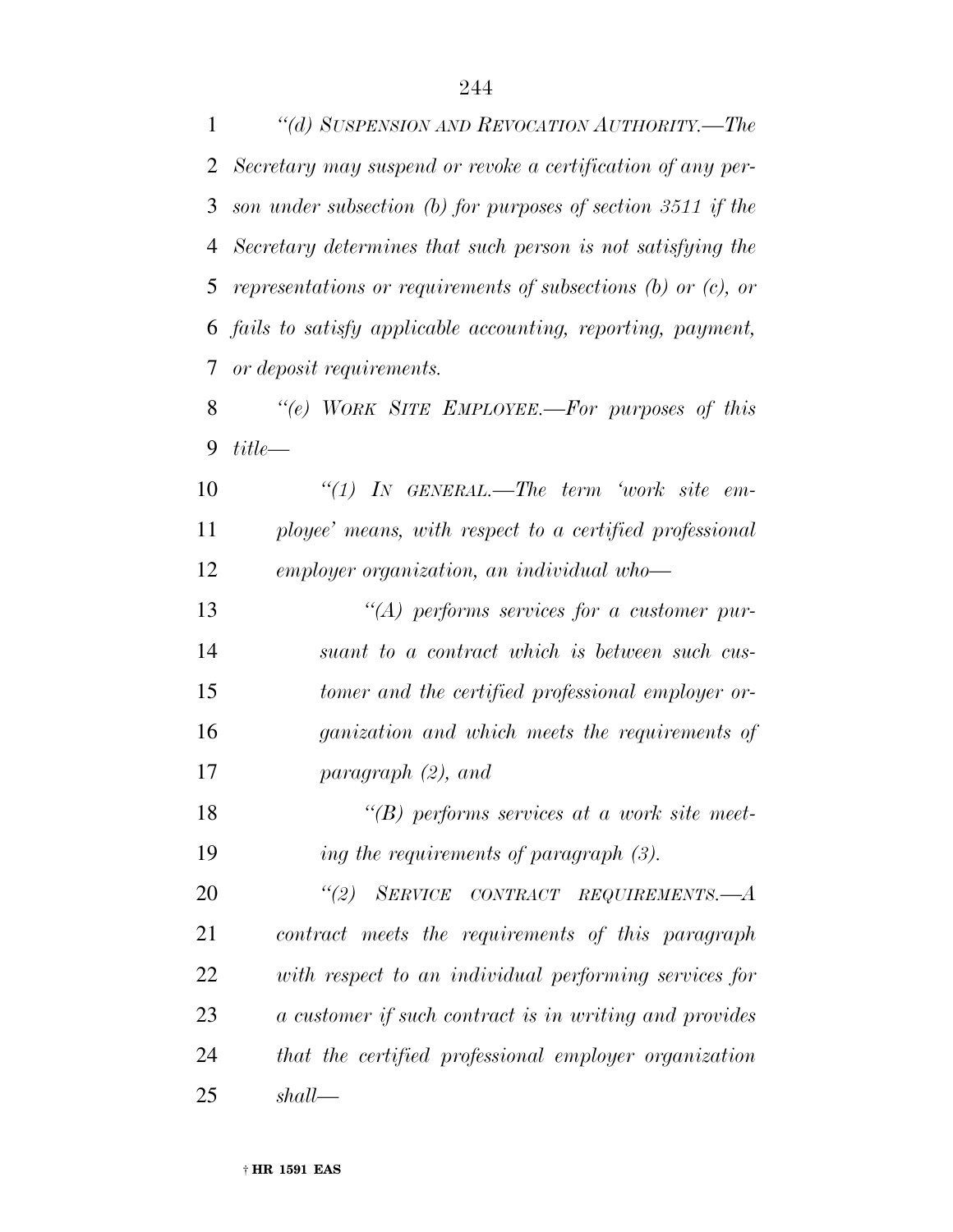*"(d) SUSPENSION AND REVOCATION AUTHORITY.—The Secretary may suspend or revoke a certification of any person under subsection (b) for purposes of section 3511 if the Secretary determines that such person is not satisfying the representations or requirements of subsections (b) or (c), or fails to satisfy applicable accounting, reporting, payment, or deposit requirements.*

*"(e) WORK SITE EMPLOYEE.—For purposes of this title—*

*"(1) IN GENERAL.—The term 'work site employee' means, with respect to a certified professional employer organization, an individual who—*

*"(A) performs services for a customer pursuant to a contract which is between such customer and the certified professional employer organization and which meets the requirements of paragraph (2), and*

*"(B) performs services at a work site meeting the requirements of paragraph (3).*

*"(2) SERVICE CONTRACT REQUIREMENTS.—A contract meets the requirements of this paragraph with respect to an individual performing services for a customer if such contract is in writing and provides that the certified professional employer organization shall—*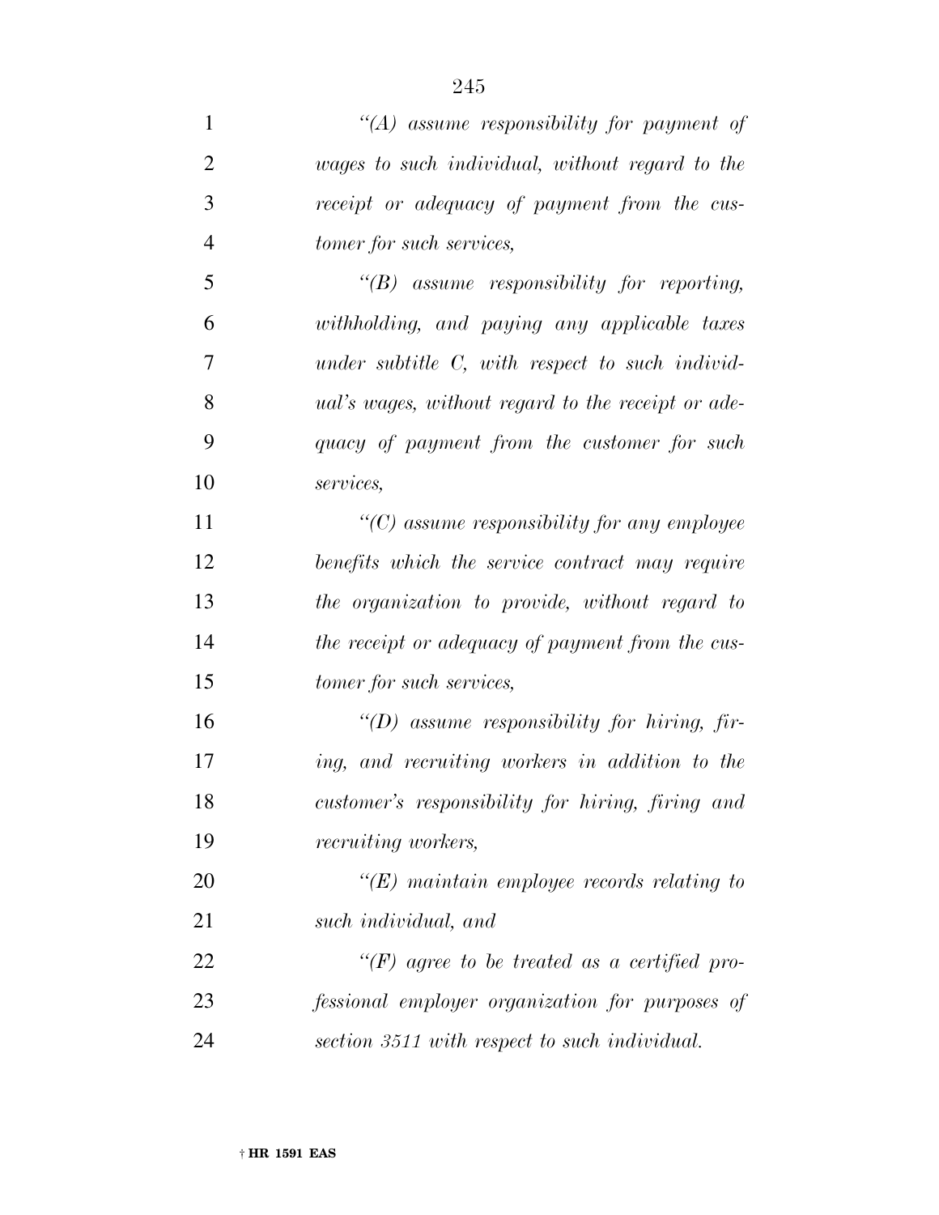*"(A) assume responsibility for payment of wages to such individual, without regard to the receipt or adequacy of payment from the customer for such services,*

*"(B) assume responsibility for reporting, withholding, and paying any applicable taxes under subtitle C, with respect to such individual's wages, without regard to the receipt or adequacy of payment from the customer for such services,*

*"(C) assume responsibility for any employee benefits which the service contract may require the organization to provide, without regard to the receipt or adequacy of payment from the customer for such services,*

*"(D) assume responsibility for hiring, firing, and recruiting workers in addition to the customer's responsibility for hiring, firing and recruiting workers,*

*"(E) maintain employee records relating to such individual, and*

*"(F) agree to be treated as a certified professional employer organization for purposes of section 3511 with respect to such individual.*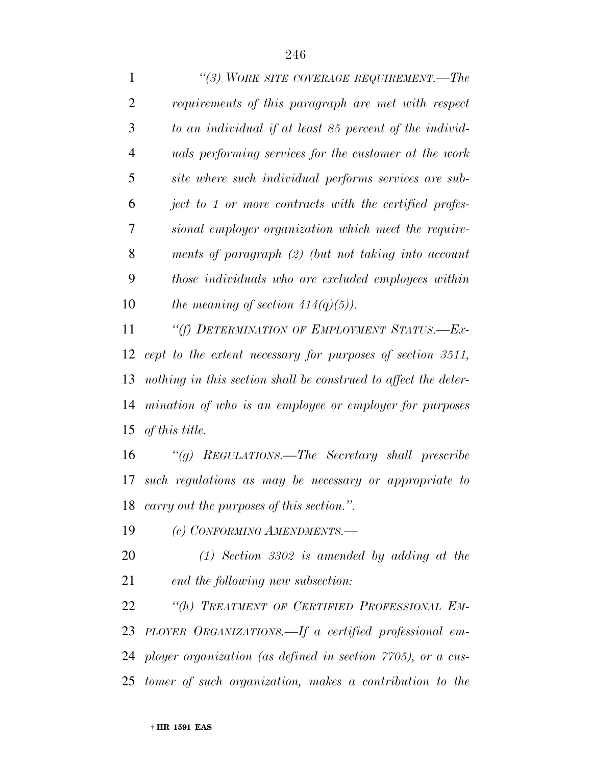*"(3) WORK SITE COVERAGE REQUIREMENT.—The requirements of this paragraph are met with respect to an individual if at least 85 percent of the individuals performing services for the customer at the work site where such individual performs services are subject to 1 or more contracts with the certified professional employer organization which meet the requirements of paragraph (2) (but not taking into account those individuals who are excluded employees within the meaning of section 414(q)(5)).*

*"(f) DETERMINATION OF EMPLOYMENT STATUS.—Except to the extent necessary for purposes of section 3511, nothing in this section shall be construed to affect the determination of who is an employee or employer for purposes of this title.*

*"(g) REGULATIONS.—The Secretary shall prescribe such regulations as may be necessary or appropriate to carry out the purposes of this section.".*

*(c) CONFORMING AMENDMENTS.—*

*(1) Section 3302 is amended by adding at the end the following new subsection:*

*"(h) TREATMENT OF CERTIFIED PROFESSIONAL EMPLOYER ORGANIZATIONS.—If a certified professional employer organization (as defined in section 7705), or a customer of such organization, makes a contribution to the*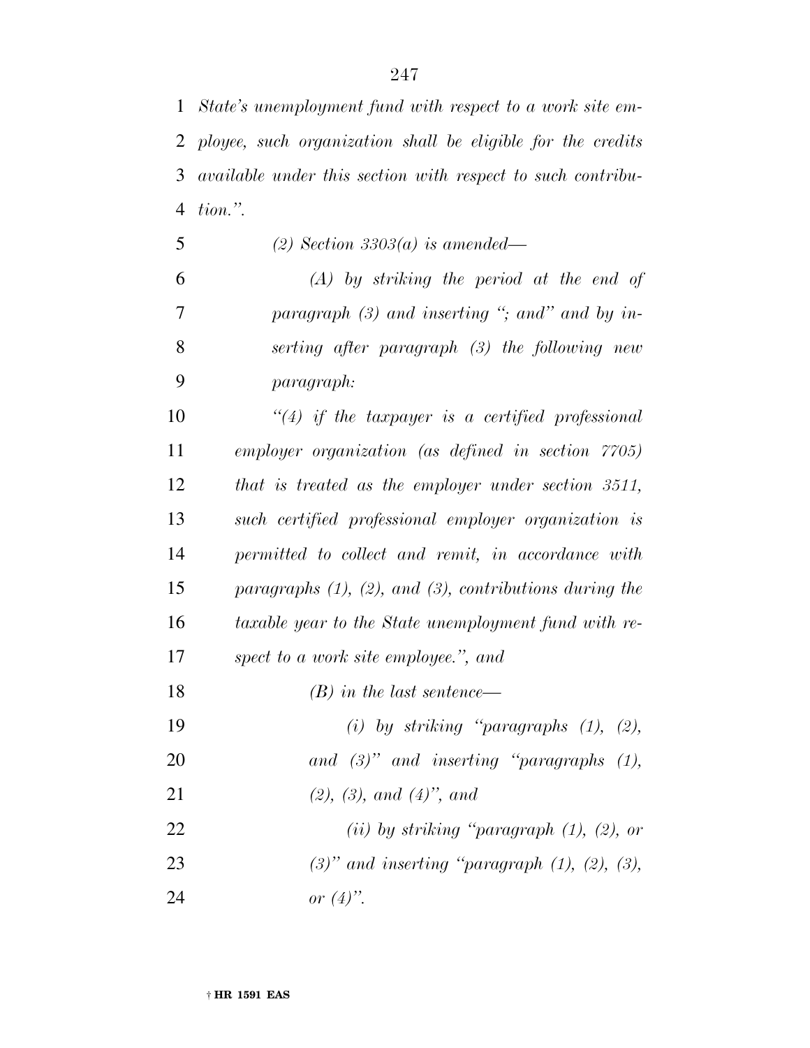*State's unemployment fund with respect to a work site employee, such organization shall be eligible for the credits available under this section with respect to such contribution.".*

*(2) Section 3303(a) is amended—*

*(A) by striking the period at the end of paragraph (3) and inserting "; and" and by inserting after paragraph (3) the following new paragraph:*

*"(4) if the taxpayer is a certified professional employer organization (as defined in section 7705) that is treated as the employer under section 3511, such certified professional employer organization is permitted to collect and remit, in accordance with paragraphs (1), (2), and (3), contributions during the taxable year to the State unemployment fund with respect to a work site employee.", and*

*(B) in the last sentence—*

*(i) by striking "paragraphs (1), (2), and (3)" and inserting "paragraphs (1), (2), (3), and (4)", and*

*(ii) by striking "paragraph (1), (2), or (3)" and inserting "paragraph (1), (2), (3), or (4)".*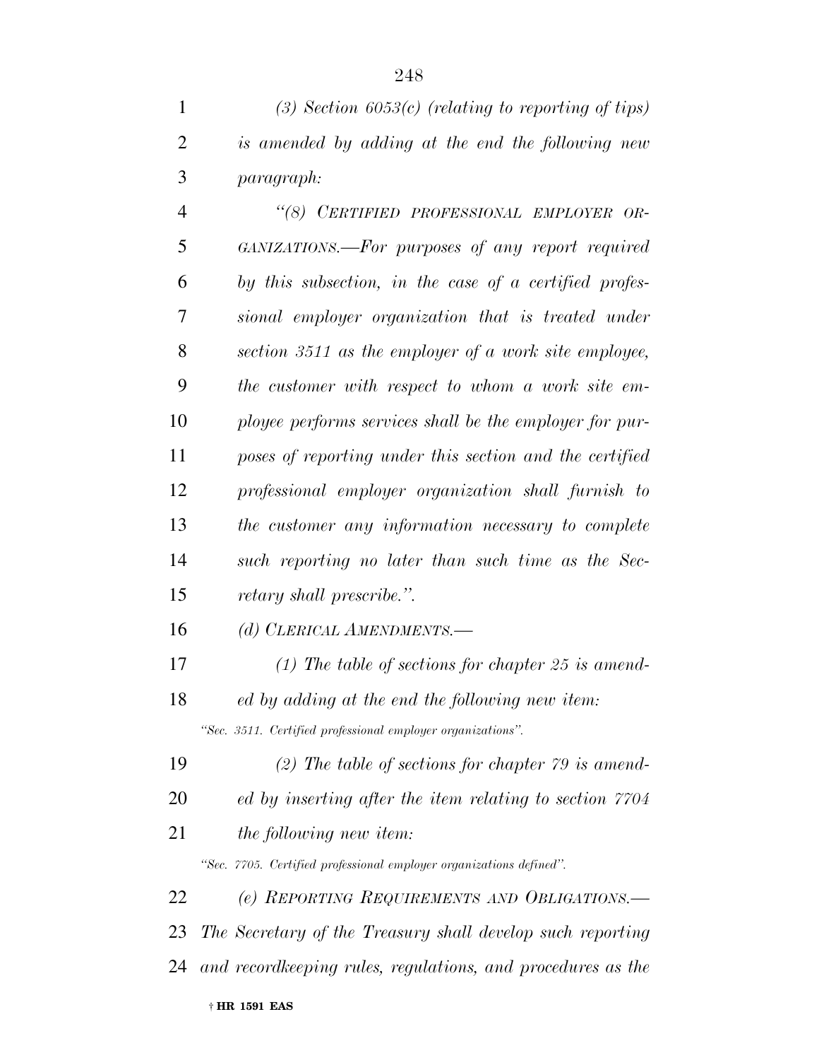*(3) Section 6053(c) (relating to reporting of tips) is amended by adding at the end the following new paragraph:*

*"(8) CERTIFIED PROFESSIONAL EMPLOYER ORGANIZATIONS.—For purposes of any report required by this subsection, in the case of a certified professional employer organization that is treated under section 3511 as the employer of a work site employee, the customer with respect to whom a work site employee performs services shall be the employer for purposes of reporting under this section and the certified professional employer organization shall furnish to the customer any information necessary to complete such reporting no later than such time as the Secretary shall prescribe.".*

*(d) CLERICAL AMENDMENTS.—*

*(1) The table of sections for chapter 25 is amended by adding at the end the following new item:*

*"Sec. 3511. Certified professional employer organizations".*

*(2) The table of sections for chapter 79 is amended by inserting after the item relating to section 7704 the following new item:*

*"Sec. 7705. Certified professional employer organizations defined".*

*(e) REPORTING REQUIREMENTS AND OBLIGATIONS.—The Secretary of the Treasury shall develop such reporting and recordkeeping rules, regulations, and procedures as the*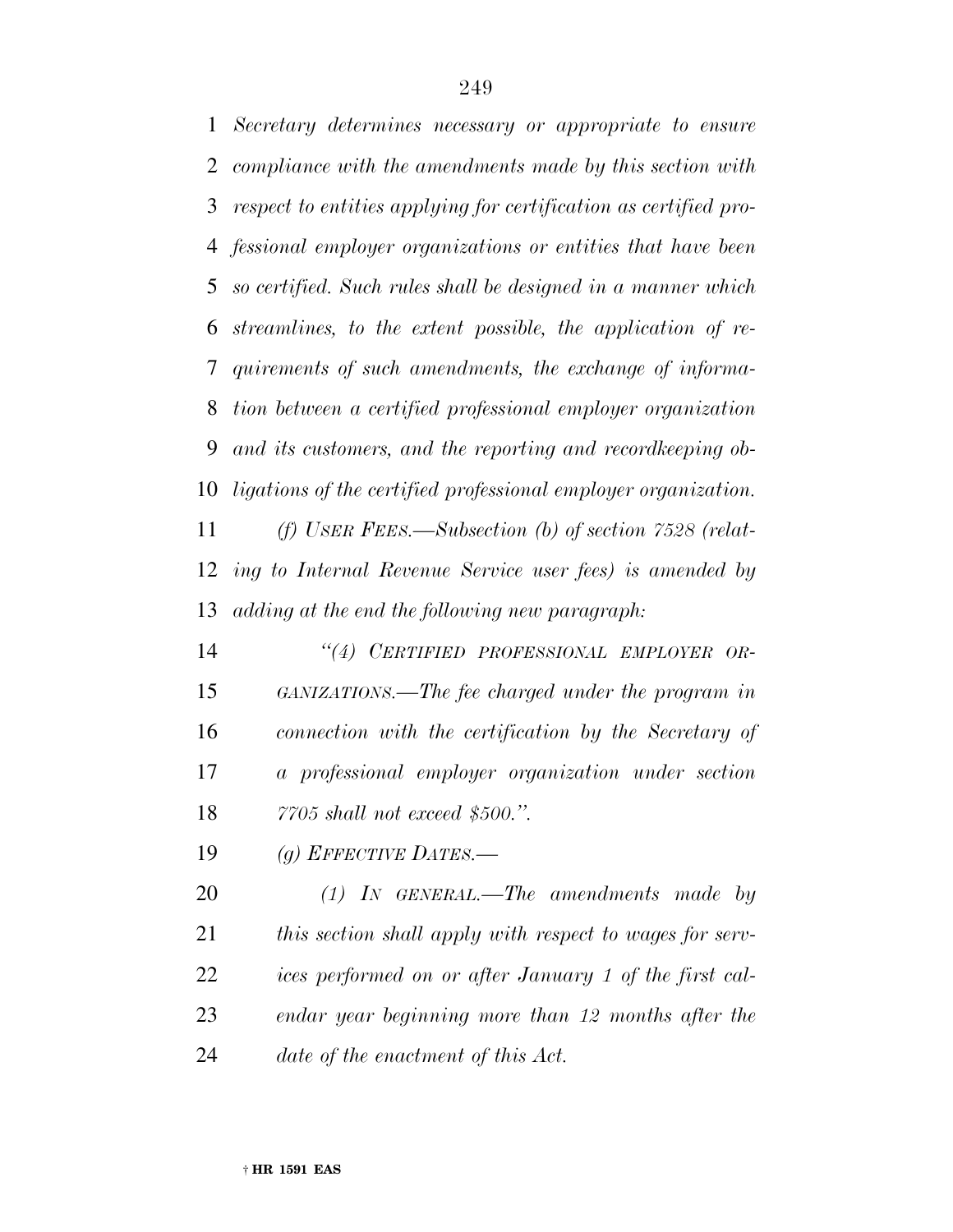*Secretary determines necessary or appropriate to ensure compliance with the amendments made by this section with respect to entities applying for certification as certified professional employer organizations or entities that have been so certified. Such rules shall be designed in a manner which streamlines, to the extent possible, the application of requirements of such amendments, the exchange of information between a certified professional employer organization and its customers, and the reporting and recordkeeping obligations of the certified professional employer organization.*

*(f) USER FEES.—Subsection (b) of section 7528 (relating to Internal Revenue Service user fees) is amended by adding at the end the following new paragraph:*

*"(4) CERTIFIED PROFESSIONAL EMPLOYER ORGANIZATIONS.—The fee charged under the program in connection with the certification by the Secretary of a professional employer organization under section 7705 shall not exceed $500.".*

*(g) EFFECTIVE DATES.—*

*(1) IN GENERAL.—The amendments made by this section shall apply with respect to wages for services performed on or after January 1 of the first calendar year beginning more than 12 months after the date of the enactment of this Act.*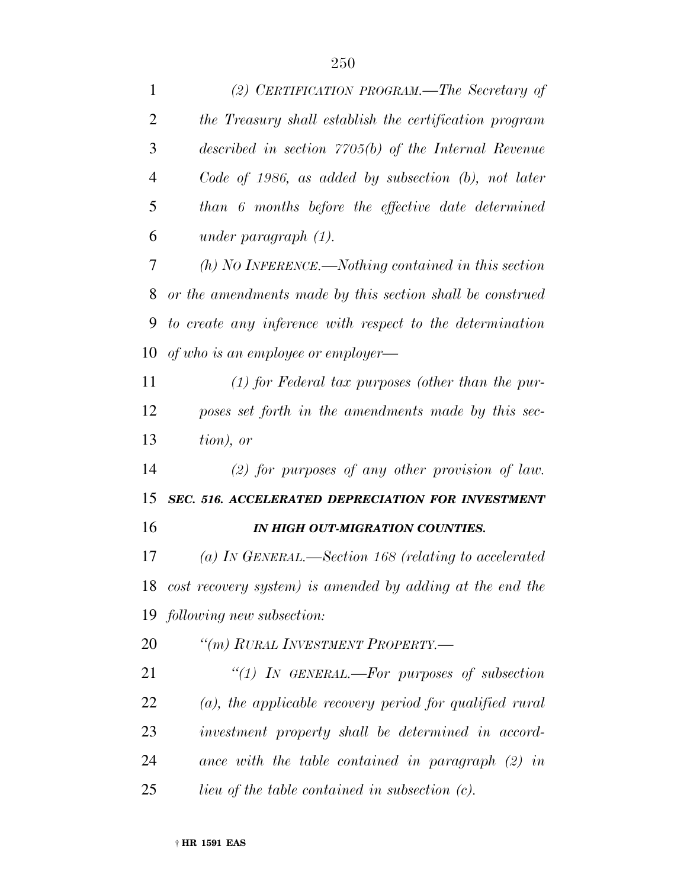*(2) CERTIFICATION PROGRAM.—The Secretary of the Treasury shall establish the certification program described in section 7705(b) of the Internal Revenue Code of 1986, as added by subsection (b), not later than 6 months before the effective date determined under paragraph (1).*

*(h) NO INFERENCE.—Nothing contained in this section or the amendments made by this section shall be construed to create any inference with respect to the determination of who is an employee or employer—*

*(1) for Federal tax purposes (other than the purposes set forth in the amendments made by this section), or*

*(2) for purposes of any other provision of law.*

***SEC. 516. ACCELERATED DEPRECIATION FOR INVESTMENT IN HIGH OUT-MIGRATION COUNTIES.***

*(a) IN GENERAL.—Section 168 (relating to accelerated cost recovery system) is amended by adding at the end the following new subsection:*

*"(m) RURAL INVESTMENT PROPERTY.—*

*"(1) IN GENERAL.—For purposes of subsection (a), the applicable recovery period for qualified rural investment property shall be determined in accordance with the table contained in paragraph (2) in lieu of the table contained in subsection (c).*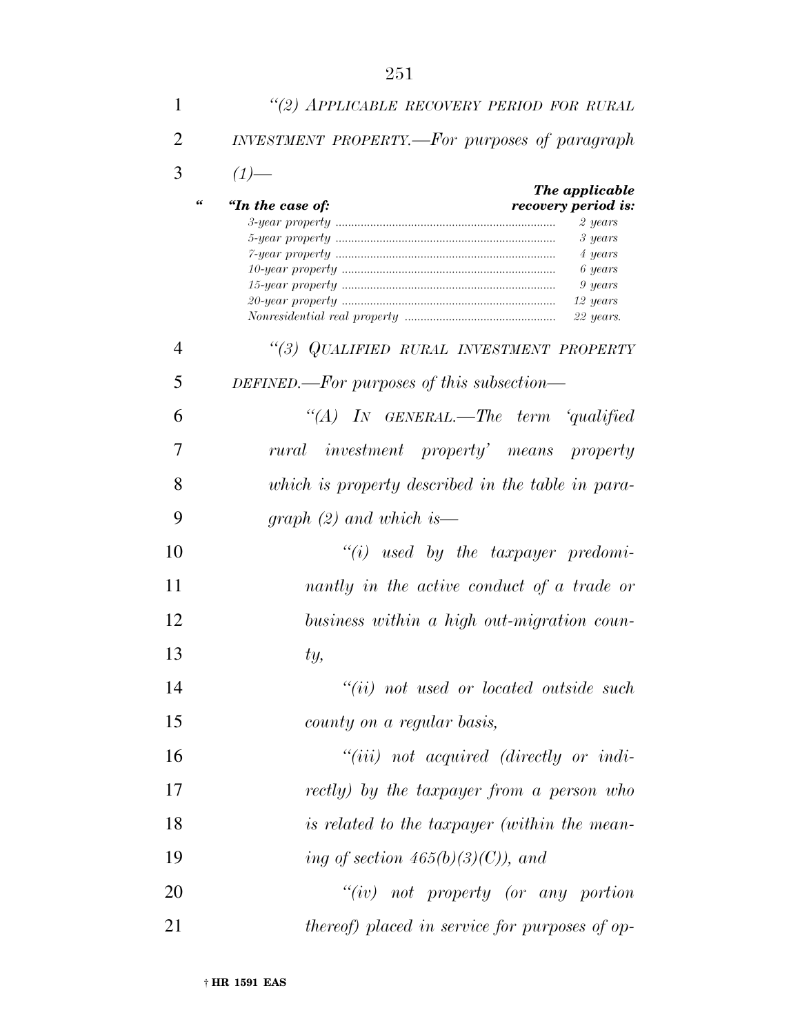*"(2) APPLICABLE RECOVERY PERIOD FOR RURAL INVESTMENT PROPERTY.—For purposes of paragraph (1)—*

| "In the case of: | The applicable recovery period is: |
|---|---|
| *3-year property* | *2 years* |
| *5-year property* | *3 years* |
| *7-year property* | *4 years* |
| *10-year property* | *6 years* |
| *15-year property* | *9 years* |
| *20-year property* | *12 years* |
| *Nonresidential real property* | *22 years.* |

*"(3) QUALIFIED RURAL INVESTMENT PROPERTY DEFINED.—For purposes of this subsection—*

*"(A) IN GENERAL.—The term 'qualified rural investment property' means property which is property described in the table in paragraph (2) and which is—*

*"(i) used by the taxpayer predominantly in the active conduct of a trade or business within a high out-migration county,*

*"(ii) not used or located outside such county on a regular basis,*

*"(iii) not acquired (directly or indirectly) by the taxpayer from a person who is related to the taxpayer (within the meaning of section 465(b)(3)(C)), and*

*"(iv) not property (or any portion thereof) placed in service for purposes of op-*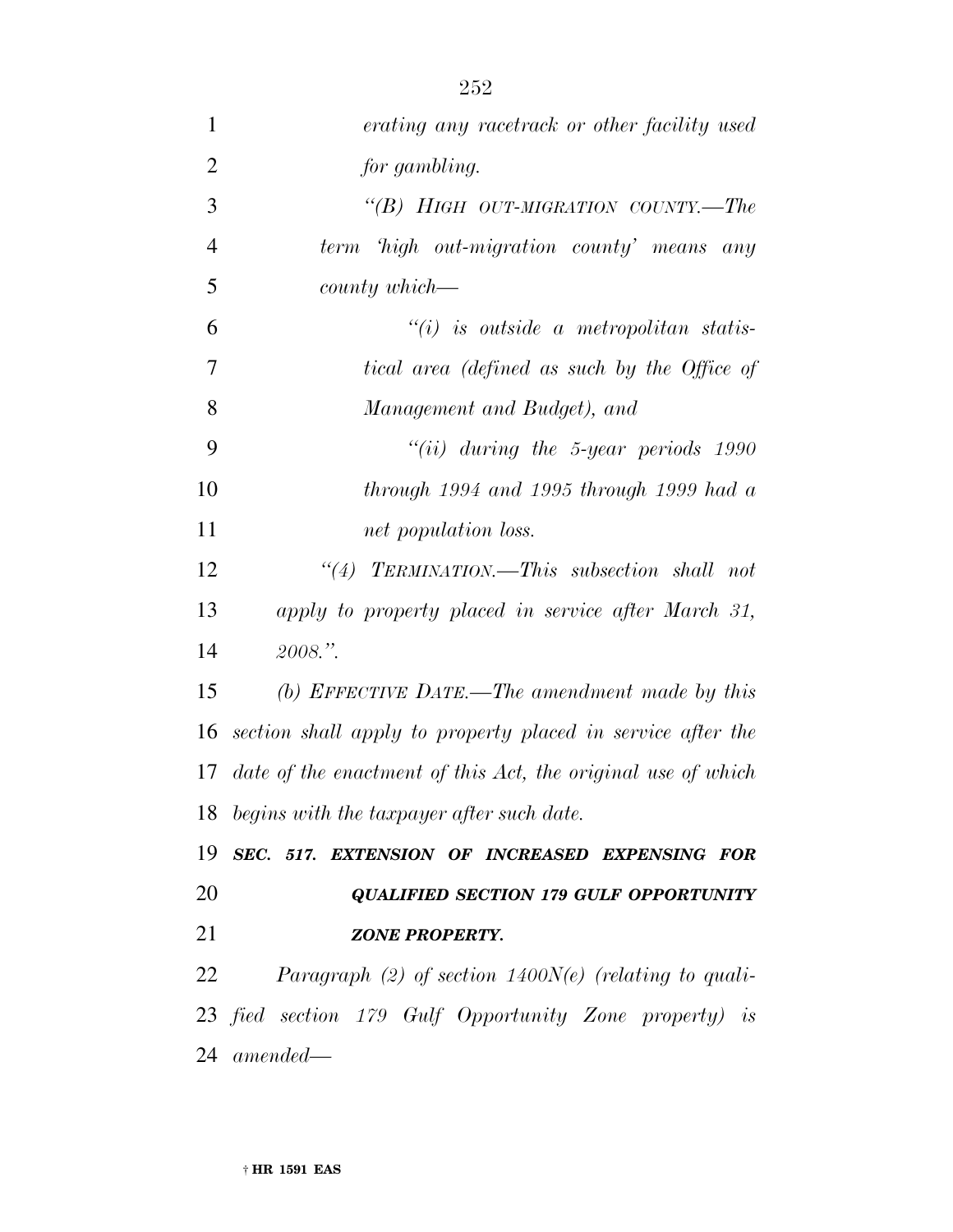*erating any racetrack or other facility used for gambling.*

*"(B) HIGH OUT-MIGRATION COUNTY.—The term 'high out-migration county' means any county which—*

*"(i) is outside a metropolitan statistical area (defined as such by the Office of Management and Budget), and*

*"(ii) during the 5-year periods 1990 through 1994 and 1995 through 1999 had a net population loss.*

*"(4) TERMINATION.—This subsection shall not apply to property placed in service after March 31, 2008.".*

*(b) EFFECTIVE DATE.—The amendment made by this section shall apply to property placed in service after the date of the enactment of this Act, the original use of which begins with the taxpayer after such date.*

***SEC. 517. EXTENSION OF INCREASED EXPENSING FOR QUALIFIED SECTION 179 GULF OPPORTUNITY ZONE PROPERTY.***

*Paragraph (2) of section 1400N(e) (relating to qualified section 179 Gulf Opportunity Zone property) is amended—*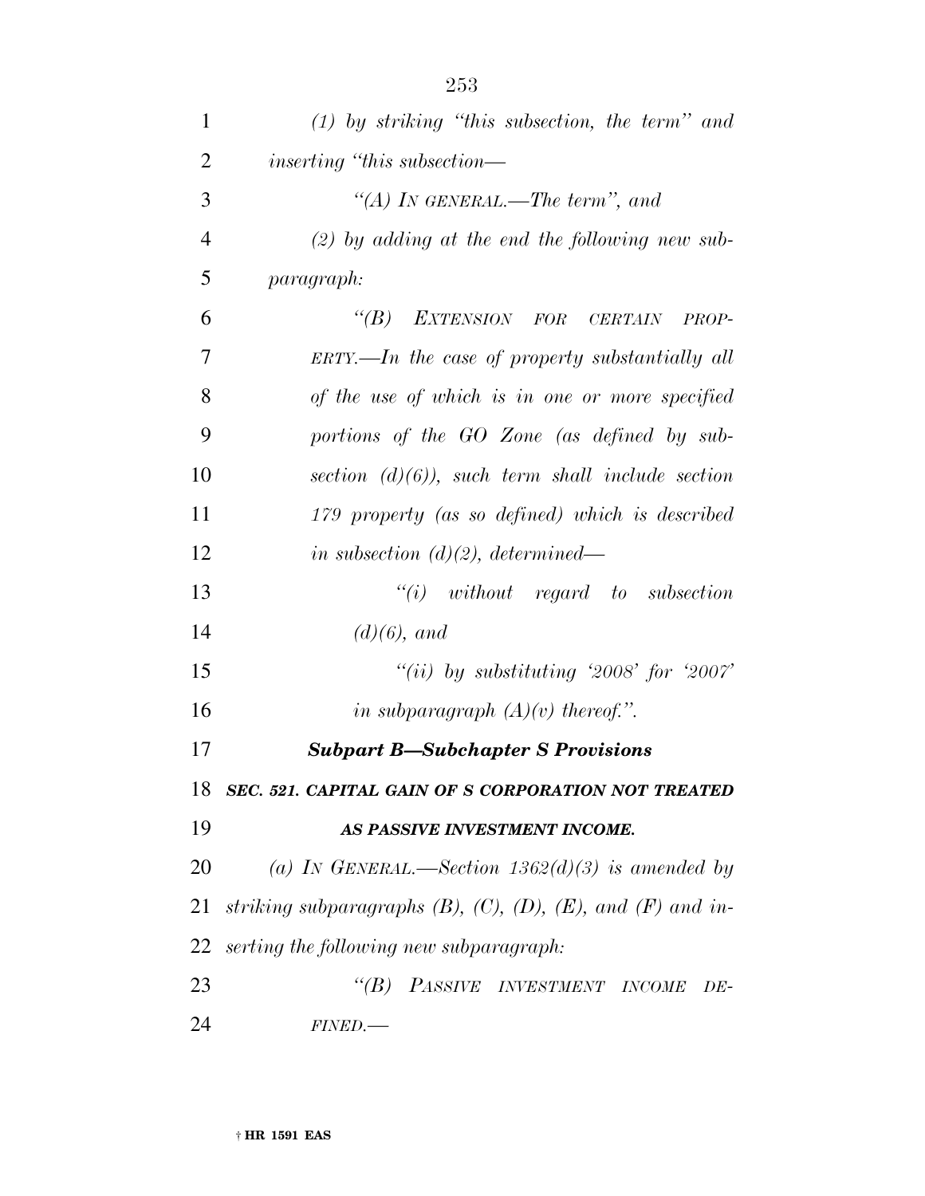*(1) by striking "this subsection, the term" and inserting "this subsection—*

*"(A) IN GENERAL.—The term", and*

*(2) by adding at the end the following new subparagraph:*

*"(B) EXTENSION FOR CERTAIN PROPERTY.—In the case of property substantially all of the use of which is in one or more specified portions of the GO Zone (as defined by subsection (d)(6)), such term shall include section 179 property (as so defined) which is described in subsection (d)(2), determined—*

*"(i) without regard to subsection (d)(6), and*

*"(ii) by substituting '2008' for '2007' in subparagraph (A)(v) thereof.".*

***Subpart B—Subchapter S Provisions***

***SEC. 521. CAPITAL GAIN OF S CORPORATION NOT TREATED AS PASSIVE INVESTMENT INCOME.***

*(a) IN GENERAL.—Section 1362(d)(3) is amended by striking subparagraphs (B), (C), (D), (E), and (F) and inserting the following new subparagraph:*

*"(B) PASSIVE INVESTMENT INCOME DEFINED.—*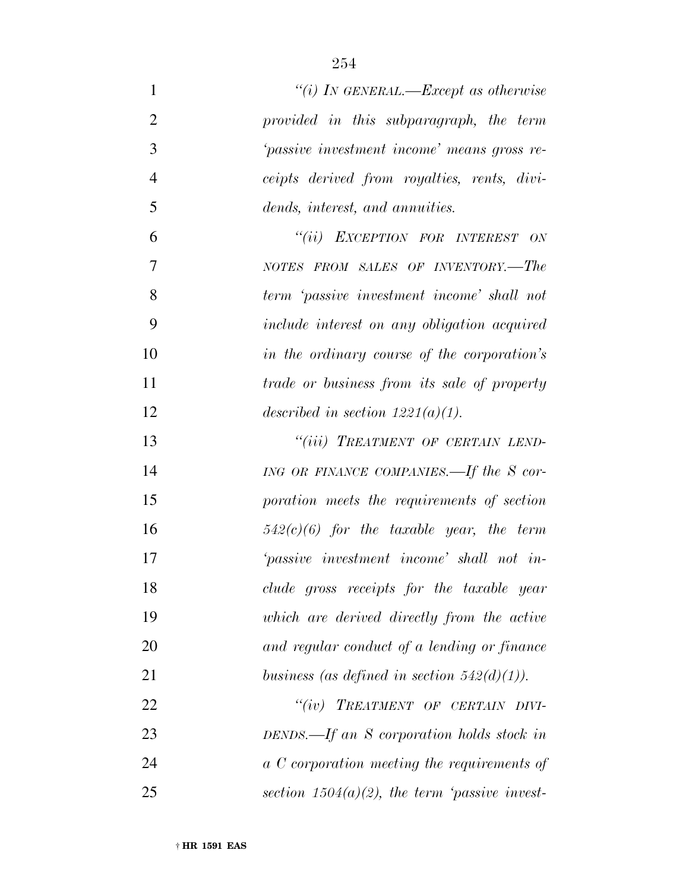*"(i) In general.—Except as otherwise provided in this subparagraph, the term 'passive investment income' means gross receipts derived from royalties, rents, dividends, interest, and annuities.*

*"(ii) Exception for interest on notes from sales of inventory.—The term 'passive investment income' shall not include interest on any obligation acquired in the ordinary course of the corporation's trade or business from its sale of property described in section 1221(a)(1).*

*"(iii) Treatment of certain lending or finance companies.—If the S corporation meets the requirements of section 542(c)(6) for the taxable year, the term 'passive investment income' shall not include gross receipts for the taxable year which are derived directly from the active and regular conduct of a lending or finance business (as defined in section 542(d)(1)).*

*"(iv) Treatment of certain dividends.—If an S corporation holds stock in a C corporation meeting the requirements of section 1504(a)(2), the term 'passive invest-*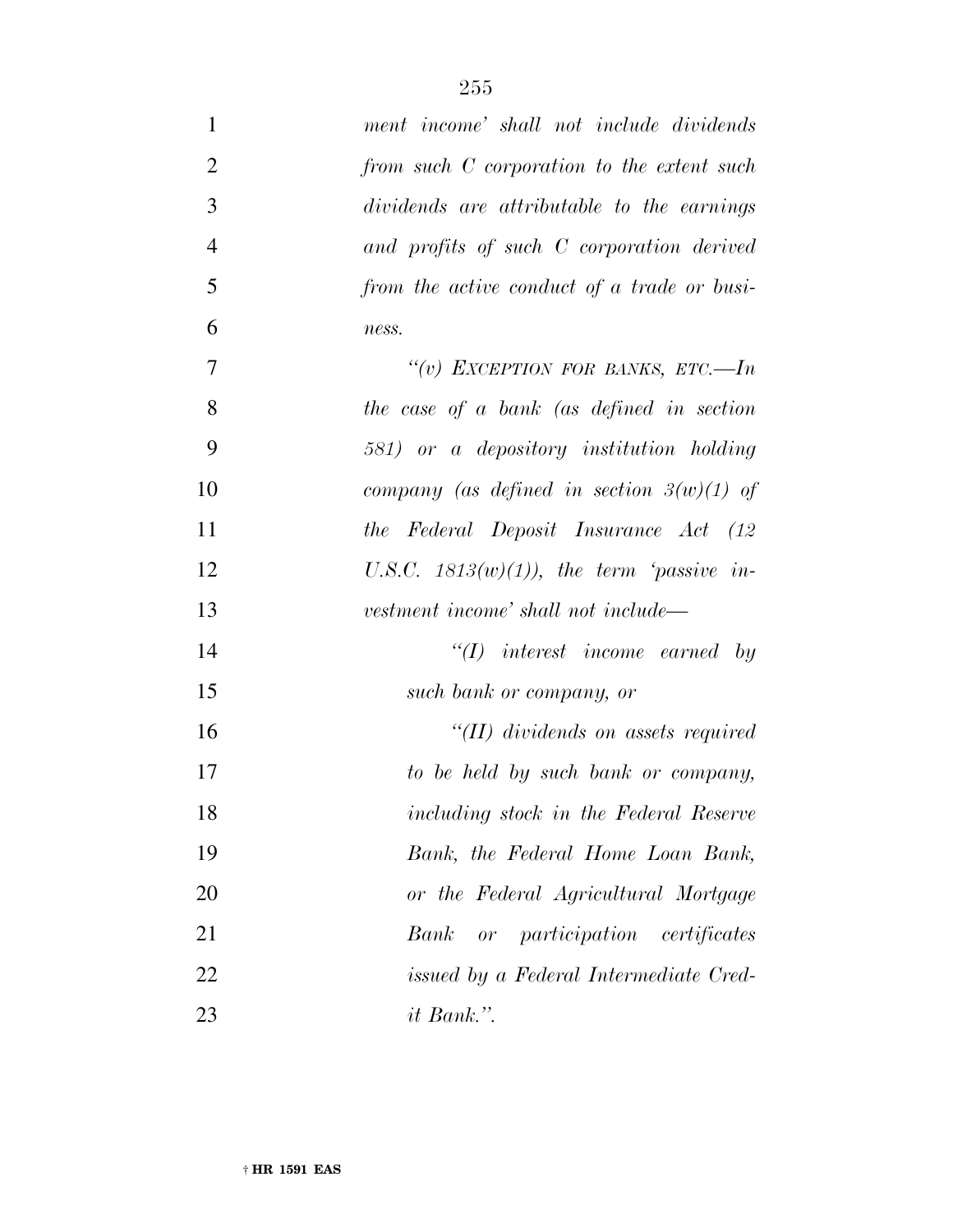*ment income' shall not include dividends from such C corporation to the extent such dividends are attributable to the earnings and profits of such C corporation derived from the active conduct of a trade or business.*

*"(v) EXCEPTION FOR BANKS, ETC.—In the case of a bank (as defined in section 581) or a depository institution holding company (as defined in section 3(w)(1) of the Federal Deposit Insurance Act (12 U.S.C. 1813(w)(1)), the term 'passive investment income' shall not include—*

*"(I) interest income earned by such bank or company, or*

*"(II) dividends on assets required to be held by such bank or company, including stock in the Federal Reserve Bank, the Federal Home Loan Bank, or the Federal Agricultural Mortgage Bank or participation certificates issued by a Federal Intermediate Credit Bank.".*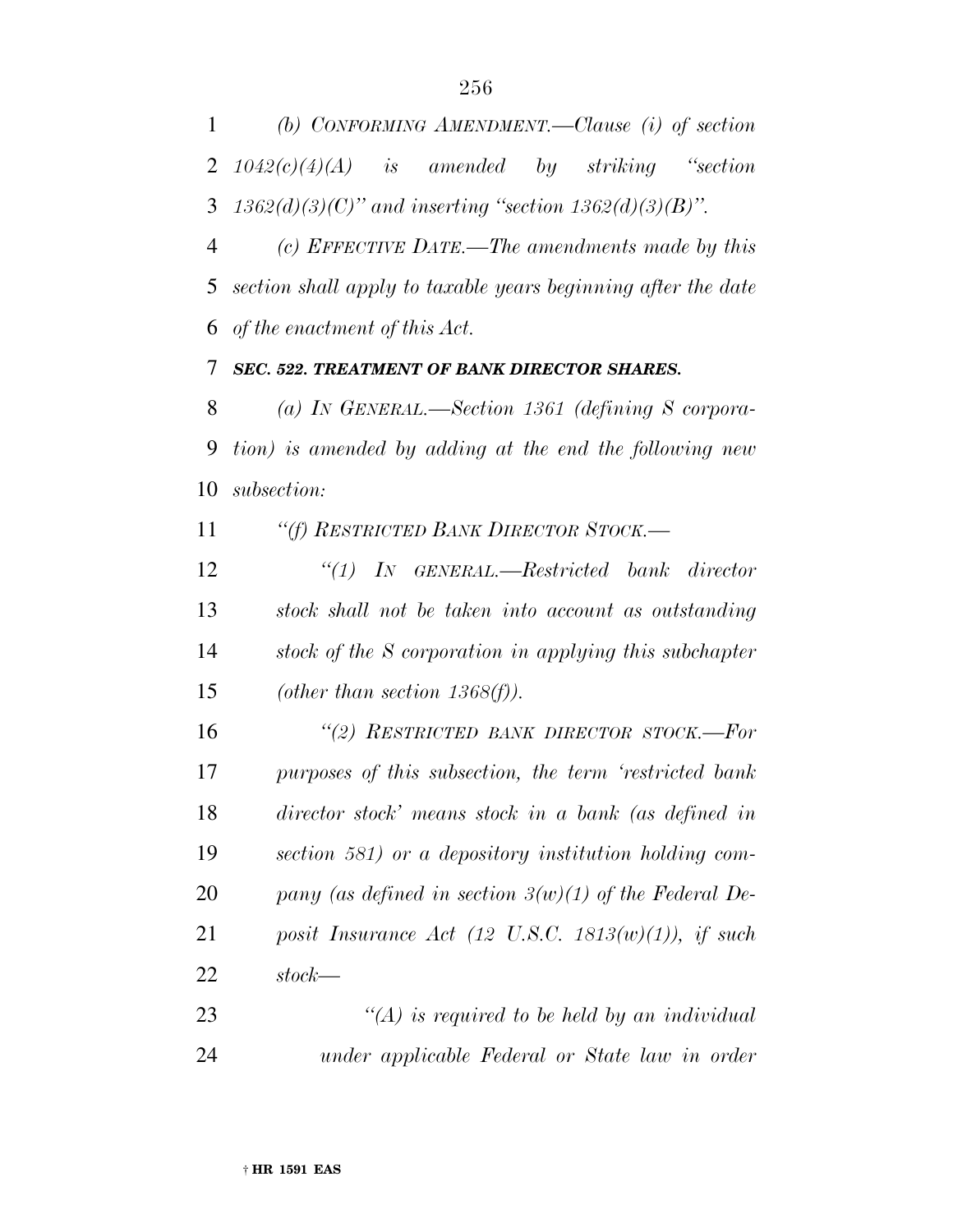*(b) CONFORMING AMENDMENT.—Clause (i) of section 1042(c)(4)(A) is amended by striking "section 1362(d)(3)(C)" and inserting "section 1362(d)(3)(B)".*

*(c) EFFECTIVE DATE.—The amendments made by this section shall apply to taxable years beginning after the date of the enactment of this Act.*

***SEC. 522. TREATMENT OF BANK DIRECTOR SHARES.***

*(a) IN GENERAL.—Section 1361 (defining S corporation) is amended by adding at the end the following new subsection:*

*"(f) RESTRICTED BANK DIRECTOR STOCK.—*

*"(1) IN GENERAL.—Restricted bank director stock shall not be taken into account as outstanding stock of the S corporation in applying this subchapter (other than section 1368(f)).*

*"(2) RESTRICTED BANK DIRECTOR STOCK.—For purposes of this subsection, the term 'restricted bank director stock' means stock in a bank (as defined in section 581) or a depository institution holding company (as defined in section 3(w)(1) of the Federal Deposit Insurance Act (12 U.S.C. 1813(w)(1)), if such stock—*

*"(A) is required to be held by an individual under applicable Federal or State law in order*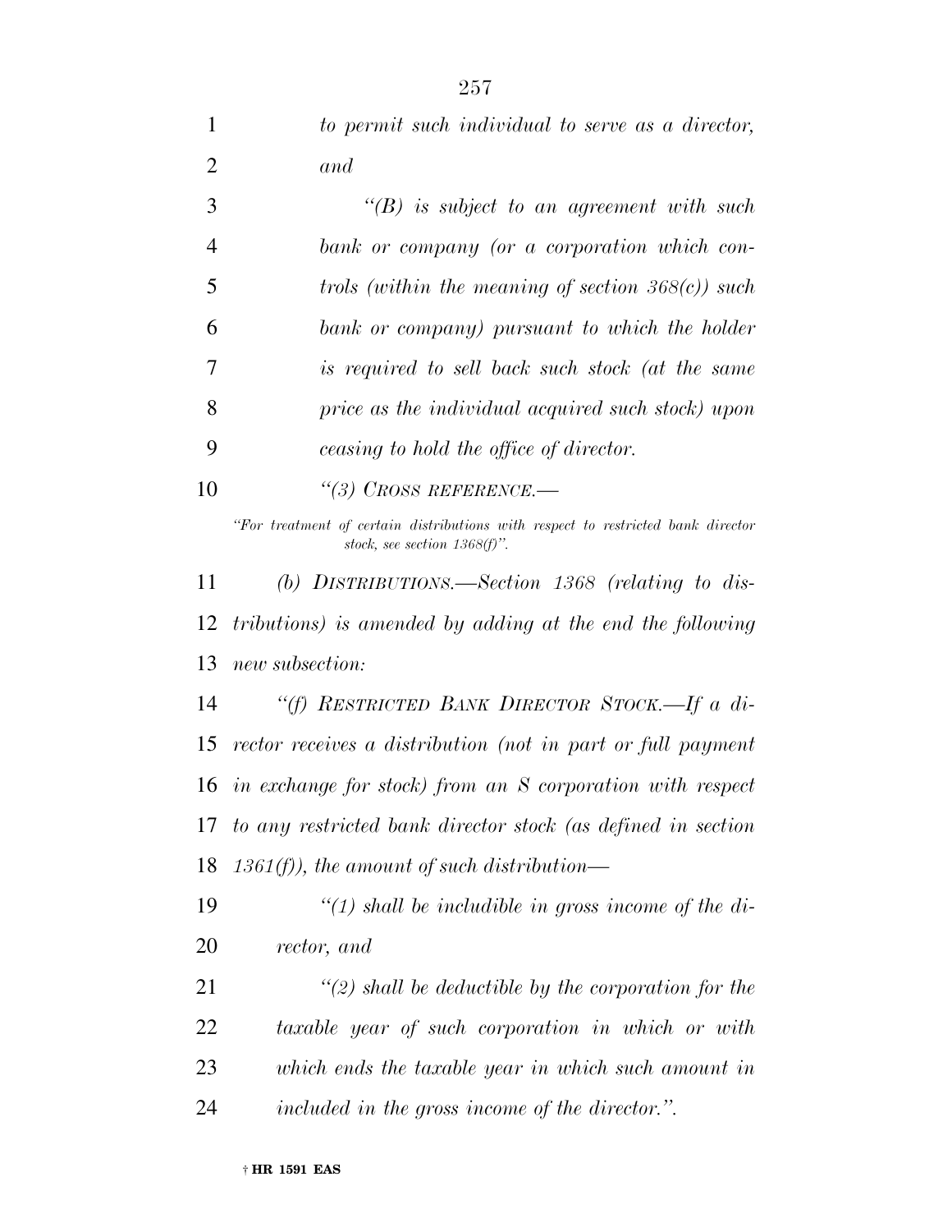*to permit such individual to serve as a director, and*

*"(B) is subject to an agreement with such bank or company (or a corporation which controls (within the meaning of section 368(c)) such bank or company) pursuant to which the holder is required to sell back such stock (at the same price as the individual acquired such stock) upon ceasing to hold the office of director.*

*"(3) CROSS REFERENCE.—*

*"For treatment of certain distributions with respect to restricted bank director stock, see section 1368(f)".*

*(b) DISTRIBUTIONS.—Section 1368 (relating to distributions) is amended by adding at the end the following new subsection:*

*"(f) RESTRICTED BANK DIRECTOR STOCK.—If a director receives a distribution (not in part or full payment in exchange for stock) from an S corporation with respect to any restricted bank director stock (as defined in section 1361(f)), the amount of such distribution—*

*"(1) shall be includible in gross income of the director, and*

*"(2) shall be deductible by the corporation for the taxable year of such corporation in which or with which ends the taxable year in which such amount in included in the gross income of the director.".*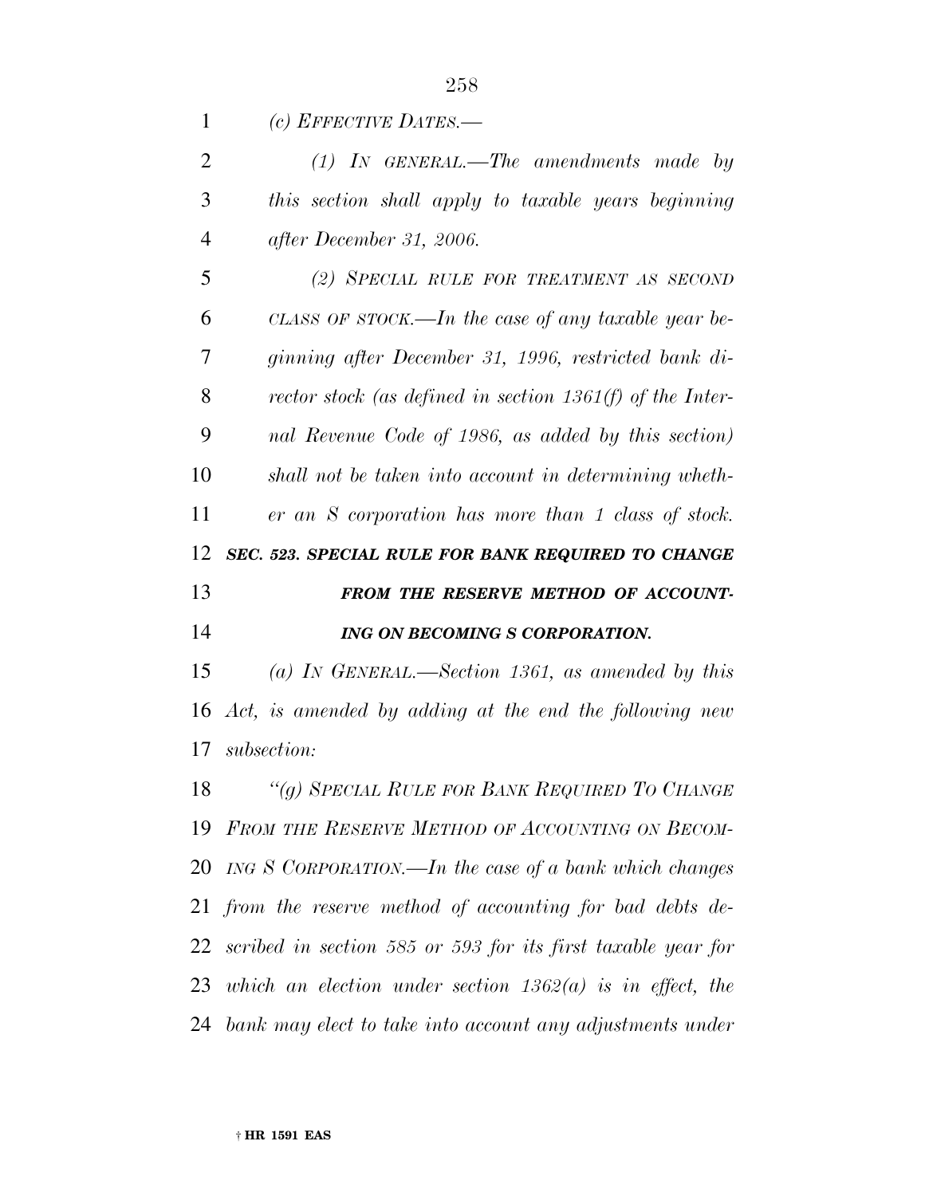*(c) EFFECTIVE DATES.—*

*(1) IN GENERAL.—The amendments made by this section shall apply to taxable years beginning after December 31, 2006.*

*(2) SPECIAL RULE FOR TREATMENT AS SECOND CLASS OF STOCK.—In the case of any taxable year beginning after December 31, 1996, restricted bank director stock (as defined in section 1361(f) of the Internal Revenue Code of 1986, as added by this section) shall not be taken into account in determining whether an S corporation has more than 1 class of stock.*

***SEC. 523. SPECIAL RULE FOR BANK REQUIRED TO CHANGE FROM THE RESERVE METHOD OF ACCOUNTING ON BECOMING S CORPORATION.***

*(a) IN GENERAL.—Section 1361, as amended by this Act, is amended by adding at the end the following new subsection:*

*"(g) SPECIAL RULE FOR BANK REQUIRED TO CHANGE FROM THE RESERVE METHOD OF ACCOUNTING ON BECOMING S CORPORATION.—In the case of a bank which changes from the reserve method of accounting for bad debts described in section 585 or 593 for its first taxable year for which an election under section 1362(a) is in effect, the bank may elect to take into account any adjustments under*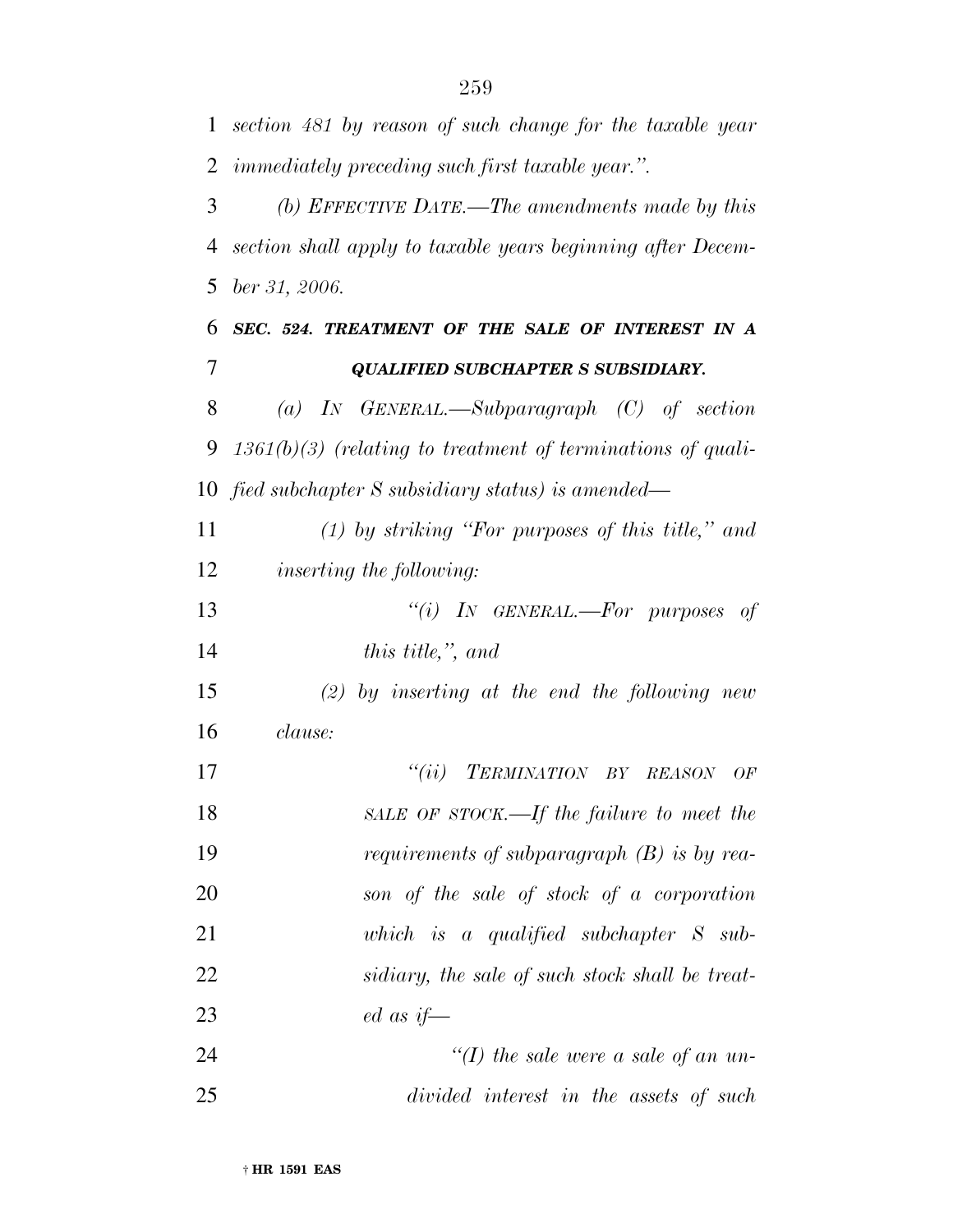*section 481 by reason of such change for the taxable year immediately preceding such first taxable year.".*

*(b) EFFECTIVE DATE.—The amendments made by this section shall apply to taxable years beginning after December 31, 2006.*

***SEC. 524. TREATMENT OF THE SALE OF INTEREST IN A QUALIFIED SUBCHAPTER S SUBSIDIARY.***

*(a) IN GENERAL.—Subparagraph (C) of section 1361(b)(3) (relating to treatment of terminations of qualified subchapter S subsidiary status) is amended—*

*(1) by striking "For purposes of this title," and inserting the following:*

*"(i) IN GENERAL.—For purposes of this title,", and*

*(2) by inserting at the end the following new clause:*

*"(ii) TERMINATION BY REASON OF SALE OF STOCK.—If the failure to meet the requirements of subparagraph (B) is by reason of the sale of stock of a corporation which is a qualified subchapter S subsidiary, the sale of such stock shall be treated as if—*

*"(I) the sale were a sale of an undivided interest in the assets of such*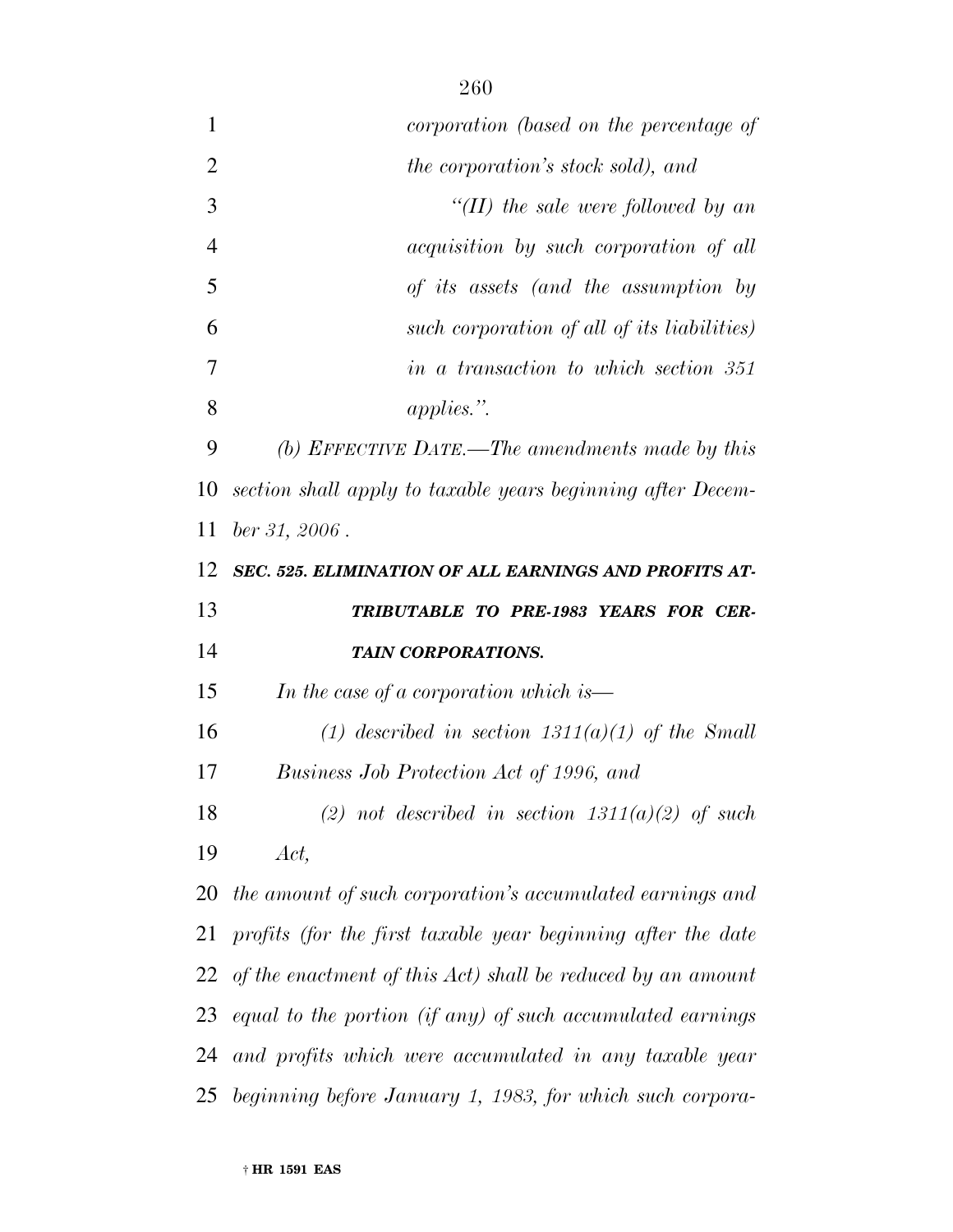*corporation (based on the percentage of the corporation's stock sold), and*

*"(II) the sale were followed by an acquisition by such corporation of all of its assets (and the assumption by such corporation of all of its liabilities) in a transaction to which section 351 applies.".*

*(b) EFFECTIVE DATE.—The amendments made by this section shall apply to taxable years beginning after December 31, 2006 .*

***SEC. 525. ELIMINATION OF ALL EARNINGS AND PROFITS ATTRIBUTABLE TO PRE-1983 YEARS FOR CERTAIN CORPORATIONS.***

*In the case of a corporation which is—*

*(1) described in section 1311(a)(1) of the Small Business Job Protection Act of 1996, and*

*(2) not described in section 1311(a)(2) of such Act,*

*the amount of such corporation's accumulated earnings and profits (for the first taxable year beginning after the date of the enactment of this Act) shall be reduced by an amount equal to the portion (if any) of such accumulated earnings and profits which were accumulated in any taxable year beginning before January 1, 1983, for which such corpora-*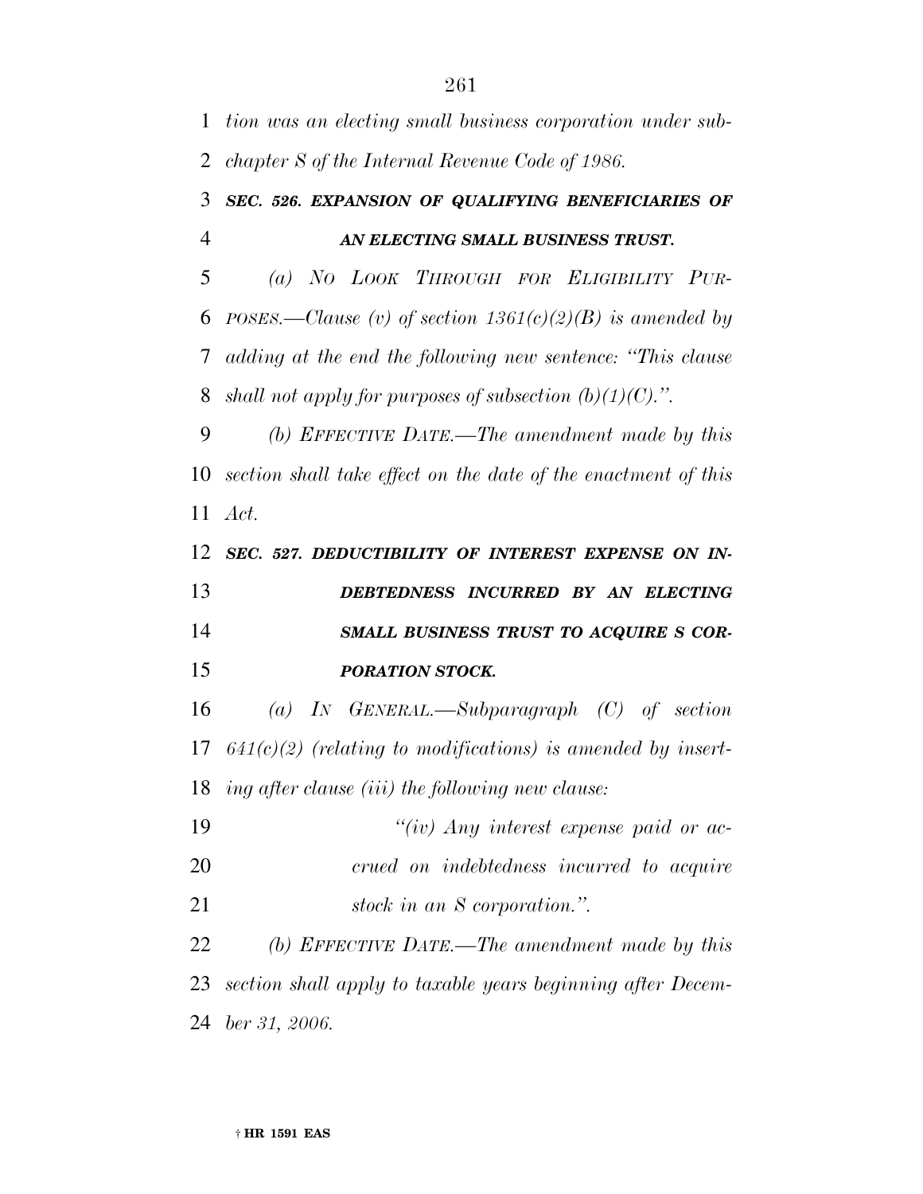*tion was an electing small business corporation under subchapter S of the Internal Revenue Code of 1986.*

***SEC. 526. EXPANSION OF QUALIFYING BENEFICIARIES OF AN ELECTING SMALL BUSINESS TRUST.***

*(a) NO LOOK THROUGH FOR ELIGIBILITY PURPOSES.—Clause (v) of section 1361(c)(2)(B) is amended by adding at the end the following new sentence: ''This clause shall not apply for purposes of subsection (b)(1)(C).''.*

*(b) EFFECTIVE DATE.—The amendment made by this section shall take effect on the date of the enactment of this Act.*

***SEC. 527. DEDUCTIBILITY OF INTEREST EXPENSE ON INDEBTEDNESS INCURRED BY AN ELECTING SMALL BUSINESS TRUST TO ACQUIRE S CORPORATION STOCK.***

*(a) IN GENERAL.—Subparagraph (C) of section 641(c)(2) (relating to modifications) is amended by inserting after clause (iii) the following new clause:*

*''(iv) Any interest expense paid or accrued on indebtedness incurred to acquire stock in an S corporation.''.*

*(b) EFFECTIVE DATE.—The amendment made by this section shall apply to taxable years beginning after December 31, 2006.*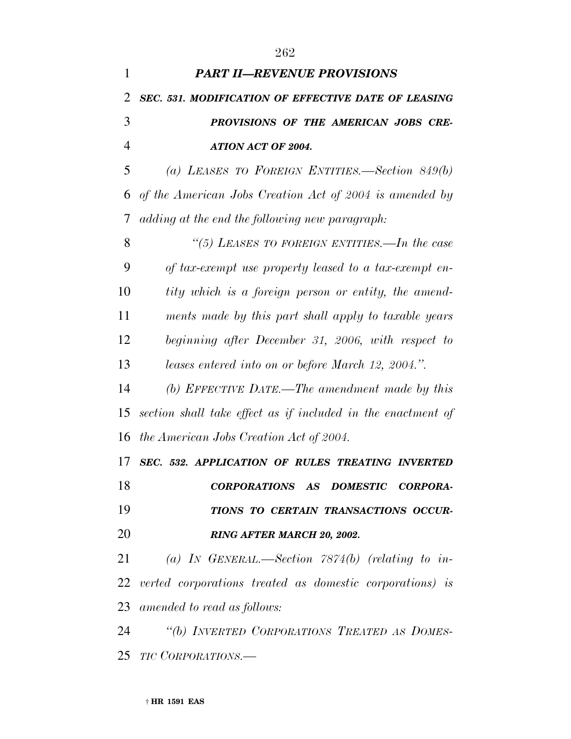***PART II—REVENUE PROVISIONS***

***SEC. 531. MODIFICATION OF EFFECTIVE DATE OF LEASING PROVISIONS OF THE AMERICAN JOBS CREATION ACT OF 2004.***

*(a) LEASES TO FOREIGN ENTITIES.—Section 849(b) of the American Jobs Creation Act of 2004 is amended by adding at the end the following new paragraph:*

*"(5) LEASES TO FOREIGN ENTITIES.—In the case of tax-exempt use property leased to a tax-exempt entity which is a foreign person or entity, the amendments made by this part shall apply to taxable years beginning after December 31, 2006, with respect to leases entered into on or before March 12, 2004.".*

*(b) EFFECTIVE DATE.—The amendment made by this section shall take effect as if included in the enactment of the American Jobs Creation Act of 2004.*

***SEC. 532. APPLICATION OF RULES TREATING INVERTED CORPORATIONS AS DOMESTIC CORPORATIONS TO CERTAIN TRANSACTIONS OCCURRING AFTER MARCH 20, 2002.***

*(a) IN GENERAL.—Section 7874(b) (relating to inverted corporations treated as domestic corporations) is amended to read as follows:*

*"(b) INVERTED CORPORATIONS TREATED AS DOMESTIC CORPORATIONS.—*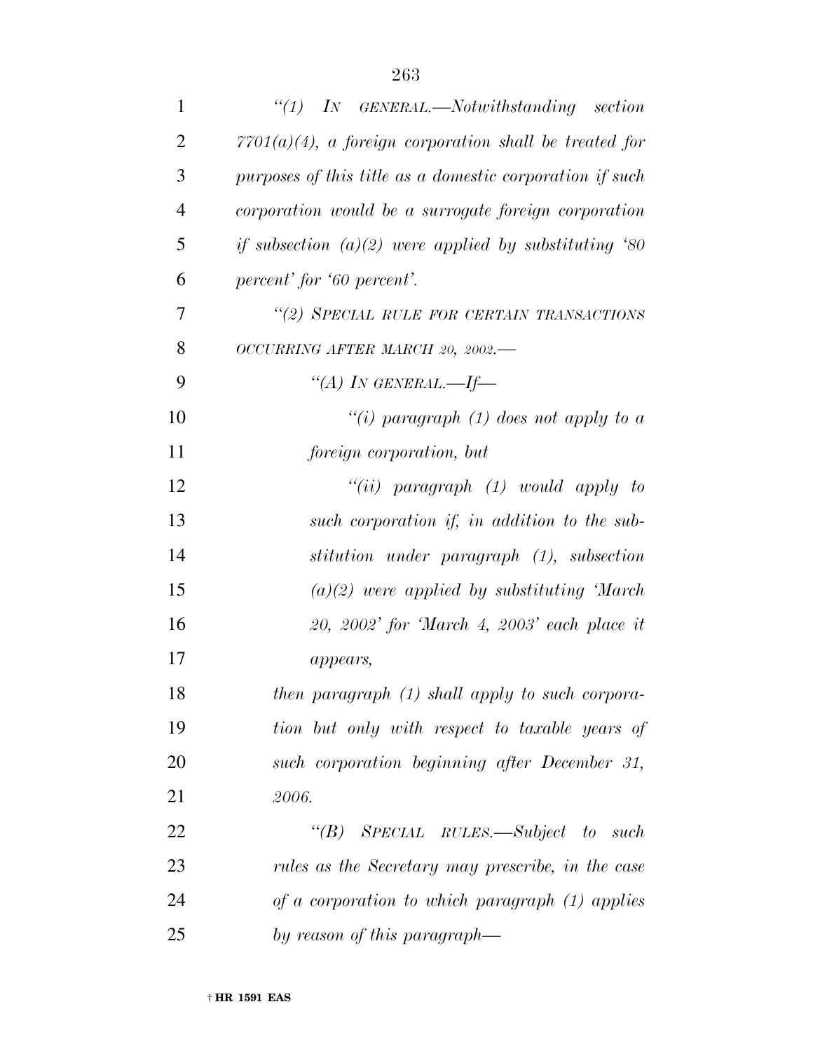*"(1) IN GENERAL.—Notwithstanding section 7701(a)(4), a foreign corporation shall be treated for purposes of this title as a domestic corporation if such corporation would be a surrogate foreign corporation if subsection (a)(2) were applied by substituting '80 percent' for '60 percent'.*

*"(2) SPECIAL RULE FOR CERTAIN TRANSACTIONS OCCURRING AFTER MARCH 20, 2002.—*

*"(A) IN GENERAL.—If—*

*"(i) paragraph (1) does not apply to a foreign corporation, but*

*"(ii) paragraph (1) would apply to such corporation if, in addition to the substitution under paragraph (1), subsection (a)(2) were applied by substituting 'March 20, 2002' for 'March 4, 2003' each place it appears,*

*then paragraph (1) shall apply to such corporation but only with respect to taxable years of such corporation beginning after December 31, 2006.*

*"(B) SPECIAL RULES.—Subject to such rules as the Secretary may prescribe, in the case of a corporation to which paragraph (1) applies by reason of this paragraph—*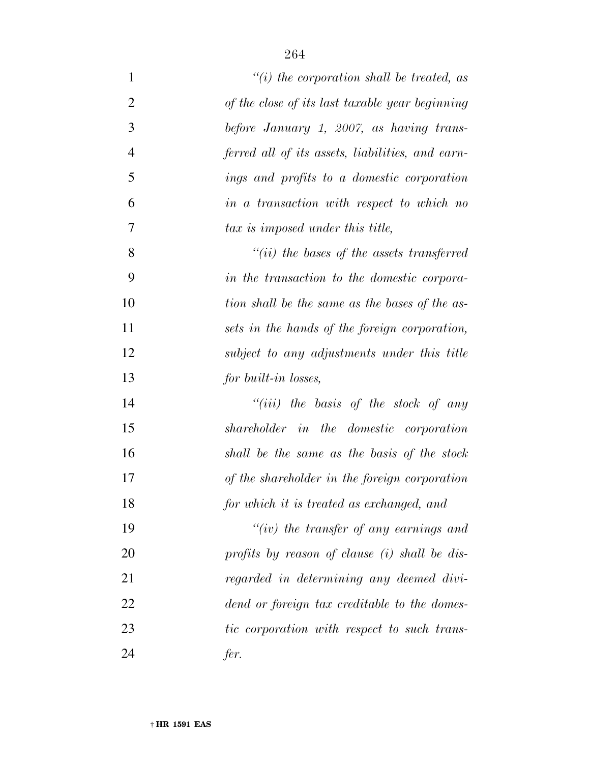*"(i) the corporation shall be treated, as of the close of its last taxable year beginning before January 1, 2007, as having transferred all of its assets, liabilities, and earnings and profits to a domestic corporation in a transaction with respect to which no tax is imposed under this title,*

*"(ii) the bases of the assets transferred in the transaction to the domestic corporation shall be the same as the bases of the assets in the hands of the foreign corporation, subject to any adjustments under this title for built-in losses,*

*"(iii) the basis of the stock of any shareholder in the domestic corporation shall be the same as the basis of the stock of the shareholder in the foreign corporation for which it is treated as exchanged, and*

*"(iv) the transfer of any earnings and profits by reason of clause (i) shall be disregarded in determining any deemed dividend or foreign tax creditable to the domestic corporation with respect to such transfer.*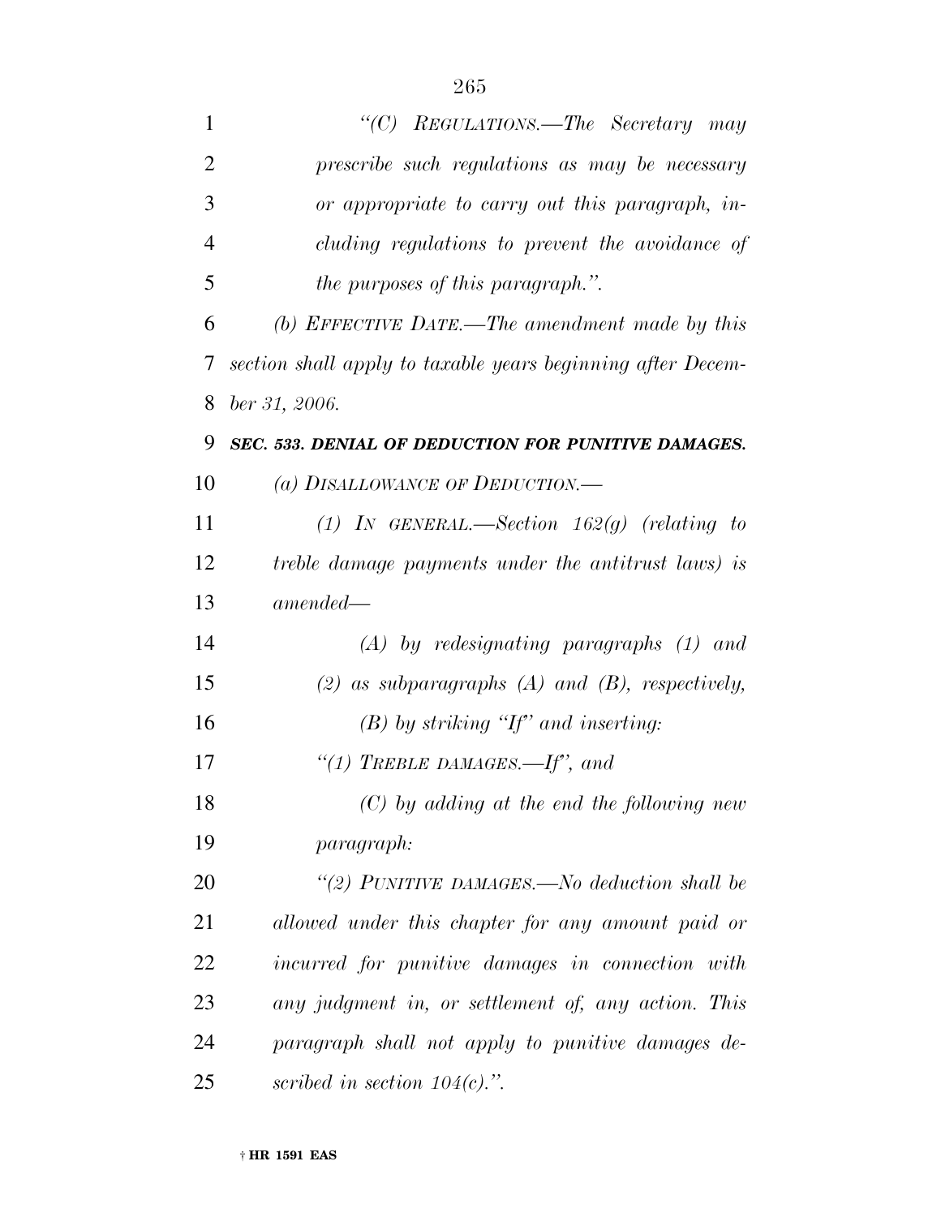*"(C) REGULATIONS.—The Secretary may prescribe such regulations as may be necessary or appropriate to carry out this paragraph, including regulations to prevent the avoidance of the purposes of this paragraph.".*

*(b) EFFECTIVE DATE.—The amendment made by this section shall apply to taxable years beginning after December 31, 2006.*

***SEC. 533. DENIAL OF DEDUCTION FOR PUNITIVE DAMAGES.***

*(a) DISALLOWANCE OF DEDUCTION.—*

*(1) IN GENERAL.—Section 162(g) (relating to treble damage payments under the antitrust laws) is amended—*

*(A) by redesignating paragraphs (1) and (2) as subparagraphs (A) and (B), respectively,*

*(B) by striking "If" and inserting:*

*"(1) TREBLE DAMAGES.—If", and*

*(C) by adding at the end the following new paragraph:*

*"(2) PUNITIVE DAMAGES.—No deduction shall be allowed under this chapter for any amount paid or incurred for punitive damages in connection with any judgment in, or settlement of, any action. This paragraph shall not apply to punitive damages described in section 104(c).".*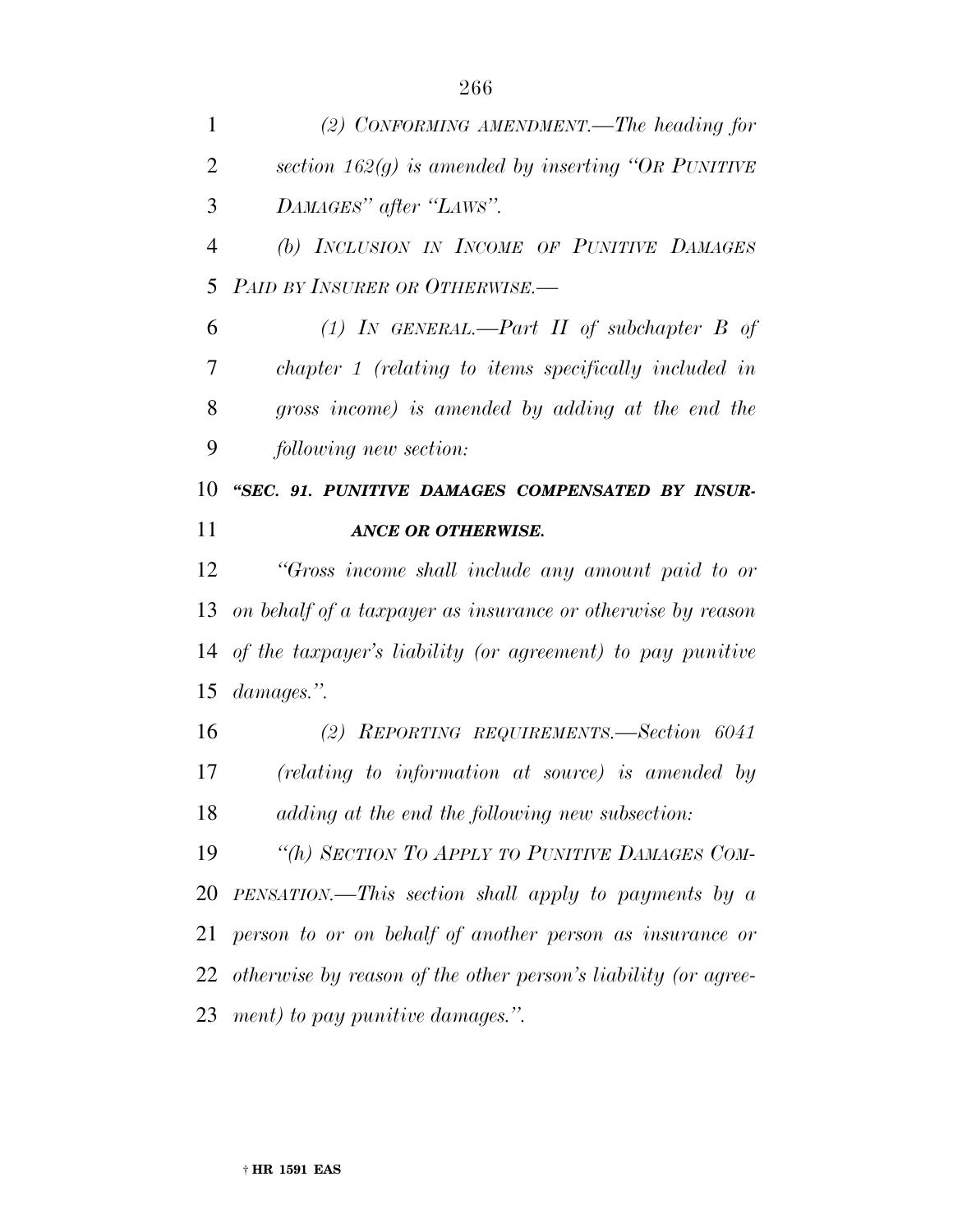*(2) CONFORMING AMENDMENT.—The heading for section 162(g) is amended by inserting "OR PUNITIVE DAMAGES" after "LAWS".*

*(b) INCLUSION IN INCOME OF PUNITIVE DAMAGES PAID BY INSURER OR OTHERWISE.—*

*(1) IN GENERAL.—Part II of subchapter B of chapter 1 (relating to items specifically included in gross income) is amended by adding at the end the following new section:*

***"SEC. 91. PUNITIVE DAMAGES COMPENSATED BY INSURANCE OR OTHERWISE.***

*"Gross income shall include any amount paid to or on behalf of a taxpayer as insurance or otherwise by reason of the taxpayer's liability (or agreement) to pay punitive damages.".*

*(2) REPORTING REQUIREMENTS.—Section 6041 (relating to information at source) is amended by adding at the end the following new subsection:*

*"(h) SECTION TO APPLY TO PUNITIVE DAMAGES COMPENSATION.—This section shall apply to payments by a person to or on behalf of another person as insurance or otherwise by reason of the other person's liability (or agreement) to pay punitive damages.".*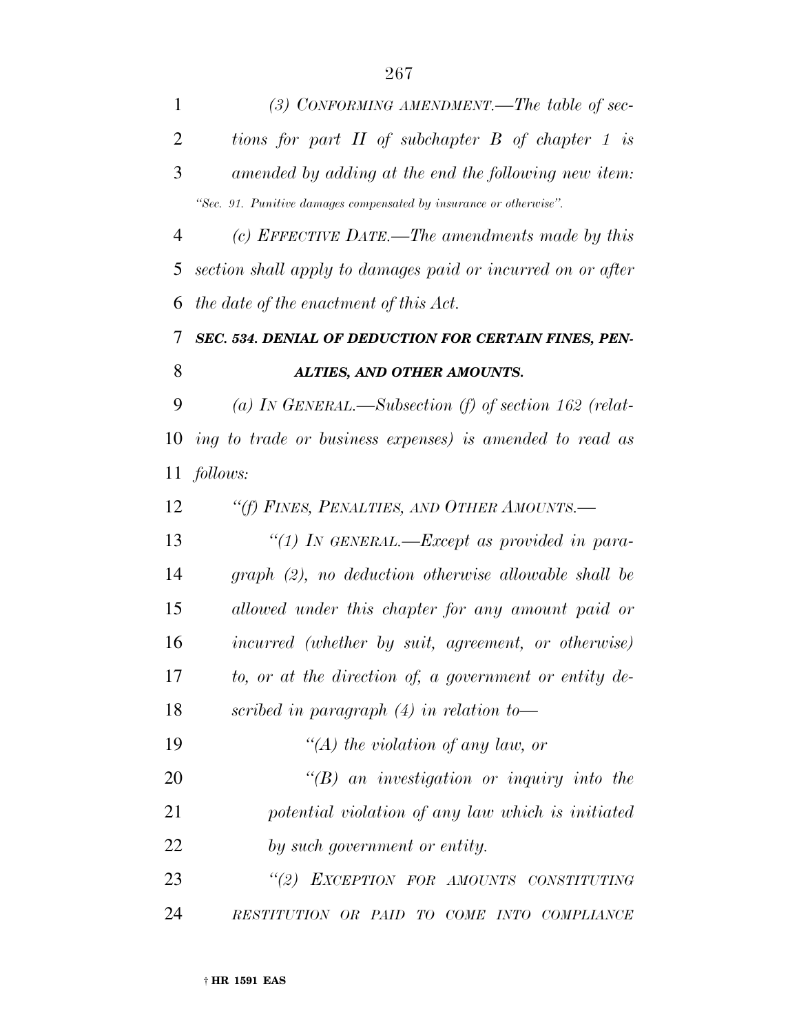*(3) CONFORMING AMENDMENT.—The table of sections for part II of subchapter B of chapter 1 is amended by adding at the end the following new item:*

*"Sec. 91. Punitive damages compensated by insurance or otherwise".*

*(c) EFFECTIVE DATE.—The amendments made by this section shall apply to damages paid or incurred on or after the date of the enactment of this Act.*

### *SEC. 534. DENIAL OF DEDUCTION FOR CERTAIN FINES, PENALTIES, AND OTHER AMOUNTS.*

*(a) IN GENERAL.—Subsection (f) of section 162 (relating to trade or business expenses) is amended to read as follows:*

*"(f) FINES, PENALTIES, AND OTHER AMOUNTS.—*

*"(1) IN GENERAL.—Except as provided in paragraph (2), no deduction otherwise allowable shall be allowed under this chapter for any amount paid or incurred (whether by suit, agreement, or otherwise) to, or at the direction of, a government or entity described in paragraph (4) in relation to—*

*"(A) the violation of any law, or*

*"(B) an investigation or inquiry into the potential violation of any law which is initiated by such government or entity.*

*"(2) EXCEPTION FOR AMOUNTS CONSTITUTING RESTITUTION OR PAID TO COME INTO COMPLIANCE*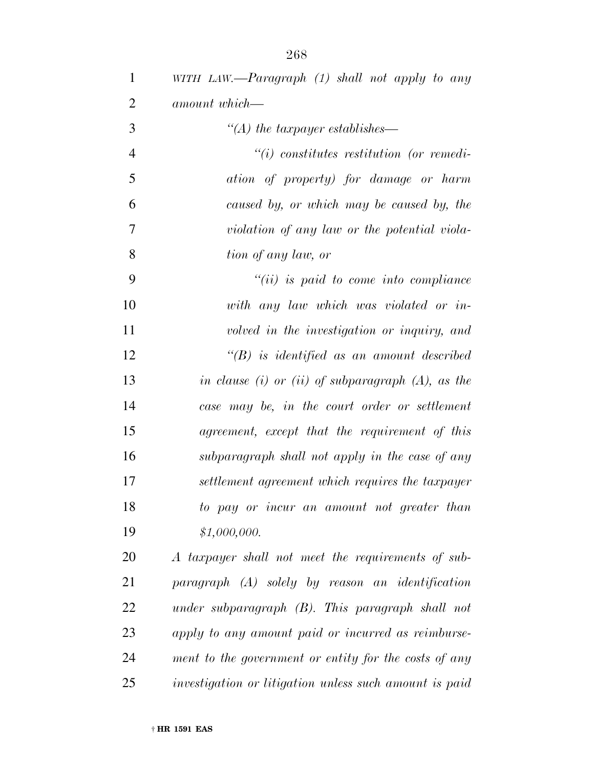*WITH LAW.—Paragraph (1) shall not apply to any amount which—*

*''(A) the taxpayer establishes—*

*''(i) constitutes restitution (or remediation of property) for damage or harm caused by, or which may be caused by, the violation of any law or the potential violation of any law, or*

*''(ii) is paid to come into compliance with any law which was violated or involved in the investigation or inquiry, and*

*''(B) is identified as an amount described in clause (i) or (ii) of subparagraph (A), as the case may be, in the court order or settlement agreement, except that the requirement of this subparagraph shall not apply in the case of any settlement agreement which requires the taxpayer to pay or incur an amount not greater than $1,000,000.*

*A taxpayer shall not meet the requirements of subparagraph (A) solely by reason an identification under subparagraph (B). This paragraph shall not apply to any amount paid or incurred as reimbursement to the government or entity for the costs of any investigation or litigation unless such amount is paid*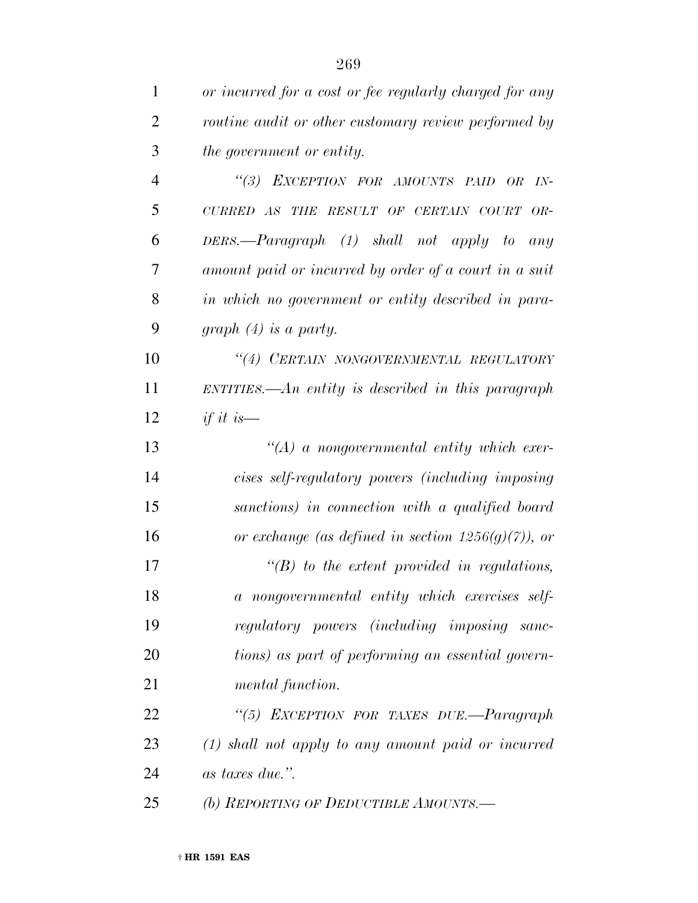*or incurred for a cost or fee regularly charged for any routine audit or other customary review performed by the government or entity.*

*"(3) EXCEPTION FOR AMOUNTS PAID OR INCURRED AS THE RESULT OF CERTAIN COURT ORDERS.—Paragraph (1) shall not apply to any amount paid or incurred by order of a court in a suit in which no government or entity described in paragraph (4) is a party.*

*"(4) CERTAIN NONGOVERNMENTAL REGULATORY ENTITIES.—An entity is described in this paragraph if it is—*

*"(A) a nongovernmental entity which exercises self-regulatory powers (including imposing sanctions) in connection with a qualified board or exchange (as defined in section 1256(g)(7)), or*

*"(B) to the extent provided in regulations, a nongovernmental entity which exercises self-regulatory powers (including imposing sanctions) as part of performing an essential governmental function.*

*"(5) EXCEPTION FOR TAXES DUE.—Paragraph (1) shall not apply to any amount paid or incurred as taxes due.".*

*(b) REPORTING OF DEDUCTIBLE AMOUNTS.—*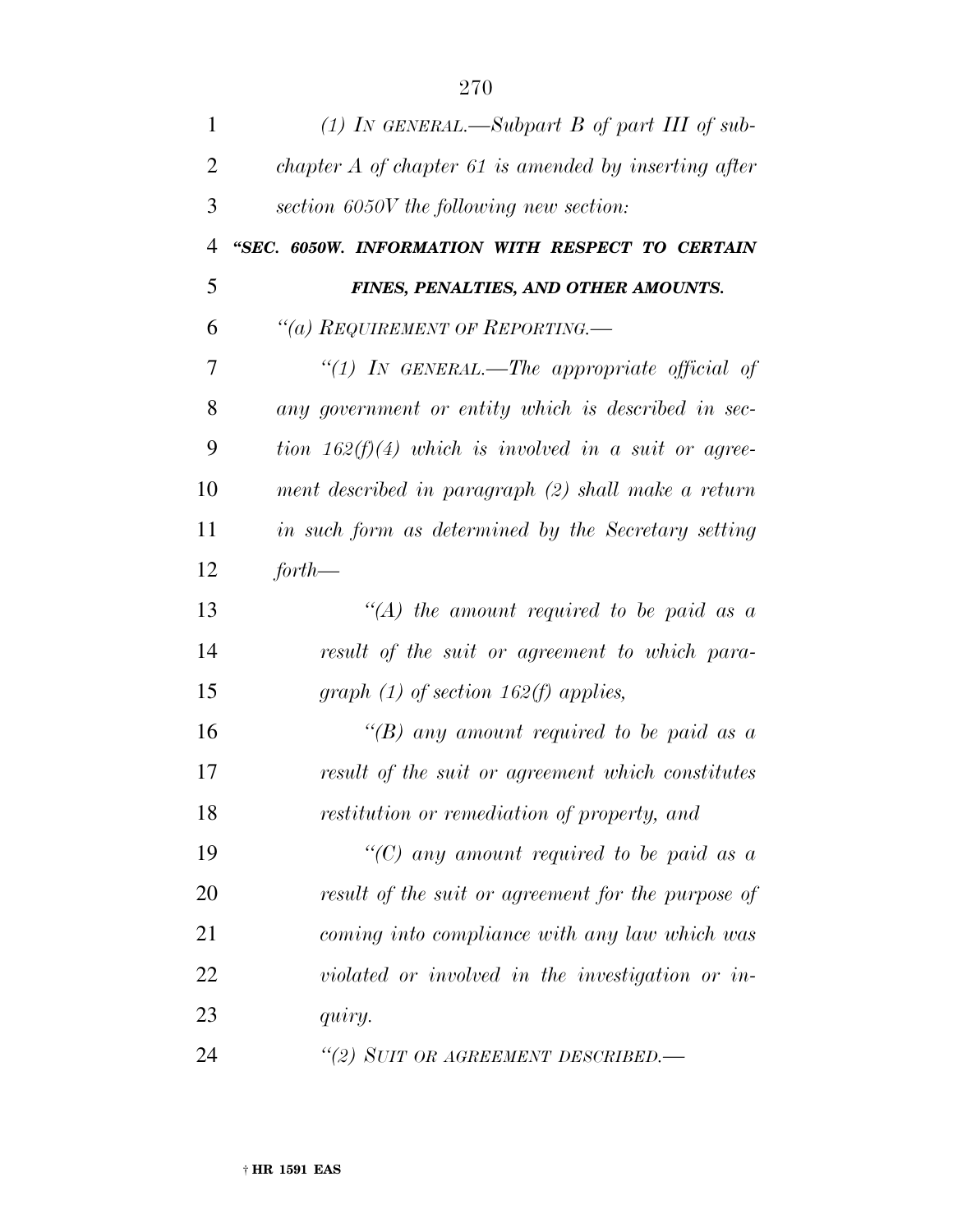*(1) IN GENERAL.—Subpart B of part III of subchapter A of chapter 61 is amended by inserting after section 6050V the following new section:*

***"SEC. 6050W. INFORMATION WITH RESPECT TO CERTAIN FINES, PENALTIES, AND OTHER AMOUNTS.***

*"(a) REQUIREMENT OF REPORTING.—*

*"(1) IN GENERAL.—The appropriate official of any government or entity which is described in section 162(f)(4) which is involved in a suit or agreement described in paragraph (2) shall make a return in such form as determined by the Secretary setting forth—*

*"(A) the amount required to be paid as a result of the suit or agreement to which paragraph (1) of section 162(f) applies,*

*"(B) any amount required to be paid as a result of the suit or agreement which constitutes restitution or remediation of property, and*

*"(C) any amount required to be paid as a result of the suit or agreement for the purpose of coming into compliance with any law which was violated or involved in the investigation or inquiry.*

*"(2) SUIT OR AGREEMENT DESCRIBED.—*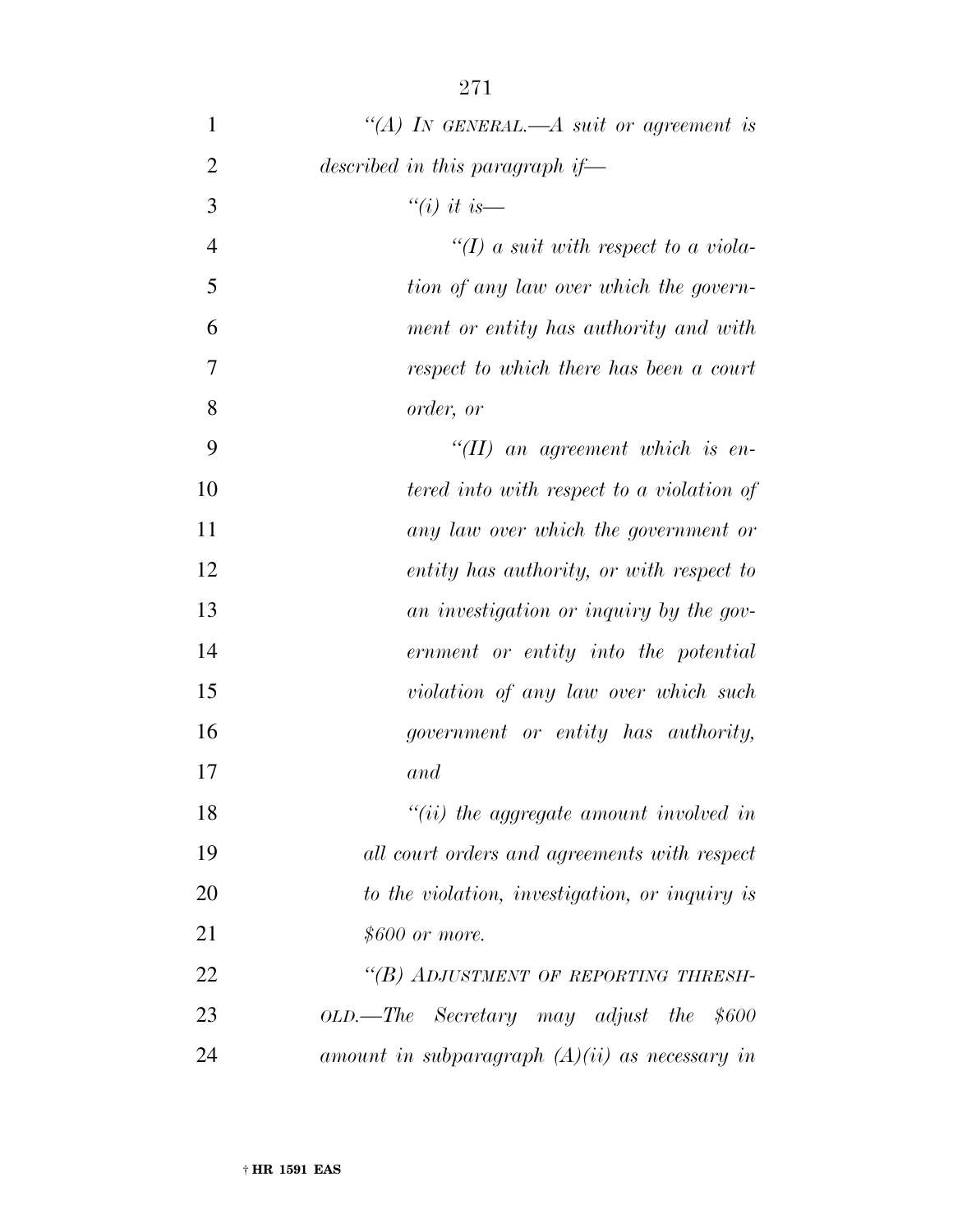*"(A) IN GENERAL.—A suit or agreement is described in this paragraph if—*

*"(i) it is—*

*"(I) a suit with respect to a violation of any law over which the government or entity has authority and with respect to which there has been a court order, or*

*"(II) an agreement which is entered into with respect to a violation of any law over which the government or entity has authority, or with respect to an investigation or inquiry by the government or entity into the potential violation of any law over which such government or entity has authority, and*

*"(ii) the aggregate amount involved in all court orders and agreements with respect to the violation, investigation, or inquiry is $600 or more.*

*"(B) ADJUSTMENT OF REPORTING THRESHOLD.—The Secretary may adjust the $600 amount in subparagraph (A)(ii) as necessary in*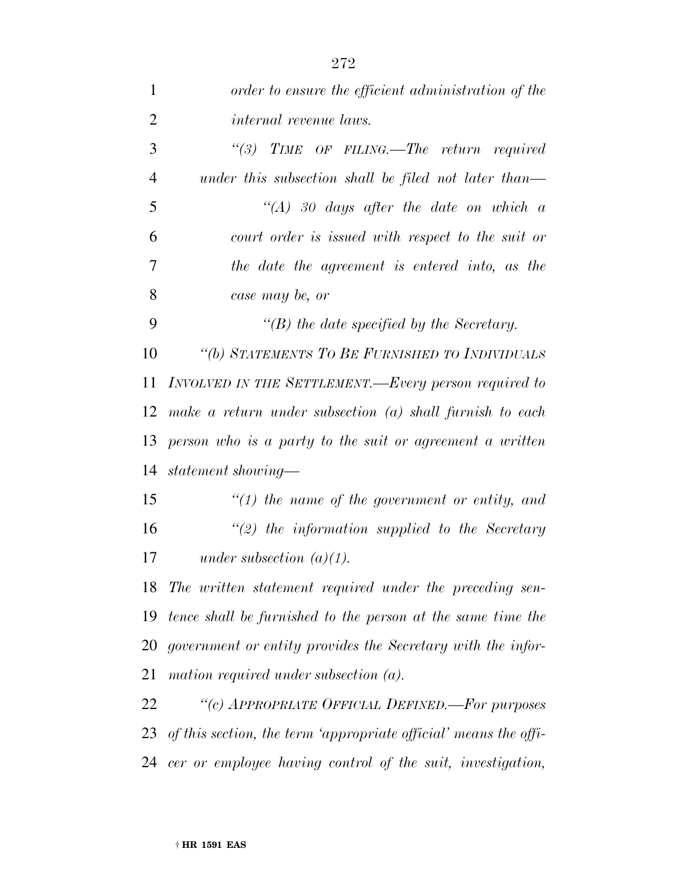*order to ensure the efficient administration of the internal revenue laws.*

*"(3) TIME OF FILING.—The return required under this subsection shall be filed not later than—*

*"(A) 30 days after the date on which a court order is issued with respect to the suit or the date the agreement is entered into, as the case may be, or*

*"(B) the date specified by the Secretary.*

*"(b) STATEMENTS TO BE FURNISHED TO INDIVIDUALS INVOLVED IN THE SETTLEMENT.—Every person required to make a return under subsection (a) shall furnish to each person who is a party to the suit or agreement a written statement showing—*

*"(1) the name of the government or entity, and*

*"(2) the information supplied to the Secretary under subsection (a)(1).*

*The written statement required under the preceding sentence shall be furnished to the person at the same time the government or entity provides the Secretary with the information required under subsection (a).*

*"(c) APPROPRIATE OFFICIAL DEFINED.—For purposes of this section, the term 'appropriate official' means the officer or employee having control of the suit, investigation,*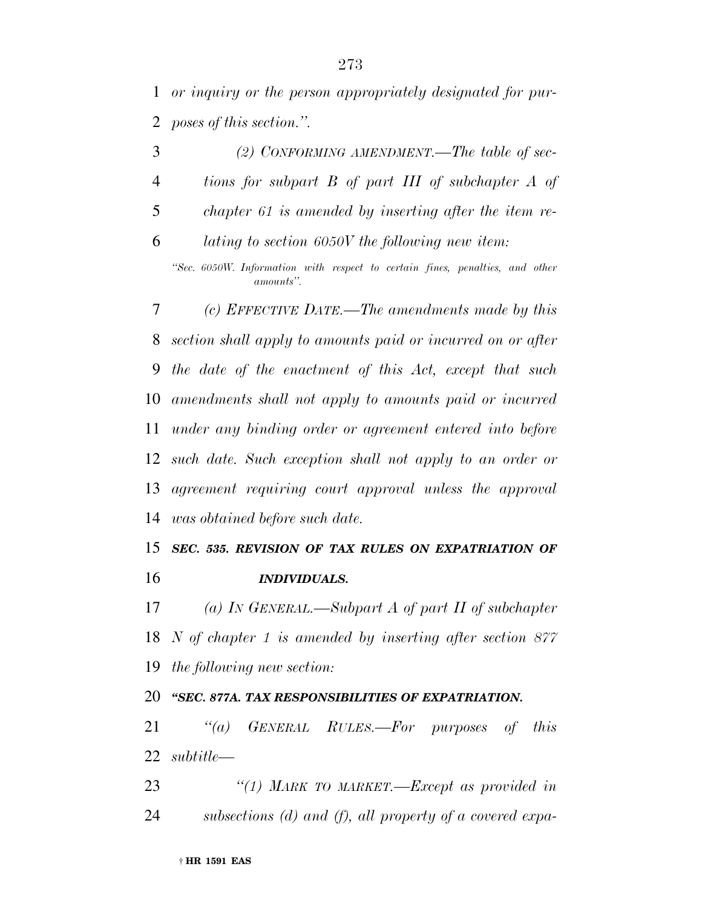*or inquiry or the person appropriately designated for purposes of this section.".*

*(2) CONFORMING AMENDMENT.—The table of sections for subpart B of part III of subchapter A of chapter 61 is amended by inserting after the item relating to section 6050V the following new item:*

*"Sec. 6050W. Information with respect to certain fines, penalties, and other amounts".*

*(c) EFFECTIVE DATE.—The amendments made by this section shall apply to amounts paid or incurred on or after the date of the enactment of this Act, except that such amendments shall not apply to amounts paid or incurred under any binding order or agreement entered into before such date. Such exception shall not apply to an order or agreement requiring court approval unless the approval was obtained before such date.*

***SEC. 535. REVISION OF TAX RULES ON EXPATRIATION OF INDIVIDUALS.***

*(a) IN GENERAL.—Subpart A of part II of subchapter N of chapter 1 is amended by inserting after section 877 the following new section:*

***"SEC. 877A. TAX RESPONSIBILITIES OF EXPATRIATION.***

*"(a) GENERAL RULES.—For purposes of this subtitle—*

*"(1) MARK TO MARKET.—Except as provided in subsections (d) and (f), all property of a covered expa-*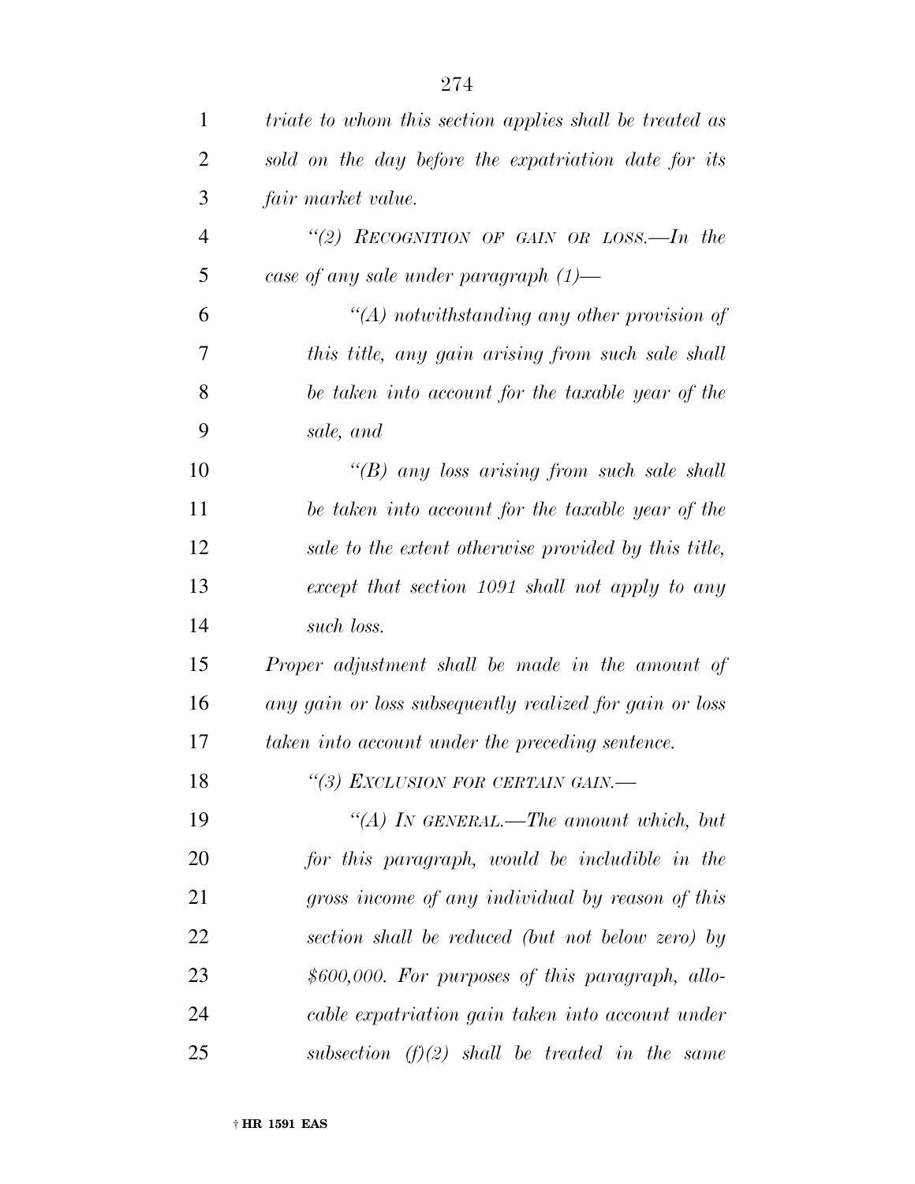*triate to whom this section applies shall be treated as sold on the day before the expatriation date for its fair market value.*

*"(2) RECOGNITION OF GAIN OR LOSS.—In the case of any sale under paragraph (1)—*

*"(A) notwithstanding any other provision of this title, any gain arising from such sale shall be taken into account for the taxable year of the sale, and*

*"(B) any loss arising from such sale shall be taken into account for the taxable year of the sale to the extent otherwise provided by this title, except that section 1091 shall not apply to any such loss.*

*Proper adjustment shall be made in the amount of any gain or loss subsequently realized for gain or loss taken into account under the preceding sentence.*

*"(3) EXCLUSION FOR CERTAIN GAIN.—*

*"(A) IN GENERAL.—The amount which, but for this paragraph, would be includible in the gross income of any individual by reason of this section shall be reduced (but not below zero) by $600,000. For purposes of this paragraph, allocable expatriation gain taken into account under subsection (f)(2) shall be treated in the same*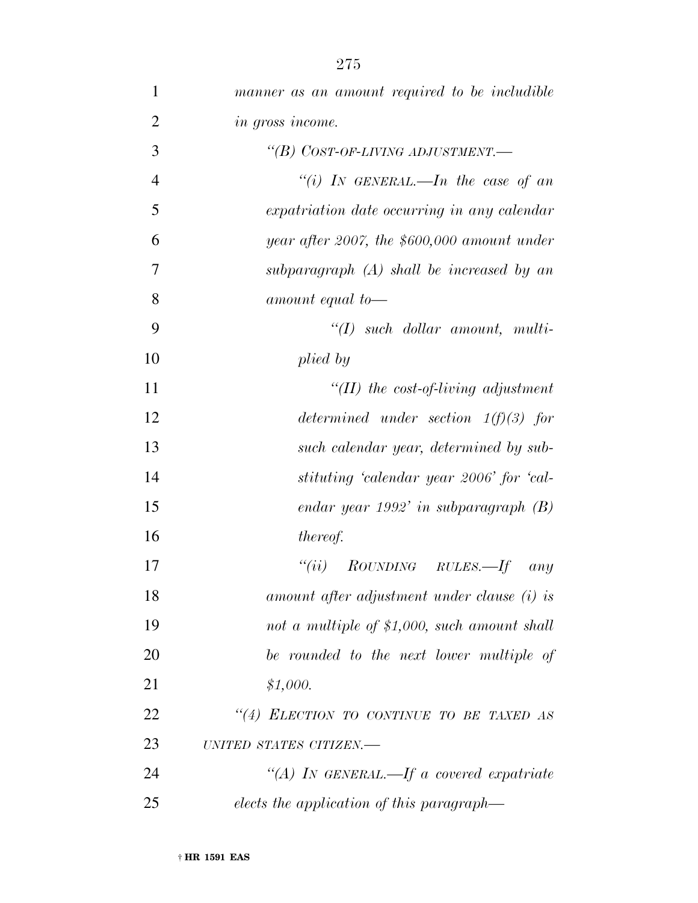*manner as an amount required to be includible in gross income.*

*"(B) COST-OF-LIVING ADJUSTMENT.—*

*"(i) IN GENERAL.—In the case of an expatriation date occurring in any calendar year after 2007, the $600,000 amount under subparagraph (A) shall be increased by an amount equal to—*

*"(I) such dollar amount, multiplied by*

*"(II) the cost-of-living adjustment determined under section 1(f)(3) for such calendar year, determined by substituting 'calendar year 2006' for 'calendar year 1992' in subparagraph (B) thereof.*

*"(ii) ROUNDING RULES.—If any amount after adjustment under clause (i) is not a multiple of $1,000, such amount shall be rounded to the next lower multiple of $1,000.*

*"(4) ELECTION TO CONTINUE TO BE TAXED AS UNITED STATES CITIZEN.—*

*"(A) IN GENERAL.—If a covered expatriate elects the application of this paragraph—*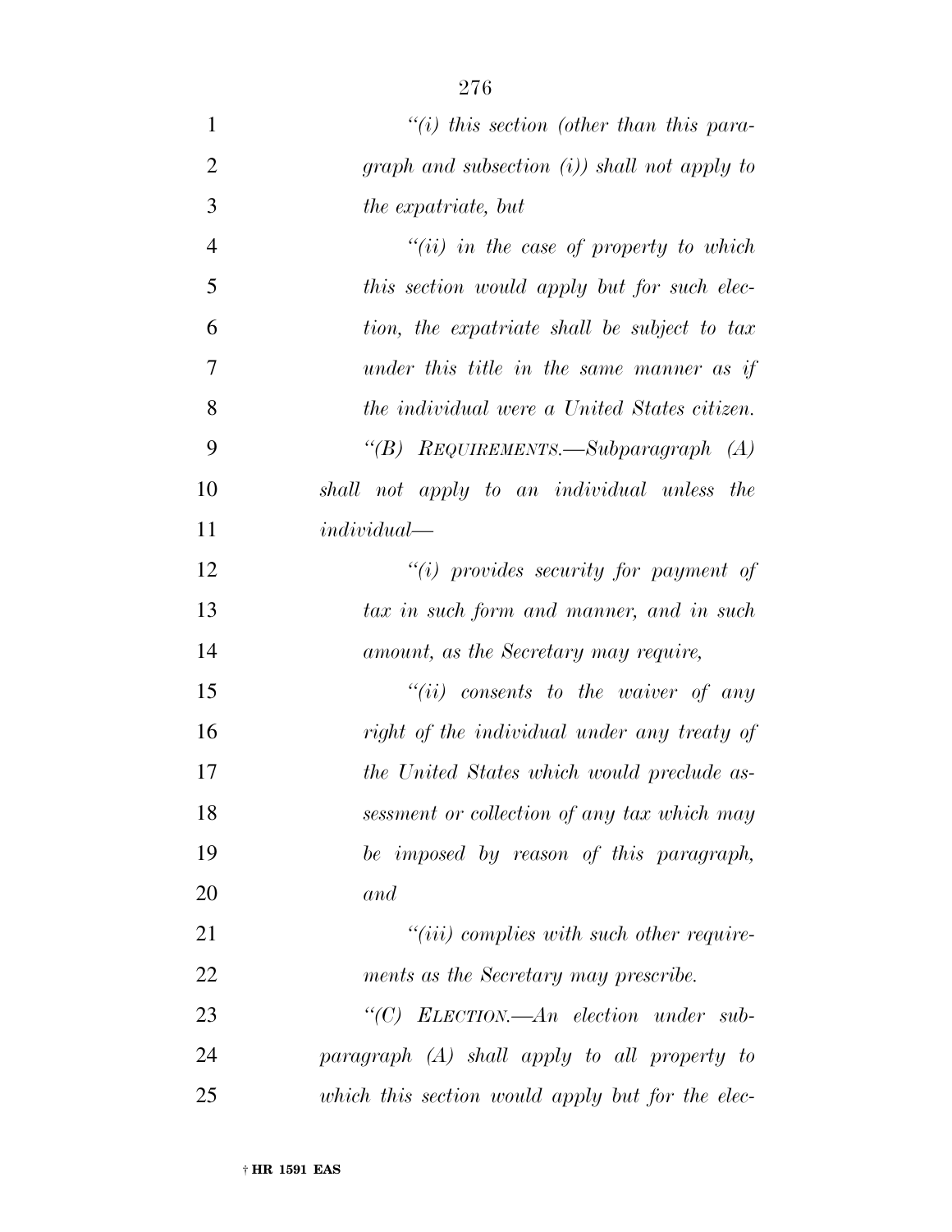*"(i) this section (other than this paragraph and subsection (i)) shall not apply to the expatriate, but*

*"(ii) in the case of property to which this section would apply but for such election, the expatriate shall be subject to tax under this title in the same manner as if the individual were a United States citizen.*

*"(B) REQUIREMENTS.—Subparagraph (A) shall not apply to an individual unless the individual—*

*"(i) provides security for payment of tax in such form and manner, and in such amount, as the Secretary may require,*

*"(ii) consents to the waiver of any right of the individual under any treaty of the United States which would preclude assessment or collection of any tax which may be imposed by reason of this paragraph, and*

*"(iii) complies with such other requirements as the Secretary may prescribe.*

*"(C) ELECTION.—An election under subparagraph (A) shall apply to all property to which this section would apply but for the elec-*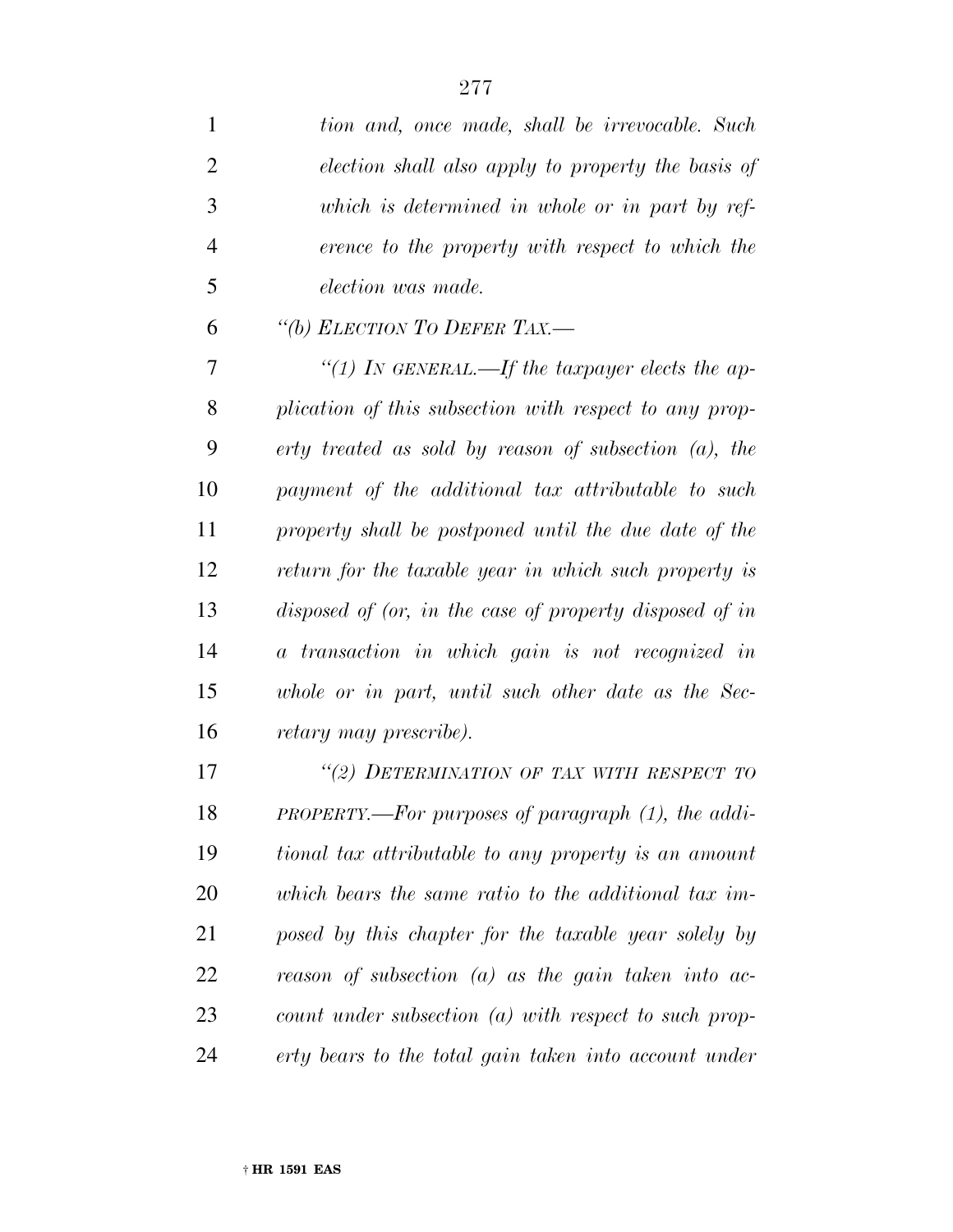*tion and, once made, shall be irrevocable. Such election shall also apply to property the basis of which is determined in whole or in part by reference to the property with respect to which the election was made.*

*"(b) ELECTION TO DEFER TAX.—*

*"(1) IN GENERAL.—If the taxpayer elects the application of this subsection with respect to any property treated as sold by reason of subsection (a), the payment of the additional tax attributable to such property shall be postponed until the due date of the return for the taxable year in which such property is disposed of (or, in the case of property disposed of in a transaction in which gain is not recognized in whole or in part, until such other date as the Secretary may prescribe).*

*"(2) DETERMINATION OF TAX WITH RESPECT TO PROPERTY.—For purposes of paragraph (1), the additional tax attributable to any property is an amount which bears the same ratio to the additional tax imposed by this chapter for the taxable year solely by reason of subsection (a) as the gain taken into account under subsection (a) with respect to such property bears to the total gain taken into account under*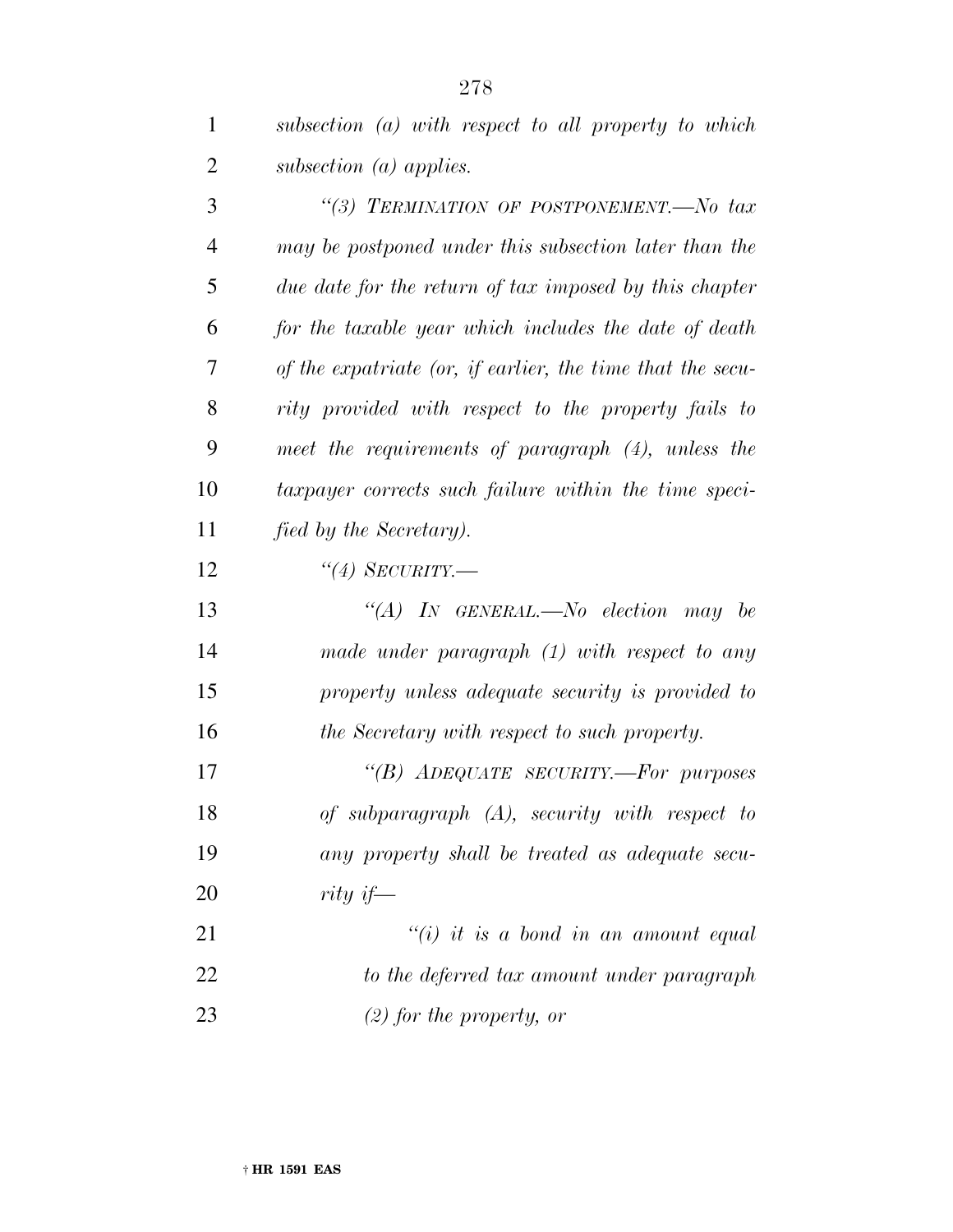*subsection (a) with respect to all property to which subsection (a) applies.*

*"(3) TERMINATION OF POSTPONEMENT.—No tax may be postponed under this subsection later than the due date for the return of tax imposed by this chapter for the taxable year which includes the date of death of the expatriate (or, if earlier, the time that the security provided with respect to the property fails to meet the requirements of paragraph (4), unless the taxpayer corrects such failure within the time specified by the Secretary).*

*"(4) SECURITY.—*

*"(A) IN GENERAL.—No election may be made under paragraph (1) with respect to any property unless adequate security is provided to the Secretary with respect to such property.*

*"(B) ADEQUATE SECURITY.—For purposes of subparagraph (A), security with respect to any property shall be treated as adequate security if—*

*"(i) it is a bond in an amount equal to the deferred tax amount under paragraph (2) for the property, or*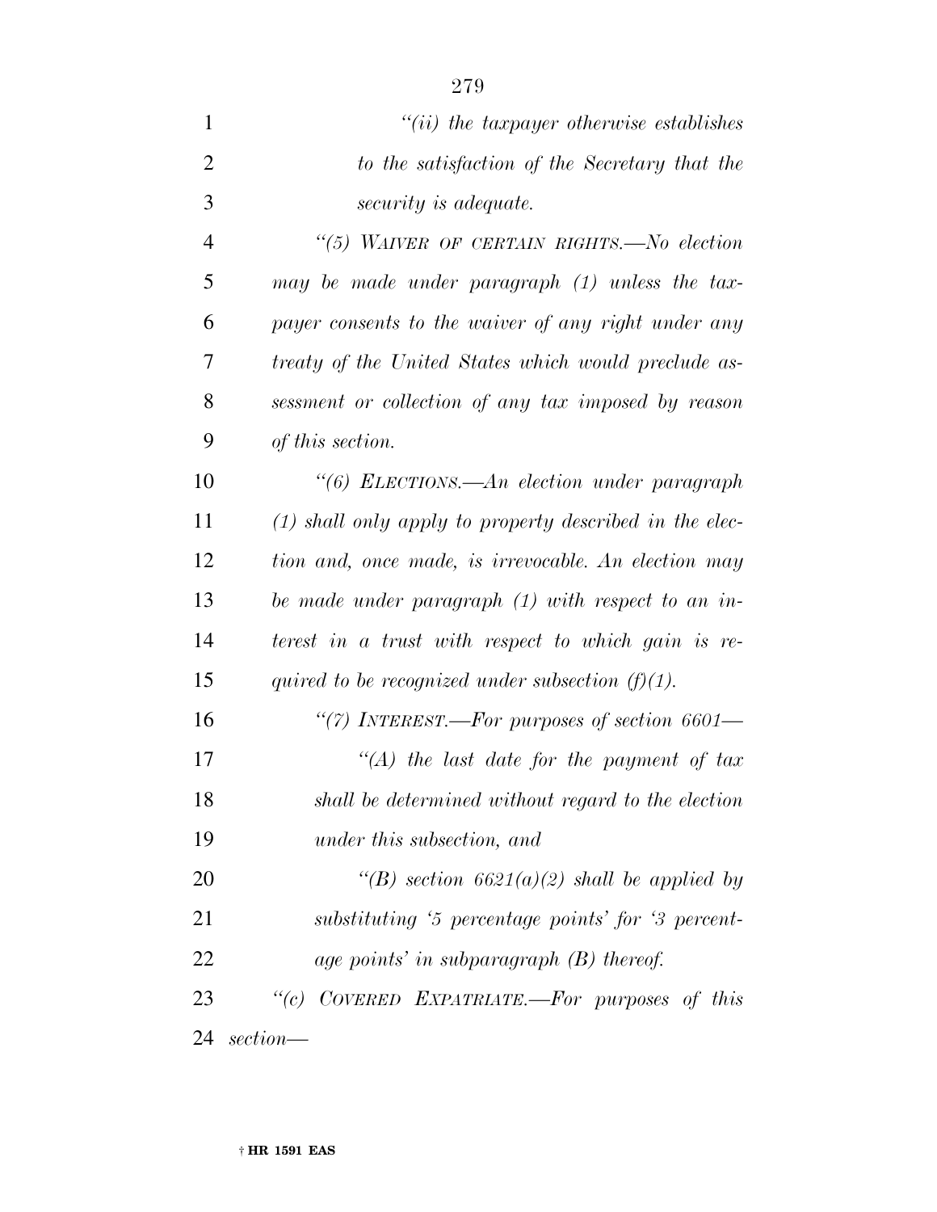*"(ii) the taxpayer otherwise establishes to the satisfaction of the Secretary that the security is adequate.*

*"(5) WAIVER OF CERTAIN RIGHTS.—No election may be made under paragraph (1) unless the taxpayer consents to the waiver of any right under any treaty of the United States which would preclude assessment or collection of any tax imposed by reason of this section.*

*"(6) ELECTIONS.—An election under paragraph (1) shall only apply to property described in the election and, once made, is irrevocable. An election may be made under paragraph (1) with respect to an interest in a trust with respect to which gain is required to be recognized under subsection (f)(1).*

*"(7) INTEREST.—For purposes of section 6601—*

*"(A) the last date for the payment of tax shall be determined without regard to the election under this subsection, and*

*"(B) section 6621(a)(2) shall be applied by substituting '5 percentage points' for '3 percentage points' in subparagraph (B) thereof.*

*"(c) COVERED EXPATRIATE.—For purposes of this section—*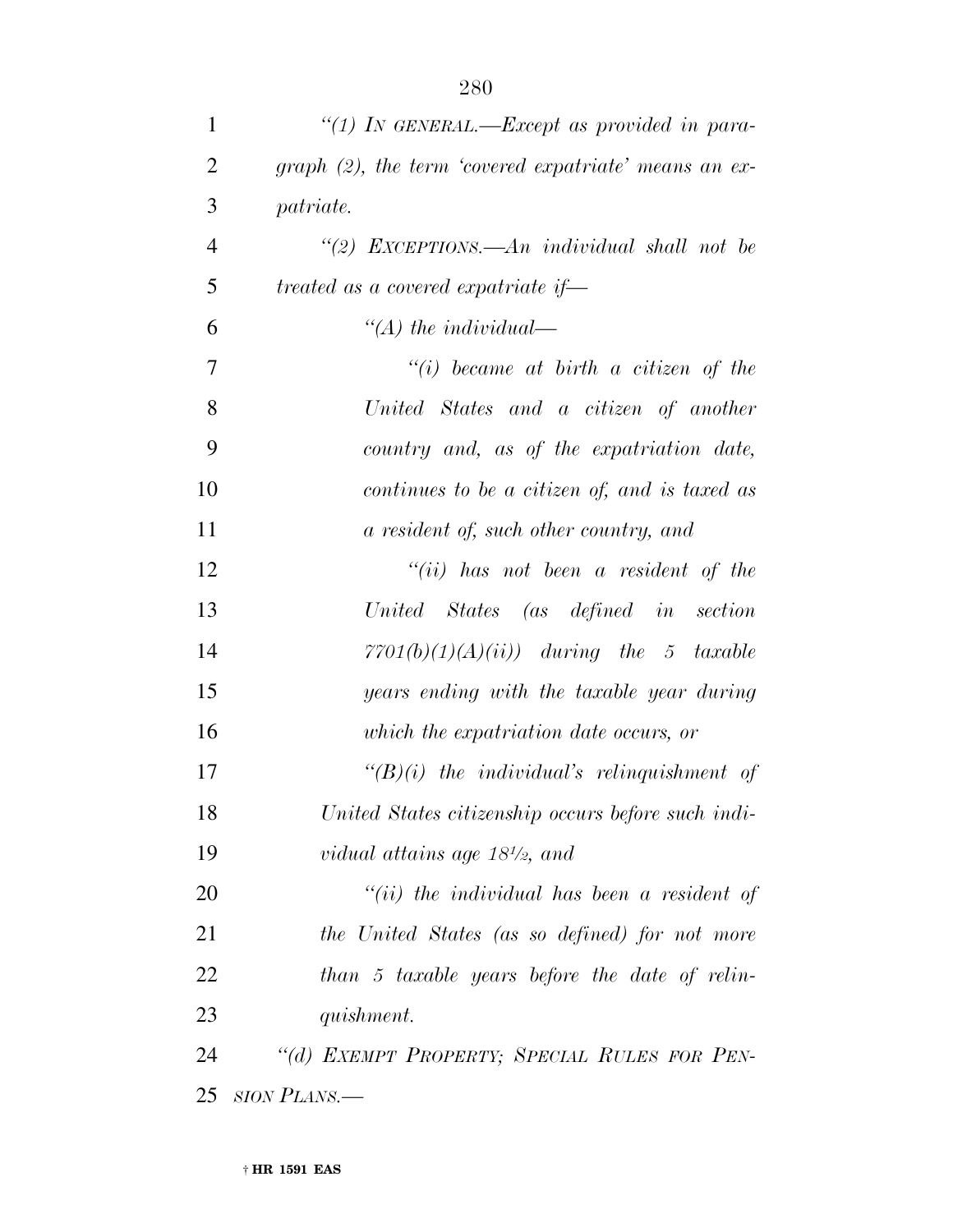*"(1) In general.—Except as provided in paragraph (2), the term 'covered expatriate' means an expatriate.*

*"(2) Exceptions.—An individual shall not be treated as a covered expatriate if—*

*"(A) the individual—*

*"(i) became at birth a citizen of the United States and a citizen of another country and, as of the expatriation date, continues to be a citizen of, and is taxed as a resident of, such other country, and*

*"(ii) has not been a resident of the United States (as defined in section 7701(b)(1)(A)(ii)) during the 5 taxable years ending with the taxable year during which the expatriation date occurs, or*

*"(B)(i) the individual's relinquishment of United States citizenship occurs before such individual attains age 18½, and*

*"(ii) the individual has been a resident of the United States (as so defined) for not more than 5 taxable years before the date of relinquishment.*

*"(d) Exempt Property; Special Rules for Pension Plans.—*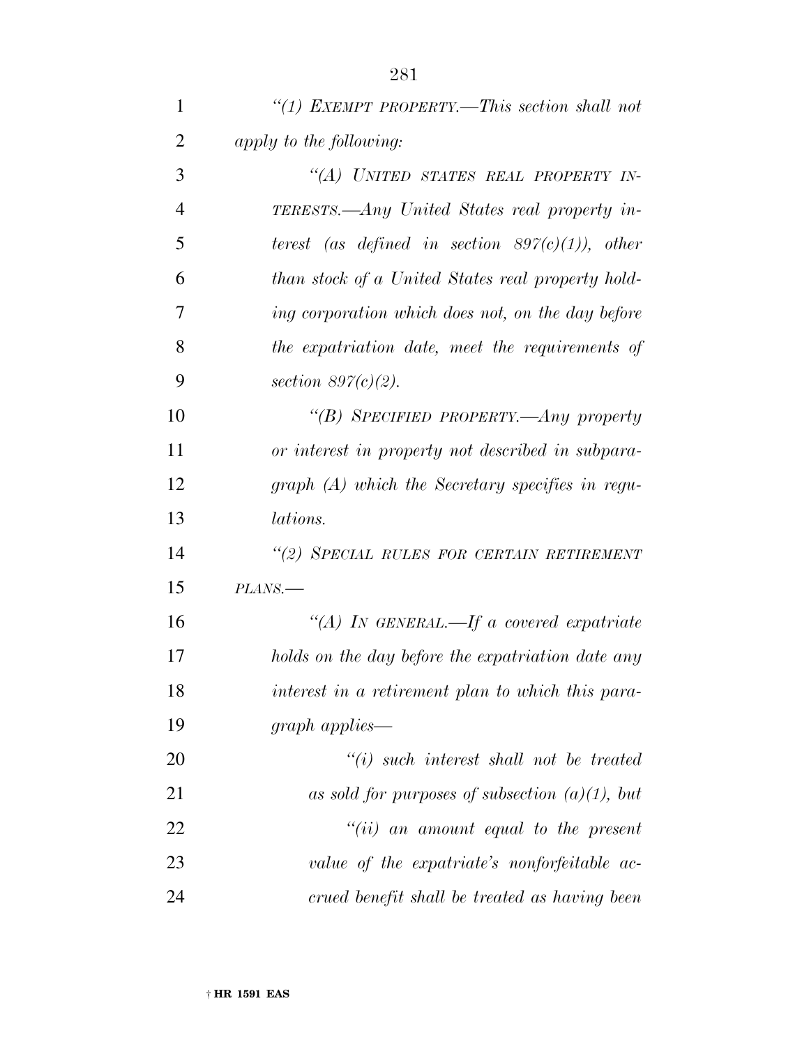*"(1) EXEMPT PROPERTY.—This section shall not apply to the following:*

*"(A) UNITED STATES REAL PROPERTY INTERESTS.—Any United States real property interest (as defined in section 897(c)(1)), other than stock of a United States real property holding corporation which does not, on the day before the expatriation date, meet the requirements of section 897(c)(2).*

*"(B) SPECIFIED PROPERTY.—Any property or interest in property not described in subparagraph (A) which the Secretary specifies in regulations.*

*"(2) SPECIAL RULES FOR CERTAIN RETIREMENT PLANS.—*

*"(A) IN GENERAL.—If a covered expatriate holds on the day before the expatriation date any interest in a retirement plan to which this paragraph applies—*

*"(i) such interest shall not be treated as sold for purposes of subsection (a)(1), but*

*"(ii) an amount equal to the present value of the expatriate's nonforfeitable accrued benefit shall be treated as having been*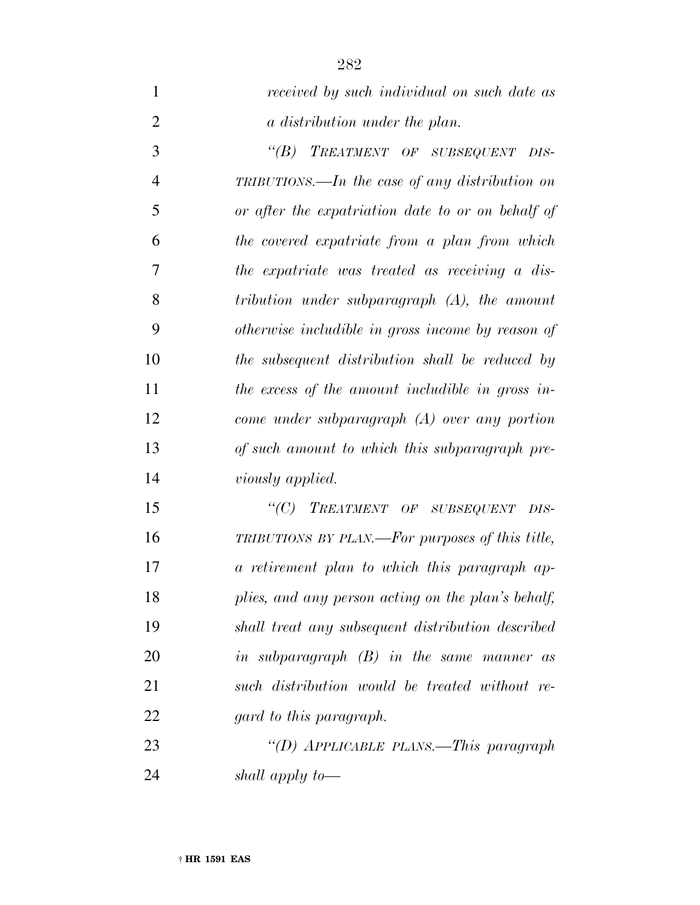*received by such individual on such date as a distribution under the plan.*

*“(B) TREATMENT OF SUBSEQUENT DISTRIBUTIONS.—In the case of any distribution on or after the expatriation date to or on behalf of the covered expatriate from a plan from which the expatriate was treated as receiving a distribution under subparagraph (A), the amount otherwise includible in gross income by reason of the subsequent distribution shall be reduced by the excess of the amount includible in gross income under subparagraph (A) over any portion of such amount to which this subparagraph previously applied.*

*“(C) TREATMENT OF SUBSEQUENT DISTRIBUTIONS BY PLAN.—For purposes of this title, a retirement plan to which this paragraph applies, and any person acting on the plan’s behalf, shall treat any subsequent distribution described in subparagraph (B) in the same manner as such distribution would be treated without regard to this paragraph.*

*“(D) APPLICABLE PLANS.—This paragraph shall apply to—*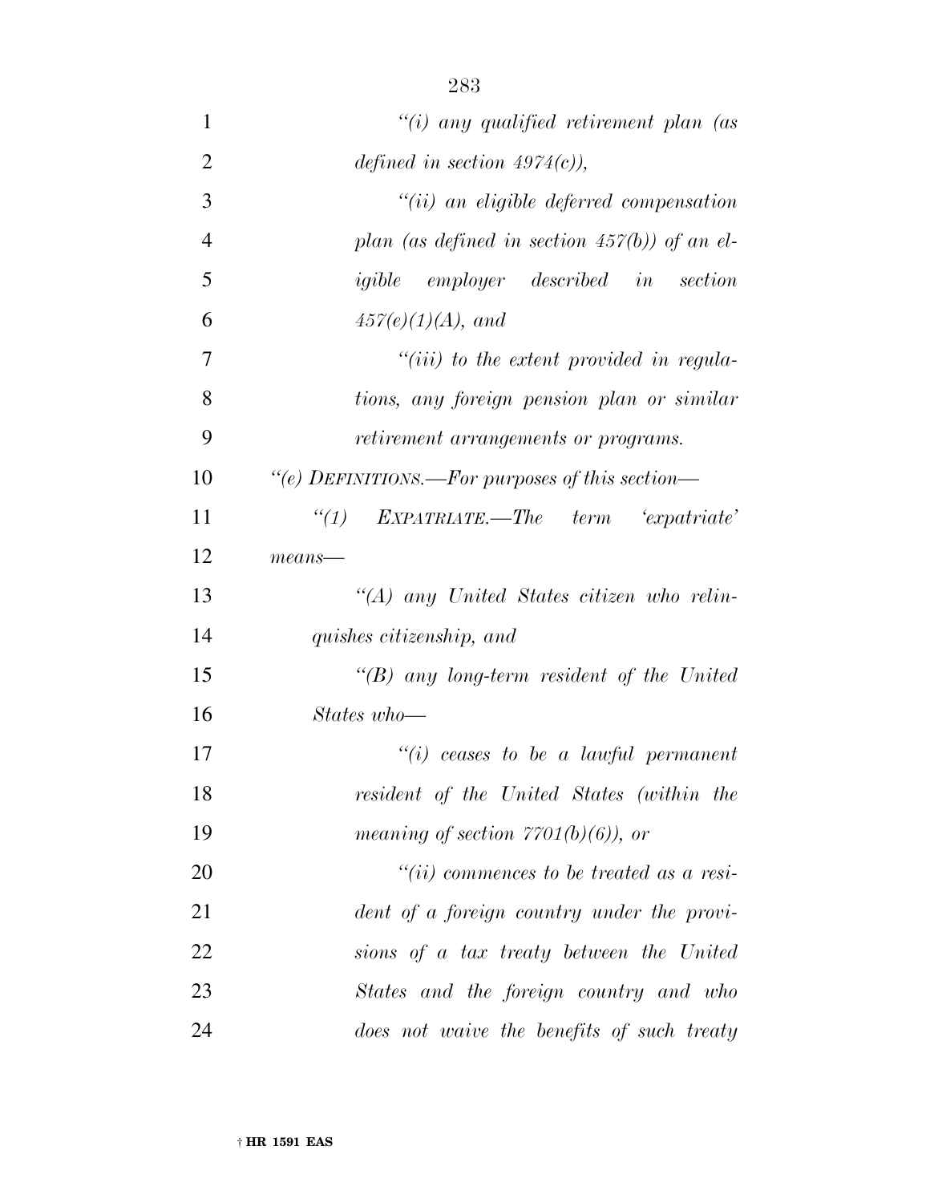*"(i) any qualified retirement plan (as defined in section 4974(c)),*

*"(ii) an eligible deferred compensation plan (as defined in section 457(b)) of an eligible employer described in section 457(e)(1)(A), and*

*"(iii) to the extent provided in regulations, any foreign pension plan or similar retirement arrangements or programs.*

*"(e) DEFINITIONS.—For purposes of this section—*

*"(1) EXPATRIATE.—The term 'expatriate' means—*

*"(A) any United States citizen who relinquishes citizenship, and*

*"(B) any long-term resident of the United States who—*

*"(i) ceases to be a lawful permanent resident of the United States (within the meaning of section 7701(b)(6)), or*

*"(ii) commences to be treated as a resident of a foreign country under the provisions of a tax treaty between the United States and the foreign country and who does not waive the benefits of such treaty*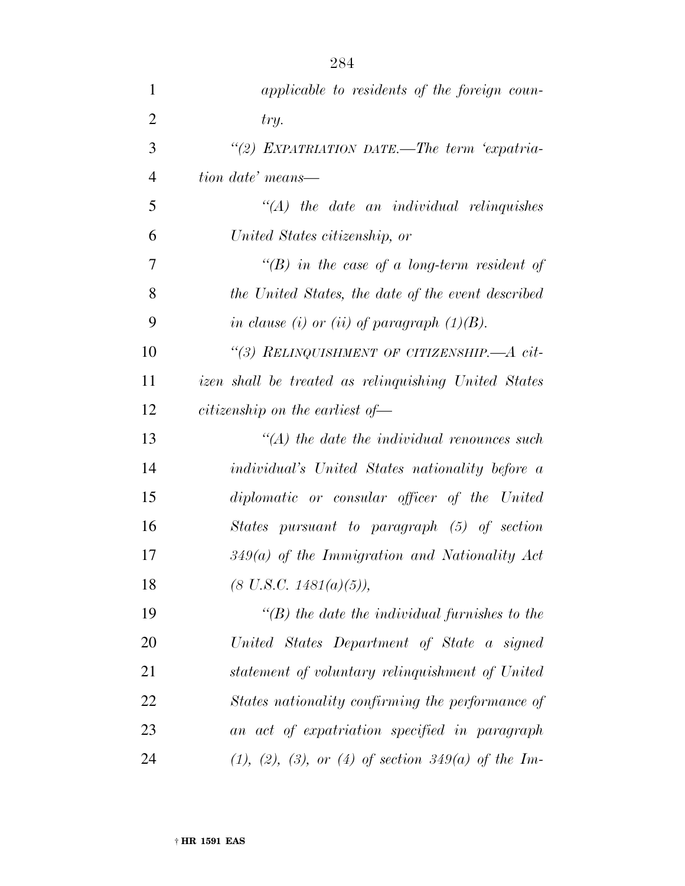*applicable to residents of the foreign country.*

*"(2) EXPATRIATION DATE.—The term 'expatriation date' means—*

*"(A) the date an individual relinquishes United States citizenship, or*

*"(B) in the case of a long-term resident of the United States, the date of the event described in clause (i) or (ii) of paragraph (1)(B).*

*"(3) RELINQUISHMENT OF CITIZENSHIP.—A citizen shall be treated as relinquishing United States citizenship on the earliest of—*

*"(A) the date the individual renounces such individual's United States nationality before a diplomatic or consular officer of the United States pursuant to paragraph (5) of section 349(a) of the Immigration and Nationality Act (8 U.S.C. 1481(a)(5)),*

*"(B) the date the individual furnishes to the United States Department of State a signed statement of voluntary relinquishment of United States nationality confirming the performance of an act of expatriation specified in paragraph (1), (2), (3), or (4) of section 349(a) of the Im-*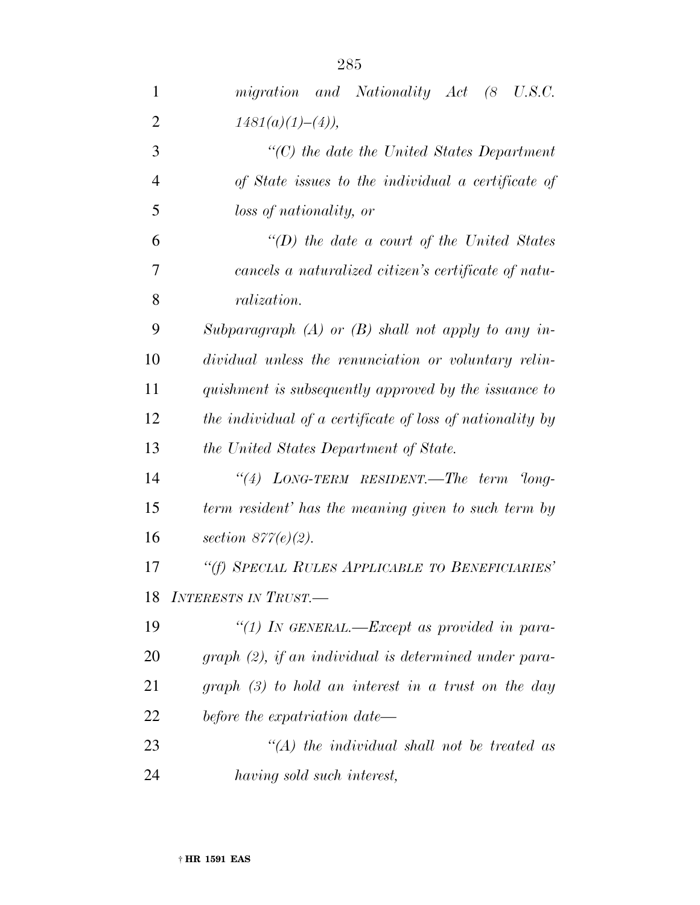*migration and Nationality Act (8 U.S.C. 1481(a)(1)–(4)),*

*"(C) the date the United States Department of State issues to the individual a certificate of loss of nationality, or*

*"(D) the date a court of the United States cancels a naturalized citizen's certificate of naturalization.*

*Subparagraph (A) or (B) shall not apply to any individual unless the renunciation or voluntary relinquishment is subsequently approved by the issuance to the individual of a certificate of loss of nationality by the United States Department of State.*

*"(4) LONG-TERM RESIDENT.—The term 'long-term resident' has the meaning given to such term by section 877(e)(2).*

*"(f) SPECIAL RULES APPLICABLE TO BENEFICIARIES' INTERESTS IN TRUST.—*

*"(1) IN GENERAL.—Except as provided in paragraph (2), if an individual is determined under paragraph (3) to hold an interest in a trust on the day before the expatriation date—*

*"(A) the individual shall not be treated as having sold such interest,*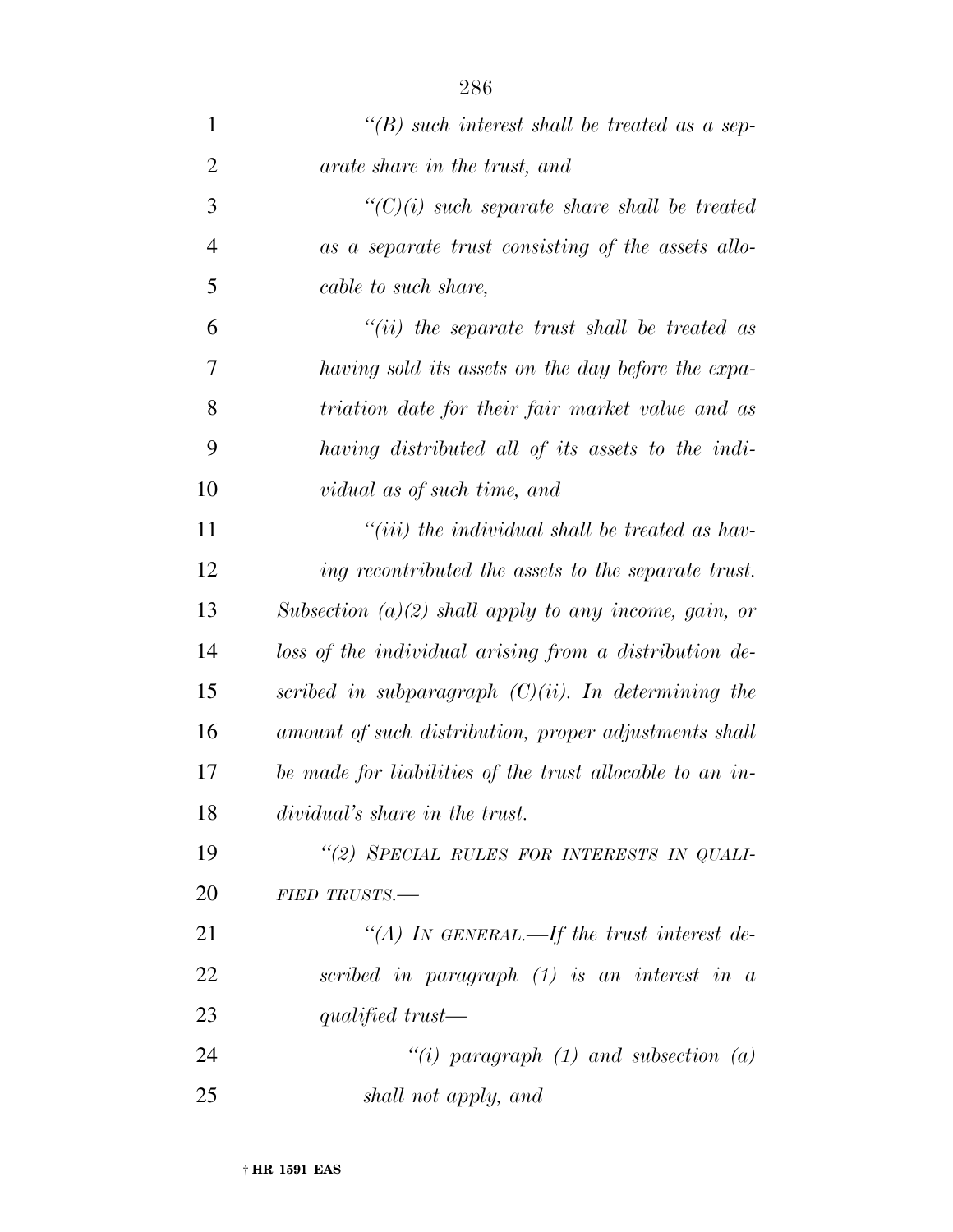*"(B) such interest shall be treated as a separate share in the trust, and*

*"(C)(i) such separate share shall be treated as a separate trust consisting of the assets allocable to such share,*

*"(ii) the separate trust shall be treated as having sold its assets on the day before the expatriation date for their fair market value and as having distributed all of its assets to the individual as of such time, and*

*"(iii) the individual shall be treated as having recontributed the assets to the separate trust.*

*Subsection (a)(2) shall apply to any income, gain, or loss of the individual arising from a distribution described in subparagraph (C)(ii). In determining the amount of such distribution, proper adjustments shall be made for liabilities of the trust allocable to an individual's share in the trust.*

*"(2) SPECIAL RULES FOR INTERESTS IN QUALIFIED TRUSTS.—*

*"(A) IN GENERAL.—If the trust interest described in paragraph (1) is an interest in a qualified trust—*

*"(i) paragraph (1) and subsection (a) shall not apply, and*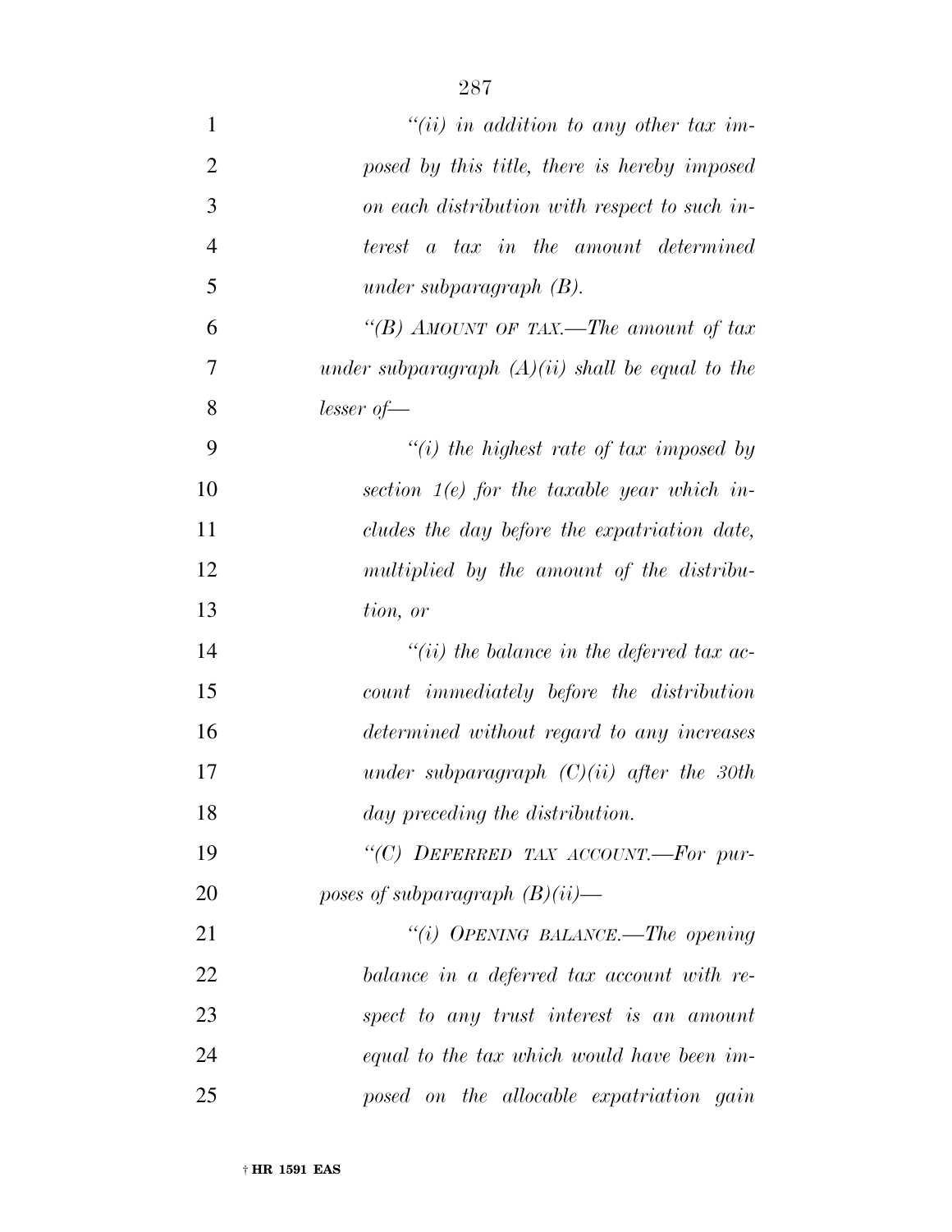*"(ii) in addition to any other tax imposed by this title, there is hereby imposed on each distribution with respect to such interest a tax in the amount determined under subparagraph (B).*

*"(B) AMOUNT OF TAX.—The amount of tax under subparagraph (A)(ii) shall be equal to the lesser of—*

*"(i) the highest rate of tax imposed by section 1(e) for the taxable year which includes the day before the expatriation date, multiplied by the amount of the distribution, or*

*"(ii) the balance in the deferred tax account immediately before the distribution determined without regard to any increases under subparagraph (C)(ii) after the 30th day preceding the distribution.*

*"(C) DEFERRED TAX ACCOUNT.—For purposes of subparagraph (B)(ii)—*

*"(i) OPENING BALANCE.—The opening balance in a deferred tax account with respect to any trust interest is an amount equal to the tax which would have been imposed on the allocable expatriation gain*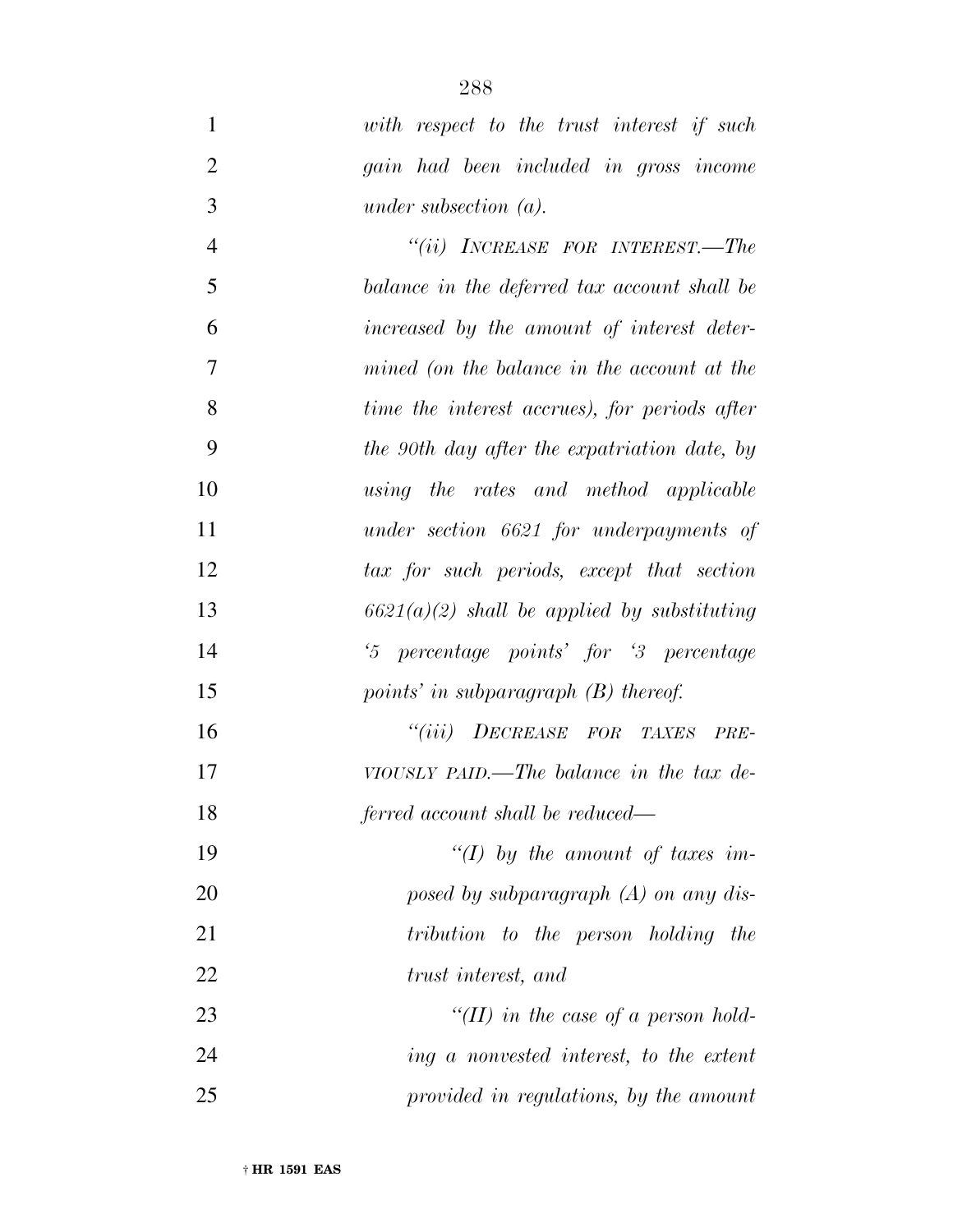*with respect to the trust interest if such gain had been included in gross income under subsection (a).*

*“(ii) INCREASE FOR INTEREST.—The balance in the deferred tax account shall be increased by the amount of interest determined (on the balance in the account at the time the interest accrues), for periods after the 90th day after the expatriation date, by using the rates and method applicable under section 6621 for underpayments of tax for such periods, except that section 6621(a)(2) shall be applied by substituting ‘5 percentage points’ for ‘3 percentage points’ in subparagraph (B) thereof.*

*“(iii) DECREASE FOR TAXES PREVIOUSLY PAID.—The balance in the tax deferred account shall be reduced—*

*“(I) by the amount of taxes imposed by subparagraph (A) on any distribution to the person holding the trust interest, and*

*“(II) in the case of a person holding a nonvested interest, to the extent provided in regulations, by the amount*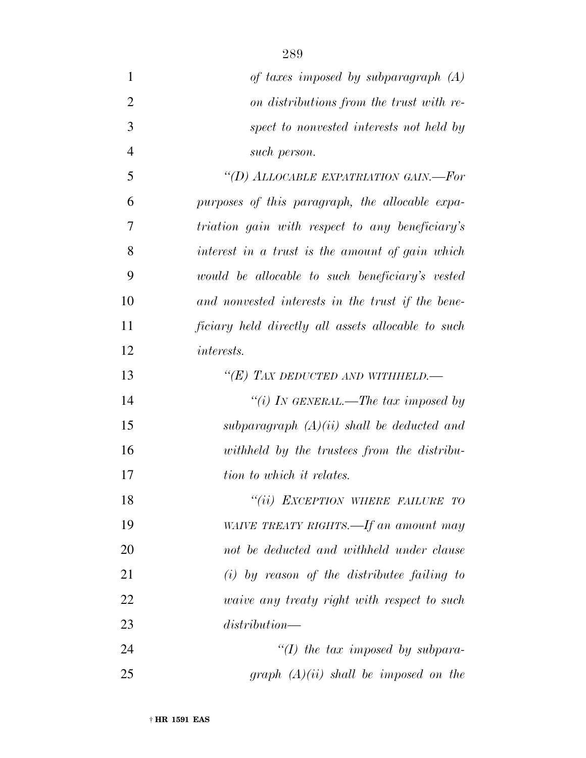*of taxes imposed by subparagraph (A) on distributions from the trust with respect to nonvested interests not held by such person.*

*"(D) ALLOCABLE EXPATRIATION GAIN.—For purposes of this paragraph, the allocable expatriation gain with respect to any beneficiary's interest in a trust is the amount of gain which would be allocable to such beneficiary's vested and nonvested interests in the trust if the beneficiary held directly all assets allocable to such interests.*

*"(E) TAX DEDUCTED AND WITHHELD.—*

*"(i) IN GENERAL.—The tax imposed by subparagraph (A)(ii) shall be deducted and withheld by the trustees from the distribution to which it relates.*

*"(ii) EXCEPTION WHERE FAILURE TO WAIVE TREATY RIGHTS.—If an amount may not be deducted and withheld under clause (i) by reason of the distributee failing to waive any treaty right with respect to such distribution—*

*"(I) the tax imposed by subparagraph (A)(ii) shall be imposed on the*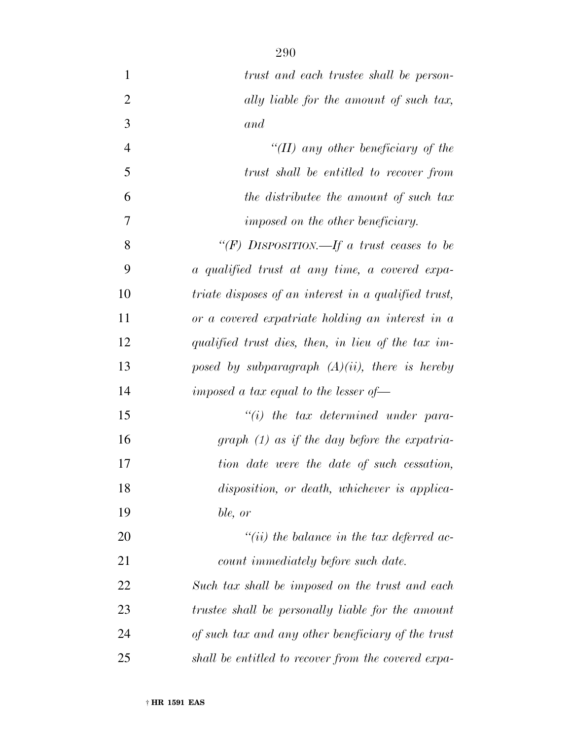*trust and each trustee shall be personally liable for the amount of such tax, and*

*"(II) any other beneficiary of the trust shall be entitled to recover from the distributee the amount of such tax imposed on the other beneficiary.*

*"(F) DISPOSITION.—If a trust ceases to be a qualified trust at any time, a covered expatriate disposes of an interest in a qualified trust, or a covered expatriate holding an interest in a qualified trust dies, then, in lieu of the tax imposed by subparagraph (A)(ii), there is hereby imposed a tax equal to the lesser of—*

*"(i) the tax determined under paragraph (1) as if the day before the expatriation date were the date of such cessation, disposition, or death, whichever is applicable, or*

*"(ii) the balance in the tax deferred account immediately before such date.*

*Such tax shall be imposed on the trust and each trustee shall be personally liable for the amount of such tax and any other beneficiary of the trust shall be entitled to recover from the covered expa-*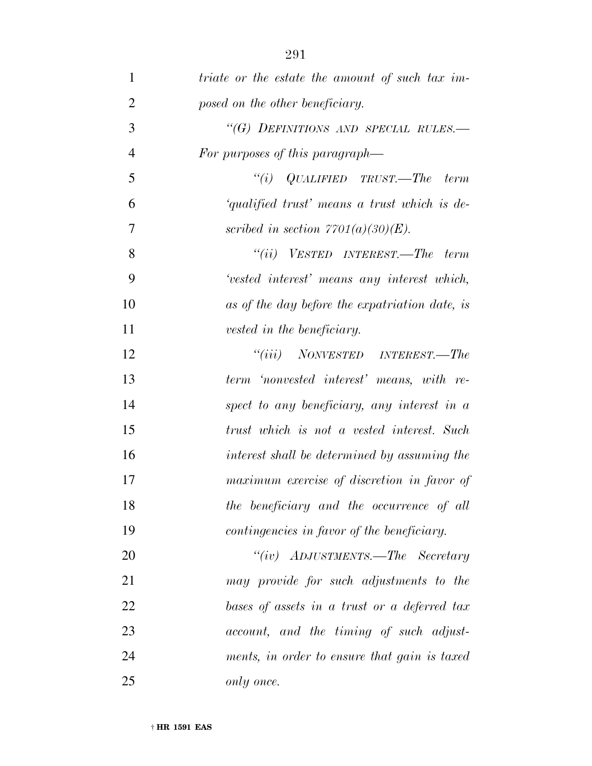*triate or the estate the amount of such tax imposed on the other beneficiary.*

*"(G) DEFINITIONS AND SPECIAL RULES.—For purposes of this paragraph—*

*"(i) QUALIFIED TRUST.—The term 'qualified trust' means a trust which is described in section 7701(a)(30)(E).*

*"(ii) VESTED INTEREST.—The term 'vested interest' means any interest which, as of the day before the expatriation date, is vested in the beneficiary.*

*"(iii) NONVESTED INTEREST.—The term 'nonvested interest' means, with respect to any beneficiary, any interest in a trust which is not a vested interest. Such interest shall be determined by assuming the maximum exercise of discretion in favor of the beneficiary and the occurrence of all contingencies in favor of the beneficiary.*

*"(iv) ADJUSTMENTS.—The Secretary may provide for such adjustments to the bases of assets in a trust or a deferred tax account, and the timing of such adjustments, in order to ensure that gain is taxed only once.*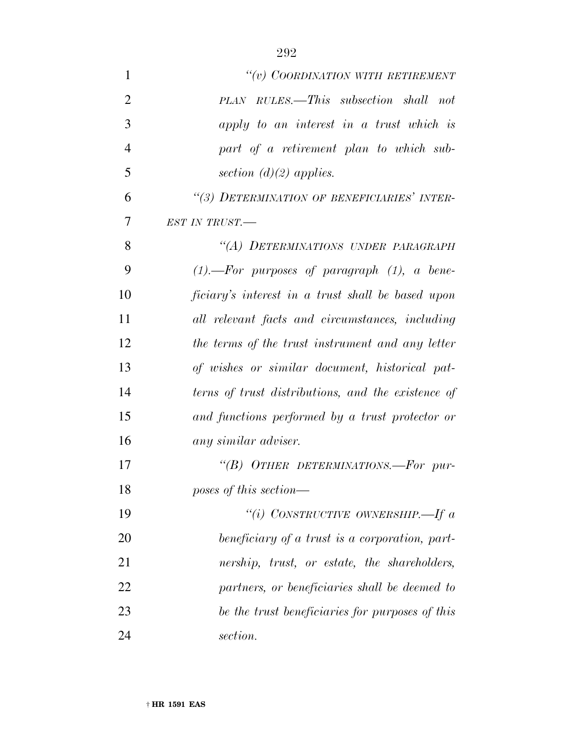*"(v) COORDINATION WITH RETIREMENT PLAN RULES.—This subsection shall not apply to an interest in a trust which is part of a retirement plan to which subsection (d)(2) applies.*

*"(3) DETERMINATION OF BENEFICIARIES' INTEREST IN TRUST.—*

*"(A) DETERMINATIONS UNDER PARAGRAPH (1).—For purposes of paragraph (1), a beneficiary's interest in a trust shall be based upon all relevant facts and circumstances, including the terms of the trust instrument and any letter of wishes or similar document, historical patterns of trust distributions, and the existence of and functions performed by a trust protector or any similar adviser.*

*"(B) OTHER DETERMINATIONS.—For purposes of this section—*

*"(i) CONSTRUCTIVE OWNERSHIP.—If a beneficiary of a trust is a corporation, partnership, trust, or estate, the shareholders, partners, or beneficiaries shall be deemed to be the trust beneficiaries for purposes of this section.*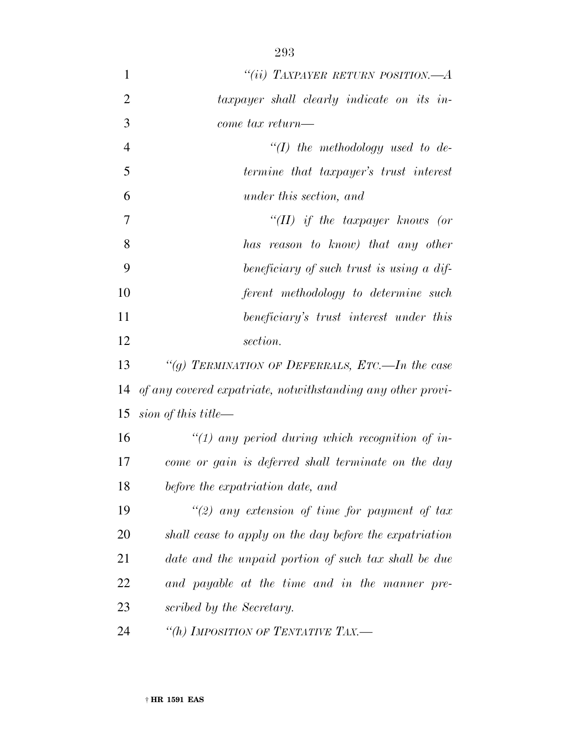*"(ii) TAXPAYER RETURN POSITION.—A taxpayer shall clearly indicate on its income tax return—*

*"(I) the methodology used to determine that taxpayer's trust interest under this section, and*

*"(II) if the taxpayer knows (or has reason to know) that any other beneficiary of such trust is using a different methodology to determine such beneficiary's trust interest under this section.*

*"(g) TERMINATION OF DEFERRALS, ETC.—In the case of any covered expatriate, notwithstanding any other provision of this title—*

*"(1) any period during which recognition of income or gain is deferred shall terminate on the day before the expatriation date, and*

*"(2) any extension of time for payment of tax shall cease to apply on the day before the expatriation date and the unpaid portion of such tax shall be due and payable at the time and in the manner prescribed by the Secretary.*

*"(h) IMPOSITION OF TENTATIVE TAX.—*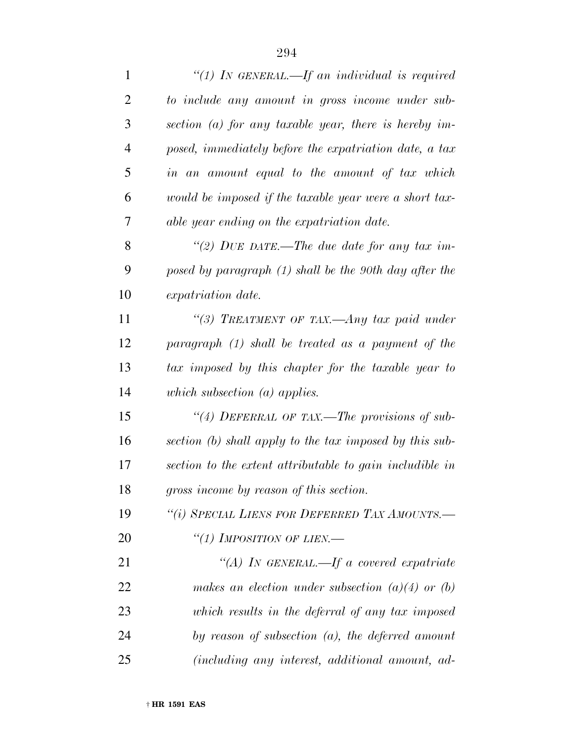*"(1) IN GENERAL.—If an individual is required to include any amount in gross income under subsection (a) for any taxable year, there is hereby imposed, immediately before the expatriation date, a tax in an amount equal to the amount of tax which would be imposed if the taxable year were a short taxable year ending on the expatriation date.*

*"(2) DUE DATE.—The due date for any tax imposed by paragraph (1) shall be the 90th day after the expatriation date.*

*"(3) TREATMENT OF TAX.—Any tax paid under paragraph (1) shall be treated as a payment of the tax imposed by this chapter for the taxable year to which subsection (a) applies.*

*"(4) DEFERRAL OF TAX.—The provisions of subsection (b) shall apply to the tax imposed by this subsection to the extent attributable to gain includible in gross income by reason of this section.*

*"(i) SPECIAL LIENS FOR DEFERRED TAX AMOUNTS.—*

*"(1) IMPOSITION OF LIEN.—*

*"(A) IN GENERAL.—If a covered expatriate makes an election under subsection (a)(4) or (b) which results in the deferral of any tax imposed by reason of subsection (a), the deferred amount (including any interest, additional amount, ad-*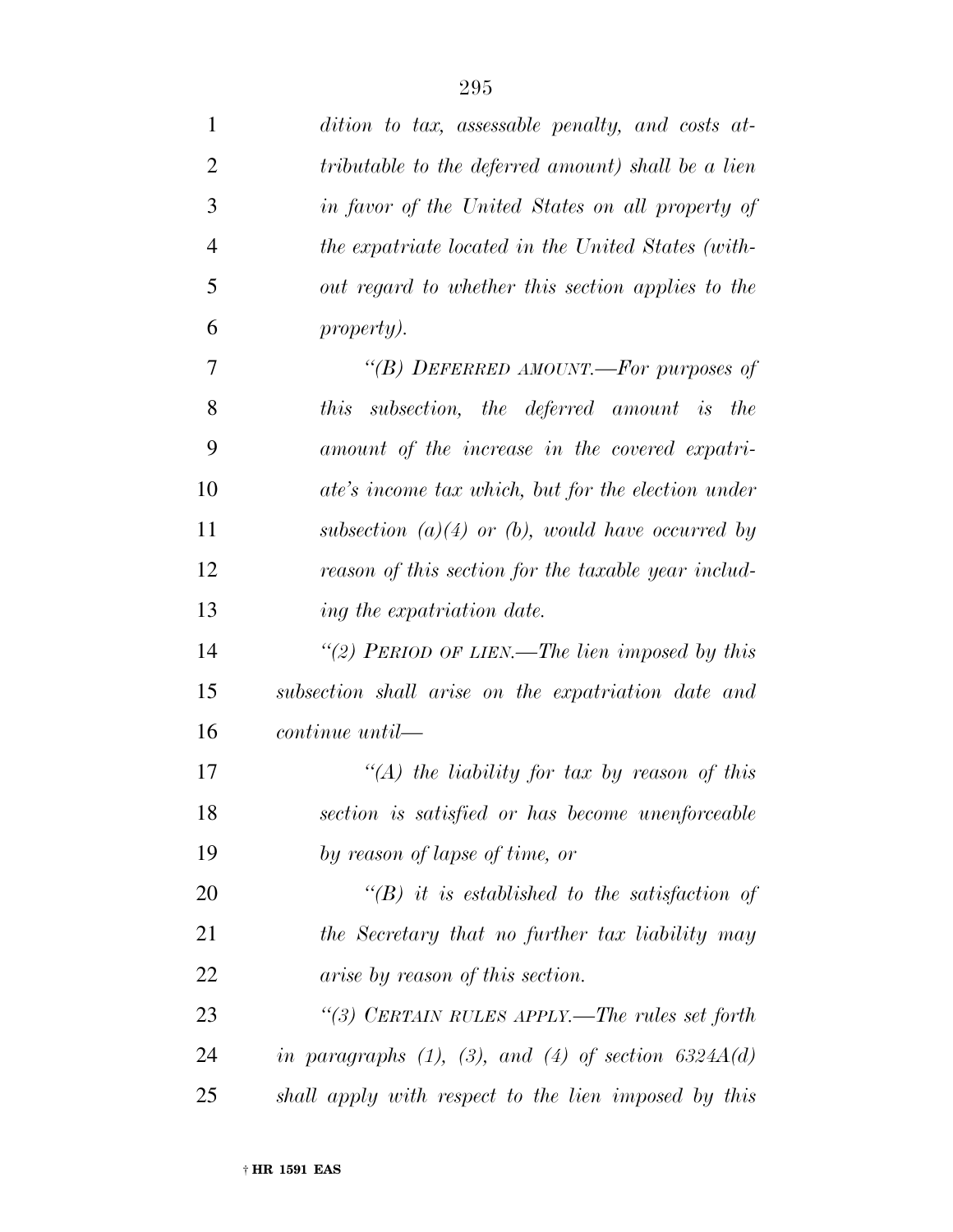*dition to tax, assessable penalty, and costs attributable to the deferred amount) shall be a lien in favor of the United States on all property of the expatriate located in the United States (without regard to whether this section applies to the property).*

*"(B) DEFERRED AMOUNT.—For purposes of this subsection, the deferred amount is the amount of the increase in the covered expatriate's income tax which, but for the election under subsection (a)(4) or (b), would have occurred by reason of this section for the taxable year including the expatriation date.*

*"(2) PERIOD OF LIEN.—The lien imposed by this subsection shall arise on the expatriation date and continue until—*

*"(A) the liability for tax by reason of this section is satisfied or has become unenforceable by reason of lapse of time, or*

*"(B) it is established to the satisfaction of the Secretary that no further tax liability may arise by reason of this section.*

*"(3) CERTAIN RULES APPLY.—The rules set forth in paragraphs (1), (3), and (4) of section 6324A(d) shall apply with respect to the lien imposed by this*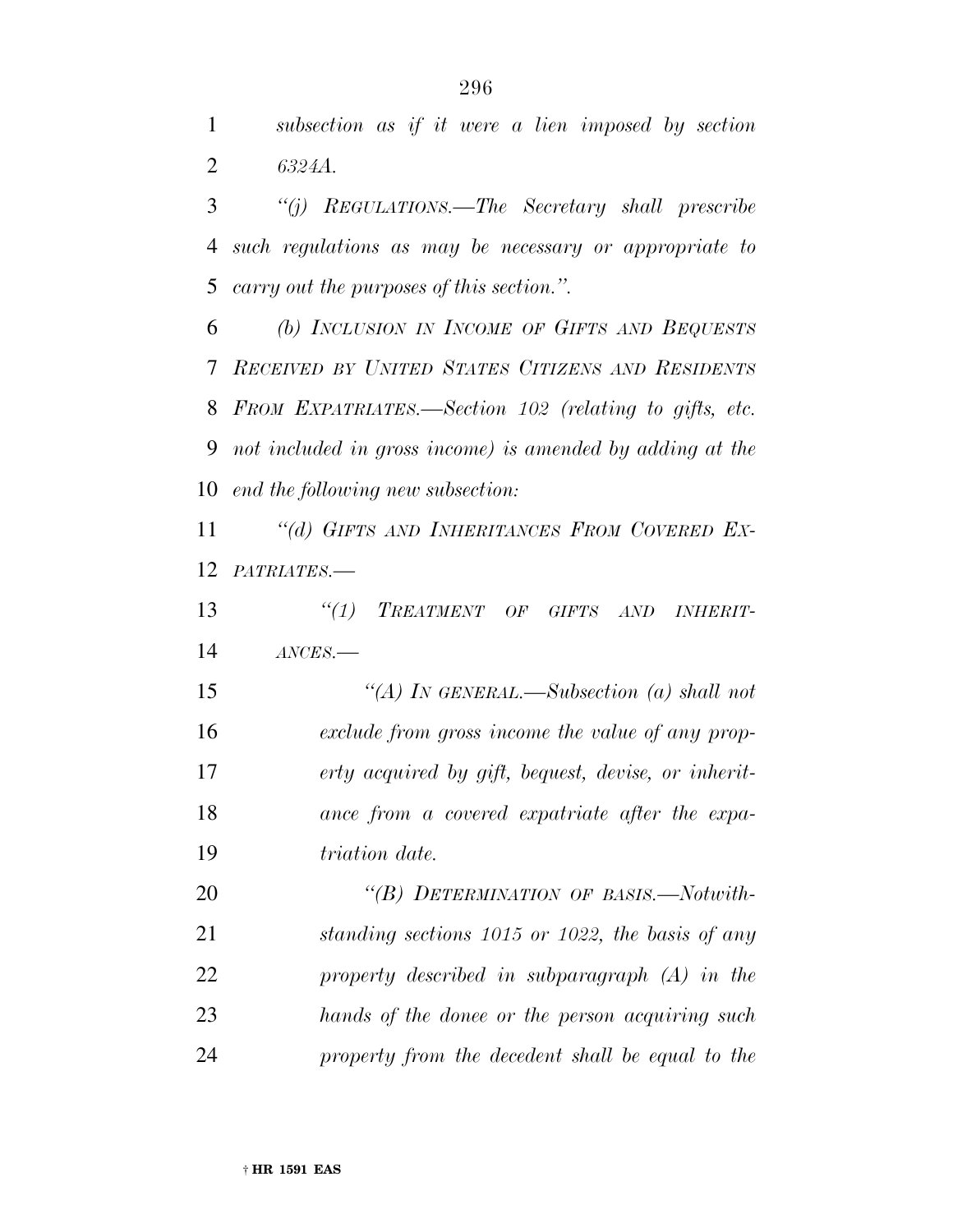*subsection as if it were a lien imposed by section 6324A.*

*"(j) REGULATIONS.—The Secretary shall prescribe such regulations as may be necessary or appropriate to carry out the purposes of this section.".*

*(b) INCLUSION IN INCOME OF GIFTS AND BEQUESTS RECEIVED BY UNITED STATES CITIZENS AND RESIDENTS FROM EXPATRIATES.—Section 102 (relating to gifts, etc. not included in gross income) is amended by adding at the end the following new subsection:*

*"(d) GIFTS AND INHERITANCES FROM COVERED EXPATRIATES.—*

*"(1) TREATMENT OF GIFTS AND INHERITANCES.—*

*"(A) IN GENERAL.—Subsection (a) shall not exclude from gross income the value of any property acquired by gift, bequest, devise, or inheritance from a covered expatriate after the expatriation date.*

*"(B) DETERMINATION OF BASIS.—Notwithstanding sections 1015 or 1022, the basis of any property described in subparagraph (A) in the hands of the donee or the person acquiring such property from the decedent shall be equal to the*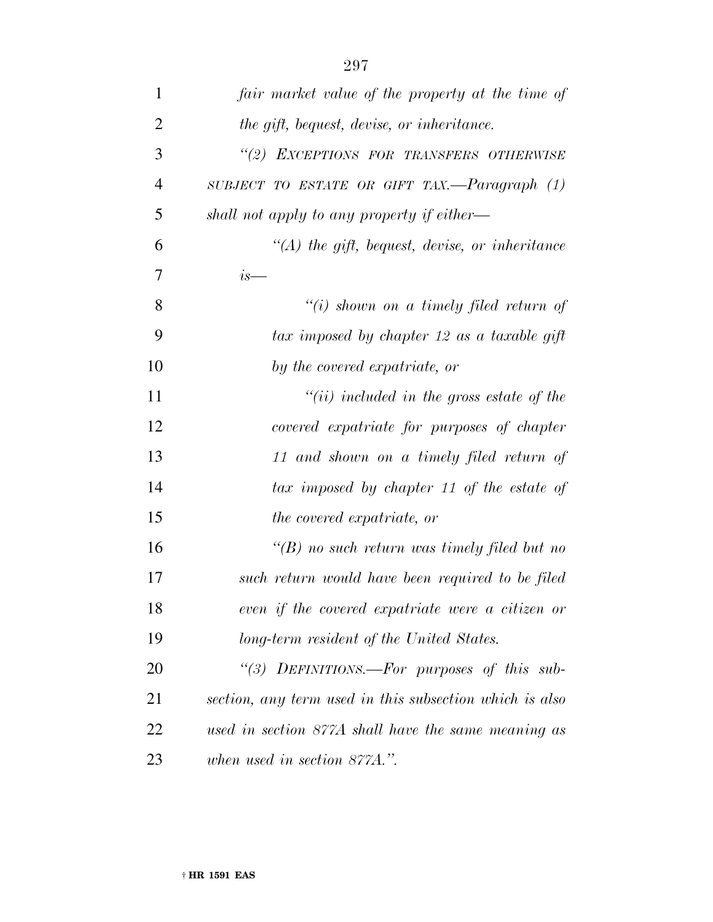*fair market value of the property at the time of the gift, bequest, devise, or inheritance.*

*"(2) EXCEPTIONS FOR TRANSFERS OTHERWISE SUBJECT TO ESTATE OR GIFT TAX.—Paragraph (1) shall not apply to any property if either—*

*"(A) the gift, bequest, devise, or inheritance is—*

*"(i) shown on a timely filed return of tax imposed by chapter 12 as a taxable gift by the covered expatriate, or*

*"(ii) included in the gross estate of the covered expatriate for purposes of chapter 11 and shown on a timely filed return of tax imposed by chapter 11 of the estate of the covered expatriate, or*

*"(B) no such return was timely filed but no such return would have been required to be filed even if the covered expatriate were a citizen or long-term resident of the United States.*

*"(3) DEFINITIONS.—For purposes of this subsection, any term used in this subsection which is also used in section 877A shall have the same meaning as when used in section 877A.".*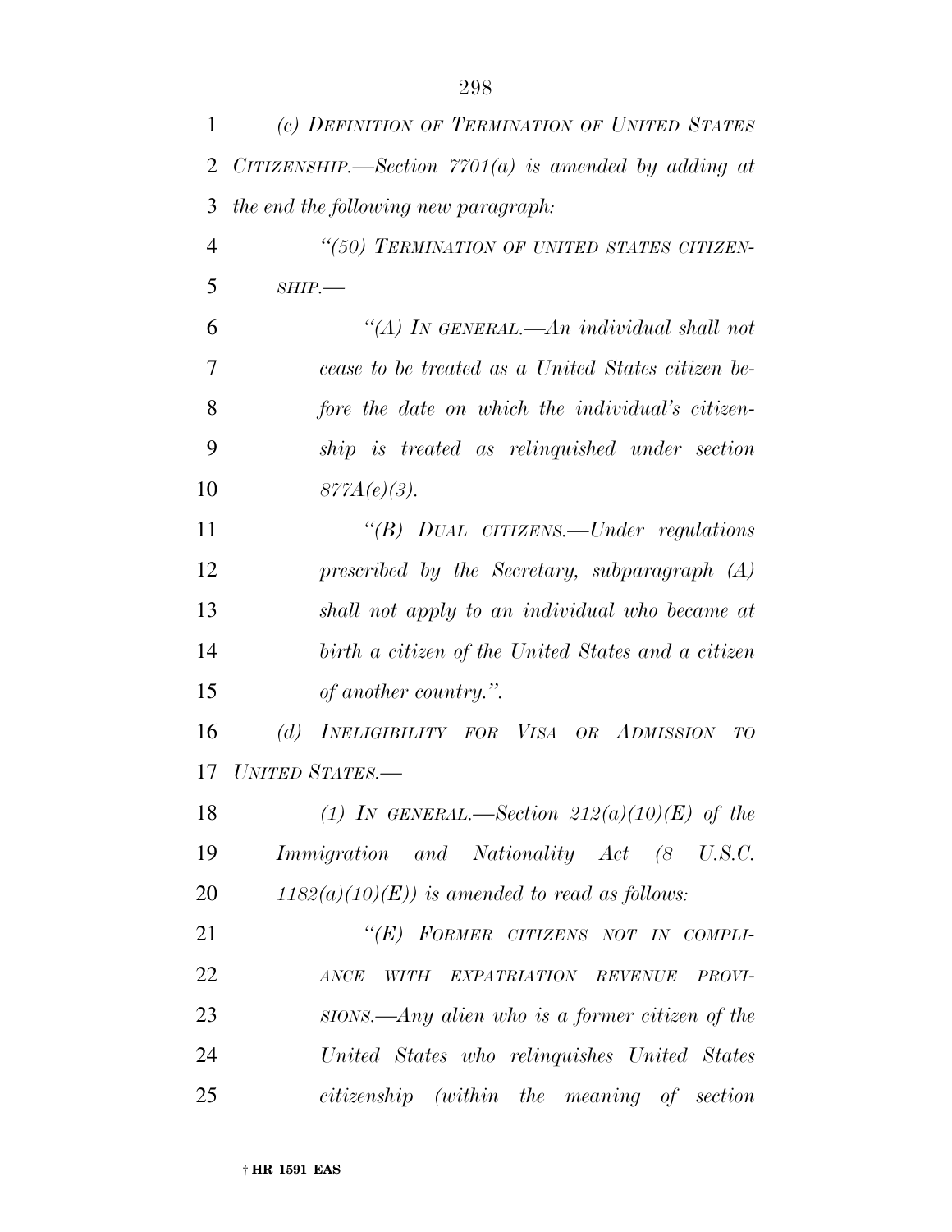*(c) DEFINITION OF TERMINATION OF UNITED STATES CITIZENSHIP.—Section 7701(a) is amended by adding at the end the following new paragraph:*

*"(50) TERMINATION OF UNITED STATES CITIZENSHIP.—*

*"(A) IN GENERAL.—An individual shall not cease to be treated as a United States citizen before the date on which the individual's citizenship is treated as relinquished under section 877A(e)(3).*

*"(B) DUAL CITIZENS.—Under regulations prescribed by the Secretary, subparagraph (A) shall not apply to an individual who became at birth a citizen of the United States and a citizen of another country.".*

*(d) INELIGIBILITY FOR VISA OR ADMISSION TO UNITED STATES.—*

*(1) IN GENERAL.—Section 212(a)(10)(E) of the Immigration and Nationality Act (8 U.S.C. 1182(a)(10)(E)) is amended to read as follows:*

*"(E) FORMER CITIZENS NOT IN COMPLIANCE WITH EXPATRIATION REVENUE PROVISIONS.—Any alien who is a former citizen of the United States who relinquishes United States citizenship (within the meaning of section*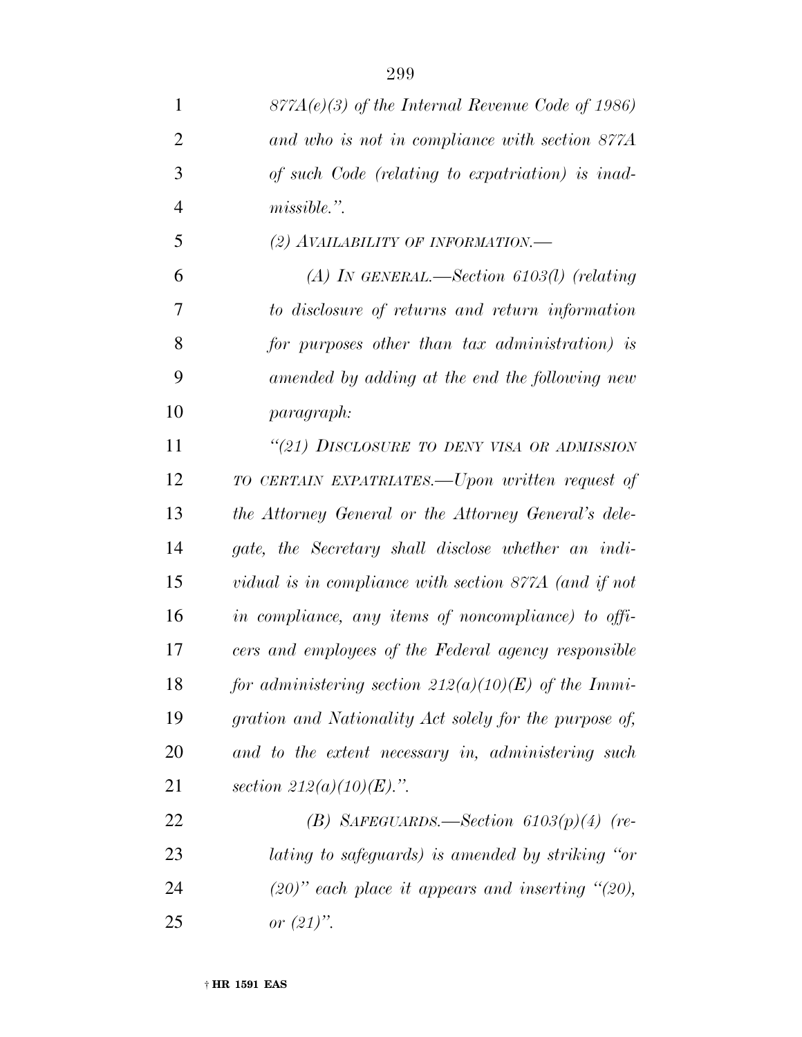*877A(e)(3) of the Internal Revenue Code of 1986) and who is not in compliance with section 877A of such Code (relating to expatriation) is inadmissible.".*

*(2) AVAILABILITY OF INFORMATION.—*

*(A) IN GENERAL.—Section 6103(l) (relating to disclosure of returns and return information for purposes other than tax administration) is amended by adding at the end the following new paragraph:*

*"(21) DISCLOSURE TO DENY VISA OR ADMISSION TO CERTAIN EXPATRIATES.—Upon written request of the Attorney General or the Attorney General's delegate, the Secretary shall disclose whether an individual is in compliance with section 877A (and if not in compliance, any items of noncompliance) to officers and employees of the Federal agency responsible for administering section 212(a)(10)(E) of the Immigration and Nationality Act solely for the purpose of, and to the extent necessary in, administering such section 212(a)(10)(E).".*

*(B) SAFEGUARDS.—Section 6103(p)(4) (relating to safeguards) is amended by striking "or (20)" each place it appears and inserting "(20), or (21)".*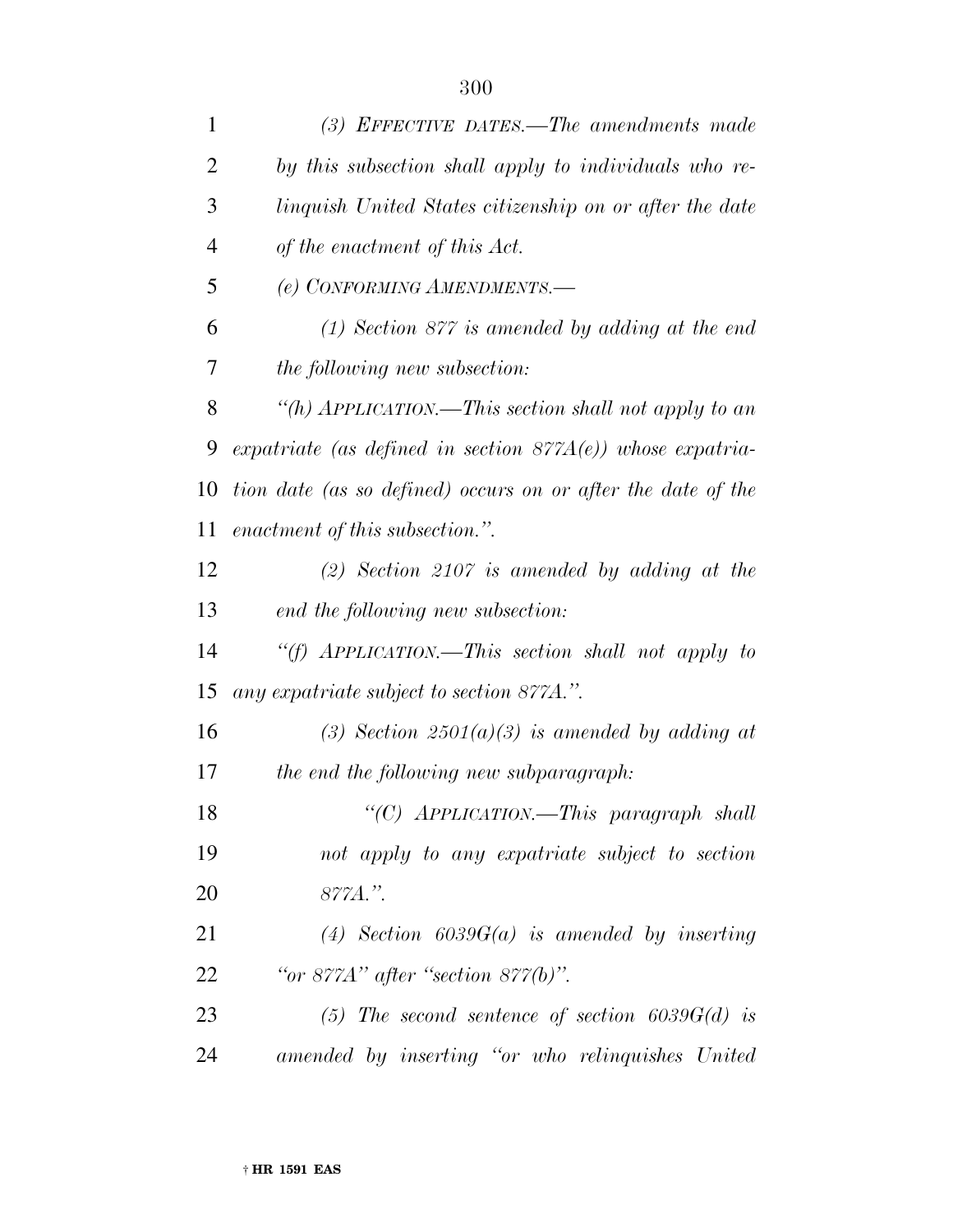*(3) EFFECTIVE DATES.—The amendments made by this subsection shall apply to individuals who relinquish United States citizenship on or after the date of the enactment of this Act.*

*(e) CONFORMING AMENDMENTS.—*

*(1) Section 877 is amended by adding at the end the following new subsection:*

*"(h) APPLICATION.—This section shall not apply to an expatriate (as defined in section 877A(e)) whose expatriation date (as so defined) occurs on or after the date of the enactment of this subsection.".*

*(2) Section 2107 is amended by adding at the end the following new subsection:*

*"(f) APPLICATION.—This section shall not apply to any expatriate subject to section 877A.".*

*(3) Section 2501(a)(3) is amended by adding at the end the following new subparagraph:*

*"(C) APPLICATION.—This paragraph shall not apply to any expatriate subject to section 877A.".*

*(4) Section 6039G(a) is amended by inserting "or 877A" after "section 877(b)".*

*(5) The second sentence of section 6039G(d) is amended by inserting "or who relinquishes United*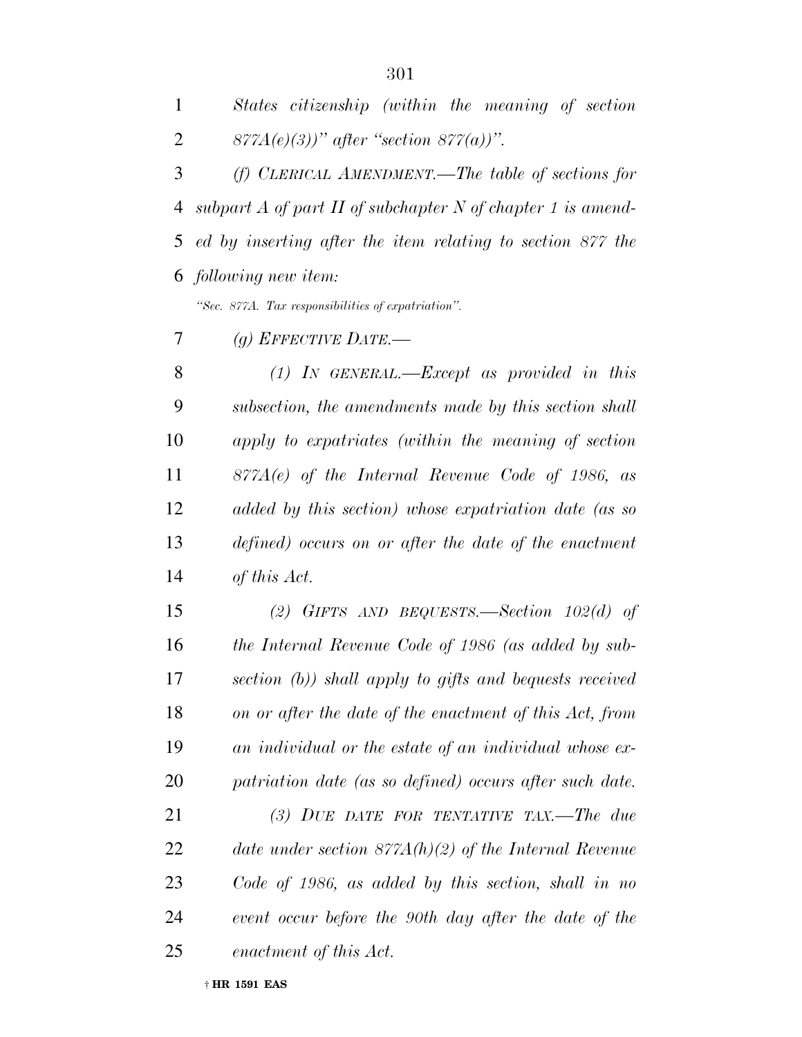*States citizenship (within the meaning of section 877A(e)(3))" after "section 877(a))".*

*(f) CLERICAL AMENDMENT.—The table of sections for subpart A of part II of subchapter N of chapter 1 is amended by inserting after the item relating to section 877 the following new item:*

*"Sec. 877A. Tax responsibilities of expatriation".*

*(g) EFFECTIVE DATE.—*

*(1) IN GENERAL.—Except as provided in this subsection, the amendments made by this section shall apply to expatriates (within the meaning of section 877A(e) of the Internal Revenue Code of 1986, as added by this section) whose expatriation date (as so defined) occurs on or after the date of the enactment of this Act.*

*(2) GIFTS AND BEQUESTS.—Section 102(d) of the Internal Revenue Code of 1986 (as added by subsection (b)) shall apply to gifts and bequests received on or after the date of the enactment of this Act, from an individual or the estate of an individual whose expatriation date (as so defined) occurs after such date.*

*(3) DUE DATE FOR TENTATIVE TAX.—The due date under section 877A(h)(2) of the Internal Revenue Code of 1986, as added by this section, shall in no event occur before the 90th day after the date of the enactment of this Act.*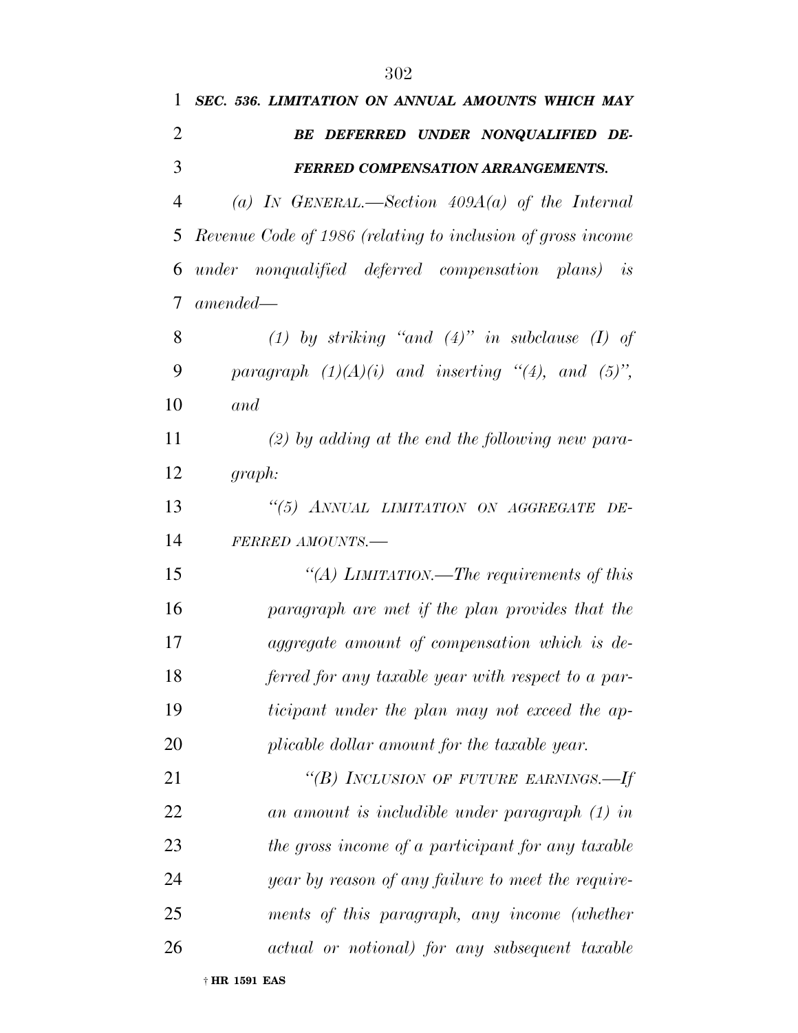***SEC. 536. LIMITATION ON ANNUAL AMOUNTS WHICH MAY BE DEFERRED UNDER NONQUALIFIED DEFERRED COMPENSATION ARRANGEMENTS.***

*(a) IN GENERAL.—Section 409A(a) of the Internal Revenue Code of 1986 (relating to inclusion of gross income under nonqualified deferred compensation plans) is amended—*

*(1) by striking "and (4)" in subclause (I) of paragraph (1)(A)(i) and inserting "(4), and (5)", and*

*(2) by adding at the end the following new paragraph:*

*"(5) ANNUAL LIMITATION ON AGGREGATE DEFERRED AMOUNTS.—*

*"(A) LIMITATION.—The requirements of this paragraph are met if the plan provides that the aggregate amount of compensation which is deferred for any taxable year with respect to a participant under the plan may not exceed the applicable dollar amount for the taxable year.*

*"(B) INCLUSION OF FUTURE EARNINGS.—If an amount is includible under paragraph (1) in the gross income of a participant for any taxable year by reason of any failure to meet the requirements of this paragraph, any income (whether actual or notional) for any subsequent taxable*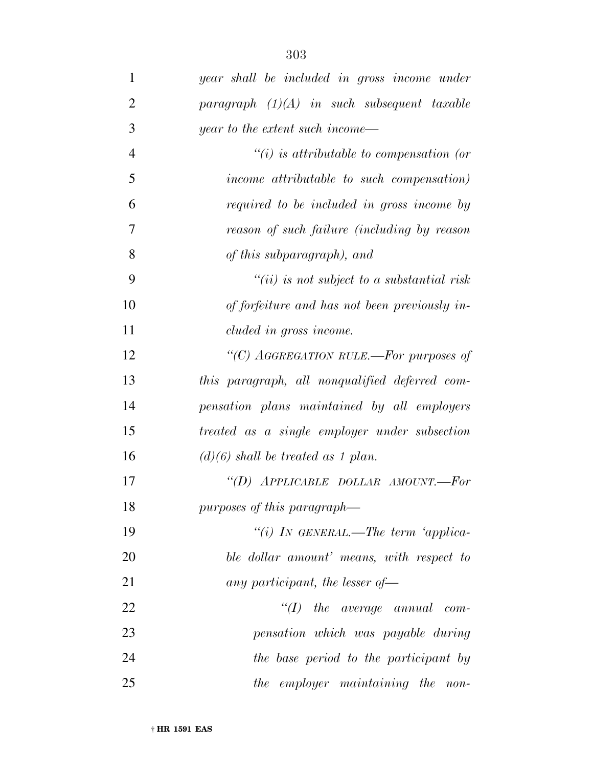*year shall be included in gross income under paragraph (1)(A) in such subsequent taxable year to the extent such income—*

*"(i) is attributable to compensation (or income attributable to such compensation) required to be included in gross income by reason of such failure (including by reason of this subparagraph), and*

*"(ii) is not subject to a substantial risk of forfeiture and has not been previously included in gross income.*

*"(C) AGGREGATION RULE.—For purposes of this paragraph, all nonqualified deferred compensation plans maintained by all employers treated as a single employer under subsection (d)(6) shall be treated as 1 plan.*

*"(D) APPLICABLE DOLLAR AMOUNT.—For purposes of this paragraph—*

*"(i) IN GENERAL.—The term 'applicable dollar amount' means, with respect to any participant, the lesser of—*

*"(I) the average annual compensation which was payable during the base period to the participant by the employer maintaining the non-*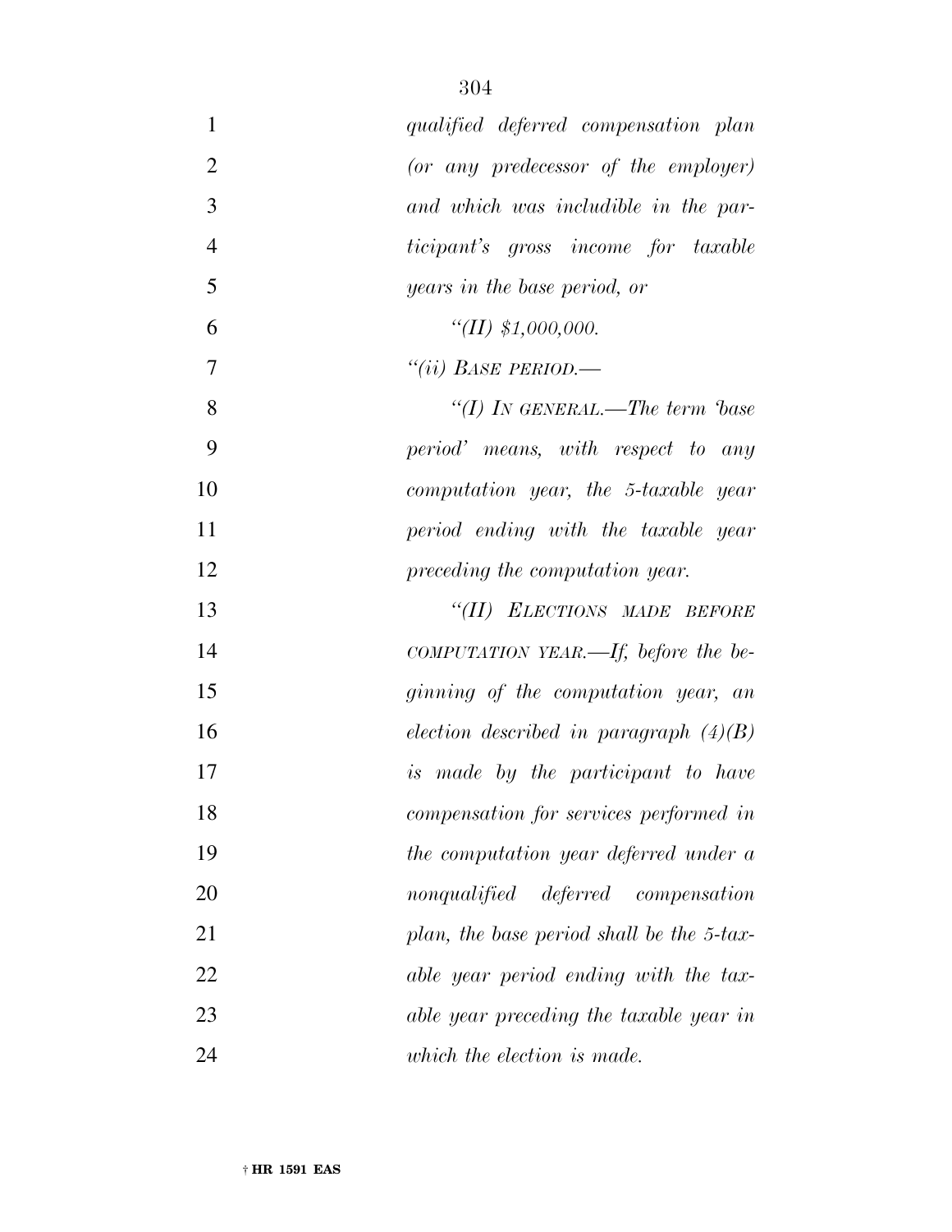*qualified deferred compensation plan (or any predecessor of the employer) and which was includible in the participant's gross income for taxable years in the base period, or*

*"(II) $1,000,000.*

*"(ii) BASE PERIOD.—*

*"(I) IN GENERAL.—The term 'base period' means, with respect to any computation year, the 5-taxable year period ending with the taxable year preceding the computation year.*

*"(II) ELECTIONS MADE BEFORE COMPUTATION YEAR.—If, before the beginning of the computation year, an election described in paragraph (4)(B) is made by the participant to have compensation for services performed in the computation year deferred under a nonqualified deferred compensation plan, the base period shall be the 5-taxable year period ending with the taxable year preceding the taxable year in which the election is made.*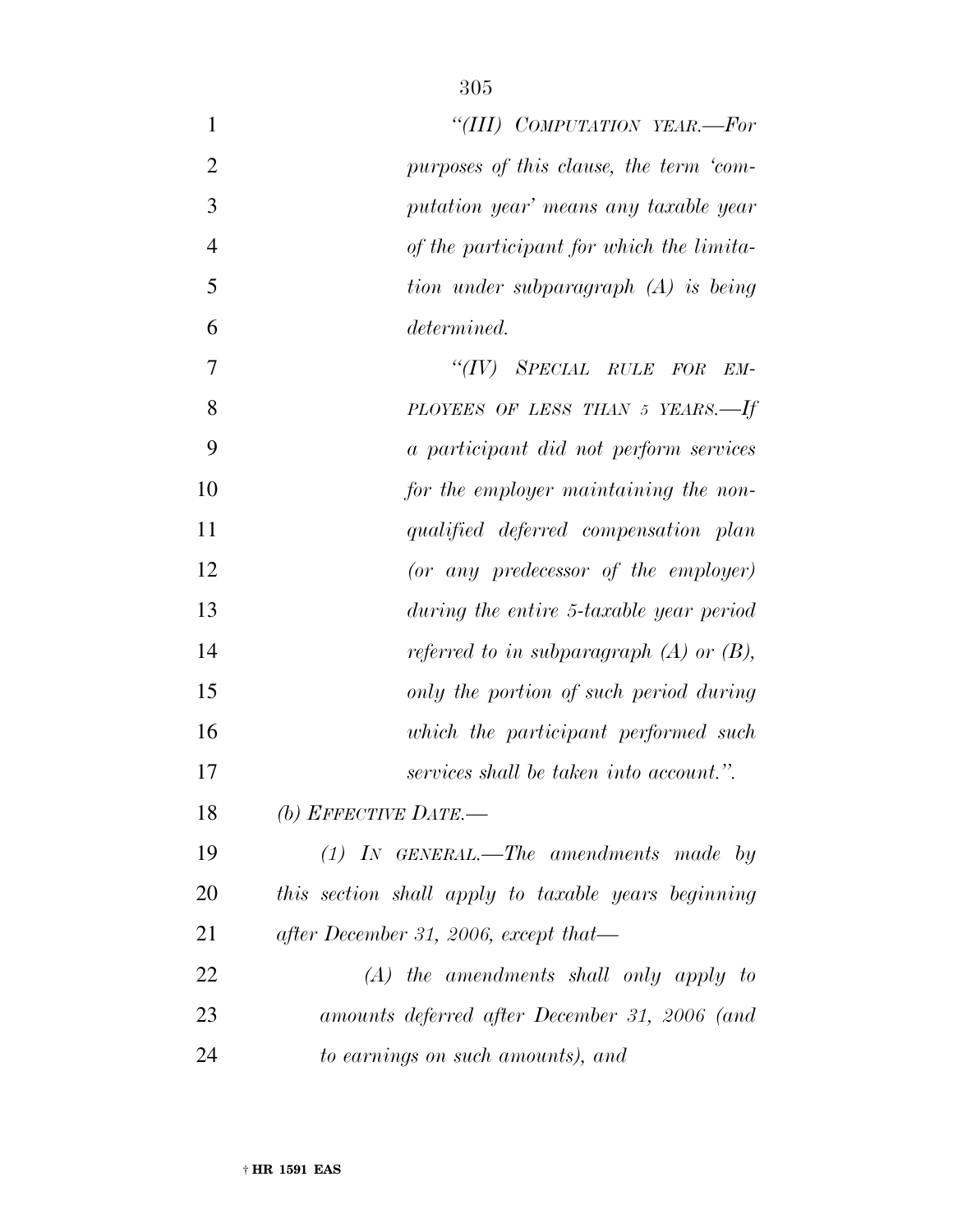*"(III) COMPUTATION YEAR.—For purposes of this clause, the term 'computation year' means any taxable year of the participant for which the limitation under subparagraph (A) is being determined.*

*"(IV) SPECIAL RULE FOR EMPLOYEES OF LESS THAN 5 YEARS.—If a participant did not perform services for the employer maintaining the nonqualified deferred compensation plan (or any predecessor of the employer) during the entire 5-taxable year period referred to in subparagraph (A) or (B), only the portion of such period during which the participant performed such services shall be taken into account.".*

*(b) EFFECTIVE DATE.—*

*(1) IN GENERAL.—The amendments made by this section shall apply to taxable years beginning after December 31, 2006, except that—*

*(A) the amendments shall only apply to amounts deferred after December 31, 2006 (and to earnings on such amounts), and*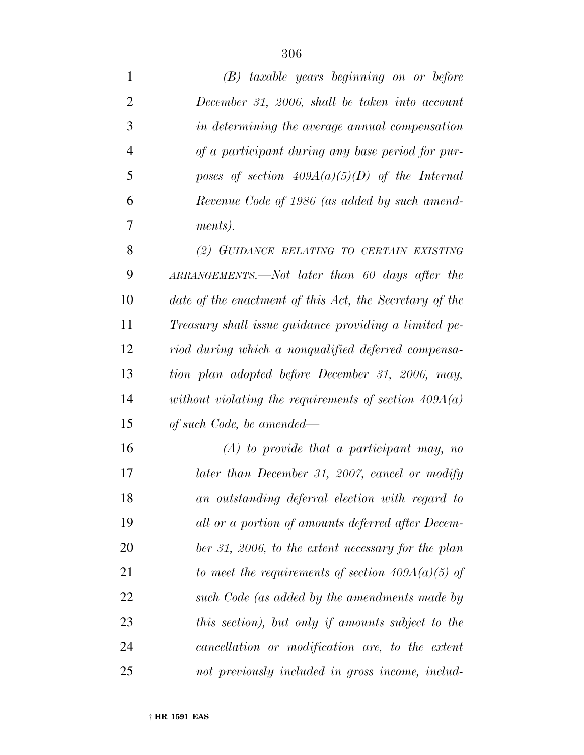*(B) taxable years beginning on or before December 31, 2006, shall be taken into account in determining the average annual compensation of a participant during any base period for purposes of section 409A(a)(5)(D) of the Internal Revenue Code of 1986 (as added by such amendments).*

*(2) GUIDANCE RELATING TO CERTAIN EXISTING ARRANGEMENTS.—Not later than 60 days after the date of the enactment of this Act, the Secretary of the Treasury shall issue guidance providing a limited period during which a nonqualified deferred compensation plan adopted before December 31, 2006, may, without violating the requirements of section 409A(a) of such Code, be amended—*

*(A) to provide that a participant may, no later than December 31, 2007, cancel or modify an outstanding deferral election with regard to all or a portion of amounts deferred after December 31, 2006, to the extent necessary for the plan to meet the requirements of section 409A(a)(5) of such Code (as added by the amendments made by this section), but only if amounts subject to the cancellation or modification are, to the extent not previously included in gross income, includ-*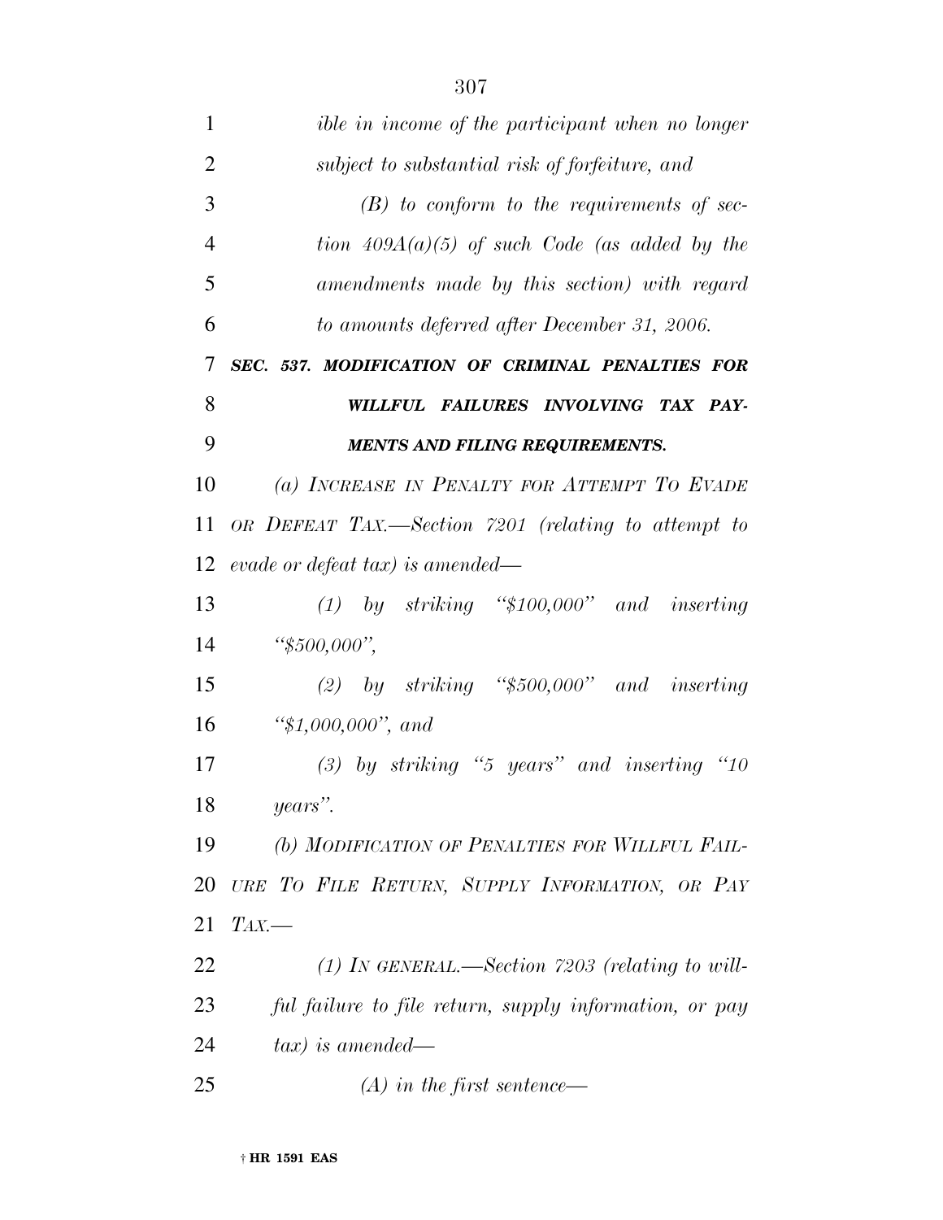*ible in income of the participant when no longer subject to substantial risk of forfeiture, and*

*(B) to conform to the requirements of section 409A(a)(5) of such Code (as added by the amendments made by this section) with regard to amounts deferred after December 31, 2006.*

***SEC. 537. MODIFICATION OF CRIMINAL PENALTIES FOR WILLFUL FAILURES INVOLVING TAX PAYMENTS AND FILING REQUIREMENTS.***

*(a) INCREASE IN PENALTY FOR ATTEMPT TO EVADE OR DEFEAT TAX.—Section 7201 (relating to attempt to evade or defeat tax) is amended—*

*(1) by striking "$100,000" and inserting "$500,000",*

*(2) by striking "$500,000" and inserting "$1,000,000", and*

*(3) by striking "5 years" and inserting "10 years".*

*(b) MODIFICATION OF PENALTIES FOR WILLFUL FAILURE TO FILE RETURN, SUPPLY INFORMATION, OR PAY TAX.—*

*(1) IN GENERAL.—Section 7203 (relating to willful failure to file return, supply information, or pay tax) is amended—*

*(A) in the first sentence—*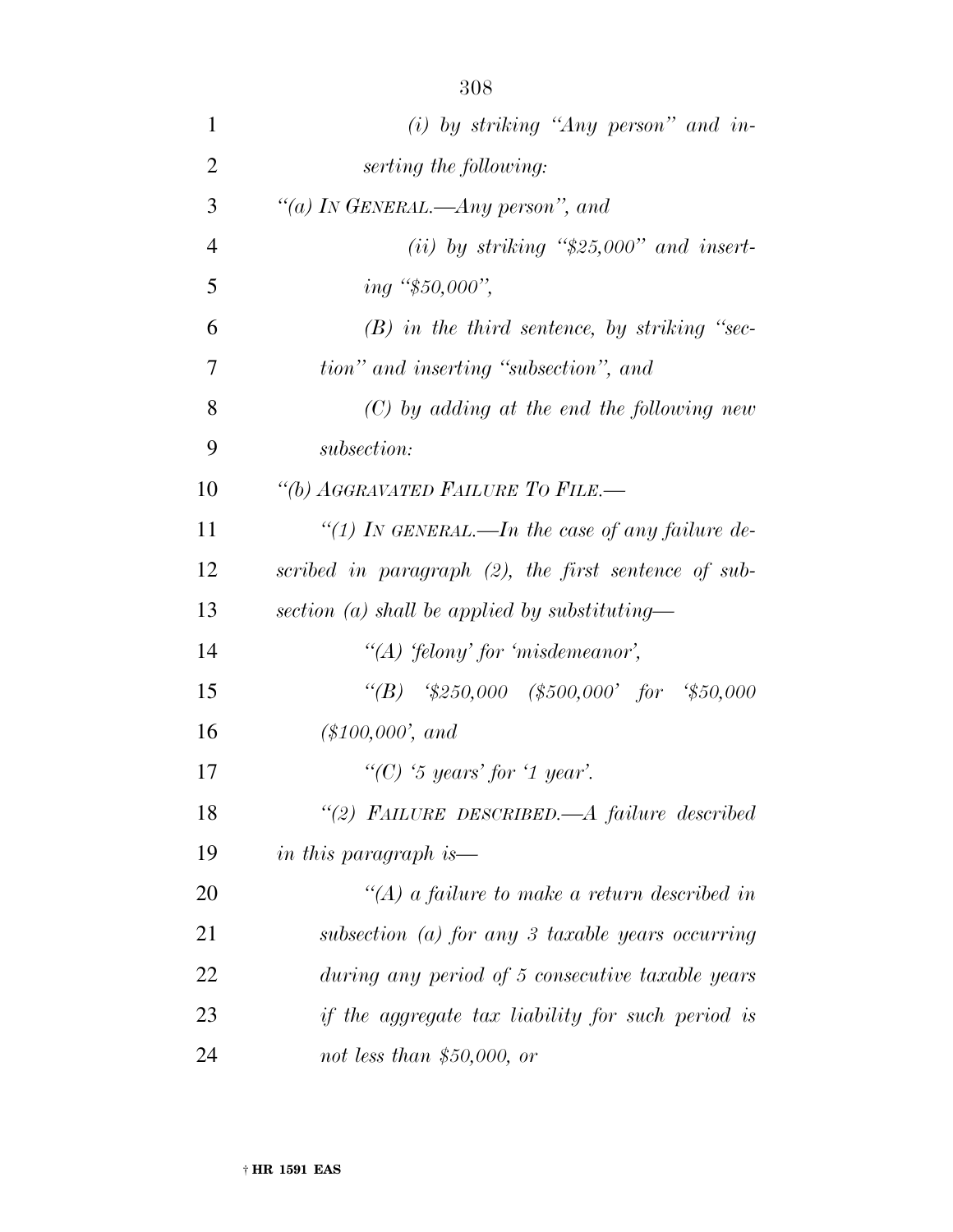*(i) by striking "Any person" and inserting the following:*

*"(a) IN GENERAL.—Any person", and*

*(ii) by striking "$25,000" and inserting "$50,000",*

*(B) in the third sentence, by striking "section" and inserting "subsection", and*

*(C) by adding at the end the following new subsection:*

*"(b) AGGRAVATED FAILURE TO FILE.—*

*"(1) IN GENERAL.—In the case of any failure described in paragraph (2), the first sentence of subsection (a) shall be applied by substituting—*

*"(A) 'felony' for 'misdemeanor',*

*"(B) '$250,000 ($500,000' for '$50,000 ($100,000', and*

*"(C) '5 years' for '1 year'.*

*"(2) FAILURE DESCRIBED.—A failure described in this paragraph is—*

*"(A) a failure to make a return described in subsection (a) for any 3 taxable years occurring during any period of 5 consecutive taxable years if the aggregate tax liability for such period is not less than $50,000, or*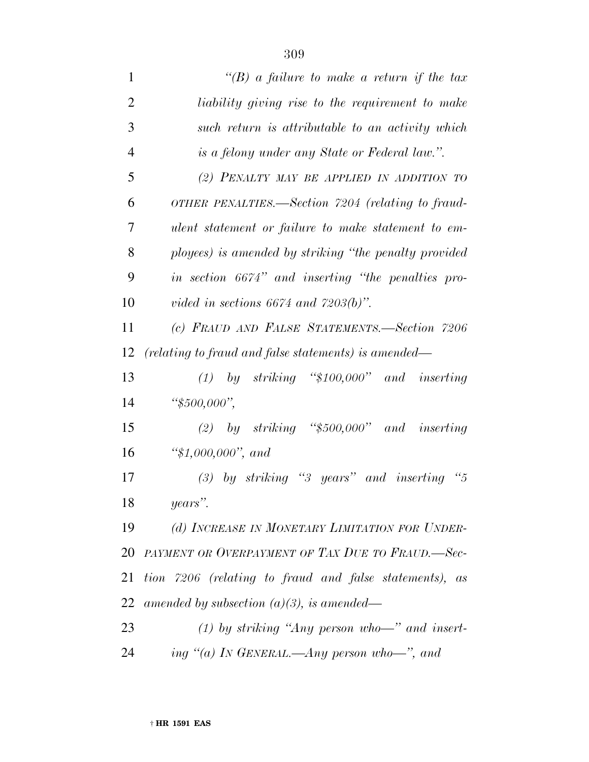*"(B) a failure to make a return if the tax liability giving rise to the requirement to make such return is attributable to an activity which is a felony under any State or Federal law.".*

*(2) PENALTY MAY BE APPLIED IN ADDITION TO OTHER PENALTIES.—Section 7204 (relating to fraudulent statement or failure to make statement to employees) is amended by striking "the penalty provided in section 6674" and inserting "the penalties provided in sections 6674 and 7203(b)".*

*(c) FRAUD AND FALSE STATEMENTS.—Section 7206 (relating to fraud and false statements) is amended—*

*(1) by striking "$100,000" and inserting "$500,000",*

*(2) by striking "$500,000" and inserting "$1,000,000", and*

*(3) by striking "3 years" and inserting "5 years".*

*(d) INCREASE IN MONETARY LIMITATION FOR UNDERPAYMENT OR OVERPAYMENT OF TAX DUE TO FRAUD.—Section 7206 (relating to fraud and false statements), as amended by subsection (a)(3), is amended—*

*(1) by striking "Any person who—" and inserting "(a) IN GENERAL.—Any person who—", and*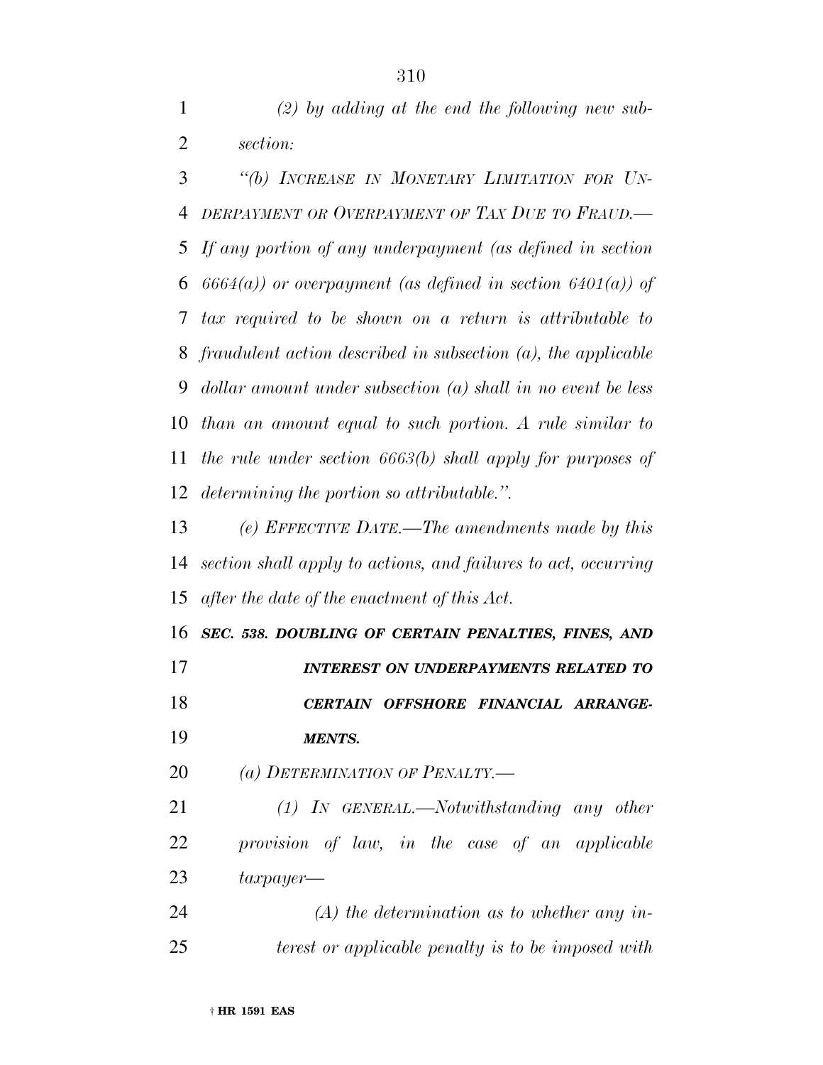*(2) by adding at the end the following new subsection:*

*"(b) INCREASE IN MONETARY LIMITATION FOR UNDERPAYMENT OR OVERPAYMENT OF TAX DUE TO FRAUD.—If any portion of any underpayment (as defined in section 6664(a)) or overpayment (as defined in section 6401(a)) of tax required to be shown on a return is attributable to fraudulent action described in subsection (a), the applicable dollar amount under subsection (a) shall in no event be less than an amount equal to such portion. A rule similar to the rule under section 6663(b) shall apply for purposes of determining the portion so attributable.".*

*(e) EFFECTIVE DATE.—The amendments made by this section shall apply to actions, and failures to act, occurring after the date of the enactment of this Act.*

***SEC. 538. DOUBLING OF CERTAIN PENALTIES, FINES, AND INTEREST ON UNDERPAYMENTS RELATED TO CERTAIN OFFSHORE FINANCIAL ARRANGEMENTS.***

*(a) DETERMINATION OF PENALTY.—*

*(1) IN GENERAL.—Notwithstanding any other provision of law, in the case of an applicable taxpayer—*

*(A) the determination as to whether any interest or applicable penalty is to be imposed with*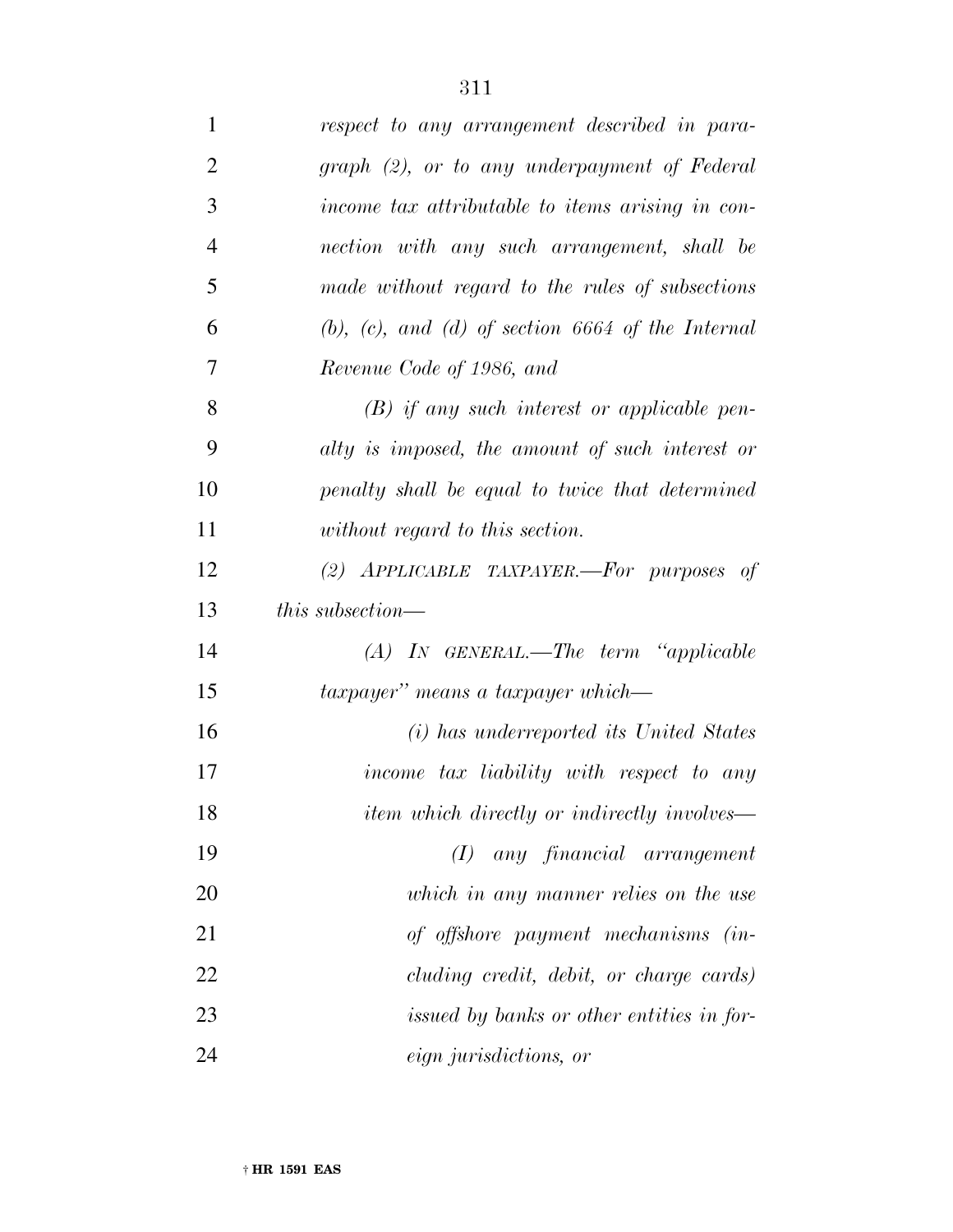*respect to any arrangement described in paragraph (2), or to any underpayment of Federal income tax attributable to items arising in connection with any such arrangement, shall be made without regard to the rules of subsections (b), (c), and (d) of section 6664 of the Internal Revenue Code of 1986, and*

*(B) if any such interest or applicable penalty is imposed, the amount of such interest or penalty shall be equal to twice that determined without regard to this section.*

*(2) APPLICABLE TAXPAYER.—For purposes of this subsection—*

*(A) IN GENERAL.—The term "applicable taxpayer" means a taxpayer which—*

*(i) has underreported its United States income tax liability with respect to any item which directly or indirectly involves—*

*(I) any financial arrangement which in any manner relies on the use of offshore payment mechanisms (including credit, debit, or charge cards) issued by banks or other entities in foreign jurisdictions, or*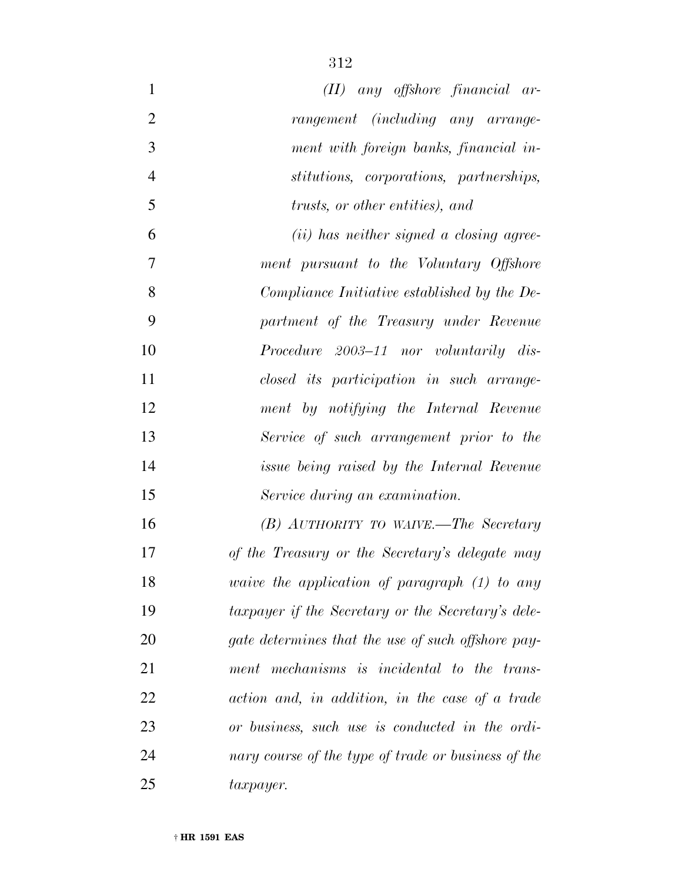*(II) any offshore financial arrangement (including any arrangement with foreign banks, financial institutions, corporations, partnerships, trusts, or other entities), and*

*(ii) has neither signed a closing agreement pursuant to the Voluntary Offshore Compliance Initiative established by the Department of the Treasury under Revenue Procedure 2003–11 nor voluntarily disclosed its participation in such arrangement by notifying the Internal Revenue Service of such arrangement prior to the issue being raised by the Internal Revenue Service during an examination.*

*(B) AUTHORITY TO WAIVE.—The Secretary of the Treasury or the Secretary's delegate may waive the application of paragraph (1) to any taxpayer if the Secretary or the Secretary's delegate determines that the use of such offshore payment mechanisms is incidental to the transaction and, in addition, in the case of a trade or business, such use is conducted in the ordinary course of the type of trade or business of the taxpayer.*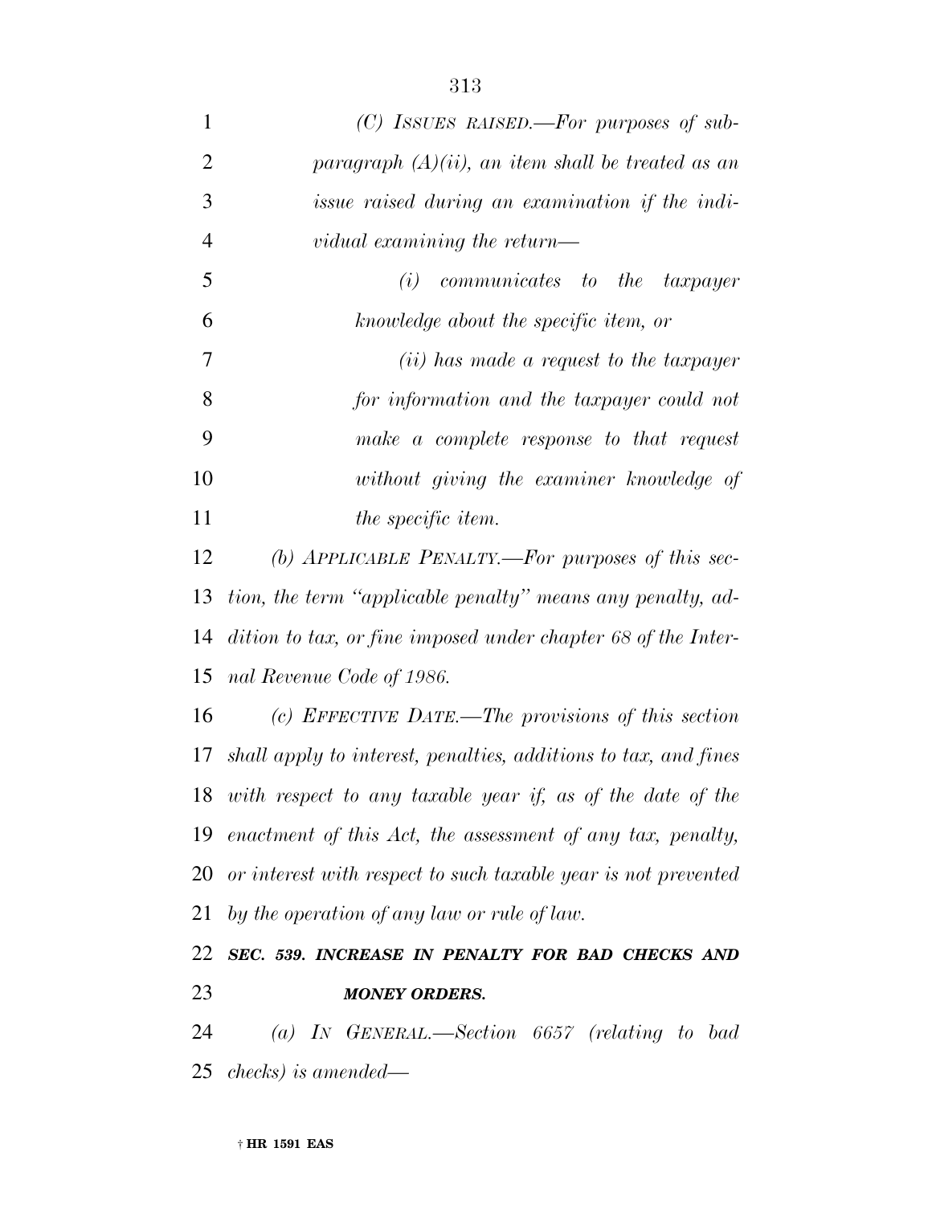*(C) ISSUES RAISED.—For purposes of subparagraph (A)(ii), an item shall be treated as an issue raised during an examination if the individual examining the return—*

*(i) communicates to the taxpayer knowledge about the specific item, or*

*(ii) has made a request to the taxpayer for information and the taxpayer could not make a complete response to that request without giving the examiner knowledge of the specific item.*

*(b) APPLICABLE PENALTY.—For purposes of this section, the term "applicable penalty" means any penalty, addition to tax, or fine imposed under chapter 68 of the Internal Revenue Code of 1986.*

*(c) EFFECTIVE DATE.—The provisions of this section shall apply to interest, penalties, additions to tax, and fines with respect to any taxable year if, as of the date of the enactment of this Act, the assessment of any tax, penalty, or interest with respect to such taxable year is not prevented by the operation of any law or rule of law.*

***SEC. 539. INCREASE IN PENALTY FOR BAD CHECKS AND MONEY ORDERS.***

*(a) IN GENERAL.—Section 6657 (relating to bad checks) is amended—*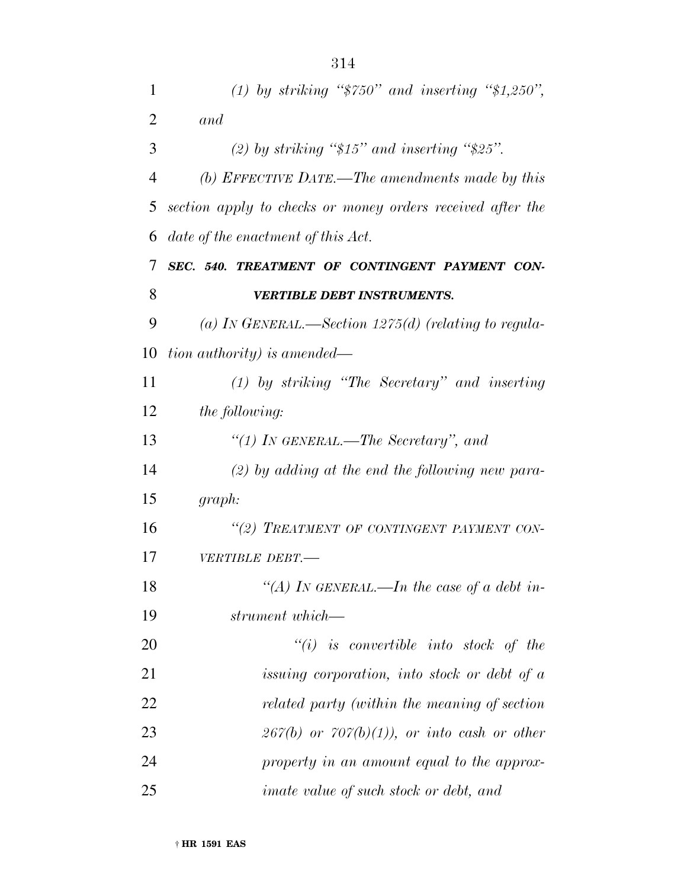*(1) by striking "$750" and inserting "$1,250", and*

*(2) by striking "$15" and inserting "$25".*

*(b) EFFECTIVE DATE.—The amendments made by this section apply to checks or money orders received after the date of the enactment of this Act.*

***SEC. 540. TREATMENT OF CONTINGENT PAYMENT CONVERTIBLE DEBT INSTRUMENTS.***

*(a) IN GENERAL.—Section 1275(d) (relating to regulation authority) is amended—*

*(1) by striking "The Secretary" and inserting the following:*

*"(1) IN GENERAL.—The Secretary", and*

*(2) by adding at the end the following new paragraph:*

*"(2) TREATMENT OF CONTINGENT PAYMENT CONVERTIBLE DEBT.—*

*"(A) IN GENERAL.—In the case of a debt instrument which—*

*"(i) is convertible into stock of the issuing corporation, into stock or debt of a related party (within the meaning of section 267(b) or 707(b)(1)), or into cash or other property in an amount equal to the approximate value of such stock or debt, and*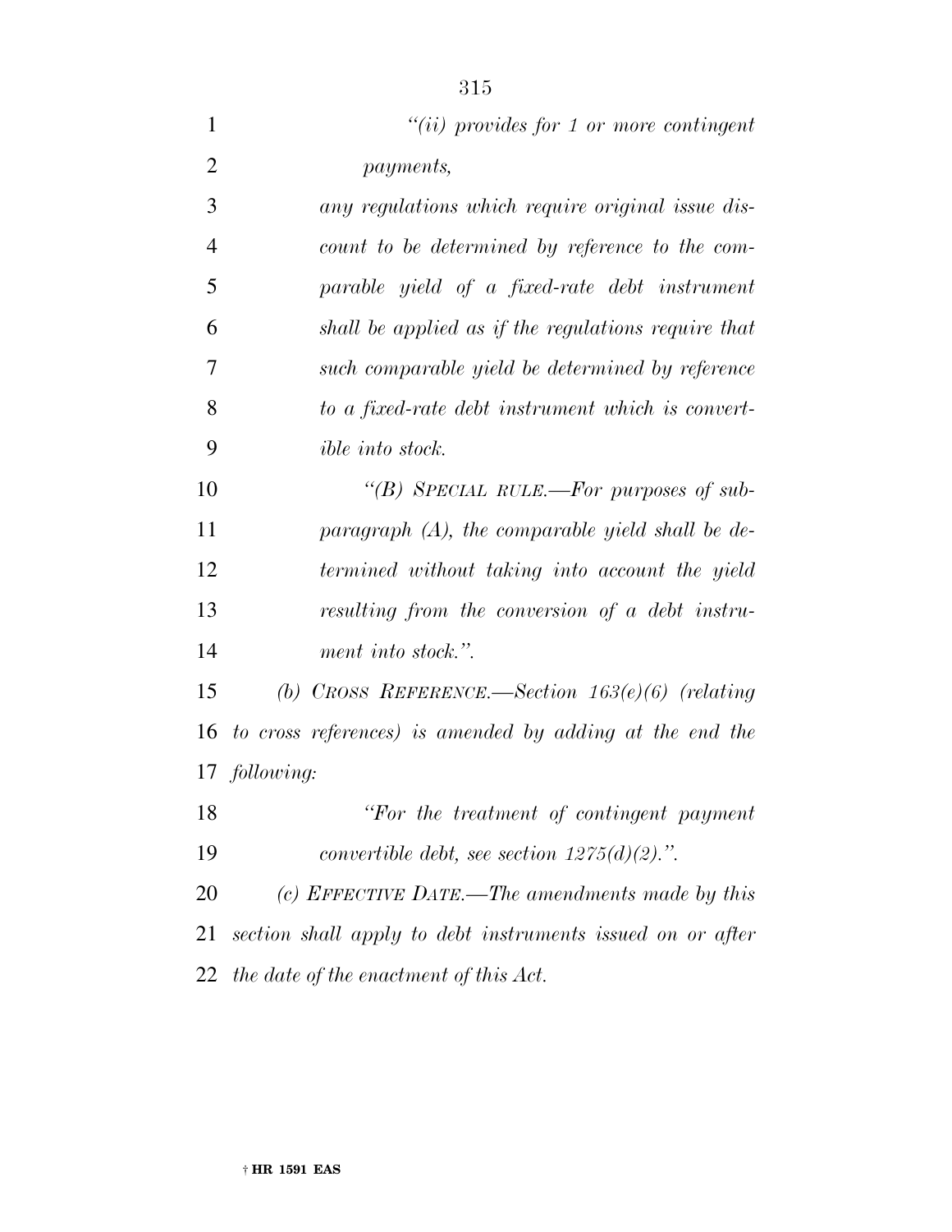*"(ii) provides for 1 or more contingent payments,*

*any regulations which require original issue discount to be determined by reference to the comparable yield of a fixed-rate debt instrument shall be applied as if the regulations require that such comparable yield be determined by reference to a fixed-rate debt instrument which is convertible into stock.*

*"(B) SPECIAL RULE.—For purposes of subparagraph (A), the comparable yield shall be determined without taking into account the yield resulting from the conversion of a debt instrument into stock.".*

*(b) CROSS REFERENCE.—Section 163(e)(6) (relating to cross references) is amended by adding at the end the following:*

*"For the treatment of contingent payment convertible debt, see section 1275(d)(2).".*

*(c) EFFECTIVE DATE.—The amendments made by this section shall apply to debt instruments issued on or after the date of the enactment of this Act.*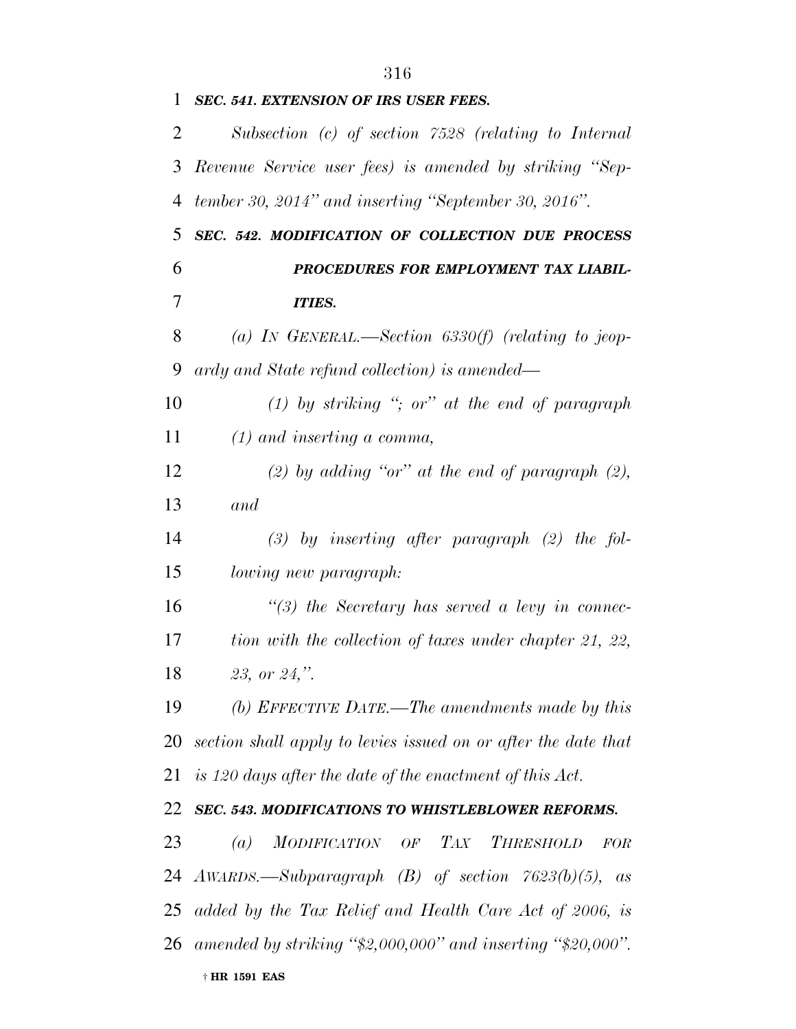***SEC. 541. EXTENSION OF IRS USER FEES.***

*Subsection (c) of section 7528 (relating to Internal Revenue Service user fees) is amended by striking "September 30, 2014" and inserting "September 30, 2016".*

***SEC. 542. MODIFICATION OF COLLECTION DUE PROCESS PROCEDURES FOR EMPLOYMENT TAX LIABILITIES.***

*(a) IN GENERAL.—Section 6330(f) (relating to jeopardy and State refund collection) is amended—*

*(1) by striking "; or" at the end of paragraph (1) and inserting a comma,*

*(2) by adding "or" at the end of paragraph (2), and*

*(3) by inserting after paragraph (2) the following new paragraph:*

*"(3) the Secretary has served a levy in connection with the collection of taxes under chapter 21, 22, 23, or 24,".*

*(b) EFFECTIVE DATE.—The amendments made by this section shall apply to levies issued on or after the date that is 120 days after the date of the enactment of this Act.*

***SEC. 543. MODIFICATIONS TO WHISTLEBLOWER REFORMS.***

*(a) MODIFICATION OF TAX THRESHOLD FOR AWARDS.—Subparagraph (B) of section 7623(b)(5), as added by the Tax Relief and Health Care Act of 2006, is amended by striking "$2,000,000" and inserting "$20,000".*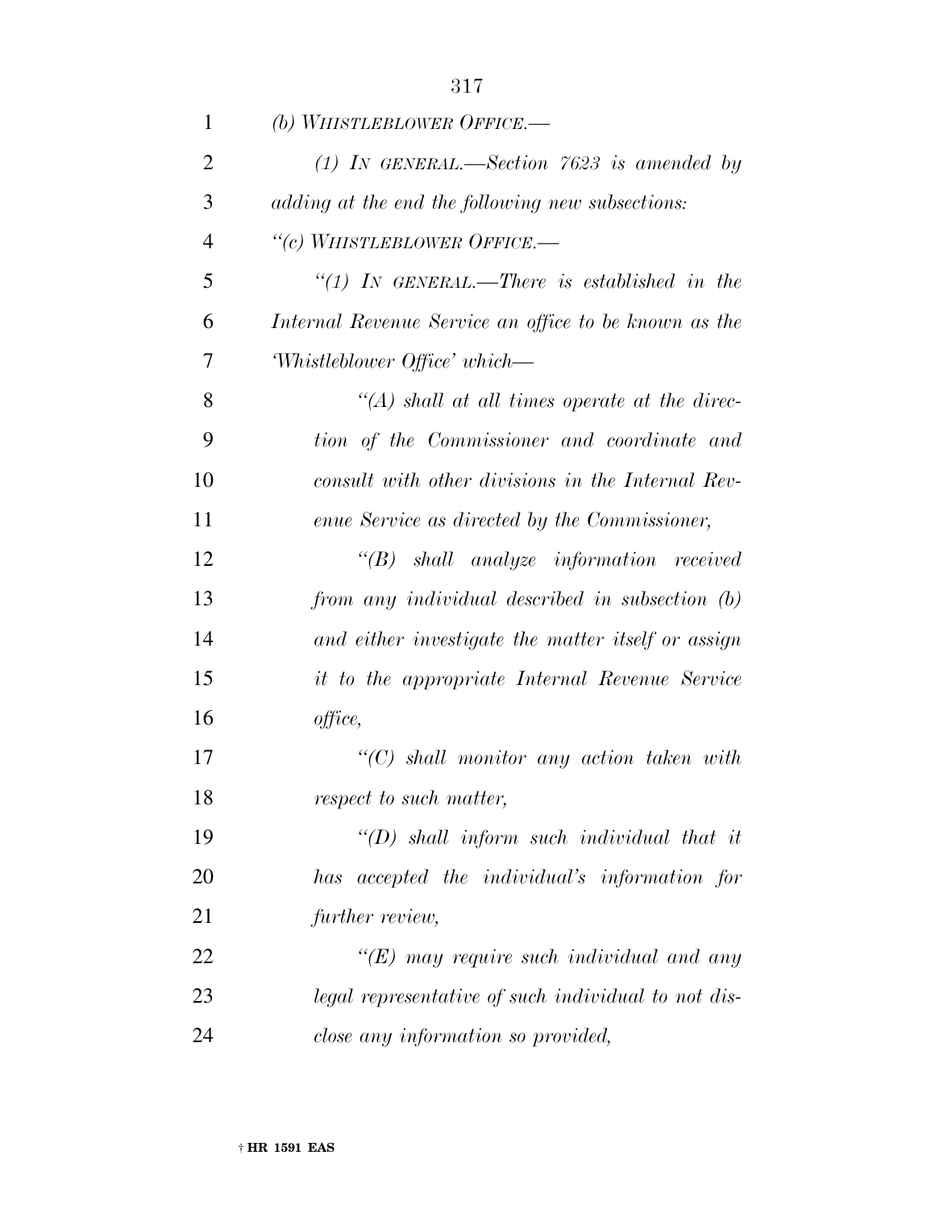*(b) WHISTLEBLOWER OFFICE.—*

*(1) IN GENERAL.—Section 7623 is amended by adding at the end the following new subsections:*

*''(c) WHISTLEBLOWER OFFICE.—*

*''(1) IN GENERAL.—There is established in the Internal Revenue Service an office to be known as the 'Whistleblower Office' which—*

*''(A) shall at all times operate at the direction of the Commissioner and coordinate and consult with other divisions in the Internal Revenue Service as directed by the Commissioner,*

*''(B) shall analyze information received from any individual described in subsection (b) and either investigate the matter itself or assign it to the appropriate Internal Revenue Service office,*

*''(C) shall monitor any action taken with respect to such matter,*

*''(D) shall inform such individual that it has accepted the individual's information for further review,*

*''(E) may require such individual and any legal representative of such individual to not disclose any information so provided,*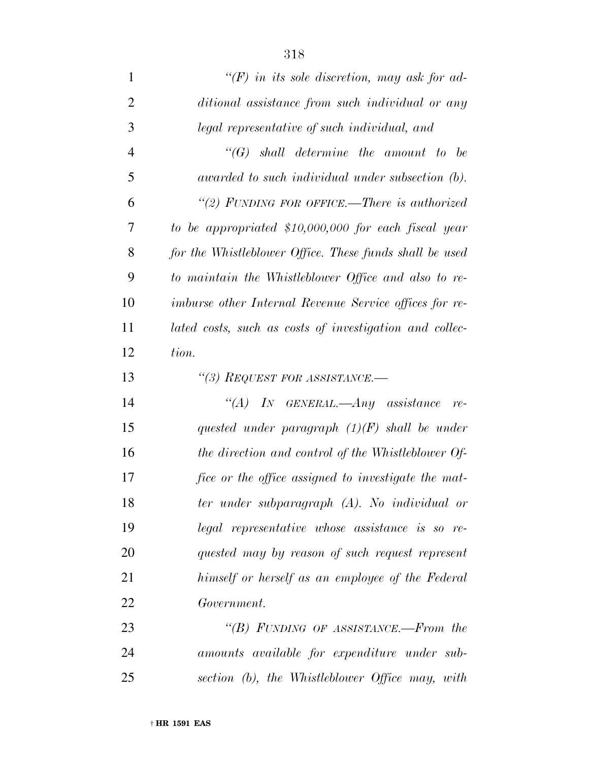*"(F) in its sole discretion, may ask for additional assistance from such individual or any legal representative of such individual, and*

*"(G) shall determine the amount to be awarded to such individual under subsection (b).*

*"(2) FUNDING FOR OFFICE.—There is authorized to be appropriated $10,000,000 for each fiscal year for the Whistleblower Office. These funds shall be used to maintain the Whistleblower Office and also to reimburse other Internal Revenue Service offices for related costs, such as costs of investigation and collection.*

*"(3) REQUEST FOR ASSISTANCE.—*

*"(A) IN GENERAL.—Any assistance requested under paragraph (1)(F) shall be under the direction and control of the Whistleblower Office or the office assigned to investigate the matter under subparagraph (A). No individual or legal representative whose assistance is so requested may by reason of such request represent himself or herself as an employee of the Federal Government.*

*"(B) FUNDING OF ASSISTANCE.—From the amounts available for expenditure under subsection (b), the Whistleblower Office may, with*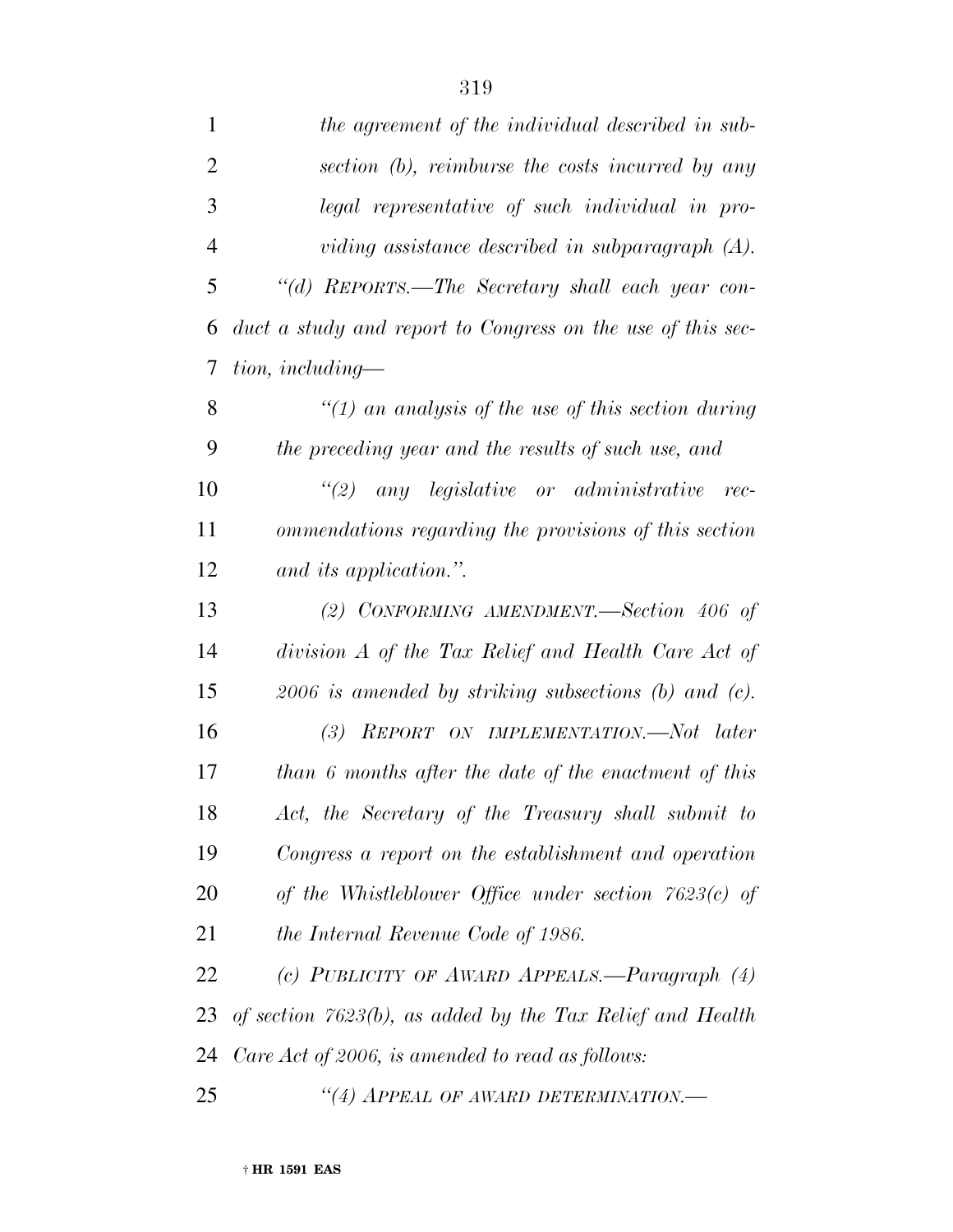*the agreement of the individual described in subsection (b), reimburse the costs incurred by any legal representative of such individual in providing assistance described in subparagraph (A).*

*"(d) REPORTS.—The Secretary shall each year conduct a study and report to Congress on the use of this section, including—*

*"(1) an analysis of the use of this section during the preceding year and the results of such use, and*

*"(2) any legislative or administrative recommendations regarding the provisions of this section and its application.".*

*(2) CONFORMING AMENDMENT.—Section 406 of division A of the Tax Relief and Health Care Act of 2006 is amended by striking subsections (b) and (c).*

*(3) REPORT ON IMPLEMENTATION.—Not later than 6 months after the date of the enactment of this Act, the Secretary of the Treasury shall submit to Congress a report on the establishment and operation of the Whistleblower Office under section 7623(c) of the Internal Revenue Code of 1986.*

*(c) PUBLICITY OF AWARD APPEALS.—Paragraph (4) of section 7623(b), as added by the Tax Relief and Health Care Act of 2006, is amended to read as follows:*

*"(4) APPEAL OF AWARD DETERMINATION.—*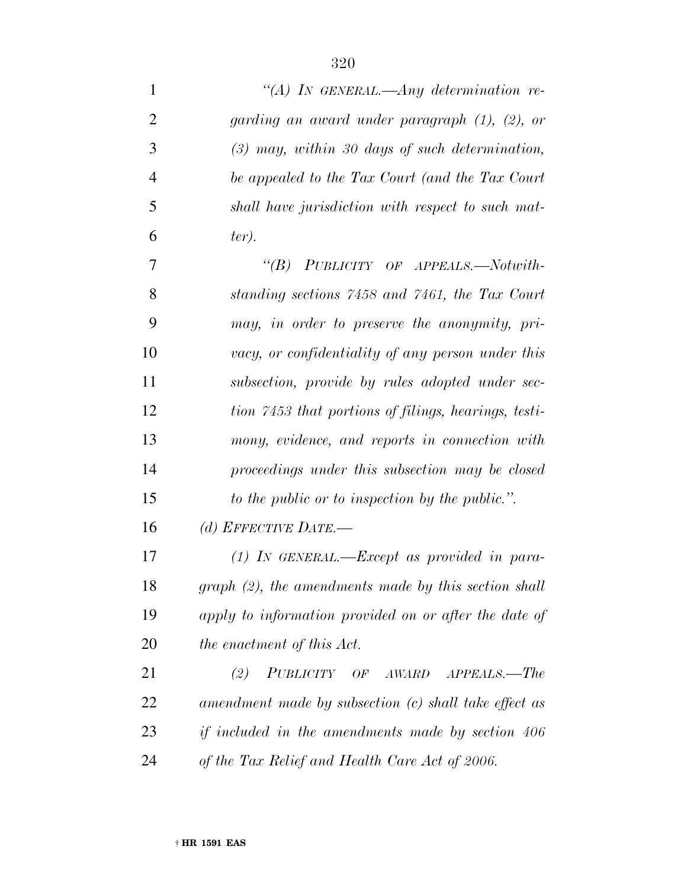*"(A) IN GENERAL.—Any determination regarding an award under paragraph (1), (2), or (3) may, within 30 days of such determination, be appealed to the Tax Court (and the Tax Court shall have jurisdiction with respect to such matter).*

*"(B) PUBLICITY OF APPEALS.—Notwithstanding sections 7458 and 7461, the Tax Court may, in order to preserve the anonymity, privacy, or confidentiality of any person under this subsection, provide by rules adopted under section 7453 that portions of filings, hearings, testimony, evidence, and reports in connection with proceedings under this subsection may be closed to the public or to inspection by the public.".*

*(d) EFFECTIVE DATE.—*

*(1) IN GENERAL.—Except as provided in paragraph (2), the amendments made by this section shall apply to information provided on or after the date of the enactment of this Act.*

*(2) PUBLICITY OF AWARD APPEALS.—The amendment made by subsection (c) shall take effect as if included in the amendments made by section 406 of the Tax Relief and Health Care Act of 2006.*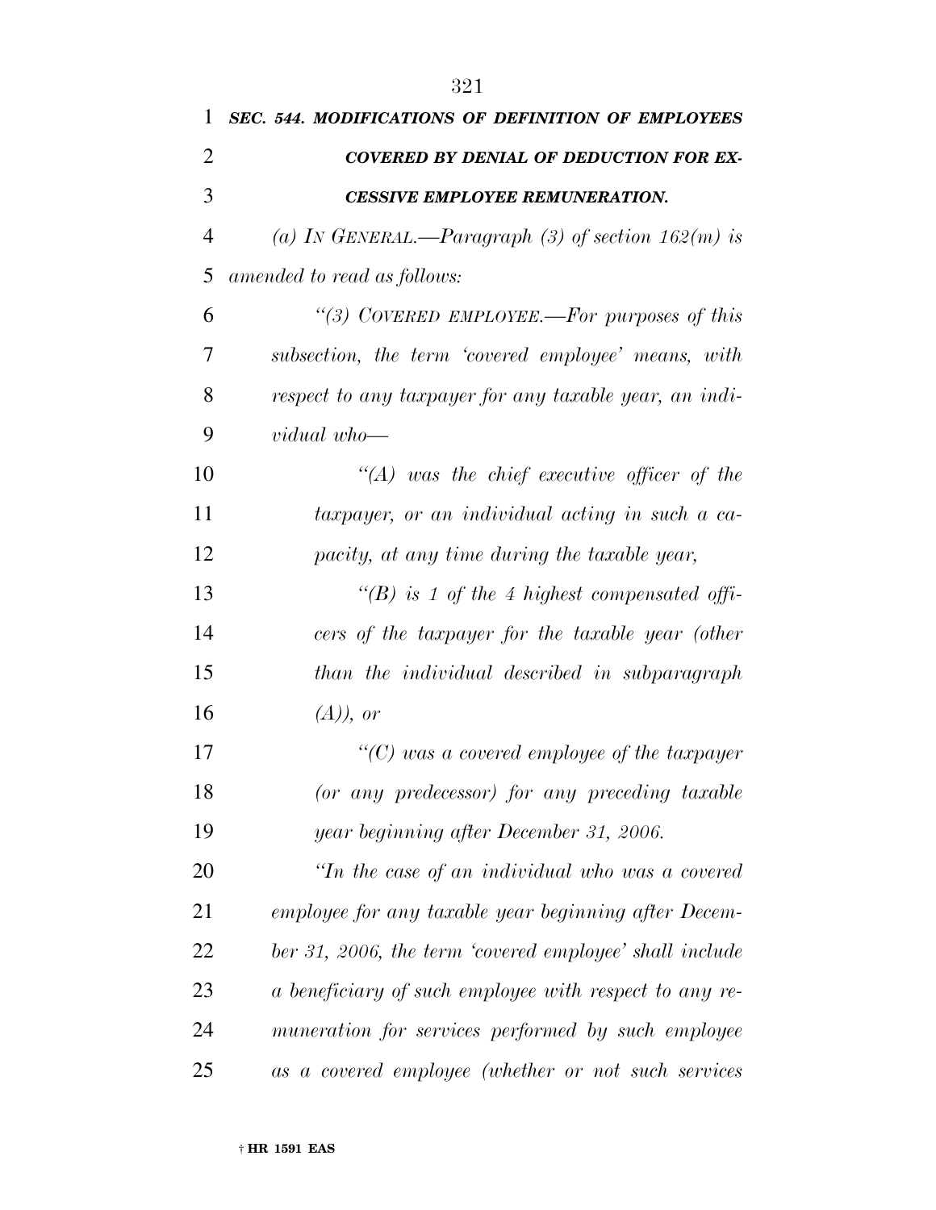***SEC. 544. MODIFICATIONS OF DEFINITION OF EMPLOYEES COVERED BY DENIAL OF DEDUCTION FOR EXCESSIVE EMPLOYEE REMUNERATION.***

*(a) IN GENERAL.—Paragraph (3) of section 162(m) is amended to read as follows:*

*"(3) COVERED EMPLOYEE.—For purposes of this subsection, the term 'covered employee' means, with respect to any taxpayer for any taxable year, an individual who—*

*"(A) was the chief executive officer of the taxpayer, or an individual acting in such a capacity, at any time during the taxable year,*

*"(B) is 1 of the 4 highest compensated officers of the taxpayer for the taxable year (other than the individual described in subparagraph (A)), or*

*"(C) was a covered employee of the taxpayer (or any predecessor) for any preceding taxable year beginning after December 31, 2006.*

*"In the case of an individual who was a covered employee for any taxable year beginning after December 31, 2006, the term 'covered employee' shall include a beneficiary of such employee with respect to any remuneration for services performed by such employee as a covered employee (whether or not such services*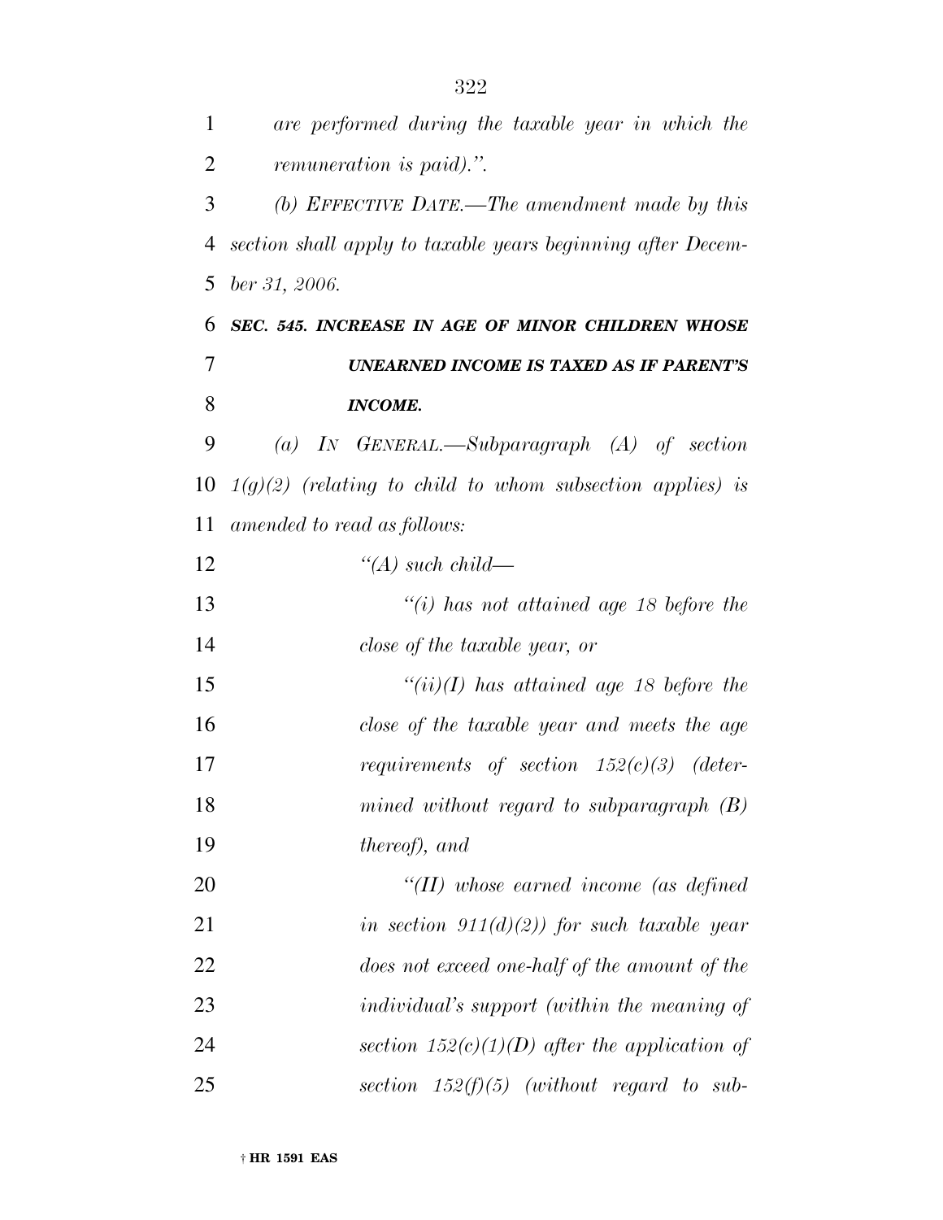*are performed during the taxable year in which the remuneration is paid).''.*

*(b) EFFECTIVE DATE.—The amendment made by this section shall apply to taxable years beginning after December 31, 2006.*

***SEC. 545. INCREASE IN AGE OF MINOR CHILDREN WHOSE UNEARNED INCOME IS TAXED AS IF PARENT'S INCOME.***

*(a) IN GENERAL.—Subparagraph (A) of section 1(g)(2) (relating to child to whom subsection applies) is amended to read as follows:*

*''(A) such child—*

*''(i) has not attained age 18 before the close of the taxable year, or*

*''(ii)(I) has attained age 18 before the close of the taxable year and meets the age requirements of section 152(c)(3) (determined without regard to subparagraph (B) thereof), and*

*''(II) whose earned income (as defined in section 911(d)(2)) for such taxable year does not exceed one-half of the amount of the individual's support (within the meaning of section 152(c)(1)(D) after the application of section 152(f)(5) (without regard to sub-*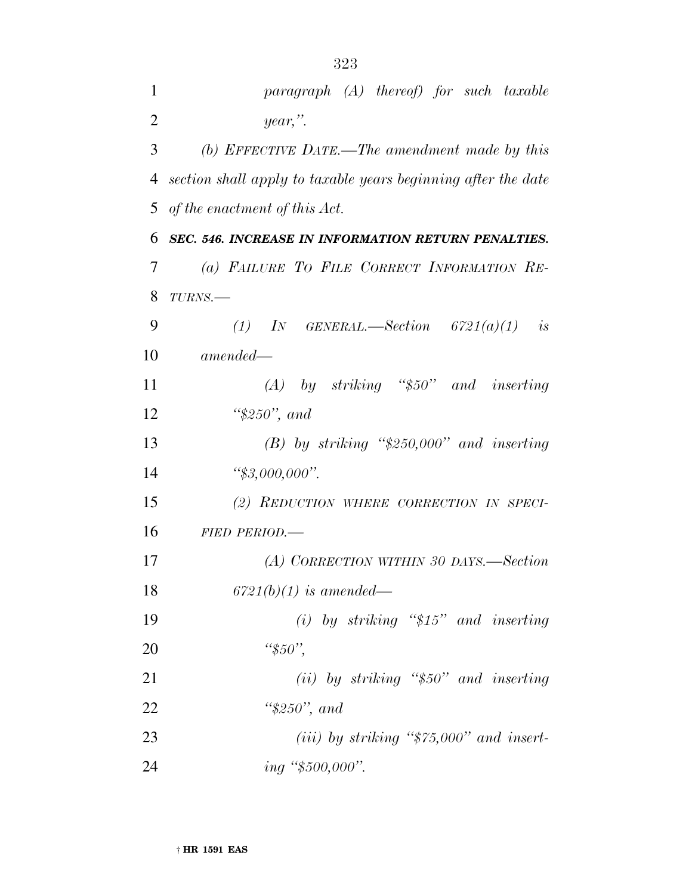*paragraph (A) thereof) for such taxable year,".*

*(b) EFFECTIVE DATE.—The amendment made by this section shall apply to taxable years beginning after the date of the enactment of this Act.*

***SEC. 546. INCREASE IN INFORMATION RETURN PENALTIES.***

*(a) FAILURE TO FILE CORRECT INFORMATION RETURNS.—*

*(1) IN GENERAL.—Section 6721(a)(1) is amended—*

*(A) by striking "$50" and inserting "$250", and*

*(B) by striking "$250,000" and inserting "$3,000,000".*

*(2) REDUCTION WHERE CORRECTION IN SPECIFIED PERIOD.—*

*(A) CORRECTION WITHIN 30 DAYS.—Section 6721(b)(1) is amended—*

*(i) by striking "$15" and inserting "$50",*

*(ii) by striking "$50" and inserting "$250", and*

*(iii) by striking "$75,000" and inserting "$500,000".*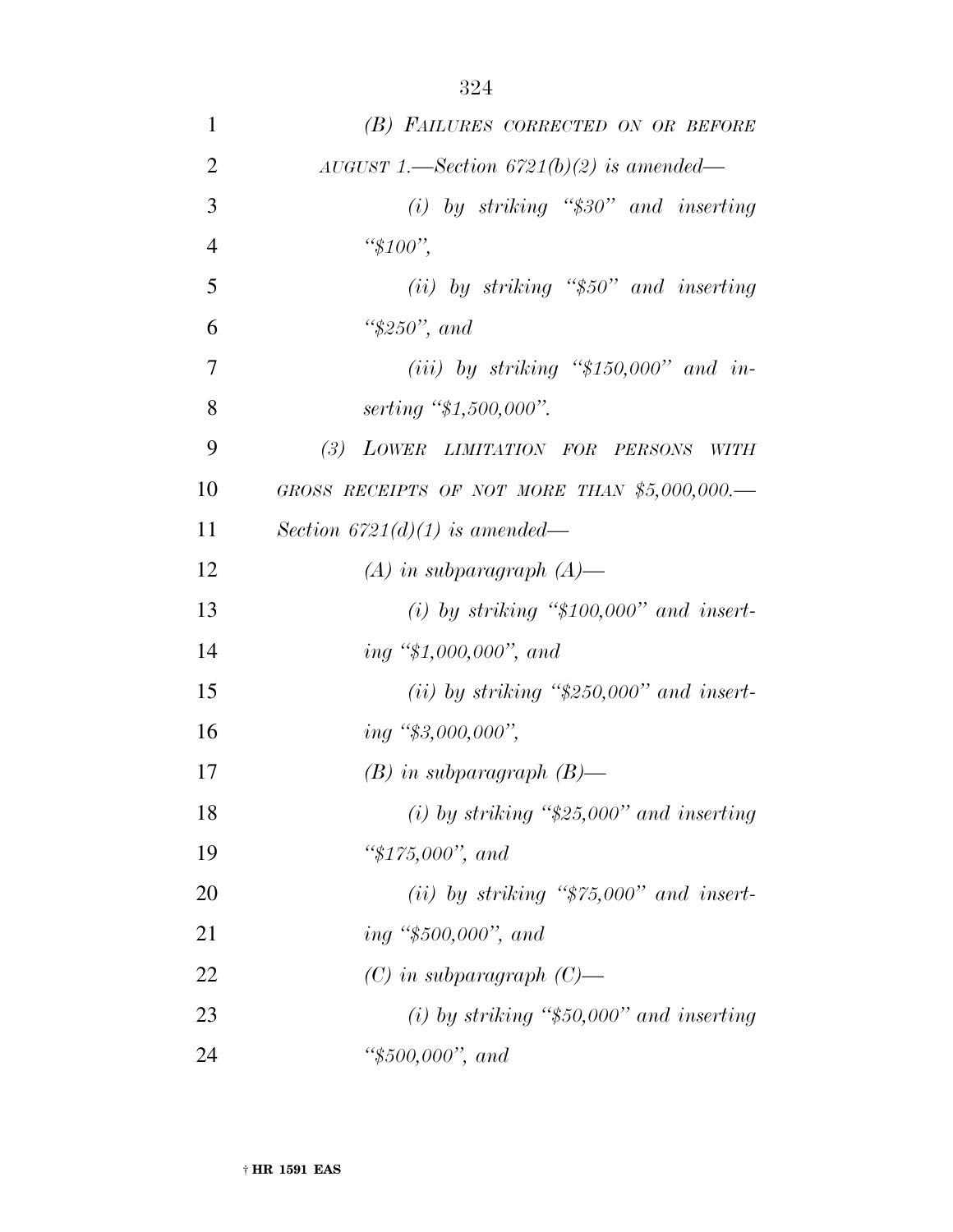*(B) FAILURES CORRECTED ON OR BEFORE AUGUST 1.—Section 6721(b)(2) is amended—*

*(i) by striking "$30" and inserting "$100",*

*(ii) by striking "$50" and inserting "$250", and*

*(iii) by striking "$150,000" and inserting "$1,500,000".*

*(3) LOWER LIMITATION FOR PERSONS WITH GROSS RECEIPTS OF NOT MORE THAN $5,000,000.—Section 6721(d)(1) is amended—*

*(A) in subparagraph (A)—*

*(i) by striking "$100,000" and inserting "$1,000,000", and*

*(ii) by striking "$250,000" and inserting "$3,000,000",*

*(B) in subparagraph (B)—*

*(i) by striking "$25,000" and inserting "$175,000", and*

*(ii) by striking "$75,000" and inserting "$500,000", and*

*(C) in subparagraph (C)—*

*(i) by striking "$50,000" and inserting "$500,000", and*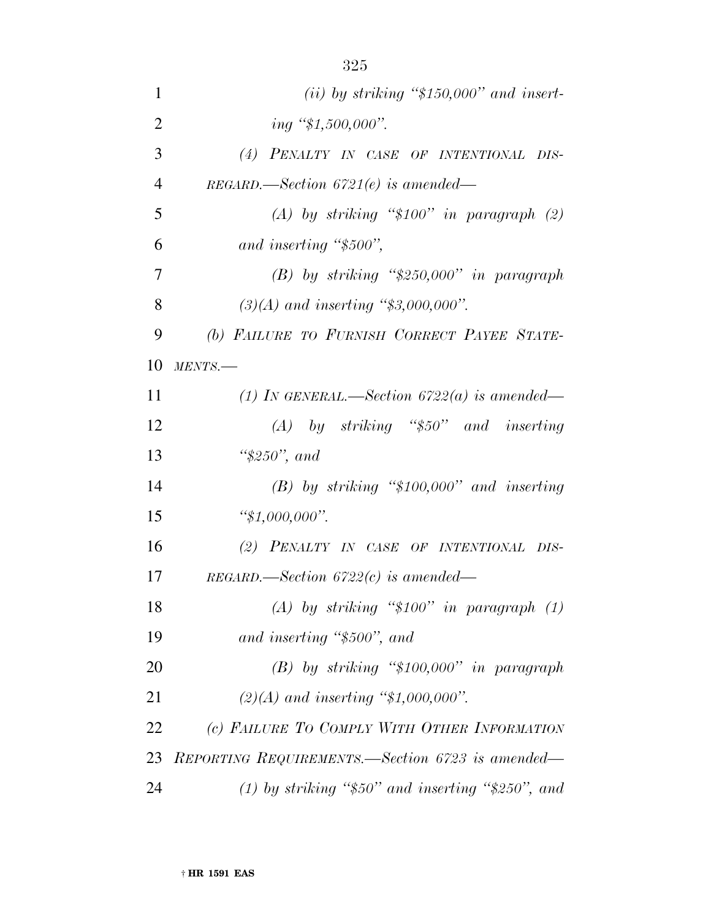*(ii) by striking "$150,000" and inserting "$1,500,000".*

*(4) PENALTY IN CASE OF INTENTIONAL DISREGARD.—Section 6721(e) is amended—*

*(A) by striking "$100" in paragraph (2) and inserting "$500",*

*(B) by striking "$250,000" in paragraph (3)(A) and inserting "$3,000,000".*

*(b) FAILURE TO FURNISH CORRECT PAYEE STATEMENTS.—*

*(1) IN GENERAL.—Section 6722(a) is amended—*

*(A) by striking "$50" and inserting "$250", and*

*(B) by striking "$100,000" and inserting "$1,000,000".*

*(2) PENALTY IN CASE OF INTENTIONAL DISREGARD.—Section 6722(c) is amended—*

*(A) by striking "$100" in paragraph (1) and inserting "$500", and*

*(B) by striking "$100,000" in paragraph (2)(A) and inserting "$1,000,000".*

*(c) FAILURE TO COMPLY WITH OTHER INFORMATION REPORTING REQUIREMENTS.—Section 6723 is amended—*

*(1) by striking "$50" and inserting "$250", and*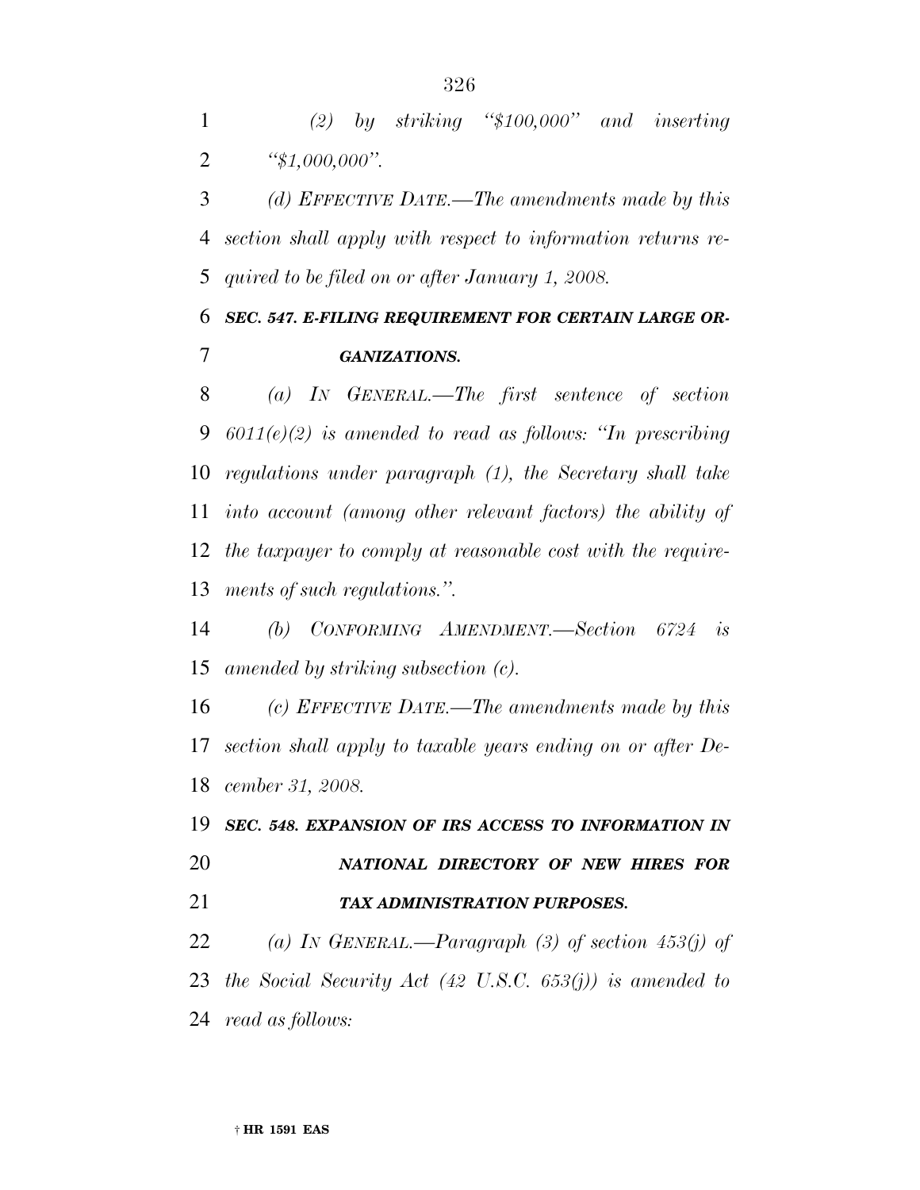*(2) by striking "$100,000" and inserting "$1,000,000".*

*(d) EFFECTIVE DATE.—The amendments made by this section shall apply with respect to information returns required to be filed on or after January 1, 2008.*

***SEC. 547. E-FILING REQUIREMENT FOR CERTAIN LARGE ORGANIZATIONS.***

*(a) IN GENERAL.—The first sentence of section 6011(e)(2) is amended to read as follows: "In prescribing regulations under paragraph (1), the Secretary shall take into account (among other relevant factors) the ability of the taxpayer to comply at reasonable cost with the requirements of such regulations.".*

*(b) CONFORMING AMENDMENT.—Section 6724 is amended by striking subsection (c).*

*(c) EFFECTIVE DATE.—The amendments made by this section shall apply to taxable years ending on or after December 31, 2008.*

***SEC. 548. EXPANSION OF IRS ACCESS TO INFORMATION IN NATIONAL DIRECTORY OF NEW HIRES FOR TAX ADMINISTRATION PURPOSES.***

*(a) IN GENERAL.—Paragraph (3) of section 453(j) of the Social Security Act (42 U.S.C. 653(j)) is amended to read as follows:*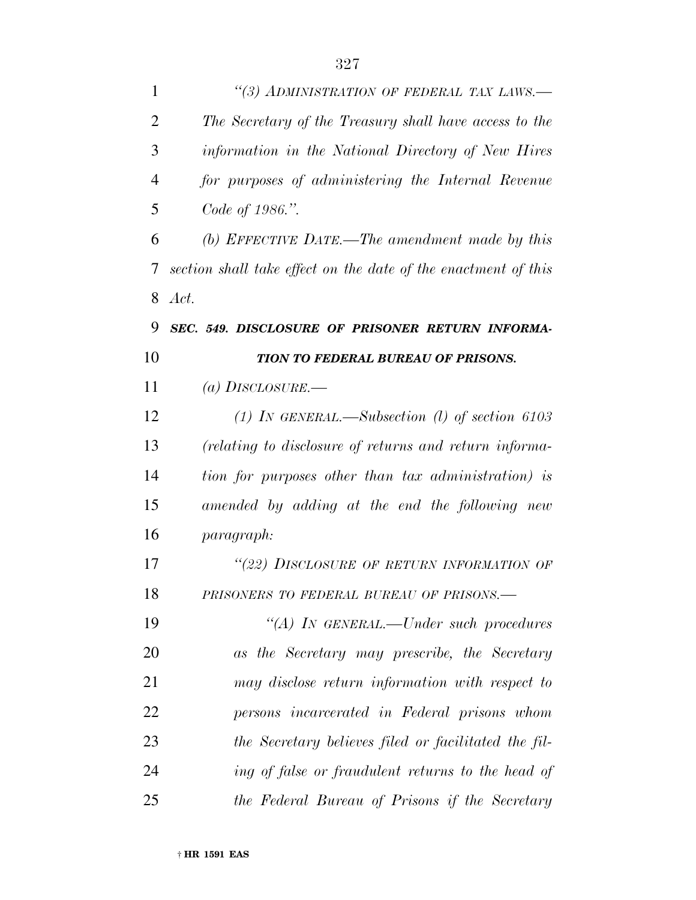*"(3) ADMINISTRATION OF FEDERAL TAX LAWS.—The Secretary of the Treasury shall have access to the information in the National Directory of New Hires for purposes of administering the Internal Revenue Code of 1986.".*

*(b) EFFECTIVE DATE.—The amendment made by this section shall take effect on the date of the enactment of this Act.*

***SEC. 549. DISCLOSURE OF PRISONER RETURN INFORMATION TO FEDERAL BUREAU OF PRISONS.***

*(a) DISCLOSURE.—*

*(1) IN GENERAL.—Subsection (l) of section 6103 (relating to disclosure of returns and return information for purposes other than tax administration) is amended by adding at the end the following new paragraph:*

*"(22) DISCLOSURE OF RETURN INFORMATION OF PRISONERS TO FEDERAL BUREAU OF PRISONS.—*

*"(A) IN GENERAL.—Under such procedures as the Secretary may prescribe, the Secretary may disclose return information with respect to persons incarcerated in Federal prisons whom the Secretary believes filed or facilitated the filing of false or fraudulent returns to the head of the Federal Bureau of Prisons if the Secretary*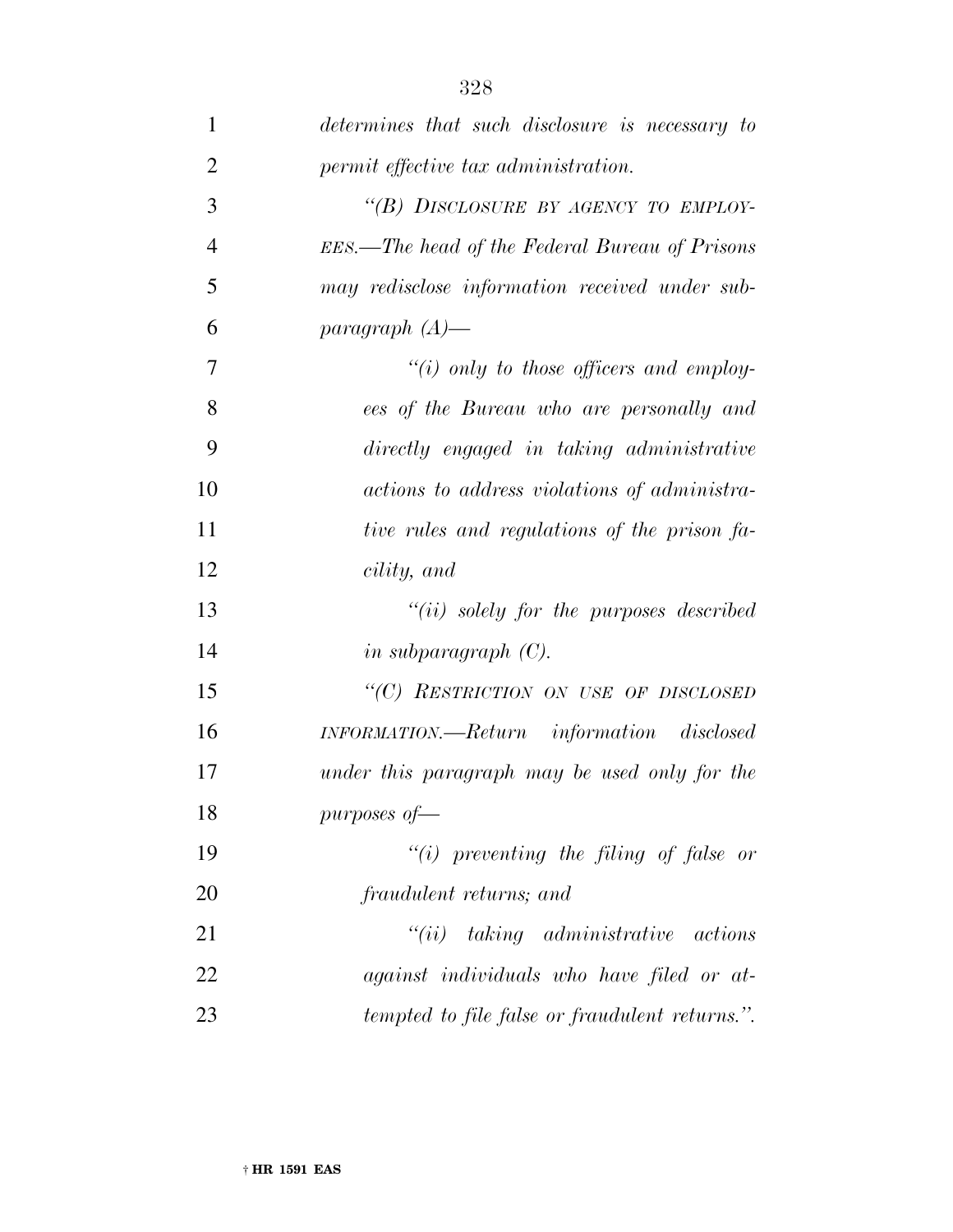*determines that such disclosure is necessary to permit effective tax administration.*

*"(B) DISCLOSURE BY AGENCY TO EMPLOYEES.—The head of the Federal Bureau of Prisons may redisclose information received under subparagraph (A)—*

*"(i) only to those officers and employees of the Bureau who are personally and directly engaged in taking administrative actions to address violations of administrative rules and regulations of the prison facility, and*

*"(ii) solely for the purposes described in subparagraph (C).*

*"(C) RESTRICTION ON USE OF DISCLOSED INFORMATION.—Return information disclosed under this paragraph may be used only for the purposes of—*

*"(i) preventing the filing of false or fraudulent returns; and*

*"(ii) taking administrative actions against individuals who have filed or attempted to file false or fraudulent returns.".*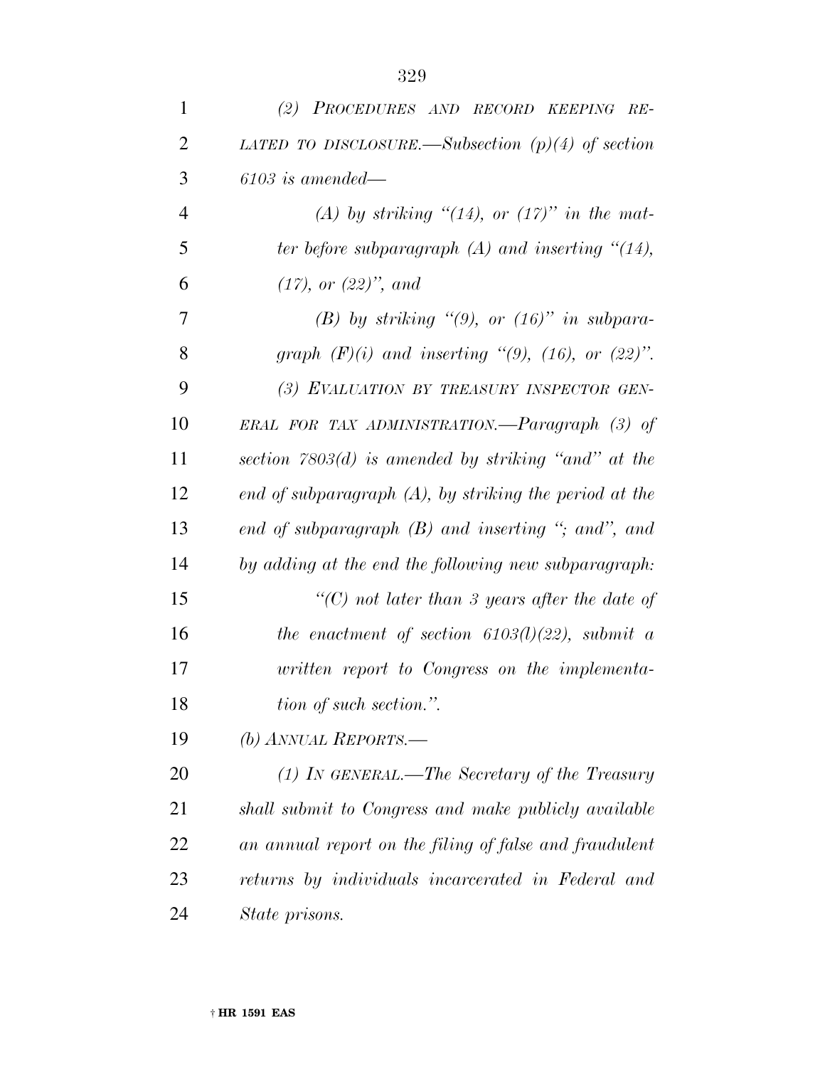*(2) PROCEDURES AND RECORD KEEPING RELATED TO DISCLOSURE.—Subsection (p)(4) of section 6103 is amended—*

*(A) by striking "(14), or (17)" in the matter before subparagraph (A) and inserting "(14), (17), or (22)", and*

*(B) by striking "(9), or (16)" in subparagraph (F)(i) and inserting "(9), (16), or (22)".*

*(3) EVALUATION BY TREASURY INSPECTOR GENERAL FOR TAX ADMINISTRATION.—Paragraph (3) of section 7803(d) is amended by striking "and" at the end of subparagraph (A), by striking the period at the end of subparagraph (B) and inserting "; and", and by adding at the end the following new subparagraph:*

*"(C) not later than 3 years after the date of the enactment of section 6103(l)(22), submit a written report to Congress on the implementation of such section.".*

*(b) ANNUAL REPORTS.—*

*(1) IN GENERAL.—The Secretary of the Treasury shall submit to Congress and make publicly available an annual report on the filing of false and fraudulent returns by individuals incarcerated in Federal and State prisons.*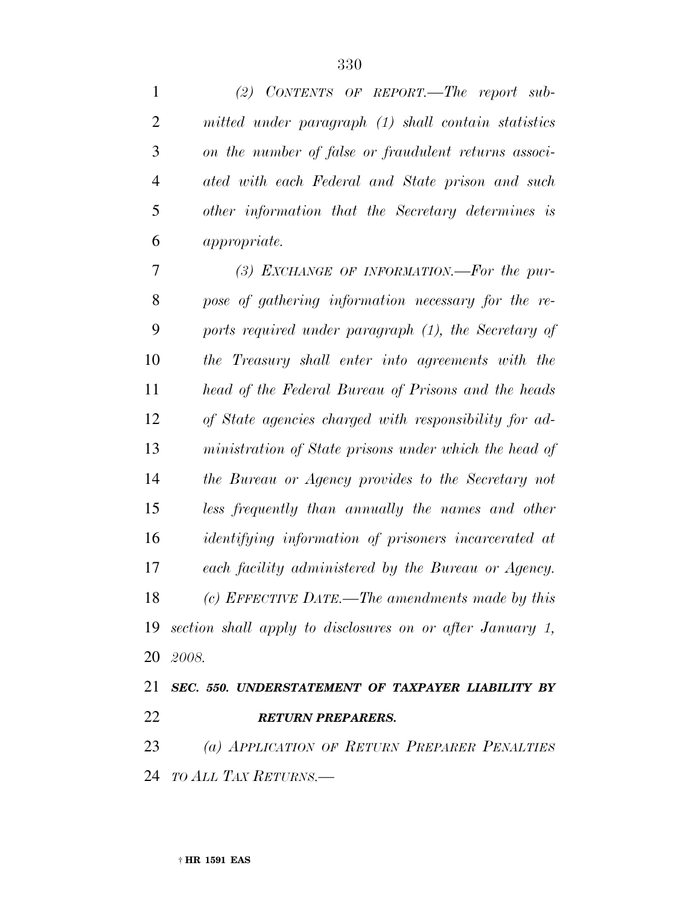*(2) CONTENTS OF REPORT.—The report submitted under paragraph (1) shall contain statistics on the number of false or fraudulent returns associated with each Federal and State prison and such other information that the Secretary determines is appropriate.*

*(3) EXCHANGE OF INFORMATION.—For the purpose of gathering information necessary for the reports required under paragraph (1), the Secretary of the Treasury shall enter into agreements with the head of the Federal Bureau of Prisons and the heads of State agencies charged with responsibility for administration of State prisons under which the head of the Bureau or Agency provides to the Secretary not less frequently than annually the names and other identifying information of prisoners incarcerated at each facility administered by the Bureau or Agency.*

*(c) EFFECTIVE DATE.—The amendments made by this section shall apply to disclosures on or after January 1, 2008.*

***SEC. 550. UNDERSTATEMENT OF TAXPAYER LIABILITY BY RETURN PREPARERS.***

*(a) APPLICATION OF RETURN PREPARER PENALTIES TO ALL TAX RETURNS.—*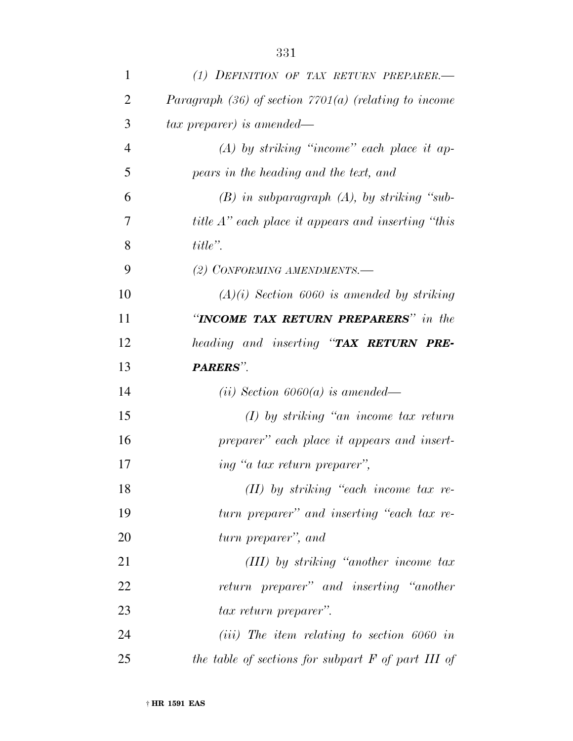*(1) DEFINITION OF TAX RETURN PREPARER.—Paragraph (36) of section 7701(a) (relating to income tax preparer) is amended—*

*(A) by striking "income" each place it appears in the heading and the text, and*

*(B) in subparagraph (A), by striking "subtitle A" each place it appears and inserting "this title".*

*(2) CONFORMING AMENDMENTS.—*

*(A)(i) Section 6060 is amended by striking "**INCOME TAX RETURN PREPARERS**" in the heading and inserting "**TAX RETURN PREPARERS**".*

*(ii) Section 6060(a) is amended—*

*(I) by striking "an income tax return preparer" each place it appears and inserting "a tax return preparer",*

*(II) by striking "each income tax return preparer" and inserting "each tax return preparer", and*

*(III) by striking "another income tax return preparer" and inserting "another tax return preparer".*

*(iii) The item relating to section 6060 in the table of sections for subpart F of part III of*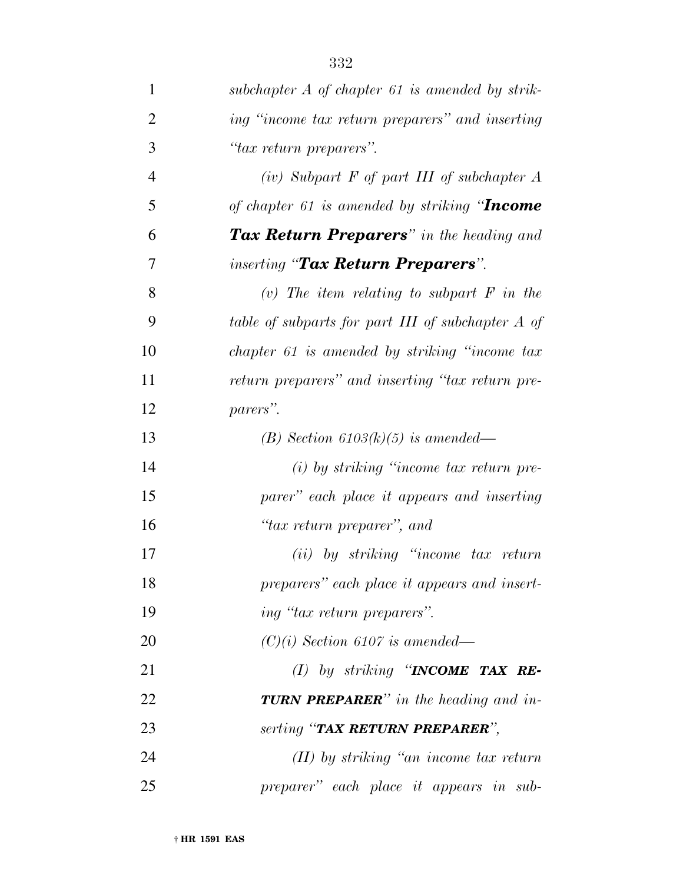*subchapter A of chapter 61 is amended by striking "income tax return preparers" and inserting "tax return preparers".*

*(iv) Subpart F of part III of subchapter A of chapter 61 is amended by striking "**Income Tax Return Preparers**" in the heading and inserting "**Tax Return Preparers**".*

*(v) The item relating to subpart F in the table of subparts for part III of subchapter A of chapter 61 is amended by striking "income tax return preparers" and inserting "tax return preparers".*

*(B) Section 6103(k)(5) is amended—*

*(i) by striking "income tax return preparer" each place it appears and inserting "tax return preparer", and*

*(ii) by striking "income tax return preparers" each place it appears and inserting "tax return preparers".*

*(C)(i) Section 6107 is amended—*

*(I) by striking "**INCOME TAX RETURN PREPARER**" in the heading and inserting "**TAX RETURN PREPARER**",*

*(II) by striking "an income tax return preparer" each place it appears in sub-*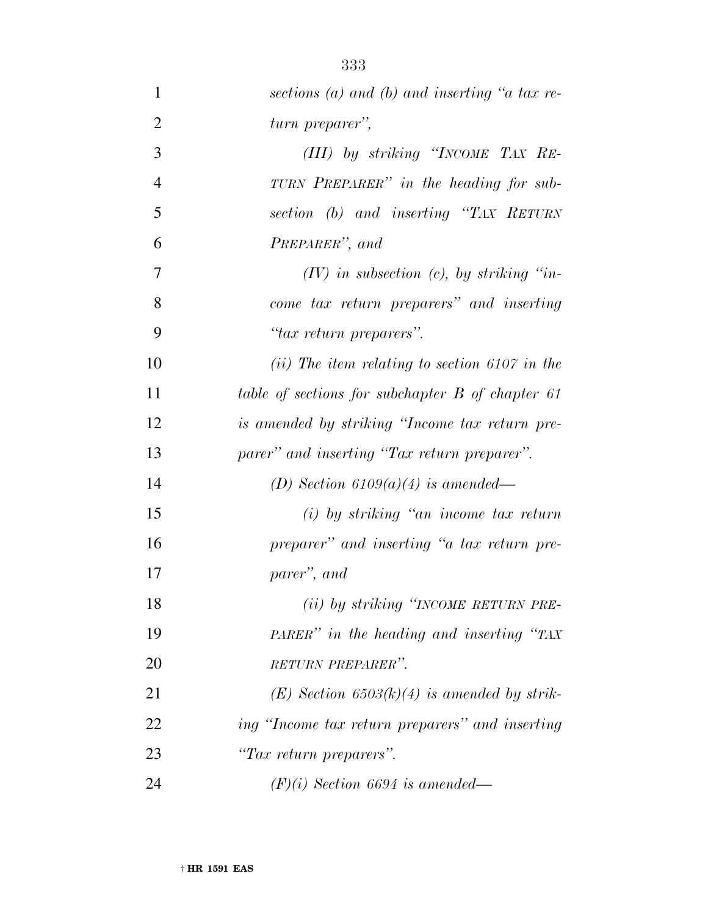*sections (a) and (b) and inserting "a tax return preparer",*

*(III) by striking "INCOME TAX RETURN PREPARER" in the heading for subsection (b) and inserting "TAX RETURN PREPARER", and*

*(IV) in subsection (c), by striking "income tax return preparers" and inserting "tax return preparers".*

*(ii) The item relating to section 6107 in the table of sections for subchapter B of chapter 61 is amended by striking "Income tax return preparer" and inserting "Tax return preparer".*

*(D) Section 6109(a)(4) is amended—*

*(i) by striking "an income tax return preparer" and inserting "a tax return preparer", and*

*(ii) by striking "INCOME RETURN PREPARER" in the heading and inserting "TAX RETURN PREPARER".*

*(E) Section 6503(k)(4) is amended by striking "Income tax return preparers" and inserting "Tax return preparers".*

*(F)(i) Section 6694 is amended—*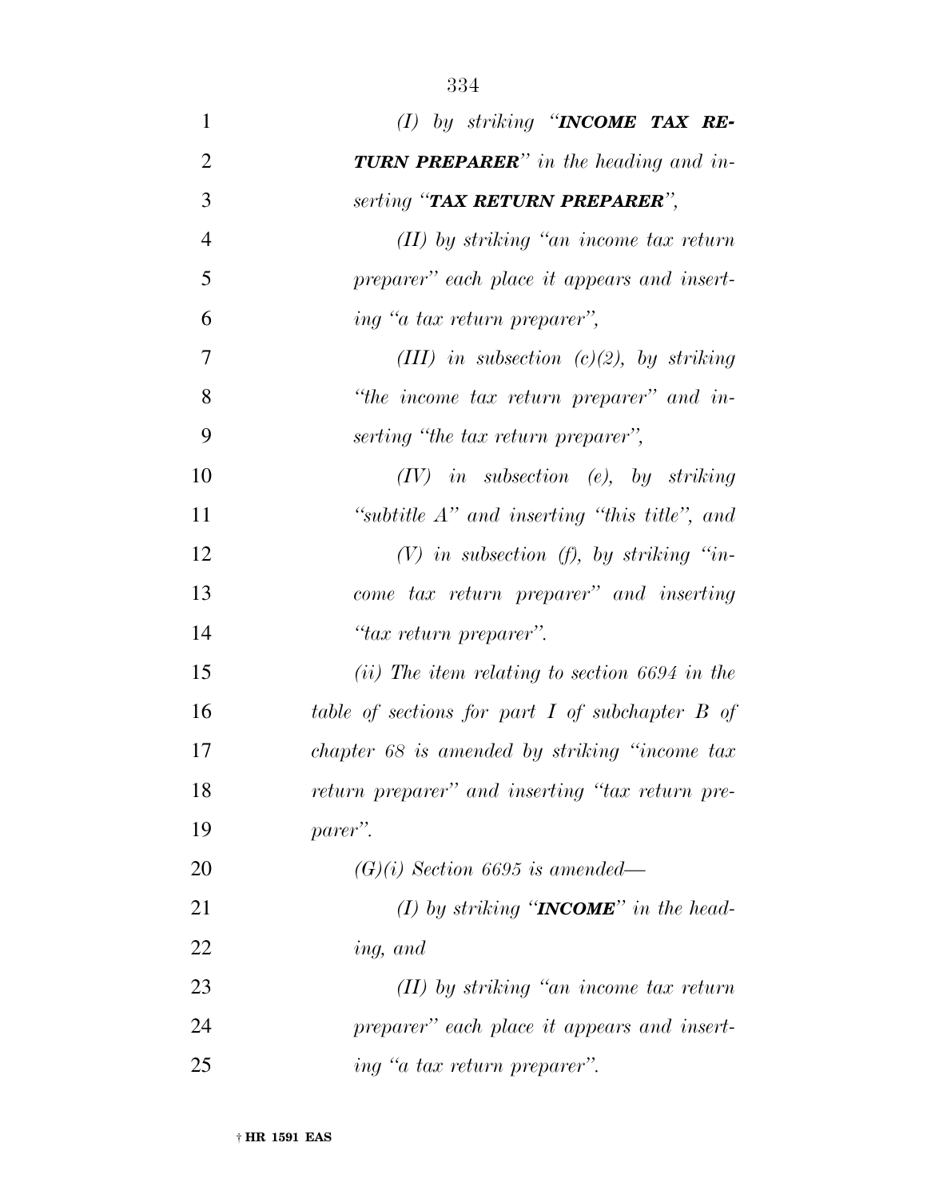*(I) by striking "**INCOME TAX RETURN PREPARER**" in the heading and inserting "**TAX RETURN PREPARER**",*

*(II) by striking "an income tax return preparer" each place it appears and inserting "a tax return preparer",*

*(III) in subsection (c)(2), by striking "the income tax return preparer" and inserting "the tax return preparer",*

*(IV) in subsection (e), by striking "subtitle A" and inserting "this title", and*

*(V) in subsection (f), by striking "income tax return preparer" and inserting "tax return preparer".*

*(ii) The item relating to section 6694 in the table of sections for part I of subchapter B of chapter 68 is amended by striking "income tax return preparer" and inserting "tax return preparer".*

*(G)(i) Section 6695 is amended—*

*(I) by striking "**INCOME**" in the heading, and*

*(II) by striking "an income tax return preparer" each place it appears and inserting "a tax return preparer".*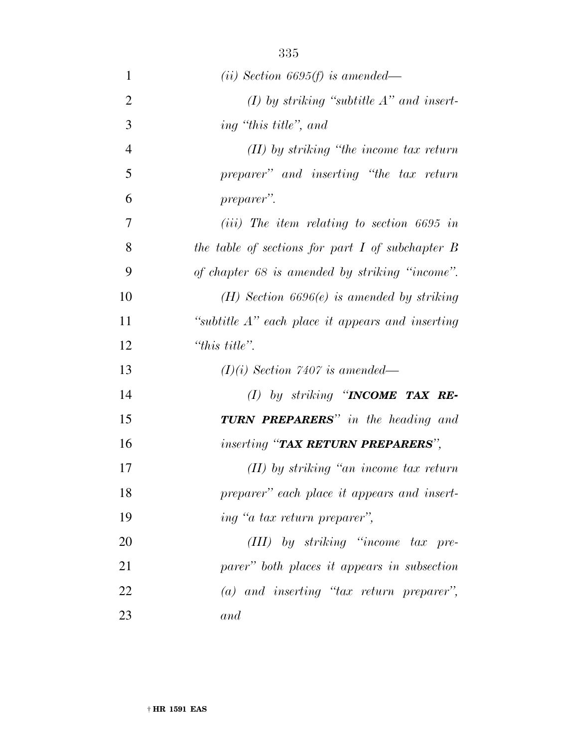*(ii) Section 6695(f) is amended—*

*(I) by striking "subtitle A" and inserting "this title", and*

*(II) by striking "the income tax return preparer" and inserting "the tax return preparer".*

*(iii) The item relating to section 6695 in the table of sections for part I of subchapter B of chapter 68 is amended by striking "income".*

*(H) Section 6696(e) is amended by striking "subtitle A" each place it appears and inserting "this title".*

*(I)(i) Section 7407 is amended—*

*(I) by striking "**INCOME TAX RETURN PREPARERS**" in the heading and inserting "**TAX RETURN PREPARERS**",*

*(II) by striking "an income tax return preparer" each place it appears and inserting "a tax return preparer",*

*(III) by striking "income tax preparer" both places it appears in subsection (a) and inserting "tax return preparer", and*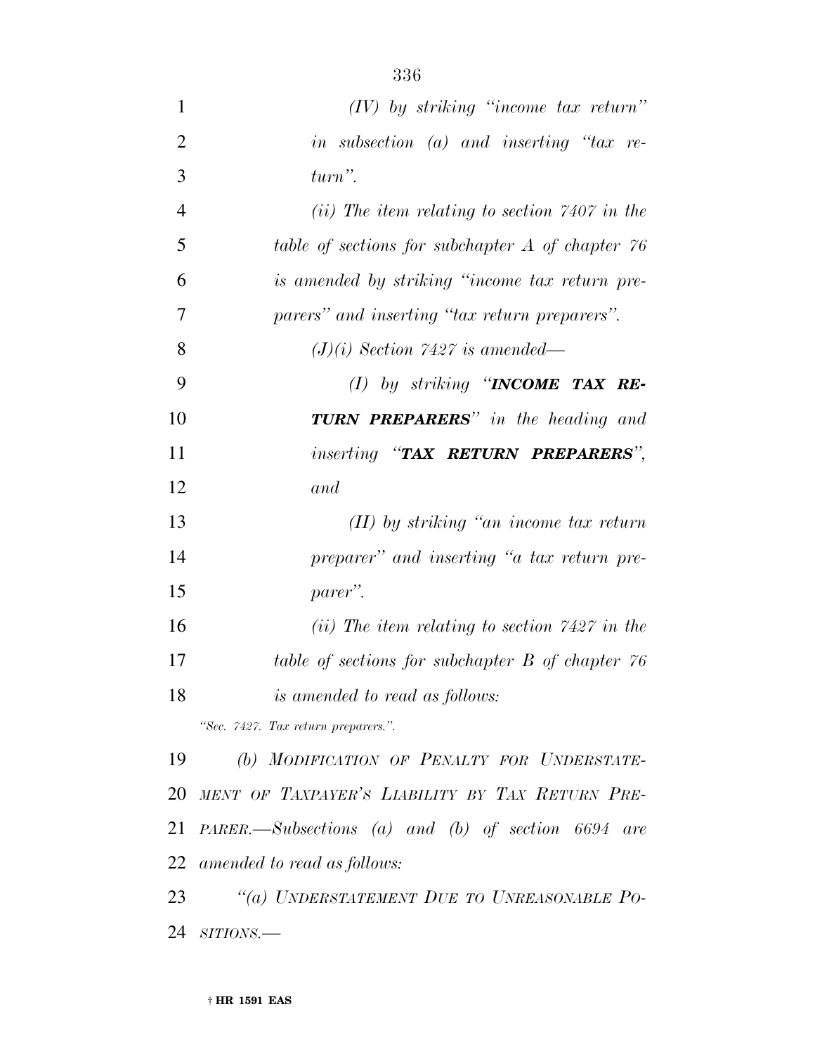*(IV) by striking "income tax return" in subsection (a) and inserting "tax return".*

*(ii) The item relating to section 7407 in the table of sections for subchapter A of chapter 76 is amended by striking "income tax return preparers" and inserting "tax return preparers".*

*(J)(i) Section 7427 is amended—*

*(I) by striking "**INCOME TAX RETURN PREPARERS**" in the heading and inserting "**TAX RETURN PREPARERS**", and*

*(II) by striking "an income tax return preparer" and inserting "a tax return preparer".*

*(ii) The item relating to section 7427 in the table of sections for subchapter B of chapter 76 is amended to read as follows:*

*"Sec. 7427. Tax return preparers.".*

*(b) MODIFICATION OF PENALTY FOR UNDERSTATEMENT OF TAXPAYER'S LIABILITY BY TAX RETURN PREPARER.—Subsections (a) and (b) of section 6694 are amended to read as follows:*

*"(a) UNDERSTATEMENT DUE TO UNREASONABLE POSITIONS.—*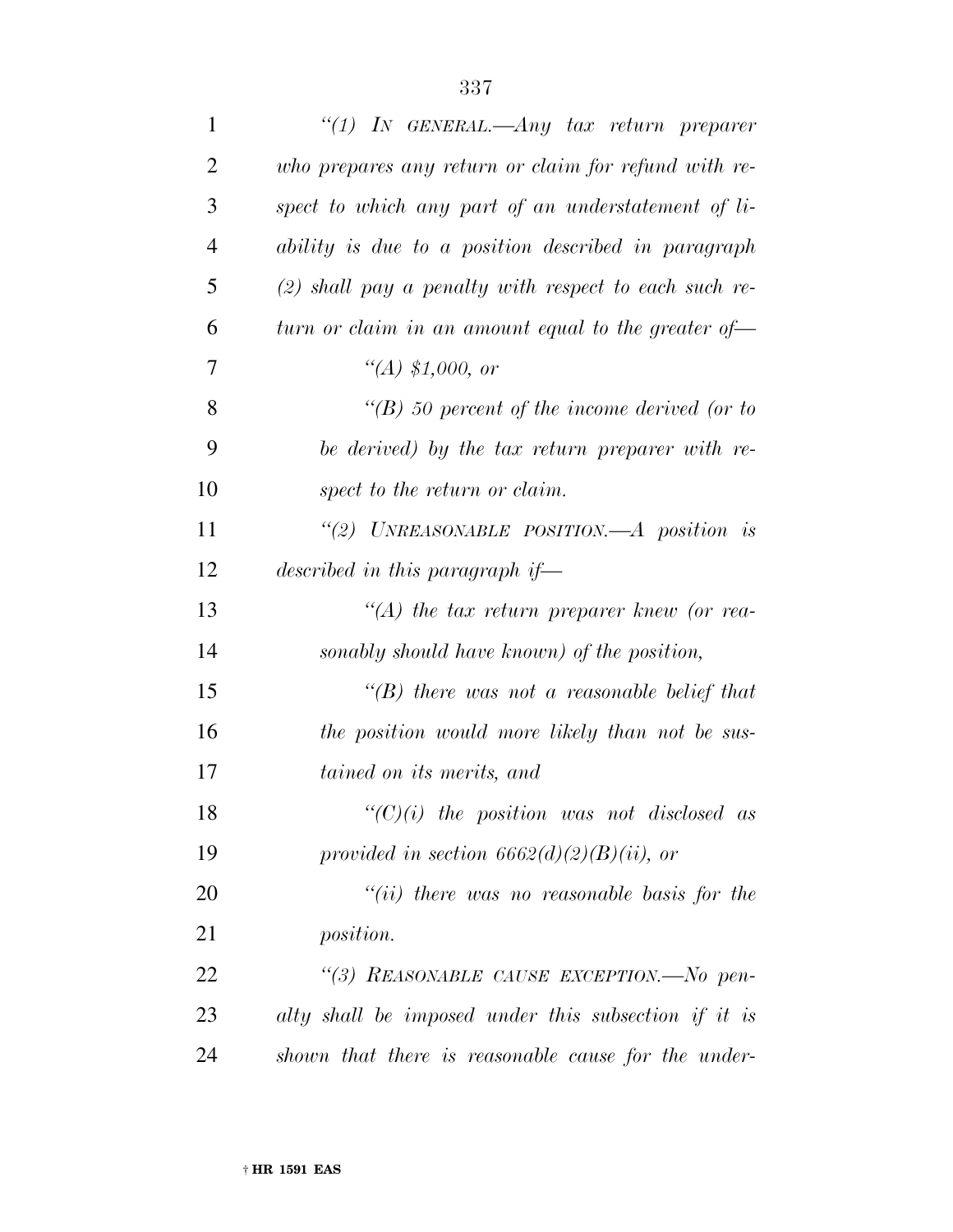*"(1) IN GENERAL.—Any tax return preparer who prepares any return or claim for refund with respect to which any part of an understatement of liability is due to a position described in paragraph (2) shall pay a penalty with respect to each such return or claim in an amount equal to the greater of—*

*"(A) $1,000, or*

*"(B) 50 percent of the income derived (or to be derived) by the tax return preparer with respect to the return or claim.*

*"(2) UNREASONABLE POSITION.—A position is described in this paragraph if—*

*"(A) the tax return preparer knew (or reasonably should have known) of the position,*

*"(B) there was not a reasonable belief that the position would more likely than not be sustained on its merits, and*

*"(C)(i) the position was not disclosed as provided in section 6662(d)(2)(B)(ii), or*

*"(ii) there was no reasonable basis for the position.*

*"(3) REASONABLE CAUSE EXCEPTION.—No penalty shall be imposed under this subsection if it is shown that there is reasonable cause for the under-*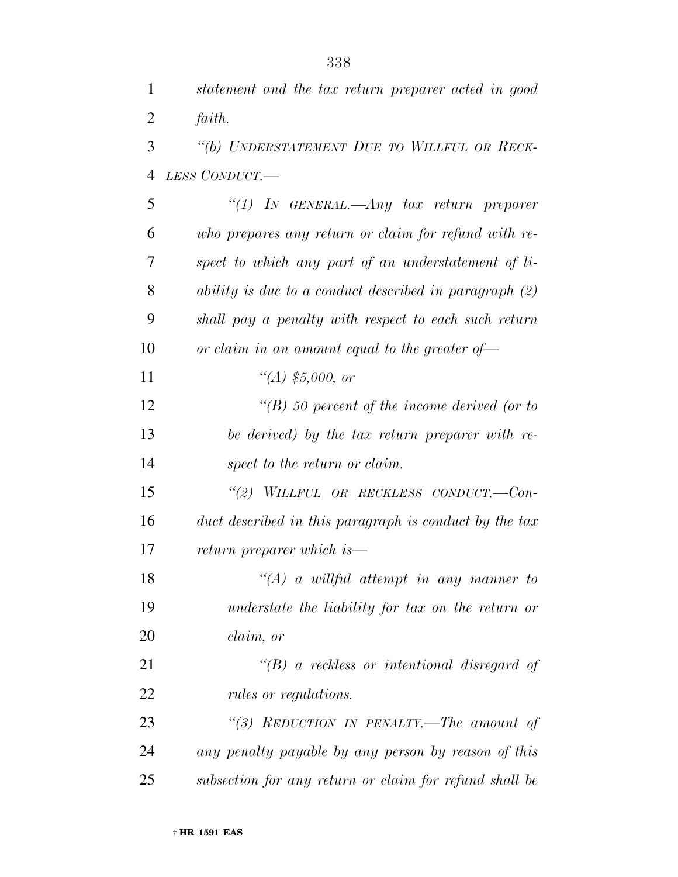*statement and the tax return preparer acted in good faith.*

*"(b) UNDERSTATEMENT DUE TO WILLFUL OR RECKLESS CONDUCT.—*

*"(1) IN GENERAL.—Any tax return preparer who prepares any return or claim for refund with respect to which any part of an understatement of liability is due to a conduct described in paragraph (2) shall pay a penalty with respect to each such return or claim in an amount equal to the greater of—*

*"(A) $5,000, or*

*"(B) 50 percent of the income derived (or to be derived) by the tax return preparer with respect to the return or claim.*

*"(2) WILLFUL OR RECKLESS CONDUCT.—Conduct described in this paragraph is conduct by the tax return preparer which is—*

*"(A) a willful attempt in any manner to understate the liability for tax on the return or claim, or*

*"(B) a reckless or intentional disregard of rules or regulations.*

*"(3) REDUCTION IN PENALTY.—The amount of any penalty payable by any person by reason of this subsection for any return or claim for refund shall be*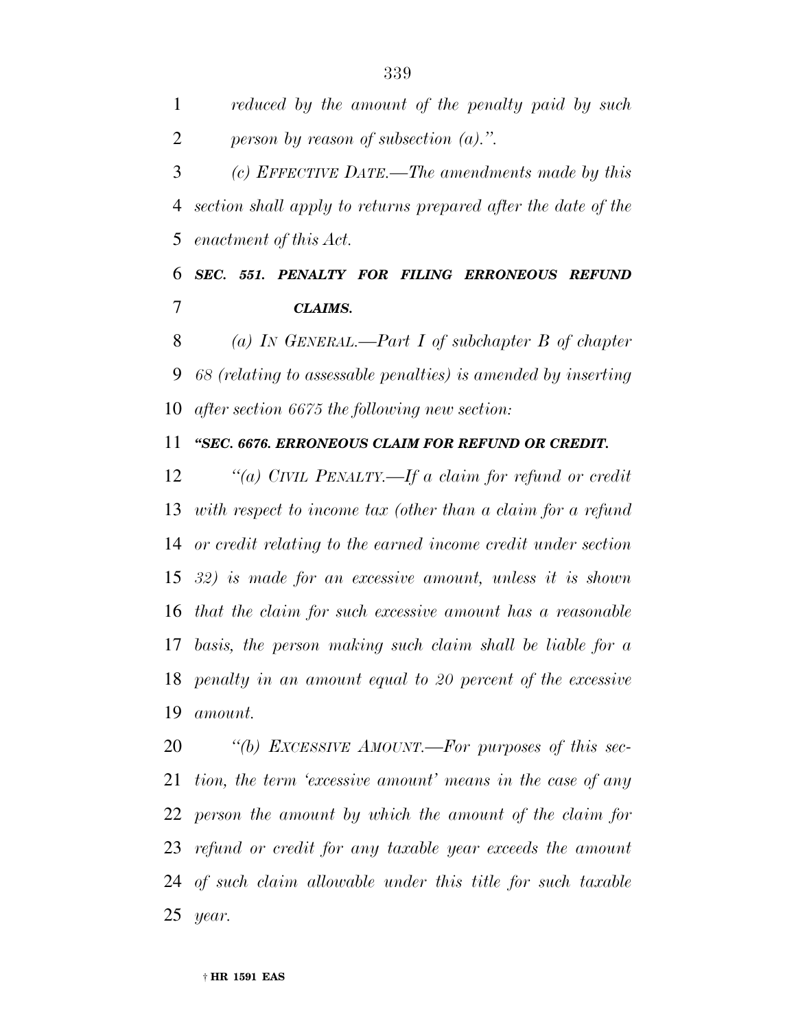*reduced by the amount of the penalty paid by such person by reason of subsection (a).".*

*(c) EFFECTIVE DATE.—The amendments made by this section shall apply to returns prepared after the date of the enactment of this Act.*

***SEC. 551. PENALTY FOR FILING ERRONEOUS REFUND CLAIMS.***

*(a) IN GENERAL.—Part I of subchapter B of chapter 68 (relating to assessable penalties) is amended by inserting after section 6675 the following new section:*

***"SEC. 6676. ERRONEOUS CLAIM FOR REFUND OR CREDIT.***

*"(a) CIVIL PENALTY.—If a claim for refund or credit with respect to income tax (other than a claim for a refund or credit relating to the earned income credit under section 32) is made for an excessive amount, unless it is shown that the claim for such excessive amount has a reasonable basis, the person making such claim shall be liable for a penalty in an amount equal to 20 percent of the excessive amount.*

*"(b) EXCESSIVE AMOUNT.—For purposes of this section, the term 'excessive amount' means in the case of any person the amount by which the amount of the claim for refund or credit for any taxable year exceeds the amount of such claim allowable under this title for such taxable year.*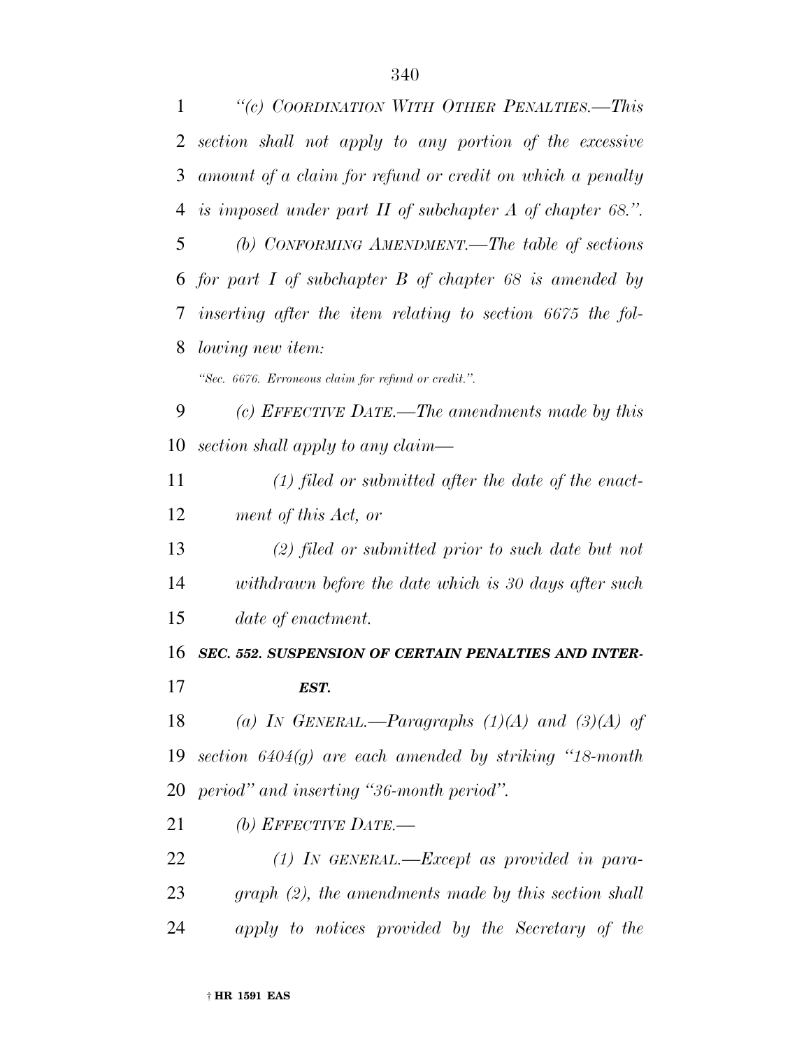*"(c) COORDINATION WITH OTHER PENALTIES.—This section shall not apply to any portion of the excessive amount of a claim for refund or credit on which a penalty is imposed under part II of subchapter A of chapter 68.".*

*(b) CONFORMING AMENDMENT.—The table of sections for part I of subchapter B of chapter 68 is amended by inserting after the item relating to section 6675 the following new item:*

*"Sec. 6676. Erroneous claim for refund or credit.".*

*(c) EFFECTIVE DATE.—The amendments made by this section shall apply to any claim—*

*(1) filed or submitted after the date of the enactment of this Act, or*

*(2) filed or submitted prior to such date but not withdrawn before the date which is 30 days after such date of enactment.*

***SEC. 552. SUSPENSION OF CERTAIN PENALTIES AND INTEREST.***

*(a) IN GENERAL.—Paragraphs (1)(A) and (3)(A) of section 6404(g) are each amended by striking "18-month period" and inserting "36-month period".*

*(b) EFFECTIVE DATE.—*

*(1) IN GENERAL.—Except as provided in paragraph (2), the amendments made by this section shall apply to notices provided by the Secretary of the*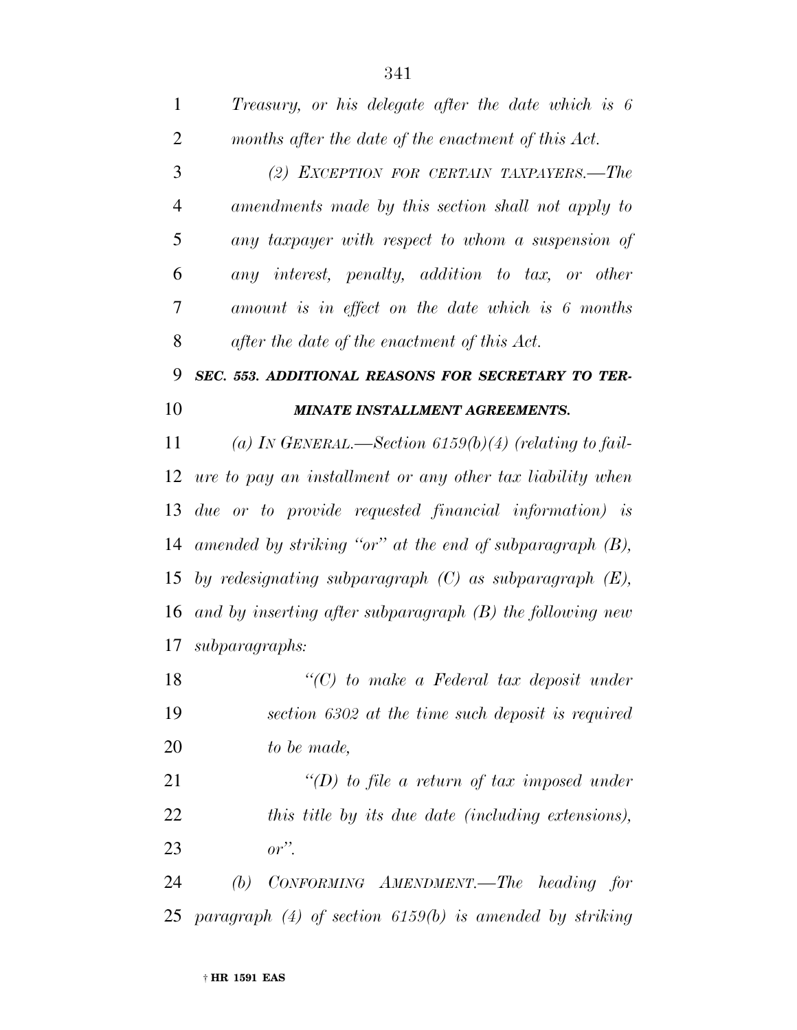*Treasury, or his delegate after the date which is 6 months after the date of the enactment of this Act.*

*(2) EXCEPTION FOR CERTAIN TAXPAYERS.—The amendments made by this section shall not apply to any taxpayer with respect to whom a suspension of any interest, penalty, addition to tax, or other amount is in effect on the date which is 6 months after the date of the enactment of this Act.*

***SEC. 553. ADDITIONAL REASONS FOR SECRETARY TO TERMINATE INSTALLMENT AGREEMENTS.***

*(a) IN GENERAL.—Section 6159(b)(4) (relating to failure to pay an installment or any other tax liability when due or to provide requested financial information) is amended by striking "or" at the end of subparagraph (B), by redesignating subparagraph (C) as subparagraph (E), and by inserting after subparagraph (B) the following new subparagraphs:*

*"(C) to make a Federal tax deposit under section 6302 at the time such deposit is required to be made,*

*"(D) to file a return of tax imposed under this title by its due date (including extensions), or".*

*(b) CONFORMING AMENDMENT.—The heading for paragraph (4) of section 6159(b) is amended by striking*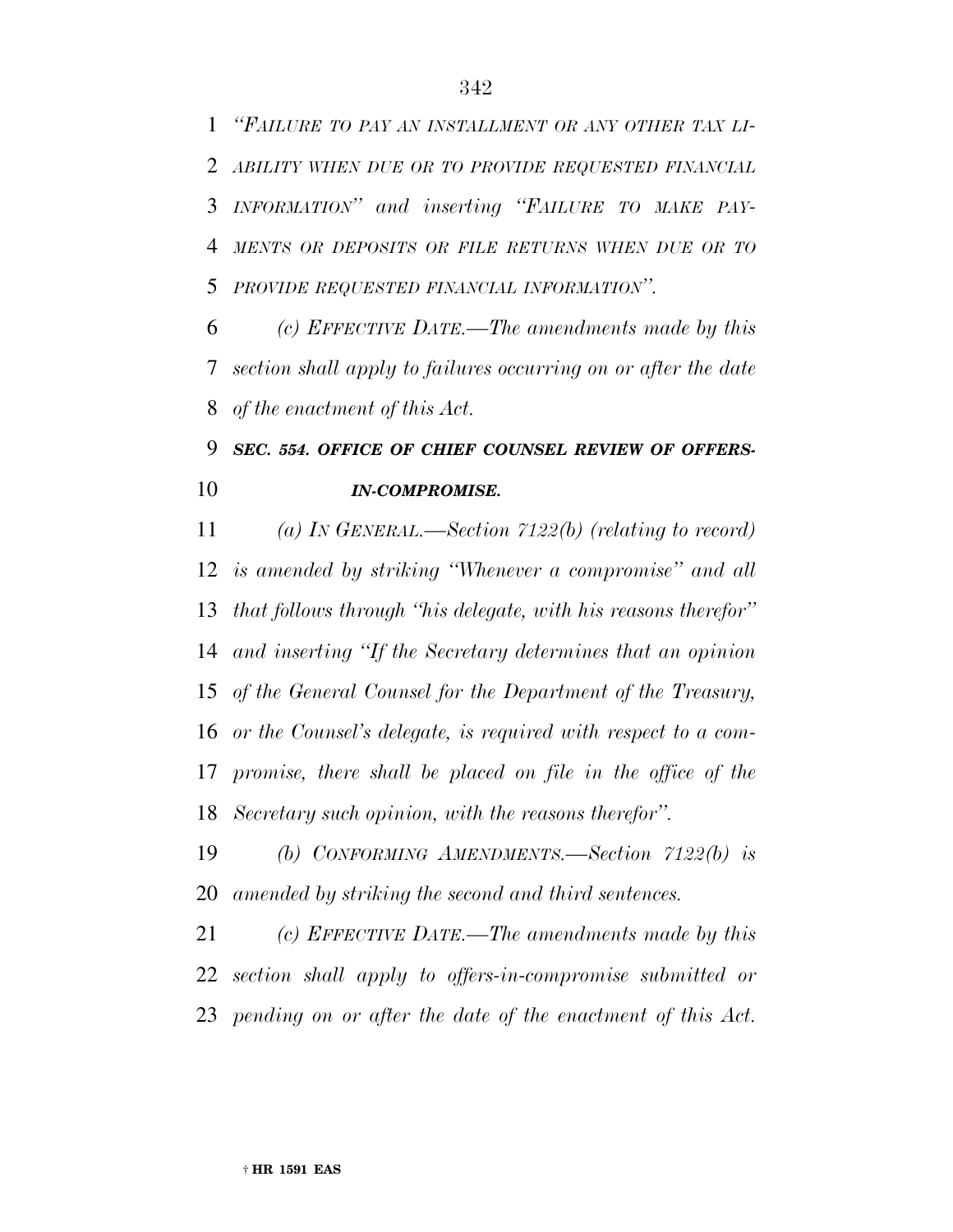*"FAILURE TO PAY AN INSTALLMENT OR ANY OTHER TAX LIABILITY WHEN DUE OR TO PROVIDE REQUESTED FINANCIAL INFORMATION" and inserting "FAILURE TO MAKE PAYMENTS OR DEPOSITS OR FILE RETURNS WHEN DUE OR TO PROVIDE REQUESTED FINANCIAL INFORMATION".*

*(c) EFFECTIVE DATE.—The amendments made by this section shall apply to failures occurring on or after the date of the enactment of this Act.*

***SEC. 554. OFFICE OF CHIEF COUNSEL REVIEW OF OFFERS-IN-COMPROMISE.***

*(a) IN GENERAL.—Section 7122(b) (relating to record) is amended by striking "Whenever a compromise" and all that follows through "his delegate, with his reasons therefor" and inserting "If the Secretary determines that an opinion of the General Counsel for the Department of the Treasury, or the Counsel's delegate, is required with respect to a compromise, there shall be placed on file in the office of the Secretary such opinion, with the reasons therefor".*

*(b) CONFORMING AMENDMENTS.—Section 7122(b) is amended by striking the second and third sentences.*

*(c) EFFECTIVE DATE.—The amendments made by this section shall apply to offers-in-compromise submitted or pending on or after the date of the enactment of this Act.*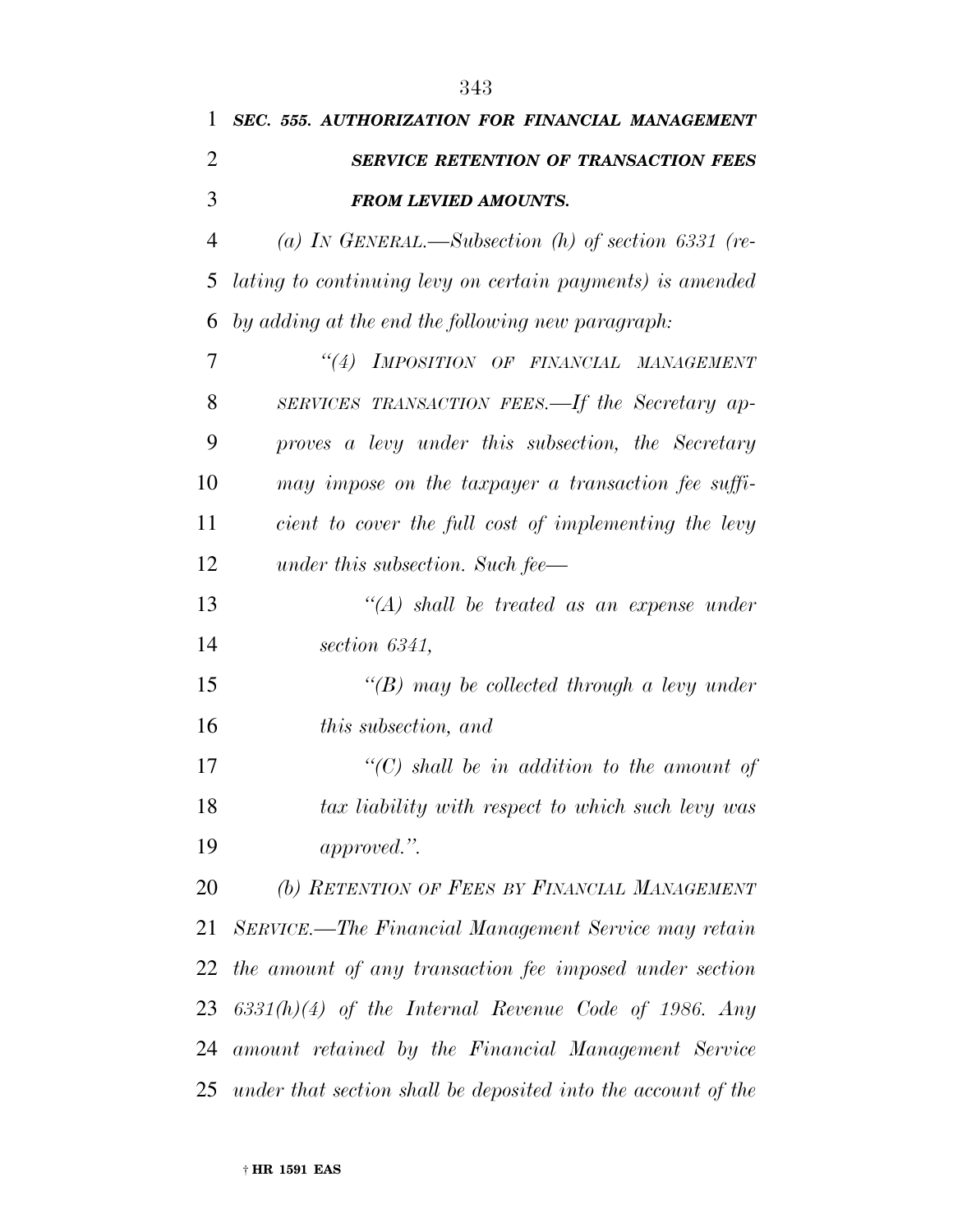***SEC. 555. AUTHORIZATION FOR FINANCIAL MANAGEMENT SERVICE RETENTION OF TRANSACTION FEES FROM LEVIED AMOUNTS.***

*(a) IN GENERAL.—Subsection (h) of section 6331 (relating to continuing levy on certain payments) is amended by adding at the end the following new paragraph:*

*"(4) IMPOSITION OF FINANCIAL MANAGEMENT SERVICES TRANSACTION FEES.—If the Secretary approves a levy under this subsection, the Secretary may impose on the taxpayer a transaction fee sufficient to cover the full cost of implementing the levy under this subsection. Such fee—*

*"(A) shall be treated as an expense under section 6341,*

*"(B) may be collected through a levy under this subsection, and*

*"(C) shall be in addition to the amount of tax liability with respect to which such levy was approved.".*

*(b) RETENTION OF FEES BY FINANCIAL MANAGEMENT SERVICE.—The Financial Management Service may retain the amount of any transaction fee imposed under section 6331(h)(4) of the Internal Revenue Code of 1986. Any amount retained by the Financial Management Service under that section shall be deposited into the account of the*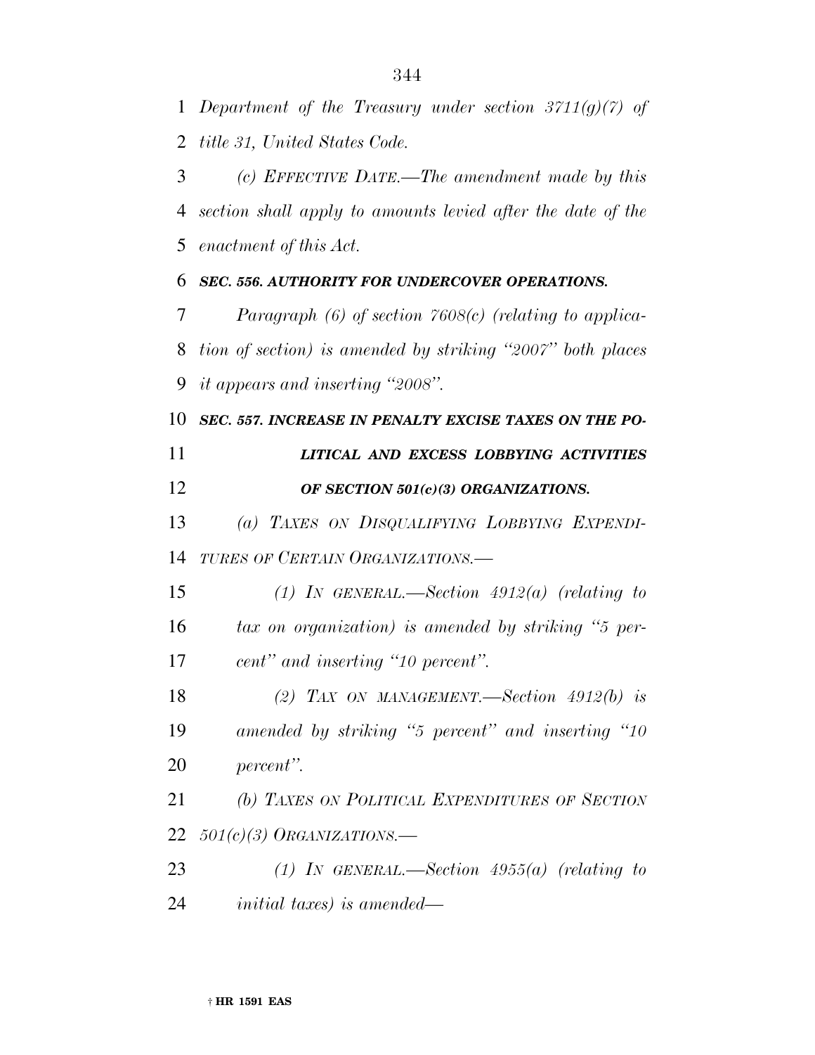*Department of the Treasury under section 3711(g)(7) of title 31, United States Code.*

*(c) EFFECTIVE DATE.—The amendment made by this section shall apply to amounts levied after the date of the enactment of this Act.*

### *SEC. 556. AUTHORITY FOR UNDERCOVER OPERATIONS.*

*Paragraph (6) of section 7608(c) (relating to application of section) is amended by striking "2007" both places it appears and inserting "2008".*

### *SEC. 557. INCREASE IN PENALTY EXCISE TAXES ON THE POLITICAL AND EXCESS LOBBYING ACTIVITIES OF SECTION 501(c)(3) ORGANIZATIONS.*

*(a) TAXES ON DISQUALIFYING LOBBYING EXPENDITURES OF CERTAIN ORGANIZATIONS.—*

*(1) IN GENERAL.—Section 4912(a) (relating to tax on organization) is amended by striking "5 percent" and inserting "10 percent".*

*(2) TAX ON MANAGEMENT.—Section 4912(b) is amended by striking "5 percent" and inserting "10 percent".*

*(b) TAXES ON POLITICAL EXPENDITURES OF SECTION 501(c)(3) ORGANIZATIONS.—*

*(1) IN GENERAL.—Section 4955(a) (relating to initial taxes) is amended—*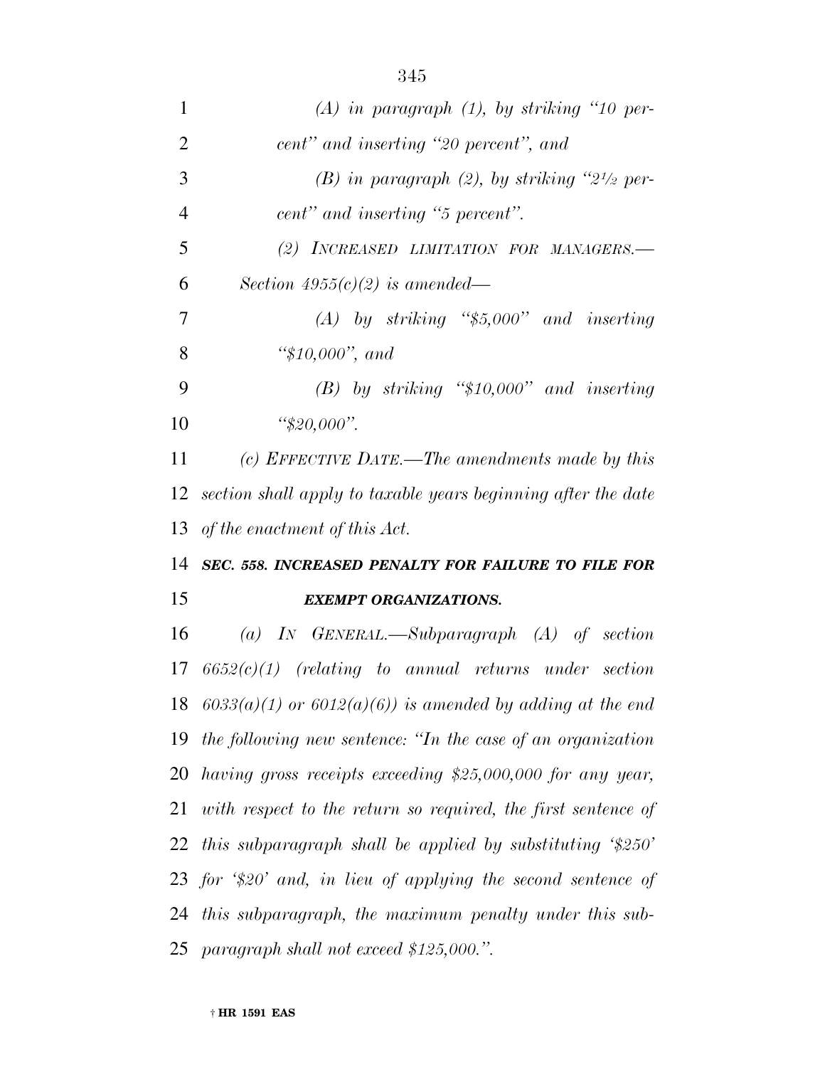*(A) in paragraph (1), by striking "10 percent" and inserting "20 percent", and*

*(B) in paragraph (2), by striking "2½ percent" and inserting "5 percent".*

*(2) INCREASED LIMITATION FOR MANAGERS.—Section 4955(c)(2) is amended—*

*(A) by striking "$5,000" and inserting "$10,000", and*

*(B) by striking "$10,000" and inserting "$20,000".*

*(c) EFFECTIVE DATE.—The amendments made by this section shall apply to taxable years beginning after the date of the enactment of this Act.*

### *SEC. 558. INCREASED PENALTY FOR FAILURE TO FILE FOR EXEMPT ORGANIZATIONS.*

*(a) IN GENERAL.—Subparagraph (A) of section 6652(c)(1) (relating to annual returns under section 6033(a)(1) or 6012(a)(6)) is amended by adding at the end the following new sentence: "In the case of an organization having gross receipts exceeding $25,000,000 for any year, with respect to the return so required, the first sentence of this subparagraph shall be applied by substituting '$250' for '$20' and, in lieu of applying the second sentence of this subparagraph, the maximum penalty under this subparagraph shall not exceed $125,000.".*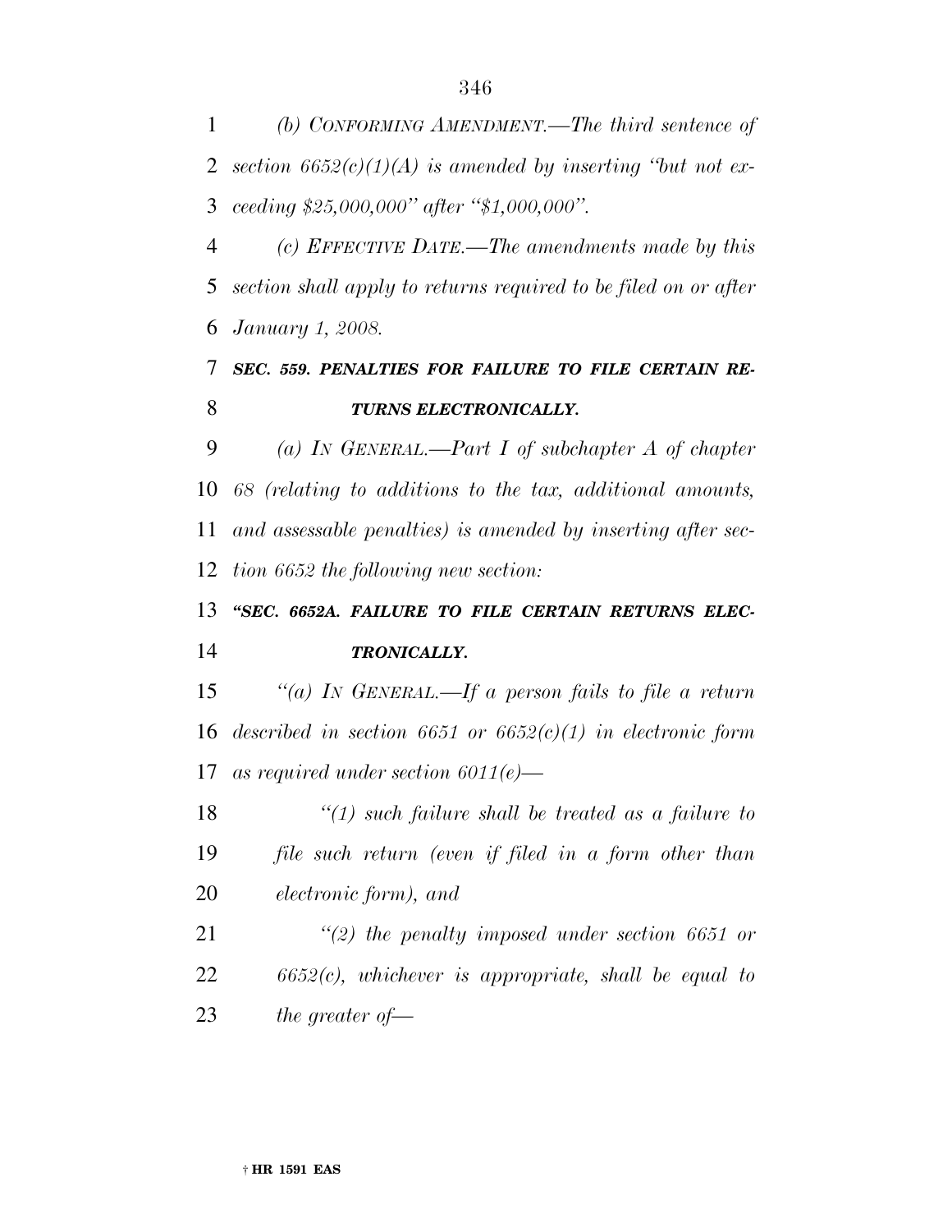*(b) CONFORMING AMENDMENT.—The third sentence of section 6652(c)(1)(A) is amended by inserting "but not exceeding $25,000,000" after "$1,000,000".*

*(c) EFFECTIVE DATE.—The amendments made by this section shall apply to returns required to be filed on or after January 1, 2008.*

***SEC. 559. PENALTIES FOR FAILURE TO FILE CERTAIN RETURNS ELECTRONICALLY.***

*(a) IN GENERAL.—Part I of subchapter A of chapter 68 (relating to additions to the tax, additional amounts, and assessable penalties) is amended by inserting after section 6652 the following new section:*

***"SEC. 6652A. FAILURE TO FILE CERTAIN RETURNS ELECTRONICALLY.***

*"(a) IN GENERAL.—If a person fails to file a return described in section 6651 or 6652(c)(1) in electronic form as required under section 6011(e)—*

*"(1) such failure shall be treated as a failure to file such return (even if filed in a form other than electronic form), and*

*"(2) the penalty imposed under section 6651 or 6652(c), whichever is appropriate, shall be equal to the greater of—*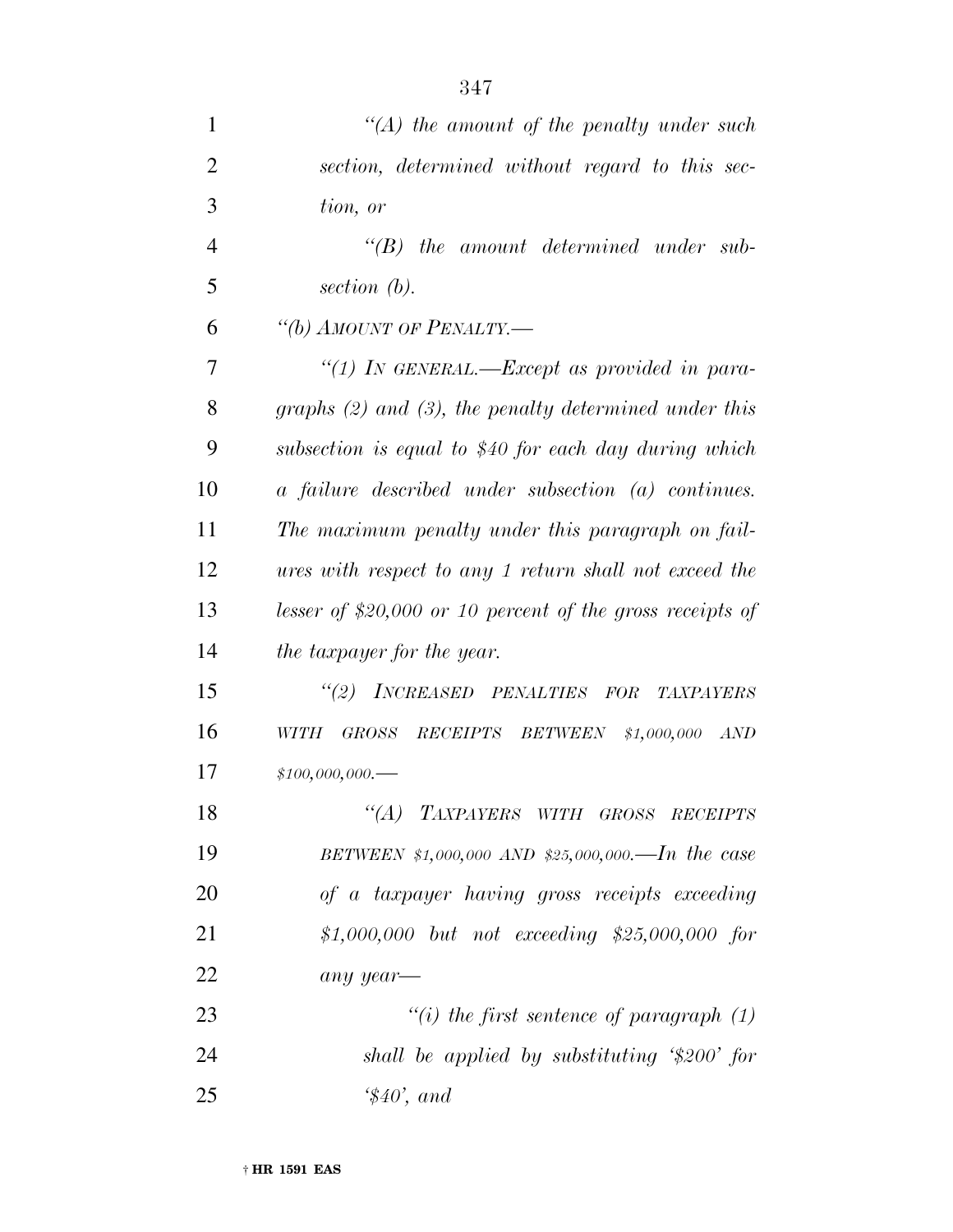*"(A) the amount of the penalty under such section, determined without regard to this section, or*

*"(B) the amount determined under subsection (b).*

*"(b) AMOUNT OF PENALTY.—*

*"(1) IN GENERAL.—Except as provided in paragraphs (2) and (3), the penalty determined under this subsection is equal to $40 for each day during which a failure described under subsection (a) continues. The maximum penalty under this paragraph on failures with respect to any 1 return shall not exceed the lesser of $20,000 or 10 percent of the gross receipts of the taxpayer for the year.*

*"(2) INCREASED PENALTIES FOR TAXPAYERS WITH GROSS RECEIPTS BETWEEN $1,000,000 AND $100,000,000.—*

*"(A) TAXPAYERS WITH GROSS RECEIPTS BETWEEN $1,000,000 AND $25,000,000.—In the case of a taxpayer having gross receipts exceeding $1,000,000 but not exceeding $25,000,000 for any year—*

*"(i) the first sentence of paragraph (1) shall be applied by substituting '$200' for '$40', and*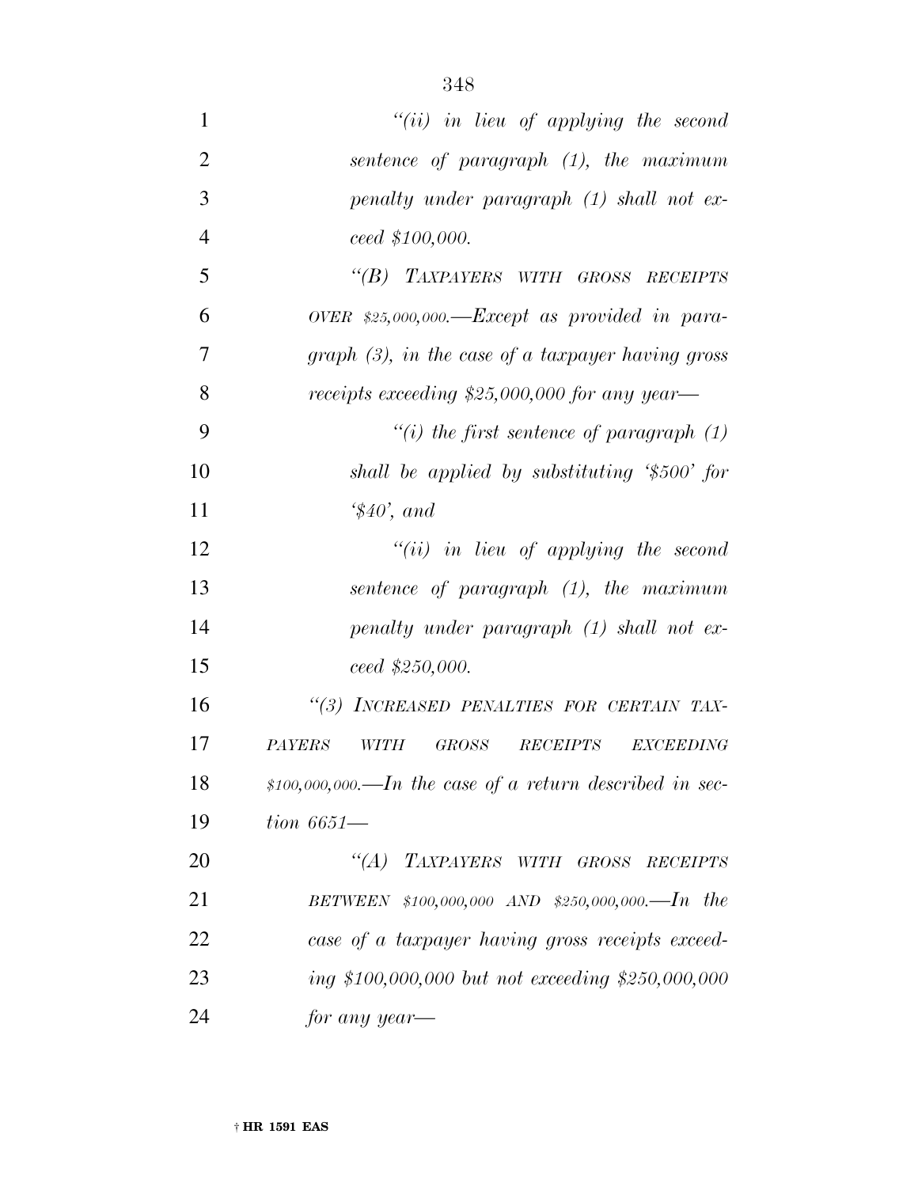*"(ii) in lieu of applying the second sentence of paragraph (1), the maximum penalty under paragraph (1) shall not exceed $100,000.*

*"(B) TAXPAYERS WITH GROSS RECEIPTS OVER $25,000,000.—Except as provided in paragraph (3), in the case of a taxpayer having gross receipts exceeding $25,000,000 for any year—*

*"(i) the first sentence of paragraph (1) shall be applied by substituting '$500' for '$40', and*

*"(ii) in lieu of applying the second sentence of paragraph (1), the maximum penalty under paragraph (1) shall not exceed $250,000.*

*"(3) INCREASED PENALTIES FOR CERTAIN TAXPAYERS WITH GROSS RECEIPTS EXCEEDING $100,000,000.—In the case of a return described in section 6651—*

*"(A) TAXPAYERS WITH GROSS RECEIPTS BETWEEN $100,000,000 AND $250,000,000.—In the case of a taxpayer having gross receipts exceeding $100,000,000 but not exceeding $250,000,000 for any year—*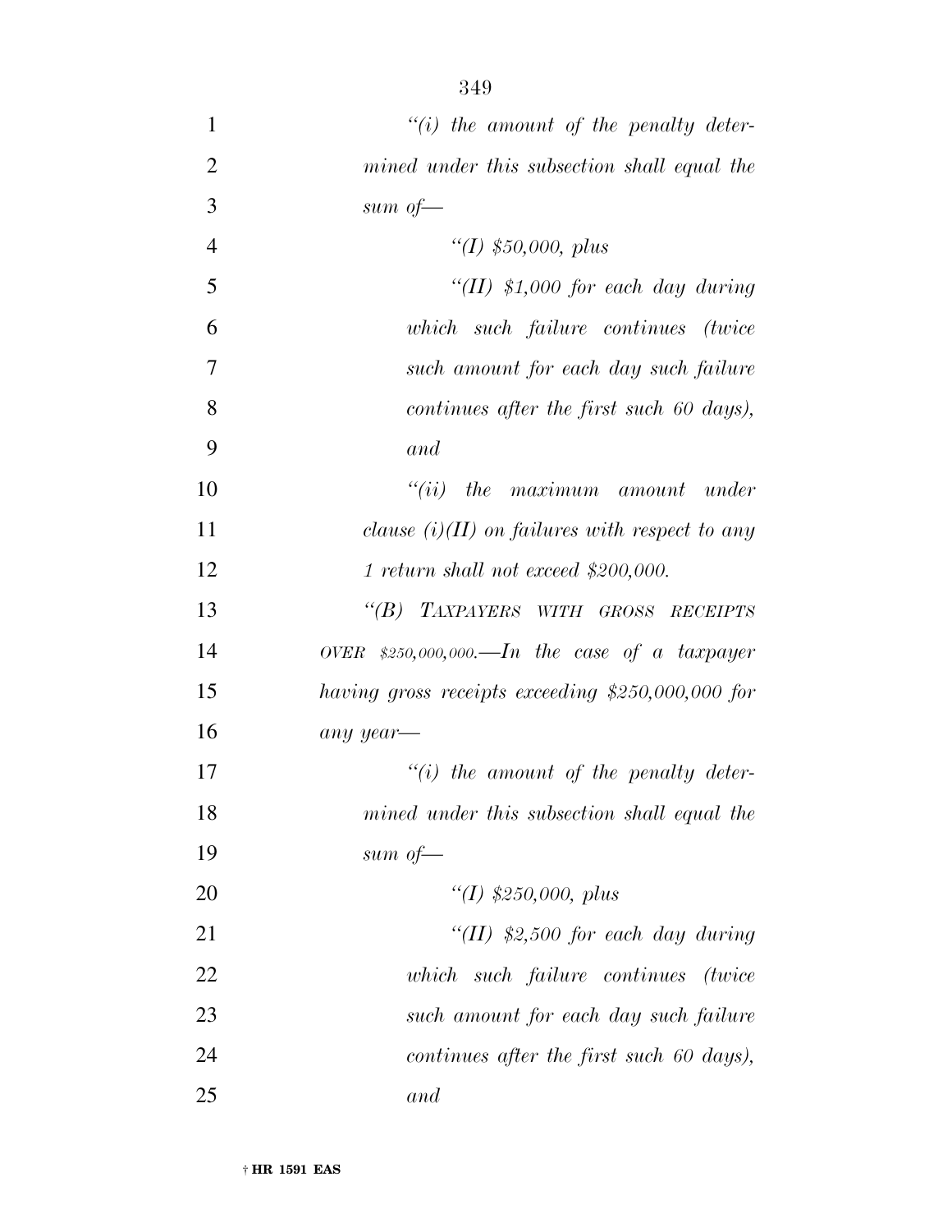*"(i) the amount of the penalty determined under this subsection shall equal the sum of—*

*"(I) $50,000, plus*

*"(II) $1,000 for each day during which such failure continues (twice such amount for each day such failure continues after the first such 60 days), and*

*"(ii) the maximum amount under clause (i)(II) on failures with respect to any 1 return shall not exceed $200,000.*

*"(B) TAXPAYERS WITH GROSS RECEIPTS OVER $250,000,000.—In the case of a taxpayer having gross receipts exceeding $250,000,000 for any year—*

*"(i) the amount of the penalty determined under this subsection shall equal the sum of—*

*"(I) $250,000, plus*

*"(II) $2,500 for each day during which such failure continues (twice such amount for each day such failure continues after the first such 60 days), and*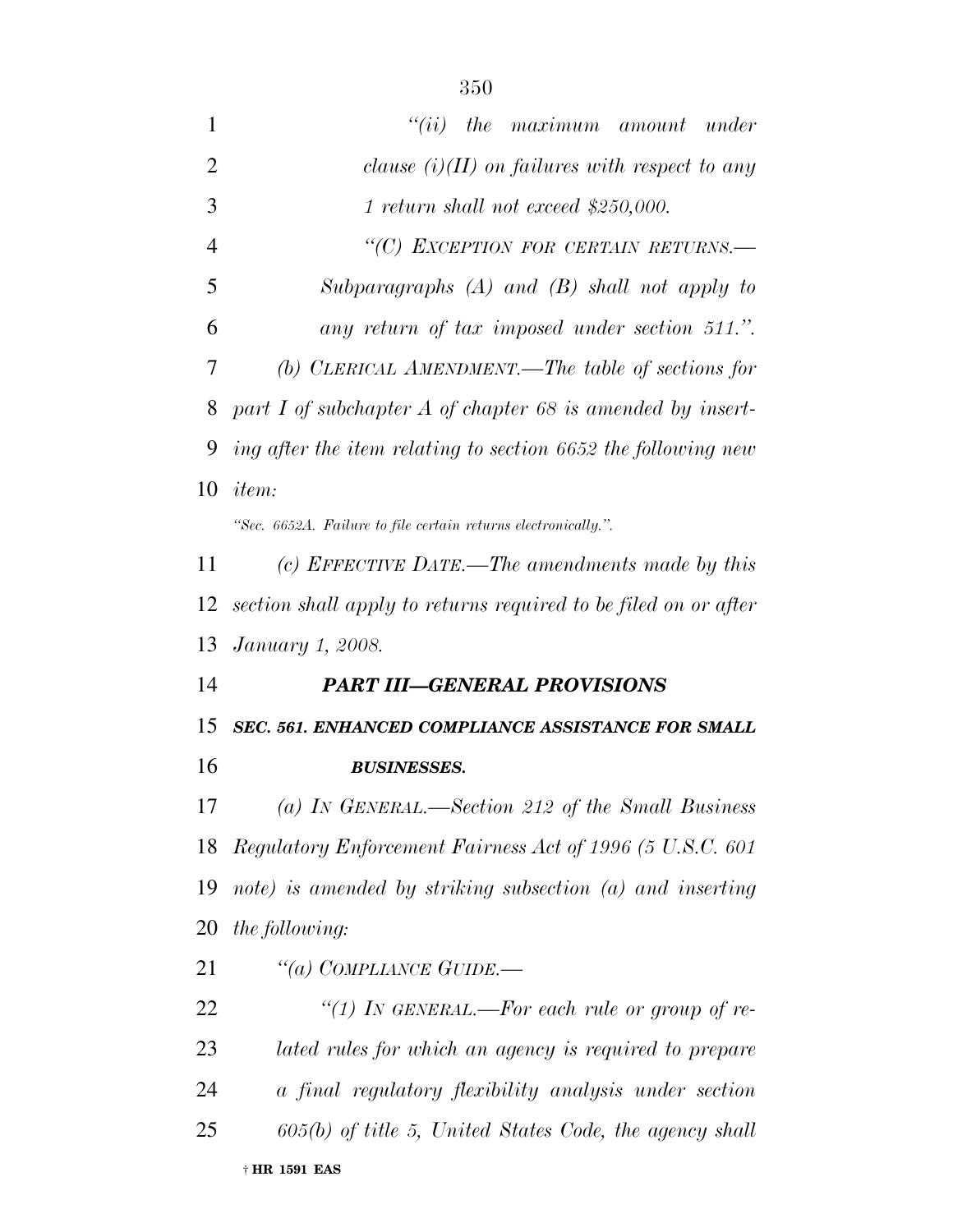*"(ii) the maximum amount under clause (i)(II) on failures with respect to any 1 return shall not exceed $250,000.*

*"(C) EXCEPTION FOR CERTAIN RETURNS.—Subparagraphs (A) and (B) shall not apply to any return of tax imposed under section 511.".*

*(b) CLERICAL AMENDMENT.—The table of sections for part I of subchapter A of chapter 68 is amended by inserting after the item relating to section 6652 the following new item:*

*"Sec. 6652A. Failure to file certain returns electronically.".*

*(c) EFFECTIVE DATE.—The amendments made by this section shall apply to returns required to be filed on or after January 1, 2008.*

## *PART III—GENERAL PROVISIONS*

### *SEC. 561. ENHANCED COMPLIANCE ASSISTANCE FOR SMALL BUSINESSES.*

*(a) IN GENERAL.—Section 212 of the Small Business Regulatory Enforcement Fairness Act of 1996 (5 U.S.C. 601 note) is amended by striking subsection (a) and inserting the following:*

*"(a) COMPLIANCE GUIDE.—*

*"(1) IN GENERAL.—For each rule or group of related rules for which an agency is required to prepare a final regulatory flexibility analysis under section 605(b) of title 5, United States Code, the agency shall*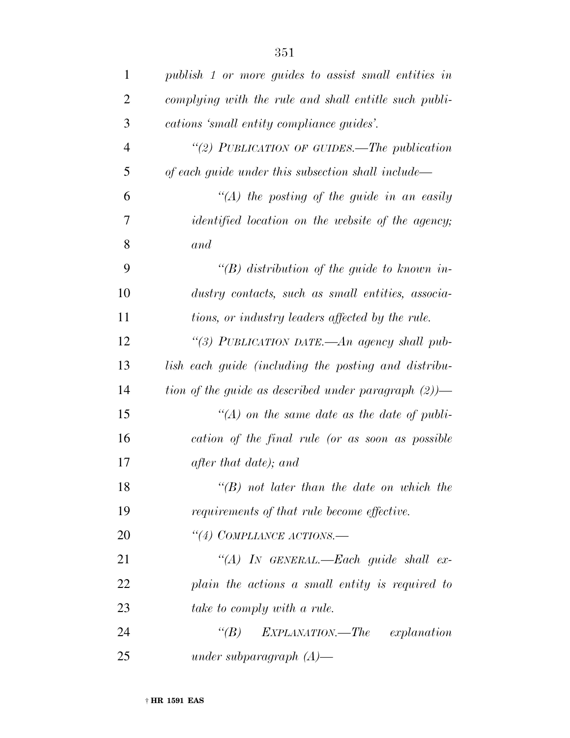*publish 1 or more guides to assist small entities in complying with the rule and shall entitle such publications 'small entity compliance guides'.*

*"(2) PUBLICATION OF GUIDES.—The publication of each guide under this subsection shall include—*

*"(A) the posting of the guide in an easily identified location on the website of the agency; and*

*"(B) distribution of the guide to known industry contacts, such as small entities, associations, or industry leaders affected by the rule.*

*"(3) PUBLICATION DATE.—An agency shall publish each guide (including the posting and distribution of the guide as described under paragraph (2))—*

*"(A) on the same date as the date of publication of the final rule (or as soon as possible after that date); and*

*"(B) not later than the date on which the requirements of that rule become effective.*

*"(4) COMPLIANCE ACTIONS.—*

*"(A) IN GENERAL.—Each guide shall explain the actions a small entity is required to take to comply with a rule.*

*"(B) EXPLANATION.—The explanation under subparagraph (A)—*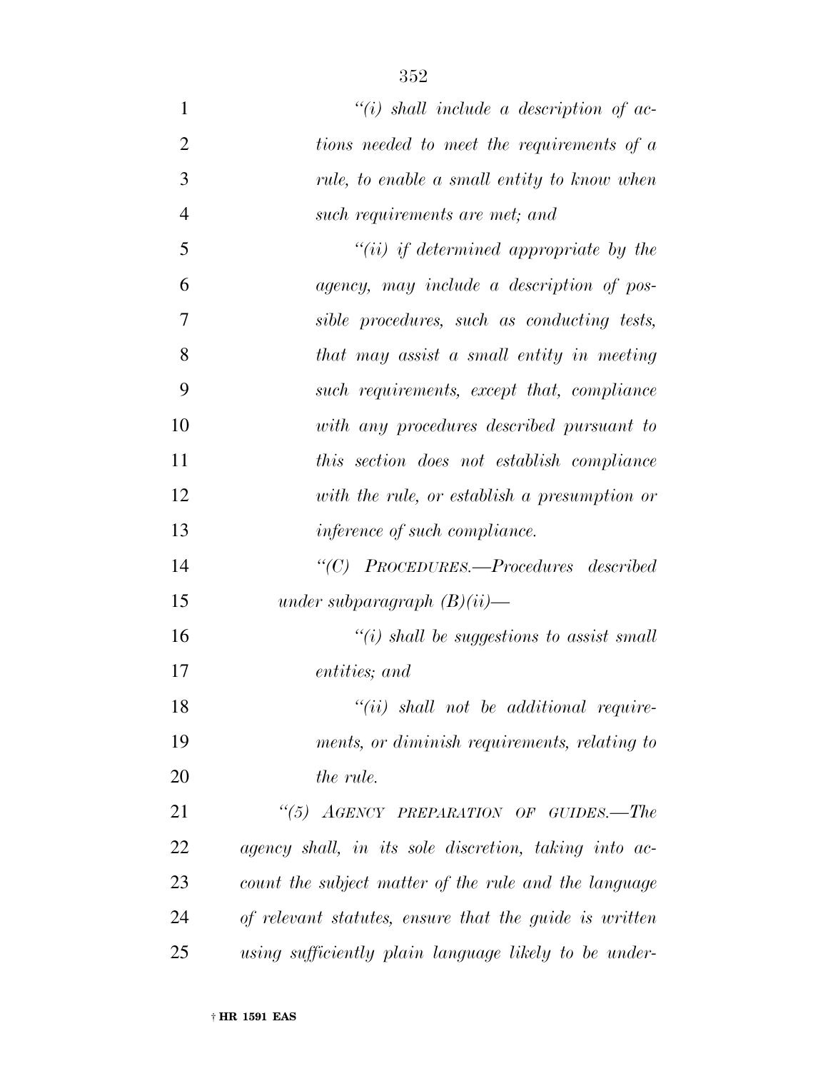*"(i) shall include a description of actions needed to meet the requirements of a rule, to enable a small entity to know when such requirements are met; and*

*"(ii) if determined appropriate by the agency, may include a description of possible procedures, such as conducting tests, that may assist a small entity in meeting such requirements, except that, compliance with any procedures described pursuant to this section does not establish compliance with the rule, or establish a presumption or inference of such compliance.*

*"(C) PROCEDURES.—Procedures described under subparagraph (B)(ii)—*

*"(i) shall be suggestions to assist small entities; and*

*"(ii) shall not be additional requirements, or diminish requirements, relating to the rule.*

*"(5) AGENCY PREPARATION OF GUIDES.—The agency shall, in its sole discretion, taking into account the subject matter of the rule and the language of relevant statutes, ensure that the guide is written using sufficiently plain language likely to be under-*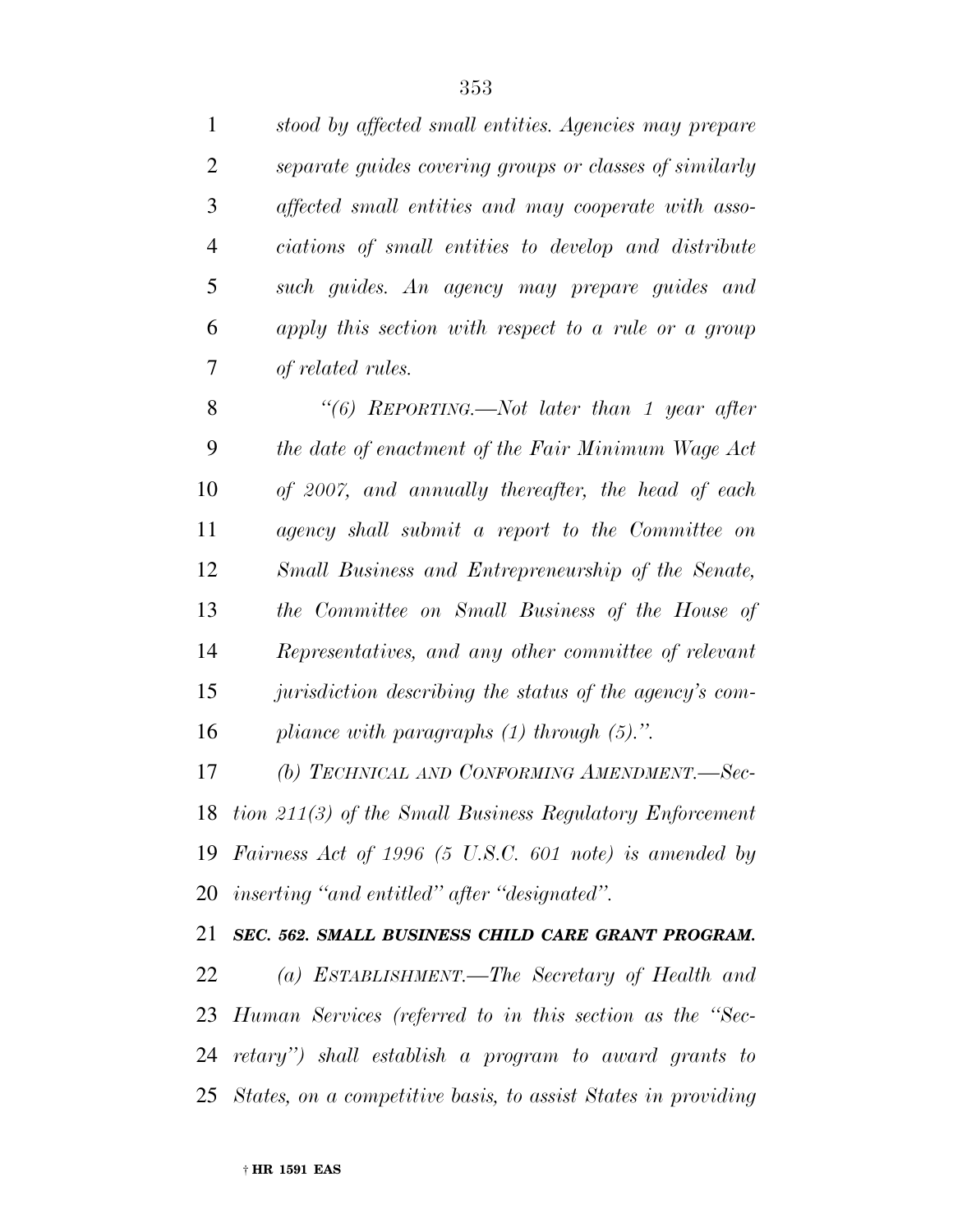*stood by affected small entities. Agencies may prepare separate guides covering groups or classes of similarly affected small entities and may cooperate with associations of small entities to develop and distribute such guides. An agency may prepare guides and apply this section with respect to a rule or a group of related rules.*

*"(6) REPORTING.—Not later than 1 year after the date of enactment of the Fair Minimum Wage Act of 2007, and annually thereafter, the head of each agency shall submit a report to the Committee on Small Business and Entrepreneurship of the Senate, the Committee on Small Business of the House of Representatives, and any other committee of relevant jurisdiction describing the status of the agency's compliance with paragraphs (1) through (5).".*

*(b) TECHNICAL AND CONFORMING AMENDMENT.—Section 211(3) of the Small Business Regulatory Enforcement Fairness Act of 1996 (5 U.S.C. 601 note) is amended by inserting "and entitled" after "designated".*

***SEC. 562. SMALL BUSINESS CHILD CARE GRANT PROGRAM.***

*(a) ESTABLISHMENT.—The Secretary of Health and Human Services (referred to in this section as the "Secretary") shall establish a program to award grants to States, on a competitive basis, to assist States in providing*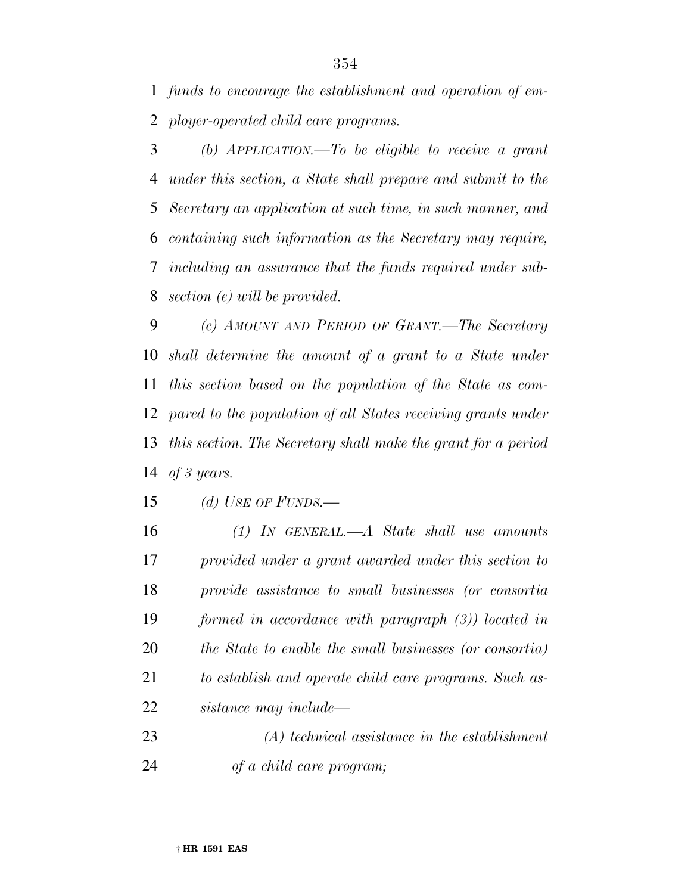*funds to encourage the establishment and operation of employer-operated child care programs.*

*(b) APPLICATION.—To be eligible to receive a grant under this section, a State shall prepare and submit to the Secretary an application at such time, in such manner, and containing such information as the Secretary may require, including an assurance that the funds required under subsection (e) will be provided.*

*(c) AMOUNT AND PERIOD OF GRANT.—The Secretary shall determine the amount of a grant to a State under this section based on the population of the State as compared to the population of all States receiving grants under this section. The Secretary shall make the grant for a period of 3 years.*

*(d) USE OF FUNDS.—*

*(1) IN GENERAL.—A State shall use amounts provided under a grant awarded under this section to provide assistance to small businesses (or consortia formed in accordance with paragraph (3)) located in the State to enable the small businesses (or consortia) to establish and operate child care programs. Such assistance may include—*

*(A) technical assistance in the establishment of a child care program;*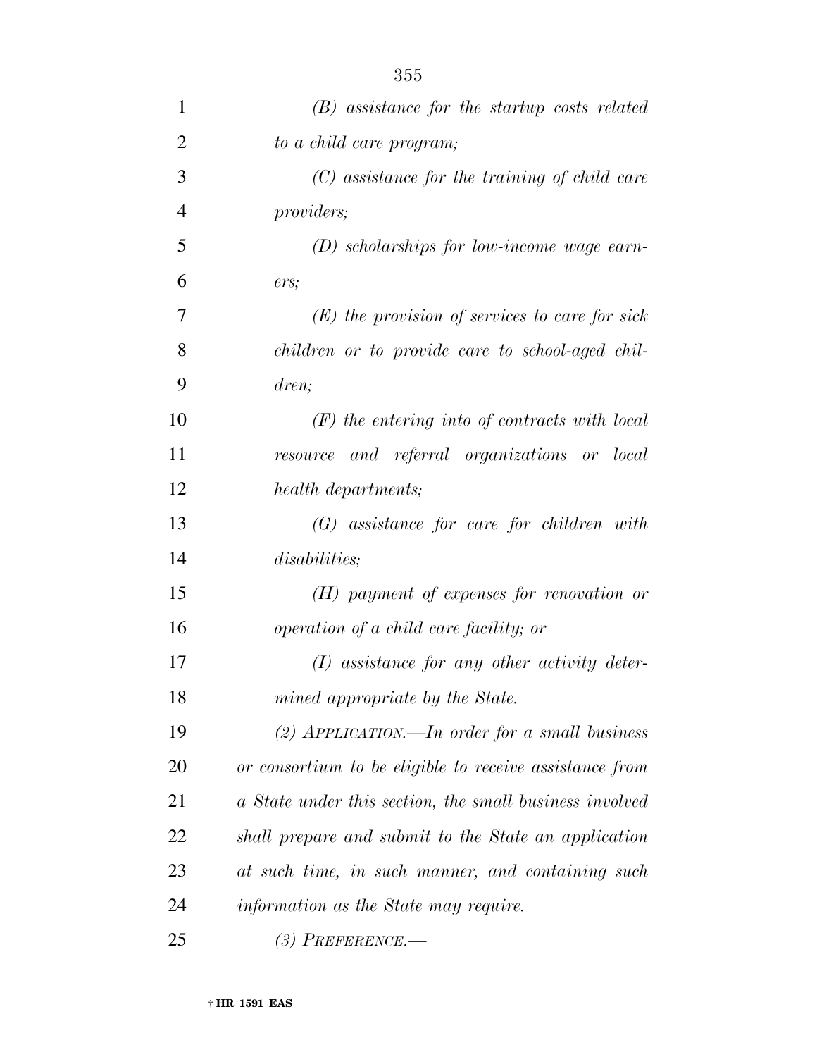*(B) assistance for the startup costs related to a child care program;*

*(C) assistance for the training of child care providers;*

*(D) scholarships for low-income wage earners;*

*(E) the provision of services to care for sick children or to provide care to school-aged children;*

*(F) the entering into of contracts with local resource and referral organizations or local health departments;*

*(G) assistance for care for children with disabilities;*

*(H) payment of expenses for renovation or operation of a child care facility; or*

*(I) assistance for any other activity determined appropriate by the State.*

*(2) APPLICATION.—In order for a small business or consortium to be eligible to receive assistance from a State under this section, the small business involved shall prepare and submit to the State an application at such time, in such manner, and containing such information as the State may require.*

*(3) PREFERENCE.—*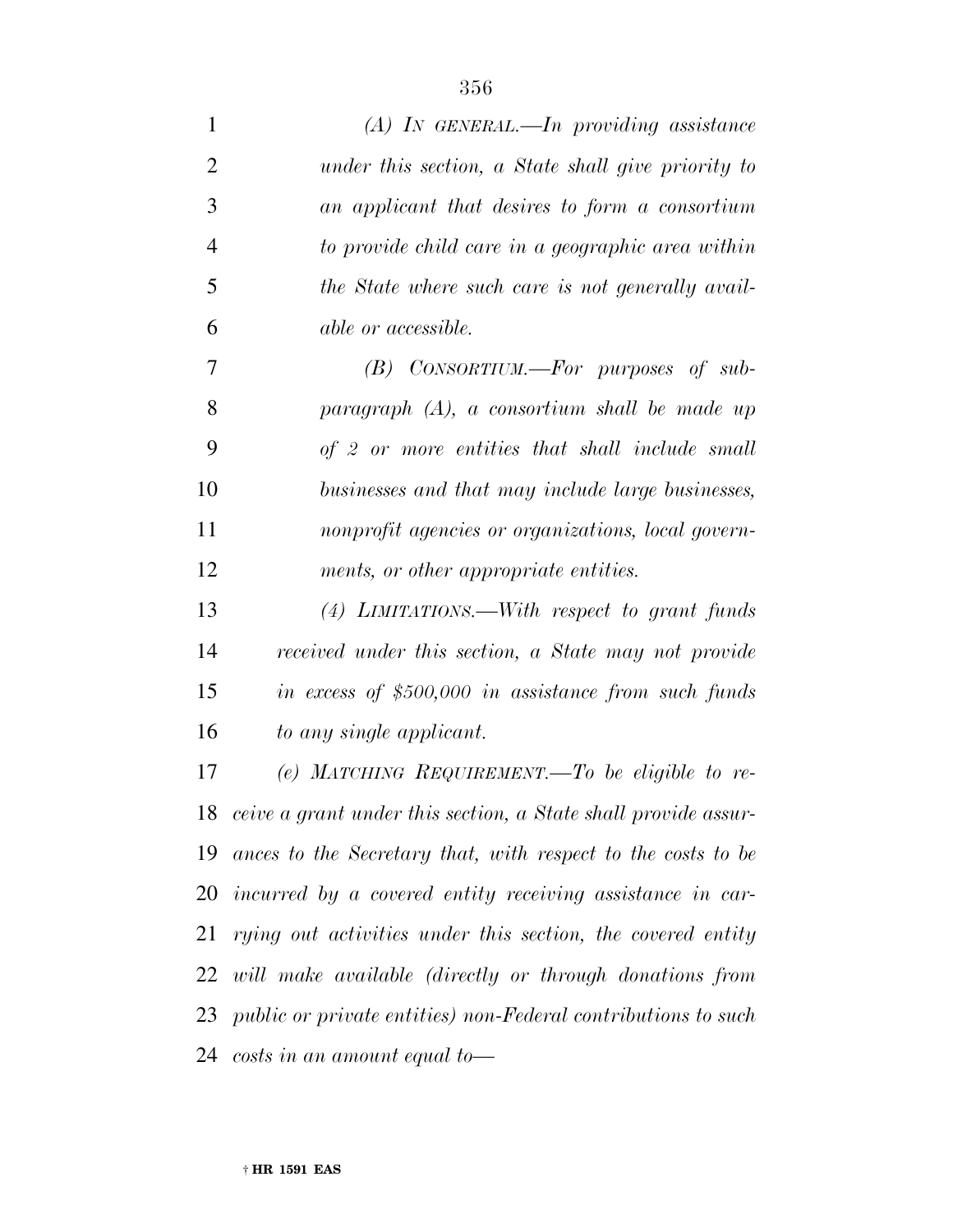*(A) IN GENERAL.—In providing assistance under this section, a State shall give priority to an applicant that desires to form a consortium to provide child care in a geographic area within the State where such care is not generally available or accessible.*

*(B) CONSORTIUM.—For purposes of subparagraph (A), a consortium shall be made up of 2 or more entities that shall include small businesses and that may include large businesses, nonprofit agencies or organizations, local governments, or other appropriate entities.*

*(4) LIMITATIONS.—With respect to grant funds received under this section, a State may not provide in excess of $500,000 in assistance from such funds to any single applicant.*

*(e) MATCHING REQUIREMENT.—To be eligible to receive a grant under this section, a State shall provide assurances to the Secretary that, with respect to the costs to be incurred by a covered entity receiving assistance in carrying out activities under this section, the covered entity will make available (directly or through donations from public or private entities) non-Federal contributions to such costs in an amount equal to—*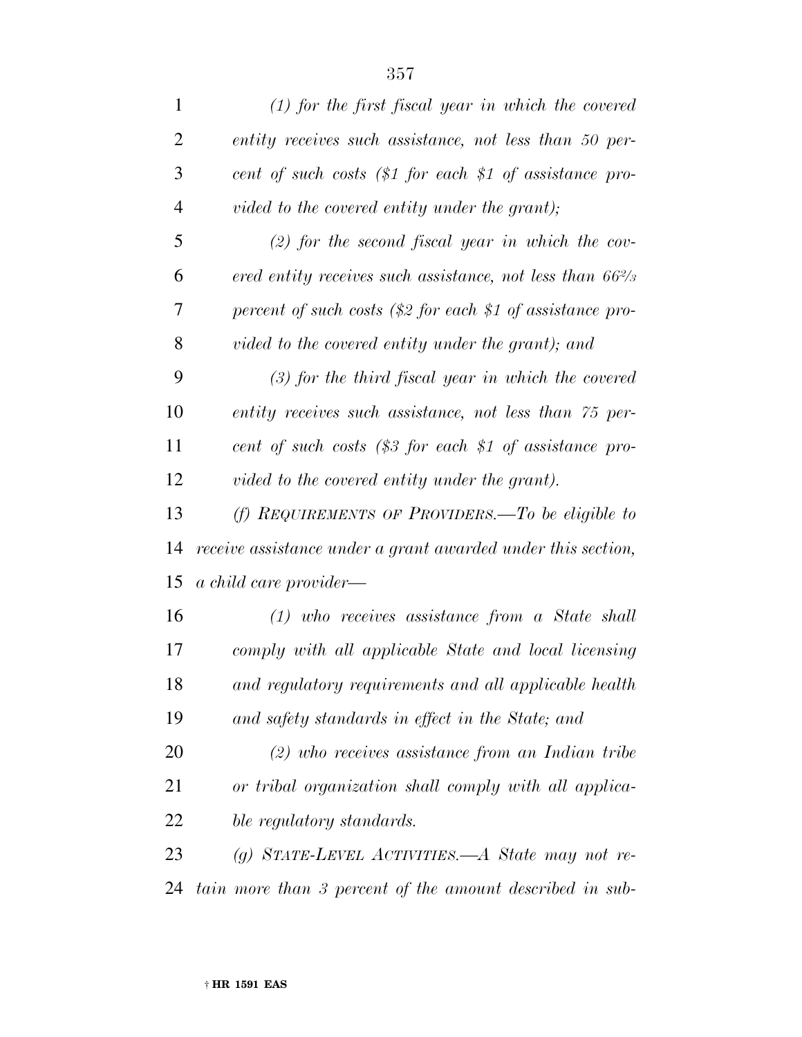*(1) for the first fiscal year in which the covered entity receives such assistance, not less than 50 percent of such costs ($1 for each $1 of assistance provided to the covered entity under the grant);*

*(2) for the second fiscal year in which the covered entity receives such assistance, not less than 66⅔ percent of such costs ($2 for each $1 of assistance provided to the covered entity under the grant); and*

*(3) for the third fiscal year in which the covered entity receives such assistance, not less than 75 percent of such costs ($3 for each $1 of assistance provided to the covered entity under the grant).*

*(f) REQUIREMENTS OF PROVIDERS.—To be eligible to receive assistance under a grant awarded under this section, a child care provider—*

*(1) who receives assistance from a State shall comply with all applicable State and local licensing and regulatory requirements and all applicable health and safety standards in effect in the State; and*

*(2) who receives assistance from an Indian tribe or tribal organization shall comply with all applicable regulatory standards.*

*(g) STATE-LEVEL ACTIVITIES.—A State may not retain more than 3 percent of the amount described in sub-*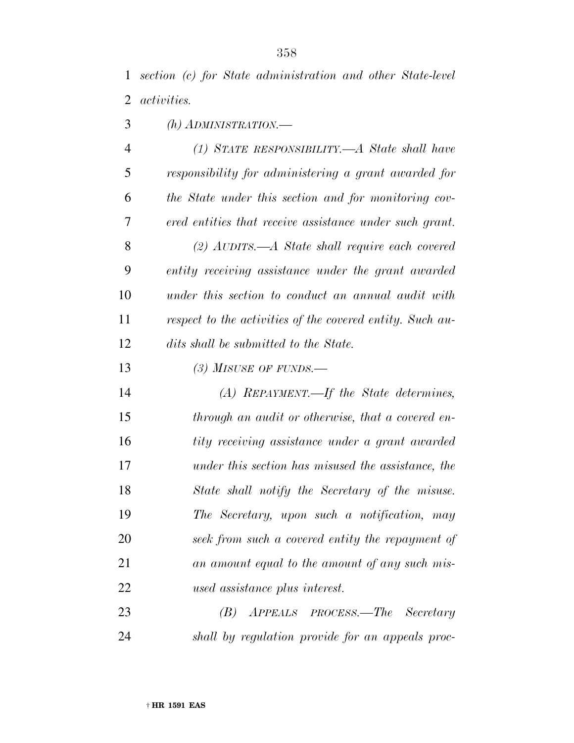*section (c) for State administration and other State-level activities.*

*(h) ADMINISTRATION.—*

*(1) STATE RESPONSIBILITY.—A State shall have responsibility for administering a grant awarded for the State under this section and for monitoring covered entities that receive assistance under such grant.*

*(2) AUDITS.—A State shall require each covered entity receiving assistance under the grant awarded under this section to conduct an annual audit with respect to the activities of the covered entity. Such audits shall be submitted to the State.*

*(3) MISUSE OF FUNDS.—*

*(A) REPAYMENT.—If the State determines, through an audit or otherwise, that a covered entity receiving assistance under a grant awarded under this section has misused the assistance, the State shall notify the Secretary of the misuse. The Secretary, upon such a notification, may seek from such a covered entity the repayment of an amount equal to the amount of any such misused assistance plus interest.*

*(B) APPEALS PROCESS.—The Secretary shall by regulation provide for an appeals proc-*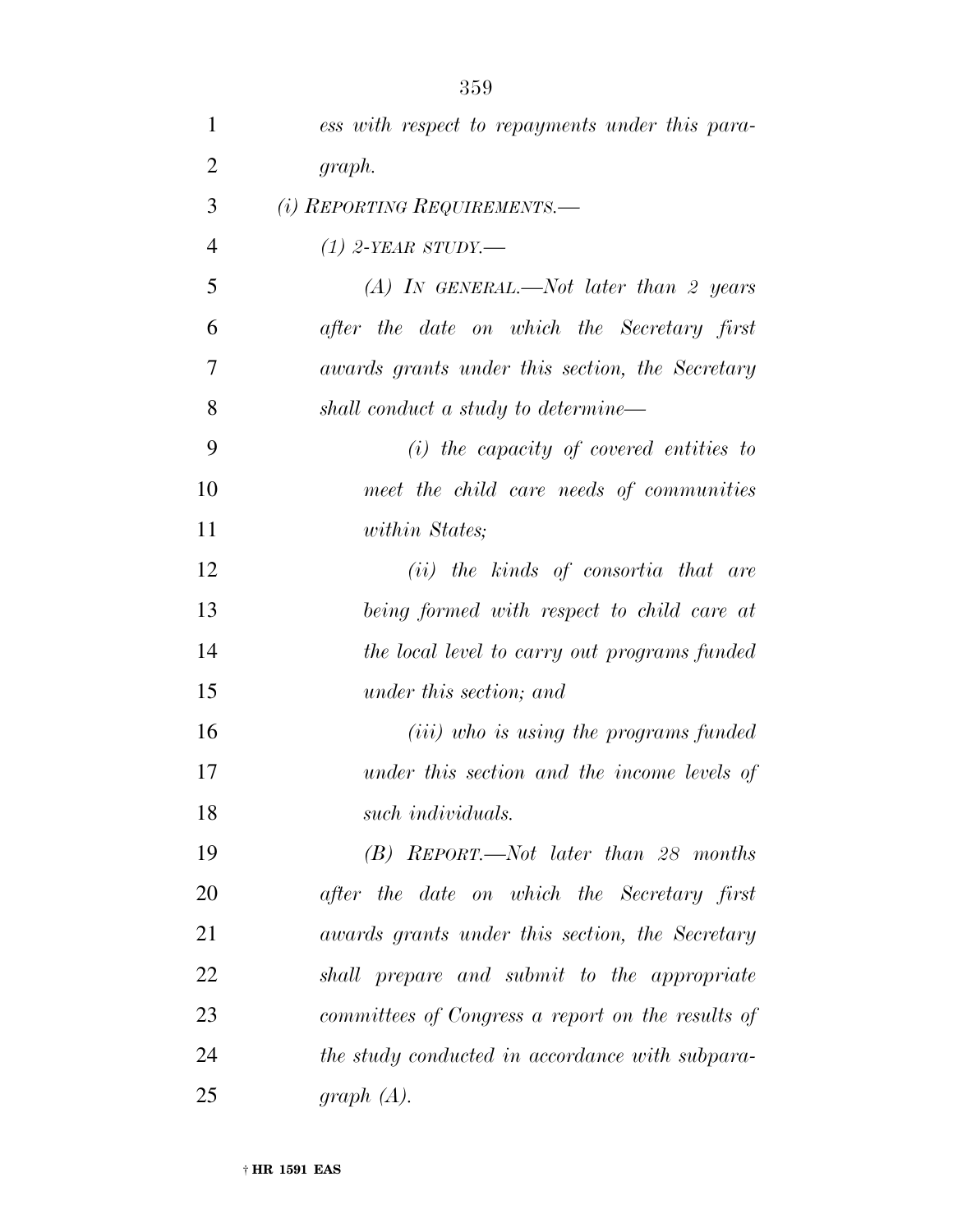*ess with respect to repayments under this paragraph.*

*(i) REPORTING REQUIREMENTS.—*

*(1) 2-YEAR STUDY.—*

*(A) IN GENERAL.—Not later than 2 years after the date on which the Secretary first awards grants under this section, the Secretary shall conduct a study to determine—*

*(i) the capacity of covered entities to meet the child care needs of communities within States;*

*(ii) the kinds of consortia that are being formed with respect to child care at the local level to carry out programs funded under this section; and*

*(iii) who is using the programs funded under this section and the income levels of such individuals.*

*(B) REPORT.—Not later than 28 months after the date on which the Secretary first awards grants under this section, the Secretary shall prepare and submit to the appropriate committees of Congress a report on the results of the study conducted in accordance with subparagraph (A).*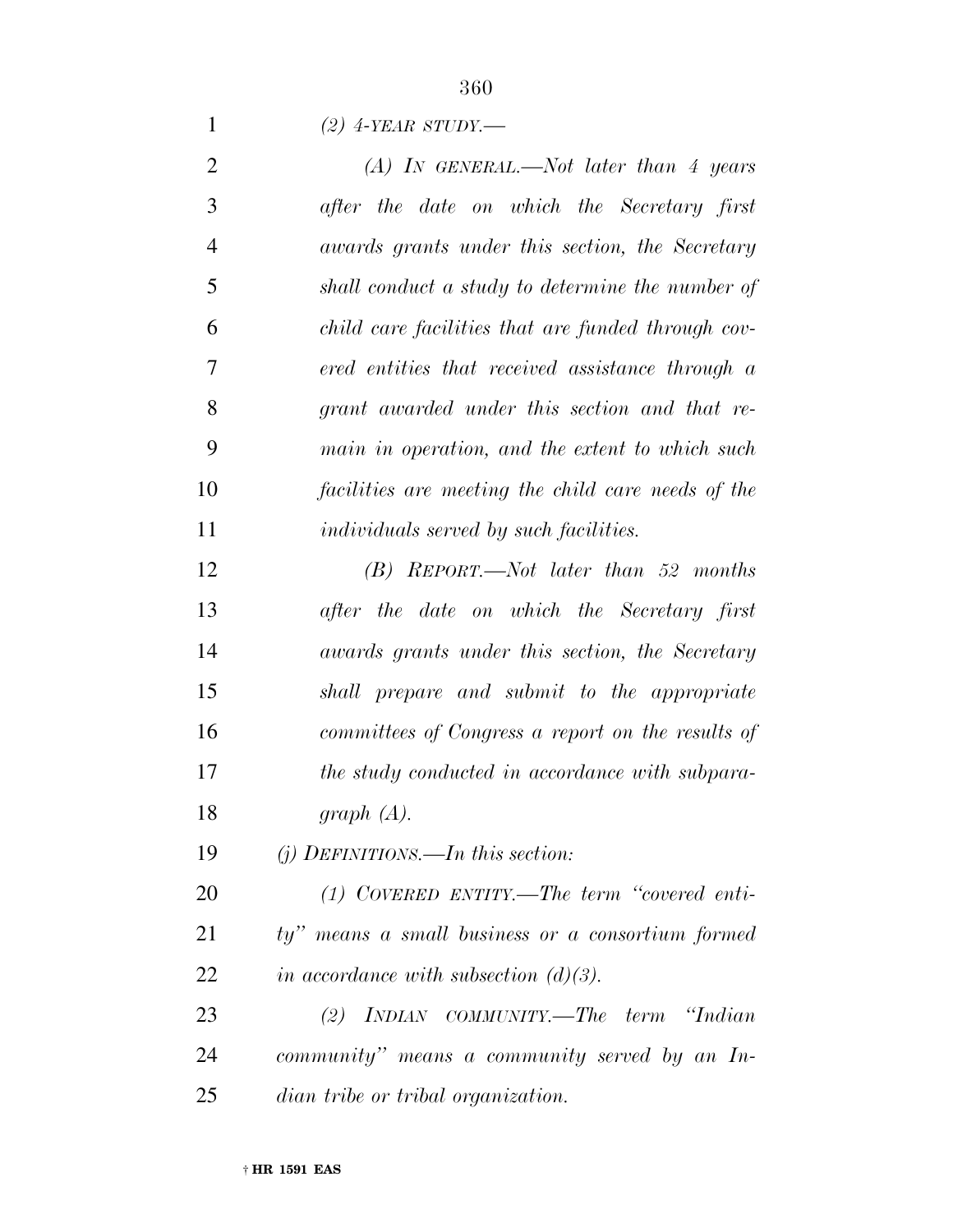*(2) 4-YEAR STUDY.—*

*(A) IN GENERAL.—Not later than 4 years after the date on which the Secretary first awards grants under this section, the Secretary shall conduct a study to determine the number of child care facilities that are funded through covered entities that received assistance through a grant awarded under this section and that remain in operation, and the extent to which such facilities are meeting the child care needs of the individuals served by such facilities.*

*(B) REPORT.—Not later than 52 months after the date on which the Secretary first awards grants under this section, the Secretary shall prepare and submit to the appropriate committees of Congress a report on the results of the study conducted in accordance with subparagraph (A).*

*(j) DEFINITIONS.—In this section:*

*(1) COVERED ENTITY.—The term "covered entity" means a small business or a consortium formed in accordance with subsection (d)(3).*

*(2) INDIAN COMMUNITY.—The term "Indian community" means a community served by an Indian tribe or tribal organization.*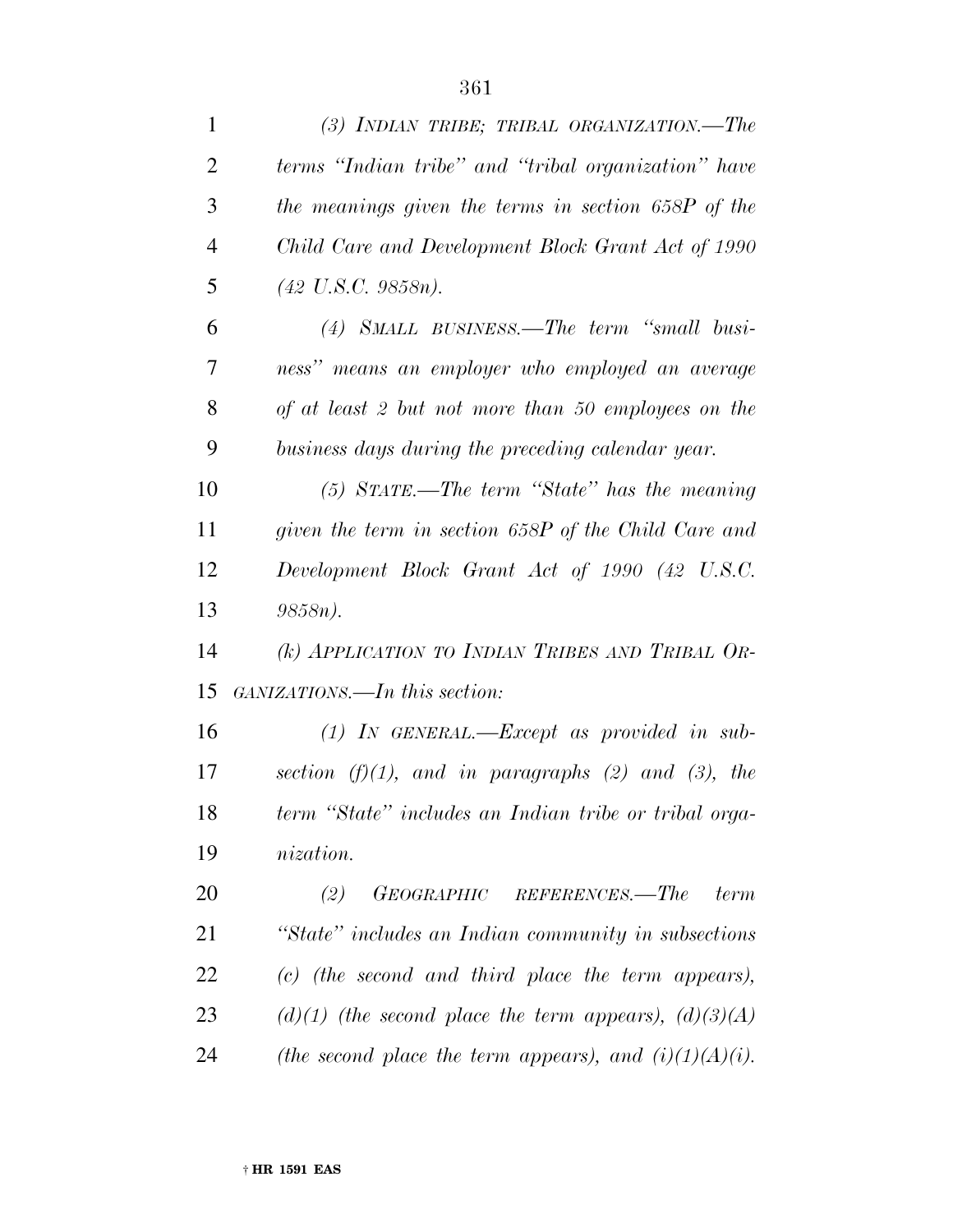*(3) INDIAN TRIBE; TRIBAL ORGANIZATION.—The terms "Indian tribe" and "tribal organization" have the meanings given the terms in section 658P of the Child Care and Development Block Grant Act of 1990 (42 U.S.C. 9858n).*

*(4) SMALL BUSINESS.—The term "small business" means an employer who employed an average of at least 2 but not more than 50 employees on the business days during the preceding calendar year.*

*(5) STATE.—The term "State" has the meaning given the term in section 658P of the Child Care and Development Block Grant Act of 1990 (42 U.S.C. 9858n).*

*(k) APPLICATION TO INDIAN TRIBES AND TRIBAL ORGANIZATIONS.—In this section:*

*(1) IN GENERAL.—Except as provided in subsection (f)(1), and in paragraphs (2) and (3), the term "State" includes an Indian tribe or tribal organization.*

*(2) GEOGRAPHIC REFERENCES.—The term "State" includes an Indian community in subsections (c) (the second and third place the term appears), (d)(1) (the second place the term appears), (d)(3)(A) (the second place the term appears), and (i)(1)(A)(i).*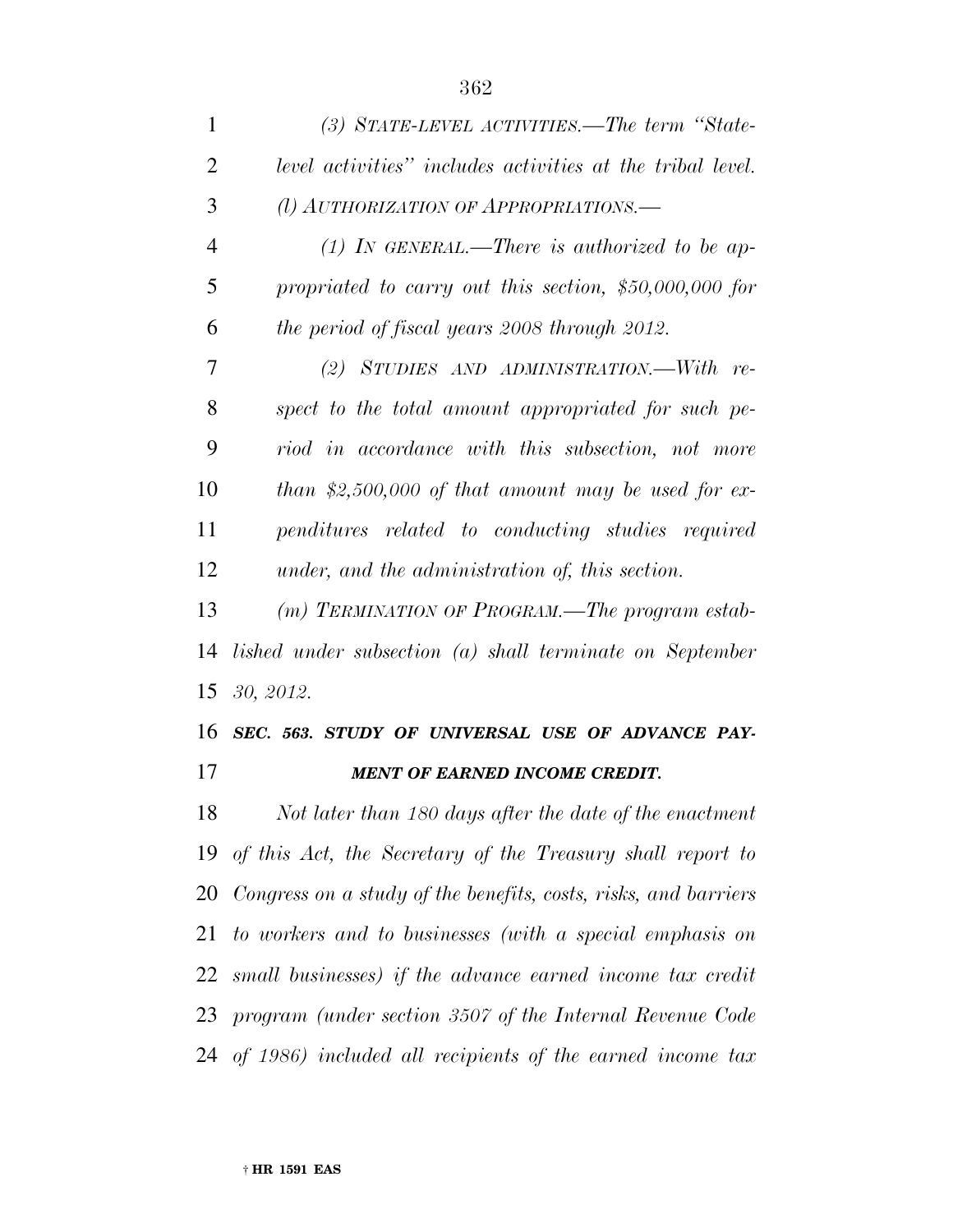*(3) STATE-LEVEL ACTIVITIES.—The term "State-level activities" includes activities at the tribal level.*

*(l) AUTHORIZATION OF APPROPRIATIONS.—*

*(1) IN GENERAL.—There is authorized to be appropriated to carry out this section, $50,000,000 for the period of fiscal years 2008 through 2012.*

*(2) STUDIES AND ADMINISTRATION.—With respect to the total amount appropriated for such period in accordance with this subsection, not more than $2,500,000 of that amount may be used for expenditures related to conducting studies required under, and the administration of, this section.*

*(m) TERMINATION OF PROGRAM.—The program established under subsection (a) shall terminate on September 30, 2012.*

***SEC. 563. STUDY OF UNIVERSAL USE OF ADVANCE PAYMENT OF EARNED INCOME CREDIT.***

*Not later than 180 days after the date of the enactment of this Act, the Secretary of the Treasury shall report to Congress on a study of the benefits, costs, risks, and barriers to workers and to businesses (with a special emphasis on small businesses) if the advance earned income tax credit program (under section 3507 of the Internal Revenue Code of 1986) included all recipients of the earned income tax*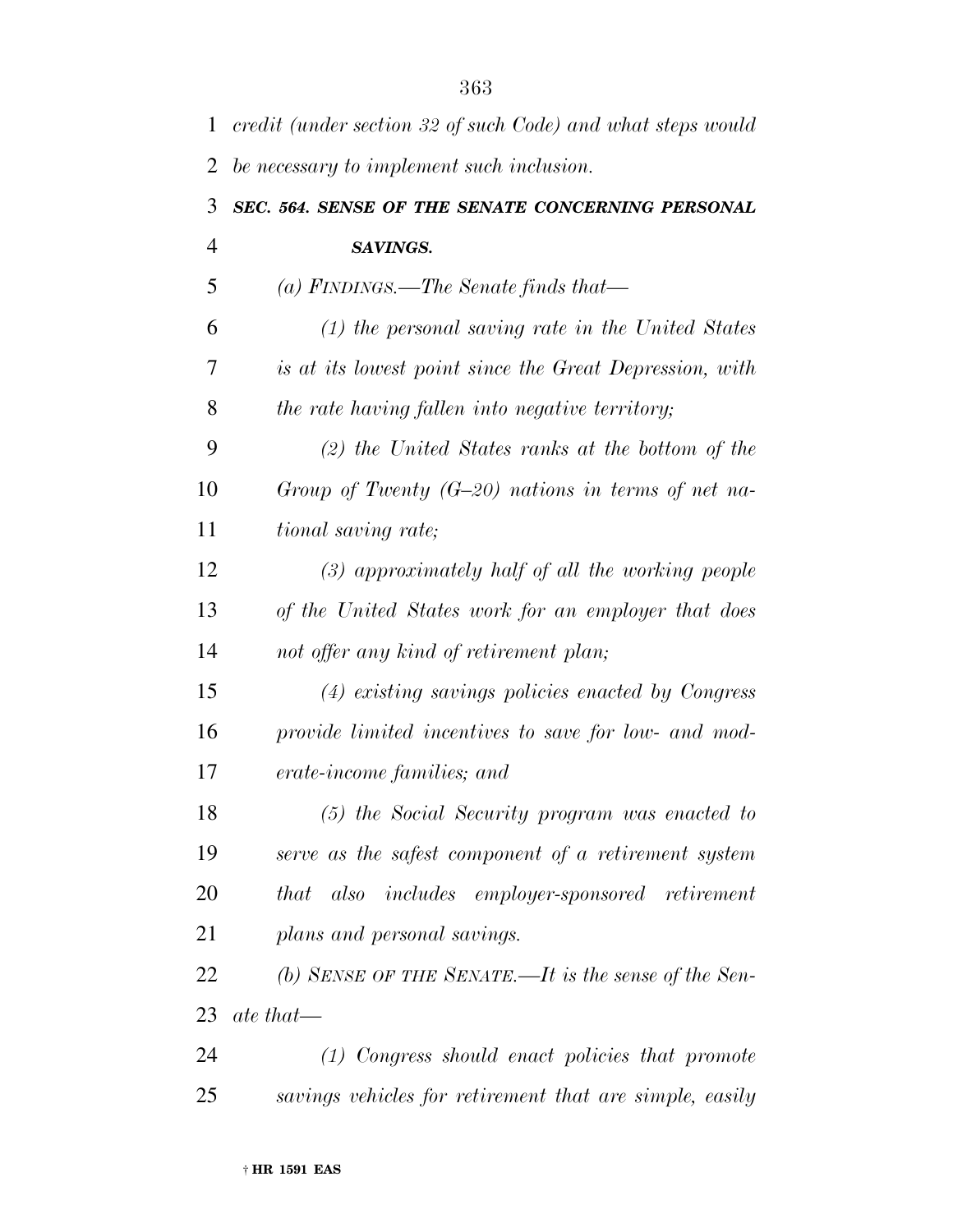*credit (under section 32 of such Code) and what steps would be necessary to implement such inclusion.*

***SEC. 564. SENSE OF THE SENATE CONCERNING PERSONAL SAVINGS.***

*(a) FINDINGS.—The Senate finds that—*

*(1) the personal saving rate in the United States is at its lowest point since the Great Depression, with the rate having fallen into negative territory;*

*(2) the United States ranks at the bottom of the Group of Twenty (G–20) nations in terms of net national saving rate;*

*(3) approximately half of all the working people of the United States work for an employer that does not offer any kind of retirement plan;*

*(4) existing savings policies enacted by Congress provide limited incentives to save for low- and moderate-income families; and*

*(5) the Social Security program was enacted to serve as the safest component of a retirement system that also includes employer-sponsored retirement plans and personal savings.*

*(b) SENSE OF THE SENATE.—It is the sense of the Senate that—*

*(1) Congress should enact policies that promote savings vehicles for retirement that are simple, easily*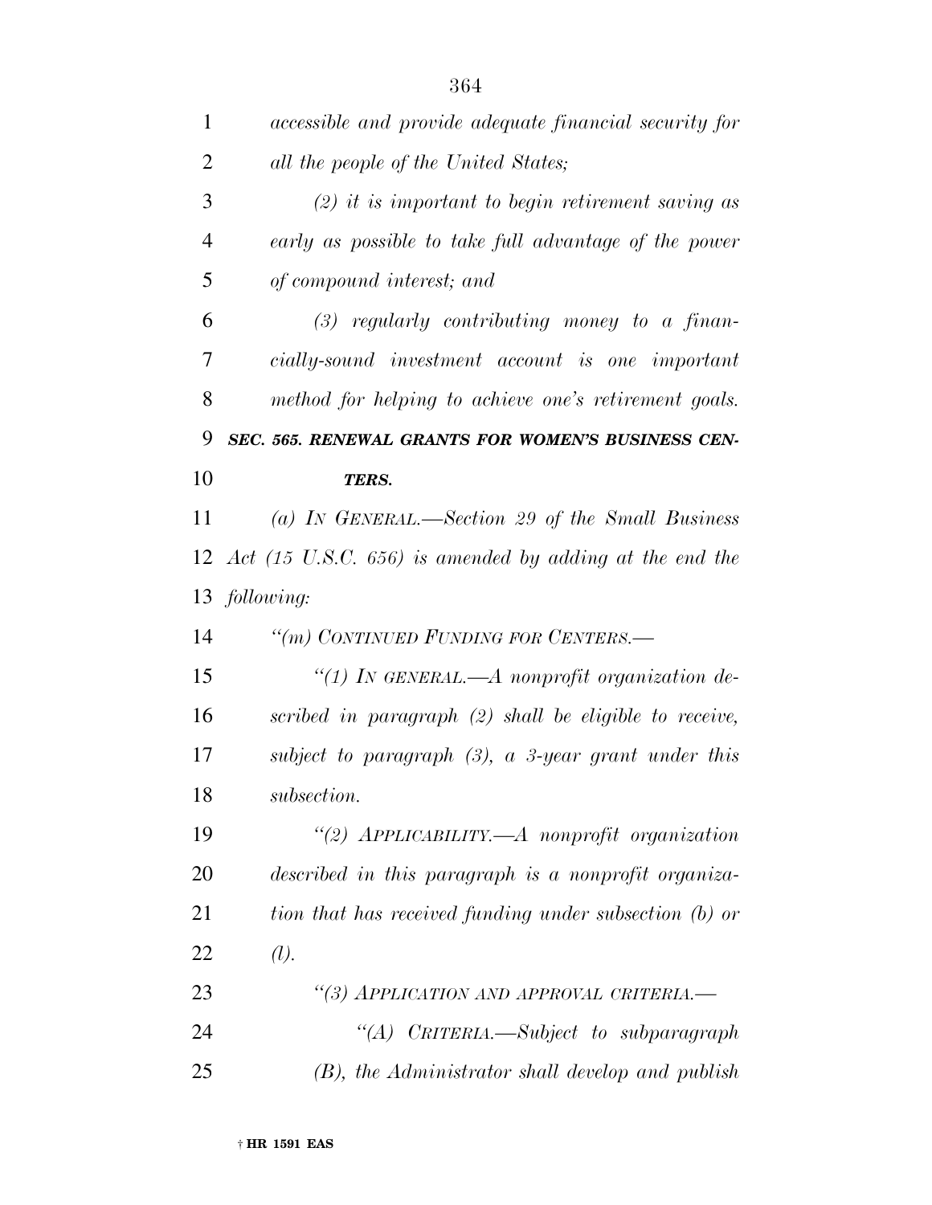*accessible and provide adequate financial security for all the people of the United States;*

*(2) it is important to begin retirement saving as early as possible to take full advantage of the power of compound interest; and*

*(3) regularly contributing money to a financially-sound investment account is one important method for helping to achieve one's retirement goals.*

***SEC. 565. RENEWAL GRANTS FOR WOMEN'S BUSINESS CENTERS.***

*(a) IN GENERAL.—Section 29 of the Small Business Act (15 U.S.C. 656) is amended by adding at the end the following:*

*"(m) CONTINUED FUNDING FOR CENTERS.—*

*"(1) IN GENERAL.—A nonprofit organization described in paragraph (2) shall be eligible to receive, subject to paragraph (3), a 3-year grant under this subsection.*

*"(2) APPLICABILITY.—A nonprofit organization described in this paragraph is a nonprofit organization that has received funding under subsection (b) or (l).*

*"(3) APPLICATION AND APPROVAL CRITERIA.—*

*"(A) CRITERIA.—Subject to subparagraph (B), the Administrator shall develop and publish*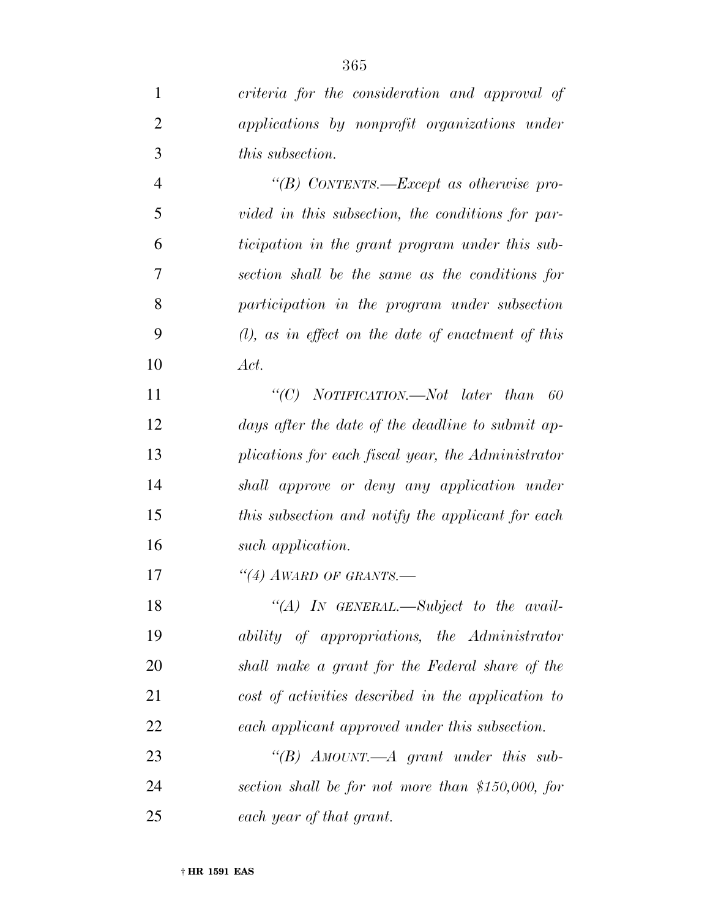*criteria for the consideration and approval of applications by nonprofit organizations under this subsection.*

*"(B) CONTENTS.—Except as otherwise provided in this subsection, the conditions for participation in the grant program under this subsection shall be the same as the conditions for participation in the program under subsection (l), as in effect on the date of enactment of this Act.*

*"(C) NOTIFICATION.—Not later than 60 days after the date of the deadline to submit applications for each fiscal year, the Administrator shall approve or deny any application under this subsection and notify the applicant for each such application.*

*"(4) AWARD OF GRANTS.—*

*"(A) IN GENERAL.—Subject to the availability of appropriations, the Administrator shall make a grant for the Federal share of the cost of activities described in the application to each applicant approved under this subsection.*

*"(B) AMOUNT.—A grant under this subsection shall be for not more than $150,000, for each year of that grant.*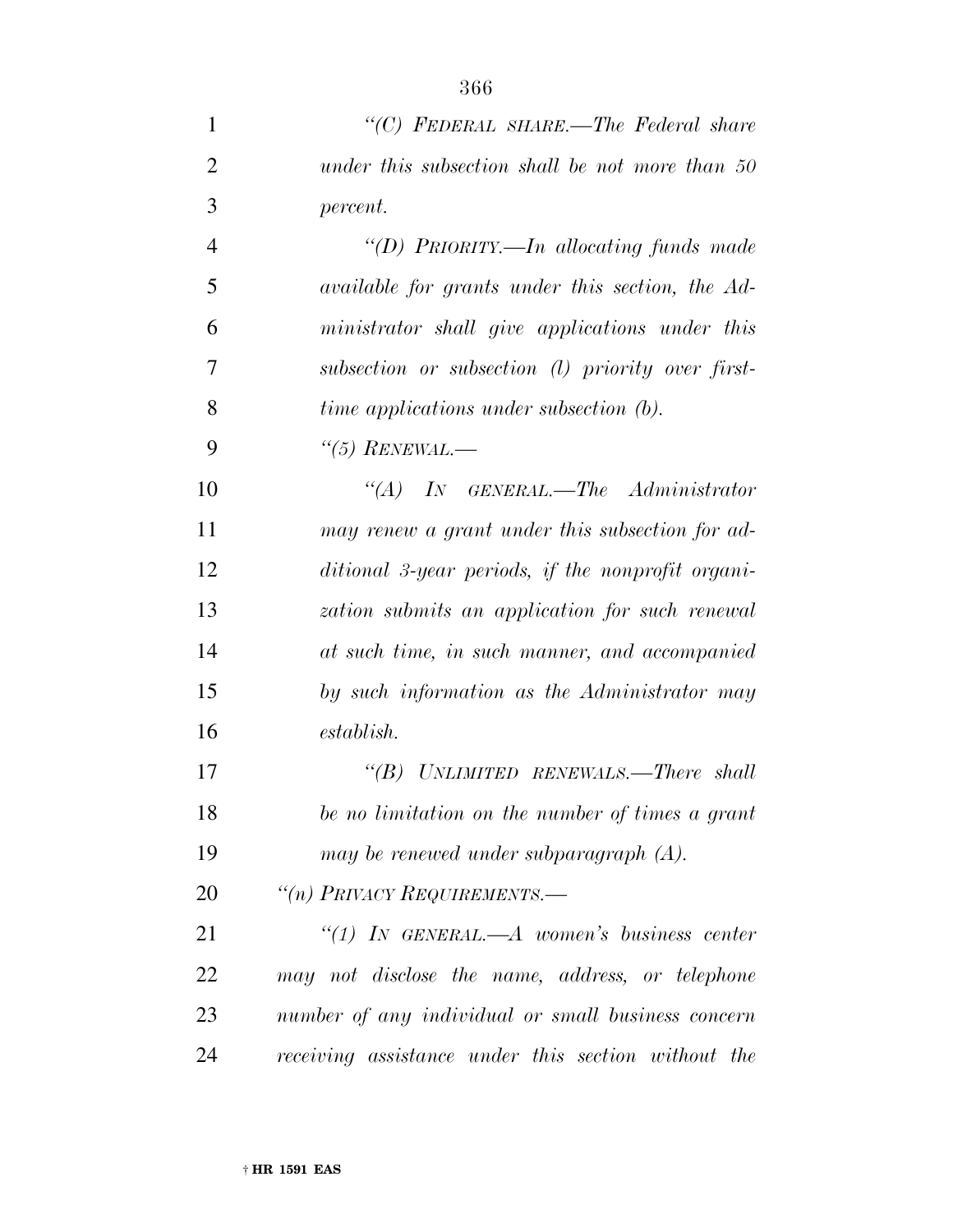*"(C) FEDERAL SHARE.—The Federal share under this subsection shall be not more than 50 percent.*

*"(D) PRIORITY.—In allocating funds made available for grants under this section, the Administrator shall give applications under this subsection or subsection (l) priority over first-time applications under subsection (b).*

*"(5) RENEWAL.—*

*"(A) IN GENERAL.—The Administrator may renew a grant under this subsection for additional 3-year periods, if the nonprofit organization submits an application for such renewal at such time, in such manner, and accompanied by such information as the Administrator may establish.*

*"(B) UNLIMITED RENEWALS.—There shall be no limitation on the number of times a grant may be renewed under subparagraph (A).*

*"(n) PRIVACY REQUIREMENTS.—*

*"(1) IN GENERAL.—A women's business center may not disclose the name, address, or telephone number of any individual or small business concern receiving assistance under this section without the*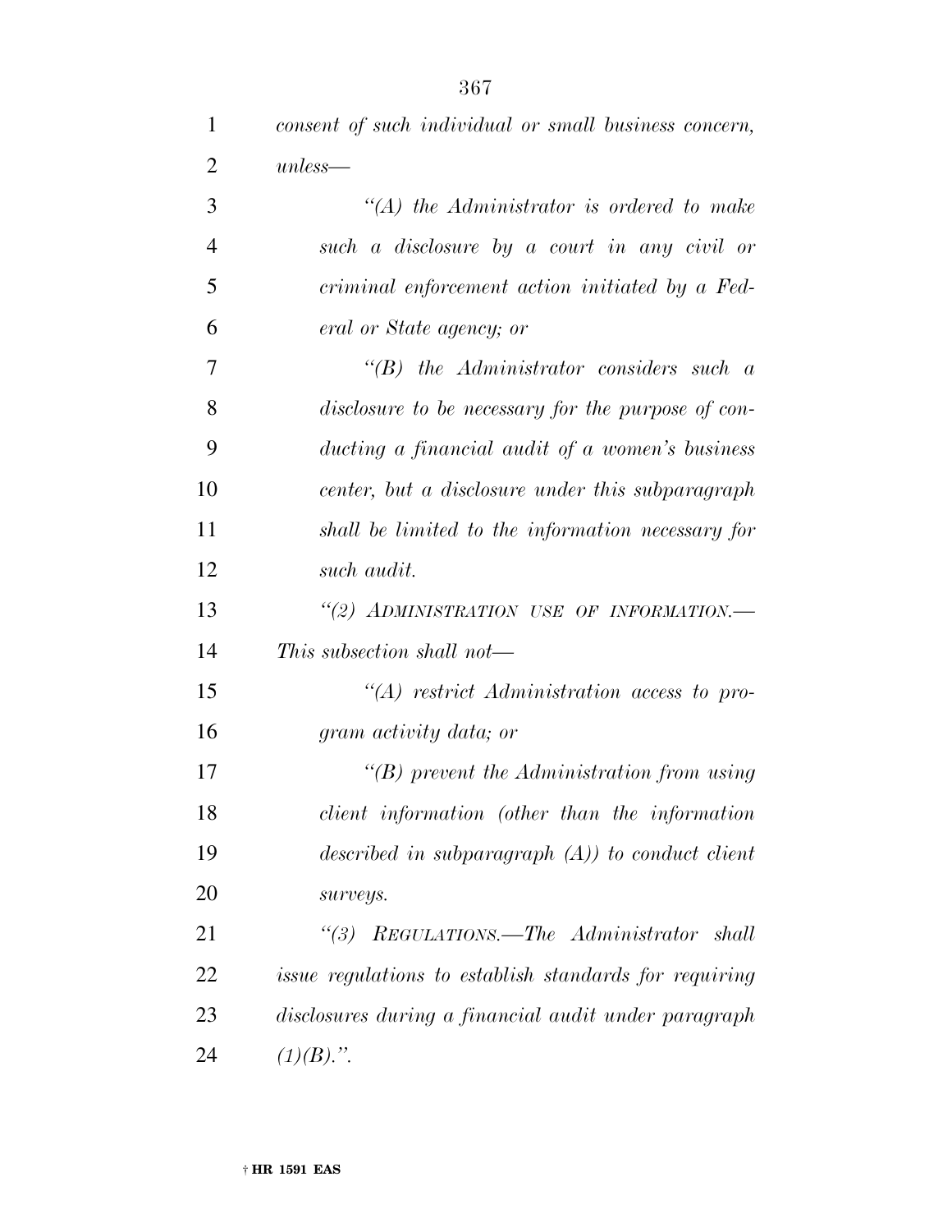*consent of such individual or small business concern, unless—*

*"(A) the Administrator is ordered to make such a disclosure by a court in any civil or criminal enforcement action initiated by a Federal or State agency; or*

*"(B) the Administrator considers such a disclosure to be necessary for the purpose of conducting a financial audit of a women's business center, but a disclosure under this subparagraph shall be limited to the information necessary for such audit.*

*"(2) ADMINISTRATION USE OF INFORMATION.— This subsection shall not—*

*"(A) restrict Administration access to program activity data; or*

*"(B) prevent the Administration from using client information (other than the information described in subparagraph (A)) to conduct client surveys.*

*"(3) REGULATIONS.—The Administrator shall issue regulations to establish standards for requiring disclosures during a financial audit under paragraph (1)(B).".*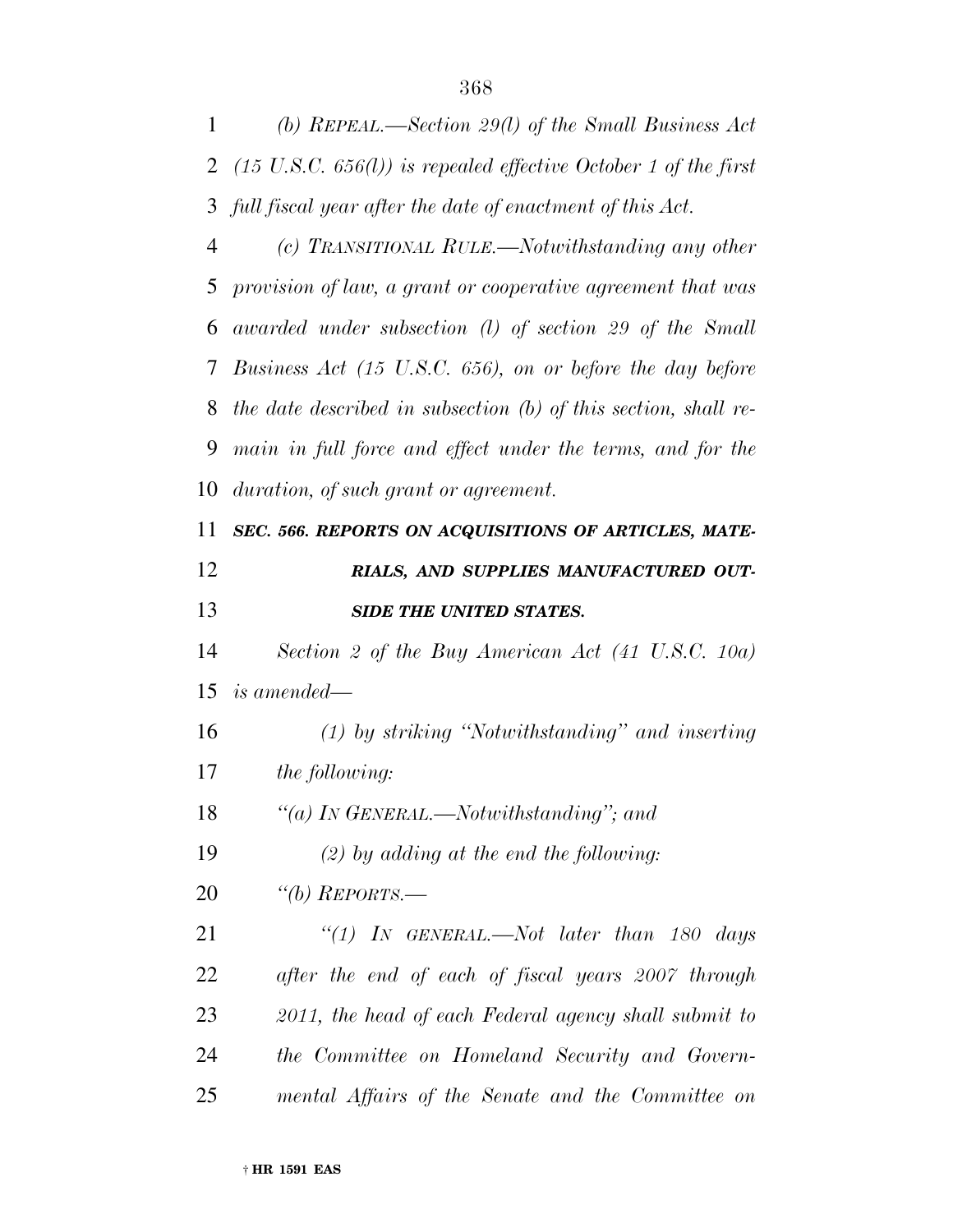*(b) REPEAL.—Section 29(l) of the Small Business Act (15 U.S.C. 656(l)) is repealed effective October 1 of the first full fiscal year after the date of enactment of this Act.*

*(c) TRANSITIONAL RULE.—Notwithstanding any other provision of law, a grant or cooperative agreement that was awarded under subsection (l) of section 29 of the Small Business Act (15 U.S.C. 656), on or before the day before the date described in subsection (b) of this section, shall remain in full force and effect under the terms, and for the duration, of such grant or agreement.*

***SEC. 566. REPORTS ON ACQUISITIONS OF ARTICLES, MATERIALS, AND SUPPLIES MANUFACTURED OUTSIDE THE UNITED STATES.***

*Section 2 of the Buy American Act (41 U.S.C. 10a) is amended—*

*(1) by striking "Notwithstanding" and inserting the following:*

*"(a) IN GENERAL.—Notwithstanding"; and*

*(2) by adding at the end the following:*

*"(b) REPORTS.—*

*"(1) IN GENERAL.—Not later than 180 days after the end of each of fiscal years 2007 through 2011, the head of each Federal agency shall submit to the Committee on Homeland Security and Governmental Affairs of the Senate and the Committee on*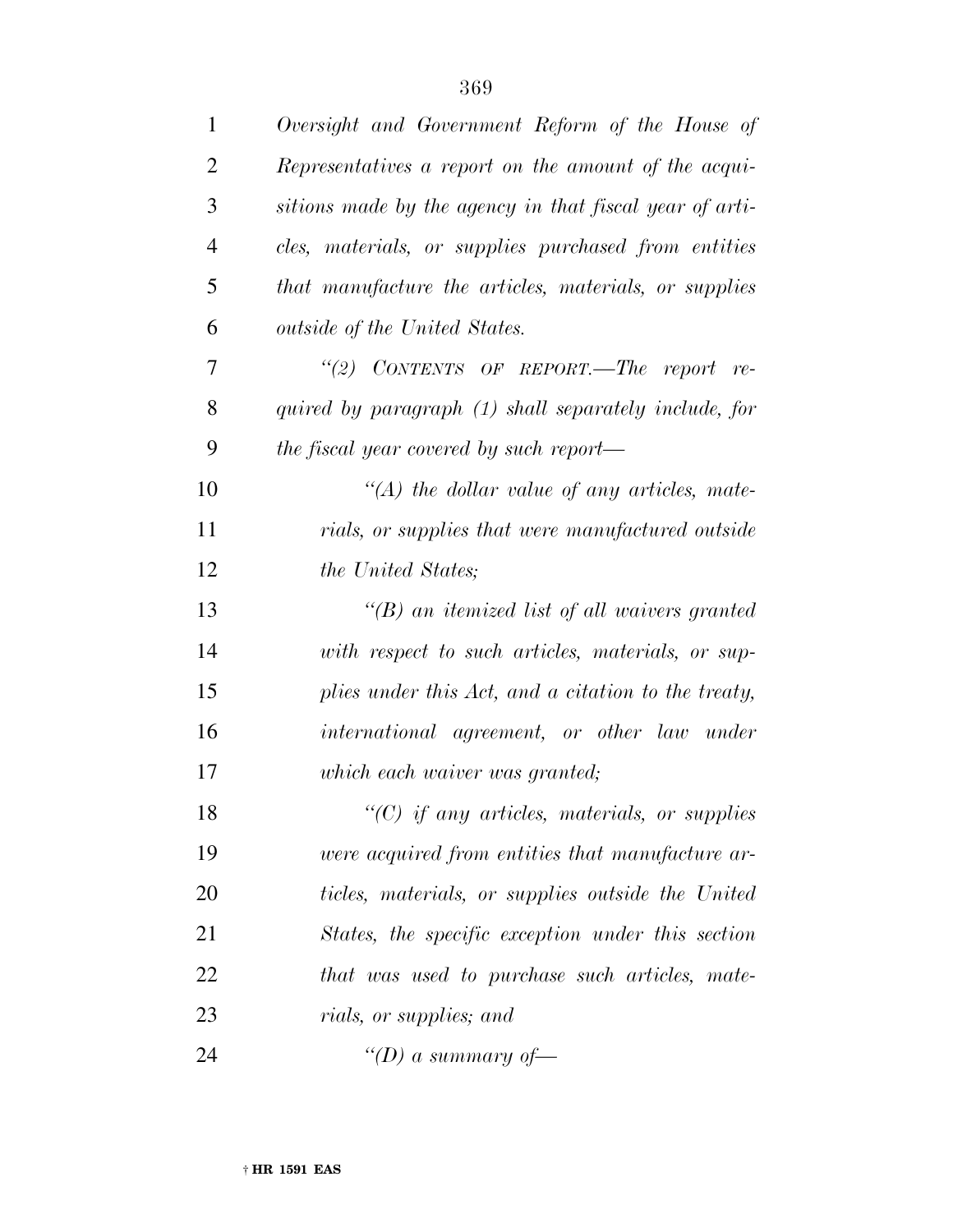*Oversight and Government Reform of the House of Representatives a report on the amount of the acquisitions made by the agency in that fiscal year of articles, materials, or supplies purchased from entities that manufacture the articles, materials, or supplies outside of the United States.*

*"(2) CONTENTS OF REPORT.—The report required by paragraph (1) shall separately include, for the fiscal year covered by such report—*

*"(A) the dollar value of any articles, materials, or supplies that were manufactured outside the United States;*

*"(B) an itemized list of all waivers granted with respect to such articles, materials, or supplies under this Act, and a citation to the treaty, international agreement, or other law under which each waiver was granted;*

*"(C) if any articles, materials, or supplies were acquired from entities that manufacture articles, materials, or supplies outside the United States, the specific exception under this section that was used to purchase such articles, materials, or supplies; and*

*"(D) a summary of—*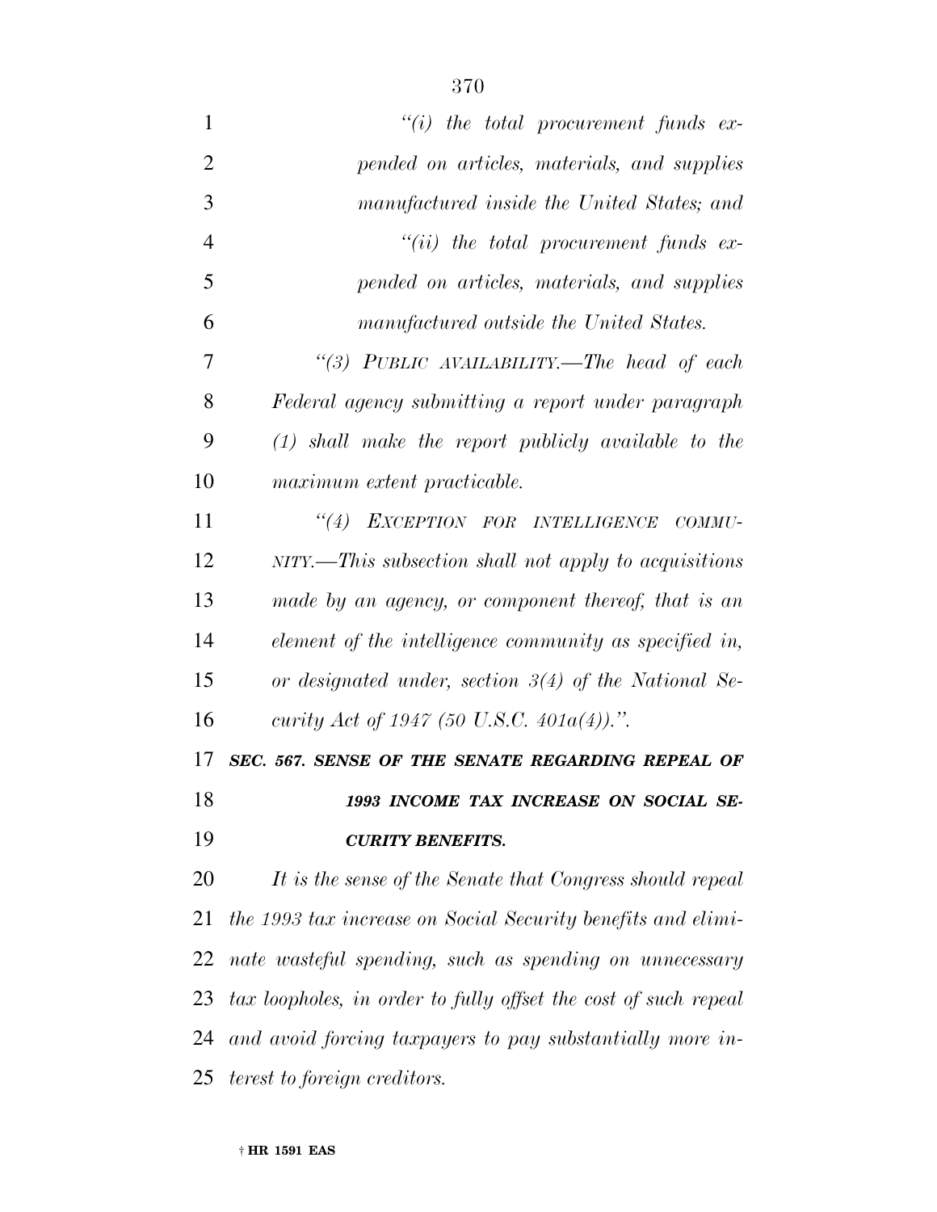*"(i) the total procurement funds expended on articles, materials, and supplies manufactured inside the United States; and*

*"(ii) the total procurement funds expended on articles, materials, and supplies manufactured outside the United States.*

*"(3) PUBLIC AVAILABILITY.—The head of each Federal agency submitting a report under paragraph (1) shall make the report publicly available to the maximum extent practicable.*

*"(4) EXCEPTION FOR INTELLIGENCE COMMUNITY.—This subsection shall not apply to acquisitions made by an agency, or component thereof, that is an element of the intelligence community as specified in, or designated under, section 3(4) of the National Security Act of 1947 (50 U.S.C. 401a(4)).".*

***SEC. 567. SENSE OF THE SENATE REGARDING REPEAL OF 1993 INCOME TAX INCREASE ON SOCIAL SECURITY BENEFITS.***

*It is the sense of the Senate that Congress should repeal the 1993 tax increase on Social Security benefits and eliminate wasteful spending, such as spending on unnecessary tax loopholes, in order to fully offset the cost of such repeal and avoid forcing taxpayers to pay substantially more interest to foreign creditors.*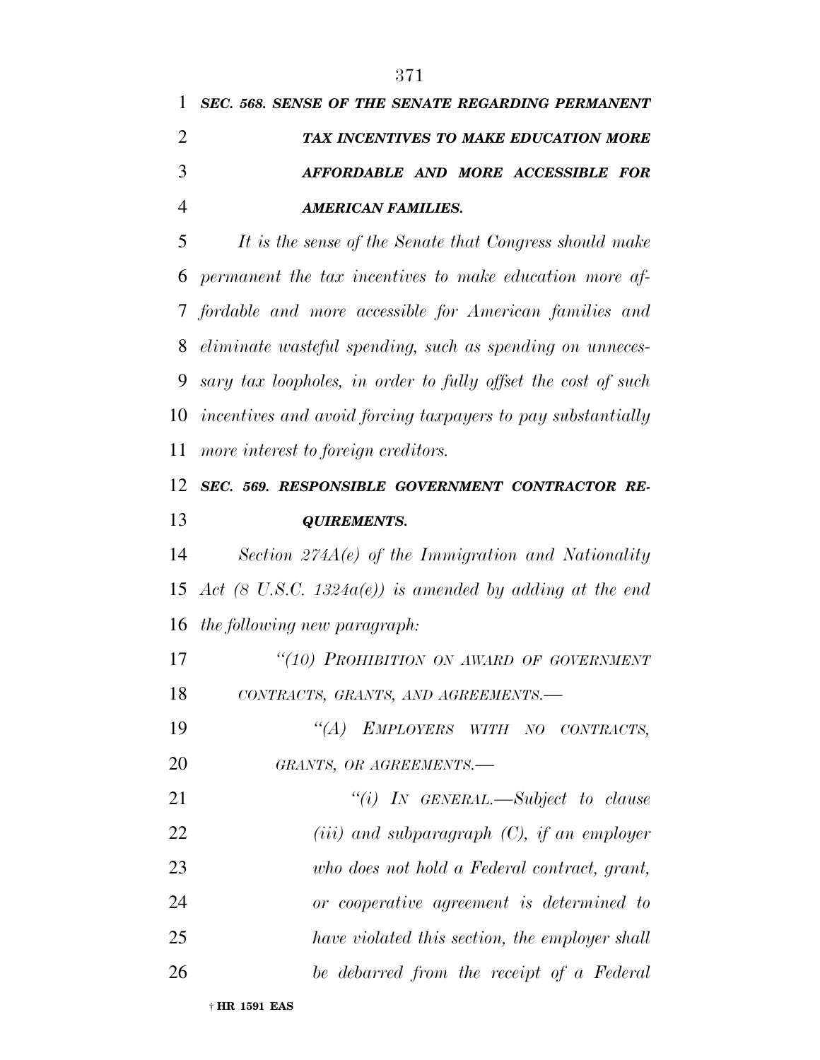***SEC. 568. SENSE OF THE SENATE REGARDING PERMANENT TAX INCENTIVES TO MAKE EDUCATION MORE AFFORDABLE AND MORE ACCESSIBLE FOR AMERICAN FAMILIES.***

*It is the sense of the Senate that Congress should make permanent the tax incentives to make education more affordable and more accessible for American families and eliminate wasteful spending, such as spending on unnecessary tax loopholes, in order to fully offset the cost of such incentives and avoid forcing taxpayers to pay substantially more interest to foreign creditors.*

***SEC. 569. RESPONSIBLE GOVERNMENT CONTRACTOR REQUIREMENTS.***

*Section 274A(e) of the Immigration and Nationality Act (8 U.S.C. 1324a(e)) is amended by adding at the end the following new paragraph:*

*"(10) PROHIBITION ON AWARD OF GOVERNMENT CONTRACTS, GRANTS, AND AGREEMENTS.—*

*"(A) EMPLOYERS WITH NO CONTRACTS, GRANTS, OR AGREEMENTS.—*

*"(i) IN GENERAL.—Subject to clause (iii) and subparagraph (C), if an employer who does not hold a Federal contract, grant, or cooperative agreement is determined to have violated this section, the employer shall be debarred from the receipt of a Federal*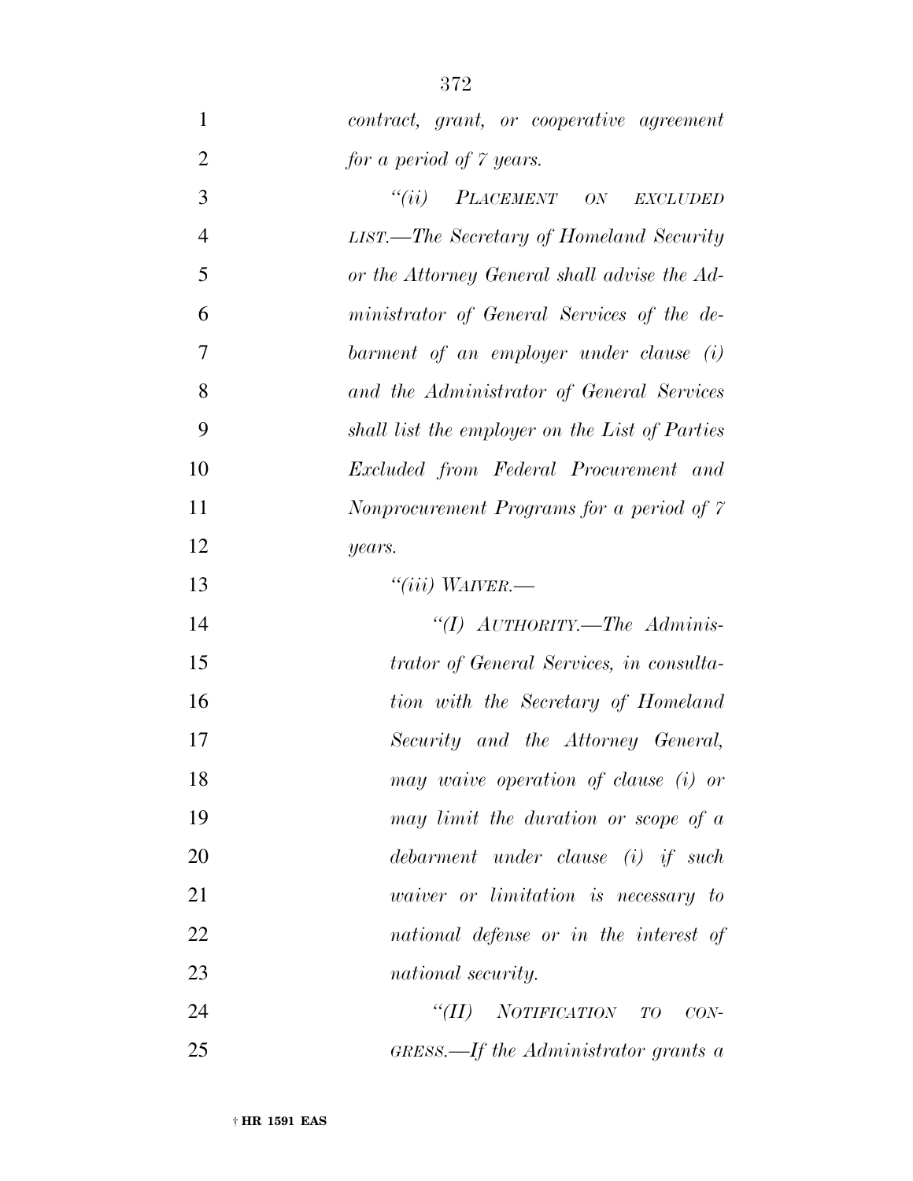*contract, grant, or cooperative agreement for a period of 7 years.*

*"(ii) PLACEMENT ON EXCLUDED LIST.—The Secretary of Homeland Security or the Attorney General shall advise the Administrator of General Services of the debarment of an employer under clause (i) and the Administrator of General Services shall list the employer on the List of Parties Excluded from Federal Procurement and Nonprocurement Programs for a period of 7 years.*

*"(iii) WAIVER.—*

*"(I) AUTHORITY.—The Administrator of General Services, in consultation with the Secretary of Homeland Security and the Attorney General, may waive operation of clause (i) or may limit the duration or scope of a debarment under clause (i) if such waiver or limitation is necessary to national defense or in the interest of national security.*

*"(II) NOTIFICATION TO CONGRESS.—If the Administrator grants a*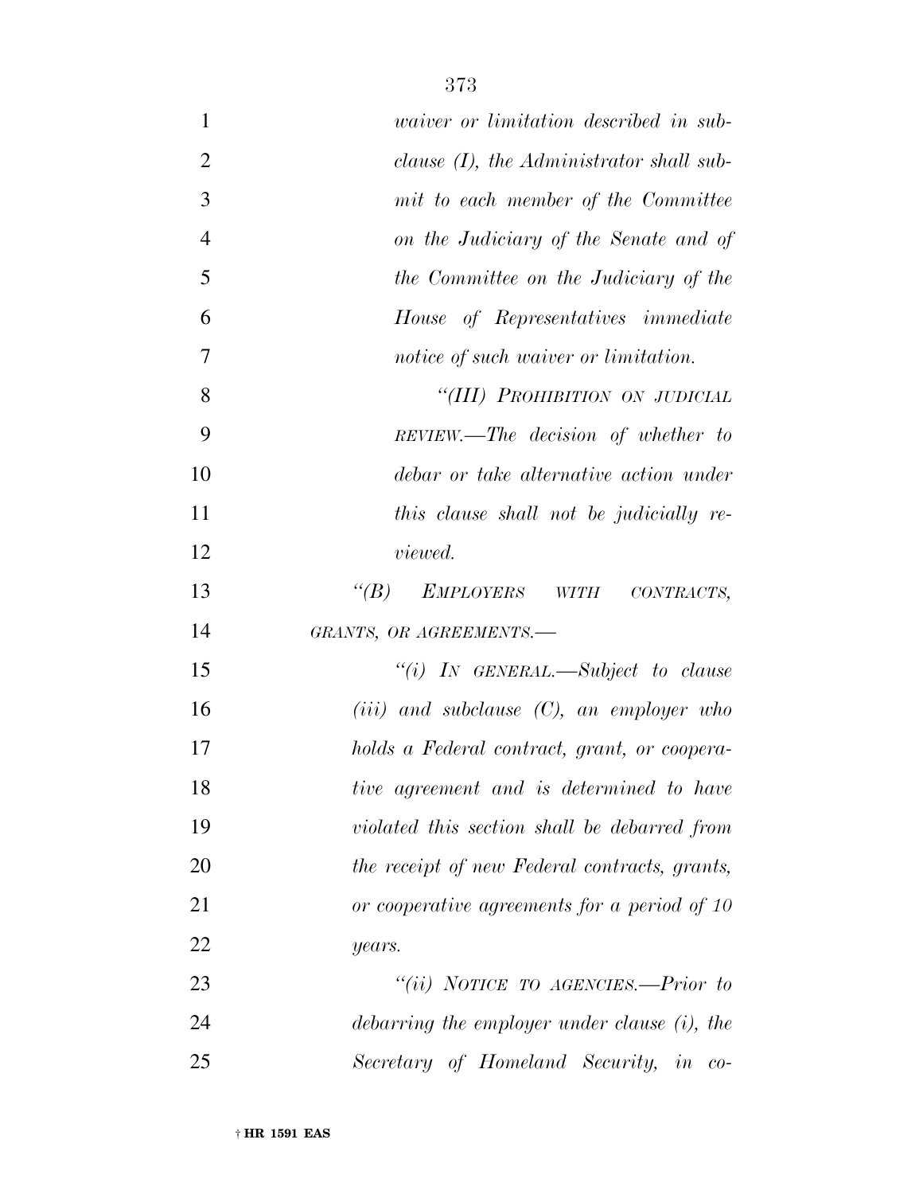*waiver or limitation described in subclause (I), the Administrator shall submit to each member of the Committee on the Judiciary of the Senate and of the Committee on the Judiciary of the House of Representatives immediate notice of such waiver or limitation.*

*"(III) PROHIBITION ON JUDICIAL REVIEW.—The decision of whether to debar or take alternative action under this clause shall not be judicially reviewed.*

*"(B) EMPLOYERS WITH CONTRACTS, GRANTS, OR AGREEMENTS.—*

*"(i) IN GENERAL.—Subject to clause (iii) and subclause (C), an employer who holds a Federal contract, grant, or cooperative agreement and is determined to have violated this section shall be debarred from the receipt of new Federal contracts, grants, or cooperative agreements for a period of 10 years.*

*"(ii) NOTICE TO AGENCIES.—Prior to debarring the employer under clause (i), the Secretary of Homeland Security, in co-*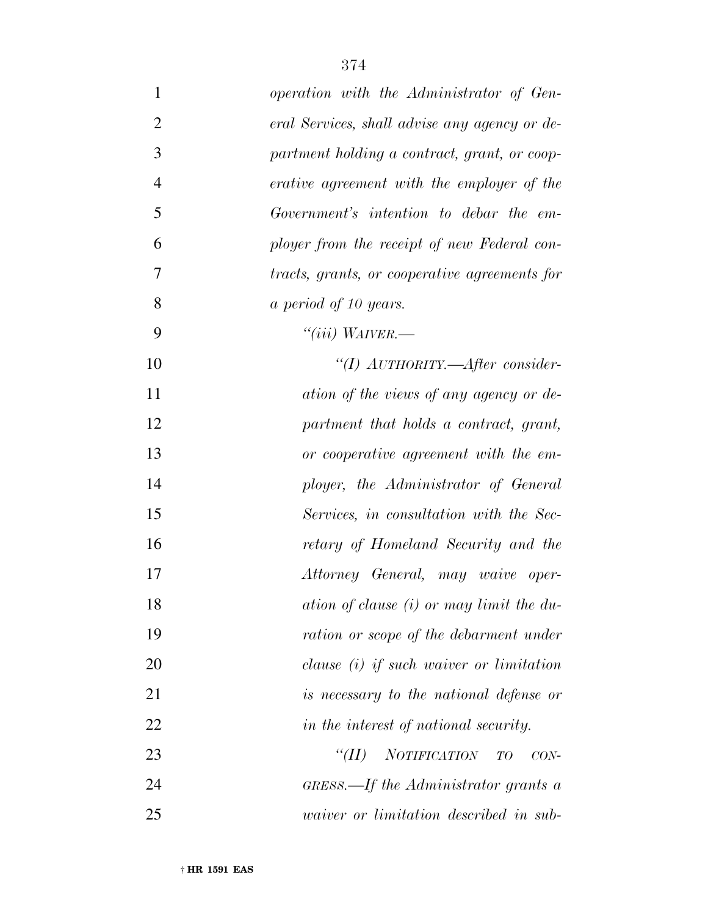*operation with the Administrator of General Services, shall advise any agency or department holding a contract, grant, or cooperative agreement with the employer of the Government's intention to debar the employer from the receipt of new Federal contracts, grants, or cooperative agreements for a period of 10 years.*

*"(iii) WAIVER.—*

*"(I) AUTHORITY.—After consideration of the views of any agency or department that holds a contract, grant, or cooperative agreement with the employer, the Administrator of General Services, in consultation with the Secretary of Homeland Security and the Attorney General, may waive operation of clause (i) or may limit the duration or scope of the debarment under clause (i) if such waiver or limitation is necessary to the national defense or in the interest of national security.*

*"(II) NOTIFICATION TO CONGRESS.—If the Administrator grants a waiver or limitation described in sub-*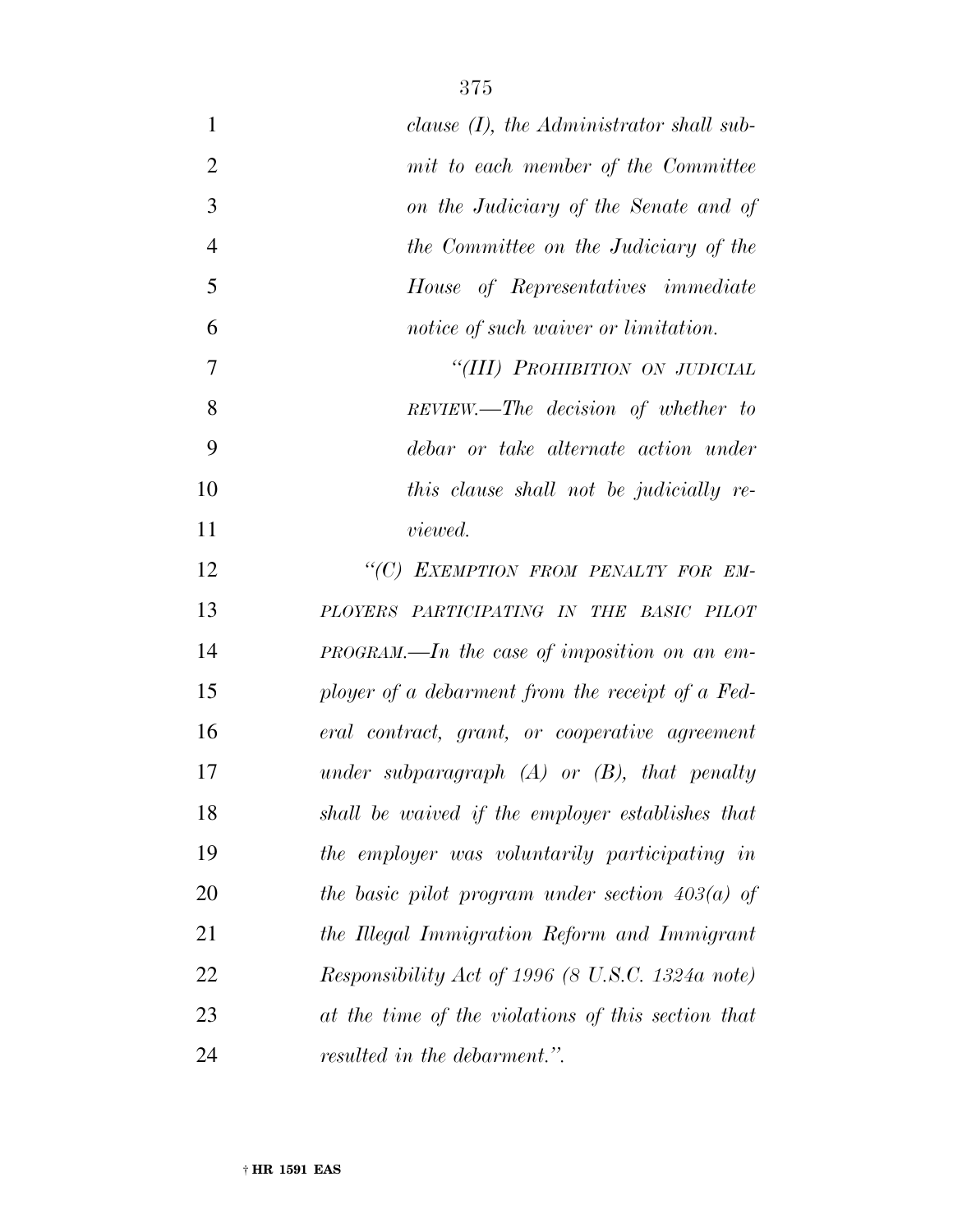*clause (I), the Administrator shall submit to each member of the Committee on the Judiciary of the Senate and of the Committee on the Judiciary of the House of Representatives immediate notice of such waiver or limitation.*

*"(III) PROHIBITION ON JUDICIAL REVIEW.—The decision of whether to debar or take alternate action under this clause shall not be judicially reviewed.*

*"(C) EXEMPTION FROM PENALTY FOR EMPLOYERS PARTICIPATING IN THE BASIC PILOT PROGRAM.—In the case of imposition on an employer of a debarment from the receipt of a Federal contract, grant, or cooperative agreement under subparagraph (A) or (B), that penalty shall be waived if the employer establishes that the employer was voluntarily participating in the basic pilot program under section 403(a) of the Illegal Immigration Reform and Immigrant Responsibility Act of 1996 (8 U.S.C. 1324a note) at the time of the violations of this section that resulted in the debarment.".*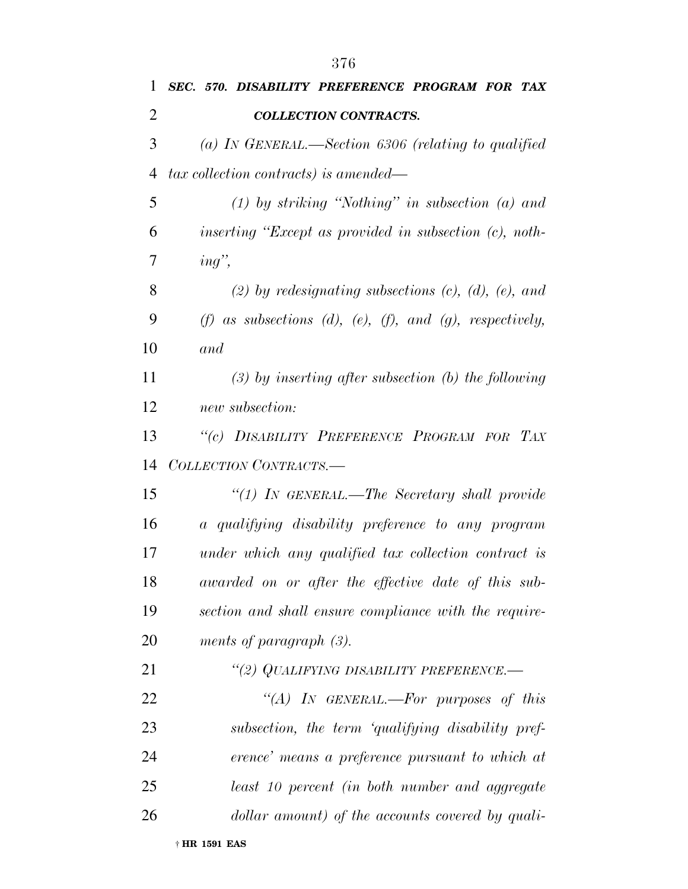***SEC. 570. DISABILITY PREFERENCE PROGRAM FOR TAX COLLECTION CONTRACTS.***

*(a) IN GENERAL.—Section 6306 (relating to qualified tax collection contracts) is amended—*

*(1) by striking "Nothing" in subsection (a) and inserting "Except as provided in subsection (c), nothing",*

*(2) by redesignating subsections (c), (d), (e), and (f) as subsections (d), (e), (f), and (g), respectively, and*

*(3) by inserting after subsection (b) the following new subsection:*

*"(c) DISABILITY PREFERENCE PROGRAM FOR TAX COLLECTION CONTRACTS.—*

*"(1) IN GENERAL.—The Secretary shall provide a qualifying disability preference to any program under which any qualified tax collection contract is awarded on or after the effective date of this subsection and shall ensure compliance with the requirements of paragraph (3).*

*"(2) QUALIFYING DISABILITY PREFERENCE.—*

*"(A) IN GENERAL.—For purposes of this subsection, the term 'qualifying disability preference' means a preference pursuant to which at least 10 percent (in both number and aggregate dollar amount) of the accounts covered by quali-*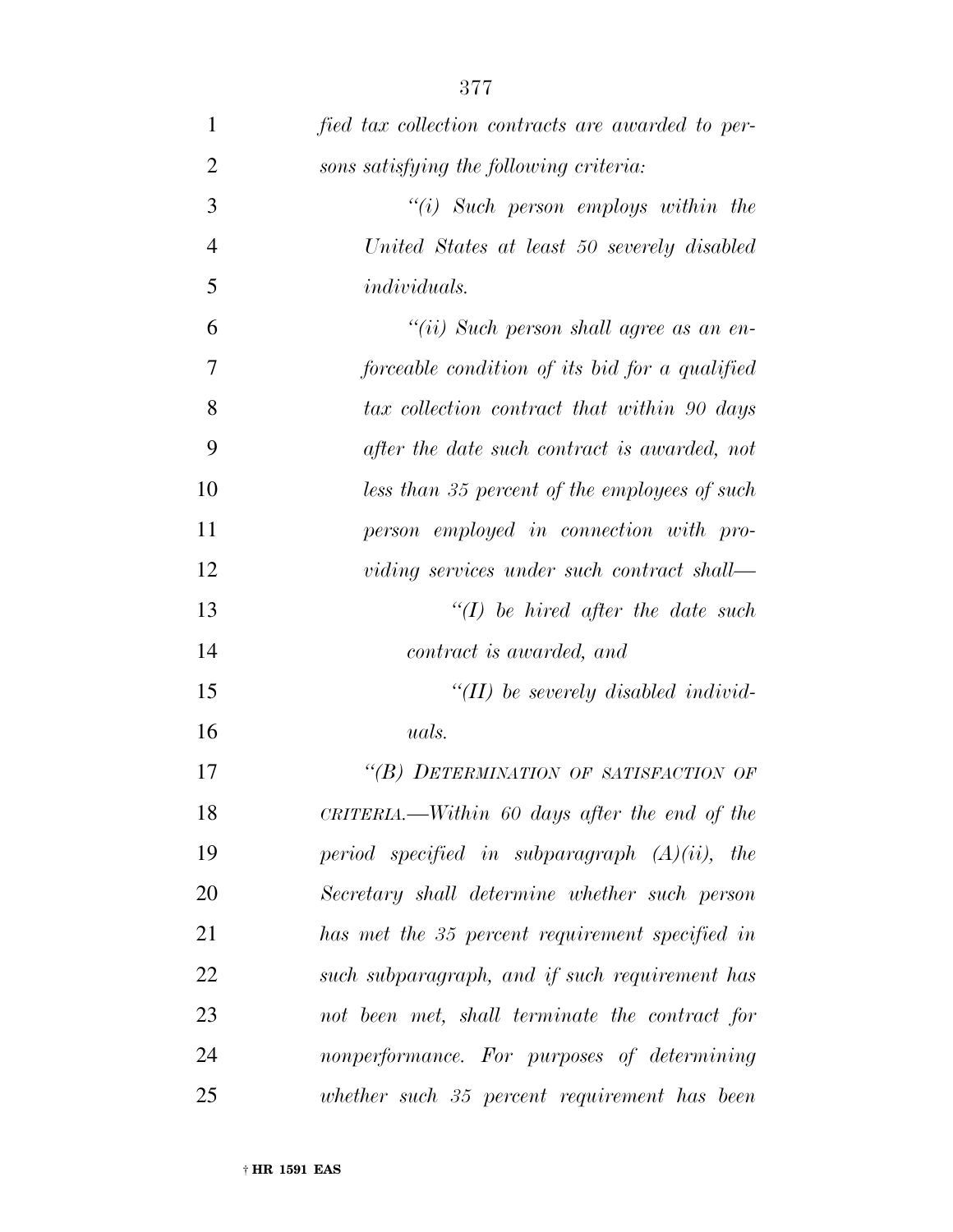*fied tax collection contracts are awarded to persons satisfying the following criteria:*

*"(i) Such person employs within the United States at least 50 severely disabled individuals.*

*"(ii) Such person shall agree as an enforceable condition of its bid for a qualified tax collection contract that within 90 days after the date such contract is awarded, not less than 35 percent of the employees of such person employed in connection with providing services under such contract shall—*

*"(I) be hired after the date such contract is awarded, and*

*"(II) be severely disabled individuals.*

*"(B) DETERMINATION OF SATISFACTION OF CRITERIA.—Within 60 days after the end of the period specified in subparagraph (A)(ii), the Secretary shall determine whether such person has met the 35 percent requirement specified in such subparagraph, and if such requirement has not been met, shall terminate the contract for nonperformance. For purposes of determining whether such 35 percent requirement has been*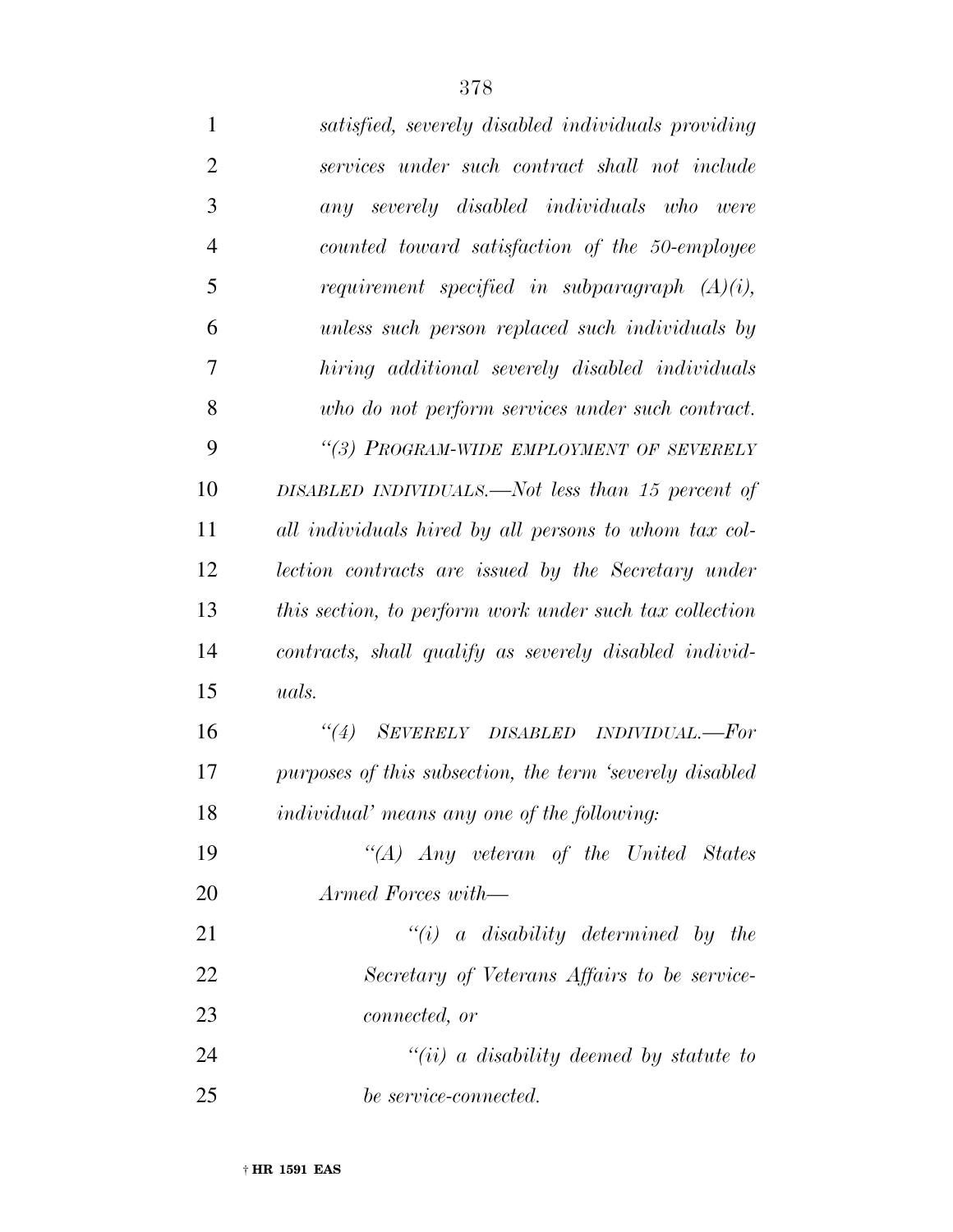*satisfied, severely disabled individuals providing services under such contract shall not include any severely disabled individuals who were counted toward satisfaction of the 50-employee requirement specified in subparagraph (A)(i), unless such person replaced such individuals by hiring additional severely disabled individuals who do not perform services under such contract.*

*"(3) PROGRAM-WIDE EMPLOYMENT OF SEVERELY DISABLED INDIVIDUALS.—Not less than 15 percent of all individuals hired by all persons to whom tax collection contracts are issued by the Secretary under this section, to perform work under such tax collection contracts, shall qualify as severely disabled individuals.*

*"(4) SEVERELY DISABLED INDIVIDUAL.—For purposes of this subsection, the term 'severely disabled individual' means any one of the following:*

*"(A) Any veteran of the United States Armed Forces with—*

*"(i) a disability determined by the Secretary of Veterans Affairs to be service-connected, or*

*"(ii) a disability deemed by statute to be service-connected.*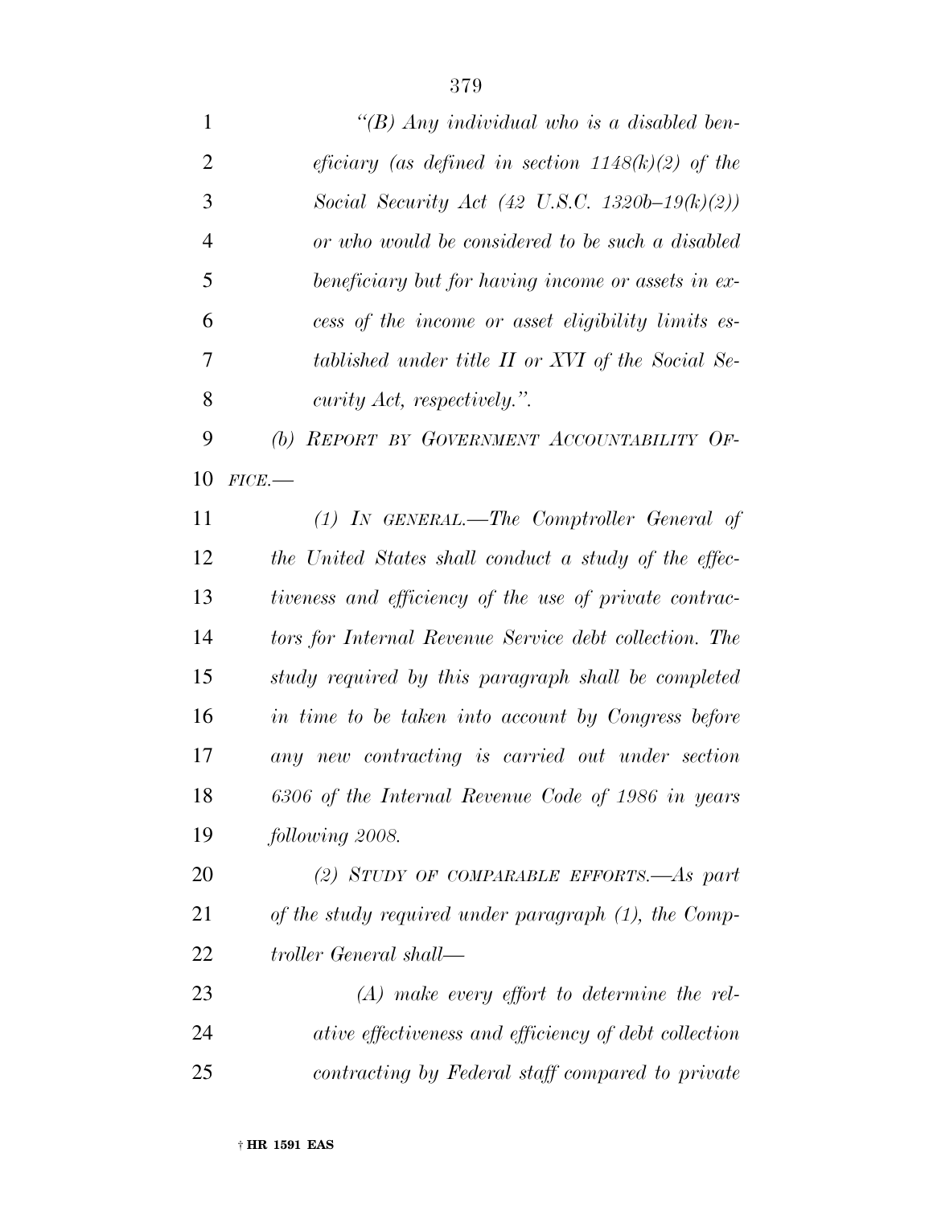*"(B) Any individual who is a disabled beneficiary (as defined in section 1148(k)(2) of the Social Security Act (42 U.S.C. 1320b–19(k)(2)) or who would be considered to be such a disabled beneficiary but for having income or assets in excess of the income or asset eligibility limits established under title II or XVI of the Social Security Act, respectively.".*

*(b) REPORT BY GOVERNMENT ACCOUNTABILITY OFFICE.—*

*(1) IN GENERAL.—The Comptroller General of the United States shall conduct a study of the effectiveness and efficiency of the use of private contractors for Internal Revenue Service debt collection. The study required by this paragraph shall be completed in time to be taken into account by Congress before any new contracting is carried out under section 6306 of the Internal Revenue Code of 1986 in years following 2008.*

*(2) STUDY OF COMPARABLE EFFORTS.—As part of the study required under paragraph (1), the Comptroller General shall—*

*(A) make every effort to determine the relative effectiveness and efficiency of debt collection contracting by Federal staff compared to private*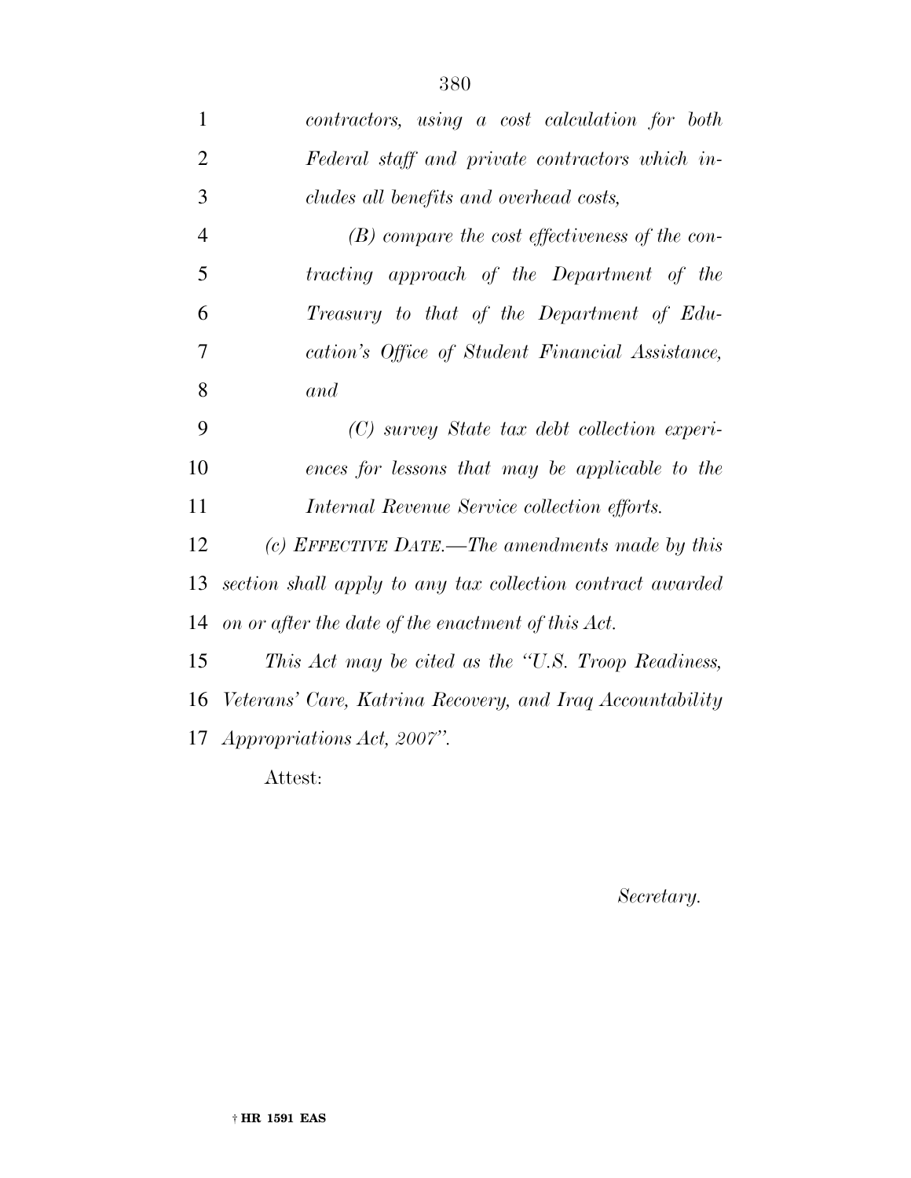*contractors, using a cost calculation for both Federal staff and private contractors which includes all benefits and overhead costs,*

*(B) compare the cost effectiveness of the contracting approach of the Department of the Treasury to that of the Department of Education's Office of Student Financial Assistance, and*

*(C) survey State tax debt collection experiences for lessons that may be applicable to the Internal Revenue Service collection efforts.*

*(c) EFFECTIVE DATE.—The amendments made by this section shall apply to any tax collection contract awarded on or after the date of the enactment of this Act.*

*This Act may be cited as the "U.S. Troop Readiness, Veterans' Care, Katrina Recovery, and Iraq Accountability Appropriations Act, 2007".*

Attest:

*Secretary.*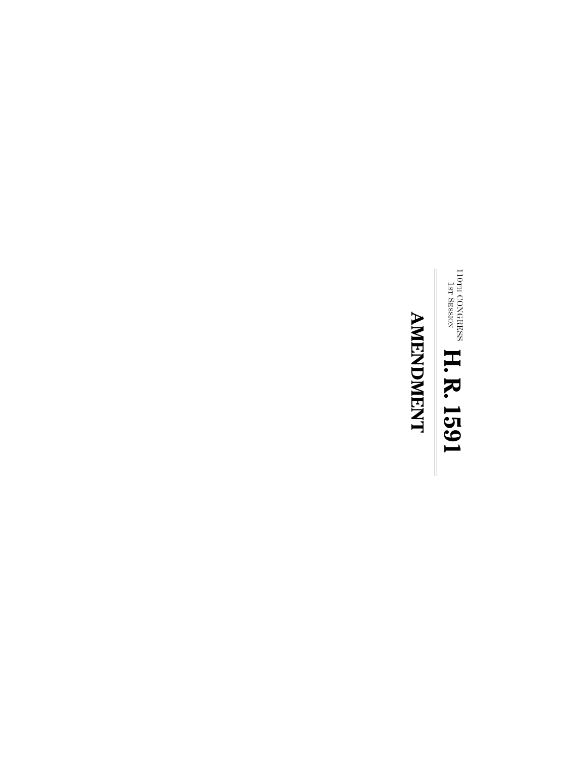110TH CONGRESS
1ST SESSION

# H. R. 1591

# AMENDMENT